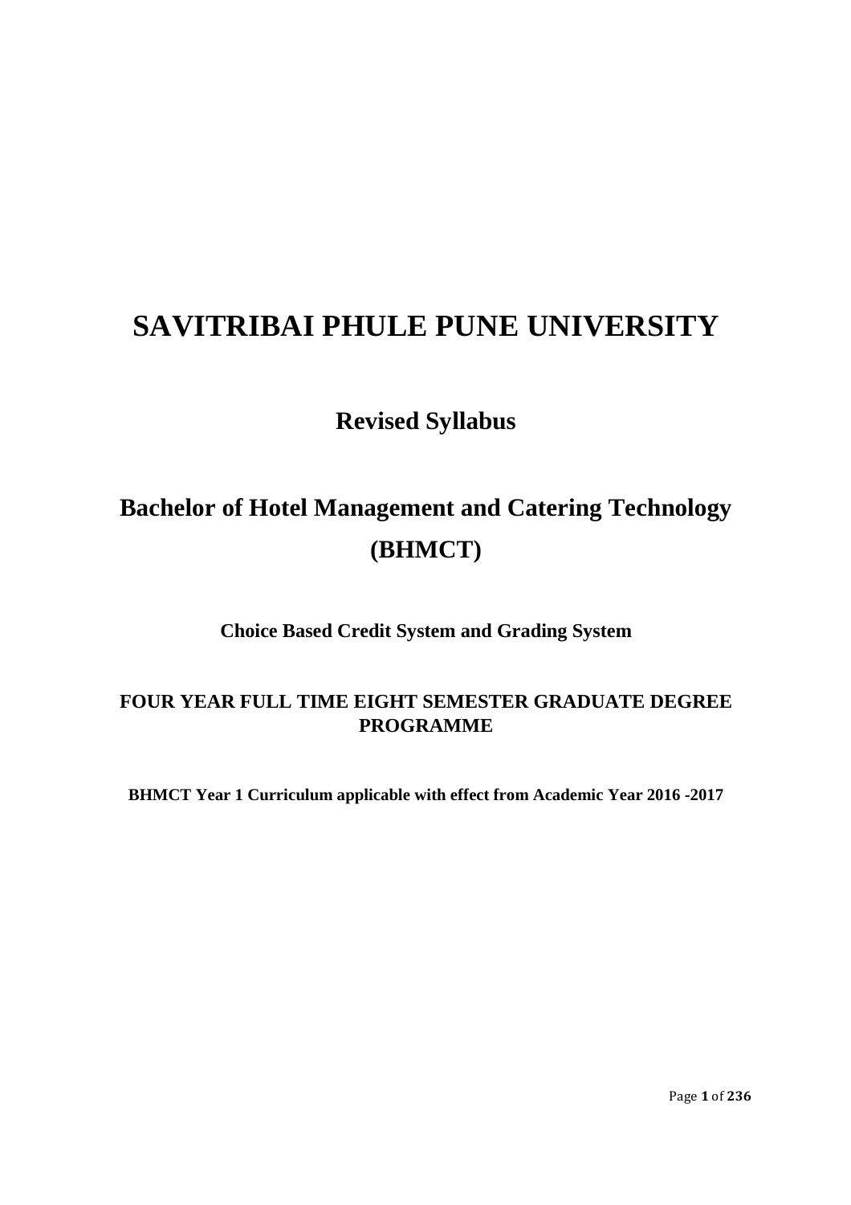# SAVITRIBAI PHULE PUNE UNIVERSITY

## Revised Syllabus

## Bachelor of Hotel Management and Catering Technology (BHMCT)

### Choice Based Credit System and Grading System

### FOUR YEAR FULL TIME EIGHT SEMESTER GRADUATE DEGREE PROGRAMME

**BHMCT Year 1 Curriculum applicable with effect from Academic Year 2016 -2017**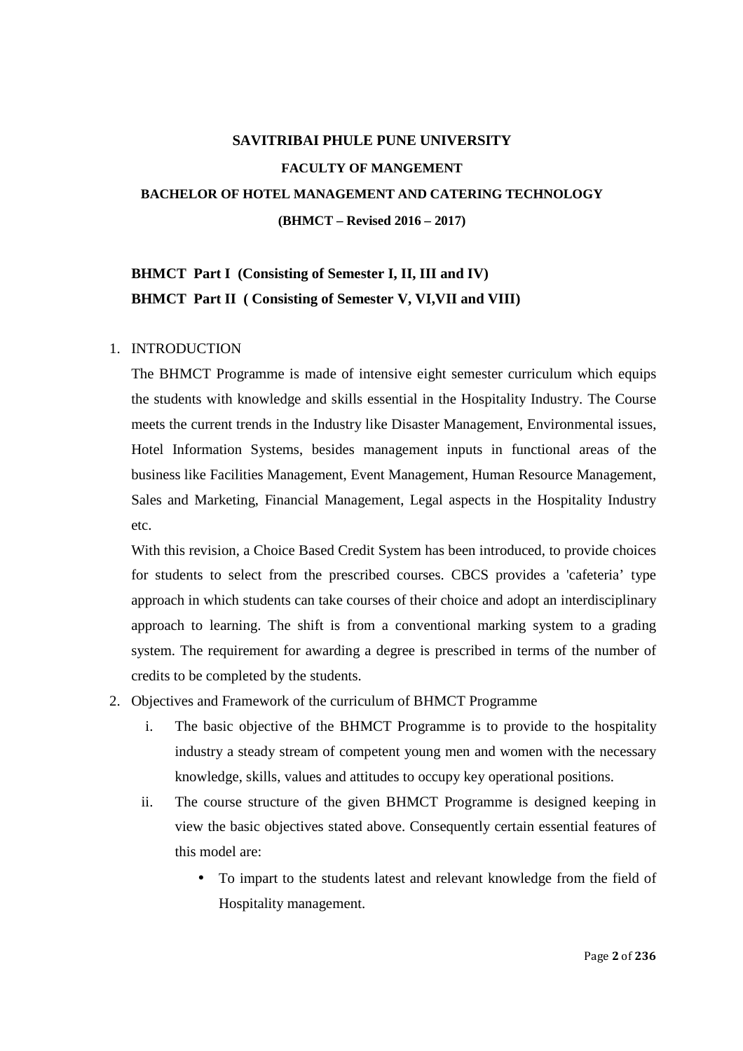**SAVITRIBAI PHULE PUNE UNIVERSITY**

**FACULTY OF MANGEMENT**

**BACHELOR OF HOTEL MANAGEMENT AND CATERING TECHNOLOGY**

**(BHMCT – Revised 2016 – 2017)**

**BHMCT Part I (Consisting of Semester I, II, III and IV)**

**BHMCT Part II ( Consisting of Semester V, VI,VII and VIII)**

1. INTRODUCTION

   The BHMCT Programme is made of intensive eight semester curriculum which equips the students with knowledge and skills essential in the Hospitality Industry. The Course meets the current trends in the Industry like Disaster Management, Environmental issues, Hotel Information Systems, besides management inputs in functional areas of the business like Facilities Management, Event Management, Human Resource Management, Sales and Marketing, Financial Management, Legal aspects in the Hospitality Industry etc.

   With this revision, a Choice Based Credit System has been introduced, to provide choices for students to select from the prescribed courses. CBCS provides a 'cafeteria' type approach in which students can take courses of their choice and adopt an interdisciplinary approach to learning. The shift is from a conventional marking system to a grading system. The requirement for awarding a degree is prescribed in terms of the number of credits to be completed by the students.

2. Objectives and Framework of the curriculum of BHMCT Programme

   i. The basic objective of the BHMCT Programme is to provide to the hospitality industry a steady stream of competent young men and women with the necessary knowledge, skills, values and attitudes to occupy key operational positions.

   ii. The course structure of the given BHMCT Programme is designed keeping in view the basic objectives stated above. Consequently certain essential features of this model are:

      - To impart to the students latest and relevant knowledge from the field of Hospitality management.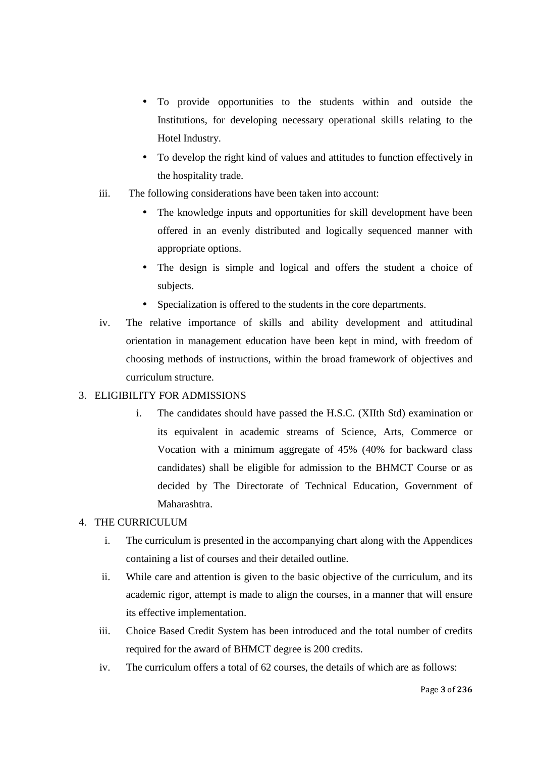- To provide opportunities to the students within and outside the Institutions, for developing necessary operational skills relating to the Hotel Industry.
- To develop the right kind of values and attitudes to function effectively in the hospitality trade.

iii. The following considerations have been taken into account:

- The knowledge inputs and opportunities for skill development have been offered in an evenly distributed and logically sequenced manner with appropriate options.
- The design is simple and logical and offers the student a choice of subjects.
- Specialization is offered to the students in the core departments.

iv. The relative importance of skills and ability development and attitudinal orientation in management education have been kept in mind, with freedom of choosing methods of instructions, within the broad framework of objectives and curriculum structure.

## 3. ELIGIBILITY FOR ADMISSIONS

i. The candidates should have passed the H.S.C. (XIIth Std) examination or its equivalent in academic streams of Science, Arts, Commerce or Vocation with a minimum aggregate of 45% (40% for backward class candidates) shall be eligible for admission to the BHMCT Course or as decided by The Directorate of Technical Education, Government of Maharashtra.

## 4. THE CURRICULUM

i. The curriculum is presented in the accompanying chart along with the Appendices containing a list of courses and their detailed outline.

ii. While care and attention is given to the basic objective of the curriculum, and its academic rigor, attempt is made to align the courses, in a manner that will ensure its effective implementation.

iii. Choice Based Credit System has been introduced and the total number of credits required for the award of BHMCT degree is 200 credits.

iv. The curriculum offers a total of 62 courses, the details of which are as follows: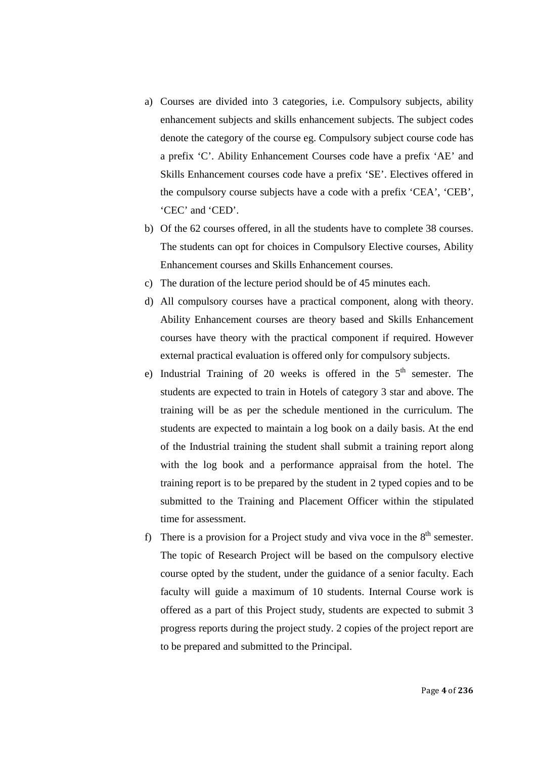a) Courses are divided into 3 categories, i.e. Compulsory subjects, ability enhancement subjects and skills enhancement subjects. The subject codes denote the category of the course eg. Compulsory subject course code has a prefix 'C'. Ability Enhancement Courses code have a prefix 'AE' and Skills Enhancement courses code have a prefix 'SE'. Electives offered in the compulsory course subjects have a code with a prefix 'CEA', 'CEB', 'CEC' and 'CED'.

b) Of the 62 courses offered, in all the students have to complete 38 courses. The students can opt for choices in Compulsory Elective courses, Ability Enhancement courses and Skills Enhancement courses.

c) The duration of the lecture period should be of 45 minutes each.

d) All compulsory courses have a practical component, along with theory. Ability Enhancement courses are theory based and Skills Enhancement courses have theory with the practical component if required. However external practical evaluation is offered only for compulsory subjects.

e) Industrial Training of 20 weeks is offered in the 5th semester. The students are expected to train in Hotels of category 3 star and above. The training will be as per the schedule mentioned in the curriculum. The students are expected to maintain a log book on a daily basis. At the end of the Industrial training the student shall submit a training report along with the log book and a performance appraisal from the hotel. The training report is to be prepared by the student in 2 typed copies and to be submitted to the Training and Placement Officer within the stipulated time for assessment.

f) There is a provision for a Project study and viva voce in the 8th semester. The topic of Research Project will be based on the compulsory elective course opted by the student, under the guidance of a senior faculty. Each faculty will guide a maximum of 10 students. Internal Course work is offered as a part of this Project study, students are expected to submit 3 progress reports during the project study. 2 copies of the project report are to be prepared and submitted to the Principal.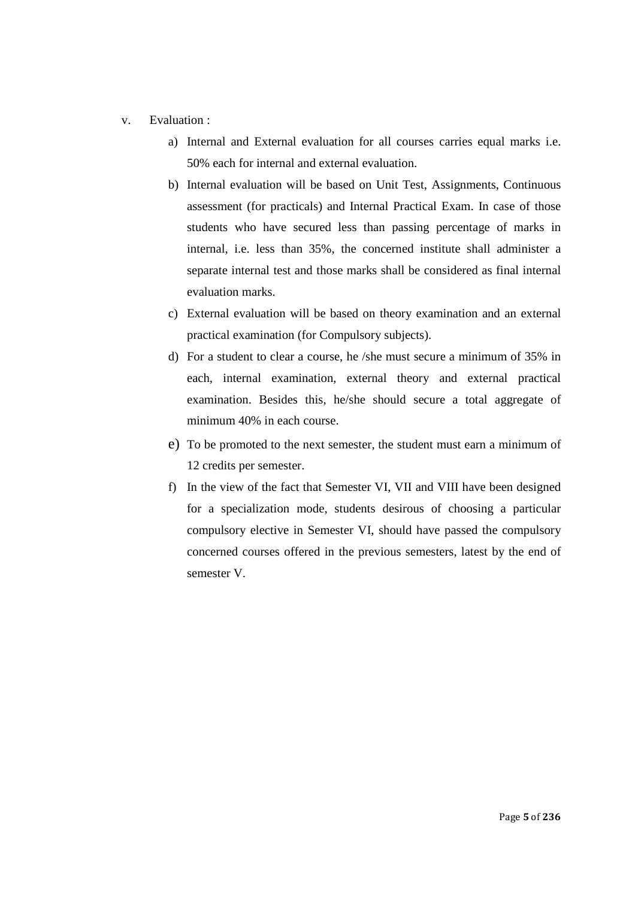v. Evaluation :

a) Internal and External evaluation for all courses carries equal marks i.e. 50% each for internal and external evaluation.

b) Internal evaluation will be based on Unit Test, Assignments, Continuous assessment (for practicals) and Internal Practical Exam. In case of those students who have secured less than passing percentage of marks in internal, i.e. less than 35%, the concerned institute shall administer a separate internal test and those marks shall be considered as final internal evaluation marks.

c) External evaluation will be based on theory examination and an external practical examination (for Compulsory subjects).

d) For a student to clear a course, he /she must secure a minimum of 35% in each, internal examination, external theory and external practical examination. Besides this, he/she should secure a total aggregate of minimum 40% in each course.

e) To be promoted to the next semester, the student must earn a minimum of 12 credits per semester.

f) In the view of the fact that Semester VI, VII and VIII have been designed for a specialization mode, students desirous of choosing a particular compulsory elective in Semester VI, should have passed the compulsory concerned courses offered in the previous semesters, latest by the end of semester V.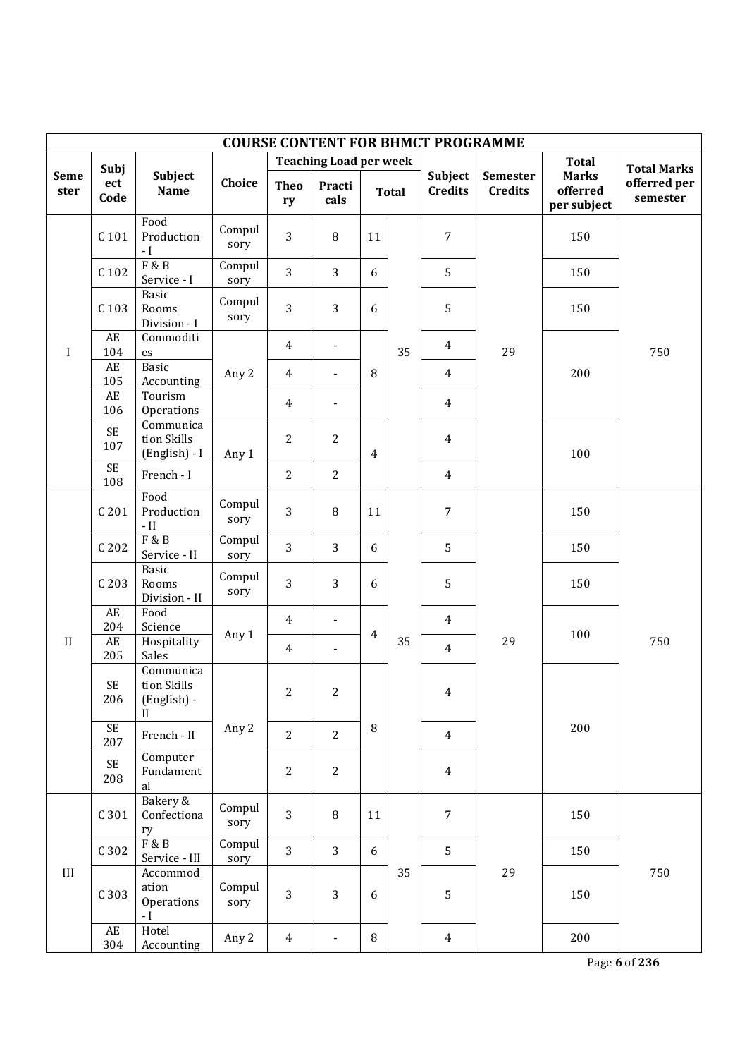| COURSE CONTENT FOR BHMCT PROGRAMME | | | | | | | | | | | |
|---|---|---|---|---|---|---|---|---|---|---|---|
| Semester | Subject Code | Subject Name | Choice | Teaching Load per week | | | | Subject Credits | Semester Credits | Total Marks offerred per subject | Total Marks offerred per semester |
| | | | | Theory | Practicals | Total | | | | | |
| I | C 101 | Food Production - I | Compulsory | 3 | 8 | 11 | 35 | 7 | 29 | 150 | 750 |
| | C 102 | F & B Service - I | Compulsory | 3 | 3 | 6 | | 5 | | 150 | |
| | C 103 | Basic Rooms Division - I | Compulsory | 3 | 3 | 6 | | 5 | | 150 | |
| | AE 104 | Commodities | Any 2 | 4 | - | 8 | | 4 | | 200 | |
| | AE 105 | Basic Accounting | | 4 | - | | | 4 | | | |
| | AE 106 | Tourism Operations | | 4 | - | | | 4 | | | |
| | SE 107 | Communication Skills (English) - I | Any 1 | 2 | 2 | 4 | | 4 | | 100 | |
| | SE 108 | French - I | | 2 | 2 | | | 4 | | | |
| II | C 201 | Food Production - II | Compulsory | 3 | 8 | 11 | 35 | 7 | 29 | 150 | 750 |
| | C 202 | F & B Service - II | Compulsory | 3 | 3 | 6 | | 5 | | 150 | |
| | C 203 | Basic Rooms Division - II | Compulsory | 3 | 3 | 6 | | 5 | | 150 | |
| | AE 204 | Food Science | Any 1 | 4 | - | 4 | | 4 | | 100 | |
| | AE 205 | Hospitality Sales | | 4 | - | | | 4 | | | |
| | SE 206 | Communication Skills (English) - II | Any 2 | 2 | 2 | 8 | | 4 | | 200 | |
| | SE 207 | French - II | | 2 | 2 | | | 4 | | | |
| | SE 208 | Computer Fundamental | | 2 | 2 | | | 4 | | | |
| III | C 301 | Bakery & Confectionary | Compulsory | 3 | 8 | 11 | 35 | 7 | 29 | 150 | 750 |
| | C 302 | F & B Service - III | Compulsory | 3 | 3 | 6 | | 5 | | 150 | |
| | C 303 | Accommodation Operations - I | Compulsory | 3 | 3 | 6 | | 5 | | 150 | |
| | AE 304 | Hotel Accounting | Any 2 | 4 | - | 8 | | 4 | | 200 | |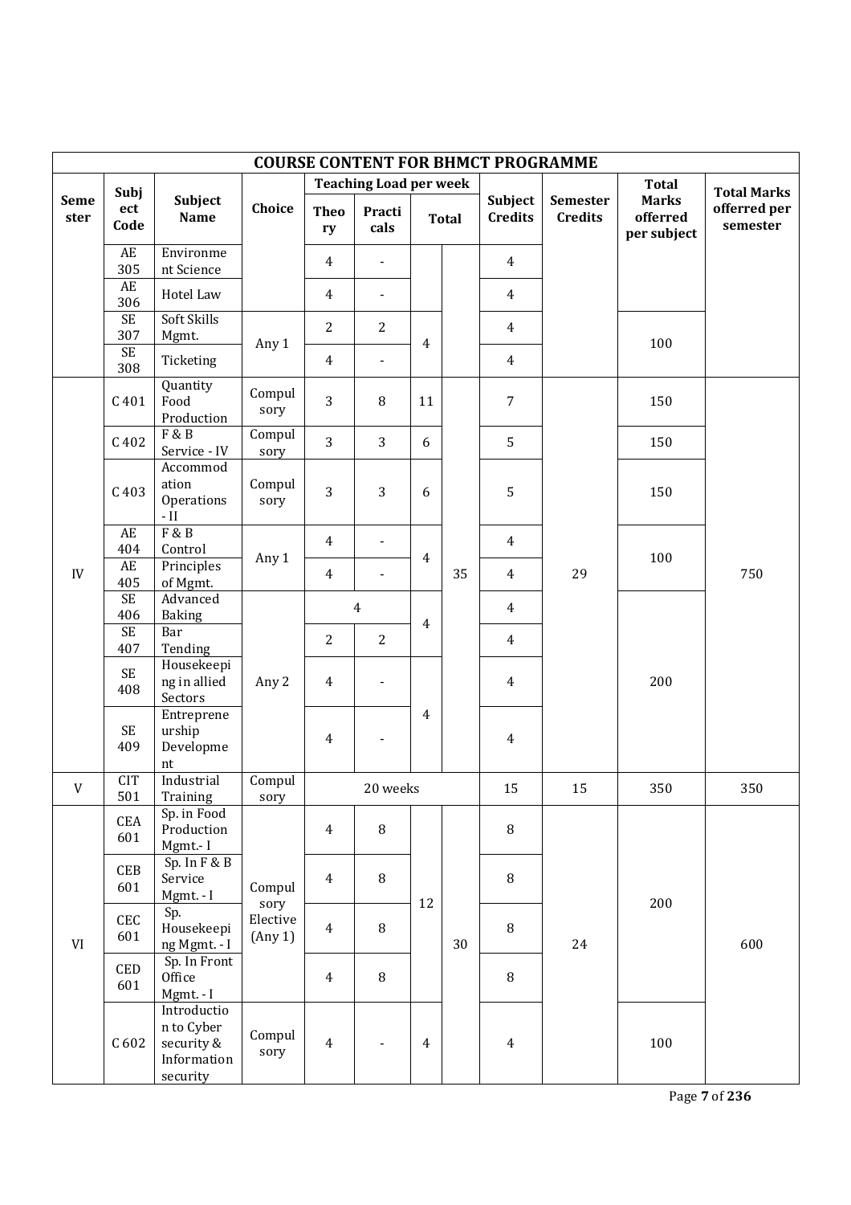| COURSE CONTENT FOR BHMCT PROGRAMME | | | | | | | | | | | |
|---|---|---|---|---|---|---|---|---|---|---|---|
| Semester | Subject Code | Subject Name | Choice | Teaching Load per week | | | | Subject Credits | Semester Credits | Total Marks offerred per subject | Total Marks offerred per semester |
| | | | | Theory | Practicals | Total | | | | | |
| | AE 305 | Environment Science | | 4 | - | | | 4 | | | |
| | AE 306 | Hotel Law | | 4 | - | | | 4 | | | |
| | SE 307 | Soft Skills Mgmt. | Any 1 | 2 | 2 | 4 | | 4 | | 100 | |
| | SE 308 | Ticketing | | 4 | - | | | 4 | | | |
| IV | C 401 | Quantity Food Production | Compulsory | 3 | 8 | 11 | 35 | 7 | 29 | 150 | 750 |
| | C 402 | F & B Service - IV | Compulsory | 3 | 3 | 6 | | 5 | | 150 | |
| | C 403 | Accommodation Operations - II | Compulsory | 3 | 3 | 6 | | 5 | | 150 | |
| | AE 404 | F & B Control | Any 1 | 4 | - | 4 | | 4 | | 100 | |
| | AE 405 | Principles of Mgmt. | | 4 | - | | | 4 | | | |
| | SE 406 | Advanced Baking | Any 2 | 4 | | 4 | | 4 | | 200 | |
| | SE 407 | Bar Tending | | 2 | 2 | | | 4 | | | |
| | SE 408 | Housekeeping in allied Sectors | | 4 | - | 4 | | 4 | | | |
| | SE 409 | Entrepreneurship Development | | 4 | - | | | 4 | | | |
| V | CIT 501 | Industrial Training | Compulsory | 20 weeks | | | | 15 | 15 | 350 | 350 |
| VI | CEA 601 | Sp. in Food Production Mgmt.- I | Compulsory Elective (Any 1) | 4 | 8 | 12 | 30 | 8 | 24 | 200 | 600 |
| | CEB 601 | Sp. In F & B Service Mgmt. - I | | 4 | 8 | | | 8 | | | |
| | CEC 601 | Sp. Housekeeping Mgmt. - I | | 4 | 8 | | | 8 | | | |
| | CED 601 | Sp. In Front Office Mgmt. - I | | 4 | 8 | | | 8 | | | |
| | C 602 | Introduction to Cyber security & Information security | Compulsory | 4 | - | 4 | | 4 | | 100 | |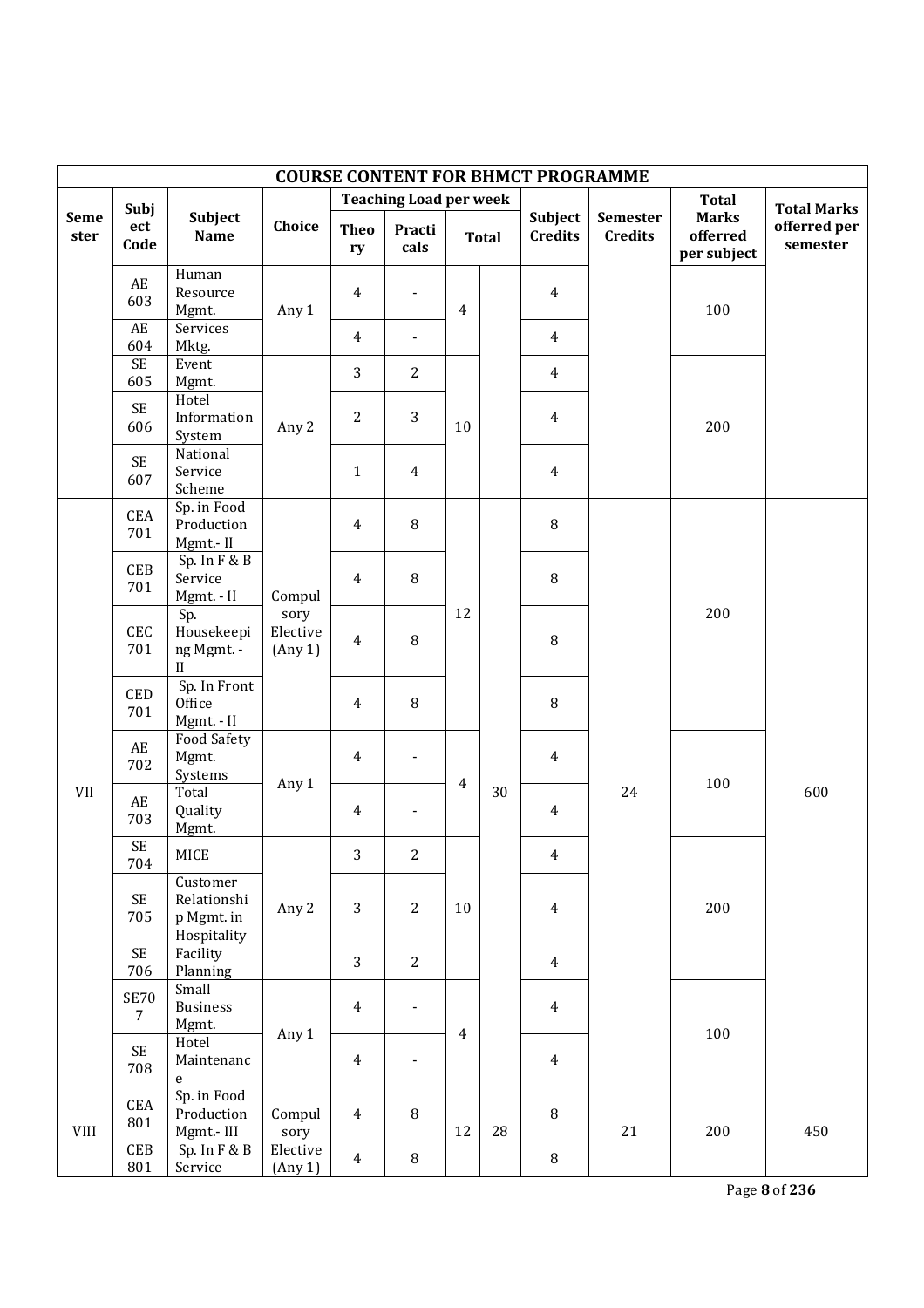| COURSE CONTENT FOR BHMCT PROGRAMME | | | | | | | | | | | |
|---|---|---|---|---|---|---|---|---|---|---|---|
| Semester | Subject Code | Subject Name | Choice | Teaching Load per week | | | | Subject Credits | Semester Credits | Total Marks offerred per subject | Total Marks offerred per semester |
| | | | | Theory | Practicals | Total | | | | | |
| | AE 603 | Human Resource Mgmt. | Any 1 | 4 | - | 4 | | 4 | | 100 | |
| | AE 604 | Services Mktg. | | 4 | - | | | 4 | | | |
| | SE 605 | Event Mgmt. | Any 2 | 3 | 2 | 10 | | 4 | | 200 | |
| | SE 606 | Hotel Information System | | 2 | 3 | | | 4 | | | |
| | SE 607 | National Service Scheme | | 1 | 4 | | | 4 | | | |
| VII | CEA 701 | Sp. in Food Production Mgmt.- II | Compulsory Elective (Any 1) | 4 | 8 | 12 | 30 | 8 | 24 | 200 | 600 |
| | CEB 701 | Sp. In F & B Service Mgmt. - II | | 4 | 8 | | | 8 | | | |
| | CEC 701 | Sp. Housekeeping Mgmt. - II | | 4 | 8 | | | 8 | | | |
| | CED 701 | Sp. In Front Office Mgmt. - II | | 4 | 8 | | | 8 | | | |
| | AE 702 | Food Safety Mgmt. Systems | Any 1 | 4 | - | 4 | | 4 | | 100 | |
| | AE 703 | Total Quality Mgmt. | | 4 | - | | | 4 | | | |
| | SE 704 | MICE | Any 2 | 3 | 2 | 10 | | 4 | | 200 | |
| | SE 705 | Customer Relationship Mgmt. in Hospitality | | 3 | 2 | | | 4 | | | |
| | SE 706 | Facility Planning | | 3 | 2 | | | 4 | | | |
| | SE707 | Small Business Mgmt. | Any 1 | 4 | - | 4 | | 4 | | 100 | |
| | SE 708 | Hotel Maintenance | | 4 | - | | | 4 | | | |
| VIII | CEA 801 | Sp. in Food Production Mgmt.- III | Compulsory Elective (Any 1) | 4 | 8 | 12 | 28 | 8 | 21 | 200 | 450 |
| | CEB 801 | Sp. In F & B Service | | 4 | 8 | | | 8 | | | |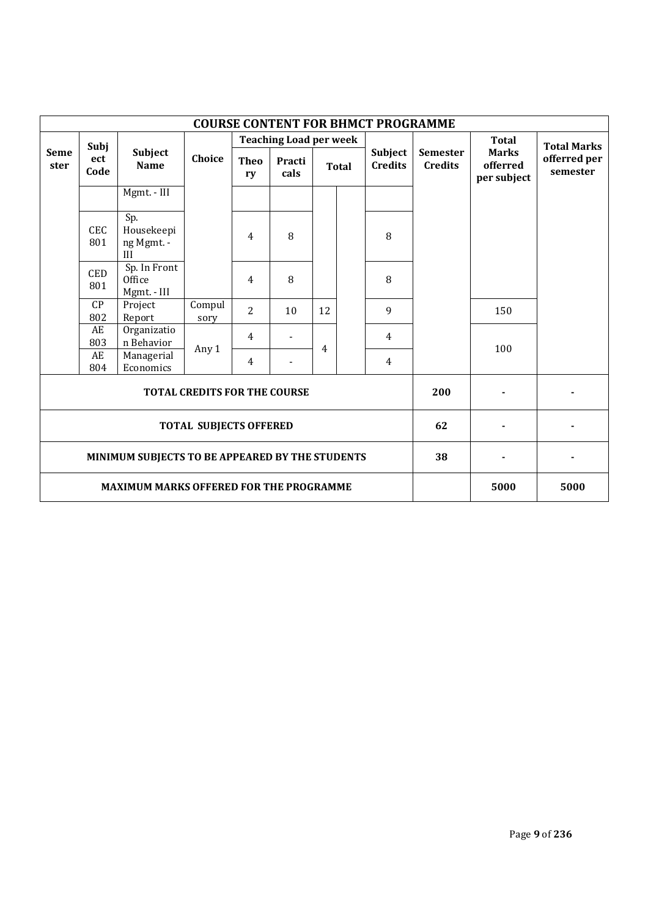| COURSE CONTENT FOR BHMCT PROGRAMME | | | | | | | | | | | |
|---|---|---|---|---|---|---|---|---|---|---|---|
| Semester | Subject Code | Subject Name | Choice | Teaching Load per week | | | | Subject Credits | Semester Credits | Total Marks offerred per subject | Total Marks offerred per semester |
| | | | | Theory | Practicals | Total | | | | | |
| | | Mgmt. - III | | | | | | | | | |
| | CEC 801 | Sp. Housekeeping Mgmt. - III | | 4 | 8 | | | 8 | | | |
| | CED 801 | Sp. In Front Office Mgmt. - III | | 4 | 8 | | | 8 | | | |
| | CP 802 | Project Report | Compulsory | 2 | 10 | 12 | | 9 | | 150 | |
| | AE 803 | Organization Behavior | Any 1 | 4 | - | 4 | | 4 | | 100 | |
| | AE 804 | Managerial Economics | | 4 | - | | | 4 | | | |
| TOTAL CREDITS FOR THE COURSE | | | | | | | | | 200 | - | - |
| TOTAL SUBJECTS OFFERED | | | | | | | | | 62 | - | - |
| MINIMUM SUBJECTS TO BE APPEARED BY THE STUDENTS | | | | | | | | | 38 | - | - |
| MAXIMUM MARKS OFFERED FOR THE PROGRAMME | | | | | | | | | | 5000 | 5000 |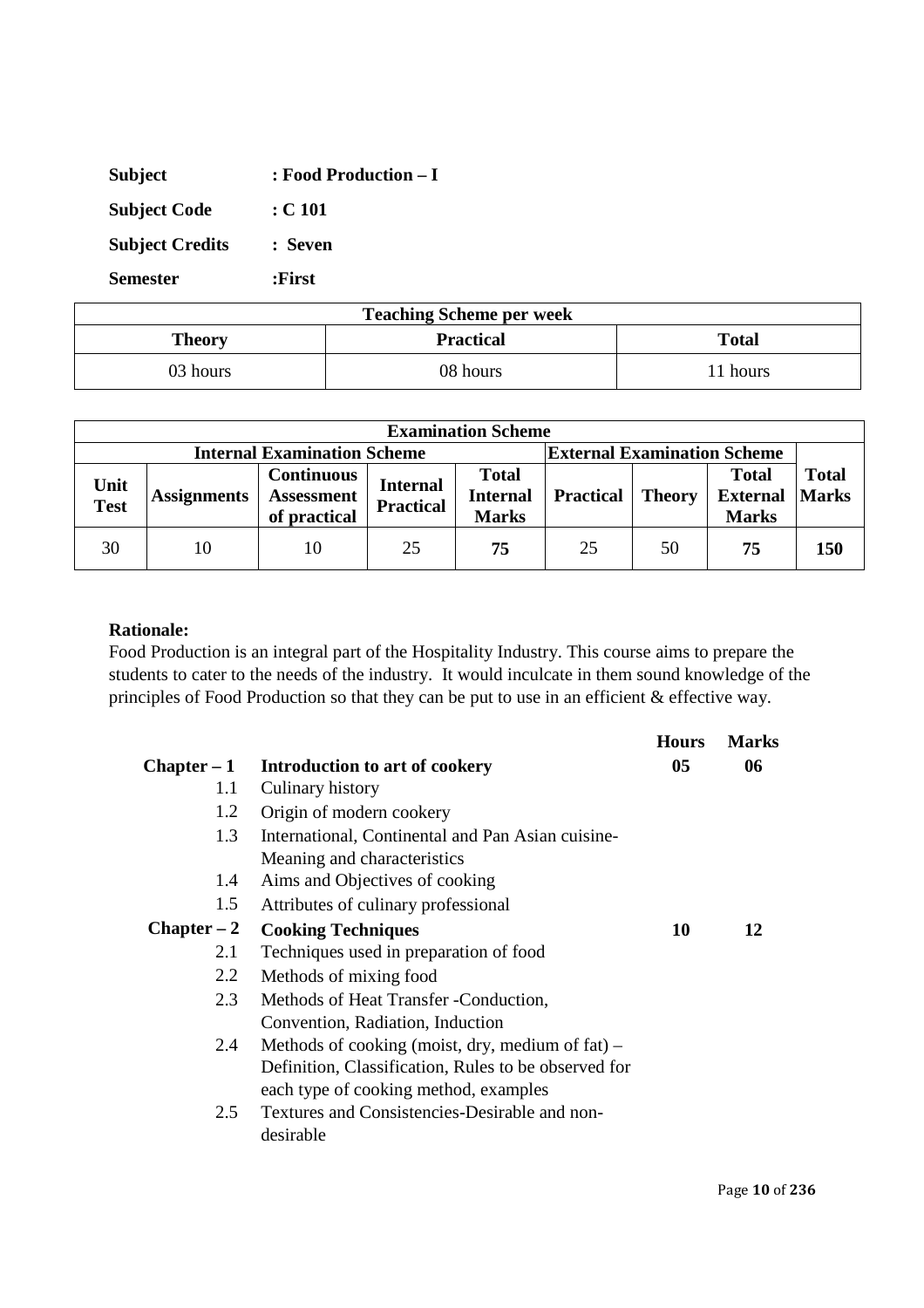**Subject** : **Food Production – I**

**Subject Code** : **C 101**

**Subject Credits** : **Seven**

**Semester** : **First**

| Teaching Scheme per week | | |
|---|---|---|
| **Theory** | **Practical** | **Total** |
| 03 hours | 08 hours | 11 hours |

| Examination Scheme | | | | | | | | |
|---|---|---|---|---|---|---|---|---|
| Internal Examination Scheme | | | | | External Examination Scheme | | | |
| **Unit Test** | **Assignments** | **Continuous Assessment of practical** | **Internal Practical** | **Total Internal Marks** | **Practical** | **Theory** | **Total External Marks** | **Total Marks** |
| 30 | 10 | 10 | 25 | **75** | 25 | 50 | **75** | **150** |

**Rationale:**

Food Production is an integral part of the Hospitality Industry. This course aims to prepare the students to cater to the needs of the industry. It would inculcate in them sound knowledge of the principles of Food Production so that they can be put to use in an efficient & effective way.

| | | **Hours** | **Marks** |
|---|---|---|---|
| **Chapter – 1** | **Introduction to art of cookery** | **05** | **06** |
| 1.1 | Culinary history | | |
| 1.2 | Origin of modern cookery | | |
| 1.3 | International, Continental and Pan Asian cuisine-Meaning and characteristics | | |
| 1.4 | Aims and Objectives of cooking | | |
| 1.5 | Attributes of culinary professional | | |
| **Chapter – 2** | **Cooking Techniques** | **10** | **12** |
| 2.1 | Techniques used in preparation of food | | |
| 2.2 | Methods of mixing food | | |
| 2.3 | Methods of Heat Transfer -Conduction, Convention, Radiation, Induction | | |
| 2.4 | Methods of cooking (moist, dry, medium of fat) – Definition, Classification, Rules to be observed for each type of cooking method, examples | | |
| 2.5 | Textures and Consistencies-Desirable and non-desirable | | |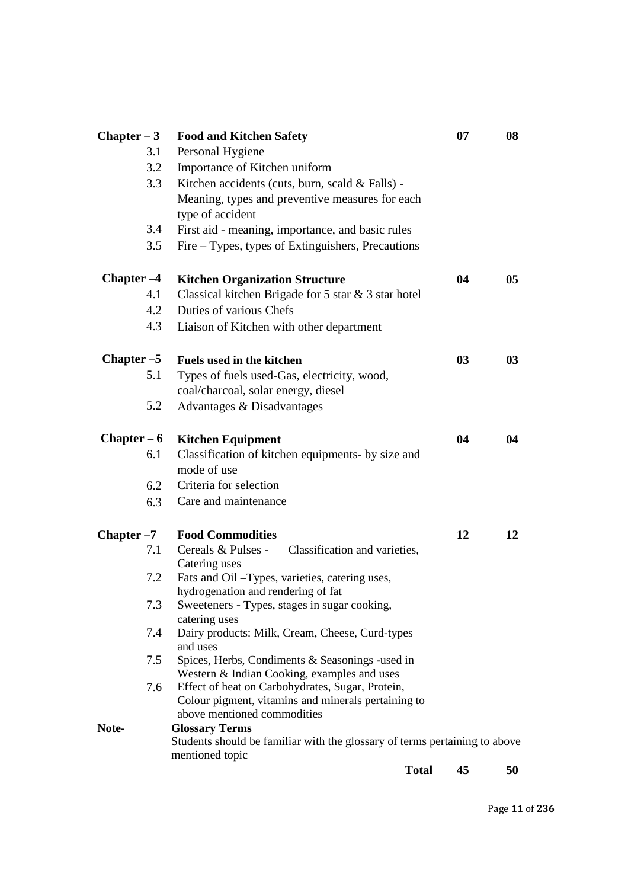| | | | |
|---|---|---|---|
| **Chapter – 3** | **Food and Kitchen Safety** | **07** | **08** |
| 3.1 | Personal Hygiene | | |
| 3.2 | Importance of Kitchen uniform | | |
| 3.3 | Kitchen accidents (cuts, burn, scald & Falls) - Meaning, types and preventive measures for each type of accident | | |
| 3.4 | First aid - meaning, importance, and basic rules | | |
| 3.5 | Fire – Types, types of Extinguishers, Precautions | | |
| **Chapter –4** | **Kitchen Organization Structure** | **04** | **05** |
| 4.1 | Classical kitchen Brigade for 5 star & 3 star hotel | | |
| 4.2 | Duties of various Chefs | | |
| 4.3 | Liaison of Kitchen with other department | | |
| **Chapter –5** | **Fuels used in the kitchen** | **03** | **03** |
| 5.1 | Types of fuels used-Gas, electricity, wood, coal/charcoal, solar energy, diesel | | |
| 5.2 | Advantages & Disadvantages | | |
| **Chapter – 6** | **Kitchen Equipment** | **04** | **04** |
| 6.1 | Classification of kitchen equipments- by size and mode of use | | |
| 6.2 | Criteria for selection | | |
| 6.3 | Care and maintenance | | |
| **Chapter –7** | **Food Commodities** | **12** | **12** |
| 7.1 | Cereals & Pulses - Classification and varieties, Catering uses | | |
| 7.2 | Fats and Oil –Types, varieties, catering uses, hydrogenation and rendering of fat | | |
| 7.3 | Sweeteners - Types, stages in sugar cooking, catering uses | | |
| 7.4 | Dairy products: Milk, Cream, Cheese, Curd-types and uses | | |
| 7.5 | Spices, Herbs, Condiments & Seasonings -used in Western & Indian Cooking, examples and uses | | |
| 7.6 | Effect of heat on Carbohydrates, Sugar, Protein, Colour pigment, vitamins and minerals pertaining to above mentioned commodities | | |
| **Note-** | **Glossary Terms**<br>Students should be familiar with the glossary of terms pertaining to above mentioned topic | | |
| | **Total** | **45** | **50** |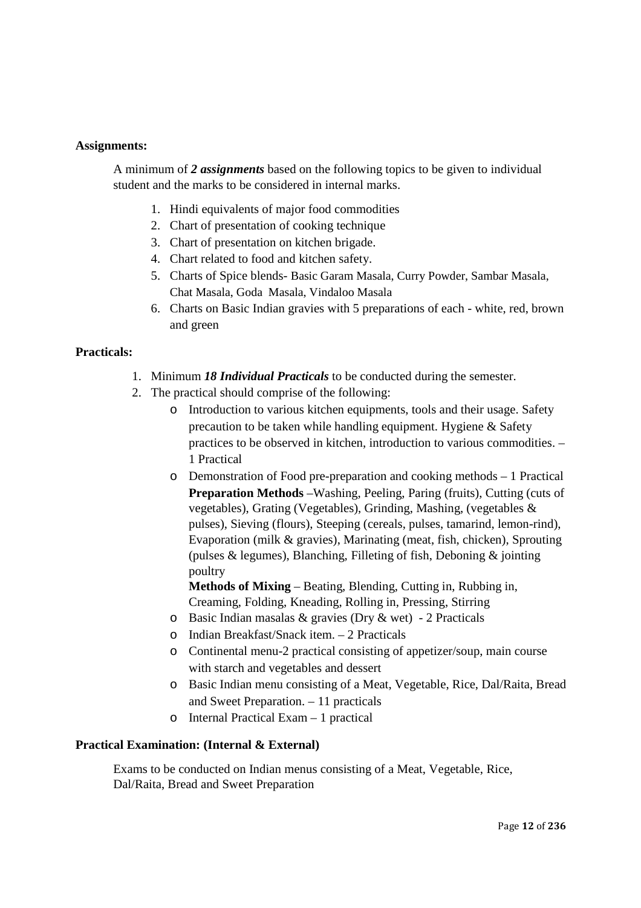**Assignments:**

A minimum of ***2 assignments*** based on the following topics to be given to individual student and the marks to be considered in internal marks.

1. Hindi equivalents of major food commodities
2. Chart of presentation of cooking technique
3. Chart of presentation on kitchen brigade.
4. Chart related to food and kitchen safety.
5. Charts of Spice blends- Basic Garam Masala, Curry Powder, Sambar Masala, Chat Masala, Goda Masala, Vindaloo Masala
6. Charts on Basic Indian gravies with 5 preparations of each - white, red, brown and green

**Practicals:**

1. Minimum ***18 Individual Practicals*** to be conducted during the semester.
2. The practical should comprise of the following:
   - Introduction to various kitchen equipments, tools and their usage. Safety precaution to be taken while handling equipment. Hygiene & Safety practices to be observed in kitchen, introduction to various commodities. – 1 Practical
   - Demonstration of Food pre-preparation and cooking methods – 1 Practical
     **Preparation Methods** –Washing, Peeling, Paring (fruits), Cutting (cuts of vegetables), Grating (Vegetables), Grinding, Mashing, (vegetables & pulses), Sieving (flours), Steeping (cereals, pulses, tamarind, lemon-rind), Evaporation (milk & gravies), Marinating (meat, fish, chicken), Sprouting (pulses & legumes), Blanching, Filleting of fish, Deboning & jointing poultry
     **Methods of Mixing** – Beating, Blending, Cutting in, Rubbing in, Creaming, Folding, Kneading, Rolling in, Pressing, Stirring
   - Basic Indian masalas & gravies (Dry & wet) - 2 Practicals
   - Indian Breakfast/Snack item. – 2 Practicals
   - Continental menu-2 practical consisting of appetizer/soup, main course with starch and vegetables and dessert
   - Basic Indian menu consisting of a Meat, Vegetable, Rice, Dal/Raita, Bread and Sweet Preparation. – 11 practicals
   - Internal Practical Exam – 1 practical

**Practical Examination: (Internal & External)**

Exams to be conducted on Indian menus consisting of a Meat, Vegetable, Rice, Dal/Raita, Bread and Sweet Preparation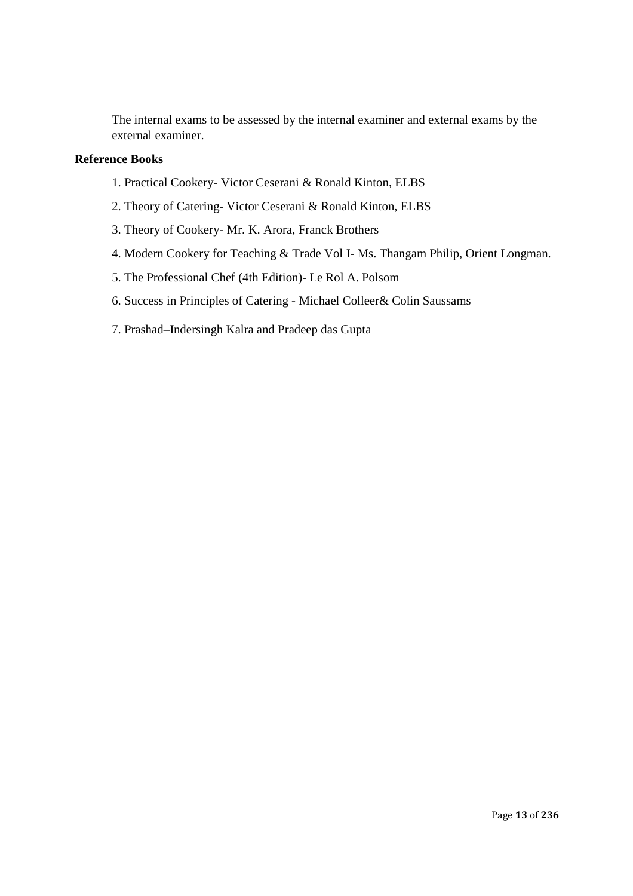The internal exams to be assessed by the internal examiner and external exams by the external examiner.

**Reference Books**

1. Practical Cookery- Victor Ceserani & Ronald Kinton, ELBS
2. Theory of Catering- Victor Ceserani & Ronald Kinton, ELBS
3. Theory of Cookery- Mr. K. Arora, Franck Brothers
4. Modern Cookery for Teaching & Trade Vol I- Ms. Thangam Philip, Orient Longman.
5. The Professional Chef (4th Edition)- Le Rol A. Polsom
6. Success in Principles of Catering - Michael Colleer& Colin Saussams
7. Prashad–Indersingh Kalra and Pradeep das Gupta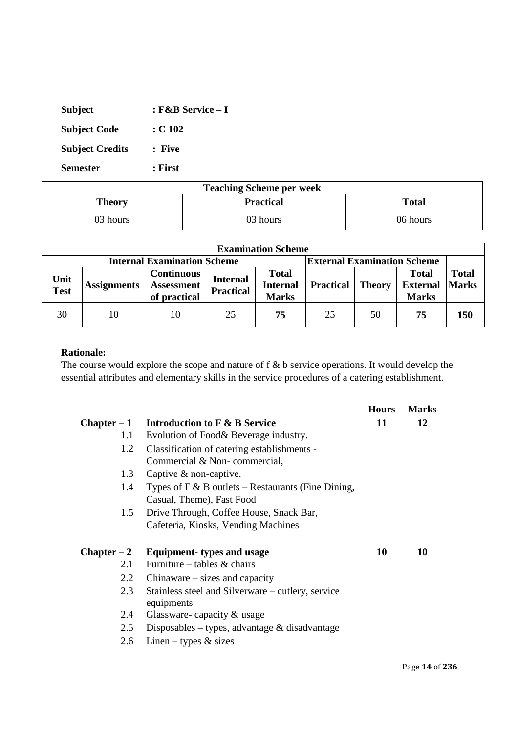**Subject** : **F&B Service – I**

**Subject Code** : **C 102**

**Subject Credits** : **Five**

**Semester** : **First**

| Teaching Scheme per week | | |
|---|---|---|
| **Theory** | **Practical** | **Total** |
| 03 hours | 03 hours | 06 hours |

| Examination Scheme | | | | | | | | |
|---|---|---|---|---|---|---|---|---|
| Internal Examination Scheme | | | | | External Examination Scheme | | | |
| **Unit Test** | **Assignments** | **Continuous Assessment of practical** | **Internal Practical** | **Total Internal Marks** | **Practical** | **Theory** | **Total External Marks** | **Total Marks** |
| 30 | 10 | 10 | 25 | **75** | 25 | 50 | **75** | **150** |

**Rationale:**

The course would explore the scope and nature of f & b service operations. It would develop the essential attributes and elementary skills in the service procedures of a catering establishment.

| | | Hours | Marks |
|---|---|---|---|
| **Chapter – 1** | **Introduction to F & B Service** | **11** | **12** |
| 1.1 | Evolution of Food& Beverage industry. | | |
| 1.2 | Classification of catering establishments - Commercial & Non- commercial, | | |
| 1.3 | Captive & non-captive. | | |
| 1.4 | Types of F & B outlets – Restaurants (Fine Dining, Casual, Theme), Fast Food | | |
| 1.5 | Drive Through, Coffee House, Snack Bar, Cafeteria, Kiosks, Vending Machines | | |
| **Chapter – 2** | **Equipment- types and usage** | **10** | **10** |
| 2.1 | Furniture – tables & chairs | | |
| 2.2 | Chinaware – sizes and capacity | | |
| 2.3 | Stainless steel and Silverware – cutlery, service equipments | | |
| 2.4 | Glassware- capacity & usage | | |
| 2.5 | Disposables – types, advantage & disadvantage | | |
| 2.6 | Linen – types & sizes | | |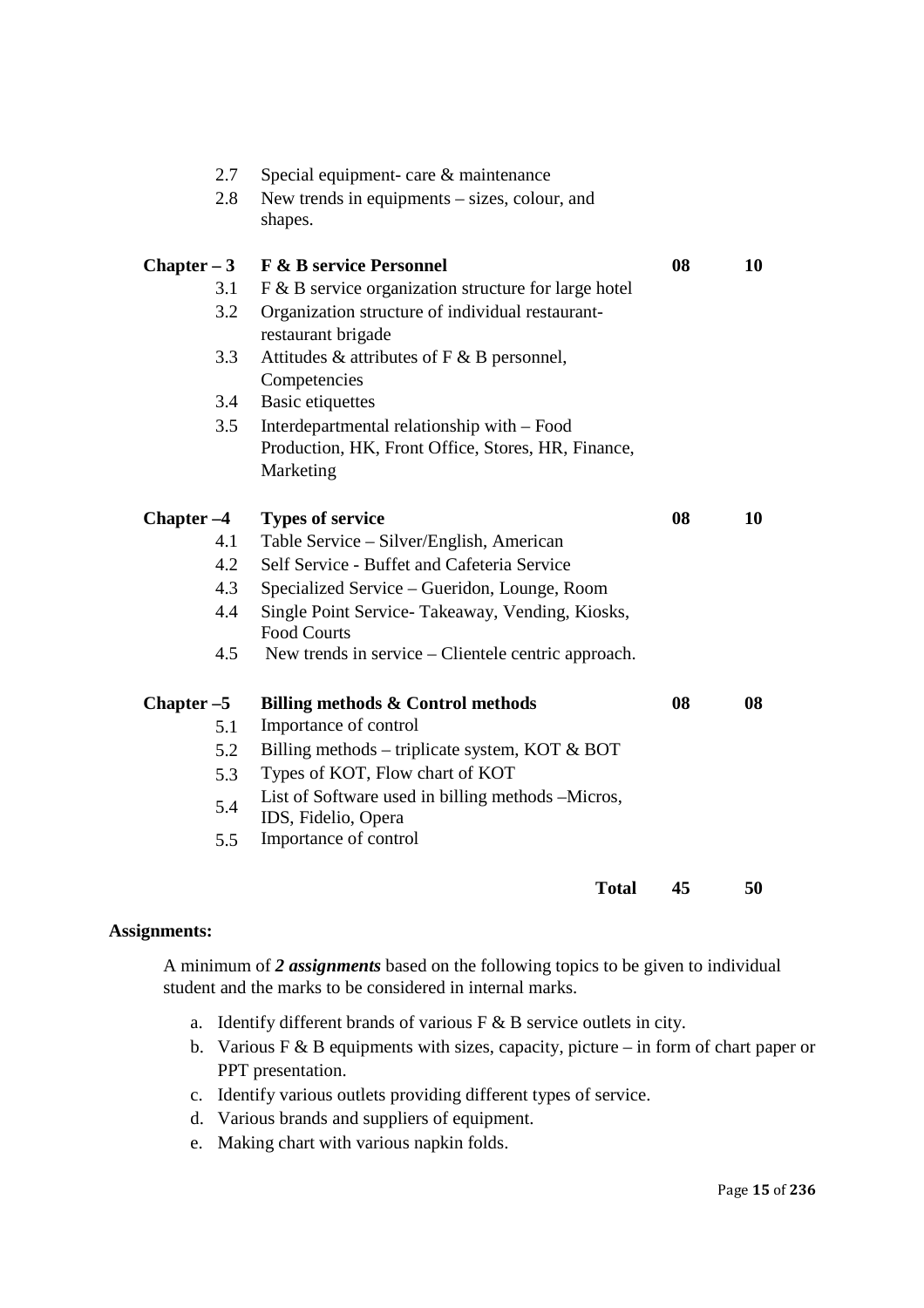| | | | |
|---|---|---|---|
| 2.7 | Special equipment- care & maintenance | | |
| 2.8 | New trends in equipments – sizes, colour, and shapes. | | |
| **Chapter – 3** | **F & B service Personnel** | **08** | **10** |
| 3.1 | F & B service organization structure for large hotel | | |
| 3.2 | Organization structure of individual restaurant- restaurant brigade | | |
| 3.3 | Attitudes & attributes of F & B personnel, Competencies | | |
| 3.4 | Basic etiquettes | | |
| 3.5 | Interdepartmental relationship with – Food Production, HK, Front Office, Stores, HR, Finance, Marketing | | |
| **Chapter –4** | **Types of service** | **08** | **10** |
| 4.1 | Table Service – Silver/English, American | | |
| 4.2 | Self Service - Buffet and Cafeteria Service | | |
| 4.3 | Specialized Service – Gueridon, Lounge, Room | | |
| 4.4 | Single Point Service- Takeaway, Vending, Kiosks, Food Courts | | |
| 4.5 | New trends in service – Clientele centric approach. | | |
| **Chapter –5** | **Billing methods & Control methods** | **08** | **08** |
| 5.1 | Importance of control | | |
| 5.2 | Billing methods – triplicate system, KOT & BOT | | |
| 5.3 | Types of KOT, Flow chart of KOT | | |
| 5.4 | List of Software used in billing methods –Micros, IDS, Fidelio, Opera | | |
| 5.5 | Importance of control | | |
| | **Total** | **45** | **50** |

**Assignments:**

A minimum of ***2 assignments*** based on the following topics to be given to individual student and the marks to be considered in internal marks.

a. Identify different brands of various F & B service outlets in city.
b. Various F & B equipments with sizes, capacity, picture – in form of chart paper or PPT presentation.
c. Identify various outlets providing different types of service.
d. Various brands and suppliers of equipment.
e. Making chart with various napkin folds.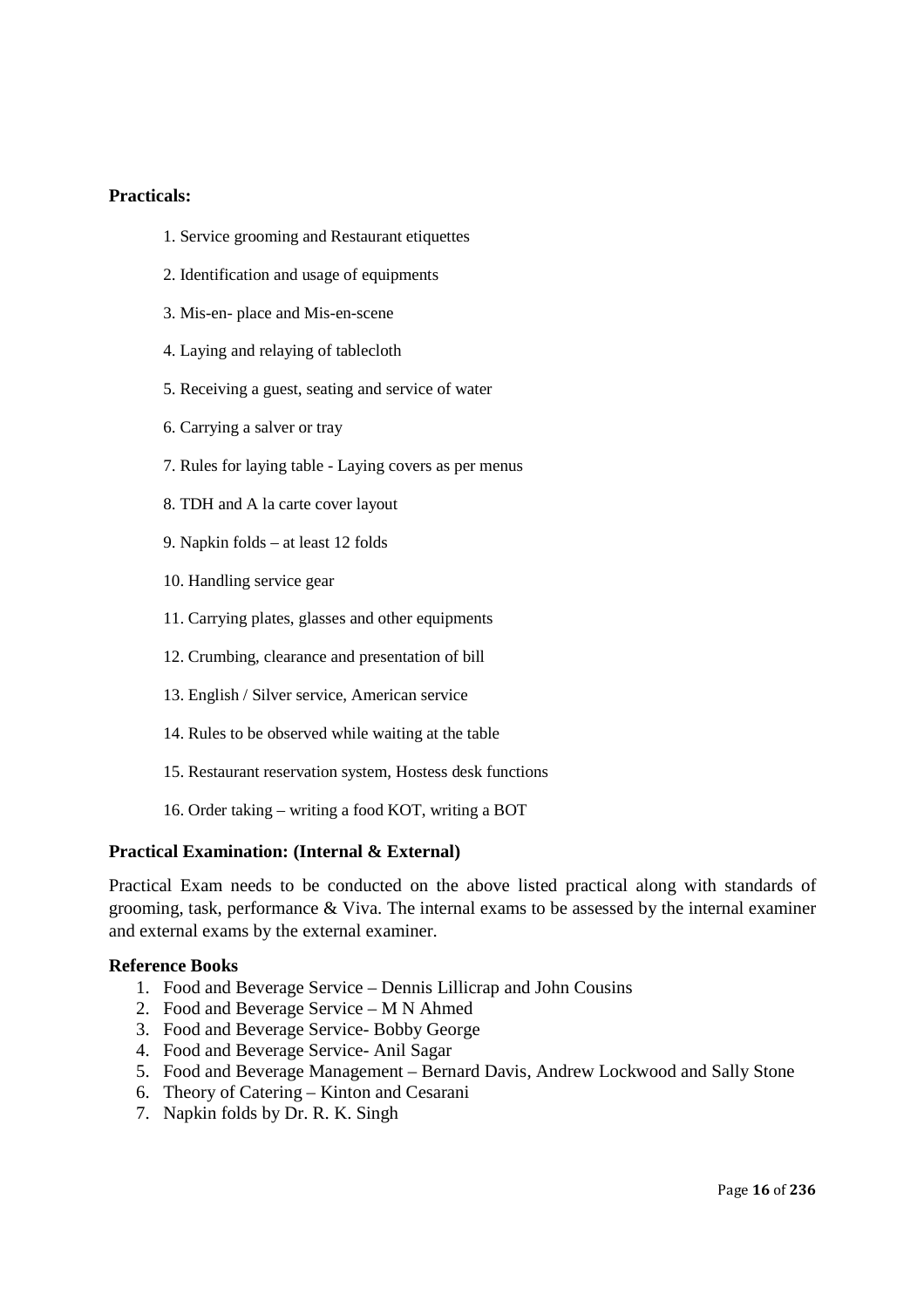**Practicals:**

1. Service grooming and Restaurant etiquettes
2. Identification and usage of equipments
3. Mis-en- place and Mis-en-scene
4. Laying and relaying of tablecloth
5. Receiving a guest, seating and service of water
6. Carrying a salver or tray
7. Rules for laying table - Laying covers as per menus
8. TDH and A la carte cover layout
9. Napkin folds – at least 12 folds
10. Handling service gear
11. Carrying plates, glasses and other equipments
12. Crumbing, clearance and presentation of bill
13. English / Silver service, American service
14. Rules to be observed while waiting at the table
15. Restaurant reservation system, Hostess desk functions
16. Order taking – writing a food KOT, writing a BOT

**Practical Examination: (Internal & External)**

Practical Exam needs to be conducted on the above listed practical along with standards of grooming, task, performance & Viva. The internal exams to be assessed by the internal examiner and external exams by the external examiner.

**Reference Books**

1. Food and Beverage Service – Dennis Lillicrap and John Cousins
2. Food and Beverage Service – M N Ahmed
3. Food and Beverage Service- Bobby George
4. Food and Beverage Service- Anil Sagar
5. Food and Beverage Management – Bernard Davis, Andrew Lockwood and Sally Stone
6. Theory of Catering – Kinton and Cesarani
7. Napkin folds by Dr. R. K. Singh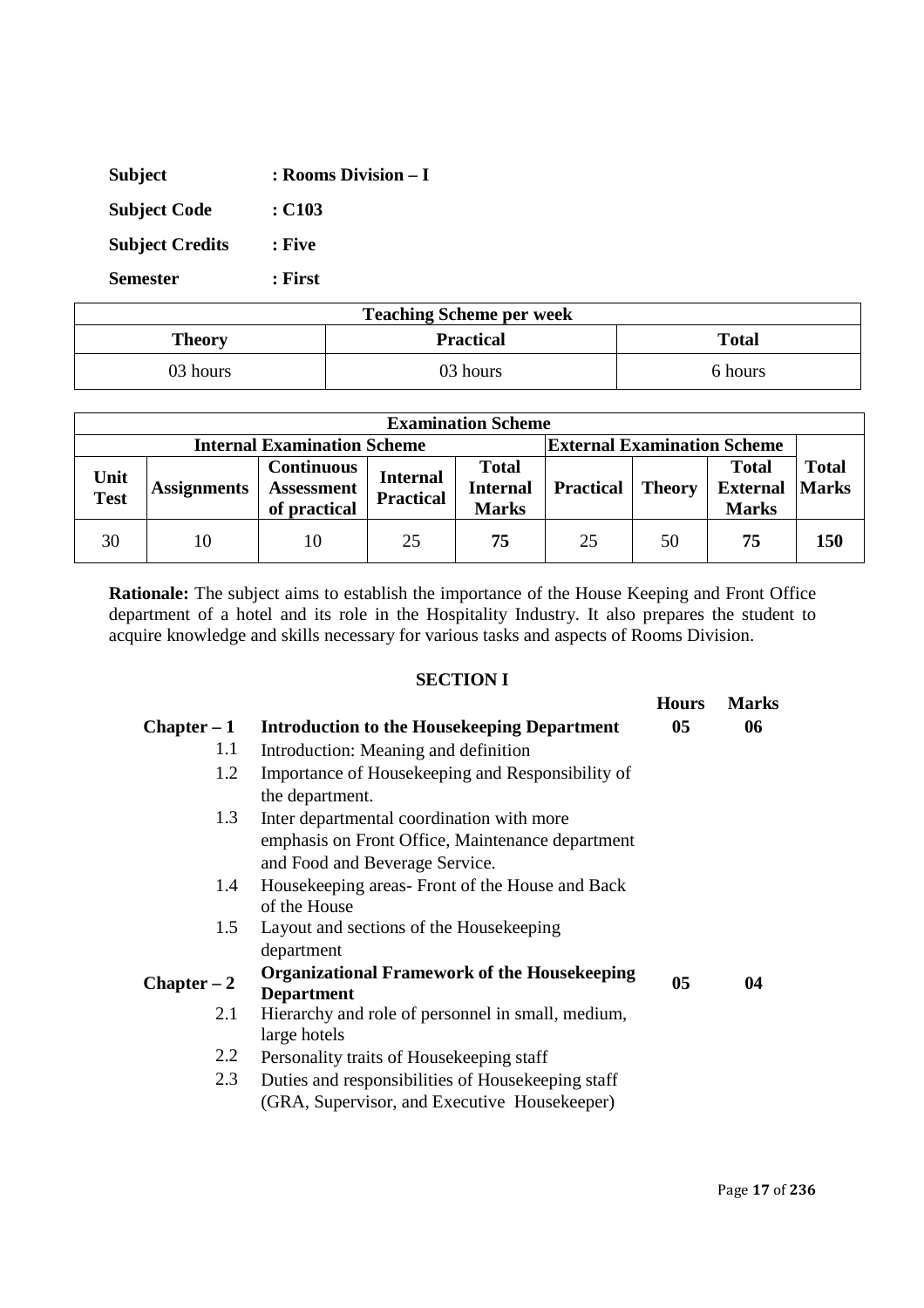**Subject** : **Rooms Division – I**

**Subject Code** : **C103**

**Subject Credits** : **Five**

**Semester** : **First**

| Teaching Scheme per week | | |
|---|---|---|
| **Theory** | **Practical** | **Total** |
| 03 hours | 03 hours | 6 hours |

| Examination Scheme | | | | | | | | |
|---|---|---|---|---|---|---|---|---|
| **Internal Examination Scheme** | | | | | **External Examination Scheme** | | | |
| **Unit Test** | **Assignments** | **Continuous Assessment of practical** | **Internal Practical** | **Total Internal Marks** | **Practical** | **Theory** | **Total External Marks** | **Total Marks** |
| 30 | 10 | 10 | 25 | **75** | 25 | 50 | **75** | **150** |

**Rationale:** The subject aims to establish the importance of the House Keeping and Front Office department of a hotel and its role in the Hospitality Industry. It also prepares the student to acquire knowledge and skills necessary for various tasks and aspects of Rooms Division.

## SECTION I

| | | **Hours** | **Marks** |
|---|---|---|---|
| **Chapter – 1** | **Introduction to the Housekeeping Department** | **05** | **06** |
| 1.1 | Introduction: Meaning and definition | | |
| 1.2 | Importance of Housekeeping and Responsibility of the department. | | |
| 1.3 | Inter departmental coordination with more emphasis on Front Office, Maintenance department and Food and Beverage Service. | | |
| 1.4 | Housekeeping areas- Front of the House and Back of the House | | |
| 1.5 | Layout and sections of the Housekeeping department | | |
| **Chapter – 2** | **Organizational Framework of the Housekeeping Department** | **05** | **04** |
| 2.1 | Hierarchy and role of personnel in small, medium, large hotels | | |
| 2.2 | Personality traits of Housekeeping staff | | |
| 2.3 | Duties and responsibilities of Housekeeping staff (GRA, Supervisor, and Executive Housekeeper) | | |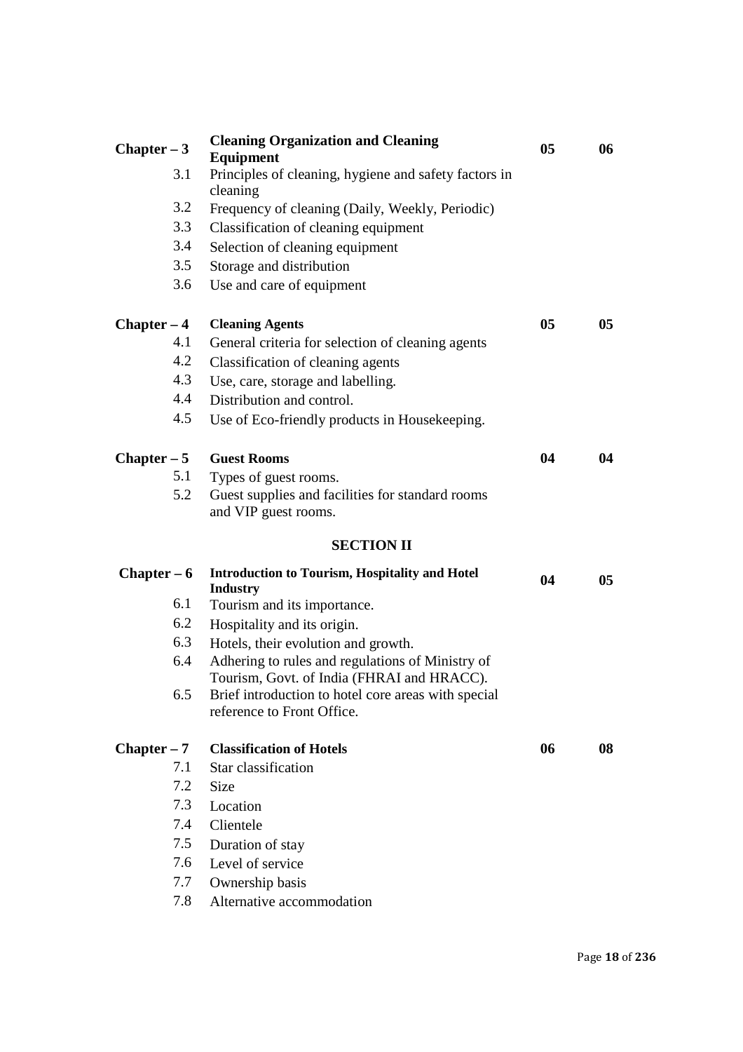| | | | |
|---|---|---|---|
| **Chapter – 3** | **Cleaning Organization and Cleaning Equipment** | **05** | **06** |
| 3.1 | Principles of cleaning, hygiene and safety factors in cleaning | | |
| 3.2 | Frequency of cleaning (Daily, Weekly, Periodic) | | |
| 3.3 | Classification of cleaning equipment | | |
| 3.4 | Selection of cleaning equipment | | |
| 3.5 | Storage and distribution | | |
| 3.6 | Use and care of equipment | | |
| **Chapter – 4** | **Cleaning Agents** | **05** | **05** |
| 4.1 | General criteria for selection of cleaning agents | | |
| 4.2 | Classification of cleaning agents | | |
| 4.3 | Use, care, storage and labelling. | | |
| 4.4 | Distribution and control. | | |
| 4.5 | Use of Eco-friendly products in Housekeeping. | | |
| **Chapter – 5** | **Guest Rooms** | **04** | **04** |
| 5.1 | Types of guest rooms. | | |
| 5.2 | Guest supplies and facilities for standard rooms and VIP guest rooms. | | |

**SECTION II**

| | | | |
|---|---|---|---|
| **Chapter – 6** | **Introduction to Tourism, Hospitality and Hotel Industry** | **04** | **05** |
| 6.1 | Tourism and its importance. | | |
| 6.2 | Hospitality and its origin. | | |
| 6.3 | Hotels, their evolution and growth. | | |
| 6.4 | Adhering to rules and regulations of Ministry of Tourism, Govt. of India (FHRAI and HRACC). | | |
| 6.5 | Brief introduction to hotel core areas with special reference to Front Office. | | |
| **Chapter – 7** | **Classification of Hotels** | **06** | **08** |
| 7.1 | Star classification | | |
| 7.2 | Size | | |
| 7.3 | Location | | |
| 7.4 | Clientele | | |
| 7.5 | Duration of stay | | |
| 7.6 | Level of service | | |
| 7.7 | Ownership basis | | |
| 7.8 | Alternative accommodation | | |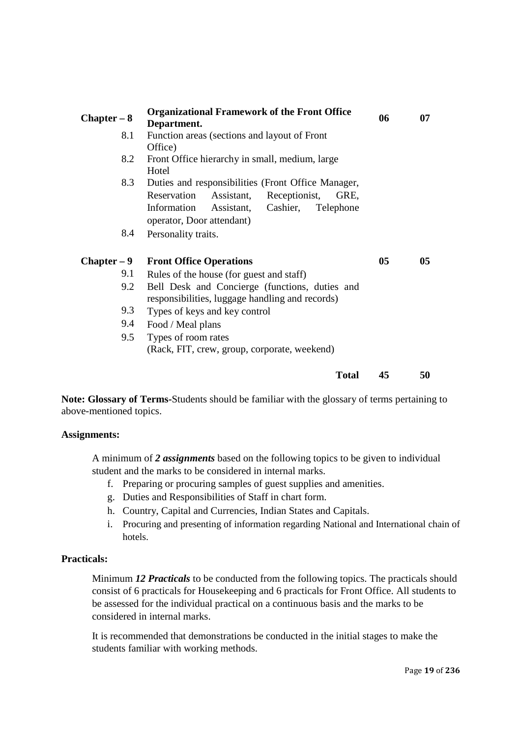| Chapter | Topic | | |
|---|---|---|---|
| **Chapter – 8** | **Organizational Framework of the Front Office Department.** | **06** | **07** |
| 8.1 | Function areas (sections and layout of Front Office) | | |
| 8.2 | Front Office hierarchy in small, medium, large Hotel | | |
| 8.3 | Duties and responsibilities (Front Office Manager, Reservation Assistant, Receptionist, GRE, Information Assistant, Cashier, Telephone operator, Door attendant) | | |
| 8.4 | Personality traits. | | |
| **Chapter – 9** | **Front Office Operations** | **05** | **05** |
| 9.1 | Rules of the house (for guest and staff) | | |
| 9.2 | Bell Desk and Concierge (functions, duties and responsibilities, luggage handling and records) | | |
| 9.3 | Types of keys and key control | | |
| 9.4 | Food / Meal plans | | |
| 9.5 | Types of room rates (Rack, FIT, crew, group, corporate, weekend) | | |
| | **Total** | **45** | **50** |

**Note: Glossary of Terms-**Students should be familiar with the glossary of terms pertaining to above-mentioned topics.

**Assignments:**

A minimum of ***2 assignments*** based on the following topics to be given to individual student and the marks to be considered in internal marks.

f. Preparing or procuring samples of guest supplies and amenities.
g. Duties and Responsibilities of Staff in chart form.
h. Country, Capital and Currencies, Indian States and Capitals.
i. Procuring and presenting of information regarding National and International chain of hotels.

**Practicals:**

Minimum ***12 Practicals*** to be conducted from the following topics. The practicals should consist of 6 practicals for Housekeeping and 6 practicals for Front Office. All students to be assessed for the individual practical on a continuous basis and the marks to be considered in internal marks.

It is recommended that demonstrations be conducted in the initial stages to make the students familiar with working methods.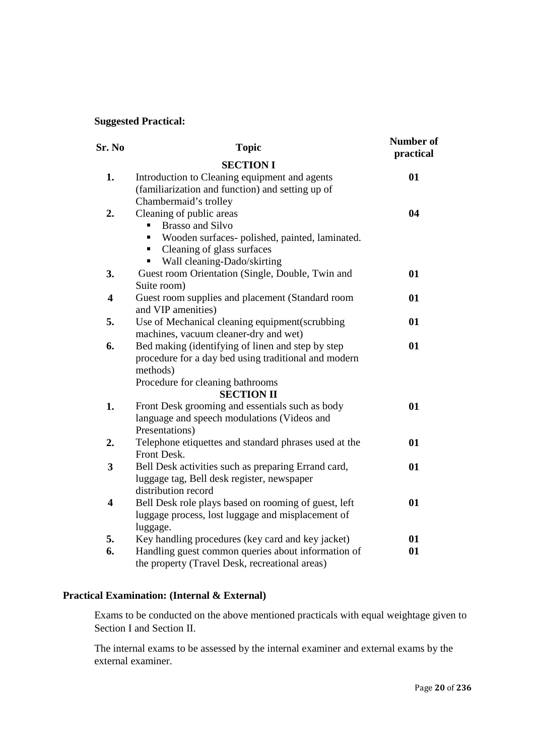**Suggested Practical:**

| Sr. No | Topic | Number of practical |
|---|---|---|
| | **SECTION I** | |
| **1.** | Introduction to Cleaning equipment and agents (familiarization and function) and setting up of Chambermaid's trolley | **01** |
| **2.** | Cleaning of public areas<br>▪ Brasso and Silvo<br>▪ Wooden surfaces- polished, painted, laminated.<br>▪ Cleaning of glass surfaces<br>▪ Wall cleaning-Dado/skirting | **04** |
| **3.** | Guest room Orientation (Single, Double, Twin and Suite room) | **01** |
| **4** | Guest room supplies and placement (Standard room and VIP amenities) | **01** |
| **5.** | Use of Mechanical cleaning equipment(scrubbing machines, vacuum cleaner-dry and wet) | **01** |
| **6.** | Bed making (identifying of linen and step by step procedure for a day bed using traditional and modern methods)<br>Procedure for cleaning bathrooms | **01** |
| | **SECTION II** | |
| **1.** | Front Desk grooming and essentials such as body language and speech modulations (Videos and Presentations) | **01** |
| **2.** | Telephone etiquettes and standard phrases used at the Front Desk. | **01** |
| **3** | Bell Desk activities such as preparing Errand card, luggage tag, Bell desk register, newspaper distribution record | **01** |
| **4** | Bell Desk role plays based on rooming of guest, left luggage process, lost luggage and misplacement of luggage. | **01** |
| **5.** | Key handling procedures (key card and key jacket) | **01** |
| **6.** | Handling guest common queries about information of the property (Travel Desk, recreational areas) | **01** |

**Practical Examination: (Internal & External)**

Exams to be conducted on the above mentioned practicals with equal weightage given to Section I and Section II.

The internal exams to be assessed by the internal examiner and external exams by the external examiner.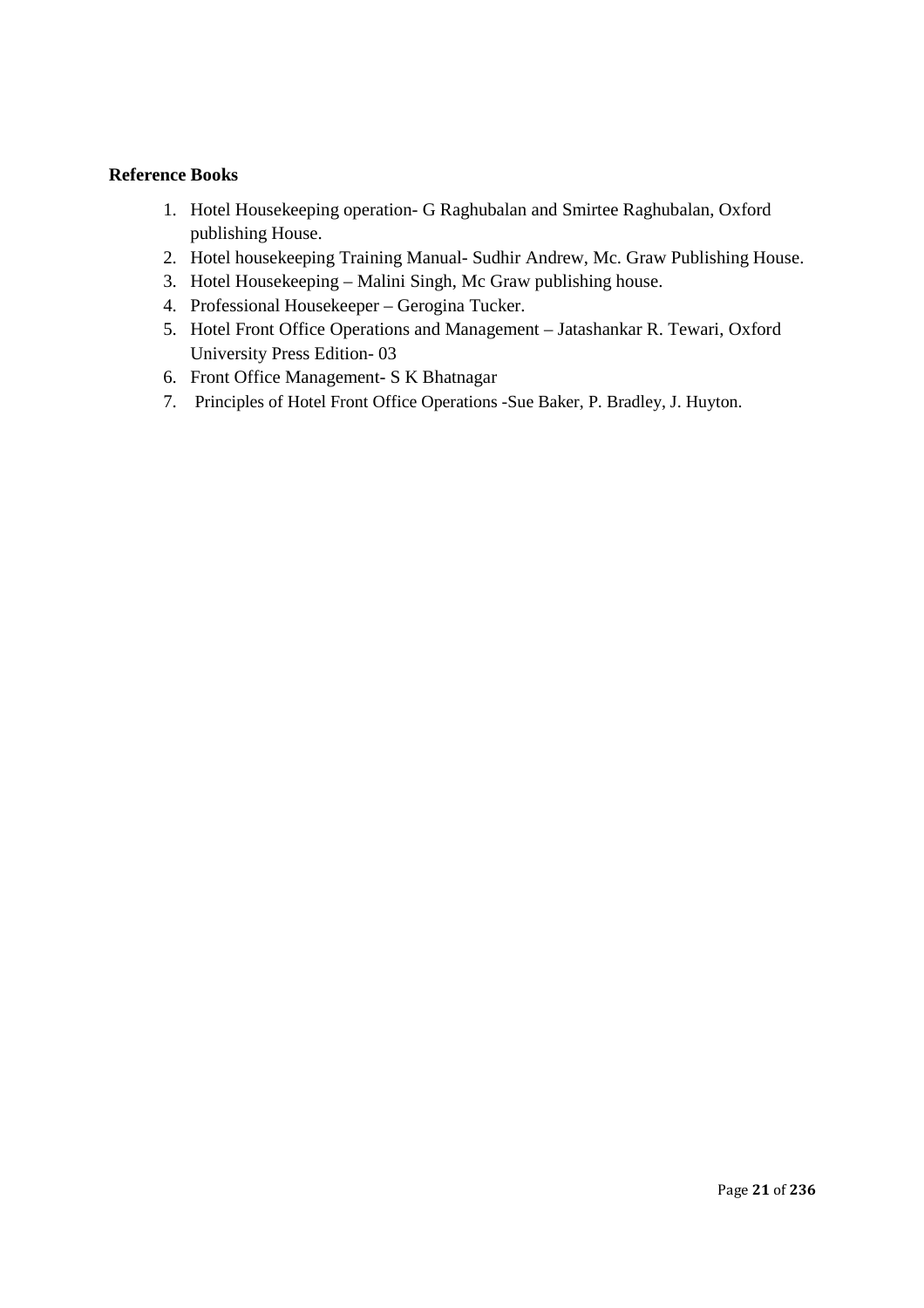**Reference Books**

1. Hotel Housekeeping operation- G Raghubalan and Smirtee Raghubalan, Oxford publishing House.
2. Hotel housekeeping Training Manual- Sudhir Andrew, Mc. Graw Publishing House.
3. Hotel Housekeeping – Malini Singh, Mc Graw publishing house.
4. Professional Housekeeper – Gerogina Tucker.
5. Hotel Front Office Operations and Management – Jatashankar R. Tewari, Oxford University Press Edition- 03
6. Front Office Management- S K Bhatnagar
7. Principles of Hotel Front Office Operations -Sue Baker, P. Bradley, J. Huyton.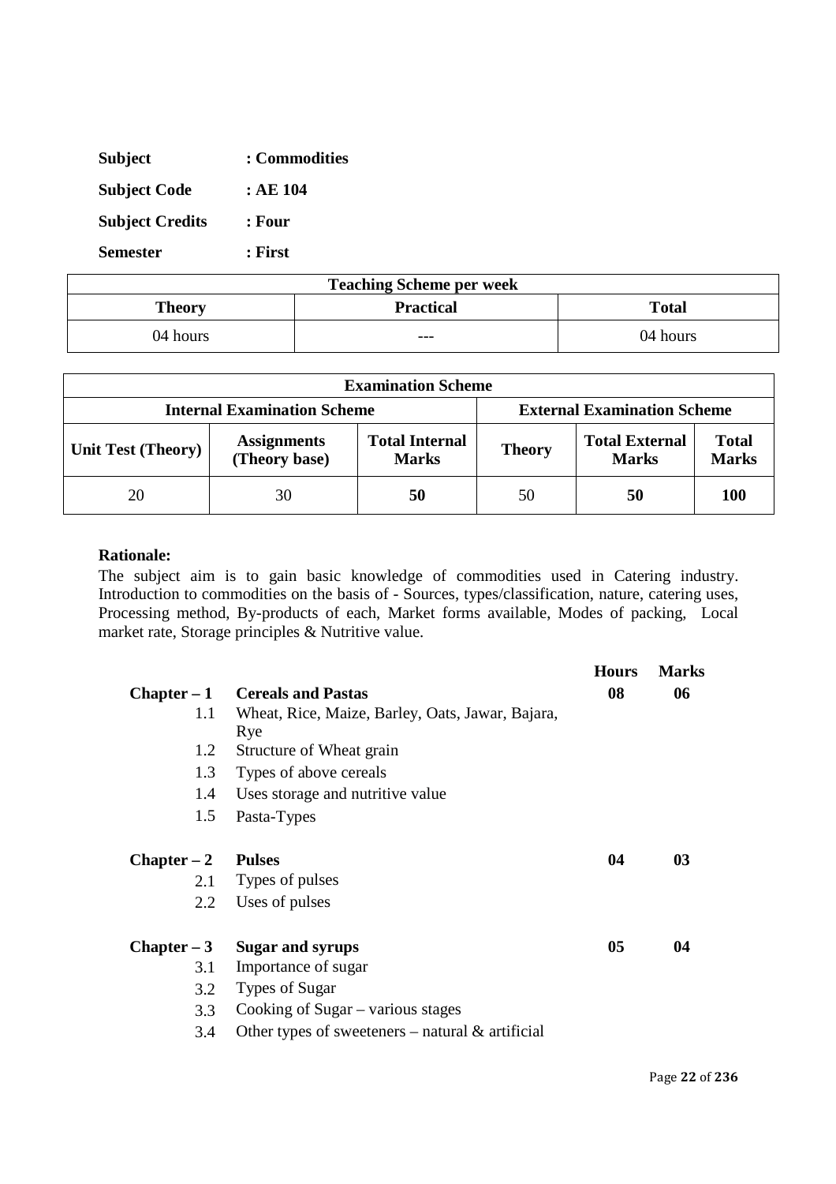**Subject** : **Commodities**

**Subject Code** : **AE 104**

**Subject Credits** : **Four**

**Semester** : **First**

| **Teaching Scheme per week** | | |
|---|---|---|
| **Theory** | **Practical** | **Total** |
| 04 hours | --- | 04 hours |

| **Examination Scheme** | | | | | |
|---|---|---|---|---|---|
| **Internal Examination Scheme** | | | **External Examination Scheme** | | |
| **Unit Test (Theory)** | **Assignments (Theory base)** | **Total Internal Marks** | **Theory** | **Total External Marks** | **Total Marks** |
| 20 | 30 | **50** | 50 | **50** | **100** |

**Rationale:**

The subject aim is to gain basic knowledge of commodities used in Catering industry. Introduction to commodities on the basis of - Sources, types/classification, nature, catering uses, Processing method, By-products of each, Market forms available, Modes of packing, Local market rate, Storage principles & Nutritive value.

| | | **Hours** | **Marks** |
|---|---|---|---|
| **Chapter – 1** | **Cereals and Pastas** | **08** | **06** |
| 1.1 | Wheat, Rice, Maize, Barley, Oats, Jawar, Bajara, Rye | | |
| 1.2 | Structure of Wheat grain | | |
| 1.3 | Types of above cereals | | |
| 1.4 | Uses storage and nutritive value | | |
| 1.5 | Pasta-Types | | |
| **Chapter – 2** | **Pulses** | **04** | **03** |
| 2.1 | Types of pulses | | |
| 2.2 | Uses of pulses | | |
| **Chapter – 3** | **Sugar and syrups** | **05** | **04** |
| 3.1 | Importance of sugar | | |
| 3.2 | Types of Sugar | | |
| 3.3 | Cooking of Sugar – various stages | | |
| 3.4 | Other types of sweeteners – natural & artificial | | |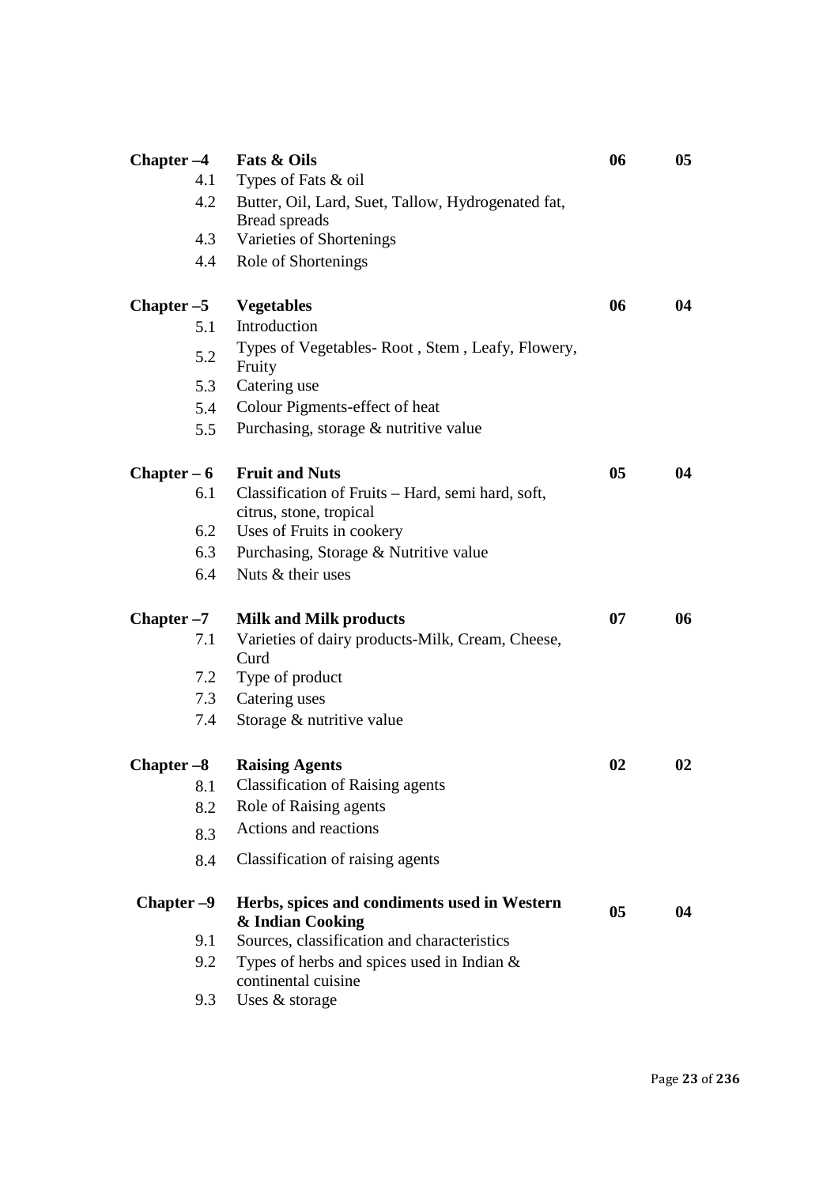| | | | |
|---|---|---|---|
| **Chapter –4** | **Fats & Oils** | **06** | **05** |
| 4.1 | Types of Fats & oil | | |
| 4.2 | Butter, Oil, Lard, Suet, Tallow, Hydrogenated fat, Bread spreads | | |
| 4.3 | Varieties of Shortenings | | |
| 4.4 | Role of Shortenings | | |
| **Chapter –5** | **Vegetables** | **06** | **04** |
| 5.1 | Introduction | | |
| 5.2 | Types of Vegetables- Root , Stem , Leafy, Flowery, Fruity | | |
| 5.3 | Catering use | | |
| 5.4 | Colour Pigments-effect of heat | | |
| 5.5 | Purchasing, storage & nutritive value | | |
| **Chapter – 6** | **Fruit and Nuts** | **05** | **04** |
| 6.1 | Classification of Fruits – Hard, semi hard, soft, citrus, stone, tropical | | |
| 6.2 | Uses of Fruits in cookery | | |
| 6.3 | Purchasing, Storage & Nutritive value | | |
| 6.4 | Nuts & their uses | | |
| **Chapter –7** | **Milk and Milk products** | **07** | **06** |
| 7.1 | Varieties of dairy products-Milk, Cream, Cheese, Curd | | |
| 7.2 | Type of product | | |
| 7.3 | Catering uses | | |
| 7.4 | Storage & nutritive value | | |
| **Chapter –8** | **Raising Agents** | **02** | **02** |
| 8.1 | Classification of Raising agents | | |
| 8.2 | Role of Raising agents | | |
| 8.3 | Actions and reactions | | |
| 8.4 | Classification of raising agents | | |
| **Chapter –9** | **Herbs, spices and condiments used in Western & Indian Cooking** | **05** | **04** |
| 9.1 | Sources, classification and characteristics | | |
| 9.2 | Types of herbs and spices used in Indian & continental cuisine | | |
| 9.3 | Uses & storage | | |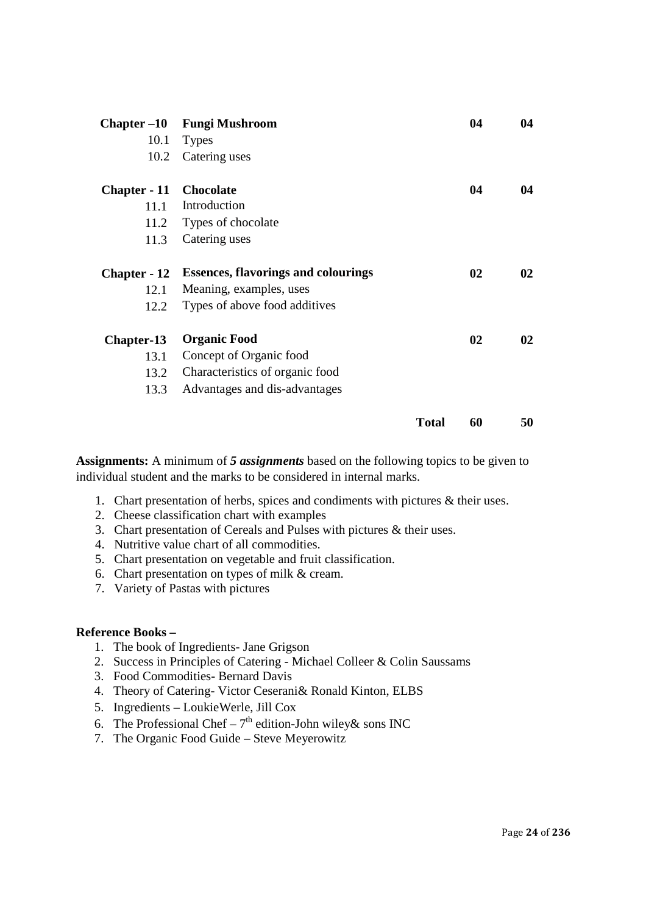| | | | |
|---|---|---|---|
| **Chapter –10** | **Fungi Mushroom** | **04** | **04** |
| 10.1 | Types | | |
| 10.2 | Catering uses | | |
| **Chapter - 11** | **Chocolate** | **04** | **04** |
| 11.1 | Introduction | | |
| 11.2 | Types of chocolate | | |
| 11.3 | Catering uses | | |
| **Chapter - 12** | **Essences, flavorings and colourings** | **02** | **02** |
| 12.1 | Meaning, examples, uses | | |
| 12.2 | Types of above food additives | | |
| **Chapter-13** | **Organic Food** | **02** | **02** |
| 13.1 | Concept of Organic food | | |
| 13.2 | Characteristics of organic food | | |
| 13.3 | Advantages and dis-advantages | | |
| | **Total** | **60** | **50** |

**Assignments:** A minimum of ***5 assignments*** based on the following topics to be given to individual student and the marks to be considered in internal marks.

1. Chart presentation of herbs, spices and condiments with pictures & their uses.
2. Cheese classification chart with examples
3. Chart presentation of Cereals and Pulses with pictures & their uses.
4. Nutritive value chart of all commodities.
5. Chart presentation on vegetable and fruit classification.
6. Chart presentation on types of milk & cream.
7. Variety of Pastas with pictures

**Reference Books –**

1. The book of Ingredients- Jane Grigson
2. Success in Principles of Catering - Michael Colleer & Colin Saussams
3. Food Commodities- Bernard Davis
4. Theory of Catering- Victor Ceserani& Ronald Kinton, ELBS
5. Ingredients – LoukieWerle, Jill Cox
6. The Professional Chef – $7^{th}$ edition-John wiley& sons INC
7. The Organic Food Guide – Steve Meyerowitz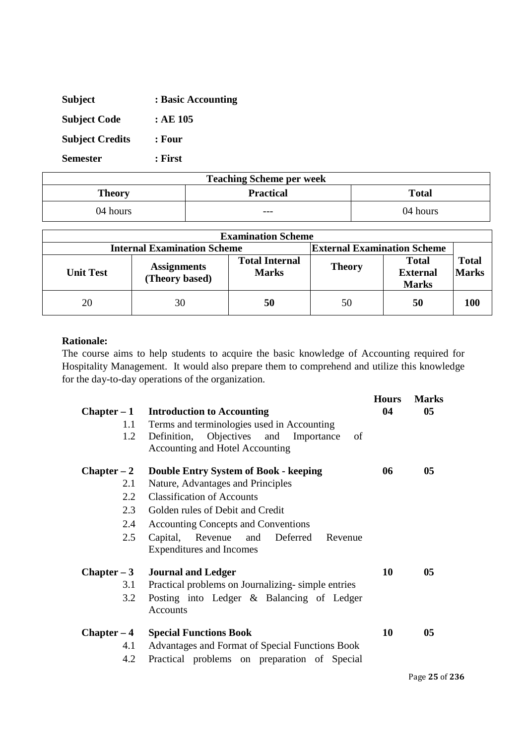**Subject** : **Basic Accounting**

**Subject Code** : **AE 105**

**Subject Credits** : **Four**

**Semester** : **First**

| Teaching Scheme per week | | |
|---|---|---|
| **Theory** | **Practical** | **Total** |
| 04 hours | --- | 04 hours |

| Examination Scheme | | | | | |
|---|---|---|---|---|---|
| **Internal Examination Scheme** | | | **External Examination Scheme** | | |
| **Unit Test** | **Assignments (Theory based)** | **Total Internal Marks** | **Theory** | **Total External Marks** | **Total Marks** |
| 20 | 30 | **50** | 50 | **50** | **100** |

**Rationale:**

The course aims to help students to acquire the basic knowledge of Accounting required for Hospitality Management. It would also prepare them to comprehend and utilize this knowledge for the day-to-day operations of the organization.

| | | Hours | Marks |
|---|---|---|---|
| **Chapter – 1** | **Introduction to Accounting** | **04** | **05** |
| 1.1 | Terms and terminologies used in Accounting | | |
| 1.2 | Definition, Objectives and Importance of Accounting and Hotel Accounting | | |
| **Chapter – 2** | **Double Entry System of Book - keeping** | **06** | **05** |
| 2.1 | Nature, Advantages and Principles | | |
| 2.2 | Classification of Accounts | | |
| 2.3 | Golden rules of Debit and Credit | | |
| 2.4 | Accounting Concepts and Conventions | | |
| 2.5 | Capital, Revenue and Deferred Revenue Expenditures and Incomes | | |
| **Chapter – 3** | **Journal and Ledger** | **10** | **05** |
| 3.1 | Practical problems on Journalizing- simple entries | | |
| 3.2 | Posting into Ledger & Balancing of Ledger Accounts | | |
| **Chapter – 4** | **Special Functions Book** | **10** | **05** |
| 4.1 | Advantages and Format of Special Functions Book | | |
| 4.2 | Practical problems on preparation of Special | | |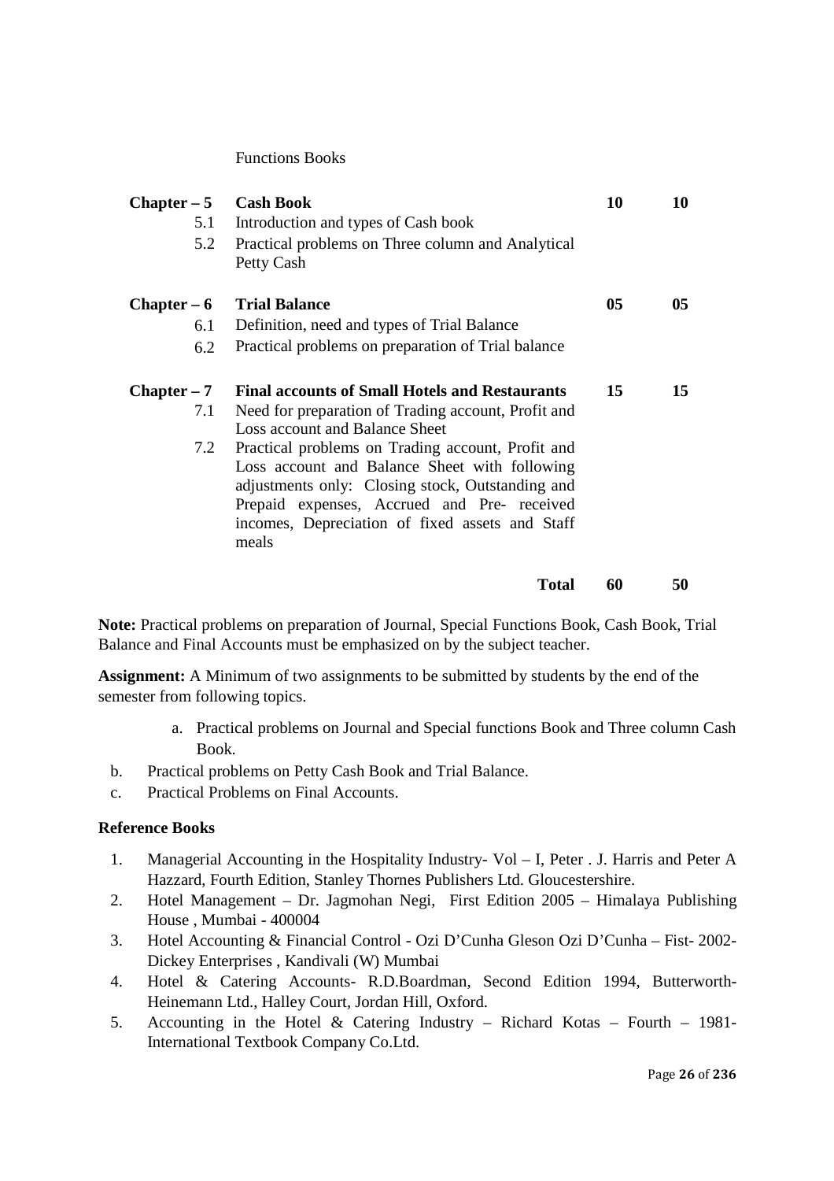Functions Books

| | | | |
|---|---|---|---|
| **Chapter – 5** | **Cash Book** | **10** | **10** |
| 5.1 | Introduction and types of Cash book | | |
| 5.2 | Practical problems on Three column and Analytical Petty Cash | | |
| **Chapter – 6** | **Trial Balance** | **05** | **05** |
| 6.1 | Definition, need and types of Trial Balance | | |
| 6.2 | Practical problems on preparation of Trial balance | | |
| **Chapter – 7** | **Final accounts of Small Hotels and Restaurants** | **15** | **15** |
| 7.1 | Need for preparation of Trading account, Profit and Loss account and Balance Sheet | | |
| 7.2 | Practical problems on Trading account, Profit and Loss account and Balance Sheet with following adjustments only: Closing stock, Outstanding and Prepaid expenses, Accrued and Pre- received incomes, Depreciation of fixed assets and Staff meals | | |
| | **Total** | **60** | **50** |

**Note:** Practical problems on preparation of Journal, Special Functions Book, Cash Book, Trial Balance and Final Accounts must be emphasized on by the subject teacher.

**Assignment:** A Minimum of two assignments to be submitted by students by the end of the semester from following topics.

a. Practical problems on Journal and Special functions Book and Three column Cash Book.
b. Practical problems on Petty Cash Book and Trial Balance.
c. Practical Problems on Final Accounts.

**Reference Books**

1. Managerial Accounting in the Hospitality Industry- Vol – I, Peter . J. Harris and Peter A Hazzard, Fourth Edition, Stanley Thornes Publishers Ltd. Gloucestershire.
2. Hotel Management – Dr. Jagmohan Negi, First Edition 2005 – Himalaya Publishing House , Mumbai - 400004
3. Hotel Accounting & Financial Control - Ozi D'Cunha Gleson Ozi D'Cunha – Fist- 2002- Dickey Enterprises , Kandivali (W) Mumbai
4. Hotel & Catering Accounts- R.D.Boardman, Second Edition 1994, Butterworth-Heinemann Ltd., Halley Court, Jordan Hill, Oxford.
5. Accounting in the Hotel & Catering Industry – Richard Kotas – Fourth – 1981- International Textbook Company Co.Ltd.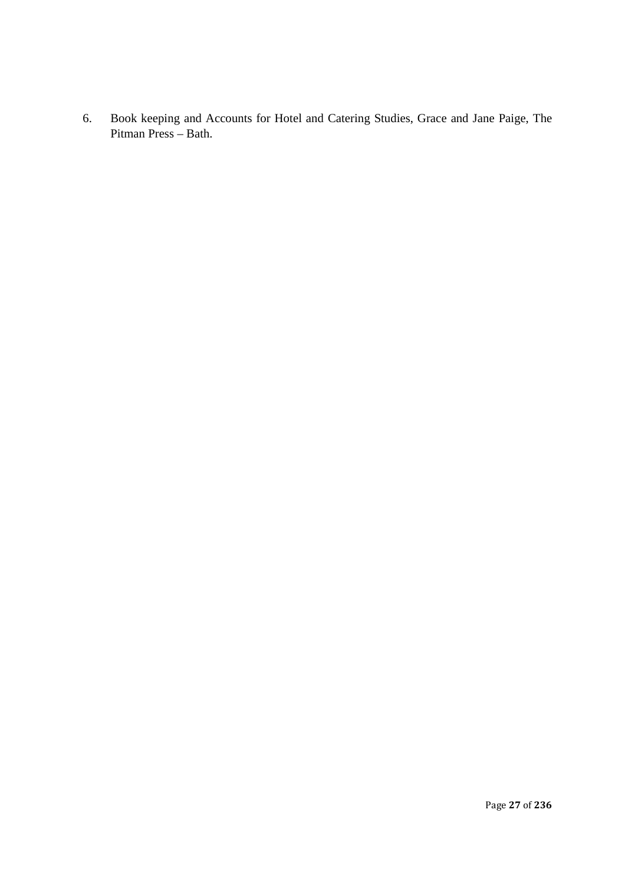6. Book keeping and Accounts for Hotel and Catering Studies, Grace and Jane Paige, The Pitman Press – Bath.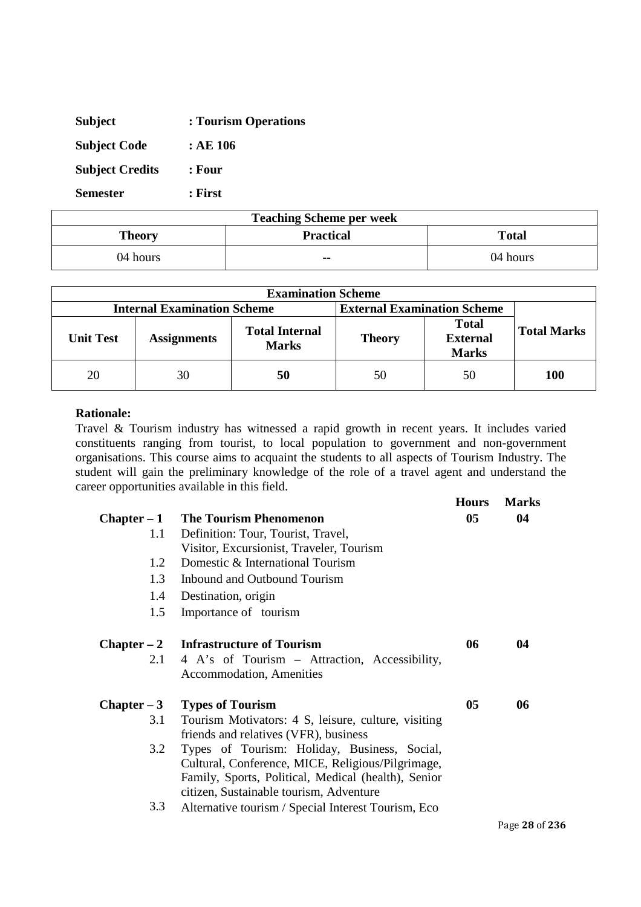**Subject** : **Tourism Operations**

**Subject Code** : **AE 106**

**Subject Credits** : **Four**

**Semester** : **First**

| Teaching Scheme per week | | |
|---|---|---|
| **Theory** | **Practical** | **Total** |
| 04 hours | -- | 04 hours |

| Examination Scheme | | | | | |
|---|---|---|---|---|---|
| **Internal Examination Scheme** | | | **External Examination Scheme** | | |
| **Unit Test** | **Assignments** | **Total Internal Marks** | **Theory** | **Total External Marks** | **Total Marks** |
| 20 | 30 | **50** | 50 | 50 | **100** |

**Rationale:**

Travel & Tourism industry has witnessed a rapid growth in recent years. It includes varied constituents ranging from tourist, to local population to government and non-government organisations. This course aims to acquaint the students to all aspects of Tourism Industry. The student will gain the preliminary knowledge of the role of a travel agent and understand the career opportunities available in this field.

| | | **Hours** | **Marks** |
|---|---|---|---|
| **Chapter – 1** | **The Tourism Phenomenon** | **05** | **04** |
| 1.1 | Definition: Tour, Tourist, Travel, Visitor, Excursionist, Traveler, Tourism | | |
| 1.2 | Domestic & International Tourism | | |
| 1.3 | Inbound and Outbound Tourism | | |
| 1.4 | Destination, origin | | |
| 1.5 | Importance of tourism | | |
| **Chapter – 2** | **Infrastructure of Tourism** | **06** | **04** |
| 2.1 | 4 A's of Tourism – Attraction, Accessibility, Accommodation, Amenities | | |
| **Chapter – 3** | **Types of Tourism** | **05** | **06** |
| 3.1 | Tourism Motivators: 4 S, leisure, culture, visiting friends and relatives (VFR), business | | |
| 3.2 | Types of Tourism: Holiday, Business, Social, Cultural, Conference, MICE, Religious/Pilgrimage, Family, Sports, Political, Medical (health), Senior citizen, Sustainable tourism, Adventure | | |
| 3.3 | Alternative tourism / Special Interest Tourism, Eco | | |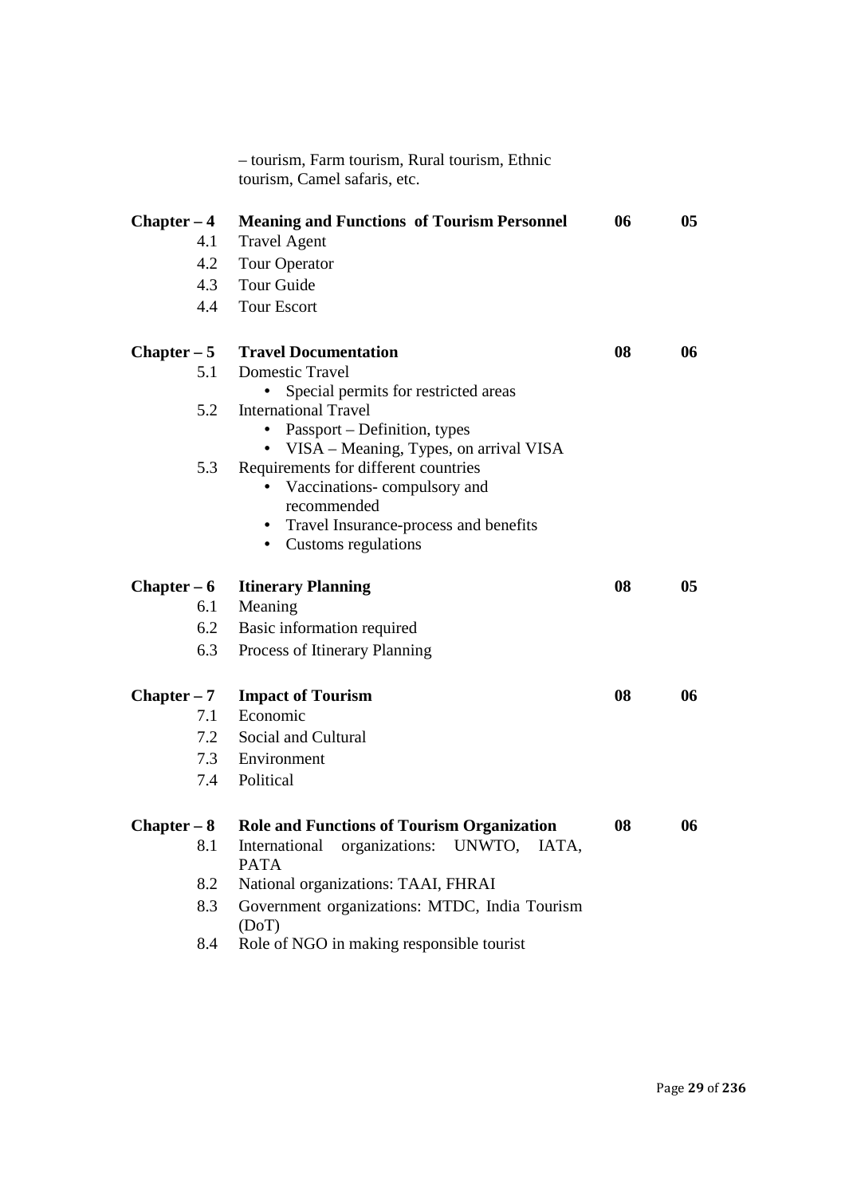– tourism, Farm tourism, Rural tourism, Ethnic tourism, Camel safaris, etc.

| | | | |
|---|---|---|---|
| **Chapter – 4** | **Meaning and Functions of Tourism Personnel** | **06** | **05** |
| 4.1 | Travel Agent | | |
| 4.2 | Tour Operator | | |
| 4.3 | Tour Guide | | |
| 4.4 | Tour Escort | | |
| **Chapter – 5** | **Travel Documentation** | **08** | **06** |
| 5.1 | Domestic Travel<br>• Special permits for restricted areas | | |
| 5.2 | International Travel<br>• Passport – Definition, types<br>• VISA – Meaning, Types, on arrival VISA | | |
| 5.3 | Requirements for different countries<br>• Vaccinations- compulsory and recommended<br>• Travel Insurance-process and benefits<br>• Customs regulations | | |
| **Chapter – 6** | **Itinerary Planning** | **08** | **05** |
| 6.1 | Meaning | | |
| 6.2 | Basic information required | | |
| 6.3 | Process of Itinerary Planning | | |
| **Chapter – 7** | **Impact of Tourism** | **08** | **06** |
| 7.1 | Economic | | |
| 7.2 | Social and Cultural | | |
| 7.3 | Environment | | |
| 7.4 | Political | | |
| **Chapter – 8** | **Role and Functions of Tourism Organization** | **08** | **06** |
| 8.1 | International organizations: UNWTO, IATA, PATA | | |
| 8.2 | National organizations: TAAI, FHRAI | | |
| 8.3 | Government organizations: MTDC, India Tourism (DoT) | | |
| 8.4 | Role of NGO in making responsible tourist | | |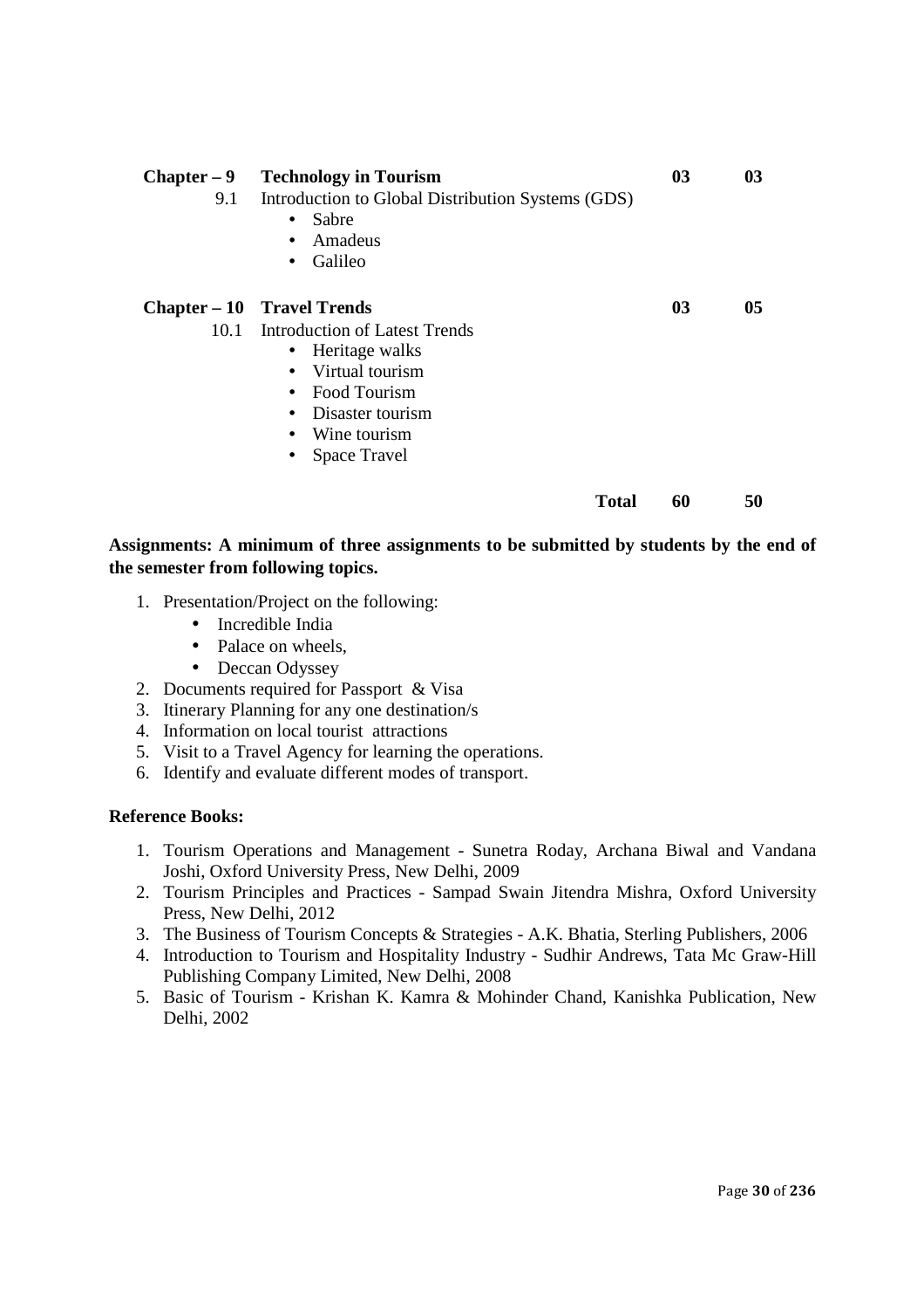| | | | |
|---|---|---|---|
| **Chapter – 9** | **Technology in Tourism** | **03** | **03** |
| 9.1 | Introduction to Global Distribution Systems (GDS)<br>• Sabre<br>• Amadeus<br>• Galileo | | |
| **Chapter – 10** | **Travel Trends** | **03** | **05** |
| 10.1 | Introduction of Latest Trends<br>• Heritage walks<br>• Virtual tourism<br>• Food Tourism<br>• Disaster tourism<br>• Wine tourism<br>• Space Travel | | |
| | **Total** | **60** | **50** |

**Assignments: A minimum of three assignments to be submitted by students by the end of the semester from following topics.**

1. Presentation/Project on the following:
   - Incredible India
   - Palace on wheels,
   - Deccan Odyssey
2. Documents required for Passport & Visa
3. Itinerary Planning for any one destination/s
4. Information on local tourist attractions
5. Visit to a Travel Agency for learning the operations.
6. Identify and evaluate different modes of transport.

**Reference Books:**

1. Tourism Operations and Management - Sunetra Roday, Archana Biwal and Vandana Joshi, Oxford University Press, New Delhi, 2009
2. Tourism Principles and Practices - Sampad Swain Jitendra Mishra, Oxford University Press, New Delhi, 2012
3. The Business of Tourism Concepts & Strategies - A.K. Bhatia, Sterling Publishers, 2006
4. Introduction to Tourism and Hospitality Industry - Sudhir Andrews, Tata Mc Graw-Hill Publishing Company Limited, New Delhi, 2008
5. Basic of Tourism - Krishan K. Kamra & Mohinder Chand, Kanishka Publication, New Delhi, 2002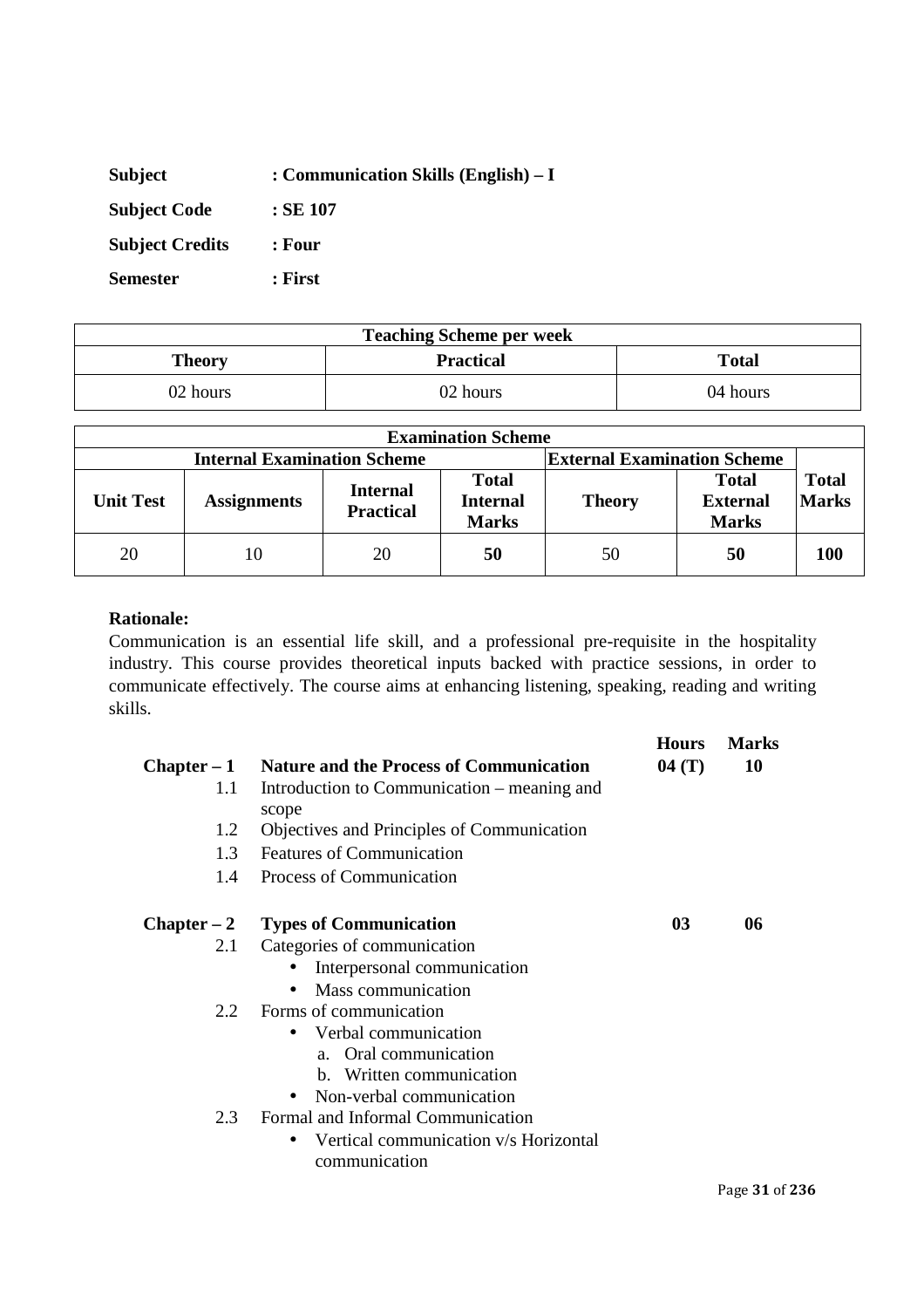**Subject** : **Communication Skills (English) – I**

**Subject Code** : **SE 107**

**Subject Credits** : **Four**

**Semester** : **First**

| Teaching Scheme per week | | |
|---|---|---|
| **Theory** | **Practical** | **Total** |
| 02 hours | 02 hours | 04 hours |

| Examination Scheme | | | | | | |
|---|---|---|---|---|---|---|
| **Internal Examination Scheme** | | | | **External Examination Scheme** | | |
| **Unit Test** | **Assignments** | **Internal Practical** | **Total Internal Marks** | **Theory** | **Total External Marks** | **Total Marks** |
| 20 | 10 | 20 | **50** | 50 | **50** | **100** |

**Rationale:**

Communication is an essential life skill, and a professional pre-requisite in the hospitality industry. This course provides theoretical inputs backed with practice sessions, in order to communicate effectively. The course aims at enhancing listening, speaking, reading and writing skills.

| | | **Hours** | **Marks** |
|---|---|---|---|
| **Chapter – 1** | **Nature and the Process of Communication** | **04 (T)** | **10** |
| 1.1 | Introduction to Communication – meaning and scope | | |
| 1.2 | Objectives and Principles of Communication | | |
| 1.3 | Features of Communication | | |
| 1.4 | Process of Communication | | |
| **Chapter – 2** | **Types of Communication** | **03** | **06** |
| 2.1 | Categories of communication<br>• Interpersonal communication<br>• Mass communication | | |
| 2.2 | Forms of communication<br>• Verbal communication<br>a. Oral communication<br>b. Written communication<br>• Non-verbal communication | | |
| 2.3 | Formal and Informal Communication<br>• Vertical communication v/s Horizontal communication | | |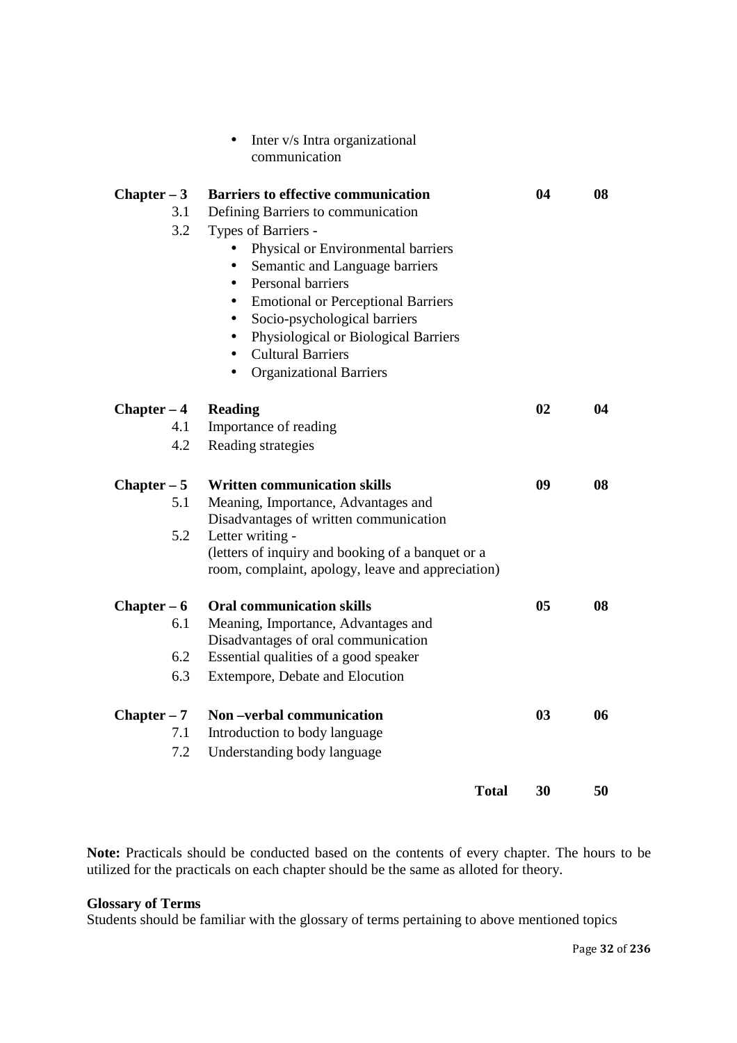| | | | |
|---|---|---|---|
| | • Inter v/s Intra organizational communication | | |
| **Chapter – 3** | **Barriers to effective communication** | **04** | **08** |
| 3.1 | Defining Barriers to communication | | |
| 3.2 | Types of Barriers -<br>• Physical or Environmental barriers<br>• Semantic and Language barriers<br>• Personal barriers<br>• Emotional or Perceptional Barriers<br>• Socio-psychological barriers<br>• Physiological or Biological Barriers<br>• Cultural Barriers<br>• Organizational Barriers | | |
| **Chapter – 4** | **Reading** | **02** | **04** |
| 4.1 | Importance of reading | | |
| 4.2 | Reading strategies | | |
| **Chapter – 5** | **Written communication skills** | **09** | **08** |
| 5.1 | Meaning, Importance, Advantages and Disadvantages of written communication | | |
| 5.2 | Letter writing -<br>(letters of inquiry and booking of a banquet or a room, complaint, apology, leave and appreciation) | | |
| **Chapter – 6** | **Oral communication skills** | **05** | **08** |
| 6.1 | Meaning, Importance, Advantages and Disadvantages of oral communication | | |
| 6.2 | Essential qualities of a good speaker | | |
| 6.3 | Extempore, Debate and Elocution | | |
| **Chapter – 7** | **Non –verbal communication** | **03** | **06** |
| 7.1 | Introduction to body language | | |
| 7.2 | Understanding body language | | |
| | **Total** | **30** | **50** |

**Note:** Practicals should be conducted based on the contents of every chapter. The hours to be utilized for the practicals on each chapter should be the same as alloted for theory.

**Glossary of Terms**

Students should be familiar with the glossary of terms pertaining to above mentioned topics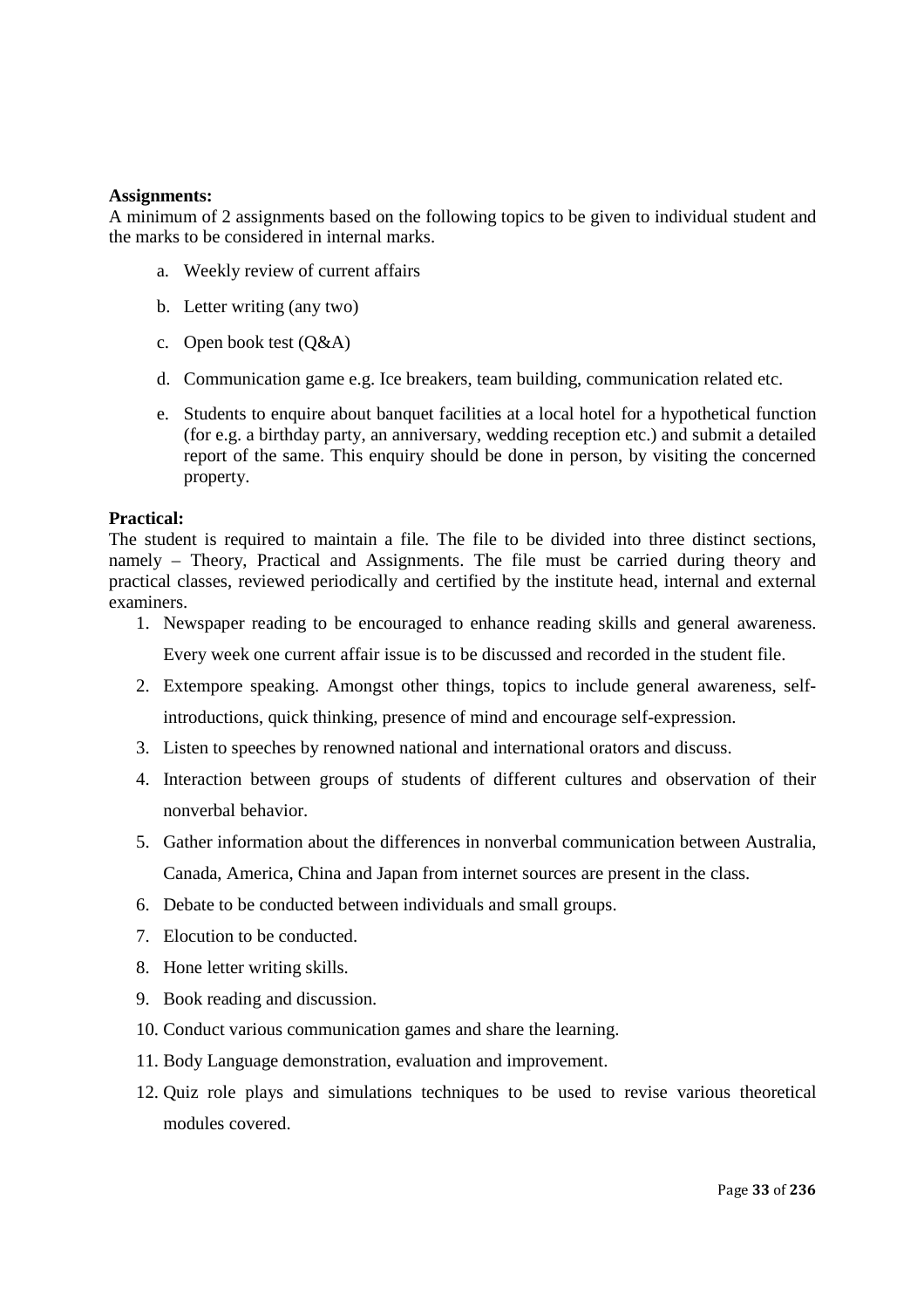**Assignments:**

A minimum of 2 assignments based on the following topics to be given to individual student and the marks to be considered in internal marks.

a. Weekly review of current affairs
b. Letter writing (any two)
c. Open book test (Q&A)
d. Communication game e.g. Ice breakers, team building, communication related etc.
e. Students to enquire about banquet facilities at a local hotel for a hypothetical function (for e.g. a birthday party, an anniversary, wedding reception etc.) and submit a detailed report of the same. This enquiry should be done in person, by visiting the concerned property.

**Practical:**

The student is required to maintain a file. The file to be divided into three distinct sections, namely – Theory, Practical and Assignments. The file must be carried during theory and practical classes, reviewed periodically and certified by the institute head, internal and external examiners.

1. Newspaper reading to be encouraged to enhance reading skills and general awareness. Every week one current affair issue is to be discussed and recorded in the student file.
2. Extempore speaking. Amongst other things, topics to include general awareness, self-introductions, quick thinking, presence of mind and encourage self-expression.
3. Listen to speeches by renowned national and international orators and discuss.
4. Interaction between groups of students of different cultures and observation of their nonverbal behavior.
5. Gather information about the differences in nonverbal communication between Australia, Canada, America, China and Japan from internet sources are present in the class.
6. Debate to be conducted between individuals and small groups.
7. Elocution to be conducted.
8. Hone letter writing skills.
9. Book reading and discussion.
10. Conduct various communication games and share the learning.
11. Body Language demonstration, evaluation and improvement.
12. Quiz role plays and simulations techniques to be used to revise various theoretical modules covered.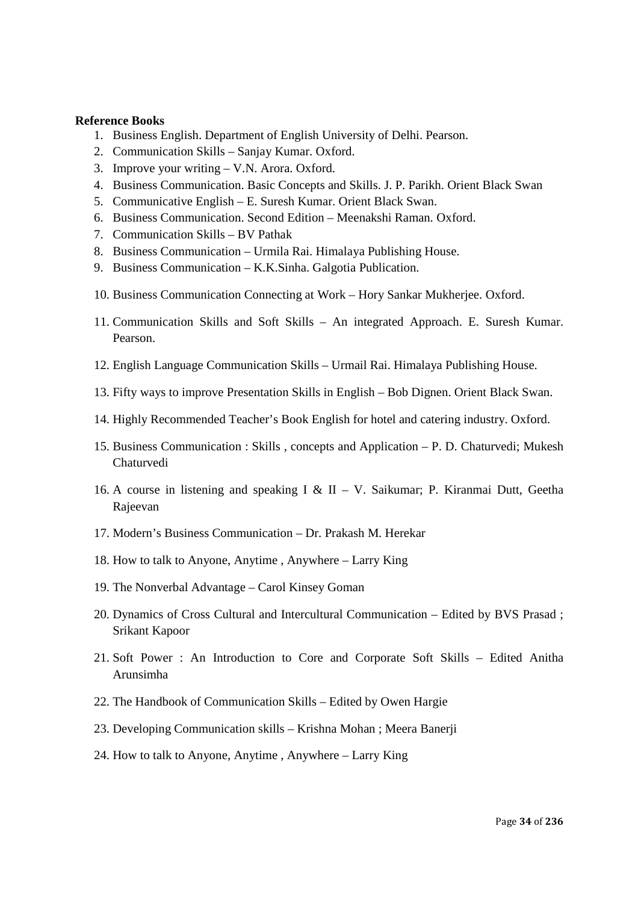**Reference Books**

1. Business English. Department of English University of Delhi. Pearson.
2. Communication Skills – Sanjay Kumar. Oxford.
3. Improve your writing – V.N. Arora. Oxford.
4. Business Communication. Basic Concepts and Skills. J. P. Parikh. Orient Black Swan
5. Communicative English – E. Suresh Kumar. Orient Black Swan.
6. Business Communication. Second Edition – Meenakshi Raman. Oxford.
7. Communication Skills – BV Pathak
8. Business Communication – Urmila Rai. Himalaya Publishing House.
9. Business Communication – K.K.Sinha. Galgotia Publication.
10. Business Communication Connecting at Work – Hory Sankar Mukherjee. Oxford.
11. Communication Skills and Soft Skills – An integrated Approach. E. Suresh Kumar. Pearson.
12. English Language Communication Skills – Urmail Rai. Himalaya Publishing House.
13. Fifty ways to improve Presentation Skills in English – Bob Dignen. Orient Black Swan.
14. Highly Recommended Teacher's Book English for hotel and catering industry. Oxford.
15. Business Communication : Skills , concepts and Application – P. D. Chaturvedi; Mukesh Chaturvedi
16. A course in listening and speaking I & II – V. Saikumar; P. Kiranmai Dutt, Geetha Rajeevan
17. Modern's Business Communication – Dr. Prakash M. Herekar
18. How to talk to Anyone, Anytime , Anywhere – Larry King
19. The Nonverbal Advantage – Carol Kinsey Goman
20. Dynamics of Cross Cultural and Intercultural Communication – Edited by BVS Prasad ; Srikant Kapoor
21. Soft Power : An Introduction to Core and Corporate Soft Skills – Edited Anitha Arunsimha
22. The Handbook of Communication Skills – Edited by Owen Hargie
23. Developing Communication skills – Krishna Mohan ; Meera Banerji
24. How to talk to Anyone, Anytime , Anywhere – Larry King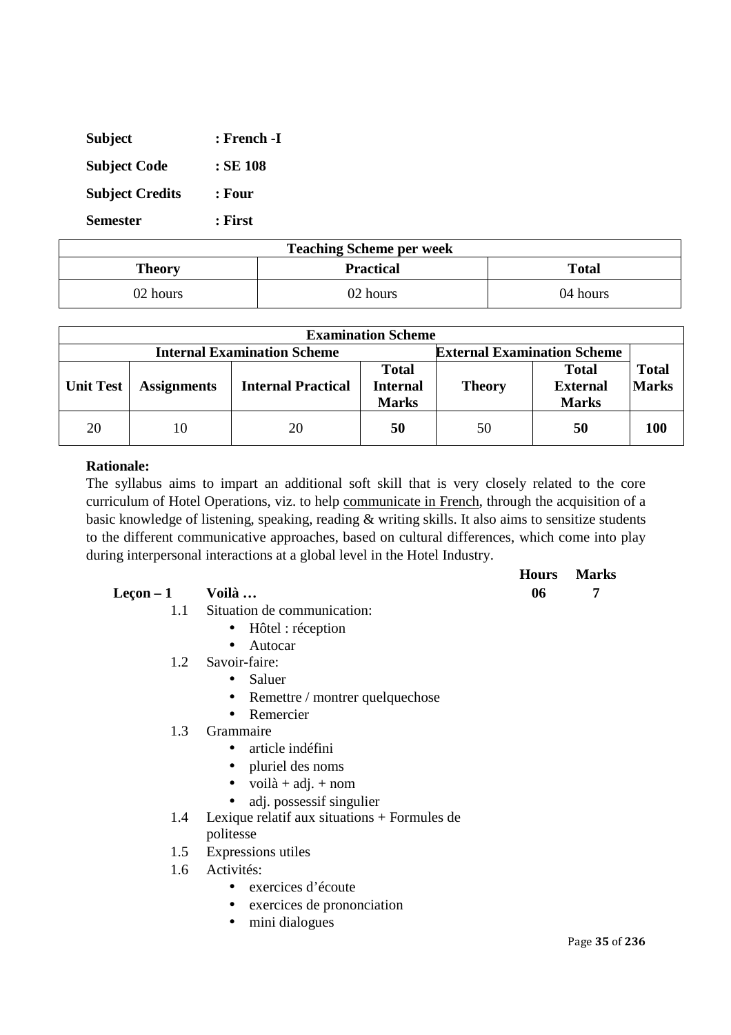**Subject** : **French -I**

**Subject Code** : **SE 108**

**Subject Credits** : **Four**

**Semester** : **First**

| Teaching Scheme per week | | |
|---|---|---|
| **Theory** | **Practical** | **Total** |
| 02 hours | 02 hours | 04 hours |

| Examination Scheme | | | | | | |
|---|---|---|---|---|---|---|
| **Internal Examination Scheme** | | | | **External Examination Scheme** | | |
| **Unit Test** | **Assignments** | **Internal Practical** | **Total Internal Marks** | **Theory** | **Total External Marks** | **Total Marks** |
| 20 | 10 | 20 | **50** | 50 | **50** | **100** |

**Rationale:**

The syllabus aims to impart an additional soft skill that is very closely related to the core curriculum of Hotel Operations, viz. to help communicate in French, through the acquisition of a basic knowledge of listening, speaking, reading & writing skills. It also aims to sensitize students to the different communicative approaches, based on cultural differences, which come into play during interpersonal interactions at a global level in the Hotel Industry.

| | | Hours | Marks |
|---|---|---|---|
| **Leçon – 1** | **Voilà …** | **06** | **7** |

1.1 Situation de communication:
- Hôtel : réception
- Autocar

1.2 Savoir-faire:
- Saluer
- Remettre / montrer quelquechose
- Remercier

1.3 Grammaire
- article indéfini
- pluriel des noms
- voilà + adj. + nom
- adj. possessif singulier

1.4 Lexique relatif aux situations + Formules de politesse

1.5 Expressions utiles

1.6 Activités:
- exercices d'écoute
- exercices de prononciation
- mini dialogues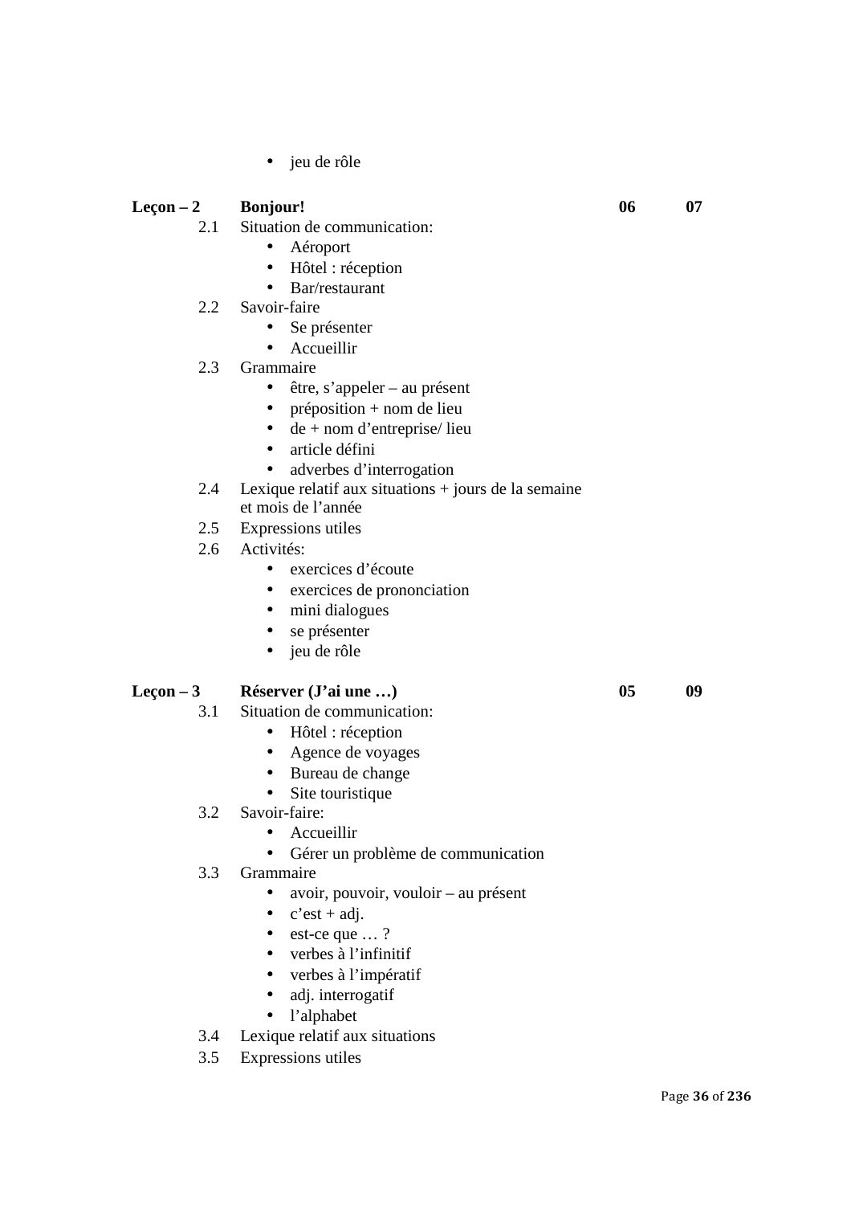- jeu de rôle

**Leçon – 2** **Bonjour!** **06** **07**

2.1 Situation de communication:
- Aéroport
- Hôtel : réception
- Bar/restaurant

2.2 Savoir-faire
- Se présenter
- Accueillir

2.3 Grammaire
- être, s’appeler – au présent
- préposition + nom de lieu
- de + nom d’entreprise/ lieu
- article défini
- adverbes d’interrogation

2.4 Lexique relatif aux situations + jours de la semaine et mois de l’année

2.5 Expressions utiles

2.6 Activités:
- exercices d’écoute
- exercices de prononciation
- mini dialogues
- se présenter
- jeu de rôle

**Leçon – 3** **Réserver (J’ai une …)** **05** **09**

3.1 Situation de communication:
- Hôtel : réception
- Agence de voyages
- Bureau de change
- Site touristique

3.2 Savoir-faire:
- Accueillir
- Gérer un problème de communication

3.3 Grammaire
- avoir, pouvoir, vouloir – au présent
- c’est + adj.
- est-ce que … ?
- verbes à l’infinitif
- verbes à l’impératif
- adj. interrogatif
- l’alphabet

3.4 Lexique relatif aux situations

3.5 Expressions utiles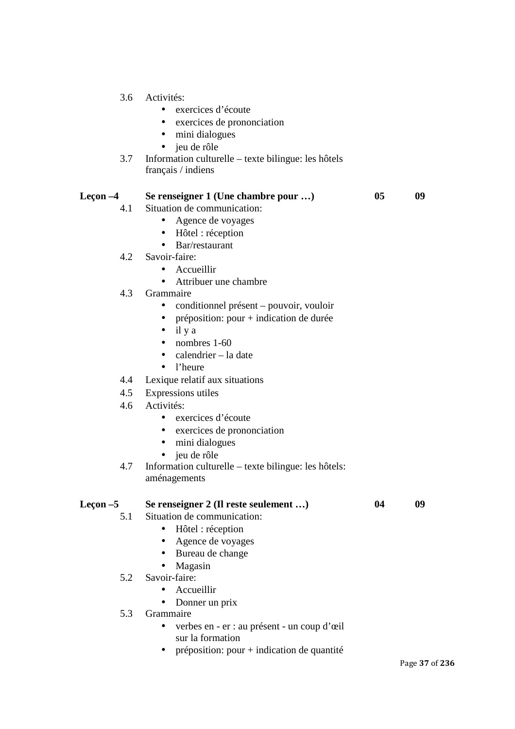3.6 Activités:
- exercices d'écoute
- exercices de prononciation
- mini dialogues
- jeu de rôle

3.7 Information culturelle – texte bilingue: les hôtels français / indiens

**Leçon –4 Se renseigner 1 (Une chambre pour …) 05 09**

4.1 Situation de communication:
- Agence de voyages
- Hôtel : réception
- Bar/restaurant

4.2 Savoir-faire:
- Accueillir
- Attribuer une chambre

4.3 Grammaire
- conditionnel présent – pouvoir, vouloir
- préposition: pour + indication de durée
- il y a
- nombres 1-60
- calendrier – la date
- l'heure

4.4 Lexique relatif aux situations

4.5 Expressions utiles

4.6 Activités:
- exercices d'écoute
- exercices de prononciation
- mini dialogues
- jeu de rôle

4.7 Information culturelle – texte bilingue: les hôtels: aménagements

**Leçon –5 Se renseigner 2 (Il reste seulement …) 04 09**

5.1 Situation de communication:
- Hôtel : réception
- Agence de voyages
- Bureau de change
- Magasin

5.2 Savoir-faire:
- Accueillir
- Donner un prix

5.3 Grammaire
- verbes en - er : au présent - un coup d'œil sur la formation
- préposition: pour + indication de quantité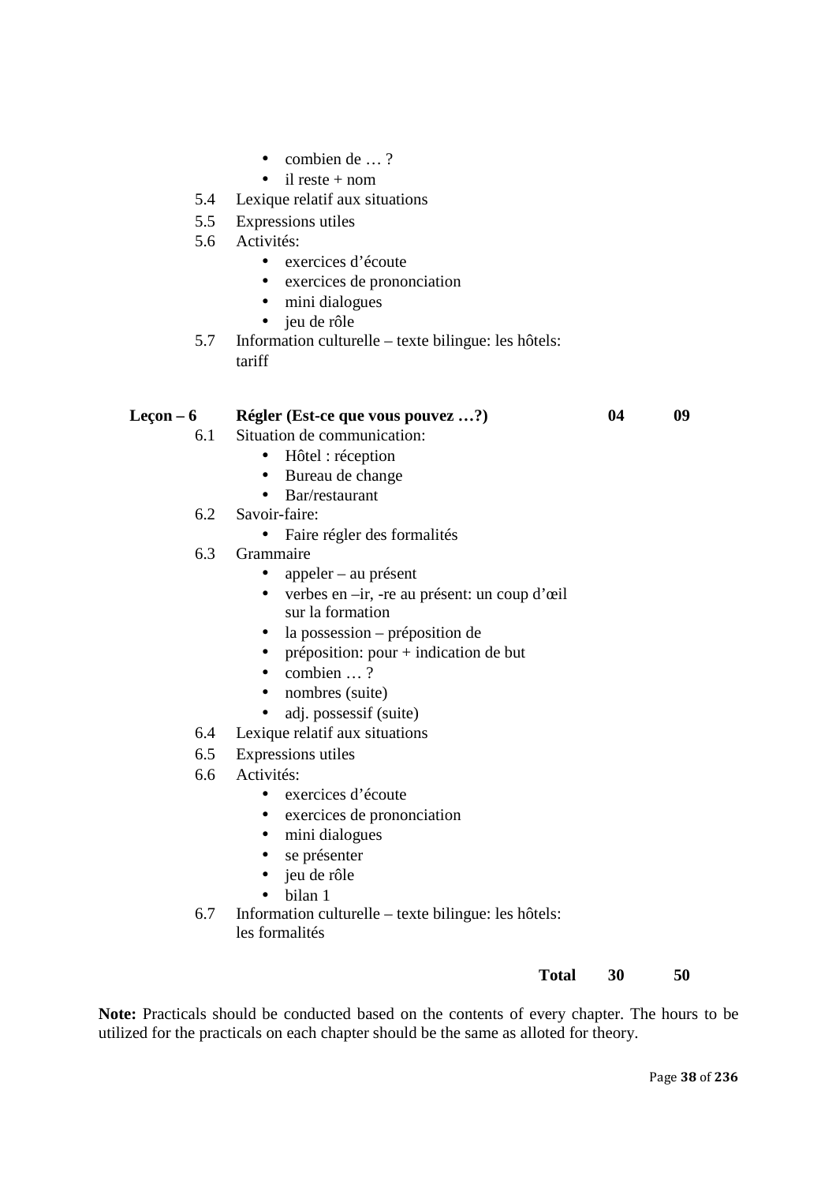- combien de … ?
- il reste + nom

5.4 Lexique relatif aux situations

5.5 Expressions utiles

5.6 Activités:
- exercices d'écoute
- exercices de prononciation
- mini dialogues
- jeu de rôle

5.7 Information culturelle – texte bilingue: les hôtels: tariff

**Leçon – 6 Régler (Est-ce que vous pouvez …?) 04 09**

6.1 Situation de communication:
- Hôtel : réception
- Bureau de change
- Bar/restaurant

6.2 Savoir-faire:
- Faire régler des formalités

6.3 Grammaire
- appeler – au présent
- verbes en –ir, -re au présent: un coup d'œil sur la formation
- la possession – préposition de
- préposition: pour + indication de but
- combien … ?
- nombres (suite)
- adj. possessif (suite)

6.4 Lexique relatif aux situations

6.5 Expressions utiles

6.6 Activités:
- exercices d'écoute
- exercices de prononciation
- mini dialogues
- se présenter
- jeu de rôle
- bilan 1

6.7 Information culturelle – texte bilingue: les hôtels: les formalités

**Total 30 50**

**Note:** Practicals should be conducted based on the contents of every chapter. The hours to be utilized for the practicals on each chapter should be the same as alloted for theory.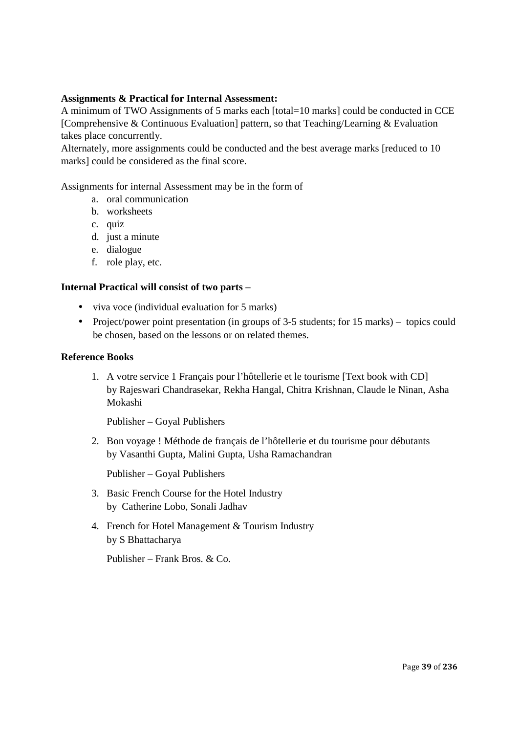**Assignments & Practical for Internal Assessment:**

A minimum of TWO Assignments of 5 marks each [total=10 marks] could be conducted in CCE [Comprehensive & Continuous Evaluation] pattern, so that Teaching/Learning & Evaluation takes place concurrently.

Alternately, more assignments could be conducted and the best average marks [reduced to 10 marks] could be considered as the final score.

Assignments for internal Assessment may be in the form of

a. oral communication
b. worksheets
c. quiz
d. just a minute
e. dialogue
f. role play, etc.

**Internal Practical will consist of two parts –**

- viva voce (individual evaluation for 5 marks)
- Project/power point presentation (in groups of 3-5 students; for 15 marks) – topics could be chosen, based on the lessons or on related themes.

**Reference Books**

1. A votre service 1 Français pour l'hôtellerie et le tourisme [Text book with CD] by Rajeswari Chandrasekar, Rekha Hangal, Chitra Krishnan, Claude le Ninan, Asha Mokashi

   Publisher – Goyal Publishers

2. Bon voyage ! Méthode de français de l'hôtellerie et du tourisme pour débutants by Vasanthi Gupta, Malini Gupta, Usha Ramachandran

   Publisher – Goyal Publishers

3. Basic French Course for the Hotel Industry by Catherine Lobo, Sonali Jadhav

4. French for Hotel Management & Tourism Industry by S Bhattacharya

   Publisher – Frank Bros. & Co.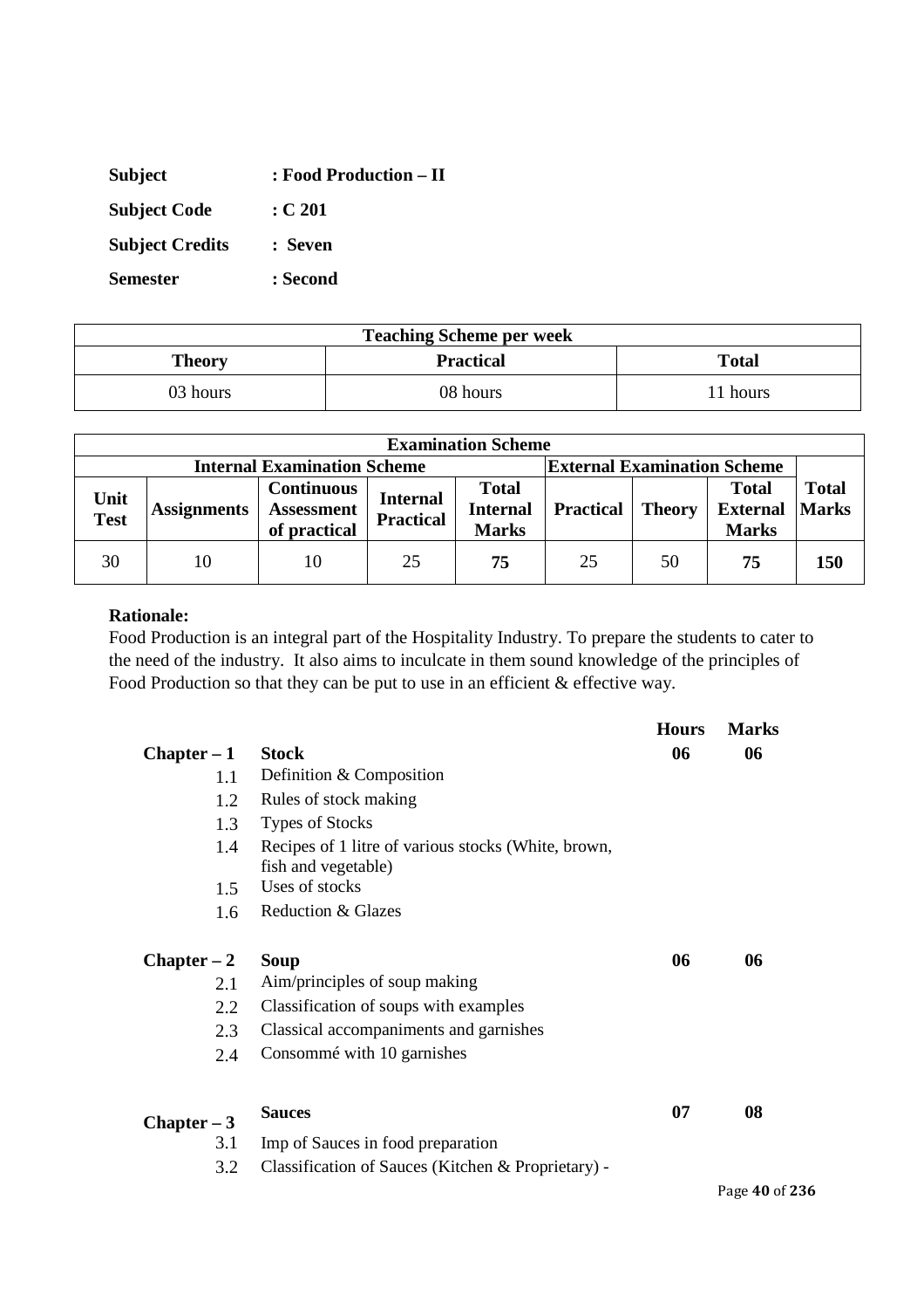**Subject** : **Food Production – II**

**Subject Code** : **C 201**

**Subject Credits** : **Seven**

**Semester** : **Second**

| Teaching Scheme per week | | |
|---|---|---|
| **Theory** | **Practical** | **Total** |
| 03 hours | 08 hours | 11 hours |

| Examination Scheme | | | | | | | | |
|---|---|---|---|---|---|---|---|---|
| **Internal Examination Scheme** | | | | | **External Examination Scheme** | | | |
| **Unit Test** | **Assignments** | **Continuous Assessment of practical** | **Internal Practical** | **Total Internal Marks** | **Practical** | **Theory** | **Total External Marks** | **Total Marks** |
| 30 | 10 | 10 | 25 | **75** | 25 | 50 | **75** | **150** |

**Rationale:**
Food Production is an integral part of the Hospitality Industry. To prepare the students to cater to the need of the industry. It also aims to inculcate in them sound knowledge of the principles of Food Production so that they can be put to use in an efficient & effective way.

| | | **Hours** | **Marks** |
|---|---|---|---|
| **Chapter – 1** | **Stock** | **06** | **06** |
| 1.1 | Definition & Composition | | |
| 1.2 | Rules of stock making | | |
| 1.3 | Types of Stocks | | |
| 1.4 | Recipes of 1 litre of various stocks (White, brown, fish and vegetable) | | |
| 1.5 | Uses of stocks | | |
| 1.6 | Reduction & Glazes | | |
| **Chapter – 2** | **Soup** | **06** | **06** |
| 2.1 | Aim/principles of soup making | | |
| 2.2 | Classification of soups with examples | | |
| 2.3 | Classical accompaniments and garnishes | | |
| 2.4 | Consommé with 10 garnishes | | |
| **Chapter – 3** | **Sauces** | **07** | **08** |
| 3.1 | Imp of Sauces in food preparation | | |
| 3.2 | Classification of Sauces (Kitchen & Proprietary) - | | |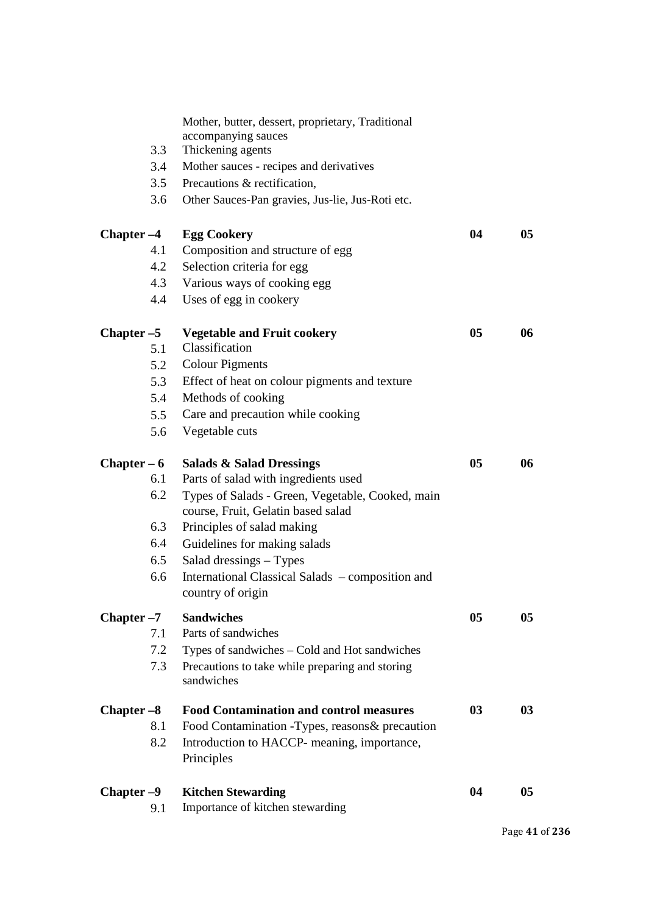| | | | |
|---|---|---|---|
| | Mother, butter, dessert, proprietary, Traditional accompanying sauces | | |
| 3.3 | Thickening agents | | |
| 3.4 | Mother sauces - recipes and derivatives | | |
| 3.5 | Precautions & rectification, | | |
| 3.6 | Other Sauces-Pan gravies, Jus-lie, Jus-Roti etc. | | |
| **Chapter –4** | **Egg Cookery** | **04** | **05** |
| 4.1 | Composition and structure of egg | | |
| 4.2 | Selection criteria for egg | | |
| 4.3 | Various ways of cooking egg | | |
| 4.4 | Uses of egg in cookery | | |
| **Chapter –5** | **Vegetable and Fruit cookery** | **05** | **06** |
| 5.1 | Classification | | |
| 5.2 | Colour Pigments | | |
| 5.3 | Effect of heat on colour pigments and texture | | |
| 5.4 | Methods of cooking | | |
| 5.5 | Care and precaution while cooking | | |
| 5.6 | Vegetable cuts | | |
| **Chapter – 6** | **Salads & Salad Dressings** | **05** | **06** |
| 6.1 | Parts of salad with ingredients used | | |
| 6.2 | Types of Salads - Green, Vegetable, Cooked, main course, Fruit, Gelatin based salad | | |
| 6.3 | Principles of salad making | | |
| 6.4 | Guidelines for making salads | | |
| 6.5 | Salad dressings – Types | | |
| 6.6 | International Classical Salads – composition and country of origin | | |
| **Chapter –7** | **Sandwiches** | **05** | **05** |
| 7.1 | Parts of sandwiches | | |
| 7.2 | Types of sandwiches – Cold and Hot sandwiches | | |
| 7.3 | Precautions to take while preparing and storing sandwiches | | |
| **Chapter –8** | **Food Contamination and control measures** | **03** | **03** |
| 8.1 | Food Contamination -Types, reasons& precaution | | |
| 8.2 | Introduction to HACCP- meaning, importance, Principles | | |
| **Chapter –9** | **Kitchen Stewarding** | **04** | **05** |
| 9.1 | Importance of kitchen stewarding | | |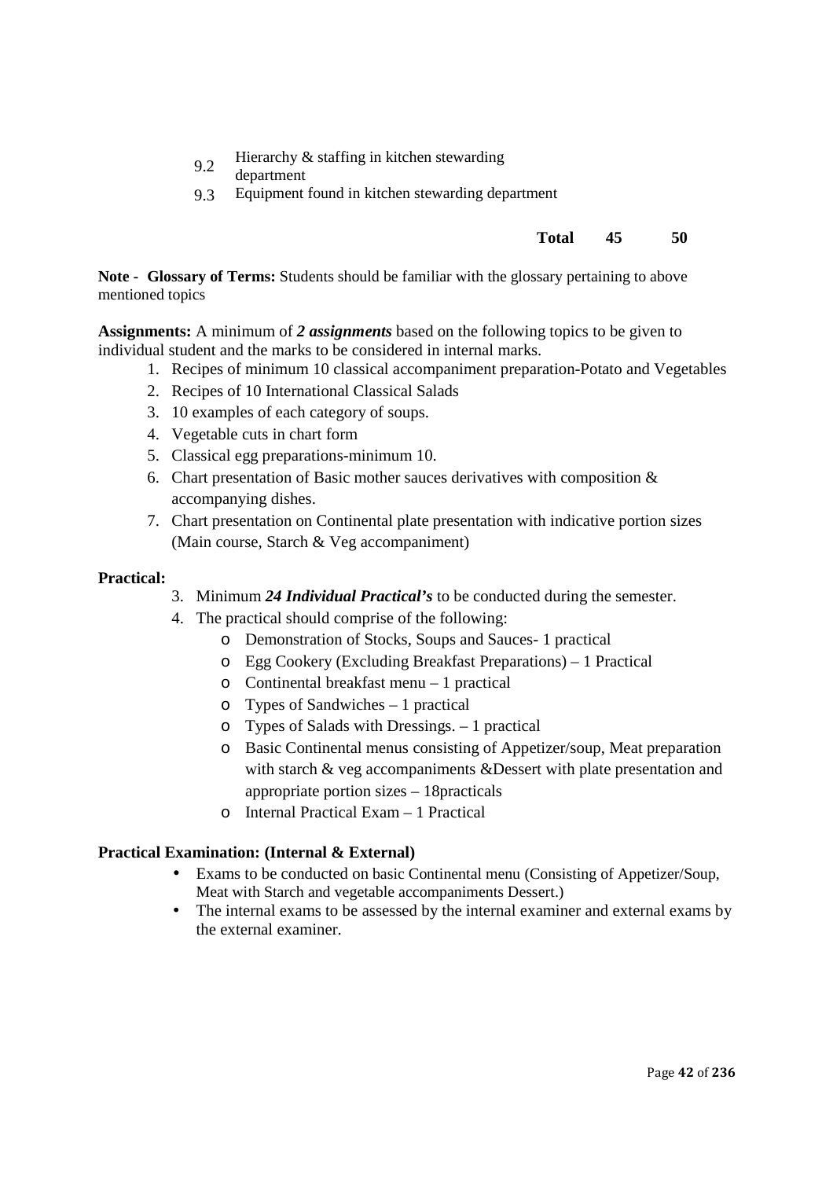9.2 Hierarchy & staffing in kitchen stewarding department

9.3 Equipment found in kitchen stewarding department

| | | |
|---|---|---|
| **Total** | **45** | **50** |

**Note - Glossary of Terms:** Students should be familiar with the glossary pertaining to above mentioned topics

**Assignments:** A minimum of ***2 assignments*** based on the following topics to be given to individual student and the marks to be considered in internal marks.

1. Recipes of minimum 10 classical accompaniment preparation-Potato and Vegetables
2. Recipes of 10 International Classical Salads
3. 10 examples of each category of soups.
4. Vegetable cuts in chart form
5. Classical egg preparations-minimum 10.
6. Chart presentation of Basic mother sauces derivatives with composition & accompanying dishes.
7. Chart presentation on Continental plate presentation with indicative portion sizes (Main course, Starch & Veg accompaniment)

**Practical:**

3. Minimum ***24 Individual Practical's*** to be conducted during the semester.
4. The practical should comprise of the following:
   - Demonstration of Stocks, Soups and Sauces- 1 practical
   - Egg Cookery (Excluding Breakfast Preparations) – 1 Practical
   - Continental breakfast menu – 1 practical
   - Types of Sandwiches – 1 practical
   - Types of Salads with Dressings. – 1 practical
   - Basic Continental menus consisting of Appetizer/soup, Meat preparation with starch & veg accompaniments &Dessert with plate presentation and appropriate portion sizes – 18practicals
   - Internal Practical Exam – 1 Practical

**Practical Examination: (Internal & External)**

- Exams to be conducted on basic Continental menu (Consisting of Appetizer/Soup, Meat with Starch and vegetable accompaniments Dessert.)
- The internal exams to be assessed by the internal examiner and external exams by the external examiner.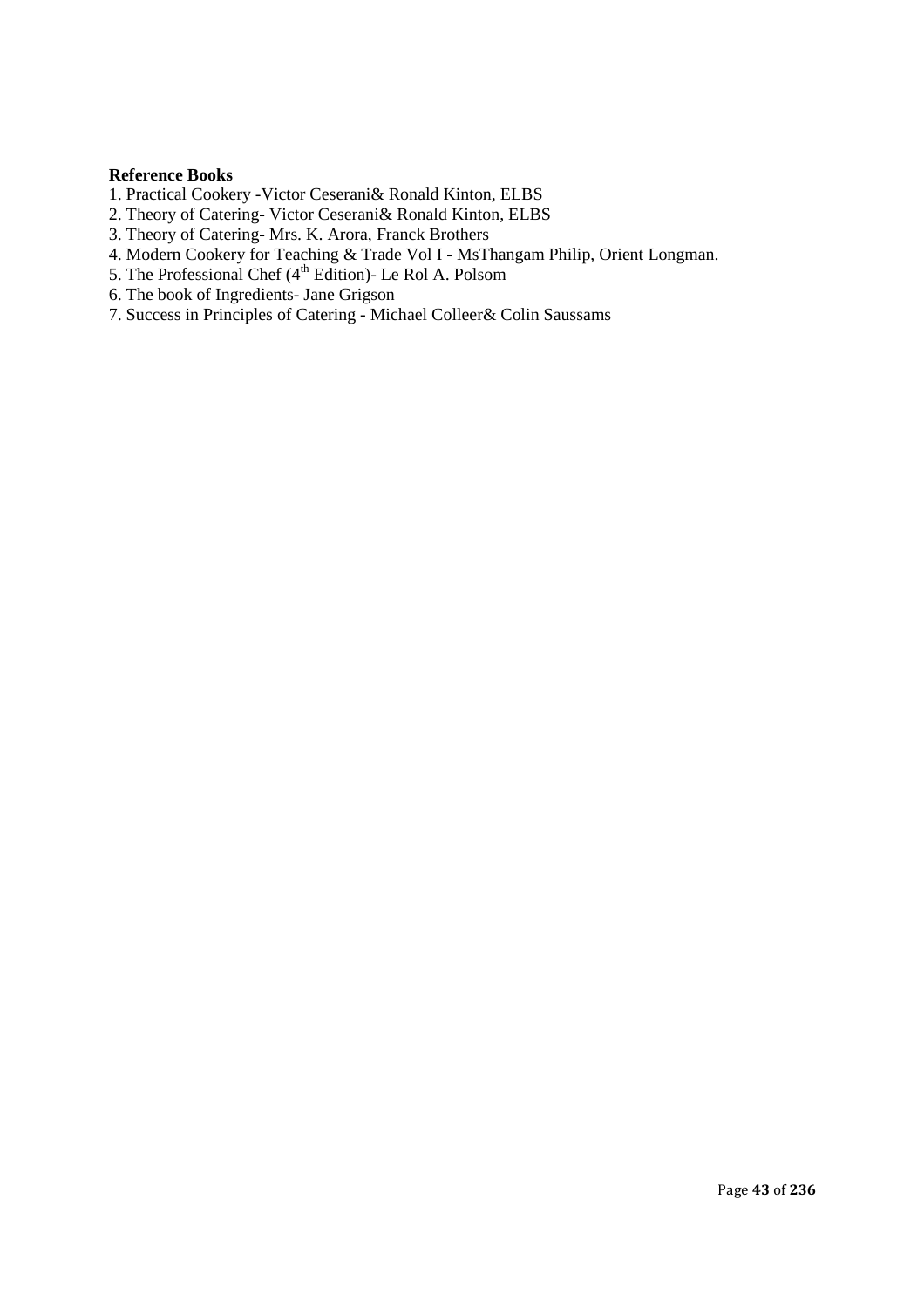**Reference Books**

1. Practical Cookery -Victor Ceserani& Ronald Kinton, ELBS
2. Theory of Catering- Victor Ceserani& Ronald Kinton, ELBS
3. Theory of Catering- Mrs. K. Arora, Franck Brothers
4. Modern Cookery for Teaching & Trade Vol I - MsThangam Philip, Orient Longman.
5. The Professional Chef (4th Edition)- Le Rol A. Polsom
6. The book of Ingredients- Jane Grigson
7. Success in Principles of Catering - Michael Colleer& Colin Saussams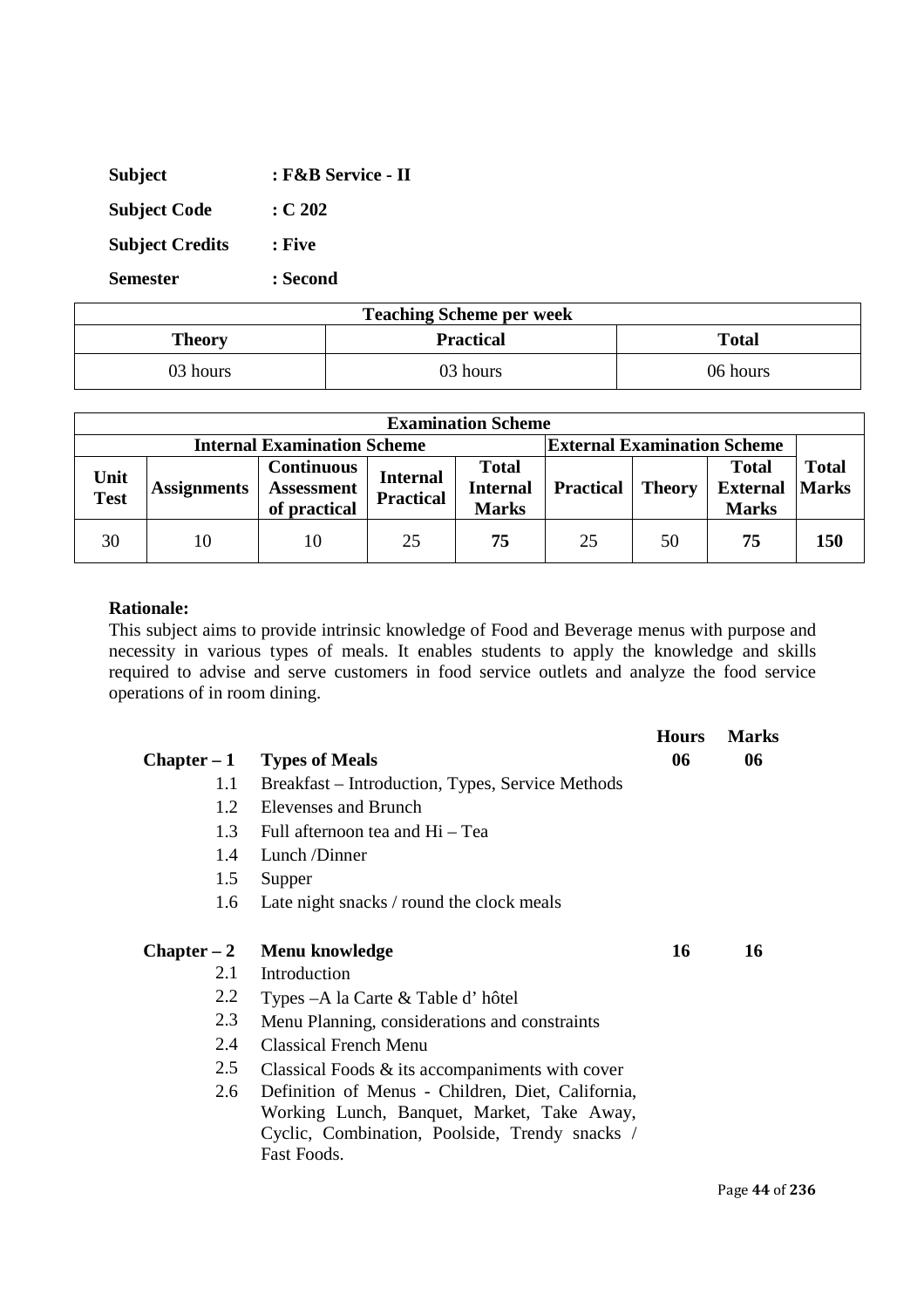**Subject** : F&B Service - II

**Subject Code** : C 202

**Subject Credits** : Five

**Semester** : Second

| Teaching Scheme per week | | |
|---|---|---|
| **Theory** | **Practical** | **Total** |
| 03 hours | 03 hours | 06 hours |

| Examination Scheme | | | | | | | | |
|---|---|---|---|---|---|---|---|---|
| **Internal Examination Scheme** | | | | | **External Examination Scheme** | | | |
| **Unit Test** | **Assignments** | **Continuous Assessment of practical** | **Internal Practical** | **Total Internal Marks** | **Practical** | **Theory** | **Total External Marks** | **Total Marks** |
| 30 | 10 | 10 | 25 | **75** | 25 | 50 | **75** | **150** |

**Rationale:**

This subject aims to provide intrinsic knowledge of Food and Beverage menus with purpose and necessity in various types of meals. It enables students to apply the knowledge and skills required to advise and serve customers in food service outlets and analyze the food service operations of in room dining.

| | | **Hours** | **Marks** |
|---|---|---|---|
| **Chapter – 1** | **Types of Meals** | **06** | **06** |
| 1.1 | Breakfast – Introduction, Types, Service Methods | | |
| 1.2 | Elevenses and Brunch | | |
| 1.3 | Full afternoon tea and Hi – Tea | | |
| 1.4 | Lunch /Dinner | | |
| 1.5 | Supper | | |
| 1.6 | Late night snacks / round the clock meals | | |
| **Chapter – 2** | **Menu knowledge** | **16** | **16** |
| 2.1 | Introduction | | |
| 2.2 | Types –A la Carte & Table d' hôtel | | |
| 2.3 | Menu Planning, considerations and constraints | | |
| 2.4 | Classical French Menu | | |
| 2.5 | Classical Foods & its accompaniments with cover | | |
| 2.6 | Definition of Menus - Children, Diet, California, Working Lunch, Banquet, Market, Take Away, Cyclic, Combination, Poolside, Trendy snacks / Fast Foods. | | |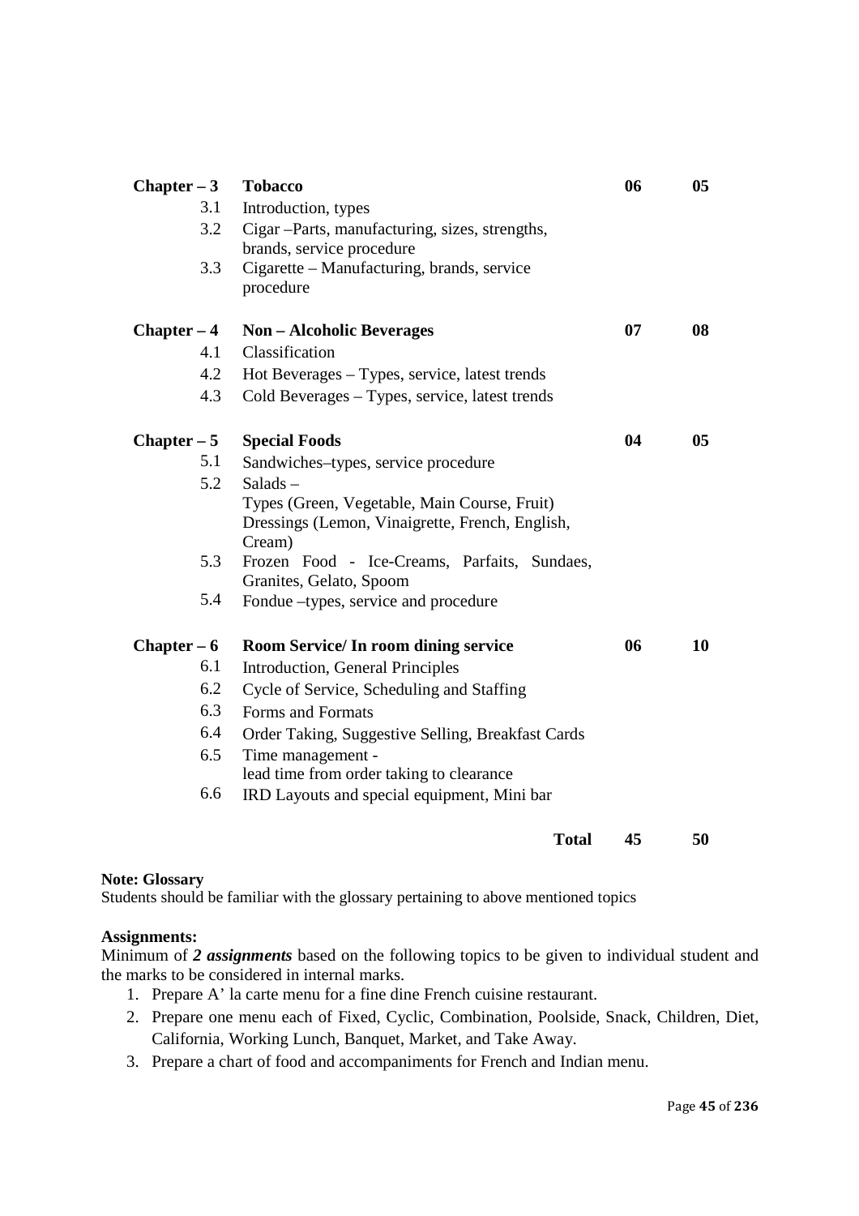| | | | |
|---|---|---|---|
| **Chapter – 3** | **Tobacco** | **06** | **05** |
| 3.1 | Introduction, types | | |
| 3.2 | Cigar –Parts, manufacturing, sizes, strengths, brands, service procedure | | |
| 3.3 | Cigarette – Manufacturing, brands, service procedure | | |
| **Chapter – 4** | **Non – Alcoholic Beverages** | **07** | **08** |
| 4.1 | Classification | | |
| 4.2 | Hot Beverages – Types, service, latest trends | | |
| 4.3 | Cold Beverages – Types, service, latest trends | | |
| **Chapter – 5** | **Special Foods** | **04** | **05** |
| 5.1 | Sandwiches–types, service procedure | | |
| 5.2 | Salads – Types (Green, Vegetable, Main Course, Fruit) Dressings (Lemon, Vinaigrette, French, English, Cream) | | |
| 5.3 | Frozen Food - Ice-Creams, Parfaits, Sundaes, Granites, Gelato, Spoom | | |
| 5.4 | Fondue –types, service and procedure | | |
| **Chapter – 6** | **Room Service/ In room dining service** | **06** | **10** |
| 6.1 | Introduction, General Principles | | |
| 6.2 | Cycle of Service, Scheduling and Staffing | | |
| 6.3 | Forms and Formats | | |
| 6.4 | Order Taking, Suggestive Selling, Breakfast Cards | | |
| 6.5 | Time management - lead time from order taking to clearance | | |
| 6.6 | IRD Layouts and special equipment, Mini bar | | |
| | **Total** | **45** | **50** |

**Note: Glossary**
Students should be familiar with the glossary pertaining to above mentioned topics

**Assignments:**
Minimum of ***2 assignments*** based on the following topics to be given to individual student and the marks to be considered in internal marks.

1. Prepare A' la carte menu for a fine dine French cuisine restaurant.
2. Prepare one menu each of Fixed, Cyclic, Combination, Poolside, Snack, Children, Diet, California, Working Lunch, Banquet, Market, and Take Away.
3. Prepare a chart of food and accompaniments for French and Indian menu.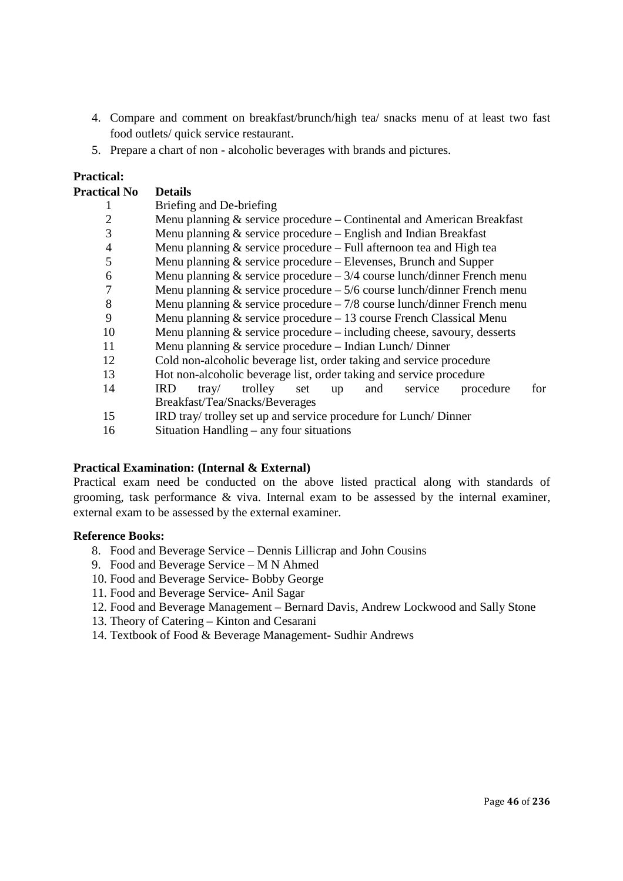4. Compare and comment on breakfast/brunch/high tea/ snacks menu of at least two fast food outlets/ quick service restaurant.
5. Prepare a chart of non - alcoholic beverages with brands and pictures.

**Practical:**

| Practical No | Details |
|---|---|
| 1 | Briefing and De-briefing |
| 2 | Menu planning & service procedure – Continental and American Breakfast |
| 3 | Menu planning & service procedure – English and Indian Breakfast |
| 4 | Menu planning & service procedure – Full afternoon tea and High tea |
| 5 | Menu planning & service procedure – Elevenses, Brunch and Supper |
| 6 | Menu planning & service procedure – 3/4 course lunch/dinner French menu |
| 7 | Menu planning & service procedure – 5/6 course lunch/dinner French menu |
| 8 | Menu planning & service procedure – 7/8 course lunch/dinner French menu |
| 9 | Menu planning & service procedure – 13 course French Classical Menu |
| 10 | Menu planning & service procedure – including cheese, savoury, desserts |
| 11 | Menu planning & service procedure – Indian Lunch/ Dinner |
| 12 | Cold non-alcoholic beverage list, order taking and service procedure |
| 13 | Hot non-alcoholic beverage list, order taking and service procedure |
| 14 | IRD tray/ trolley set up and service procedure for Breakfast/Tea/Snacks/Beverages |
| 15 | IRD tray/ trolley set up and service procedure for Lunch/ Dinner |
| 16 | Situation Handling – any four situations |

**Practical Examination: (Internal & External)**

Practical exam need be conducted on the above listed practical along with standards of grooming, task performance & viva. Internal exam to be assessed by the internal examiner, external exam to be assessed by the external examiner.

**Reference Books:**

8. Food and Beverage Service – Dennis Lillicrap and John Cousins
9. Food and Beverage Service – M N Ahmed
10. Food and Beverage Service- Bobby George
11. Food and Beverage Service- Anil Sagar
12. Food and Beverage Management – Bernard Davis, Andrew Lockwood and Sally Stone
13. Theory of Catering – Kinton and Cesarani
14. Textbook of Food & Beverage Management- Sudhir Andrews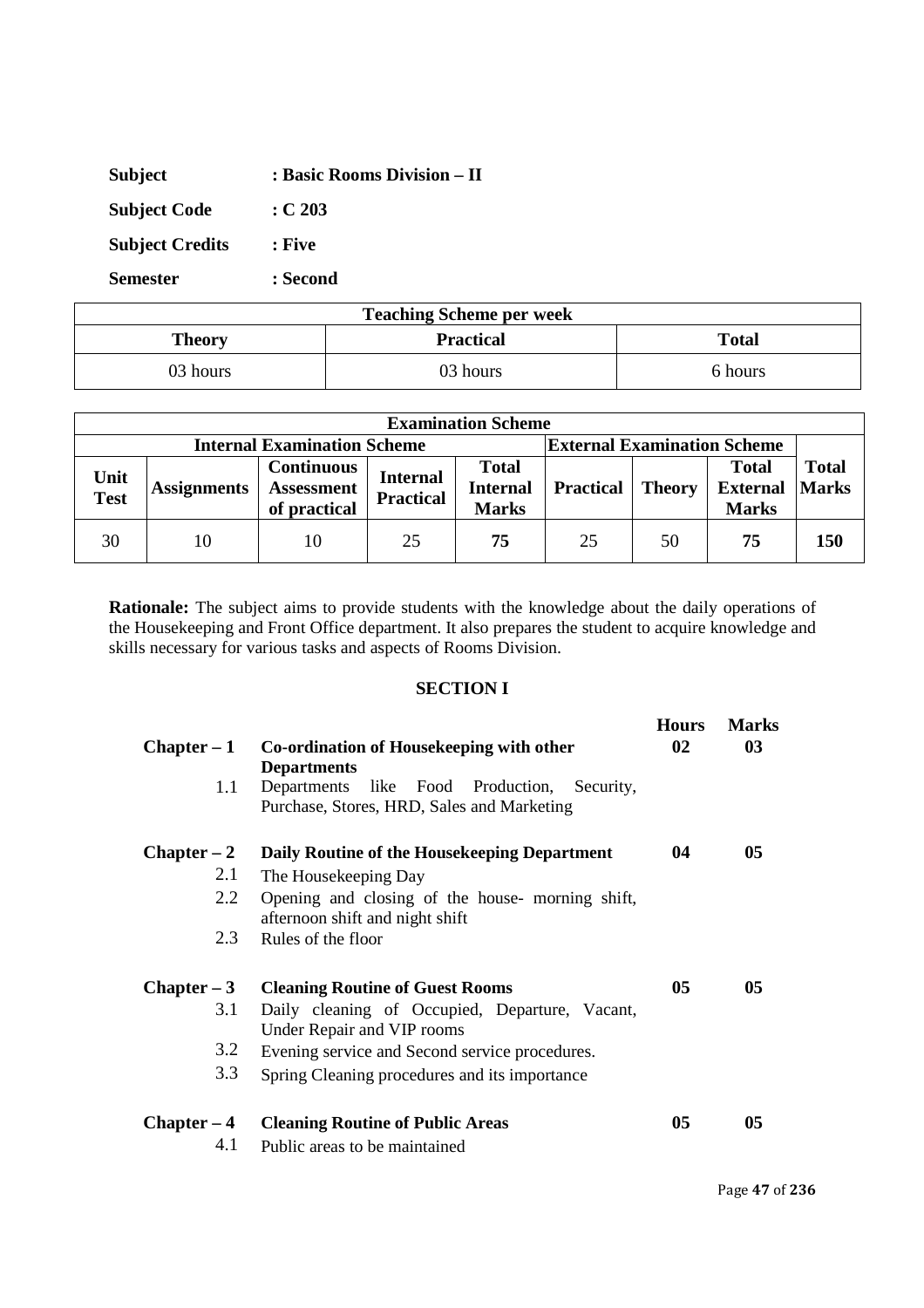**Subject** : **Basic Rooms Division – II**

**Subject Code** : **C 203**

**Subject Credits** : **Five**

**Semester** : **Second**

| **Teaching Scheme per week** | | |
|---|---|---|
| **Theory** | **Practical** | **Total** |
| 03 hours | 03 hours | 6 hours |

| **Examination Scheme** | | | | | | | | |
|---|---|---|---|---|---|---|---|---|
| **Internal Examination Scheme** | | | | | **External Examination Scheme** | | | |
| **Unit Test** | **Assignments** | **Continuous Assessment of practical** | **Internal Practical** | **Total Internal Marks** | **Practical** | **Theory** | **Total External Marks** | **Total Marks** |
| 30 | 10 | 10 | 25 | **75** | 25 | 50 | **75** | **150** |

**Rationale:** The subject aims to provide students with the knowledge about the daily operations of the Housekeeping and Front Office department. It also prepares the student to acquire knowledge and skills necessary for various tasks and aspects of Rooms Division.

## SECTION I

| | | **Hours** | **Marks** |
|---|---|---|---|
| **Chapter – 1** | **Co-ordination of Housekeeping with other Departments** | **02** | **03** |
| 1.1 | Departments like Food Production, Security, Purchase, Stores, HRD, Sales and Marketing | | |
| **Chapter – 2** | **Daily Routine of the Housekeeping Department** | **04** | **05** |
| 2.1 | The Housekeeping Day | | |
| 2.2 | Opening and closing of the house- morning shift, afternoon shift and night shift | | |
| 2.3 | Rules of the floor | | |
| **Chapter – 3** | **Cleaning Routine of Guest Rooms** | **05** | **05** |
| 3.1 | Daily cleaning of Occupied, Departure, Vacant, Under Repair and VIP rooms | | |
| 3.2 | Evening service and Second service procedures. | | |
| 3.3 | Spring Cleaning procedures and its importance | | |
| **Chapter – 4** | **Cleaning Routine of Public Areas** | **05** | **05** |
| 4.1 | Public areas to be maintained | | |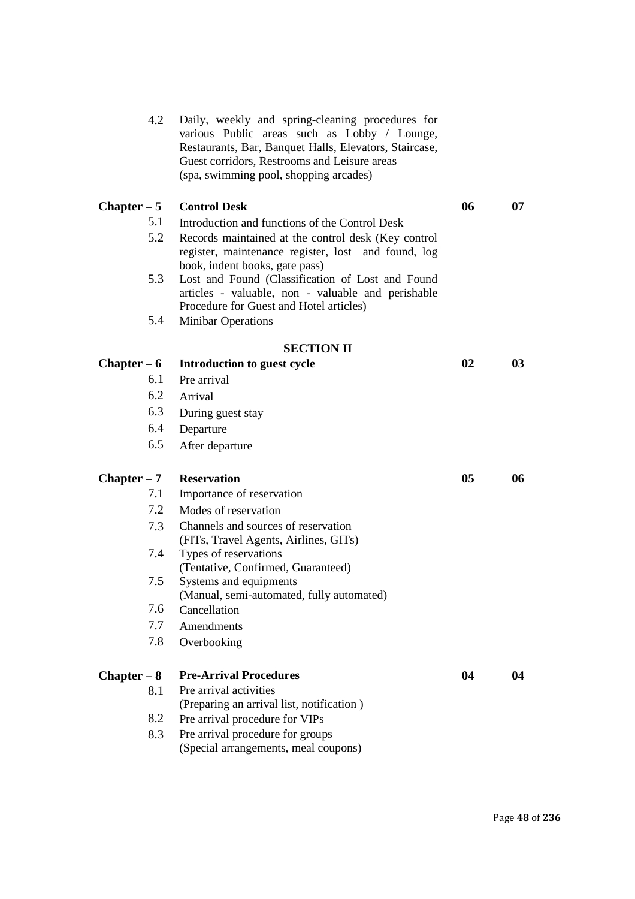| | | | |
|---|---|---|---|
| 4.2 | Daily, weekly and spring-cleaning procedures for various Public areas such as Lobby / Lounge, Restaurants, Bar, Banquet Halls, Elevators, Staircase, Guest corridors, Restrooms and Leisure areas (spa, swimming pool, shopping arcades) | | |
| **Chapter – 5** | **Control Desk** | **06** | **07** |
| 5.1 | Introduction and functions of the Control Desk | | |
| 5.2 | Records maintained at the control desk (Key control register, maintenance register, lost and found, log book, indent books, gate pass) | | |
| 5.3 | Lost and Found (Classification of Lost and Found articles - valuable, non - valuable and perishable Procedure for Guest and Hotel articles) | | |
| 5.4 | Minibar Operations | | |
| | **SECTION II** | | |
| **Chapter – 6** | **Introduction to guest cycle** | **02** | **03** |
| 6.1 | Pre arrival | | |
| 6.2 | Arrival | | |
| 6.3 | During guest stay | | |
| 6.4 | Departure | | |
| 6.5 | After departure | | |
| **Chapter – 7** | **Reservation** | **05** | **06** |
| 7.1 | Importance of reservation | | |
| 7.2 | Modes of reservation | | |
| 7.3 | Channels and sources of reservation (FITs, Travel Agents, Airlines, GITs) | | |
| 7.4 | Types of reservations (Tentative, Confirmed, Guaranteed) | | |
| 7.5 | Systems and equipments (Manual, semi-automated, fully automated) | | |
| 7.6 | Cancellation | | |
| 7.7 | Amendments | | |
| 7.8 | Overbooking | | |
| **Chapter – 8** | **Pre-Arrival Procedures** | **04** | **04** |
| 8.1 | Pre arrival activities (Preparing an arrival list, notification ) | | |
| 8.2 | Pre arrival procedure for VIPs | | |
| 8.3 | Pre arrival procedure for groups (Special arrangements, meal coupons) | | |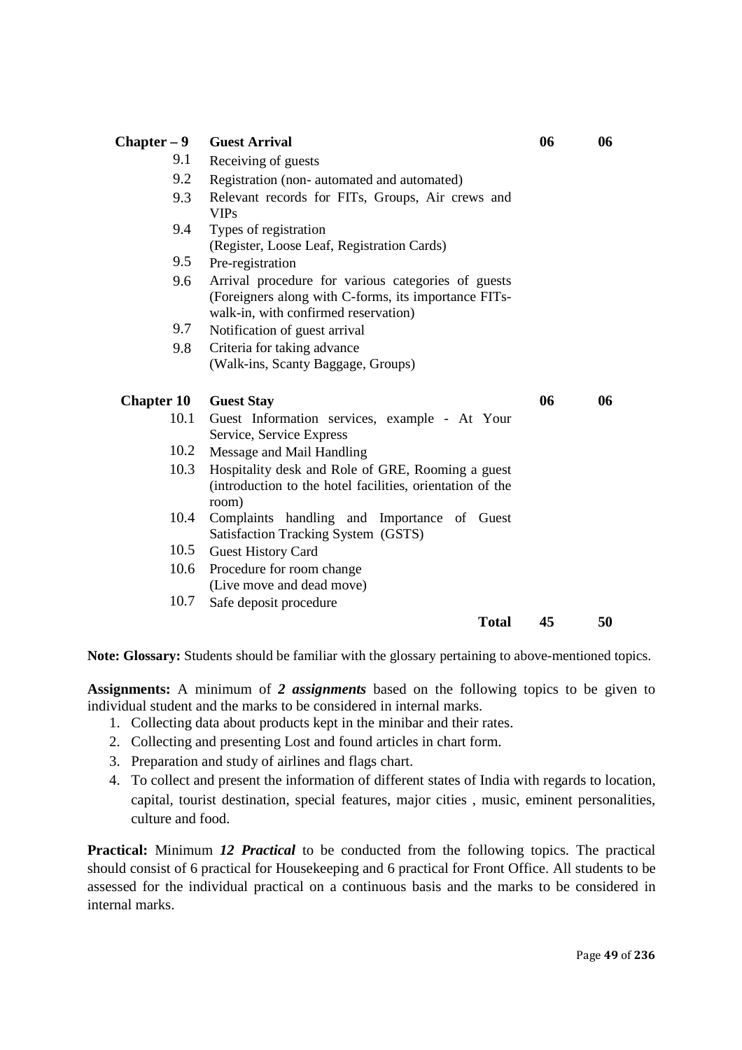| | | | |
|---|---|---|---|
| **Chapter – 9** | **Guest Arrival** | **06** | **06** |
| 9.1 | Receiving of guests | | |
| 9.2 | Registration (non- automated and automated) | | |
| 9.3 | Relevant records for FITs, Groups, Air crews and VIPs | | |
| 9.4 | Types of registration<br>(Register, Loose Leaf, Registration Cards) | | |
| 9.5 | Pre-registration | | |
| 9.6 | Arrival procedure for various categories of guests (Foreigners along with C-forms, its importance FITs-walk-in, with confirmed reservation) | | |
| 9.7 | Notification of guest arrival | | |
| 9.8 | Criteria for taking advance<br>(Walk-ins, Scanty Baggage, Groups) | | |
| **Chapter 10** | **Guest Stay** | **06** | **06** |
| 10.1 | Guest Information services, example - At Your Service, Service Express | | |
| 10.2 | Message and Mail Handling | | |
| 10.3 | Hospitality desk and Role of GRE, Rooming a guest (introduction to the hotel facilities, orientation of the room) | | |
| 10.4 | Complaints handling and Importance of Guest Satisfaction Tracking System (GSTS) | | |
| 10.5 | Guest History Card | | |
| 10.6 | Procedure for room change<br>(Live move and dead move) | | |
| 10.7 | Safe deposit procedure | | |
| | **Total** | **45** | **50** |

**Note: Glossary:** Students should be familiar with the glossary pertaining to above-mentioned topics.

**Assignments:** A minimum of ***2 assignments*** based on the following topics to be given to individual student and the marks to be considered in internal marks.

1. Collecting data about products kept in the minibar and their rates.
2. Collecting and presenting Lost and found articles in chart form.
3. Preparation and study of airlines and flags chart.
4. To collect and present the information of different states of India with regards to location, capital, tourist destination, special features, major cities , music, eminent personalities, culture and food.

**Practical:** Minimum ***12 Practical*** to be conducted from the following topics. The practical should consist of 6 practical for Housekeeping and 6 practical for Front Office. All students to be assessed for the individual practical on a continuous basis and the marks to be considered in internal marks.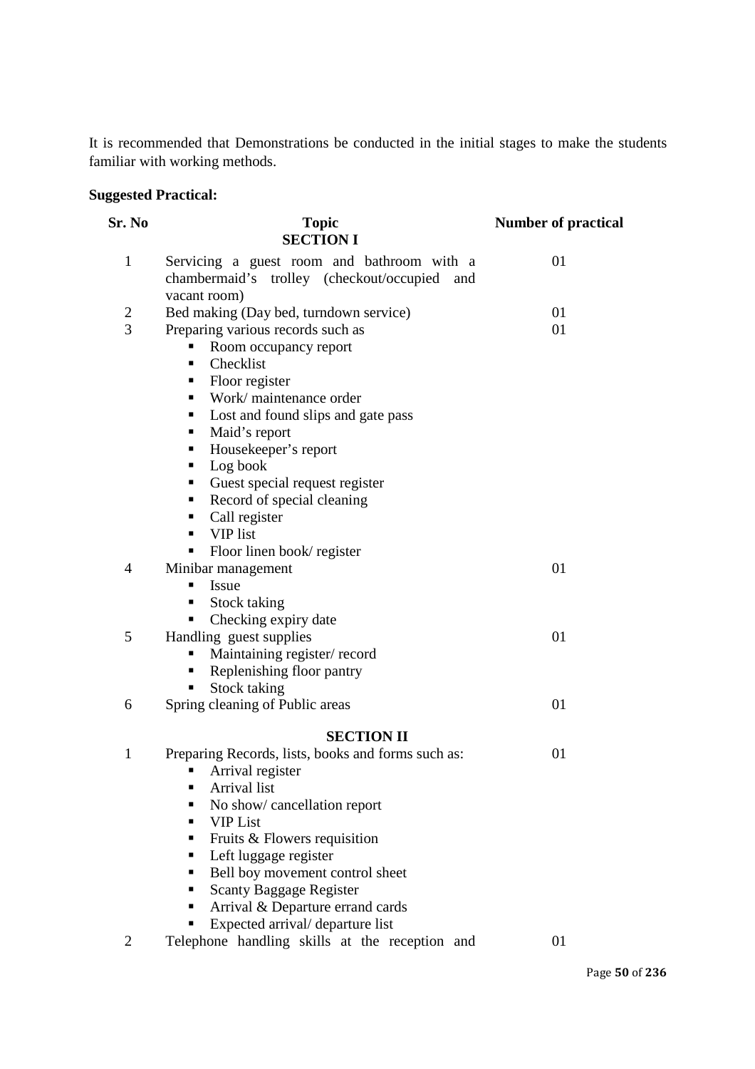It is recommended that Demonstrations be conducted in the initial stages to make the students familiar with working methods.

**Suggested Practical:**

| Sr. No | Topic | Number of practical |
|---|---|---|
| | **SECTION I** | |
| 1 | Servicing a guest room and bathroom with a chambermaid's trolley (checkout/occupied and vacant room) | 01 |
| 2 | Bed making (Day bed, turndown service) | 01 |
| 3 | Preparing various records such as <br>▪ Room occupancy report <br>▪ Checklist <br>▪ Floor register <br>▪ Work/ maintenance order <br>▪ Lost and found slips and gate pass <br>▪ Maid's report <br>▪ Housekeeper's report <br>▪ Log book <br>▪ Guest special request register <br>▪ Record of special cleaning <br>▪ Call register <br>▪ VIP list <br>▪ Floor linen book/ register | 01 |
| 4 | Minibar management <br>▪ Issue <br>▪ Stock taking <br>▪ Checking expiry date | 01 |
| 5 | Handling guest supplies <br>▪ Maintaining register/ record <br>▪ Replenishing floor pantry <br>▪ Stock taking | 01 |
| 6 | Spring cleaning of Public areas | 01 |
| | **SECTION II** | |
| 1 | Preparing Records, lists, books and forms such as: <br>▪ Arrival register <br>▪ Arrival list <br>▪ No show/ cancellation report <br>▪ VIP List <br>▪ Fruits & Flowers requisition <br>▪ Left luggage register <br>▪ Bell boy movement control sheet <br>▪ Scanty Baggage Register <br>▪ Arrival & Departure errand cards <br>▪ Expected arrival/ departure list | 01 |
| 2 | Telephone handling skills at the reception and | 01 |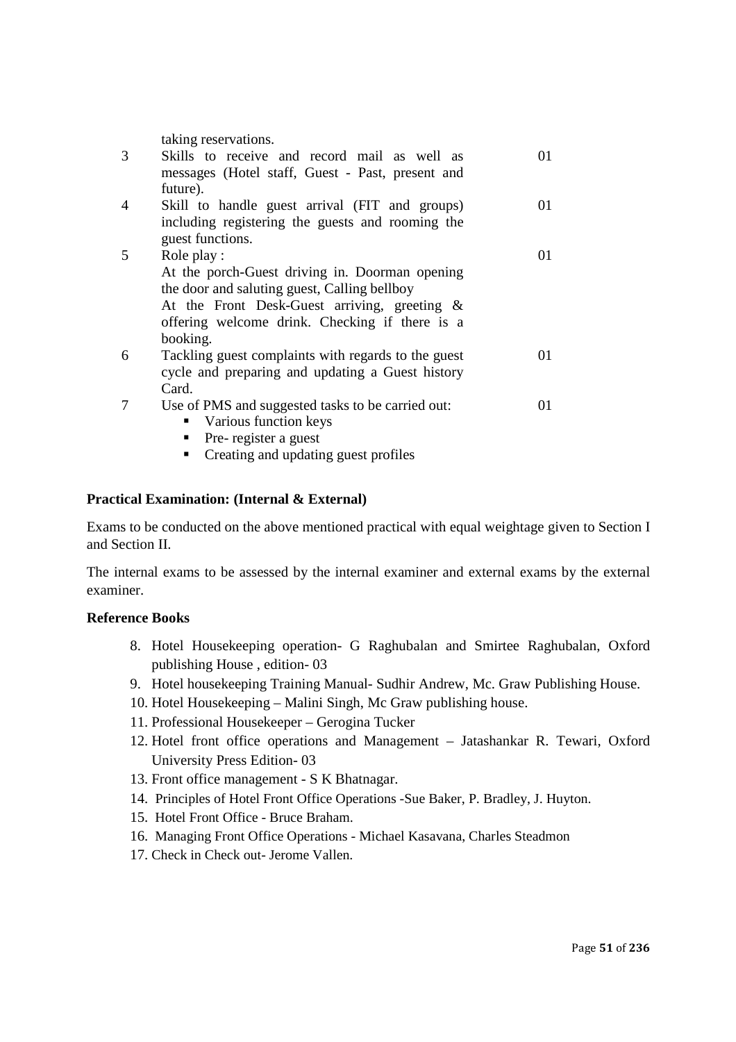| | | |
|---|---|---|
| | taking reservations. | |
| 3 | Skills to receive and record mail as well as messages (Hotel staff, Guest - Past, present and future). | 01 |
| 4 | Skill to handle guest arrival (FIT and groups) including registering the guests and rooming the guest functions. | 01 |
| 5 | Role play :<br>At the porch-Guest driving in. Doorman opening the door and saluting guest, Calling bellboy<br>At the Front Desk-Guest arriving, greeting & offering welcome drink. Checking if there is a booking. | 01 |
| 6 | Tackling guest complaints with regards to the guest cycle and preparing and updating a Guest history Card. | 01 |
| 7 | Use of PMS and suggested tasks to be carried out:<br>▪ Various function keys<br>▪ Pre- register a guest<br>▪ Creating and updating guest profiles | 01 |

**Practical Examination: (Internal & External)**

Exams to be conducted on the above mentioned practical with equal weightage given to Section I and Section II.

The internal exams to be assessed by the internal examiner and external exams by the external examiner.

**Reference Books**

8. Hotel Housekeeping operation- G Raghubalan and Smirtee Raghubalan, Oxford publishing House , edition- 03
9. Hotel housekeeping Training Manual- Sudhir Andrew, Mc. Graw Publishing House.
10. Hotel Housekeeping – Malini Singh, Mc Graw publishing house.
11. Professional Housekeeper – Gerogina Tucker
12. Hotel front office operations and Management – Jatashankar R. Tewari, Oxford University Press Edition- 03
13. Front office management - S K Bhatnagar.
14. Principles of Hotel Front Office Operations -Sue Baker, P. Bradley, J. Huyton.
15. Hotel Front Office - Bruce Braham.
16. Managing Front Office Operations - Michael Kasavana, Charles Steadmon
17. Check in Check out- Jerome Vallen.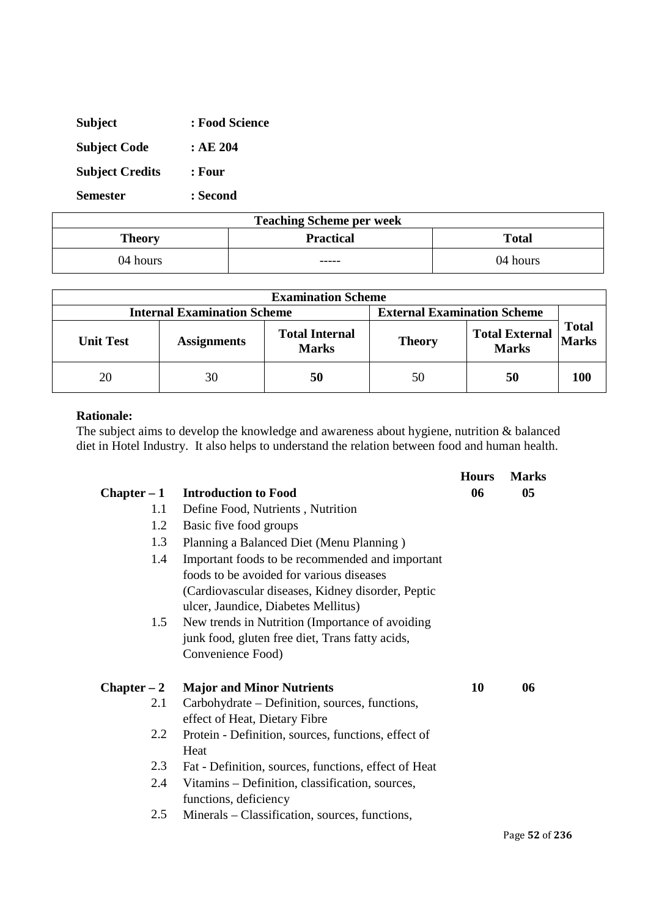**Subject** : **Food Science**

**Subject Code** : **AE 204**

**Subject Credits** : **Four**

**Semester** : **Second**

| Teaching Scheme per week | | |
|---|---|---|
| **Theory** | **Practical** | **Total** |
| 04 hours | ----- | 04 hours |

| Examination Scheme | | | | | |
|---|---|---|---|---|---|
| **Internal Examination Scheme** | | | **External Examination Scheme** | | |
| **Unit Test** | **Assignments** | **Total Internal Marks** | **Theory** | **Total External Marks** | **Total Marks** |
| 20 | 30 | **50** | 50 | **50** | **100** |

**Rationale:**
The subject aims to develop the knowledge and awareness about hygiene, nutrition & balanced diet in Hotel Industry. It also helps to understand the relation between food and human health.

| | | **Hours** | **Marks** |
|---|---|---|---|
| **Chapter – 1** | **Introduction to Food** | **06** | **05** |
| 1.1 | Define Food, Nutrients , Nutrition | | |
| 1.2 | Basic five food groups | | |
| 1.3 | Planning a Balanced Diet (Menu Planning ) | | |
| 1.4 | Important foods to be recommended and important foods to be avoided for various diseases (Cardiovascular diseases, Kidney disorder, Peptic ulcer, Jaundice, Diabetes Mellitus) | | |
| 1.5 | New trends in Nutrition (Importance of avoiding junk food, gluten free diet, Trans fatty acids, Convenience Food) | | |
| **Chapter – 2** | **Major and Minor Nutrients** | **10** | **06** |
| 2.1 | Carbohydrate – Definition, sources, functions, effect of Heat, Dietary Fibre | | |
| 2.2 | Protein - Definition, sources, functions, effect of Heat | | |
| 2.3 | Fat - Definition, sources, functions, effect of Heat | | |
| 2.4 | Vitamins – Definition, classification, sources, functions, deficiency | | |
| 2.5 | Minerals – Classification, sources, functions, | | |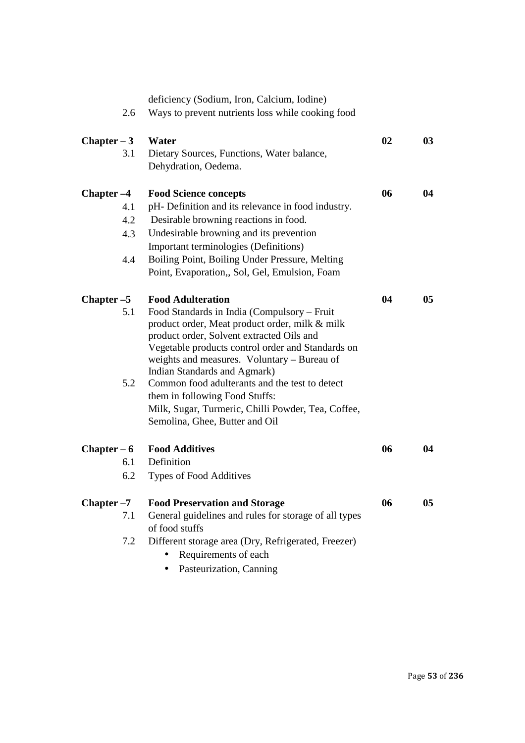| | | | |
|---|---|---|---|
| | deficiency (Sodium, Iron, Calcium, Iodine) | | |
| 2.6 | Ways to prevent nutrients loss while cooking food | | |
| **Chapter – 3** | **Water** | **02** | **03** |
| 3.1 | Dietary Sources, Functions, Water balance, Dehydration, Oedema. | | |
| **Chapter –4** | **Food Science concepts** | **06** | **04** |
| 4.1 | pH- Definition and its relevance in food industry. | | |
| 4.2 | Desirable browning reactions in food. | | |
| 4.3 | Undesirable browning and its prevention<br>Important terminologies (Definitions) | | |
| 4.4 | Boiling Point, Boiling Under Pressure, Melting Point, Evaporation,, Sol, Gel, Emulsion, Foam | | |
| **Chapter –5** | **Food Adulteration** | **04** | **05** |
| 5.1 | Food Standards in India (Compulsory – Fruit product order, Meat product order, milk & milk product order, Solvent extracted Oils and Vegetable products control order and Standards on weights and measures. Voluntary – Bureau of Indian Standards and Agmark) | | |
| 5.2 | Common food adulterants and the test to detect them in following Food Stuffs:<br>Milk, Sugar, Turmeric, Chilli Powder, Tea, Coffee, Semolina, Ghee, Butter and Oil | | |
| **Chapter – 6** | **Food Additives** | **06** | **04** |
| 6.1 | Definition | | |
| 6.2 | Types of Food Additives | | |
| **Chapter –7** | **Food Preservation and Storage** | **06** | **05** |
| 7.1 | General guidelines and rules for storage of all types of food stuffs | | |
| 7.2 | Different storage area (Dry, Refrigerated, Freezer)<br>• Requirements of each<br>• Pasteurization, Canning | | |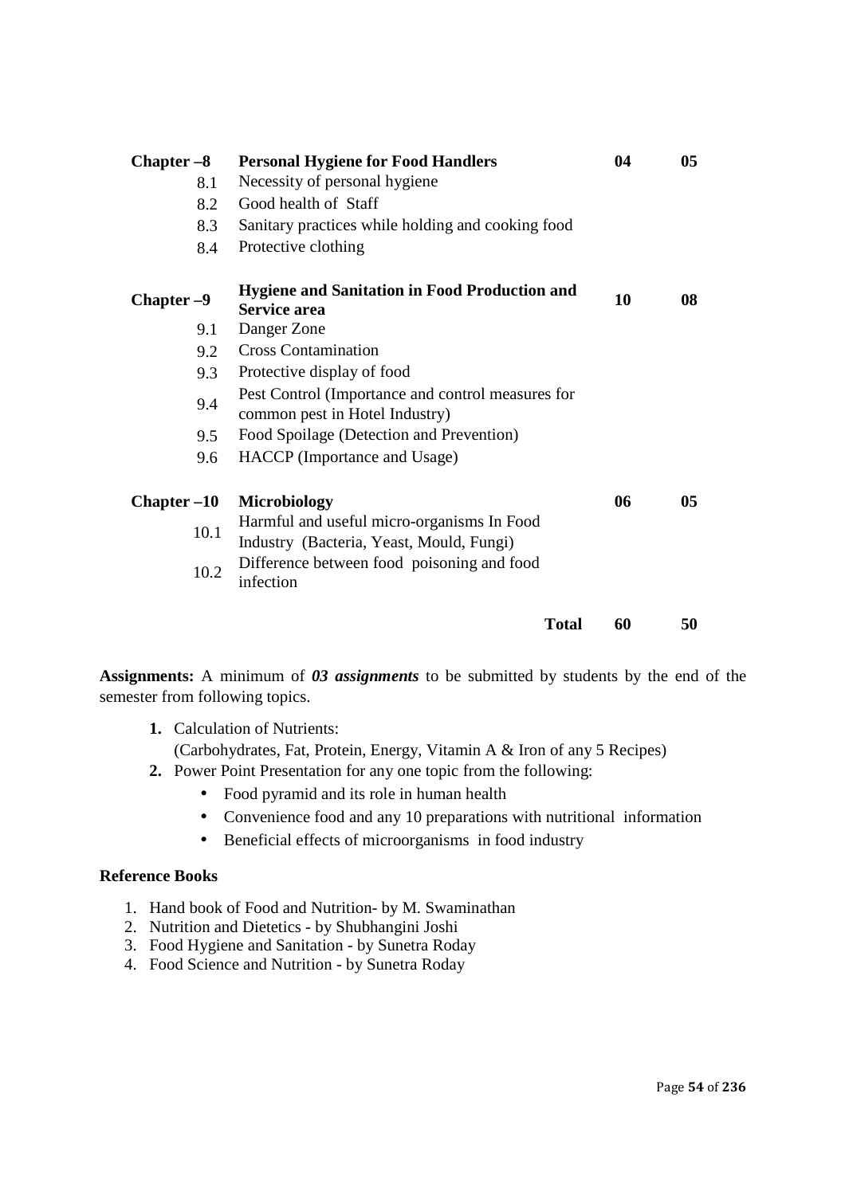| | | | | |
|---|---|---|---|---|
| **Chapter –8** | | **Personal Hygiene for Food Handlers** | **04** | **05** |
| | 8.1 | Necessity of personal hygiene | | |
| | 8.2 | Good health of Staff | | |
| | 8.3 | Sanitary practices while holding and cooking food | | |
| | 8.4 | Protective clothing | | |
| **Chapter –9** | | **Hygiene and Sanitation in Food Production and Service area** | **10** | **08** |
| | 9.1 | Danger Zone | | |
| | 9.2 | Cross Contamination | | |
| | 9.3 | Protective display of food | | |
| | 9.4 | Pest Control (Importance and control measures for common pest in Hotel Industry) | | |
| | 9.5 | Food Spoilage (Detection and Prevention) | | |
| | 9.6 | HACCP (Importance and Usage) | | |
| **Chapter –10** | | **Microbiology** | **06** | **05** |
| | 10.1 | Harmful and useful micro-organisms In Food Industry (Bacteria, Yeast, Mould, Fungi) | | |
| | 10.2 | Difference between food poisoning and food infection | | |
| | | **Total** | **60** | **50** |

**Assignments:** A minimum of ***03 assignments*** to be submitted by students by the end of the semester from following topics.

1. Calculation of Nutrients:
   (Carbohydrates, Fat, Protein, Energy, Vitamin A & Iron of any 5 Recipes)
2. Power Point Presentation for any one topic from the following:
   - Food pyramid and its role in human health
   - Convenience food and any 10 preparations with nutritional information
   - Beneficial effects of microorganisms in food industry

**Reference Books**

1. Hand book of Food and Nutrition- by M. Swaminathan
2. Nutrition and Dietetics - by Shubhangini Joshi
3. Food Hygiene and Sanitation - by Sunetra Roday
4. Food Science and Nutrition - by Sunetra Roday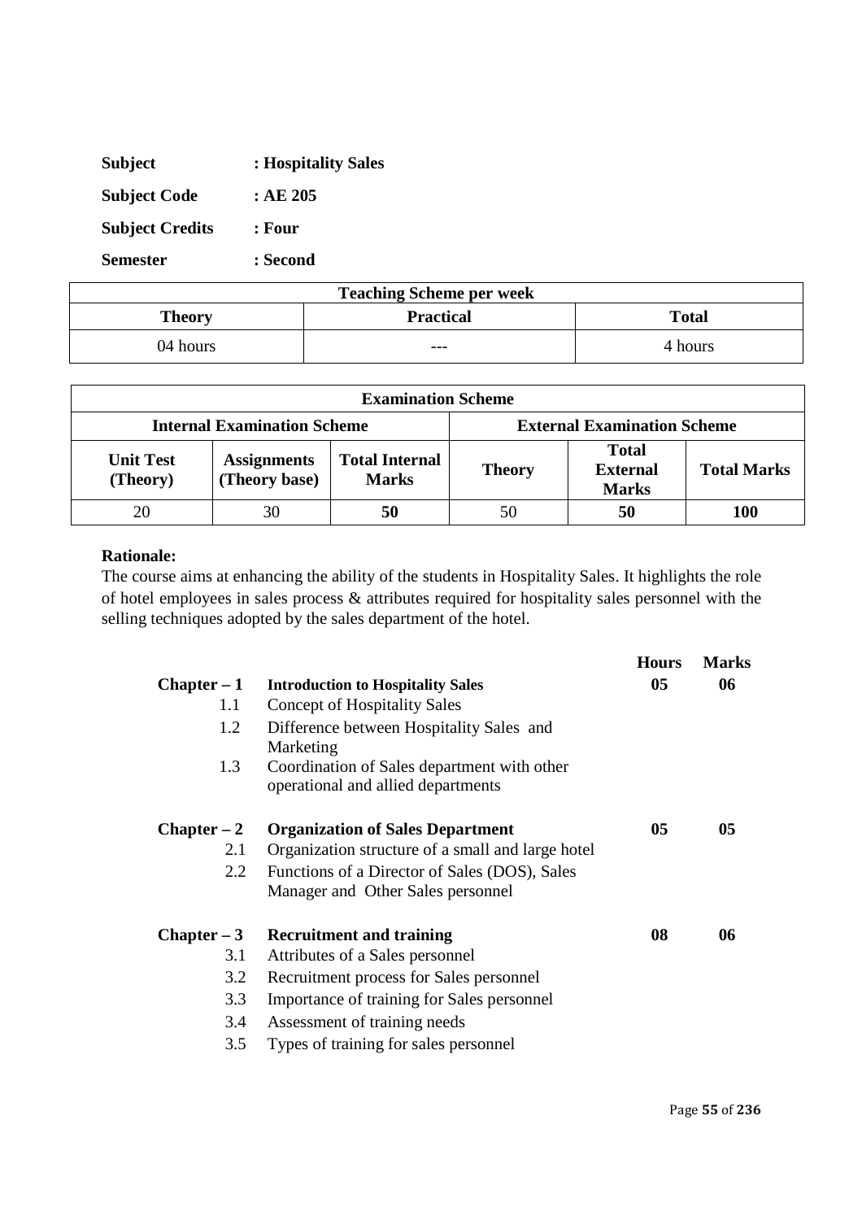**Subject** : **Hospitality Sales**

**Subject Code** : **AE 205**

**Subject Credits** : **Four**

**Semester** : **Second**

| Teaching Scheme per week | | |
|---|---|---|
| **Theory** | **Practical** | **Total** |
| 04 hours | --- | 4 hours |

| Examination Scheme | | | | | |
|---|---|---|---|---|---|
| **Internal Examination Scheme** | | | **External Examination Scheme** | | |
| **Unit Test (Theory)** | **Assignments (Theory base)** | **Total Internal Marks** | **Theory** | **Total External Marks** | **Total Marks** |
| 20 | 30 | **50** | 50 | **50** | **100** |

**Rationale:**

The course aims at enhancing the ability of the students in Hospitality Sales. It highlights the role of hotel employees in sales process & attributes required for hospitality sales personnel with the selling techniques adopted by the sales department of the hotel.

| | | Hours | Marks |
|---|---|---|---|
| **Chapter – 1** | **Introduction to Hospitality Sales** | **05** | **06** |
| 1.1 | Concept of Hospitality Sales | | |
| 1.2 | Difference between Hospitality Sales and Marketing | | |
| 1.3 | Coordination of Sales department with other operational and allied departments | | |
| **Chapter – 2** | **Organization of Sales Department** | **05** | **05** |
| 2.1 | Organization structure of a small and large hotel | | |
| 2.2 | Functions of a Director of Sales (DOS), Sales Manager and Other Sales personnel | | |
| **Chapter – 3** | **Recruitment and training** | **08** | **06** |
| 3.1 | Attributes of a Sales personnel | | |
| 3.2 | Recruitment process for Sales personnel | | |
| 3.3 | Importance of training for Sales personnel | | |
| 3.4 | Assessment of training needs | | |
| 3.5 | Types of training for sales personnel | | |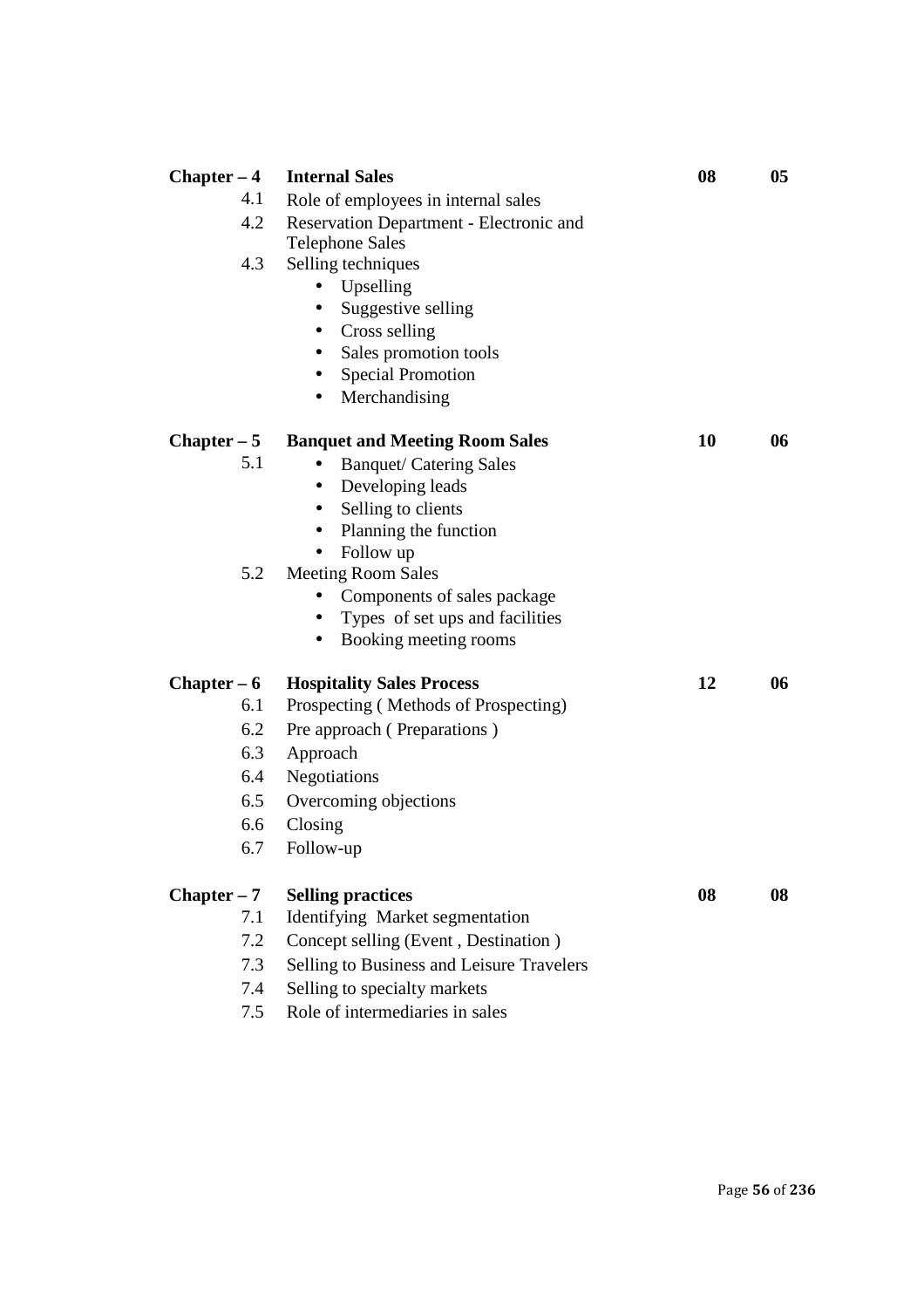| | | | |
|---|---|---|---|
| **Chapter – 4** | **Internal Sales** | **08** | **05** |
| 4.1 | Role of employees in internal sales | | |
| 4.2 | Reservation Department - Electronic and Telephone Sales | | |
| 4.3 | Selling techniques<br>• Upselling<br>• Suggestive selling<br>• Cross selling<br>• Sales promotion tools<br>• Special Promotion<br>• Merchandising | | |
| **Chapter – 5** | **Banquet and Meeting Room Sales** | **10** | **06** |
| 5.1 | • Banquet/ Catering Sales<br>• Developing leads<br>• Selling to clients<br>• Planning the function<br>• Follow up | | |
| 5.2 | Meeting Room Sales<br>• Components of sales package<br>• Types of set ups and facilities<br>• Booking meeting rooms | | |
| **Chapter – 6** | **Hospitality Sales Process** | **12** | **06** |
| 6.1 | Prospecting ( Methods of Prospecting) | | |
| 6.2 | Pre approach ( Preparations ) | | |
| 6.3 | Approach | | |
| 6.4 | Negotiations | | |
| 6.5 | Overcoming objections | | |
| 6.6 | Closing | | |
| 6.7 | Follow-up | | |
| **Chapter – 7** | **Selling practices** | **08** | **08** |
| 7.1 | Identifying Market segmentation | | |
| 7.2 | Concept selling (Event , Destination ) | | |
| 7.3 | Selling to Business and Leisure Travelers | | |
| 7.4 | Selling to specialty markets | | |
| 7.5 | Role of intermediaries in sales | | |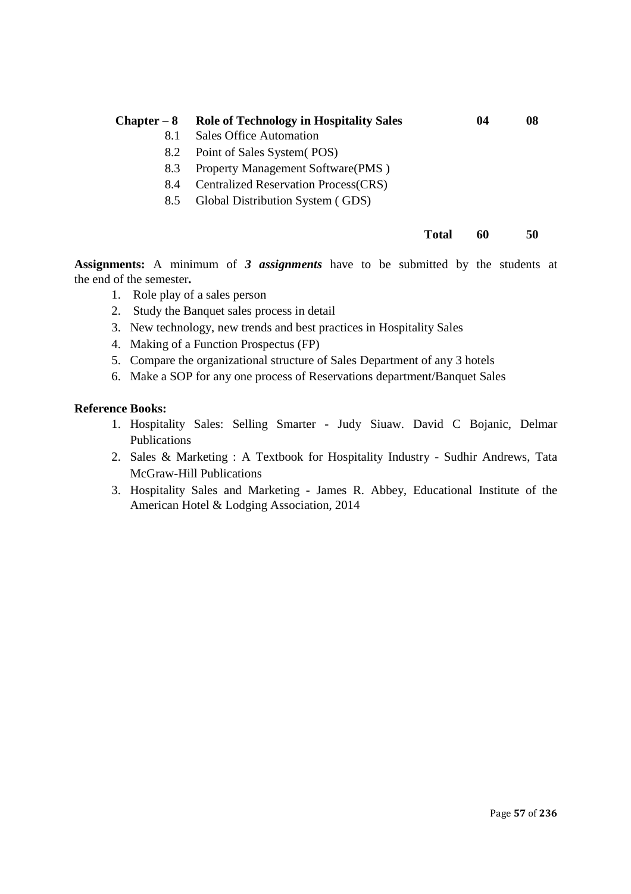| | | | |
|---|---|---|---|
| **Chapter – 8** | **Role of Technology in Hospitality Sales** | **04** | **08** |
| 8.1 | Sales Office Automation | | |
| 8.2 | Point of Sales System( POS) | | |
| 8.3 | Property Management Software(PMS ) | | |
| 8.4 | Centralized Reservation Process(CRS) | | |
| 8.5 | Global Distribution System ( GDS) | | |
| | **Total** | **60** | **50** |

**Assignments:** A minimum of ***3 assignments*** have to be submitted by the students at the end of the semester**.**

1. Role play of a sales person
2. Study the Banquet sales process in detail
3. New technology, new trends and best practices in Hospitality Sales
4. Making of a Function Prospectus (FP)
5. Compare the organizational structure of Sales Department of any 3 hotels
6. Make a SOP for any one process of Reservations department/Banquet Sales

**Reference Books:**

1. Hospitality Sales: Selling Smarter - Judy Siuaw. David C Bojanic, Delmar Publications
2. Sales & Marketing : A Textbook for Hospitality Industry - Sudhir Andrews, Tata McGraw-Hill Publications
3. Hospitality Sales and Marketing - James R. Abbey, Educational Institute of the American Hotel & Lodging Association, 2014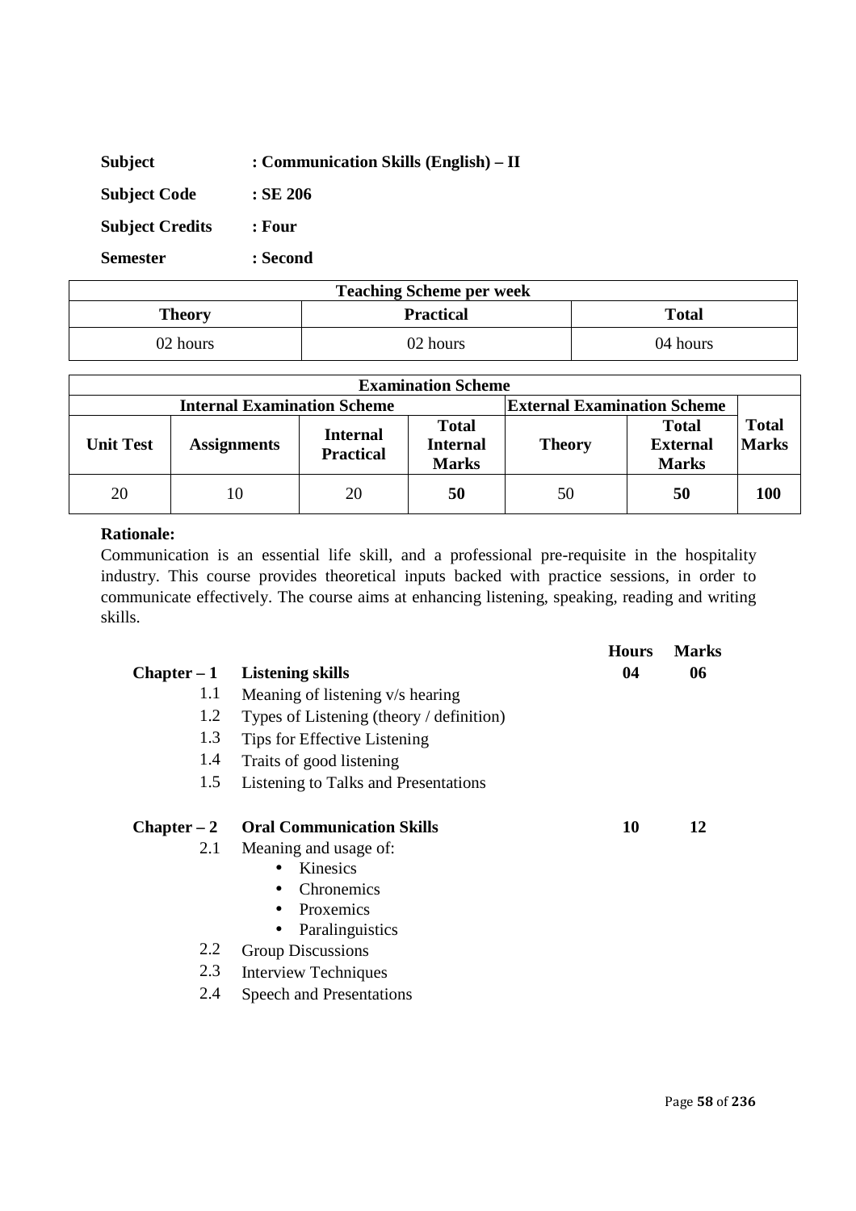**Subject** : **Communication Skills (English) – II**

**Subject Code** : **SE 206**

**Subject Credits** : **Four**

**Semester** : **Second**

| Teaching Scheme per week | | |
|---|---|---|
| **Theory** | **Practical** | **Total** |
| 02 hours | 02 hours | 04 hours |

| Examination Scheme | | | | | | |
|---|---|---|---|---|---|---|
| **Internal Examination Scheme** | | | | **External Examination Scheme** | | |
| **Unit Test** | **Assignments** | **Internal Practical** | **Total Internal Marks** | **Theory** | **Total External Marks** | **Total Marks** |
| 20 | 10 | 20 | **50** | 50 | **50** | **100** |

**Rationale:**

Communication is an essential life skill, and a professional pre-requisite in the hospitality industry. This course provides theoretical inputs backed with practice sessions, in order to communicate effectively. The course aims at enhancing listening, speaking, reading and writing skills.

| | | **Hours** | **Marks** |
|---|---|---|---|
| **Chapter – 1** | **Listening skills** | **04** | **06** |
| 1.1 | Meaning of listening v/s hearing | | |
| 1.2 | Types of Listening (theory / definition) | | |
| 1.3 | Tips for Effective Listening | | |
| 1.4 | Traits of good listening | | |
| 1.5 | Listening to Talks and Presentations | | |
| **Chapter – 2** | **Oral Communication Skills** | **10** | **12** |
| 2.1 | Meaning and usage of: <br>• Kinesics <br>• Chronemics <br>• Proxemics <br>• Paralinguistics | | |
| 2.2 | Group Discussions | | |
| 2.3 | Interview Techniques | | |
| 2.4 | Speech and Presentations | | |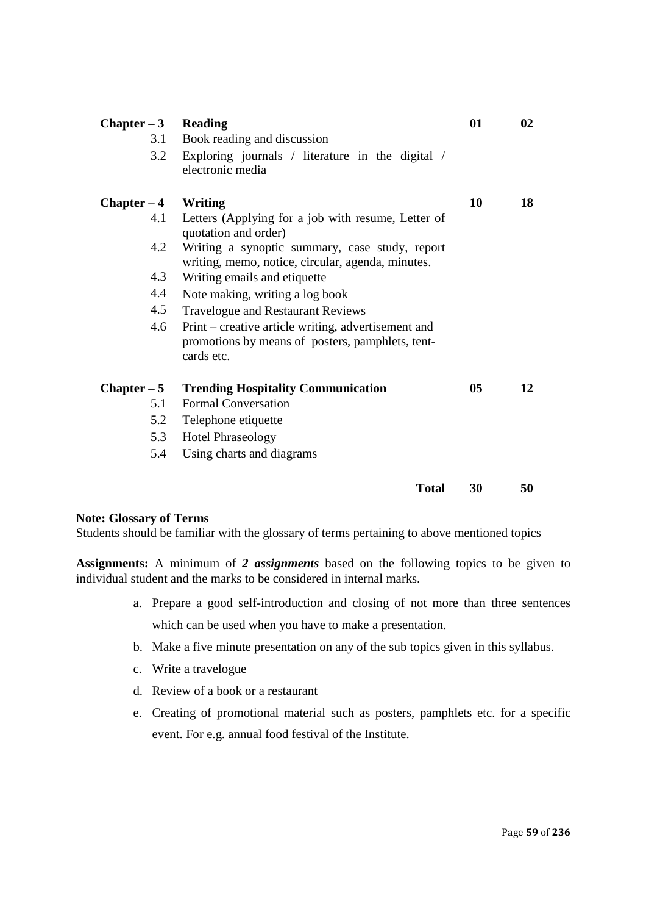| | | | |
|---|---|---|---|
| **Chapter – 3** | **Reading** | **01** | **02** |
| 3.1 | Book reading and discussion | | |
| 3.2 | Exploring journals / literature in the digital / electronic media | | |
| **Chapter – 4** | **Writing** | **10** | **18** |
| 4.1 | Letters (Applying for a job with resume, Letter of quotation and order) | | |
| 4.2 | Writing a synoptic summary, case study, report writing, memo, notice, circular, agenda, minutes. | | |
| 4.3 | Writing emails and etiquette | | |
| 4.4 | Note making, writing a log book | | |
| 4.5 | Travelogue and Restaurant Reviews | | |
| 4.6 | Print – creative article writing, advertisement and promotions by means of posters, pamphlets, tent-cards etc. | | |
| **Chapter – 5** | **Trending Hospitality Communication** | **05** | **12** |
| 5.1 | Formal Conversation | | |
| 5.2 | Telephone etiquette | | |
| 5.3 | Hotel Phraseology | | |
| 5.4 | Using charts and diagrams | | |
| | **Total** | **30** | **50** |

**Note: Glossary of Terms**
Students should be familiar with the glossary of terms pertaining to above mentioned topics

**Assignments:** A minimum of ***2 assignments*** based on the following topics to be given to individual student and the marks to be considered in internal marks.

a. Prepare a good self-introduction and closing of not more than three sentences which can be used when you have to make a presentation.
b. Make a five minute presentation on any of the sub topics given in this syllabus.
c. Write a travelogue
d. Review of a book or a restaurant
e. Creating of promotional material such as posters, pamphlets etc. for a specific event. For e.g. annual food festival of the Institute.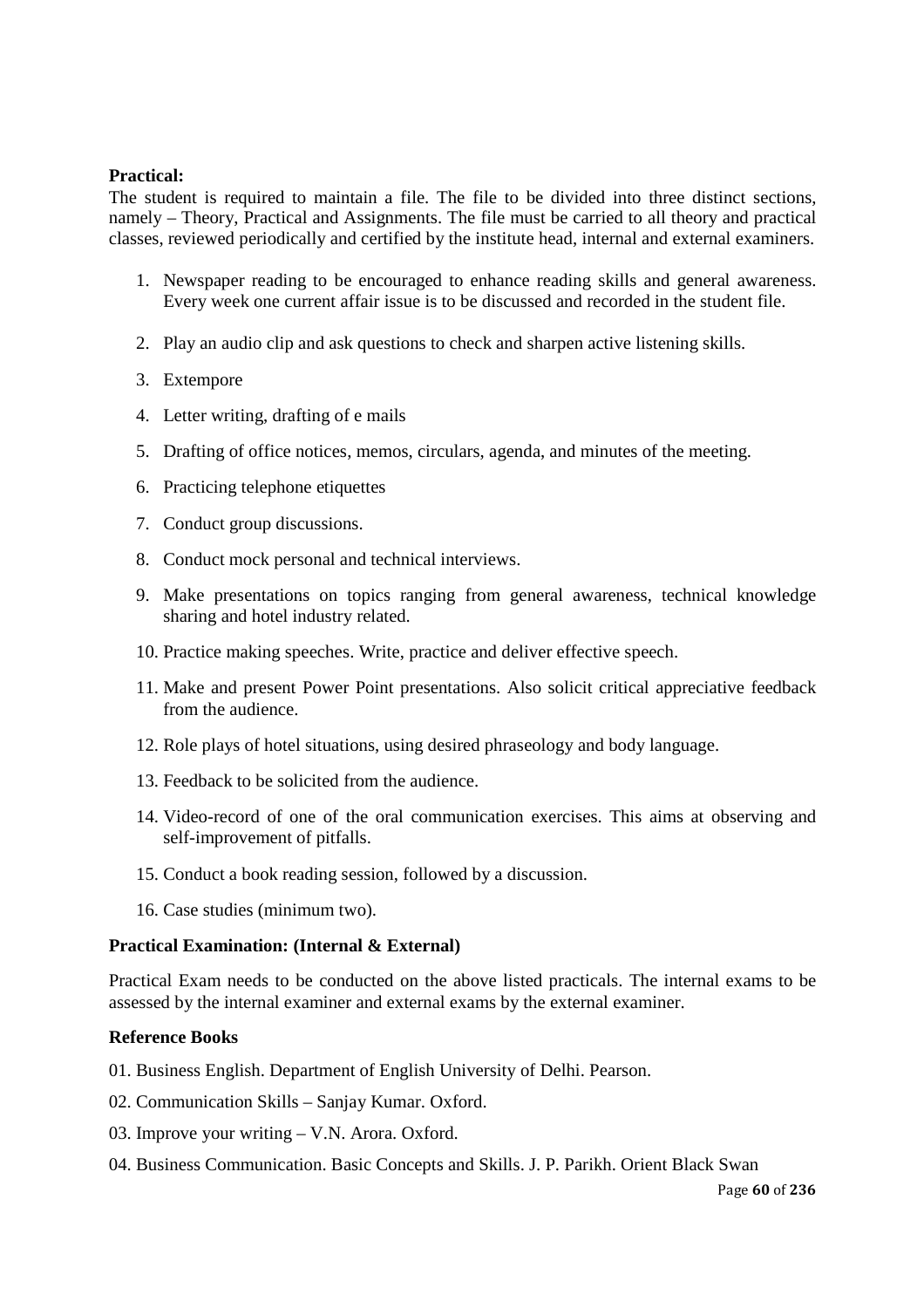**Practical:**

The student is required to maintain a file. The file to be divided into three distinct sections, namely – Theory, Practical and Assignments. The file must be carried to all theory and practical classes, reviewed periodically and certified by the institute head, internal and external examiners.

1. Newspaper reading to be encouraged to enhance reading skills and general awareness. Every week one current affair issue is to be discussed and recorded in the student file.
2. Play an audio clip and ask questions to check and sharpen active listening skills.
3. Extempore
4. Letter writing, drafting of e mails
5. Drafting of office notices, memos, circulars, agenda, and minutes of the meeting.
6. Practicing telephone etiquettes
7. Conduct group discussions.
8. Conduct mock personal and technical interviews.
9. Make presentations on topics ranging from general awareness, technical knowledge sharing and hotel industry related.
10. Practice making speeches. Write, practice and deliver effective speech.
11. Make and present Power Point presentations. Also solicit critical appreciative feedback from the audience.
12. Role plays of hotel situations, using desired phraseology and body language.
13. Feedback to be solicited from the audience.
14. Video-record of one of the oral communication exercises. This aims at observing and self-improvement of pitfalls.
15. Conduct a book reading session, followed by a discussion.
16. Case studies (minimum two).

**Practical Examination: (Internal & External)**

Practical Exam needs to be conducted on the above listed practicals. The internal exams to be assessed by the internal examiner and external exams by the external examiner.

**Reference Books**

01. Business English. Department of English University of Delhi. Pearson.

02. Communication Skills – Sanjay Kumar. Oxford.

03. Improve your writing – V.N. Arora. Oxford.

04. Business Communication. Basic Concepts and Skills. J. P. Parikh. Orient Black Swan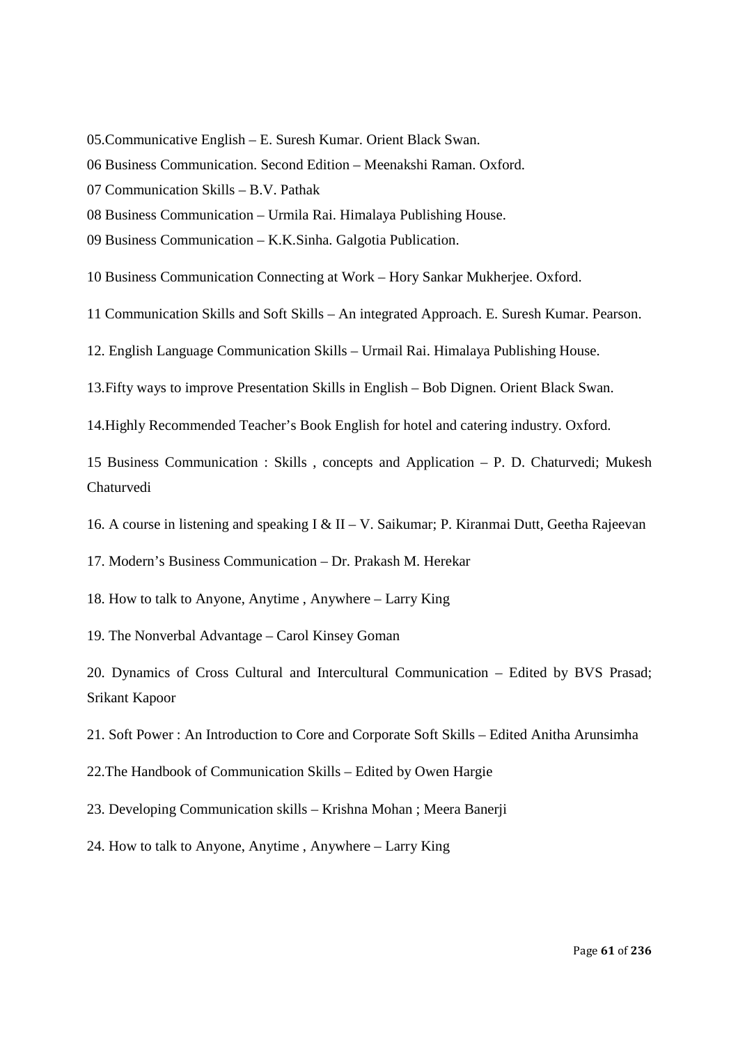05.Communicative English – E. Suresh Kumar. Orient Black Swan.

06 Business Communication. Second Edition – Meenakshi Raman. Oxford.

07 Communication Skills – B.V. Pathak

08 Business Communication – Urmila Rai. Himalaya Publishing House.

09 Business Communication – K.K.Sinha. Galgotia Publication.

10 Business Communication Connecting at Work – Hory Sankar Mukherjee. Oxford.

11 Communication Skills and Soft Skills – An integrated Approach. E. Suresh Kumar. Pearson.

12. English Language Communication Skills – Urmail Rai. Himalaya Publishing House.

13.Fifty ways to improve Presentation Skills in English – Bob Dignen. Orient Black Swan.

14.Highly Recommended Teacher's Book English for hotel and catering industry. Oxford.

15 Business Communication : Skills , concepts and Application – P. D. Chaturvedi; Mukesh Chaturvedi

16. A course in listening and speaking I & II – V. Saikumar; P. Kiranmai Dutt, Geetha Rajeevan

17. Modern's Business Communication – Dr. Prakash M. Herekar

18. How to talk to Anyone, Anytime , Anywhere – Larry King

19. The Nonverbal Advantage – Carol Kinsey Goman

20. Dynamics of Cross Cultural and Intercultural Communication – Edited by BVS Prasad; Srikant Kapoor

21. Soft Power : An Introduction to Core and Corporate Soft Skills – Edited Anitha Arunsimha

22.The Handbook of Communication Skills – Edited by Owen Hargie

23. Developing Communication skills – Krishna Mohan ; Meera Banerji

24. How to talk to Anyone, Anytime , Anywhere – Larry King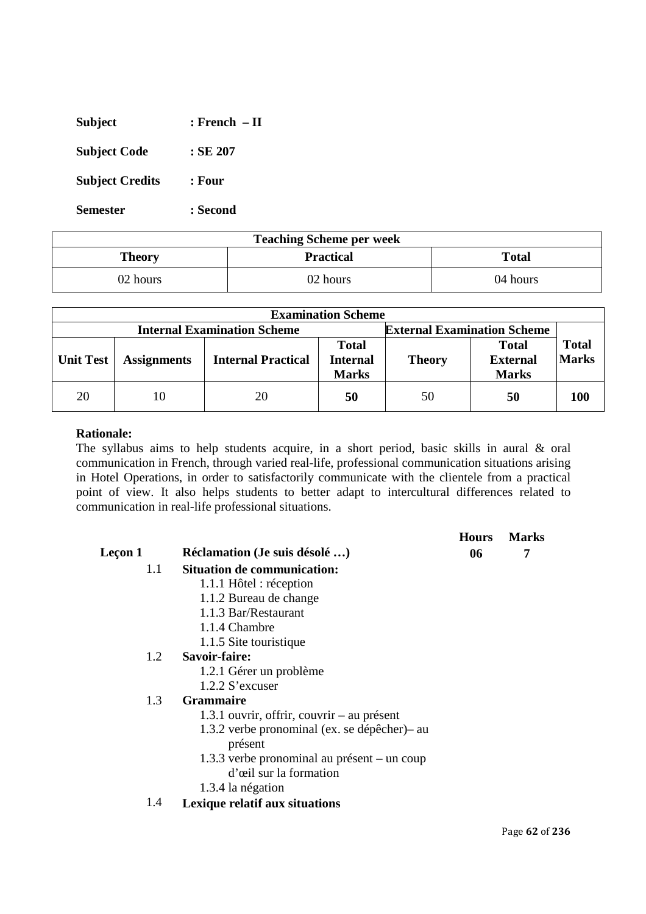**Subject** : French – II

**Subject Code** : SE 207

**Subject Credits** : Four

**Semester** : Second

| Teaching Scheme per week | | |
|---|---|---|
| **Theory** | **Practical** | **Total** |
| 02 hours | 02 hours | 04 hours |

| Examination Scheme | | | | | | |
|---|---|---|---|---|---|---|
| **Internal Examination Scheme** | | | | **External Examination Scheme** | | **Total Marks** |
| **Unit Test** | **Assignments** | **Internal Practical** | **Total Internal Marks** | **Theory** | **Total External Marks** | |
| 20 | 10 | 20 | **50** | 50 | **50** | **100** |

**Rationale:**

The syllabus aims to help students acquire, in a short period, basic skills in aural & oral communication in French, through varied real-life, professional communication situations arising in Hotel Operations, in order to satisfactorily communicate with the clientele from a practical point of view. It also helps students to better adapt to intercultural differences related to communication in real-life professional situations.

| | | Hours | Marks |
|---|---|---|---|
| **Leçon 1** | **Réclamation (Je suis désolé …)** | **06** | **7** |

1.1 **Situation de communication:**
- 1.1.1 Hôtel : réception
- 1.1.2 Bureau de change
- 1.1.3 Bar/Restaurant
- 1.1.4 Chambre
- 1.1.5 Site touristique

1.2 **Savoir-faire:**
- 1.2.1 Gérer un problème
- 1.2.2 S'excuser

1.3 **Grammaire**
- 1.3.1 ouvrir, offrir, couvrir – au présent
- 1.3.2 verbe pronominal (ex. se dépêcher)– au présent
- 1.3.3 verbe pronominal au présent – un coup d'œil sur la formation
- 1.3.4 la négation

1.4 **Lexique relatif aux situations**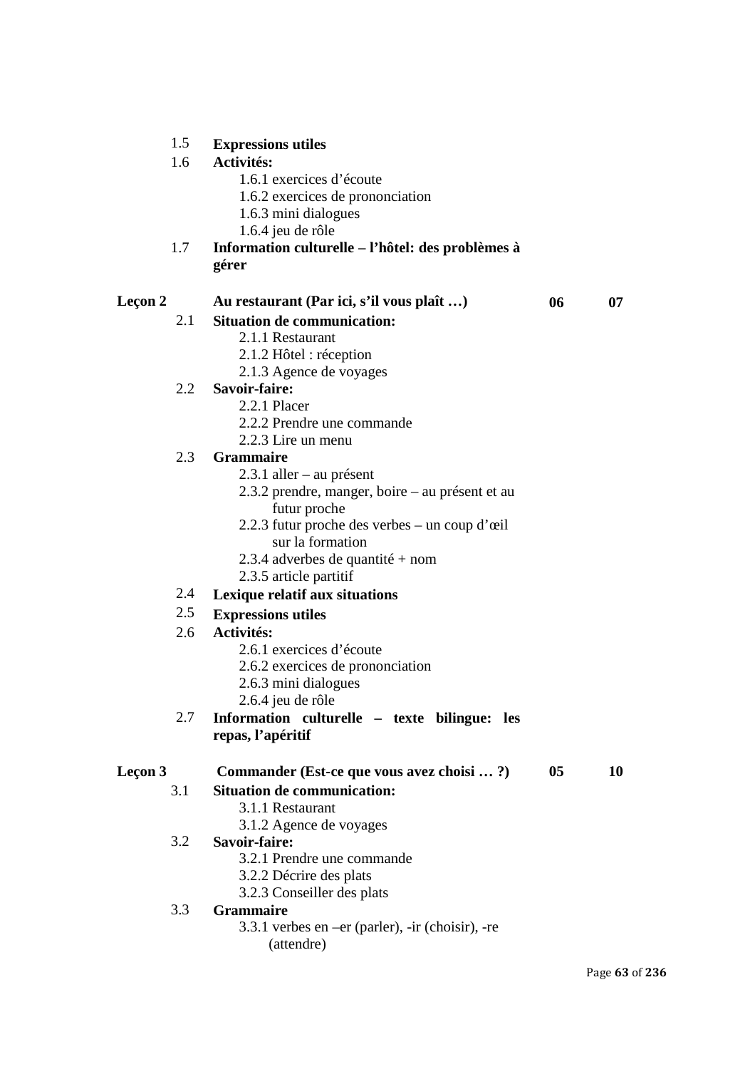1.5 **Expressions utiles**

1.6 **Activités:**

- 1.6.1 exercices d'écoute
- 1.6.2 exercices de prononciation
- 1.6.3 mini dialogues
- 1.6.4 jeu de rôle

1.7 **Information culturelle – l'hôtel: des problèmes à gérer**

| | | | |
|---|---|---|---|
| **Leçon 2** | **Au restaurant (Par ici, s'il vous plaît …)** | **06** | **07** |

2.1 **Situation de communication:**

- 2.1.1 Restaurant
- 2.1.2 Hôtel : réception
- 2.1.3 Agence de voyages

2.2 **Savoir-faire:**

- 2.2.1 Placer
- 2.2.2 Prendre une commande
- 2.2.3 Lire un menu

2.3 **Grammaire**

- 2.3.1 aller – au présent
- 2.3.2 prendre, manger, boire – au présent et au futur proche
- 2.2.3 futur proche des verbes – un coup d'œil sur la formation
- 2.3.4 adverbes de quantité + nom
- 2.3.5 article partitif

2.4 **Lexique relatif aux situations**

2.5 **Expressions utiles**

2.6 **Activités:**

- 2.6.1 exercices d'écoute
- 2.6.2 exercices de prononciation
- 2.6.3 mini dialogues
- 2.6.4 jeu de rôle

2.7 **Information culturelle – texte bilingue: les repas, l'apéritif**

| | | | |
|---|---|---|---|
| **Leçon 3** | **Commander (Est-ce que vous avez choisi … ?)** | **05** | **10** |

3.1 **Situation de communication:**

- 3.1.1 Restaurant
- 3.1.2 Agence de voyages

3.2 **Savoir-faire:**

- 3.2.1 Prendre une commande
- 3.2.2 Décrire des plats
- 3.2.3 Conseiller des plats

3.3 **Grammaire**

- 3.3.1 verbes en –er (parler), -ir (choisir), -re (attendre)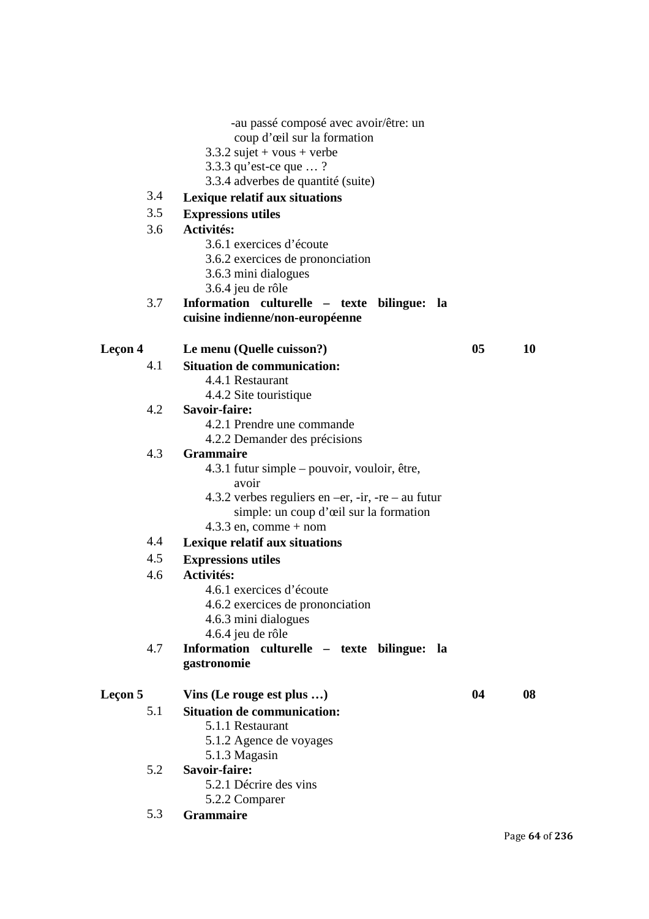-au passé composé avec avoir/être: un coup d'œil sur la formation
3.3.2 sujet + vous + verbe
3.3.3 qu'est-ce que … ?
3.3.4 adverbes de quantité (suite)

3.4 **Lexique relatif aux situations**

3.5 **Expressions utiles**

3.6 **Activités:**
- 3.6.1 exercices d'écoute
- 3.6.2 exercices de prononciation
- 3.6.3 mini dialogues
- 3.6.4 jeu de rôle

3.7 **Information culturelle – texte bilingue: la cuisine indienne/non-européenne**

| | | | |
|---|---|---|---|
| **Leçon 4** | **Le menu (Quelle cuisson?)** | **05** | **10** |

4.1 **Situation de communication:**
- 4.4.1 Restaurant
- 4.4.2 Site touristique

4.2 **Savoir-faire:**
- 4.2.1 Prendre une commande
- 4.2.2 Demander des précisions

4.3 **Grammaire**
- 4.3.1 futur simple – pouvoir, vouloir, être, avoir
- 4.3.2 verbes reguliers en –er, -ir, -re – au futur simple: un coup d'œil sur la formation
- 4.3.3 en, comme + nom

4.4 **Lexique relatif aux situations**

4.5 **Expressions utiles**

4.6 **Activités:**
- 4.6.1 exercices d'écoute
- 4.6.2 exercices de prononciation
- 4.6.3 mini dialogues
- 4.6.4 jeu de rôle

4.7 **Information culturelle – texte bilingue: la gastronomie**

| | | | |
|---|---|---|---|
| **Leçon 5** | **Vins (Le rouge est plus …)** | **04** | **08** |

5.1 **Situation de communication:**
- 5.1.1 Restaurant
- 5.1.2 Agence de voyages
- 5.1.3 Magasin

5.2 **Savoir-faire:**
- 5.2.1 Décrire des vins
- 5.2.2 Comparer

5.3 **Grammaire**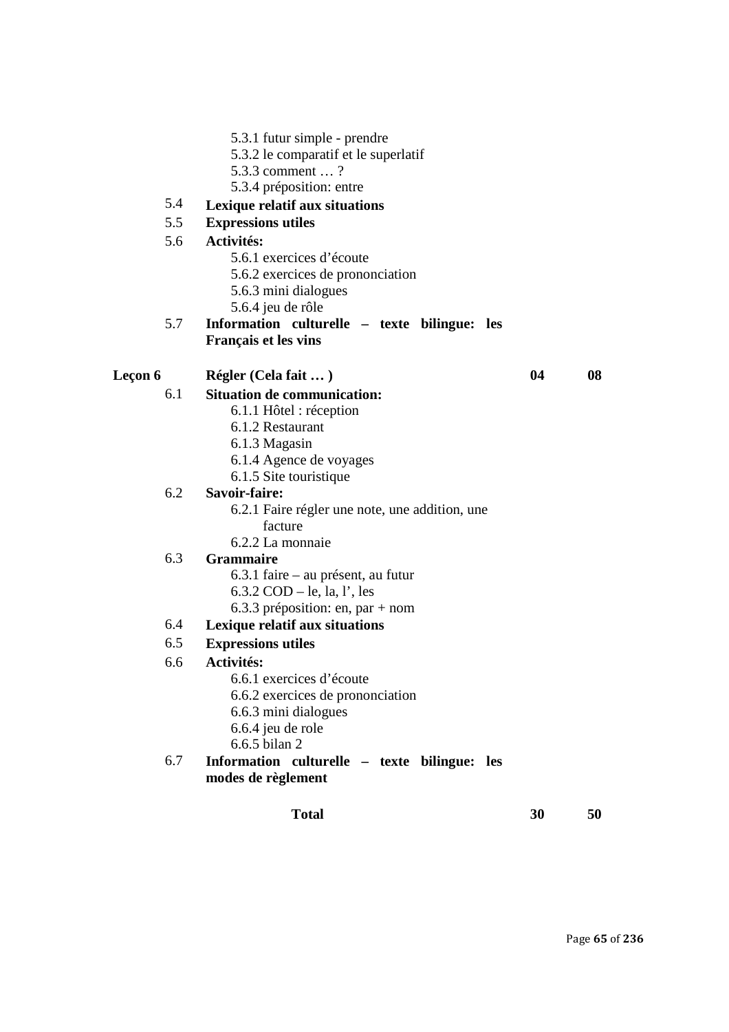- 5.3.1 futur simple - prendre
- 5.3.2 le comparatif et le superlatif
- 5.3.3 comment … ?
- 5.3.4 préposition: entre

5.4 **Lexique relatif aux situations**

5.5 **Expressions utiles**

5.6 **Activités:**

- 5.6.1 exercices d'écoute
- 5.6.2 exercices de prononciation
- 5.6.3 mini dialogues
- 5.6.4 jeu de rôle

5.7 **Information culturelle – texte bilingue: les Français et les vins**

| | | | |
|---|---|---|---|
| **Leçon 6** | **Régler (Cela fait … )** | **04** | **08** |

6.1 **Situation de communication:**

- 6.1.1 Hôtel : réception
- 6.1.2 Restaurant
- 6.1.3 Magasin
- 6.1.4 Agence de voyages
- 6.1.5 Site touristique

6.2 **Savoir-faire:**

- 6.2.1 Faire régler une note, une addition, une facture
- 6.2.2 La monnaie

6.3 **Grammaire**

- 6.3.1 faire – au présent, au futur
- 6.3.2 COD – le, la, l', les
- 6.3.3 préposition: en, par + nom

6.4 **Lexique relatif aux situations**

6.5 **Expressions utiles**

6.6 **Activités:**

- 6.6.1 exercices d'écoute
- 6.6.2 exercices de prononciation
- 6.6.3 mini dialogues
- 6.6.4 jeu de role
- 6.6.5 bilan 2

6.7 **Information culturelle – texte bilingue: les modes de règlement**

| | | |
|---|---|---|
| **Total** | **30** | **50** |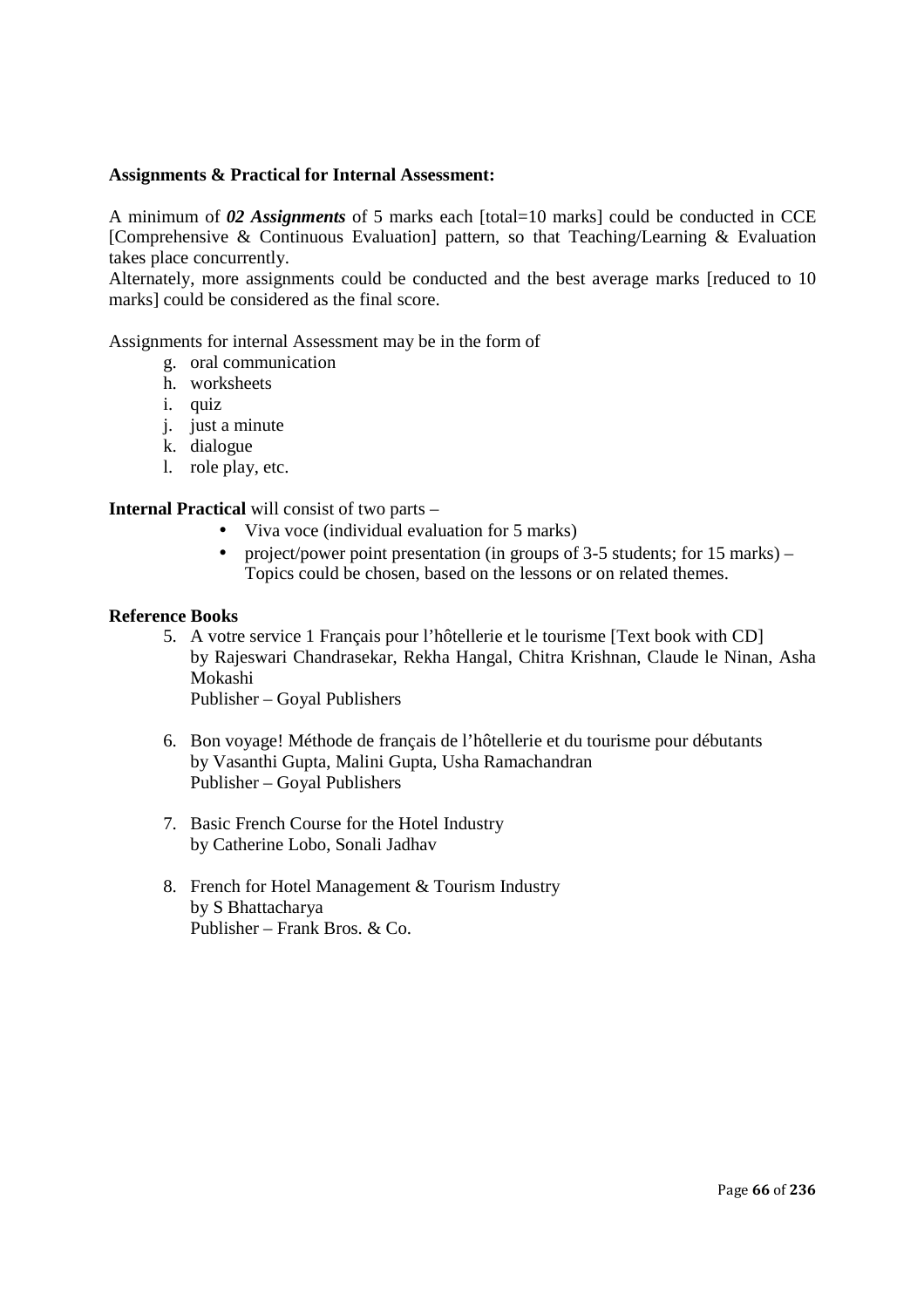**Assignments & Practical for Internal Assessment:**

A minimum of ***02 Assignments*** of 5 marks each [total=10 marks] could be conducted in CCE [Comprehensive & Continuous Evaluation] pattern, so that Teaching/Learning & Evaluation takes place concurrently.
Alternately, more assignments could be conducted and the best average marks [reduced to 10 marks] could be considered as the final score.

Assignments for internal Assessment may be in the form of

g. oral communication
h. worksheets
i. quiz
j. just a minute
k. dialogue
l. role play, etc.

**Internal Practical** will consist of two parts –

- Viva voce (individual evaluation for 5 marks)
- project/power point presentation (in groups of 3-5 students; for 15 marks) – Topics could be chosen, based on the lessons or on related themes.

**Reference Books**

5. A votre service 1 Français pour l'hôtellerie et le tourisme [Text book with CD]
   by Rajeswari Chandrasekar, Rekha Hangal, Chitra Krishnan, Claude le Ninan, Asha Mokashi
   Publisher – Goyal Publishers

6. Bon voyage! Méthode de français de l'hôtellerie et du tourisme pour débutants
   by Vasanthi Gupta, Malini Gupta, Usha Ramachandran
   Publisher – Goyal Publishers

7. Basic French Course for the Hotel Industry
   by Catherine Lobo, Sonali Jadhav

8. French for Hotel Management & Tourism Industry
   by S Bhattacharya
   Publisher – Frank Bros. & Co.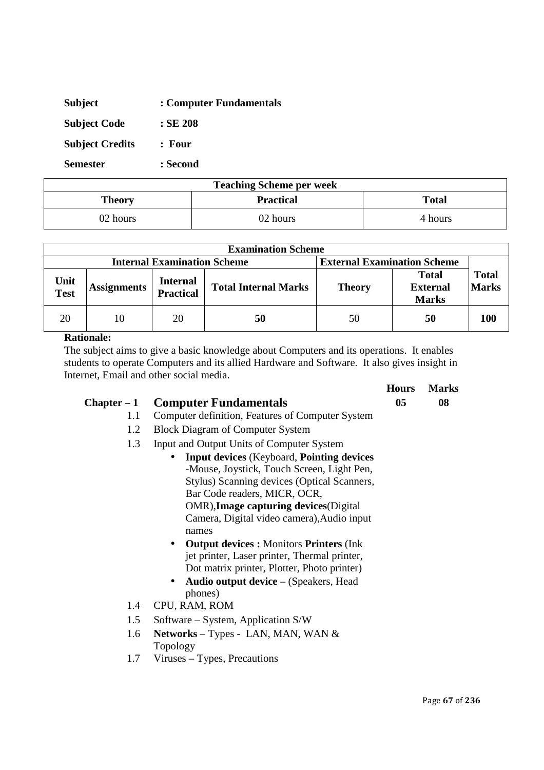**Subject** : **Computer Fundamentals**

**Subject Code** : **SE 208**

**Subject Credits** : **Four**

**Semester** : **Second**

| **Teaching Scheme per week** | | |
|---|---|---|
| **Theory** | **Practical** | **Total** |
| 02 hours | 02 hours | 4 hours |

| **Examination Scheme** | | | | | | |
|---|---|---|---|---|---|---|
| **Internal Examination Scheme** | | | | **External Examination Scheme** | | |
| **Unit Test** | **Assignments** | **Internal Practical** | **Total Internal Marks** | **Theory** | **Total External Marks** | **Total Marks** |
| 20 | 10 | 20 | **50** | 50 | **50** | **100** |

**Rationale:**

The subject aims to give a basic knowledge about Computers and its operations. It enables students to operate Computers and its allied Hardware and Software. It also gives insight in Internet, Email and other social media.

| | | **Hours** | **Marks** |
|---|---|---|---|
| **Chapter – 1** | **Computer Fundamentals** | **05** | **08** |

1.1 Computer definition, Features of Computer System

1.2 Block Diagram of Computer System

1.3 Input and Output Units of Computer System

- **Input devices** (Keyboard, **Pointing devices** -Mouse, Joystick, Touch Screen, Light Pen, Stylus) Scanning devices (Optical Scanners, Bar Code readers, MICR, OCR, OMR),**Image capturing devices**(Digital Camera, Digital video camera),Audio input names
- **Output devices :** Monitors **Printers** (Ink jet printer, Laser printer, Thermal printer, Dot matrix printer, Plotter, Photo printer)
- **Audio output device** – (Speakers, Head phones)

1.4 CPU, RAM, ROM

1.5 Software – System, Application S/W

1.6 **Networks** – Types - LAN, MAN, WAN & Topology

1.7 Viruses – Types, Precautions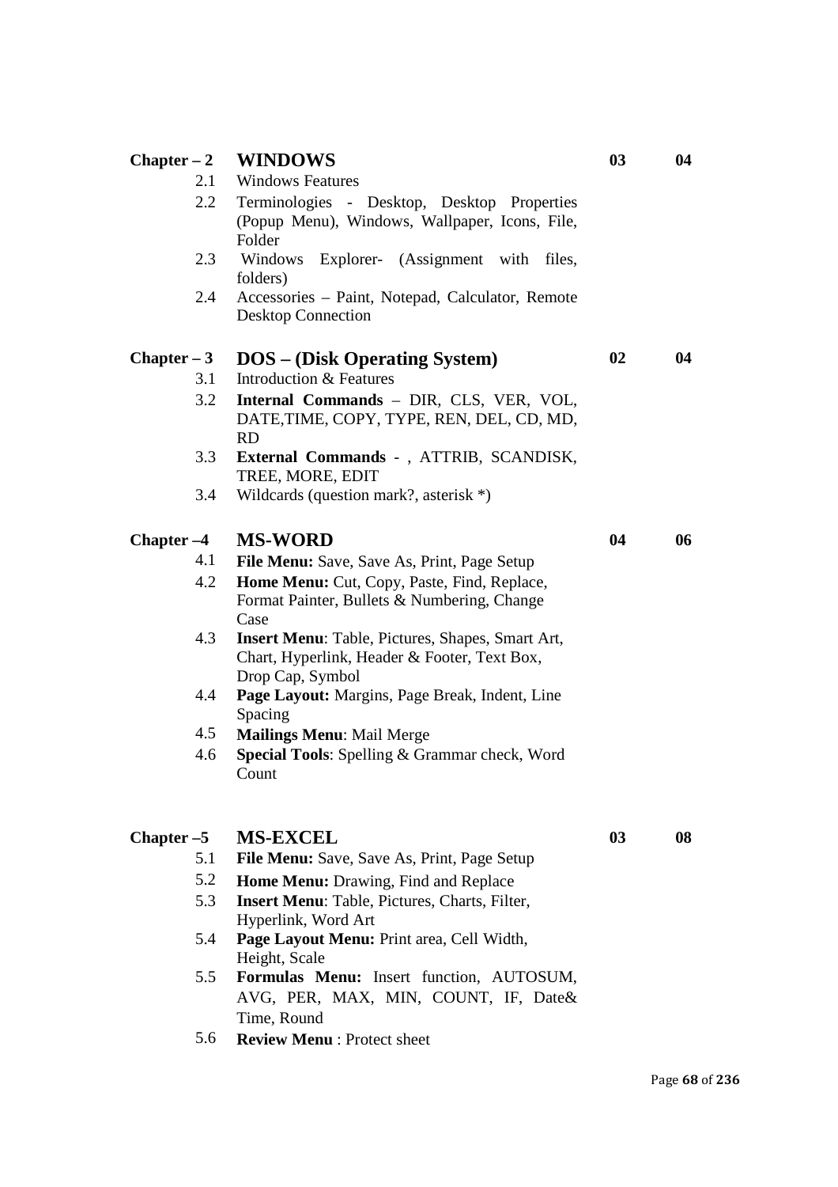| | | | |
|---|---|---|---|
| **Chapter – 2** | **WINDOWS** | **03** | **04** |
| 2.1 | Windows Features | | |
| 2.2 | Terminologies - Desktop, Desktop Properties (Popup Menu), Windows, Wallpaper, Icons, File, Folder | | |
| 2.3 | Windows Explorer- (Assignment with files, folders) | | |
| 2.4 | Accessories – Paint, Notepad, Calculator, Remote Desktop Connection | | |
| **Chapter – 3** | **DOS – (Disk Operating System)** | **02** | **04** |
| 3.1 | Introduction & Features | | |
| 3.2 | **Internal Commands** – DIR, CLS, VER, VOL, DATE,TIME, COPY, TYPE, REN, DEL, CD, MD, RD | | |
| 3.3 | **External Commands** - , ATTRIB, SCANDISK, TREE, MORE, EDIT | | |
| 3.4 | Wildcards (question mark?, asterisk *) | | |
| **Chapter –4** | **MS-WORD** | **04** | **06** |
| 4.1 | **File Menu:** Save, Save As, Print, Page Setup | | |
| 4.2 | **Home Menu:** Cut, Copy, Paste, Find, Replace, Format Painter, Bullets & Numbering, Change Case | | |
| 4.3 | **Insert Menu**: Table, Pictures, Shapes, Smart Art, Chart, Hyperlink, Header & Footer, Text Box, Drop Cap, Symbol | | |
| 4.4 | **Page Layout:** Margins, Page Break, Indent, Line Spacing | | |
| 4.5 | **Mailings Menu**: Mail Merge | | |
| 4.6 | **Special Tools**: Spelling & Grammar check, Word Count | | |
| **Chapter –5** | **MS-EXCEL** | **03** | **08** |
| 5.1 | **File Menu:** Save, Save As, Print, Page Setup | | |
| 5.2 | **Home Menu:** Drawing, Find and Replace | | |
| 5.3 | **Insert Menu**: Table, Pictures, Charts, Filter, Hyperlink, Word Art | | |
| 5.4 | **Page Layout Menu:** Print area, Cell Width, Height, Scale | | |
| 5.5 | **Formulas Menu:** Insert function, AUTOSUM, AVG, PER, MAX, MIN, COUNT, IF, Date& Time, Round | | |
| 5.6 | **Review Menu** : Protect sheet | | |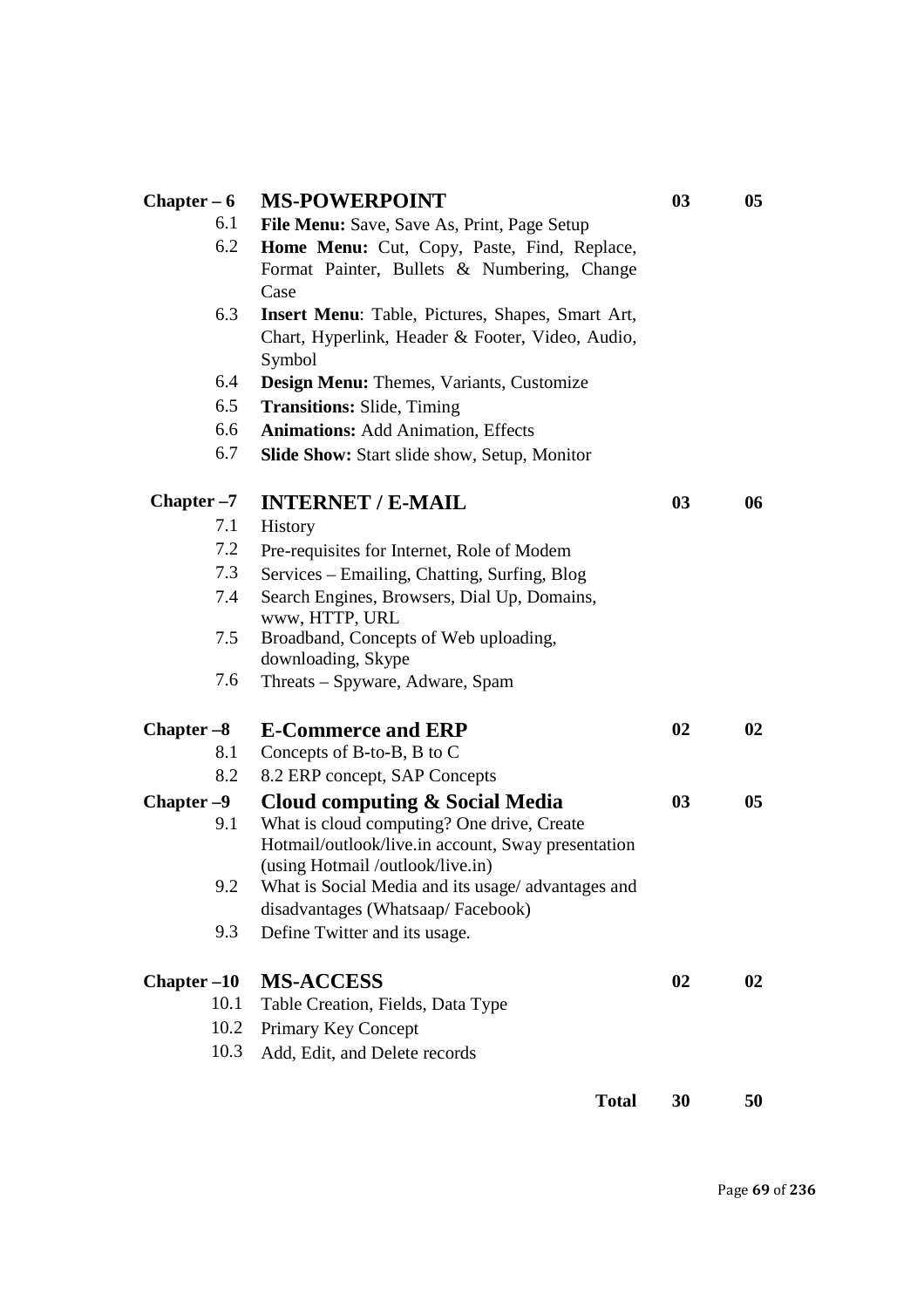| | | | |
|---|---|---|---|
| **Chapter – 6** | **MS-POWERPOINT** | **03** | **05** |
| 6.1 | **File Menu:** Save, Save As, Print, Page Setup | | |
| 6.2 | **Home Menu:** Cut, Copy, Paste, Find, Replace, Format Painter, Bullets & Numbering, Change Case | | |
| 6.3 | **Insert Menu**: Table, Pictures, Shapes, Smart Art, Chart, Hyperlink, Header & Footer, Video, Audio, Symbol | | |
| 6.4 | **Design Menu:** Themes, Variants, Customize | | |
| 6.5 | **Transitions:** Slide, Timing | | |
| 6.6 | **Animations:** Add Animation, Effects | | |
| 6.7 | **Slide Show:** Start slide show, Setup, Monitor | | |
| **Chapter –7** | **INTERNET / E-MAIL** | **03** | **06** |
| 7.1 | History | | |
| 7.2 | Pre-requisites for Internet, Role of Modem | | |
| 7.3 | Services – Emailing, Chatting, Surfing, Blog | | |
| 7.4 | Search Engines, Browsers, Dial Up, Domains, www, HTTP, URL | | |
| 7.5 | Broadband, Concepts of Web uploading, downloading, Skype | | |
| 7.6 | Threats – Spyware, Adware, Spam | | |
| **Chapter –8** | **E-Commerce and ERP** | **02** | **02** |
| 8.1 | Concepts of B-to-B, B to C | | |
| 8.2 | 8.2 ERP concept, SAP Concepts | | |
| **Chapter –9** | **Cloud computing & Social Media** | **03** | **05** |
| 9.1 | What is cloud computing? One drive, Create Hotmail/outlook/live.in account, Sway presentation (using Hotmail /outlook/live.in) | | |
| 9.2 | What is Social Media and its usage/ advantages and disadvantages (Whatsaap/ Facebook) | | |
| 9.3 | Define Twitter and its usage. | | |
| **Chapter –10** | **MS-ACCESS** | **02** | **02** |
| 10.1 | Table Creation, Fields, Data Type | | |
| 10.2 | Primary Key Concept | | |
| 10.3 | Add, Edit, and Delete records | | |
| | **Total** | **30** | **50** |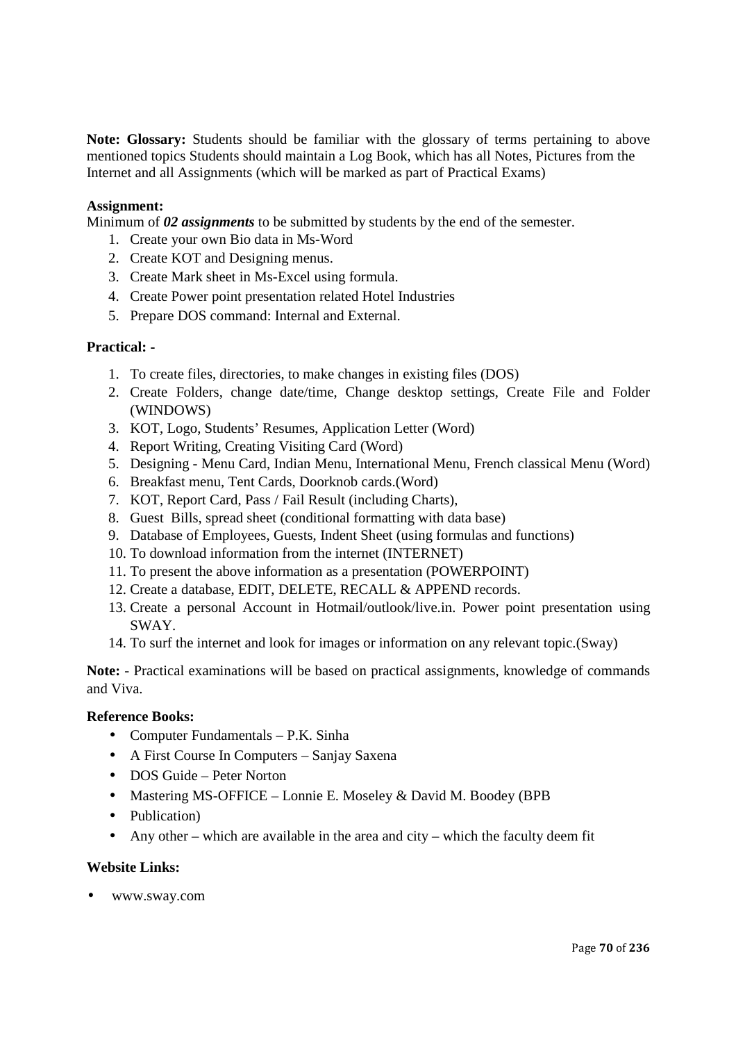**Note: Glossary:** Students should be familiar with the glossary of terms pertaining to above mentioned topics Students should maintain a Log Book, which has all Notes, Pictures from the Internet and all Assignments (which will be marked as part of Practical Exams)

**Assignment:**

Minimum of ***02 assignments*** to be submitted by students by the end of the semester.

1. Create your own Bio data in Ms-Word
2. Create KOT and Designing menus.
3. Create Mark sheet in Ms-Excel using formula.
4. Create Power point presentation related Hotel Industries
5. Prepare DOS command: Internal and External.

**Practical: -**

1. To create files, directories, to make changes in existing files (DOS)
2. Create Folders, change date/time, Change desktop settings, Create File and Folder (WINDOWS)
3. KOT, Logo, Students' Resumes, Application Letter (Word)
4. Report Writing, Creating Visiting Card (Word)
5. Designing - Menu Card, Indian Menu, International Menu, French classical Menu (Word)
6. Breakfast menu, Tent Cards, Doorknob cards.(Word)
7. KOT, Report Card, Pass / Fail Result (including Charts),
8. Guest Bills, spread sheet (conditional formatting with data base)
9. Database of Employees, Guests, Indent Sheet (using formulas and functions)
10. To download information from the internet (INTERNET)
11. To present the above information as a presentation (POWERPOINT)
12. Create a database, EDIT, DELETE, RECALL & APPEND records.
13. Create a personal Account in Hotmail/outlook/live.in. Power point presentation using SWAY.
14. To surf the internet and look for images or information on any relevant topic.(Sway)

**Note:** - Practical examinations will be based on practical assignments, knowledge of commands and Viva.

**Reference Books:**

- Computer Fundamentals – P.K. Sinha
- A First Course In Computers – Sanjay Saxena
- DOS Guide – Peter Norton
- Mastering MS-OFFICE – Lonnie E. Moseley & David M. Boodey (BPB
- Publication)
- Any other – which are available in the area and city – which the faculty deem fit

**Website Links:**

- www.sway.com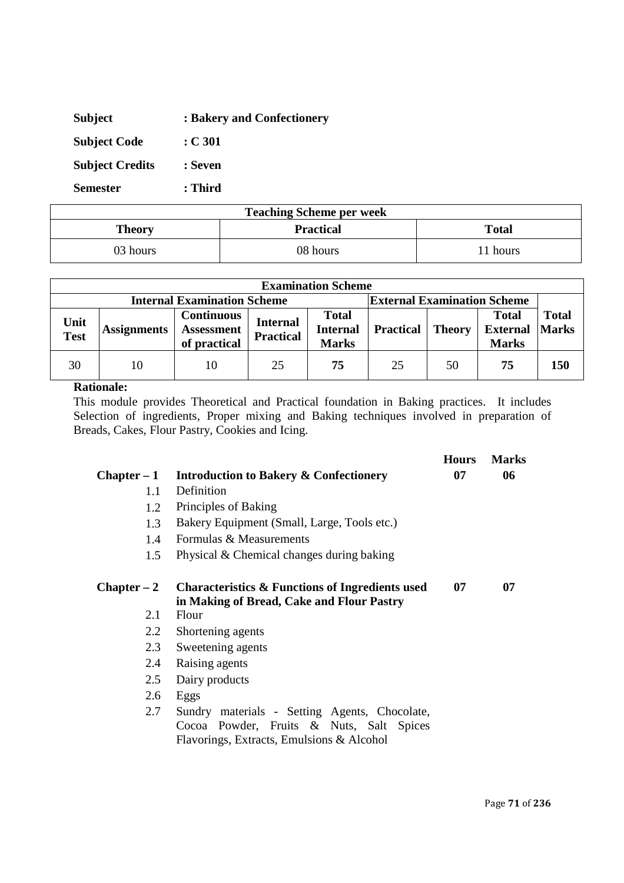**Subject** : **Bakery and Confectionery**

**Subject Code** : **C 301**

**Subject Credits** : **Seven**

**Semester** : **Third**

| Teaching Scheme per week | | |
|---|---|---|
| **Theory** | **Practical** | **Total** |
| 03 hours | 08 hours | 11 hours |

| Examination Scheme | | | | | | | | |
|---|---|---|---|---|---|---|---|---|
| **Internal Examination Scheme** | | | | | **External Examination Scheme** | | | |
| **Unit Test** | **Assignments** | **Continuous Assessment of practical** | **Internal Practical** | **Total Internal Marks** | **Practical** | **Theory** | **Total External Marks** | **Total Marks** |
| 30 | 10 | 10 | 25 | **75** | 25 | 50 | **75** | **150** |

**Rationale:**

This module provides Theoretical and Practical foundation in Baking practices. It includes Selection of ingredients, Proper mixing and Baking techniques involved in preparation of Breads, Cakes, Flour Pastry, Cookies and Icing.

| | | **Hours** | **Marks** |
|---|---|---|---|
| **Chapter – 1** | **Introduction to Bakery & Confectionery** | **07** | **06** |
| 1.1 | Definition | | |
| 1.2 | Principles of Baking | | |
| 1.3 | Bakery Equipment (Small, Large, Tools etc.) | | |
| 1.4 | Formulas & Measurements | | |
| 1.5 | Physical & Chemical changes during baking | | |
| **Chapter – 2** | **Characteristics & Functions of Ingredients used in Making of Bread, Cake and Flour Pastry** | **07** | **07** |
| 2.1 | Flour | | |
| 2.2 | Shortening agents | | |
| 2.3 | Sweetening agents | | |
| 2.4 | Raising agents | | |
| 2.5 | Dairy products | | |
| 2.6 | Eggs | | |
| 2.7 | Sundry materials - Setting Agents, Chocolate, Cocoa Powder, Fruits & Nuts, Salt Spices Flavorings, Extracts, Emulsions & Alcohol | | |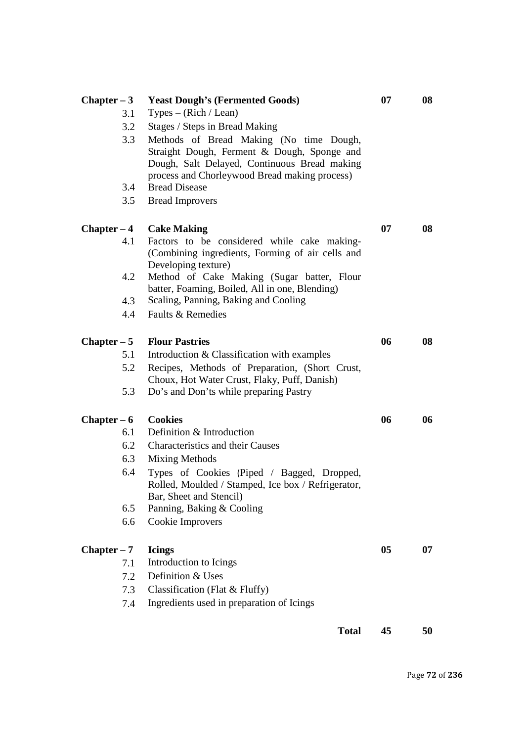| | | | |
|---|---|---|---|
| **Chapter – 3** | **Yeast Dough's (Fermented Goods)** | **07** | **08** |
| 3.1 | Types – (Rich / Lean) | | |
| 3.2 | Stages / Steps in Bread Making | | |
| 3.3 | Methods of Bread Making (No time Dough, Straight Dough, Ferment & Dough, Sponge and Dough, Salt Delayed, Continuous Bread making process and Chorleywood Bread making process) | | |
| 3.4 | Bread Disease | | |
| 3.5 | Bread Improvers | | |
| **Chapter – 4** | **Cake Making** | **07** | **08** |
| 4.1 | Factors to be considered while cake making- (Combining ingredients, Forming of air cells and Developing texture) | | |
| 4.2 | Method of Cake Making (Sugar batter, Flour batter, Foaming, Boiled, All in one, Blending) | | |
| 4.3 | Scaling, Panning, Baking and Cooling | | |
| 4.4 | Faults & Remedies | | |
| **Chapter – 5** | **Flour Pastries** | **06** | **08** |
| 5.1 | Introduction & Classification with examples | | |
| 5.2 | Recipes, Methods of Preparation, (Short Crust, Choux, Hot Water Crust, Flaky, Puff, Danish) | | |
| 5.3 | Do's and Don'ts while preparing Pastry | | |
| **Chapter – 6** | **Cookies** | **06** | **06** |
| 6.1 | Definition & Introduction | | |
| 6.2 | Characteristics and their Causes | | |
| 6.3 | Mixing Methods | | |
| 6.4 | Types of Cookies (Piped / Bagged, Dropped, Rolled, Moulded / Stamped, Ice box / Refrigerator, Bar, Sheet and Stencil) | | |
| 6.5 | Panning, Baking & Cooling | | |
| 6.6 | Cookie Improvers | | |
| **Chapter – 7** | **Icings** | **05** | **07** |
| 7.1 | Introduction to Icings | | |
| 7.2 | Definition & Uses | | |
| 7.3 | Classification (Flat & Fluffy) | | |
| 7.4 | Ingredients used in preparation of Icings | | |
| | **Total** | **45** | **50** |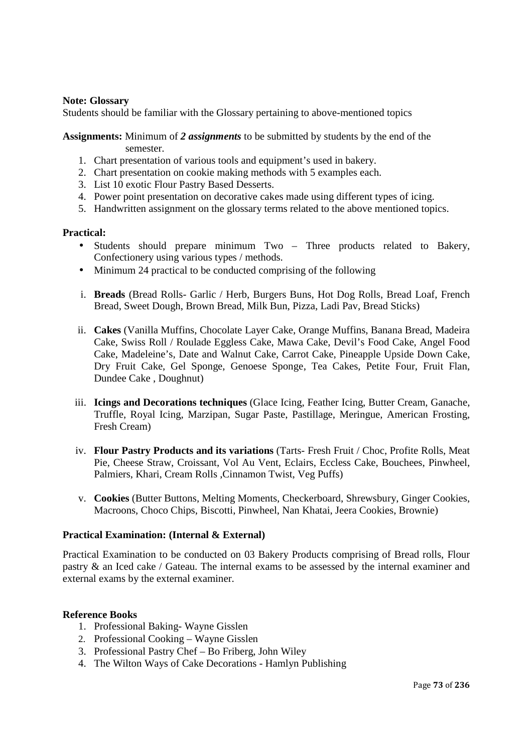**Note: Glossary**

Students should be familiar with the Glossary pertaining to above-mentioned topics

**Assignments:** Minimum of ***2 assignments*** to be submitted by students by the end of the semester.

1. Chart presentation of various tools and equipment's used in bakery.
2. Chart presentation on cookie making methods with 5 examples each.
3. List 10 exotic Flour Pastry Based Desserts.
4. Power point presentation on decorative cakes made using different types of icing.
5. Handwritten assignment on the glossary terms related to the above mentioned topics.

**Practical:**

- Students should prepare minimum Two – Three products related to Bakery, Confectionery using various types / methods.
- Minimum 24 practical to be conducted comprising of the following

i. **Breads** (Bread Rolls- Garlic / Herb, Burgers Buns, Hot Dog Rolls, Bread Loaf, French Bread, Sweet Dough, Brown Bread, Milk Bun, Pizza, Ladi Pav, Bread Sticks)

ii. **Cakes** (Vanilla Muffins, Chocolate Layer Cake, Orange Muffins, Banana Bread, Madeira Cake, Swiss Roll / Roulade Eggless Cake, Mawa Cake, Devil's Food Cake, Angel Food Cake, Madeleine's, Date and Walnut Cake, Carrot Cake, Pineapple Upside Down Cake, Dry Fruit Cake, Gel Sponge, Genoese Sponge, Tea Cakes, Petite Four, Fruit Flan, Dundee Cake , Doughnut)

iii. **Icings and Decorations techniques** (Glace Icing, Feather Icing, Butter Cream, Ganache, Truffle, Royal Icing, Marzipan, Sugar Paste, Pastillage, Meringue, American Frosting, Fresh Cream)

iv. **Flour Pastry Products and its variations** (Tarts- Fresh Fruit / Choc, Profite Rolls, Meat Pie, Cheese Straw, Croissant, Vol Au Vent, Eclairs, Eccless Cake, Bouchees, Pinwheel, Palmiers, Khari, Cream Rolls ,Cinnamon Twist, Veg Puffs)

v. **Cookies** (Butter Buttons, Melting Moments, Checkerboard, Shrewsbury, Ginger Cookies, Macroons, Choco Chips, Biscotti, Pinwheel, Nan Khatai, Jeera Cookies, Brownie)

**Practical Examination: (Internal & External)**

Practical Examination to be conducted on 03 Bakery Products comprising of Bread rolls, Flour pastry & an Iced cake / Gateau. The internal exams to be assessed by the internal examiner and external exams by the external examiner.

**Reference Books**

1. Professional Baking- Wayne Gisslen
2. Professional Cooking – Wayne Gisslen
3. Professional Pastry Chef – Bo Friberg, John Wiley
4. The Wilton Ways of Cake Decorations - Hamlyn Publishing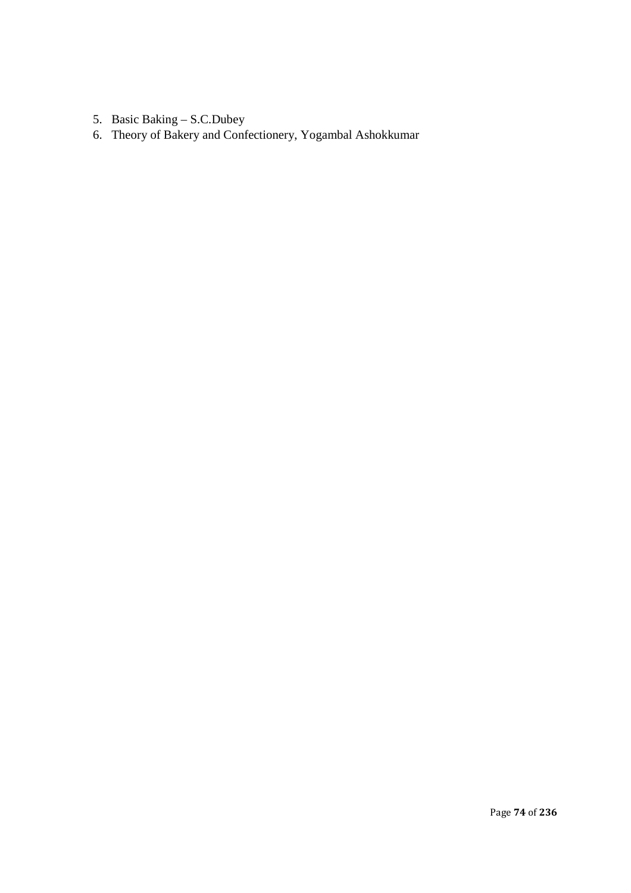5. Basic Baking – S.C.Dubey
6. Theory of Bakery and Confectionery, Yogambal Ashokkumar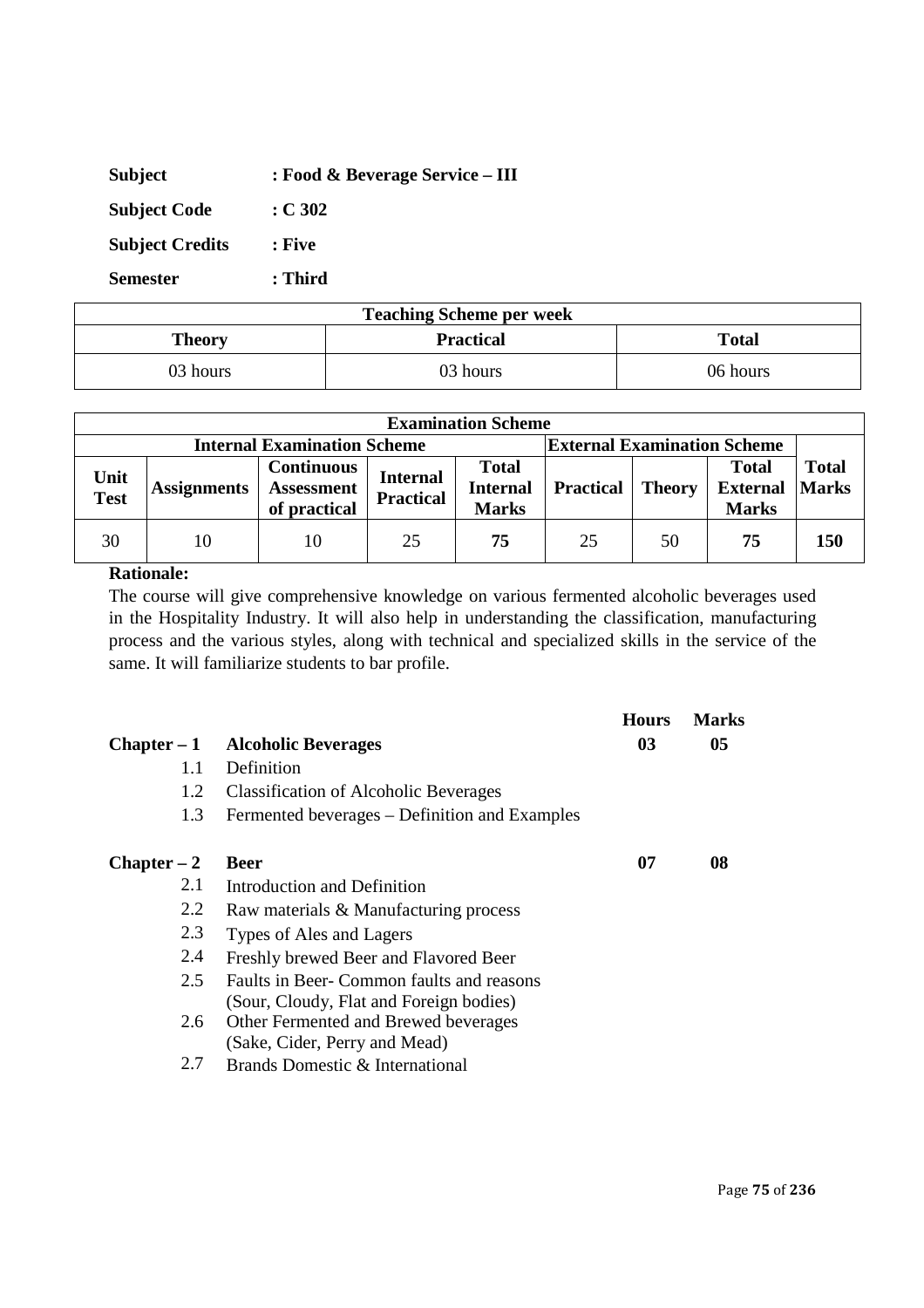**Subject** : **Food & Beverage Service – III**

**Subject Code** : **C 302**

**Subject Credits** : **Five**

**Semester** : **Third**

| Teaching Scheme per week | | |
|---|---|---|
| **Theory** | **Practical** | **Total** |
| 03 hours | 03 hours | 06 hours |

| Examination Scheme | | | | | | | | |
|---|---|---|---|---|---|---|---|---|
| **Internal Examination Scheme** | | | | | **External Examination Scheme** | | | |
| **Unit Test** | **Assignments** | **Continuous Assessment of practical** | **Internal Practical** | **Total Internal Marks** | **Practical** | **Theory** | **Total External Marks** | **Total Marks** |
| 30 | 10 | 10 | 25 | **75** | 25 | 50 | **75** | **150** |

**Rationale:**

The course will give comprehensive knowledge on various fermented alcoholic beverages used in the Hospitality Industry. It will also help in understanding the classification, manufacturing process and the various styles, along with technical and specialized skills in the service of the same. It will familiarize students to bar profile.

| | | **Hours** | **Marks** |
|---|---|---|---|
| **Chapter – 1** | **Alcoholic Beverages** | **03** | **05** |
| 1.1 | Definition | | |
| 1.2 | Classification of Alcoholic Beverages | | |
| 1.3 | Fermented beverages – Definition and Examples | | |
| **Chapter – 2** | **Beer** | **07** | **08** |
| 2.1 | Introduction and Definition | | |
| 2.2 | Raw materials & Manufacturing process | | |
| 2.3 | Types of Ales and Lagers | | |
| 2.4 | Freshly brewed Beer and Flavored Beer | | |
| 2.5 | Faults in Beer- Common faults and reasons (Sour, Cloudy, Flat and Foreign bodies) | | |
| 2.6 | Other Fermented and Brewed beverages (Sake, Cider, Perry and Mead) | | |
| 2.7 | Brands Domestic & International | | |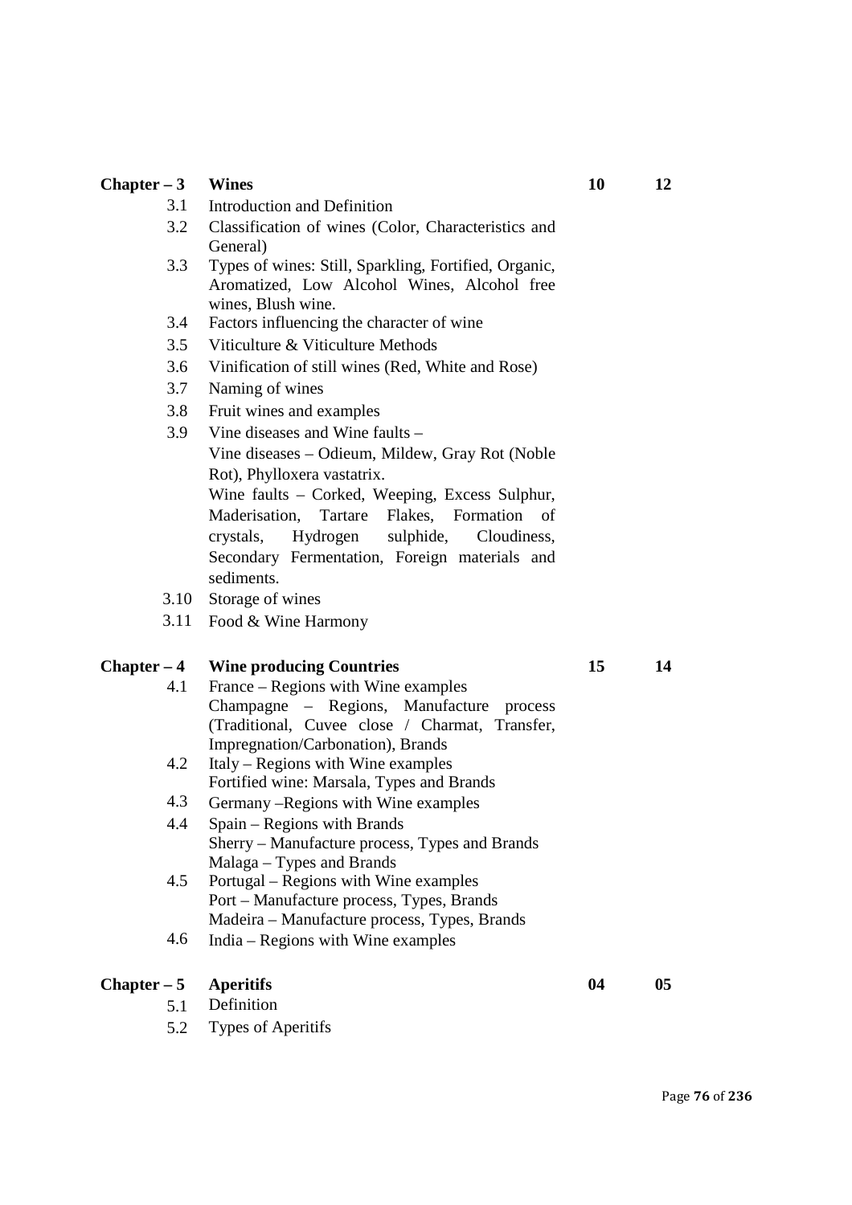| | | | |
|---|---|---|---|
| **Chapter – 3** | **Wines** | **10** | **12** |
| 3.1 | Introduction and Definition | | |
| 3.2 | Classification of wines (Color, Characteristics and General) | | |
| 3.3 | Types of wines: Still, Sparkling, Fortified, Organic, Aromatized, Low Alcohol Wines, Alcohol free wines, Blush wine. | | |
| 3.4 | Factors influencing the character of wine | | |
| 3.5 | Viticulture & Viticulture Methods | | |
| 3.6 | Vinification of still wines (Red, White and Rose) | | |
| 3.7 | Naming of wines | | |
| 3.8 | Fruit wines and examples | | |
| 3.9 | Vine diseases and Wine faults –<br>Vine diseases – Odieum, Mildew, Gray Rot (Noble Rot), Phylloxera vastatrix.<br>Wine faults – Corked, Weeping, Excess Sulphur, Maderisation, Tartare Flakes, Formation of crystals, Hydrogen sulphide, Cloudiness, Secondary Fermentation, Foreign materials and sediments. | | |
| 3.10 | Storage of wines | | |
| 3.11 | Food & Wine Harmony | | |
| **Chapter – 4** | **Wine producing Countries** | **15** | **14** |
| 4.1 | France – Regions with Wine examples<br>Champagne – Regions, Manufacture process (Traditional, Cuvee close / Charmat, Transfer, Impregnation/Carbonation), Brands | | |
| 4.2 | Italy – Regions with Wine examples<br>Fortified wine: Marsala, Types and Brands | | |
| 4.3 | Germany –Regions with Wine examples | | |
| 4.4 | Spain – Regions with Brands<br>Sherry – Manufacture process, Types and Brands<br>Malaga – Types and Brands | | |
| 4.5 | Portugal – Regions with Wine examples<br>Port – Manufacture process, Types, Brands<br>Madeira – Manufacture process, Types, Brands | | |
| 4.6 | India – Regions with Wine examples | | |
| **Chapter – 5** | **Aperitifs** | **04** | **05** |
| 5.1 | Definition | | |
| 5.2 | Types of Aperitifs | | |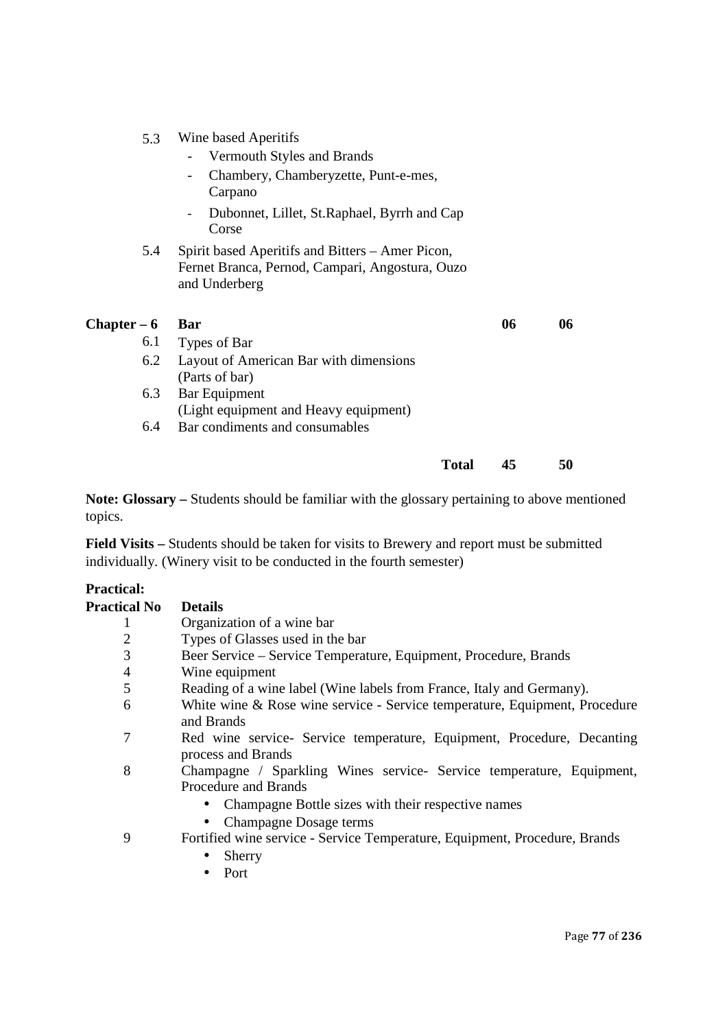5.3 Wine based Aperitifs
- Vermouth Styles and Brands
- Chambery, Chamberyzette, Punt-e-mes, Carpano
- Dubonnet, Lillet, St.Raphael, Byrrh and Cap Corse

5.4 Spirit based Aperitifs and Bitters – Amer Picon, Fernet Branca, Pernod, Campari, Angostura, Ouzo and Underberg

| | | | |
|---|---|---|---|
| **Chapter – 6** | **Bar** | **06** | **06** |
| 6.1 | Types of Bar | | |
| 6.2 | Layout of American Bar with dimensions (Parts of bar) | | |
| 6.3 | Bar Equipment (Light equipment and Heavy equipment) | | |
| 6.4 | Bar condiments and consumables | | |
| | **Total** | **45** | **50** |

**Note: Glossary –** Students should be familiar with the glossary pertaining to above mentioned topics.

**Field Visits –** Students should be taken for visits to Brewery and report must be submitted individually. (Winery visit to be conducted in the fourth semester)

**Practical:**

| Practical No | Details |
|---|---|
| 1 | Organization of a wine bar |
| 2 | Types of Glasses used in the bar |
| 3 | Beer Service – Service Temperature, Equipment, Procedure, Brands |
| 4 | Wine equipment |
| 5 | Reading of a wine label (Wine labels from France, Italy and Germany). |
| 6 | White wine & Rose wine service - Service temperature, Equipment, Procedure and Brands |
| 7 | Red wine service- Service temperature, Equipment, Procedure, Decanting process and Brands |
| 8 | Champagne / Sparkling Wines service- Service temperature, Equipment, Procedure and Brands<br>• Champagne Bottle sizes with their respective names<br>• Champagne Dosage terms |
| 9 | Fortified wine service - Service Temperature, Equipment, Procedure, Brands<br>• Sherry<br>• Port |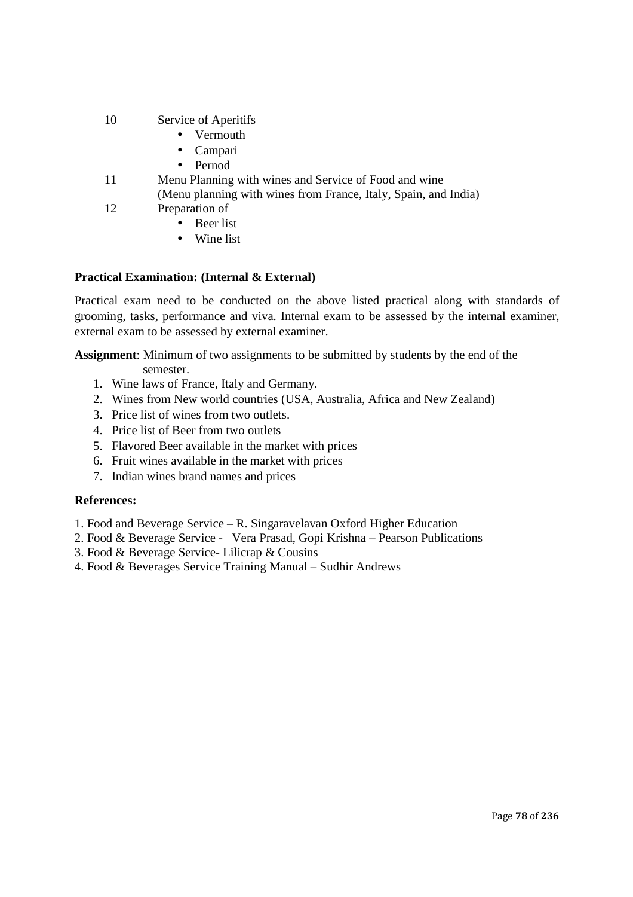10 Service of Aperitifs

- Vermouth
- Campari
- Pernod

11 Menu Planning with wines and Service of Food and wine
(Menu planning with wines from France, Italy, Spain, and India)

12 Preparation of

- Beer list
- Wine list

**Practical Examination: (Internal & External)**

Practical exam need to be conducted on the above listed practical along with standards of grooming, tasks, performance and viva. Internal exam to be assessed by the internal examiner, external exam to be assessed by external examiner.

**Assignment**: Minimum of two assignments to be submitted by students by the end of the semester.

1. Wine laws of France, Italy and Germany.
2. Wines from New world countries (USA, Australia, Africa and New Zealand)
3. Price list of wines from two outlets.
4. Price list of Beer from two outlets
5. Flavored Beer available in the market with prices
6. Fruit wines available in the market with prices
7. Indian wines brand names and prices

**References:**

1. Food and Beverage Service – R. Singaravelavan Oxford Higher Education
2. Food & Beverage Service - Vera Prasad, Gopi Krishna – Pearson Publications
3. Food & Beverage Service- Lilicrap & Cousins
4. Food & Beverages Service Training Manual – Sudhir Andrews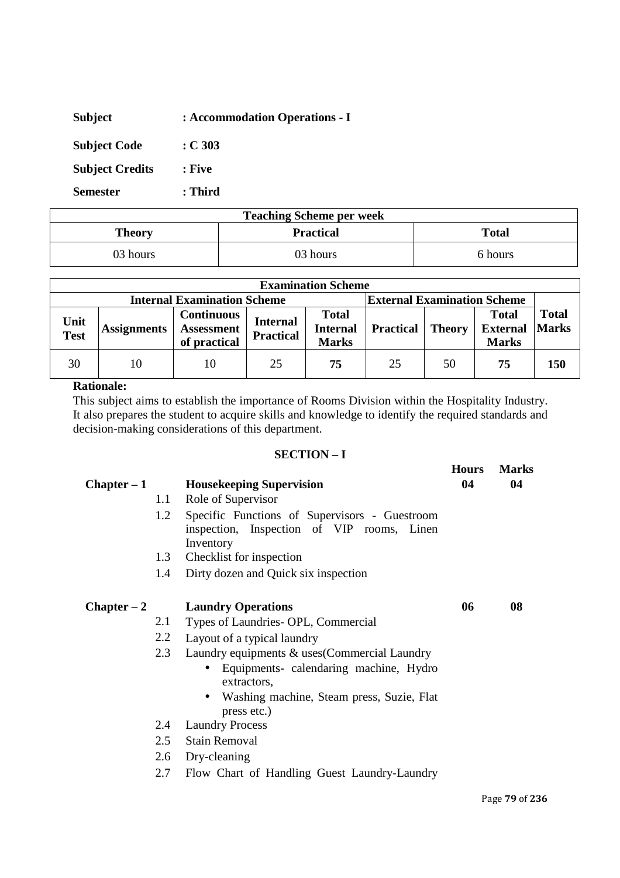**Subject** : **Accommodation Operations - I**

**Subject Code** : **C 303**

**Subject Credits** : **Five**

**Semester** : **Third**

| Teaching Scheme per week | | |
|---|---|---|
| **Theory** | **Practical** | **Total** |
| 03 hours | 03 hours | 6 hours |

| Examination Scheme | | | | | | | | |
|---|---|---|---|---|---|---|---|---|
| **Internal Examination Scheme** | | | | | **External Examination Scheme** | | | |
| **Unit Test** | **Assignments** | **Continuous Assessment of practical** | **Internal Practical** | **Total Internal Marks** | **Practical** | **Theory** | **Total External Marks** | **Total Marks** |
| 30 | 10 | 10 | 25 | **75** | 25 | 50 | **75** | **150** |

**Rationale:**

This subject aims to establish the importance of Rooms Division within the Hospitality Industry. It also prepares the student to acquire skills and knowledge to identify the required standards and decision-making considerations of this department.

## SECTION – I

| | | | **Hours** | **Marks** |
|---|---|---|---|---|
| **Chapter – 1** | | **Housekeeping Supervision** | **04** | **04** |
| | 1.1 | Role of Supervisor | | |
| | 1.2 | Specific Functions of Supervisors - Guestroom inspection, Inspection of VIP rooms, Linen Inventory | | |
| | 1.3 | Checklist for inspection | | |
| | 1.4 | Dirty dozen and Quick six inspection | | |
| **Chapter – 2** | | **Laundry Operations** | **06** | **08** |
| | 2.1 | Types of Laundries- OPL, Commercial | | |
| | 2.2 | Layout of a typical laundry | | |
| | 2.3 | Laundry equipments & uses(Commercial Laundry<br>• Equipments- calendaring machine, Hydro extractors,<br>• Washing machine, Steam press, Suzie, Flat press etc.) | | |
| | 2.4 | Laundry Process | | |
| | 2.5 | Stain Removal | | |
| | 2.6 | Dry-cleaning | | |
| | 2.7 | Flow Chart of Handling Guest Laundry-Laundry | | |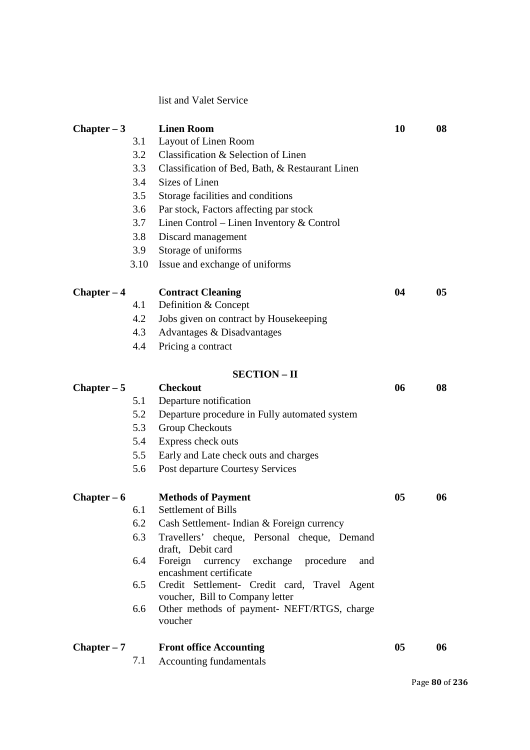list and Valet Service

| | | | | |
|---|---|---|---|---|
| **Chapter – 3** | | **Linen Room** | **10** | **08** |
| | 3.1 | Layout of Linen Room | | |
| | 3.2 | Classification & Selection of Linen | | |
| | 3.3 | Classification of Bed, Bath, & Restaurant Linen | | |
| | 3.4 | Sizes of Linen | | |
| | 3.5 | Storage facilities and conditions | | |
| | 3.6 | Par stock, Factors affecting par stock | | |
| | 3.7 | Linen Control – Linen Inventory & Control | | |
| | 3.8 | Discard management | | |
| | 3.9 | Storage of uniforms | | |
| | 3.10 | Issue and exchange of uniforms | | |
| **Chapter – 4** | | **Contract Cleaning** | **04** | **05** |
| | 4.1 | Definition & Concept | | |
| | 4.2 | Jobs given on contract by Housekeeping | | |
| | 4.3 | Advantages & Disadvantages | | |
| | 4.4 | Pricing a contract | | |
| | | **SECTION – II** | | |
| **Chapter – 5** | | **Checkout** | **06** | **08** |
| | 5.1 | Departure notification | | |
| | 5.2 | Departure procedure in Fully automated system | | |
| | 5.3 | Group Checkouts | | |
| | 5.4 | Express check outs | | |
| | 5.5 | Early and Late check outs and charges | | |
| | 5.6 | Post departure Courtesy Services | | |
| **Chapter – 6** | | **Methods of Payment** | **05** | **06** |
| | 6.1 | Settlement of Bills | | |
| | 6.2 | Cash Settlement- Indian & Foreign currency | | |
| | 6.3 | Travellers' cheque, Personal cheque, Demand draft, Debit card | | |
| | 6.4 | Foreign currency exchange procedure and encashment certificate | | |
| | 6.5 | Credit Settlement- Credit card, Travel Agent voucher, Bill to Company letter | | |
| | 6.6 | Other methods of payment- NEFT/RTGS, charge voucher | | |
| **Chapter – 7** | | **Front office Accounting** | **05** | **06** |
| | 7.1 | Accounting fundamentals | | |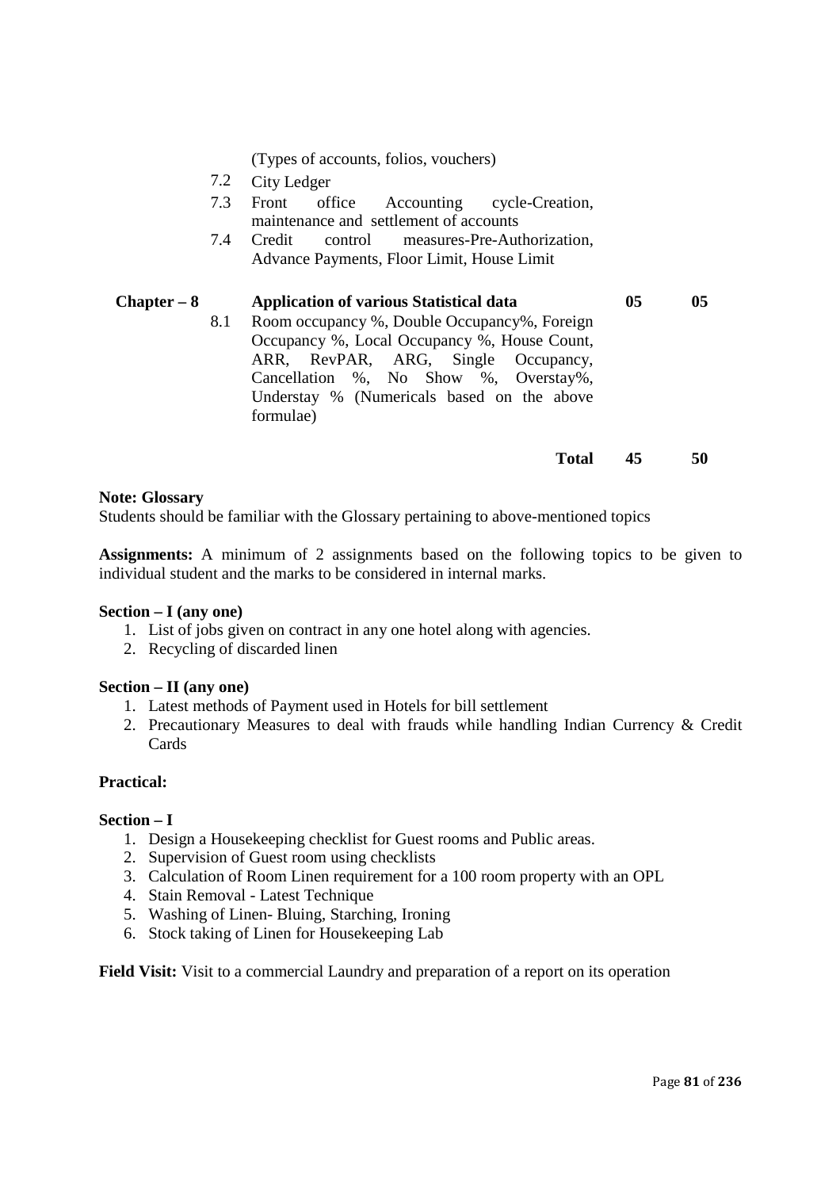| | | | | |
|---|---|---|---|---|
| | | (Types of accounts, folios, vouchers) | | |
| | 7.2 | City Ledger | | |
| | 7.3 | Front office Accounting cycle-Creation, maintenance and settlement of accounts | | |
| | 7.4 | Credit control measures-Pre-Authorization, Advance Payments, Floor Limit, House Limit | | |
| **Chapter – 8** | | **Application of various Statistical data** | **05** | **05** |
| | 8.1 | Room occupancy %, Double Occupancy%, Foreign Occupancy %, Local Occupancy %, House Count, ARR, RevPAR, ARG, Single Occupancy, Cancellation %, No Show %, Overstay%, Understay % (Numericals based on the above formulae) | | |
| | | **Total** | **45** | **50** |

**Note: Glossary**

Students should be familiar with the Glossary pertaining to above-mentioned topics

**Assignments:** A minimum of 2 assignments based on the following topics to be given to individual student and the marks to be considered in internal marks.

**Section – I (any one)**

1. List of jobs given on contract in any one hotel along with agencies.
2. Recycling of discarded linen

**Section – II (any one)**

1. Latest methods of Payment used in Hotels for bill settlement
2. Precautionary Measures to deal with frauds while handling Indian Currency & Credit Cards

**Practical:**

**Section – I**

1. Design a Housekeeping checklist for Guest rooms and Public areas.
2. Supervision of Guest room using checklists
3. Calculation of Room Linen requirement for a 100 room property with an OPL
4. Stain Removal - Latest Technique
5. Washing of Linen- Bluing, Starching, Ironing
6. Stock taking of Linen for Housekeeping Lab

**Field Visit:** Visit to a commercial Laundry and preparation of a report on its operation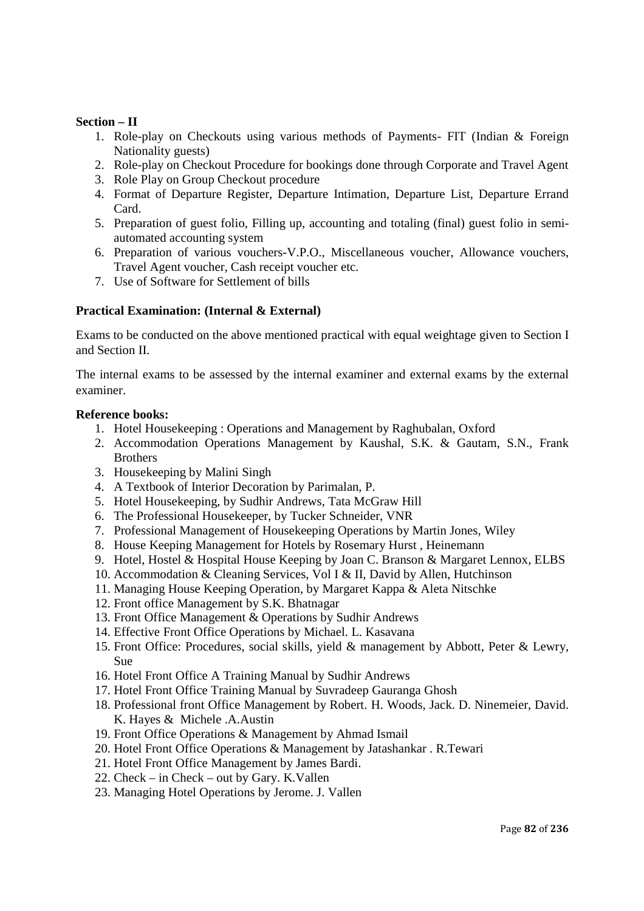**Section – II**

1. Role-play on Checkouts using various methods of Payments- FIT (Indian & Foreign Nationality guests)
2. Role-play on Checkout Procedure for bookings done through Corporate and Travel Agent
3. Role Play on Group Checkout procedure
4. Format of Departure Register, Departure Intimation, Departure List, Departure Errand Card.
5. Preparation of guest folio, Filling up, accounting and totaling (final) guest folio in semi-automated accounting system
6. Preparation of various vouchers-V.P.O., Miscellaneous voucher, Allowance vouchers, Travel Agent voucher, Cash receipt voucher etc.
7. Use of Software for Settlement of bills

**Practical Examination: (Internal & External)**

Exams to be conducted on the above mentioned practical with equal weightage given to Section I and Section II.

The internal exams to be assessed by the internal examiner and external exams by the external examiner.

**Reference books:**

1. Hotel Housekeeping : Operations and Management by Raghubalan, Oxford
2. Accommodation Operations Management by Kaushal, S.K. & Gautam, S.N., Frank Brothers
3. Housekeeping by Malini Singh
4. A Textbook of Interior Decoration by Parimalan, P.
5. Hotel Housekeeping, by Sudhir Andrews, Tata McGraw Hill
6. The Professional Housekeeper, by Tucker Schneider, VNR
7. Professional Management of Housekeeping Operations by Martin Jones, Wiley
8. House Keeping Management for Hotels by Rosemary Hurst , Heinemann
9. Hotel, Hostel & Hospital House Keeping by Joan C. Branson & Margaret Lennox, ELBS
10. Accommodation & Cleaning Services, Vol I & II, David by Allen, Hutchinson
11. Managing House Keeping Operation, by Margaret Kappa & Aleta Nitschke
12. Front office Management by S.K. Bhatnagar
13. Front Office Management & Operations by Sudhir Andrews
14. Effective Front Office Operations by Michael. L. Kasavana
15. Front Office: Procedures, social skills, yield & management by Abbott, Peter & Lewry, Sue
16. Hotel Front Office A Training Manual by Sudhir Andrews
17. Hotel Front Office Training Manual by Suvradeep Gauranga Ghosh
18. Professional front Office Management by Robert. H. Woods, Jack. D. Ninemeier, David. K. Hayes & Michele .A.Austin
19. Front Office Operations & Management by Ahmad Ismail
20. Hotel Front Office Operations & Management by Jatashankar . R.Tewari
21. Hotel Front Office Management by James Bardi.
22. Check – in Check – out by Gary. K.Vallen
23. Managing Hotel Operations by Jerome. J. Vallen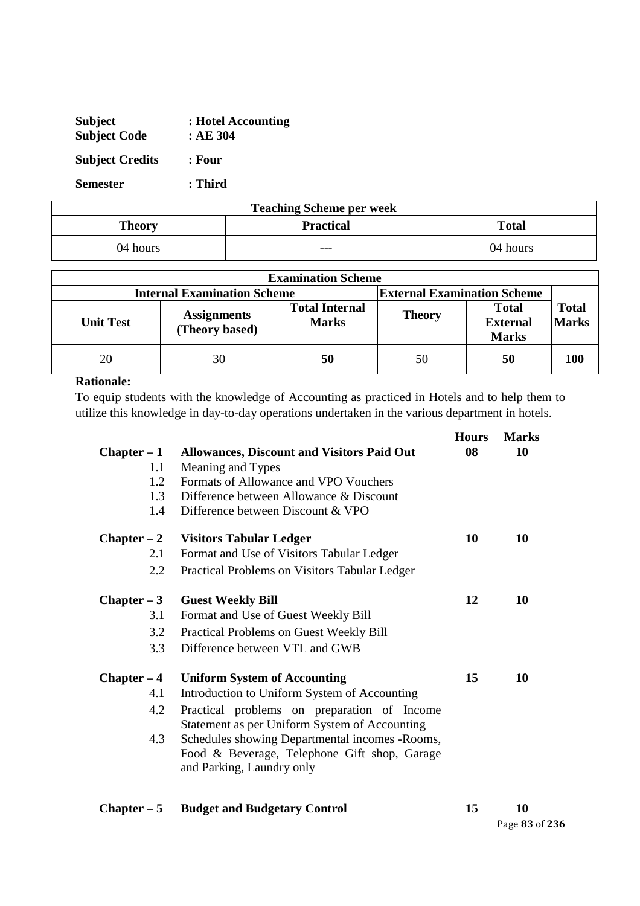**Subject** : **Hotel Accounting**
**Subject Code** : **AE 304**

**Subject Credits** : **Four**

**Semester** : **Third**

| Teaching Scheme per week | | |
|---|---|---|
| **Theory** | **Practical** | **Total** |
| 04 hours | --- | 04 hours |

| Examination Scheme | | | | | |
|---|---|---|---|---|---|
| **Internal Examination Scheme** | | | **External Examination Scheme** | | |
| **Unit Test** | **Assignments (Theory based)** | **Total Internal Marks** | **Theory** | **Total External Marks** | **Total Marks** |
| 20 | 30 | **50** | 50 | **50** | **100** |

**Rationale:**

To equip students with the knowledge of Accounting as practiced in Hotels and to help them to utilize this knowledge in day-to-day operations undertaken in the various department in hotels.

| | | Hours | Marks |
|---|---|---|---|
| **Chapter – 1** | **Allowances, Discount and Visitors Paid Out** | **08** | **10** |
| 1.1 | Meaning and Types | | |
| 1.2 | Formats of Allowance and VPO Vouchers | | |
| 1.3 | Difference between Allowance & Discount | | |
| 1.4 | Difference between Discount & VPO | | |
| **Chapter – 2** | **Visitors Tabular Ledger** | **10** | **10** |
| 2.1 | Format and Use of Visitors Tabular Ledger | | |
| 2.2 | Practical Problems on Visitors Tabular Ledger | | |
| **Chapter – 3** | **Guest Weekly Bill** | **12** | **10** |
| 3.1 | Format and Use of Guest Weekly Bill | | |
| 3.2 | Practical Problems on Guest Weekly Bill | | |
| 3.3 | Difference between VTL and GWB | | |
| **Chapter – 4** | **Uniform System of Accounting** | **15** | **10** |
| 4.1 | Introduction to Uniform System of Accounting | | |
| 4.2 | Practical problems on preparation of Income Statement as per Uniform System of Accounting | | |
| 4.3 | Schedules showing Departmental incomes -Rooms, Food & Beverage, Telephone Gift shop, Garage and Parking, Laundry only | | |
| **Chapter – 5** | **Budget and Budgetary Control** | **15** | **10** |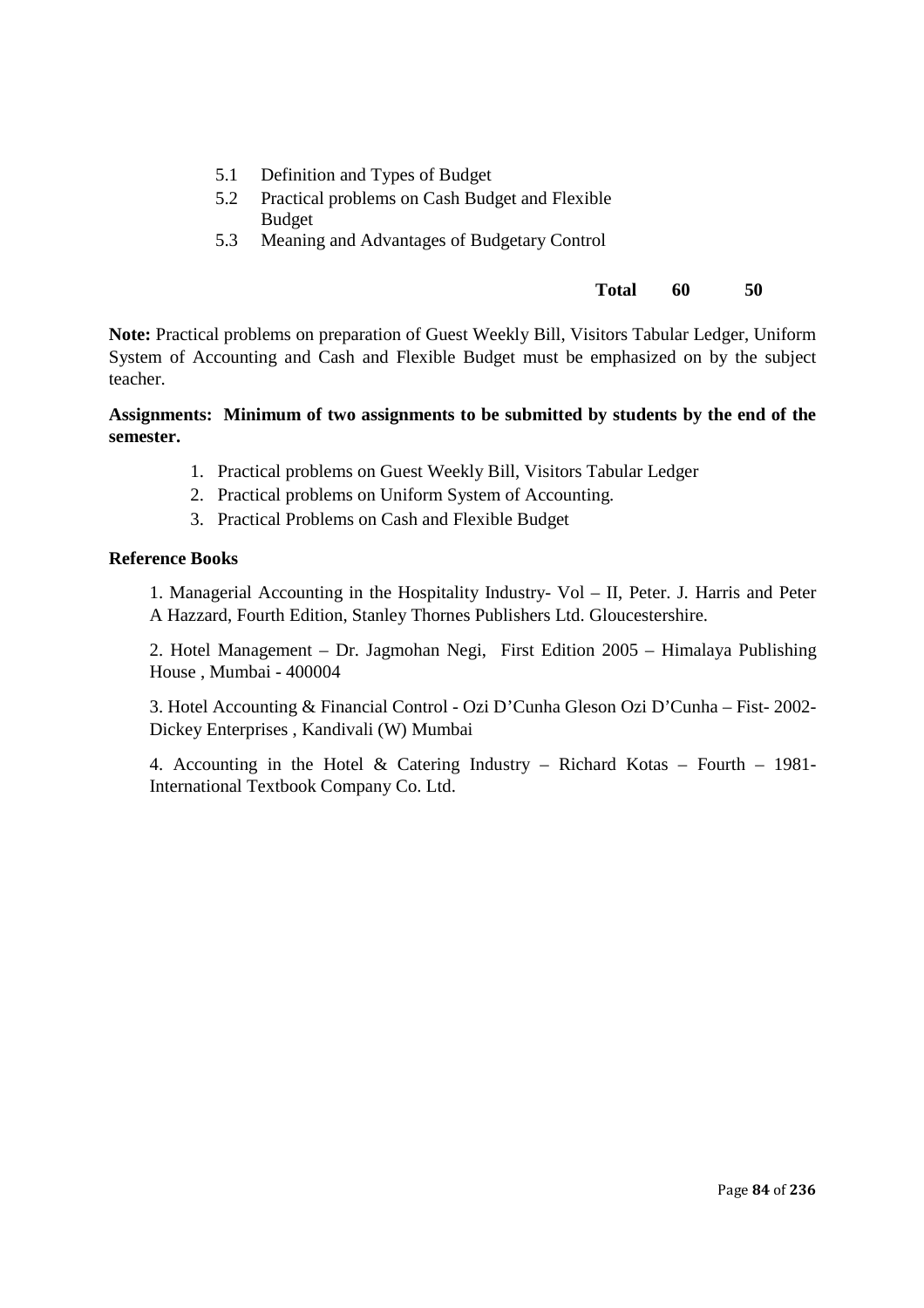5.1 Definition and Types of Budget
5.2 Practical problems on Cash Budget and Flexible Budget
5.3 Meaning and Advantages of Budgetary Control

| | | |
|---|---|---|
| **Total** | **60** | **50** |

**Note:** Practical problems on preparation of Guest Weekly Bill, Visitors Tabular Ledger, Uniform System of Accounting and Cash and Flexible Budget must be emphasized on by the subject teacher.

**Assignments: Minimum of two assignments to be submitted by students by the end of the semester.**

1. Practical problems on Guest Weekly Bill, Visitors Tabular Ledger
2. Practical problems on Uniform System of Accounting.
3. Practical Problems on Cash and Flexible Budget

**Reference Books**

1. Managerial Accounting in the Hospitality Industry- Vol – II, Peter. J. Harris and Peter A Hazzard, Fourth Edition, Stanley Thornes Publishers Ltd. Gloucestershire.

2. Hotel Management – Dr. Jagmohan Negi, First Edition 2005 – Himalaya Publishing House , Mumbai - 400004

3. Hotel Accounting & Financial Control - Ozi D'Cunha Gleson Ozi D'Cunha – Fist- 2002- Dickey Enterprises , Kandivali (W) Mumbai

4. Accounting in the Hotel & Catering Industry – Richard Kotas – Fourth – 1981- International Textbook Company Co. Ltd.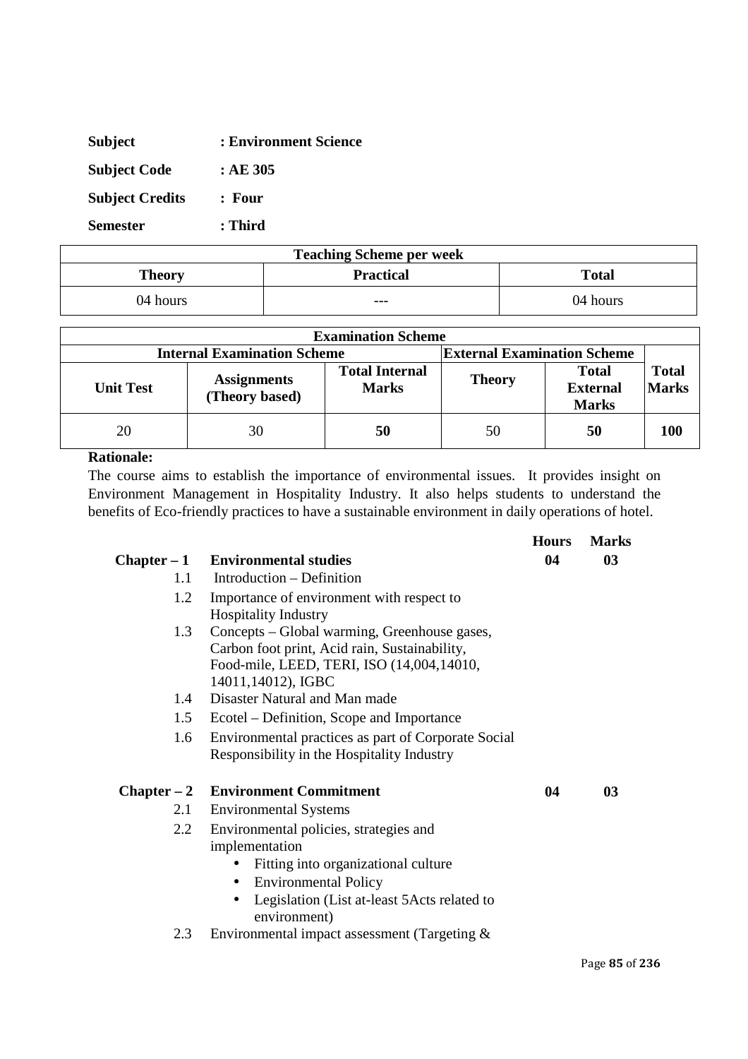**Subject** : **Environment Science**

**Subject Code** : **AE 305**

**Subject Credits** : **Four**

**Semester** : **Third**

| Teaching Scheme per week | | |
|---|---|---|
| **Theory** | **Practical** | **Total** |
| 04 hours | --- | 04 hours |

| Examination Scheme | | | | | |
|---|---|---|---|---|---|
| **Internal Examination Scheme** | | | **External Examination Scheme** | | |
| **Unit Test** | **Assignments (Theory based)** | **Total Internal Marks** | **Theory** | **Total External Marks** | **Total Marks** |
| 20 | 30 | **50** | 50 | **50** | **100** |

**Rationale:**

The course aims to establish the importance of environmental issues. It provides insight on Environment Management in Hospitality Industry. It also helps students to understand the benefits of Eco-friendly practices to have a sustainable environment in daily operations of hotel.

| | | **Hours** | **Marks** |
|---|---|---|---|
| **Chapter – 1** | **Environmental studies** | **04** | **03** |
| 1.1 | Introduction – Definition | | |
| 1.2 | Importance of environment with respect to Hospitality Industry | | |
| 1.3 | Concepts – Global warming, Greenhouse gases, Carbon foot print, Acid rain, Sustainability, Food-mile, LEED, TERI, ISO (14,004,14010, 14011,14012), IGBC | | |
| 1.4 | Disaster Natural and Man made | | |
| 1.5 | Ecotel – Definition, Scope and Importance | | |
| 1.6 | Environmental practices as part of Corporate Social Responsibility in the Hospitality Industry | | |
| **Chapter – 2** | **Environment Commitment** | **04** | **03** |
| 2.1 | Environmental Systems | | |
| 2.2 | Environmental policies, strategies and implementation<br>• Fitting into organizational culture<br>• Environmental Policy<br>• Legislation (List at-least 5Acts related to environment) | | |
| 2.3 | Environmental impact assessment (Targeting & | | |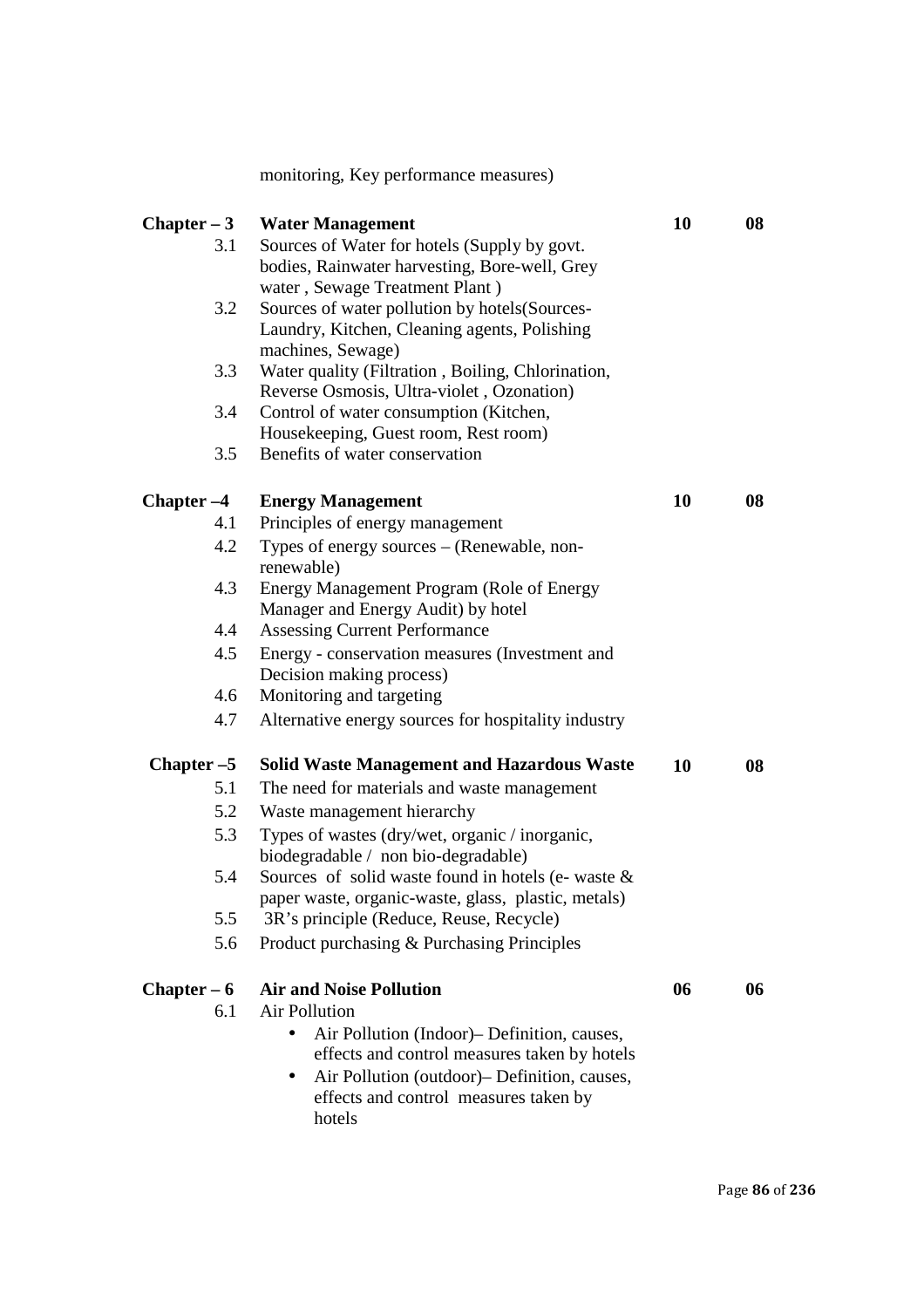monitoring, Key performance measures)

| | | | |
|---|---|---|---|
| **Chapter – 3** | **Water Management** | **10** | **08** |
| 3.1 | Sources of Water for hotels (Supply by govt. bodies, Rainwater harvesting, Bore-well, Grey water , Sewage Treatment Plant ) | | |
| 3.2 | Sources of water pollution by hotels(Sources- Laundry, Kitchen, Cleaning agents, Polishing machines, Sewage) | | |
| 3.3 | Water quality (Filtration , Boiling, Chlorination, Reverse Osmosis, Ultra-violet , Ozonation) | | |
| 3.4 | Control of water consumption (Kitchen, Housekeeping, Guest room, Rest room) | | |
| 3.5 | Benefits of water conservation | | |
| **Chapter –4** | **Energy Management** | **10** | **08** |
| 4.1 | Principles of energy management | | |
| 4.2 | Types of energy sources – (Renewable, non-renewable) | | |
| 4.3 | Energy Management Program (Role of Energy Manager and Energy Audit) by hotel | | |
| 4.4 | Assessing Current Performance | | |
| 4.5 | Energy - conservation measures (Investment and Decision making process) | | |
| 4.6 | Monitoring and targeting | | |
| 4.7 | Alternative energy sources for hospitality industry | | |
| **Chapter –5** | **Solid Waste Management and Hazardous Waste** | **10** | **08** |
| 5.1 | The need for materials and waste management | | |
| 5.2 | Waste management hierarchy | | |
| 5.3 | Types of wastes (dry/wet, organic / inorganic, biodegradable / non bio-degradable) | | |
| 5.4 | Sources of solid waste found in hotels (e- waste & paper waste, organic-waste, glass, plastic, metals) | | |
| 5.5 | 3R's principle (Reduce, Reuse, Recycle) | | |
| 5.6 | Product purchasing & Purchasing Principles | | |
| **Chapter – 6** | **Air and Noise Pollution** | **06** | **06** |
| 6.1 | Air Pollution<br>• Air Pollution (Indoor)– Definition, causes, effects and control measures taken by hotels<br>• Air Pollution (outdoor)– Definition, causes, effects and control measures taken by hotels | | |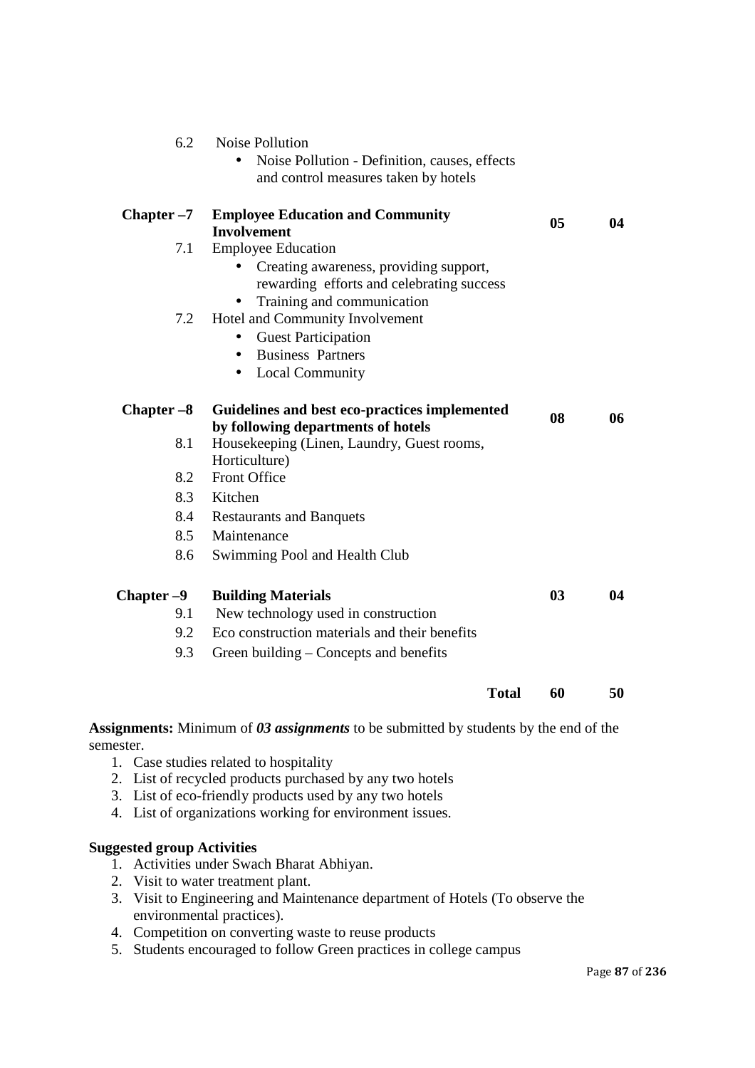| | | | |
|---|---|---|---|
| 6.2 | Noise Pollution<br>• Noise Pollution - Definition, causes, effects and control measures taken by hotels | | |
| **Chapter –7** | **Employee Education and Community Involvement** | **05** | **04** |
| 7.1 | Employee Education<br>• Creating awareness, providing support, rewarding efforts and celebrating success<br>• Training and communication | | |
| 7.2 | Hotel and Community Involvement<br>• Guest Participation<br>• Business Partners<br>• Local Community | | |
| **Chapter –8** | **Guidelines and best eco-practices implemented by following departments of hotels** | **08** | **06** |
| 8.1 | Housekeeping (Linen, Laundry, Guest rooms, Horticulture) | | |
| 8.2 | Front Office | | |
| 8.3 | Kitchen | | |
| 8.4 | Restaurants and Banquets | | |
| 8.5 | Maintenance | | |
| 8.6 | Swimming Pool and Health Club | | |
| **Chapter –9** | **Building Materials** | **03** | **04** |
| 9.1 | New technology used in construction | | |
| 9.2 | Eco construction materials and their benefits | | |
| 9.3 | Green building – Concepts and benefits | | |
| | **Total** | **60** | **50** |

**Assignments:** Minimum of ***03 assignments*** to be submitted by students by the end of the semester.

1. Case studies related to hospitality
2. List of recycled products purchased by any two hotels
3. List of eco-friendly products used by any two hotels
4. List of organizations working for environment issues.

**Suggested group Activities**

1. Activities under Swach Bharat Abhiyan.
2. Visit to water treatment plant.
3. Visit to Engineering and Maintenance department of Hotels (To observe the environmental practices).
4. Competition on converting waste to reuse products
5. Students encouraged to follow Green practices in college campus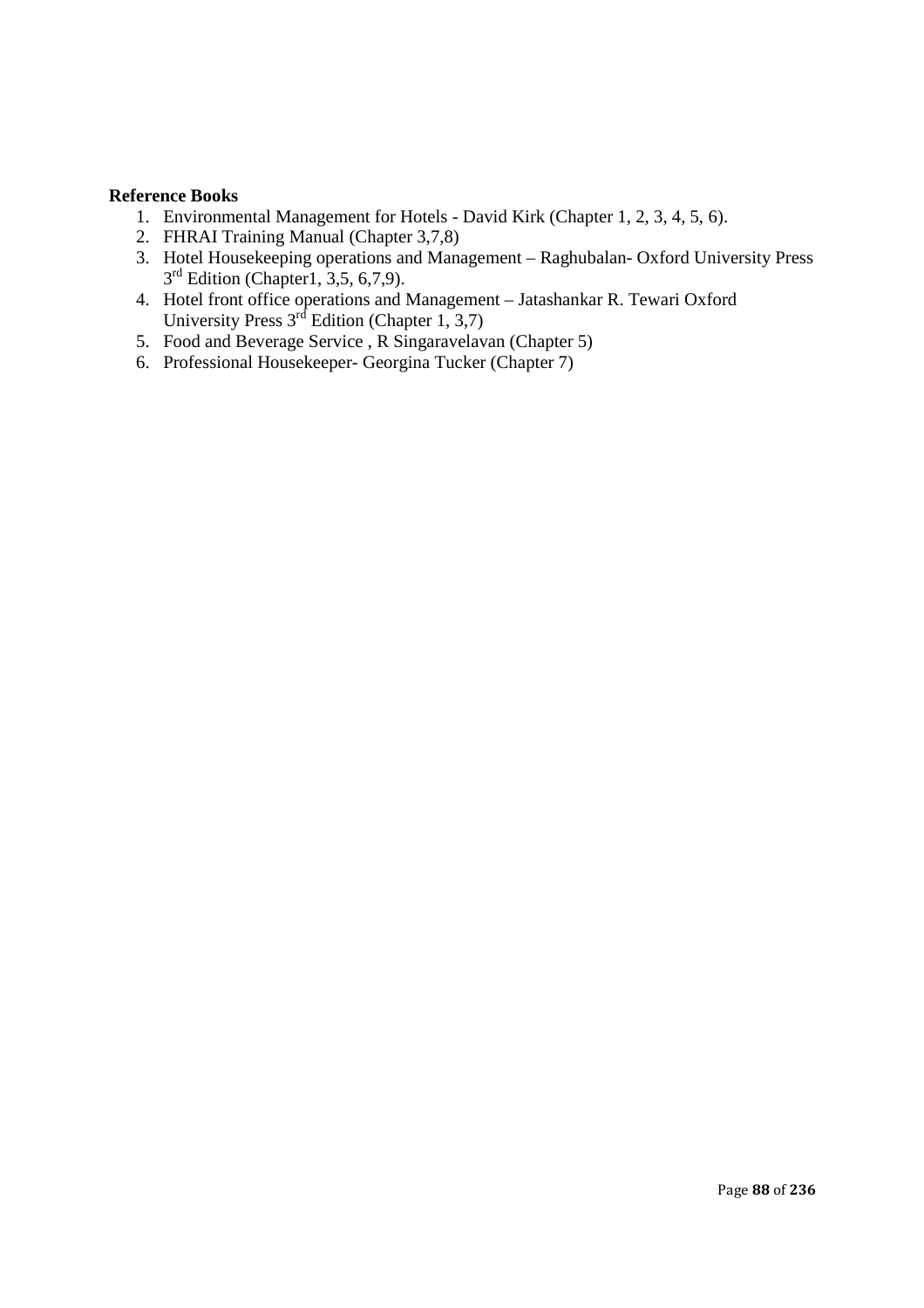**Reference Books**

1. Environmental Management for Hotels - David Kirk (Chapter 1, 2, 3, 4, 5, 6).
2. FHRAI Training Manual (Chapter 3,7,8)
3. Hotel Housekeeping operations and Management – Raghubalan- Oxford University Press 3rd Edition (Chapter1, 3,5, 6,7,9).
4. Hotel front office operations and Management – Jatashankar R. Tewari Oxford University Press 3rd Edition (Chapter 1, 3,7)
5. Food and Beverage Service , R Singaravelavan (Chapter 5)
6. Professional Housekeeper- Georgina Tucker (Chapter 7)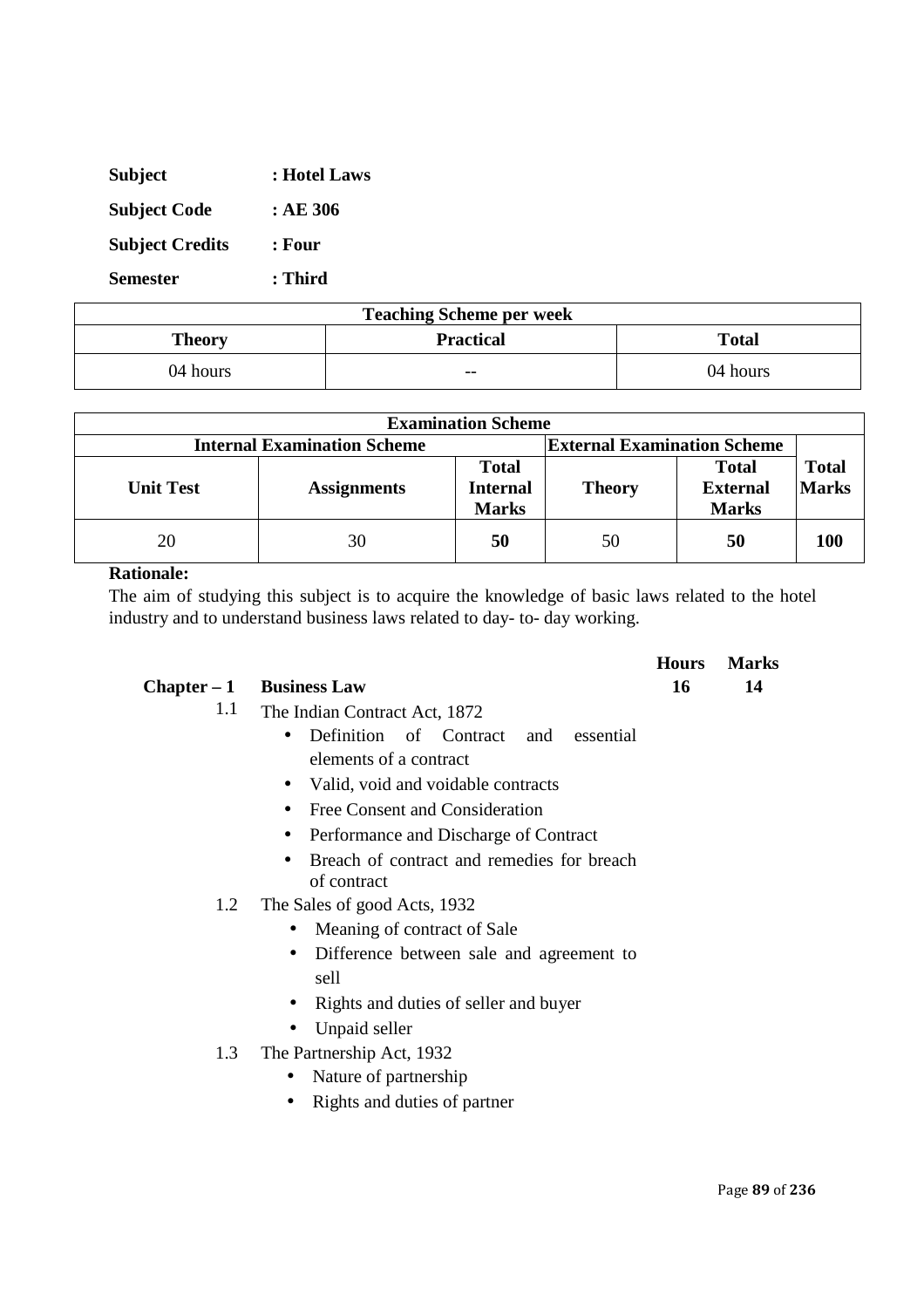**Subject** : Hotel Laws

**Subject Code** : AE 306

**Subject Credits** : Four

**Semester** : Third

| Teaching Scheme per week | | |
|---|---|---|
| **Theory** | **Practical** | **Total** |
| 04 hours | -- | 04 hours |

| Examination Scheme | | | | | |
|---|---|---|---|---|---|
| **Internal Examination Scheme** | | | **External Examination Scheme** | | |
| **Unit Test** | **Assignments** | **Total Internal Marks** | **Theory** | **Total External Marks** | **Total Marks** |
| 20 | 30 | **50** | 50 | **50** | **100** |

**Rationale:**

The aim of studying this subject is to acquire the knowledge of basic laws related to the hotel industry and to understand business laws related to day- to- day working.

| | | Hours | Marks |
|---|---|---|---|
| **Chapter – 1** | **Business Law** | **16** | **14** |

1.1 The Indian Contract Act, 1872
- Definition of Contract and essential elements of a contract
- Valid, void and voidable contracts
- Free Consent and Consideration
- Performance and Discharge of Contract
- Breach of contract and remedies for breach of contract

1.2 The Sales of good Acts, 1932
- Meaning of contract of Sale
- Difference between sale and agreement to sell
- Rights and duties of seller and buyer
- Unpaid seller

1.3 The Partnership Act, 1932
- Nature of partnership
- Rights and duties of partner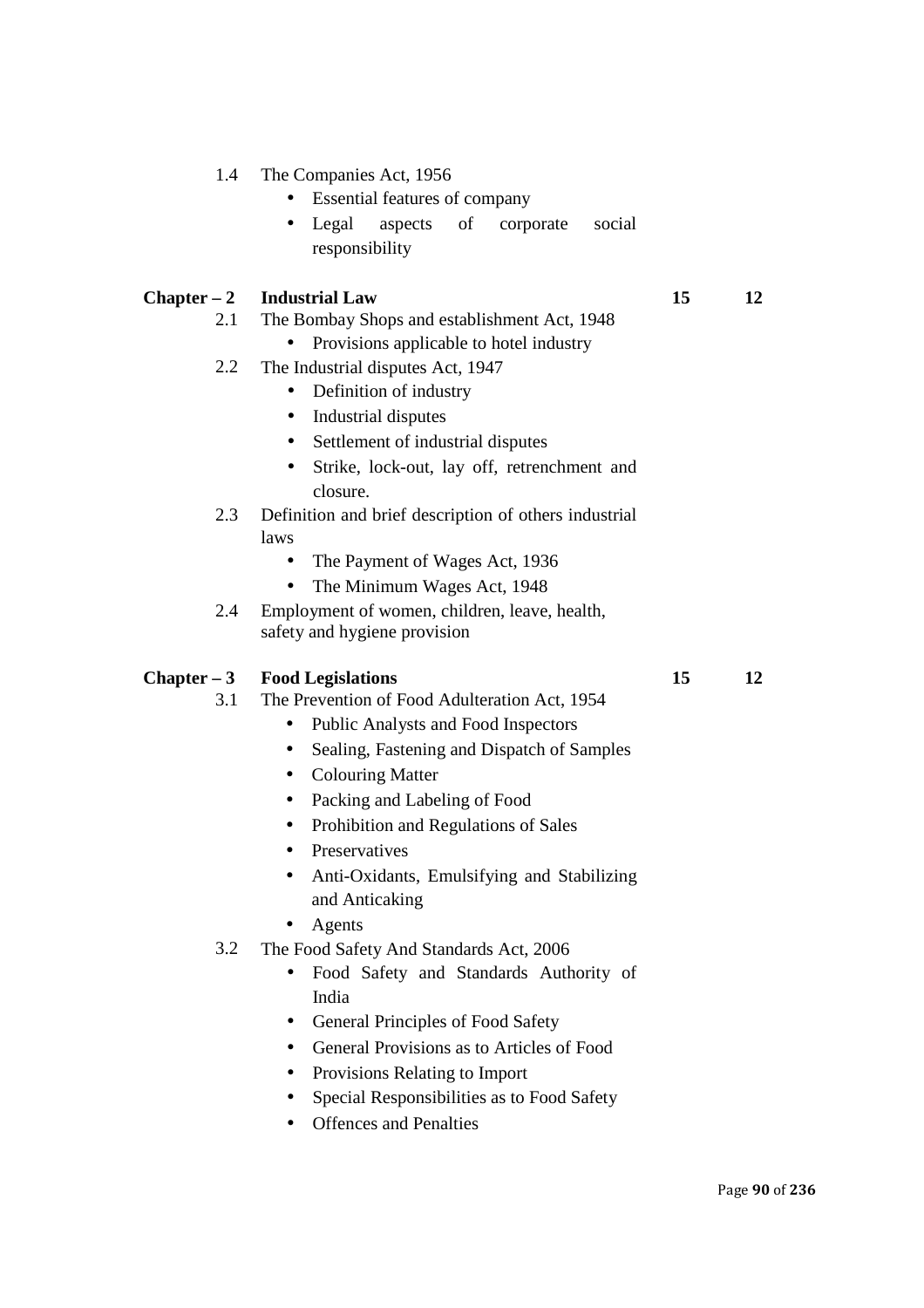1.4 The Companies Act, 1956

- Essential features of company
- Legal aspects of corporate social responsibility

| | | | |
|---|---|---|---|
| **Chapter – 2** | **Industrial Law** | **15** | **12** |

2.1 The Bombay Shops and establishment Act, 1948

- Provisions applicable to hotel industry

2.2 The Industrial disputes Act, 1947

- Definition of industry
- Industrial disputes
- Settlement of industrial disputes
- Strike, lock-out, lay off, retrenchment and closure.

2.3 Definition and brief description of others industrial laws

- The Payment of Wages Act, 1936
- The Minimum Wages Act, 1948

2.4 Employment of women, children, leave, health, safety and hygiene provision

| | | | |
|---|---|---|---|
| **Chapter – 3** | **Food Legislations** | **15** | **12** |

3.1 The Prevention of Food Adulteration Act, 1954

- Public Analysts and Food Inspectors
- Sealing, Fastening and Dispatch of Samples
- Colouring Matter
- Packing and Labeling of Food
- Prohibition and Regulations of Sales
- Preservatives
- Anti-Oxidants, Emulsifying and Stabilizing and Anticaking
- Agents

3.2 The Food Safety And Standards Act, 2006

- Food Safety and Standards Authority of India
- General Principles of Food Safety
- General Provisions as to Articles of Food
- Provisions Relating to Import
- Special Responsibilities as to Food Safety
- Offences and Penalties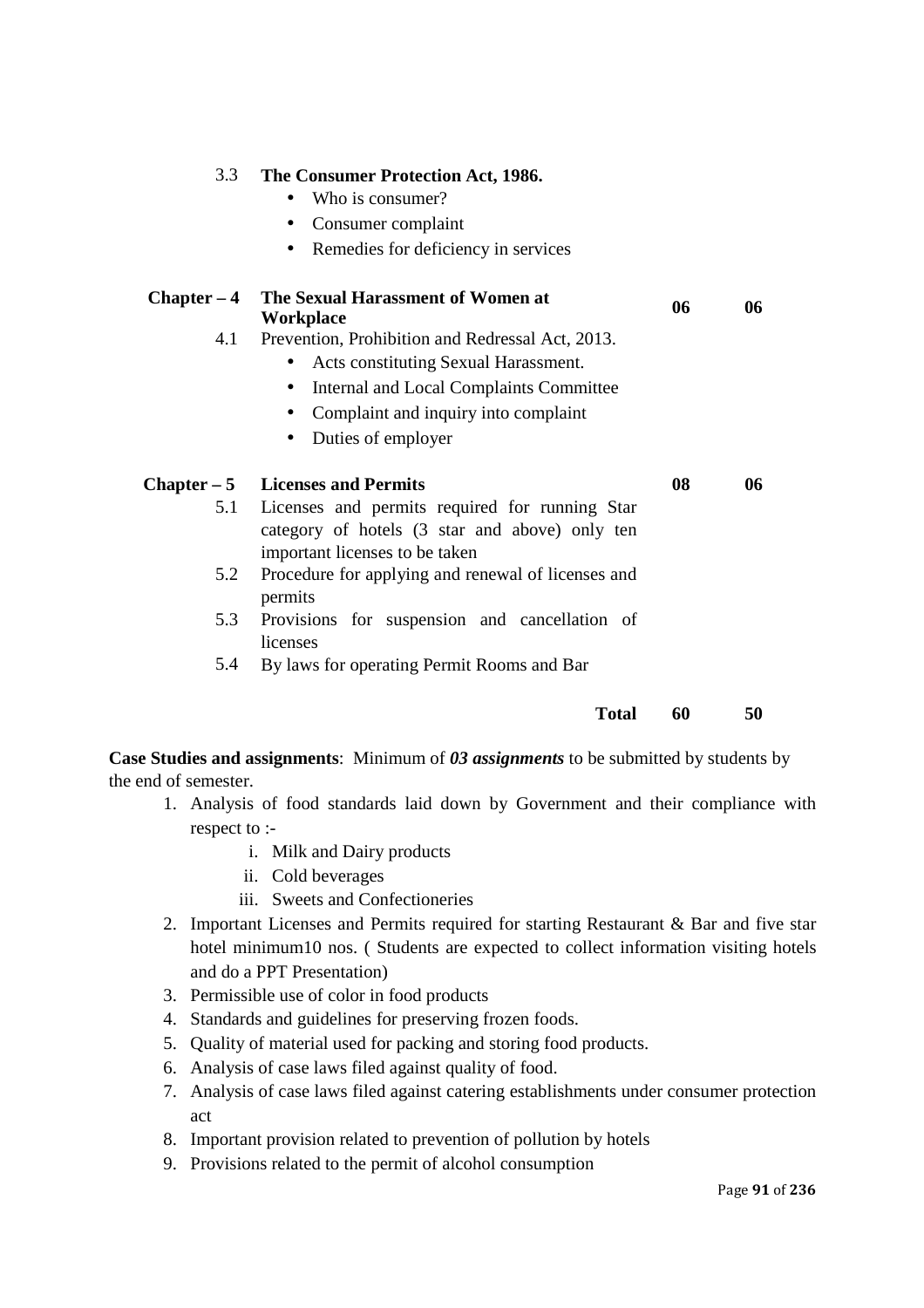| | | | |
|---|---|---|---|
| 3.3 | **The Consumer Protection Act, 1986.**<br>• Who is consumer?<br>• Consumer complaint<br>• Remedies for deficiency in services | | |
| **Chapter – 4** | **The Sexual Harassment of Women at Workplace** | **06** | **06** |
| 4.1 | Prevention, Prohibition and Redressal Act, 2013.<br>• Acts constituting Sexual Harassment.<br>• Internal and Local Complaints Committee<br>• Complaint and inquiry into complaint<br>• Duties of employer | | |
| **Chapter – 5** | **Licenses and Permits** | **08** | **06** |
| 5.1 | Licenses and permits required for running Star category of hotels (3 star and above) only ten important licenses to be taken | | |
| 5.2 | Procedure for applying and renewal of licenses and permits | | |
| 5.3 | Provisions for suspension and cancellation of licenses | | |
| 5.4 | By laws for operating Permit Rooms and Bar | | |
| | **Total** | **60** | **50** |

**Case Studies and assignments**: Minimum of ***03 assignments*** to be submitted by students by the end of semester.

1. Analysis of food standards laid down by Government and their compliance with respect to :-
   i. Milk and Dairy products
   ii. Cold beverages
   iii. Sweets and Confectioneries
2. Important Licenses and Permits required for starting Restaurant & Bar and five star hotel minimum10 nos. ( Students are expected to collect information visiting hotels and do a PPT Presentation)
3. Permissible use of color in food products
4. Standards and guidelines for preserving frozen foods.
5. Quality of material used for packing and storing food products.
6. Analysis of case laws filed against quality of food.
7. Analysis of case laws filed against catering establishments under consumer protection act
8. Important provision related to prevention of pollution by hotels
9. Provisions related to the permit of alcohol consumption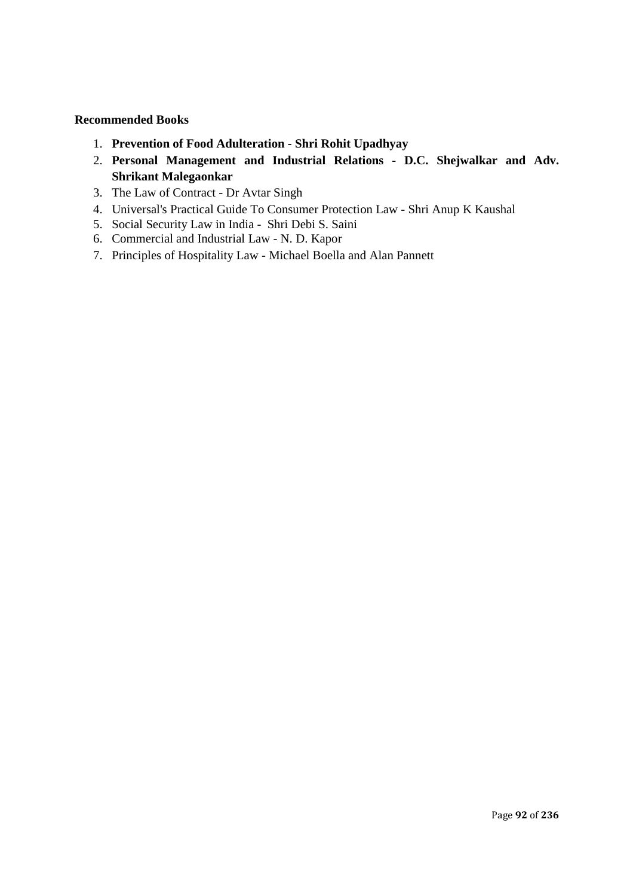**Recommended Books**

1. **Prevention of Food Adulteration - Shri Rohit Upadhyay**
2. **Personal Management and Industrial Relations - D.C. Shejwalkar and Adv. Shrikant Malegaonkar**
3. The Law of Contract - Dr Avtar Singh
4. Universal's Practical Guide To Consumer Protection Law - Shri Anup K Kaushal
5. Social Security Law in India - Shri Debi S. Saini
6. Commercial and Industrial Law - N. D. Kapor
7. Principles of Hospitality Law - Michael Boella and Alan Pannett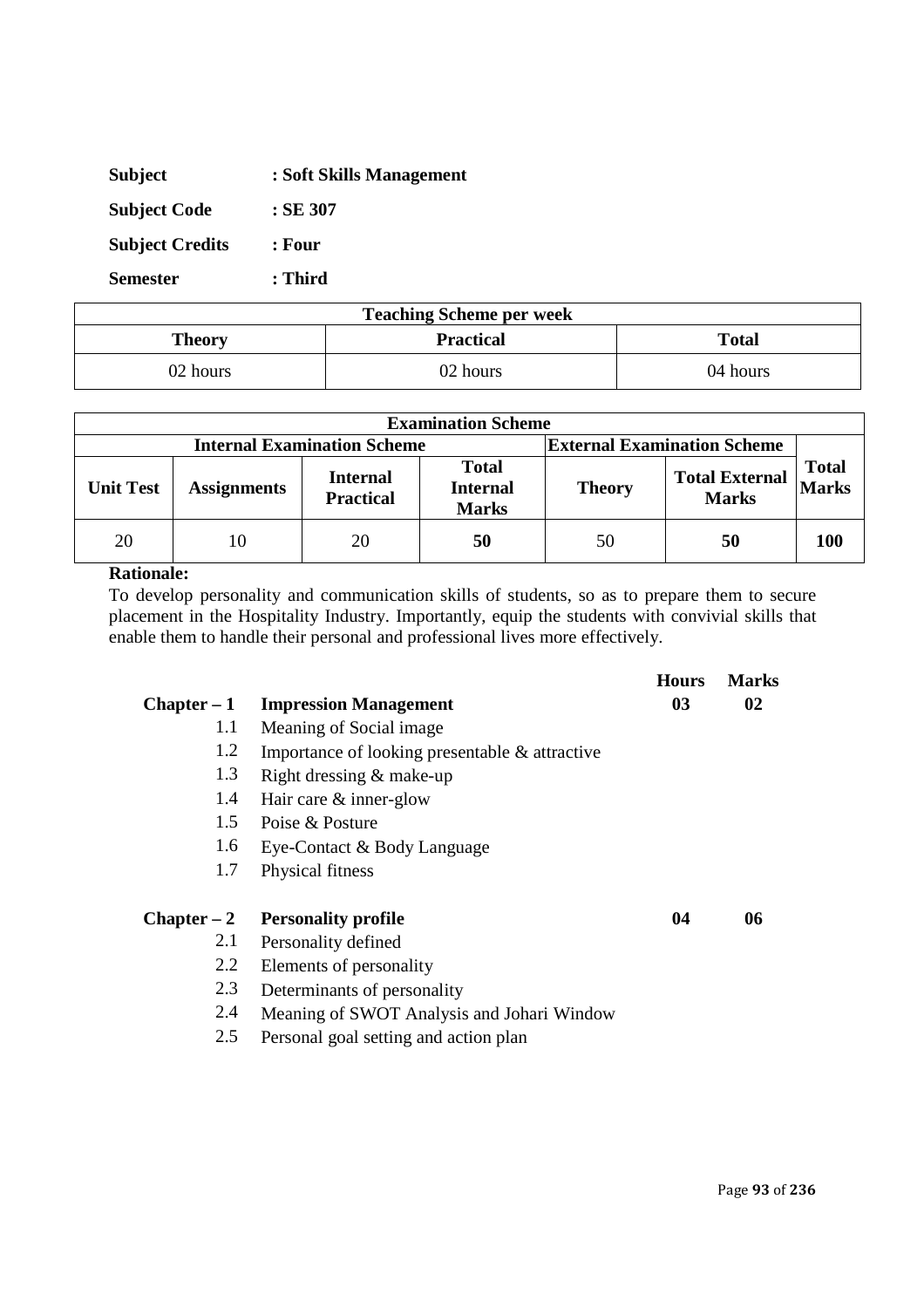**Subject** : **Soft Skills Management**

**Subject Code** : **SE 307**

**Subject Credits** : **Four**

**Semester** : **Third**

| Teaching Scheme per week | | |
|---|---|---|
| **Theory** | **Practical** | **Total** |
| 02 hours | 02 hours | 04 hours |

| Examination Scheme | | | | | | |
|---|---|---|---|---|---|---|
| Internal Examination Scheme | | | | External Examination Scheme | | |
| **Unit Test** | **Assignments** | **Internal Practical** | **Total Internal Marks** | **Theory** | **Total External Marks** | **Total Marks** |
| 20 | 10 | 20 | **50** | 50 | **50** | **100** |

**Rationale:**

To develop personality and communication skills of students, so as to prepare them to secure placement in the Hospitality Industry. Importantly, equip the students with convivial skills that enable them to handle their personal and professional lives more effectively.

| | | Hours | Marks |
|---|---|---|---|
| **Chapter – 1** | **Impression Management** | **03** | **02** |
| 1.1 | Meaning of Social image | | |
| 1.2 | Importance of looking presentable & attractive | | |
| 1.3 | Right dressing & make-up | | |
| 1.4 | Hair care & inner-glow | | |
| 1.5 | Poise & Posture | | |
| 1.6 | Eye-Contact & Body Language | | |
| 1.7 | Physical fitness | | |
| **Chapter – 2** | **Personality profile** | **04** | **06** |
| 2.1 | Personality defined | | |
| 2.2 | Elements of personality | | |
| 2.3 | Determinants of personality | | |
| 2.4 | Meaning of SWOT Analysis and Johari Window | | |
| 2.5 | Personal goal setting and action plan | | |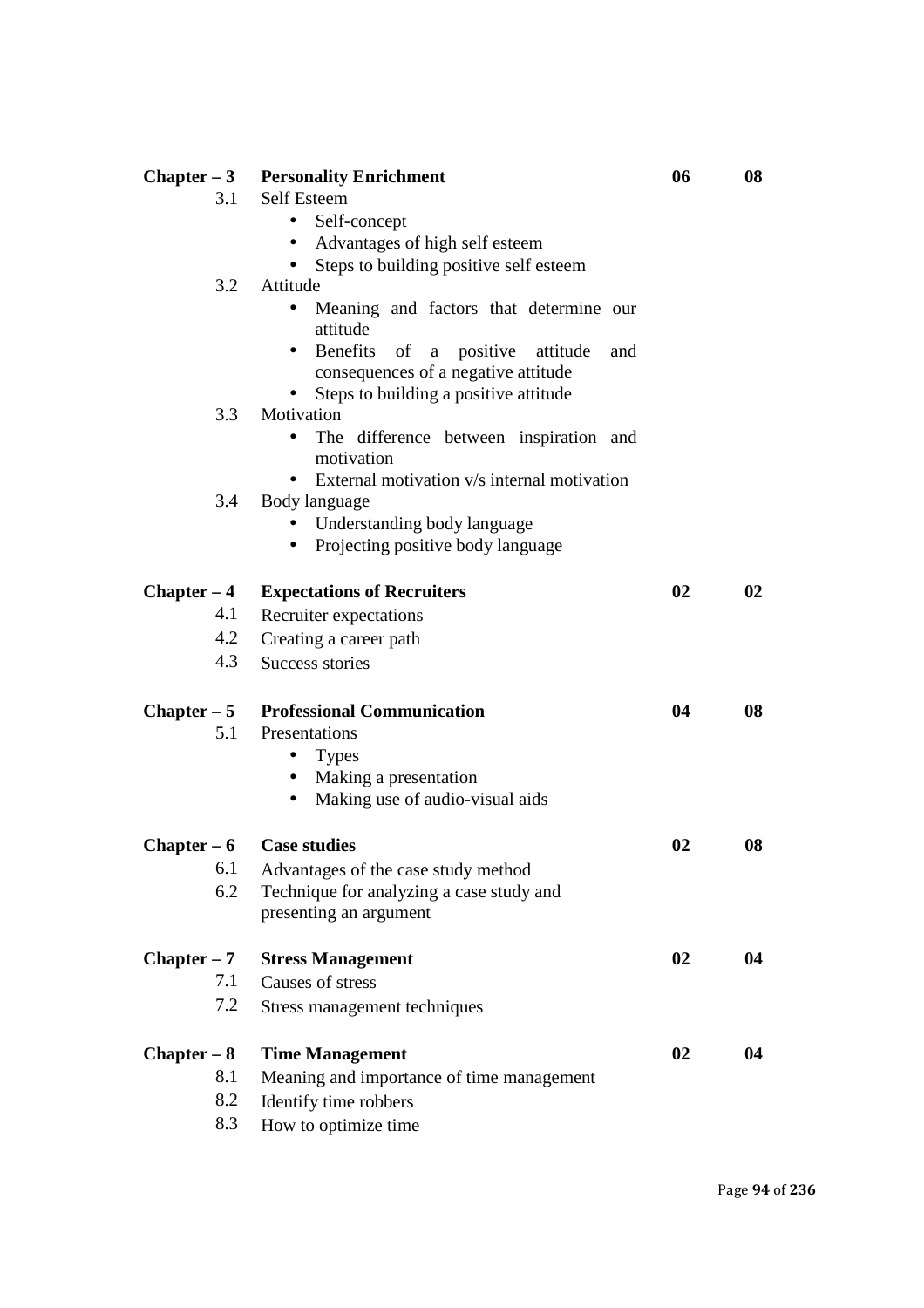| | | | |
|---|---|---|---|
| **Chapter – 3** | **Personality Enrichment** | **06** | **08** |
| 3.1 | Self Esteem<br>• Self-concept<br>• Advantages of high self esteem<br>• Steps to building positive self esteem | | |
| 3.2 | Attitude<br>• Meaning and factors that determine our attitude<br>• Benefits of a positive attitude and consequences of a negative attitude<br>• Steps to building a positive attitude | | |
| 3.3 | Motivation<br>• The difference between inspiration and motivation<br>• External motivation v/s internal motivation | | |
| 3.4 | Body language<br>• Understanding body language<br>• Projecting positive body language | | |
| **Chapter – 4** | **Expectations of Recruiters** | **02** | **02** |
| 4.1 | Recruiter expectations | | |
| 4.2 | Creating a career path | | |
| 4.3 | Success stories | | |
| **Chapter – 5** | **Professional Communication** | **04** | **08** |
| 5.1 | Presentations<br>• Types<br>• Making a presentation<br>• Making use of audio-visual aids | | |
| **Chapter – 6** | **Case studies** | **02** | **08** |
| 6.1 | Advantages of the case study method | | |
| 6.2 | Technique for analyzing a case study and presenting an argument | | |
| **Chapter – 7** | **Stress Management** | **02** | **04** |
| 7.1 | Causes of stress | | |
| 7.2 | Stress management techniques | | |
| **Chapter – 8** | **Time Management** | **02** | **04** |
| 8.1 | Meaning and importance of time management | | |
| 8.2 | Identify time robbers | | |
| 8.3 | How to optimize time | | |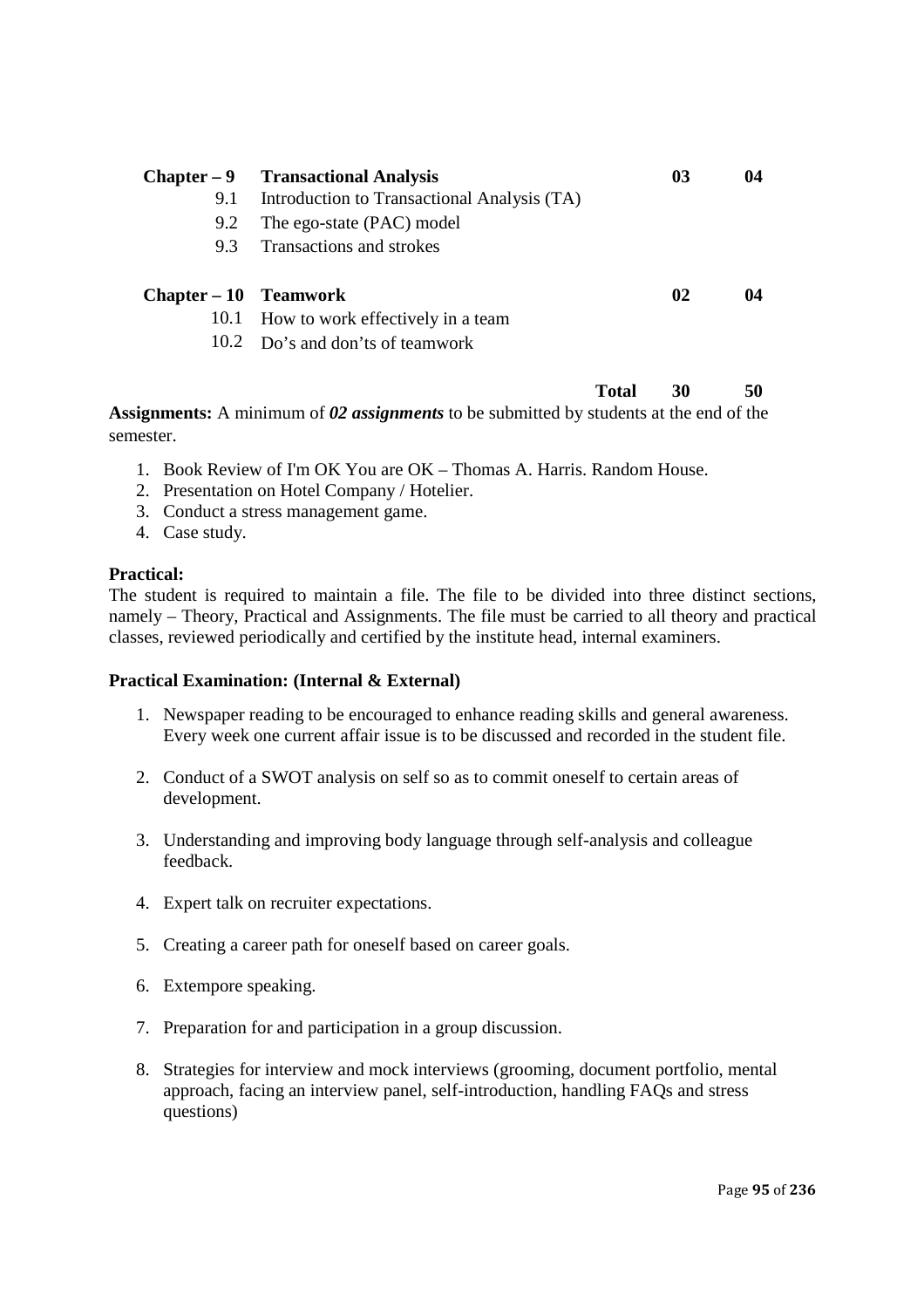| | | | |
|---|---|---|---|
| **Chapter – 9** | **Transactional Analysis** | **03** | **04** |
| 9.1 | Introduction to Transactional Analysis (TA) | | |
| 9.2 | The ego-state (PAC) model | | |
| 9.3 | Transactions and strokes | | |
| **Chapter – 10** | **Teamwork** | **02** | **04** |
| 10.1 | How to work effectively in a team | | |
| 10.2 | Do's and don'ts of teamwork | | |
| | **Total** | **30** | **50** |

**Assignments:** A minimum of ***02 assignments*** to be submitted by students at the end of the semester.

1. Book Review of I'm OK You are OK – Thomas A. Harris. Random House.
2. Presentation on Hotel Company / Hotelier.
3. Conduct a stress management game.
4. Case study.

**Practical:**

The student is required to maintain a file. The file to be divided into three distinct sections, namely – Theory, Practical and Assignments. The file must be carried to all theory and practical classes, reviewed periodically and certified by the institute head, internal examiners.

**Practical Examination: (Internal & External)**

1. Newspaper reading to be encouraged to enhance reading skills and general awareness. Every week one current affair issue is to be discussed and recorded in the student file.

2. Conduct of a SWOT analysis on self so as to commit oneself to certain areas of development.

3. Understanding and improving body language through self-analysis and colleague feedback.

4. Expert talk on recruiter expectations.

5. Creating a career path for oneself based on career goals.

6. Extempore speaking.

7. Preparation for and participation in a group discussion.

8. Strategies for interview and mock interviews (grooming, document portfolio, mental approach, facing an interview panel, self-introduction, handling FAQs and stress questions)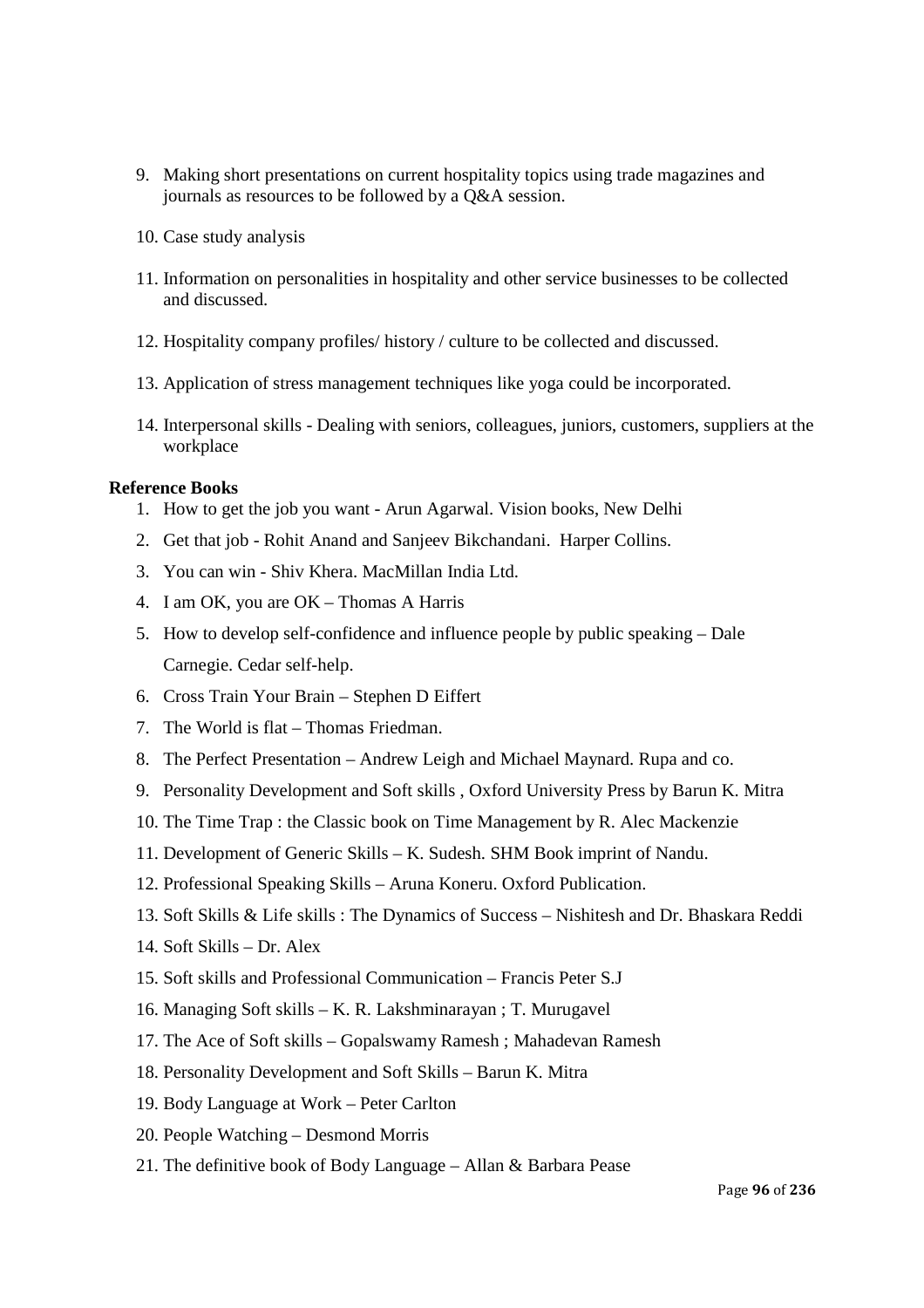9. Making short presentations on current hospitality topics using trade magazines and journals as resources to be followed by a Q&A session.
10. Case study analysis
11. Information on personalities in hospitality and other service businesses to be collected and discussed.
12. Hospitality company profiles/ history / culture to be collected and discussed.
13. Application of stress management techniques like yoga could be incorporated.
14. Interpersonal skills - Dealing with seniors, colleagues, juniors, customers, suppliers at the workplace

**Reference Books**

1. How to get the job you want - Arun Agarwal. Vision books, New Delhi
2. Get that job - Rohit Anand and Sanjeev Bikchandani. Harper Collins.
3. You can win - Shiv Khera. MacMillan India Ltd.
4. I am OK, you are OK – Thomas A Harris
5. How to develop self-confidence and influence people by public speaking – Dale Carnegie. Cedar self-help.
6. Cross Train Your Brain – Stephen D Eiffert
7. The World is flat – Thomas Friedman.
8. The Perfect Presentation – Andrew Leigh and Michael Maynard. Rupa and co.
9. Personality Development and Soft skills , Oxford University Press by Barun K. Mitra
10. The Time Trap : the Classic book on Time Management by R. Alec Mackenzie
11. Development of Generic Skills – K. Sudesh. SHM Book imprint of Nandu.
12. Professional Speaking Skills – Aruna Koneru. Oxford Publication.
13. Soft Skills & Life skills : The Dynamics of Success – Nishitesh and Dr. Bhaskara Reddi
14. Soft Skills – Dr. Alex
15. Soft skills and Professional Communication – Francis Peter S.J
16. Managing Soft skills – K. R. Lakshminarayan ; T. Murugavel
17. The Ace of Soft skills – Gopalswamy Ramesh ; Mahadevan Ramesh
18. Personality Development and Soft Skills – Barun K. Mitra
19. Body Language at Work – Peter Carlton
20. People Watching – Desmond Morris
21. The definitive book of Body Language – Allan & Barbara Pease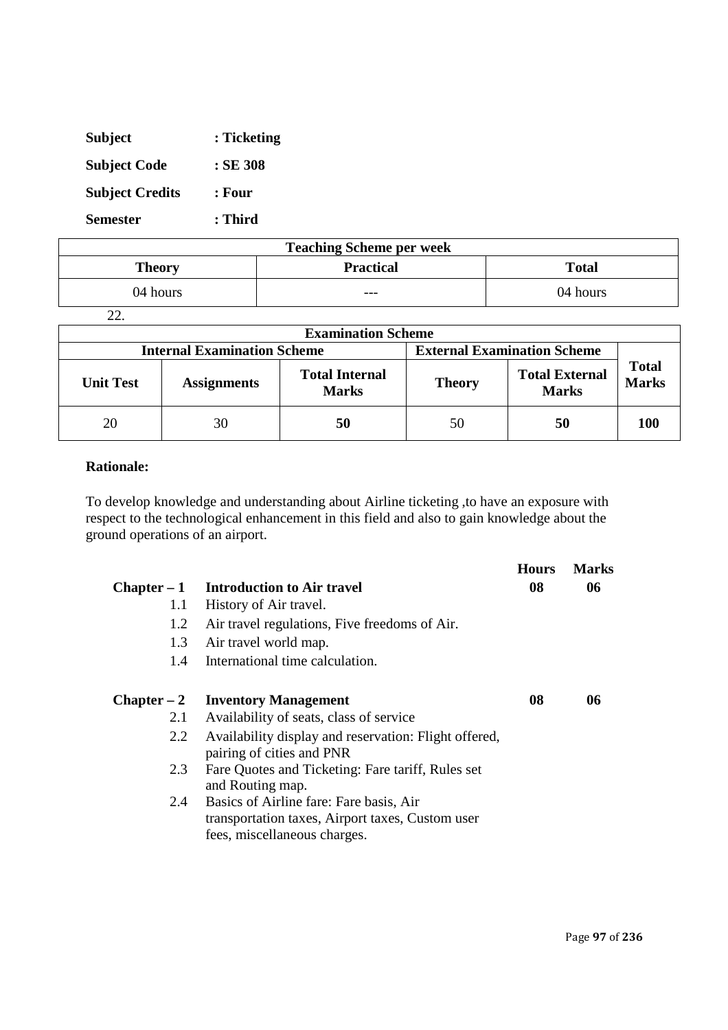**Subject** : **Ticketing**

**Subject Code** : **SE 308**

**Subject Credits** : **Four**

**Semester** : **Third**

| Teaching Scheme per week | | |
|---|---|---|
| **Theory** | **Practical** | **Total** |
| 04 hours | --- | 04 hours |

22.

| Examination Scheme | | | | | |
|---|---|---|---|---|---|
| **Internal Examination Scheme** | | | **External Examination Scheme** | | |
| **Unit Test** | **Assignments** | **Total Internal Marks** | **Theory** | **Total External Marks** | **Total Marks** |
| 20 | 30 | **50** | 50 | **50** | **100** |

**Rationale:**

To develop knowledge and understanding about Airline ticketing ,to have an exposure with respect to the technological enhancement in this field and also to gain knowledge about the ground operations of an airport.

| | | **Hours** | **Marks** |
|---|---|---|---|
| **Chapter – 1** | **Introduction to Air travel** | **08** | **06** |
| 1.1 | History of Air travel. | | |
| 1.2 | Air travel regulations, Five freedoms of Air. | | |
| 1.3 | Air travel world map. | | |
| 1.4 | International time calculation. | | |
| **Chapter – 2** | **Inventory Management** | **08** | **06** |
| 2.1 | Availability of seats, class of service | | |
| 2.2 | Availability display and reservation: Flight offered, pairing of cities and PNR | | |
| 2.3 | Fare Quotes and Ticketing: Fare tariff, Rules set and Routing map. | | |
| 2.4 | Basics of Airline fare: Fare basis, Air transportation taxes, Airport taxes, Custom user fees, miscellaneous charges. | | |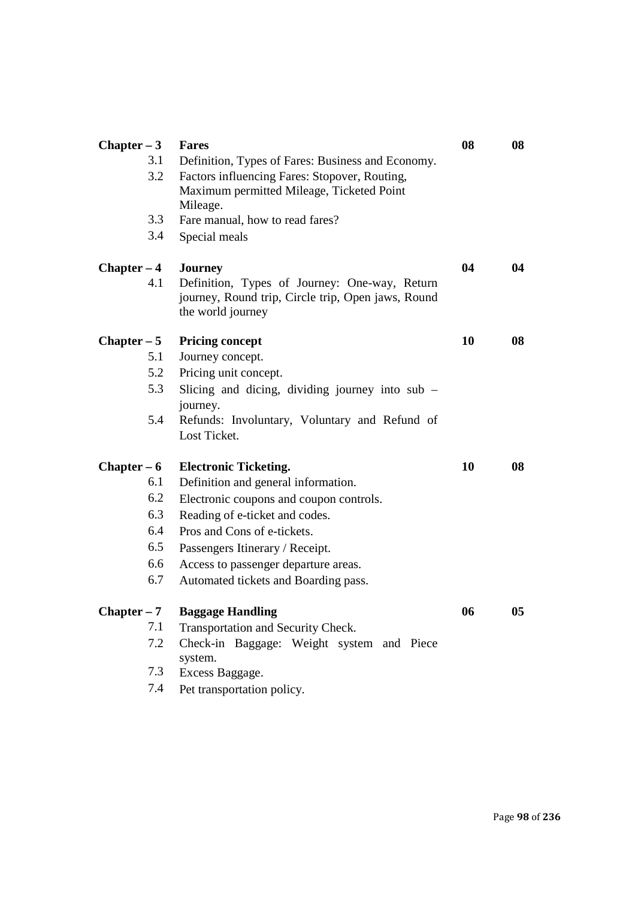| | | | |
|---|---|---|---|
| **Chapter – 3** | **Fares** | **08** | **08** |
| 3.1 | Definition, Types of Fares: Business and Economy. | | |
| 3.2 | Factors influencing Fares: Stopover, Routing, Maximum permitted Mileage, Ticketed Point Mileage. | | |
| 3.3 | Fare manual, how to read fares? | | |
| 3.4 | Special meals | | |
| **Chapter – 4** | **Journey** | **04** | **04** |
| 4.1 | Definition, Types of Journey: One-way, Return journey, Round trip, Circle trip, Open jaws, Round the world journey | | |
| **Chapter – 5** | **Pricing concept** | **10** | **08** |
| 5.1 | Journey concept. | | |
| 5.2 | Pricing unit concept. | | |
| 5.3 | Slicing and dicing, dividing journey into sub – journey. | | |
| 5.4 | Refunds: Involuntary, Voluntary and Refund of Lost Ticket. | | |
| **Chapter – 6** | **Electronic Ticketing.** | **10** | **08** |
| 6.1 | Definition and general information. | | |
| 6.2 | Electronic coupons and coupon controls. | | |
| 6.3 | Reading of e-ticket and codes. | | |
| 6.4 | Pros and Cons of e-tickets. | | |
| 6.5 | Passengers Itinerary / Receipt. | | |
| 6.6 | Access to passenger departure areas. | | |
| 6.7 | Automated tickets and Boarding pass. | | |
| **Chapter – 7** | **Baggage Handling** | **06** | **05** |
| 7.1 | Transportation and Security Check. | | |
| 7.2 | Check-in Baggage: Weight system and Piece system. | | |
| 7.3 | Excess Baggage. | | |
| 7.4 | Pet transportation policy. | | |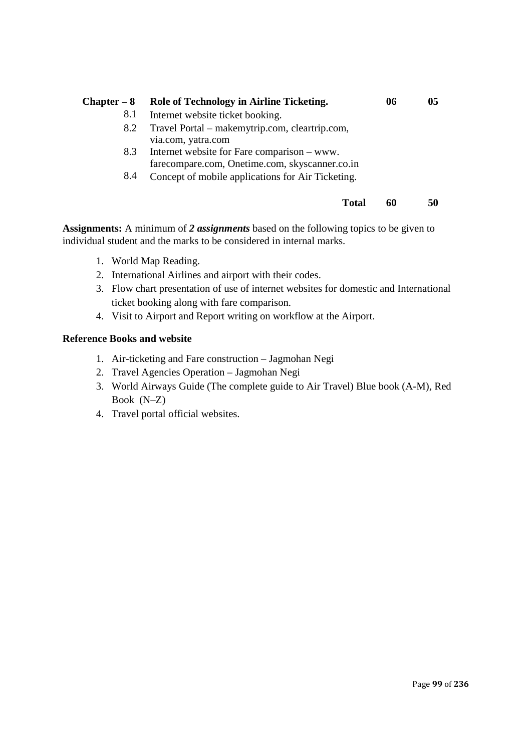| | | | |
|---|---|---|---|
| **Chapter – 8** | **Role of Technology in Airline Ticketing.** | **06** | **05** |
| 8.1 | Internet website ticket booking. | | |
| 8.2 | Travel Portal – makemytrip.com, cleartrip.com, via.com, yatra.com | | |
| 8.3 | Internet website for Fare comparison – www. farecompare.com, Onetime.com, skyscanner.co.in | | |
| 8.4 | Concept of mobile applications for Air Ticketing. | | |
| | **Total** | **60** | **50** |

**Assignments:** A minimum of ***2 assignments*** based on the following topics to be given to individual student and the marks to be considered in internal marks.

1. World Map Reading.
2. International Airlines and airport with their codes.
3. Flow chart presentation of use of internet websites for domestic and International ticket booking along with fare comparison.
4. Visit to Airport and Report writing on workflow at the Airport.

**Reference Books and website**

1. Air-ticketing and Fare construction – Jagmohan Negi
2. Travel Agencies Operation – Jagmohan Negi
3. World Airways Guide (The complete guide to Air Travel) Blue book (A-M), Red Book (N–Z)
4. Travel portal official websites.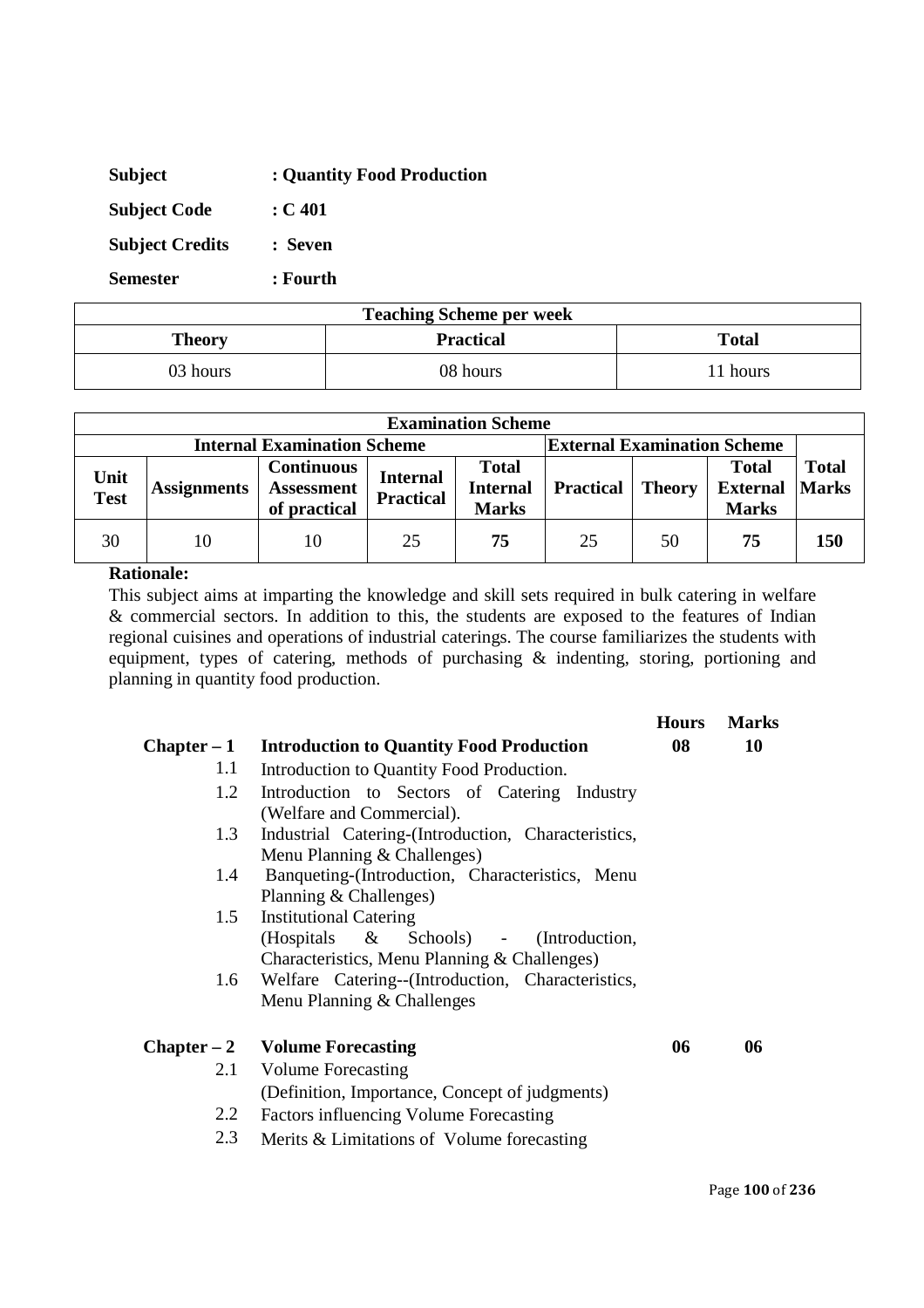**Subject** : **Quantity Food Production**

**Subject Code** : **C 401**

**Subject Credits** : **Seven**

**Semester** : **Fourth**

| Teaching Scheme per week | | |
|---|---|---|
| **Theory** | **Practical** | **Total** |
| 03 hours | 08 hours | 11 hours |

| Examination Scheme | | | | | | | | |
|---|---|---|---|---|---|---|---|---|
| **Internal Examination Scheme** | | | | | **External Examination Scheme** | | | |
| **Unit Test** | **Assignments** | **Continuous Assessment of practical** | **Internal Practical** | **Total Internal Marks** | **Practical** | **Theory** | **Total External Marks** | **Total Marks** |
| 30 | 10 | 10 | 25 | **75** | 25 | 50 | **75** | **150** |

**Rationale:**

This subject aims at imparting the knowledge and skill sets required in bulk catering in welfare & commercial sectors. In addition to this, the students are exposed to the features of Indian regional cuisines and operations of industrial caterings. The course familiarizes the students with equipment, types of catering, methods of purchasing & indenting, storing, portioning and planning in quantity food production.

| | | **Hours** | **Marks** |
|---|---|---|---|
| **Chapter – 1** | **Introduction to Quantity Food Production** | **08** | **10** |
| 1.1 | Introduction to Quantity Food Production. | | |
| 1.2 | Introduction to Sectors of Catering Industry (Welfare and Commercial). | | |
| 1.3 | Industrial Catering-(Introduction, Characteristics, Menu Planning & Challenges) | | |
| 1.4 | Banqueting-(Introduction, Characteristics, Menu Planning & Challenges) | | |
| 1.5 | Institutional Catering (Hospitals & Schools) - (Introduction, Characteristics, Menu Planning & Challenges) | | |
| 1.6 | Welfare Catering--(Introduction, Characteristics, Menu Planning & Challenges | | |
| **Chapter – 2** | **Volume Forecasting** | **06** | **06** |
| 2.1 | Volume Forecasting (Definition, Importance, Concept of judgments) | | |
| 2.2 | Factors influencing Volume Forecasting | | |
| 2.3 | Merits & Limitations of Volume forecasting | | |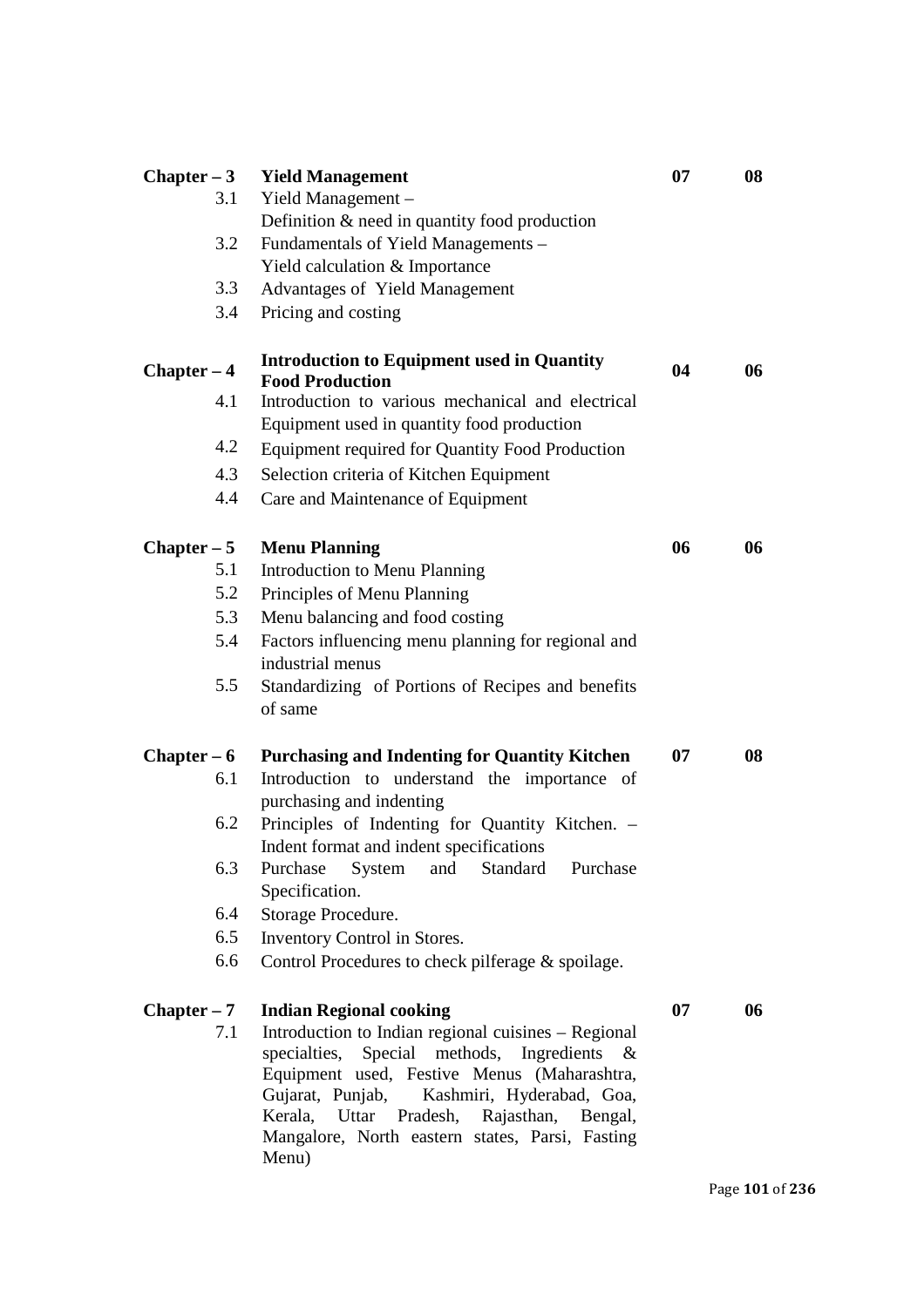| | | | |
|---|---|---|---|
| **Chapter – 3** | **Yield Management** | **07** | **08** |
| 3.1 | Yield Management – Definition & need in quantity food production | | |
| 3.2 | Fundamentals of Yield Managements – Yield calculation & Importance | | |
| 3.3 | Advantages of Yield Management | | |
| 3.4 | Pricing and costing | | |
| **Chapter – 4** | **Introduction to Equipment used in Quantity Food Production** | **04** | **06** |
| 4.1 | Introduction to various mechanical and electrical Equipment used in quantity food production | | |
| 4.2 | Equipment required for Quantity Food Production | | |
| 4.3 | Selection criteria of Kitchen Equipment | | |
| 4.4 | Care and Maintenance of Equipment | | |
| **Chapter – 5** | **Menu Planning** | **06** | **06** |
| 5.1 | Introduction to Menu Planning | | |
| 5.2 | Principles of Menu Planning | | |
| 5.3 | Menu balancing and food costing | | |
| 5.4 | Factors influencing menu planning for regional and industrial menus | | |
| 5.5 | Standardizing of Portions of Recipes and benefits of same | | |
| **Chapter – 6** | **Purchasing and Indenting for Quantity Kitchen** | **07** | **08** |
| 6.1 | Introduction to understand the importance of purchasing and indenting | | |
| 6.2 | Principles of Indenting for Quantity Kitchen. – Indent format and indent specifications | | |
| 6.3 | Purchase System and Standard Purchase Specification. | | |
| 6.4 | Storage Procedure. | | |
| 6.5 | Inventory Control in Stores. | | |
| 6.6 | Control Procedures to check pilferage & spoilage. | | |
| **Chapter – 7** | **Indian Regional cooking** | **07** | **06** |
| 7.1 | Introduction to Indian regional cuisines – Regional specialties, Special methods, Ingredients & Equipment used, Festive Menus (Maharashtra, Gujarat, Punjab, Kashmiri, Hyderabad, Goa, Kerala, Uttar Pradesh, Rajasthan, Bengal, Mangalore, North eastern states, Parsi, Fasting Menu) | | |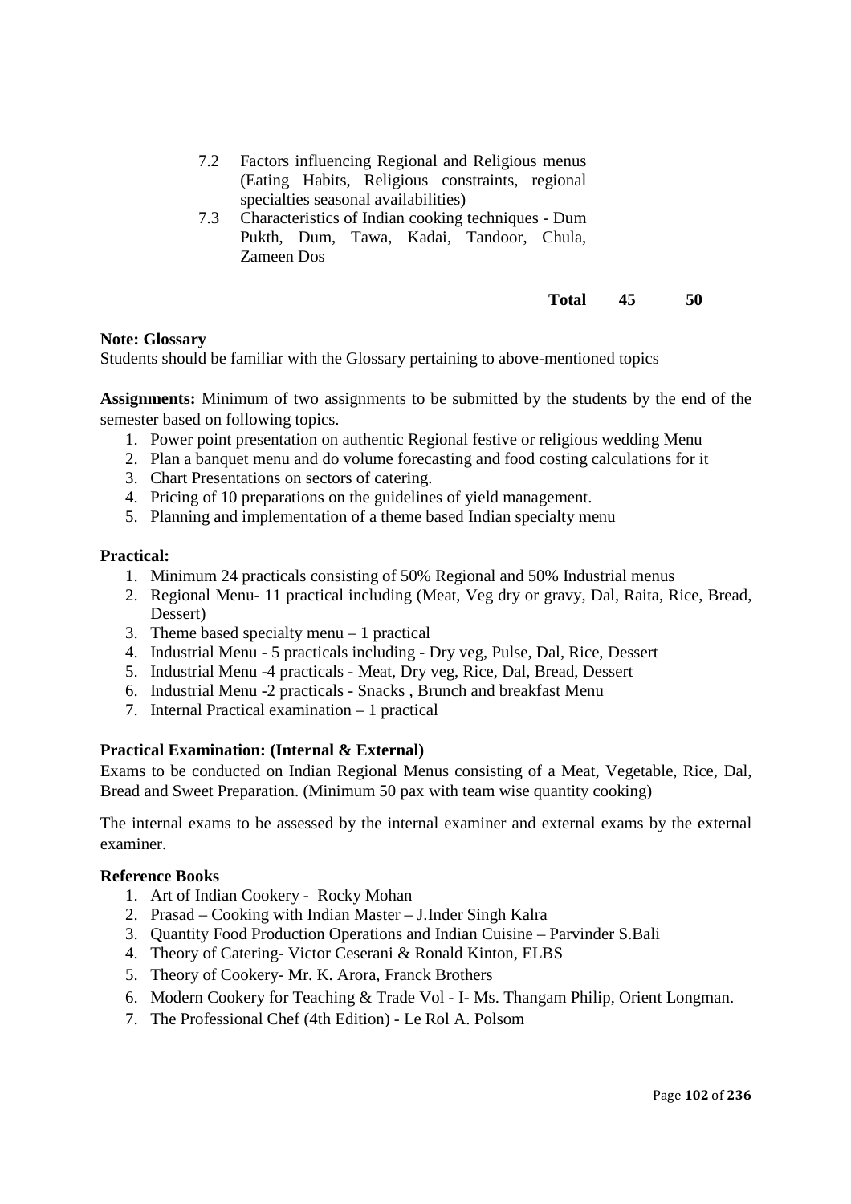7.2 Factors influencing Regional and Religious menus (Eating Habits, Religious constraints, regional specialties seasonal availabilities)

7.3 Characteristics of Indian cooking techniques - Dum Pukth, Dum, Tawa, Kadai, Tandoor, Chula, Zameen Dos

| | | |
|---|---|---|
| **Total** | **45** | **50** |

**Note: Glossary**

Students should be familiar with the Glossary pertaining to above-mentioned topics

**Assignments:** Minimum of two assignments to be submitted by the students by the end of the semester based on following topics.

1. Power point presentation on authentic Regional festive or religious wedding Menu
2. Plan a banquet menu and do volume forecasting and food costing calculations for it
3. Chart Presentations on sectors of catering.
4. Pricing of 10 preparations on the guidelines of yield management.
5. Planning and implementation of a theme based Indian specialty menu

**Practical:**

1. Minimum 24 practicals consisting of 50% Regional and 50% Industrial menus
2. Regional Menu- 11 practical including (Meat, Veg dry or gravy, Dal, Raita, Rice, Bread, Dessert)
3. Theme based specialty menu – 1 practical
4. Industrial Menu - 5 practicals including - Dry veg, Pulse, Dal, Rice, Dessert
5. Industrial Menu -4 practicals - Meat, Dry veg, Rice, Dal, Bread, Dessert
6. Industrial Menu -2 practicals - Snacks , Brunch and breakfast Menu
7. Internal Practical examination – 1 practical

**Practical Examination: (Internal & External)**

Exams to be conducted on Indian Regional Menus consisting of a Meat, Vegetable, Rice, Dal, Bread and Sweet Preparation. (Minimum 50 pax with team wise quantity cooking)

The internal exams to be assessed by the internal examiner and external exams by the external examiner.

**Reference Books**

1. Art of Indian Cookery - Rocky Mohan
2. Prasad – Cooking with Indian Master – J.Inder Singh Kalra
3. Quantity Food Production Operations and Indian Cuisine – Parvinder S.Bali
4. Theory of Catering- Victor Ceserani & Ronald Kinton, ELBS
5. Theory of Cookery- Mr. K. Arora, Franck Brothers
6. Modern Cookery for Teaching & Trade Vol - I- Ms. Thangam Philip, Orient Longman.
7. The Professional Chef (4th Edition) - Le Rol A. Polsom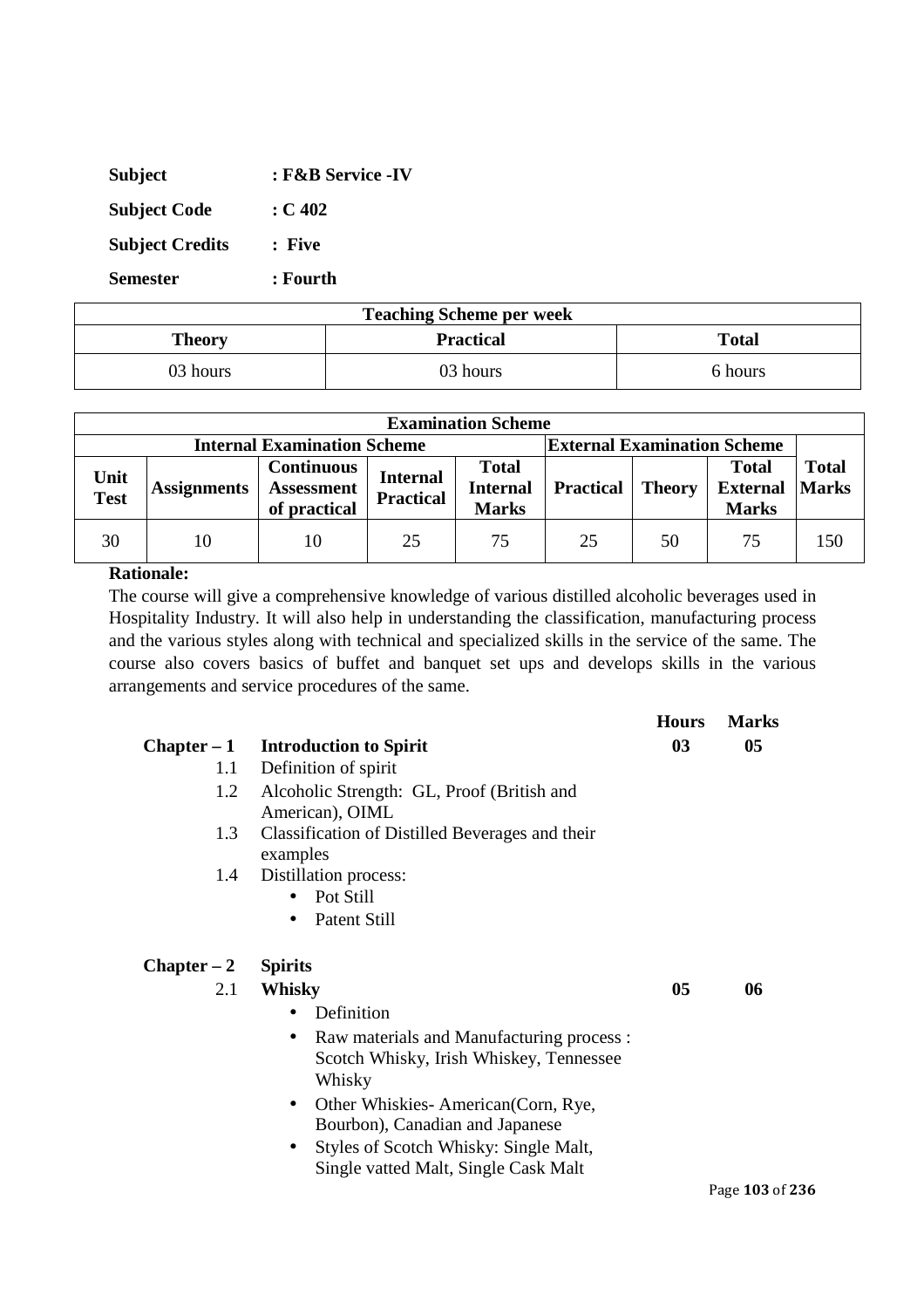**Subject** : F&B Service -IV

**Subject Code** : C 402

**Subject Credits** : Five

**Semester** : Fourth

| Teaching Scheme per week | | |
|---|---|---|
| **Theory** | **Practical** | **Total** |
| 03 hours | 03 hours | 6 hours |

| Examination Scheme | | | | | | | | |
|---|---|---|---|---|---|---|---|---|
| Internal Examination Scheme | | | | | External Examination Scheme | | | |
| **Unit Test** | **Assignments** | **Continuous Assessment of practical** | **Internal Practical** | **Total Internal Marks** | **Practical** | **Theory** | **Total External Marks** | **Total Marks** |
| 30 | 10 | 10 | 25 | 75 | 25 | 50 | 75 | 150 |

**Rationale:**

The course will give a comprehensive knowledge of various distilled alcoholic beverages used in Hospitality Industry. It will also help in understanding the classification, manufacturing process and the various styles along with technical and specialized skills in the service of the same. The course also covers basics of buffet and banquet set ups and develops skills in the various arrangements and service procedures of the same.

| | | Hours | Marks |
|---|---|---|---|
| **Chapter – 1** | **Introduction to Spirit** | **03** | **05** |
| 1.1 | Definition of spirit | | |
| 1.2 | Alcoholic Strength: GL, Proof (British and American), OIML | | |
| 1.3 | Classification of Distilled Beverages and their examples | | |
| 1.4 | Distillation process:<br>• Pot Still<br>• Patent Still | | |
| **Chapter – 2** | **Spirits** | | |
| 2.1 | **Whisky**<br>• Definition<br>• Raw materials and Manufacturing process : Scotch Whisky, Irish Whiskey, Tennessee Whisky<br>• Other Whiskies- American(Corn, Rye, Bourbon), Canadian and Japanese<br>• Styles of Scotch Whisky: Single Malt, Single vatted Malt, Single Cask Malt | **05** | **06** |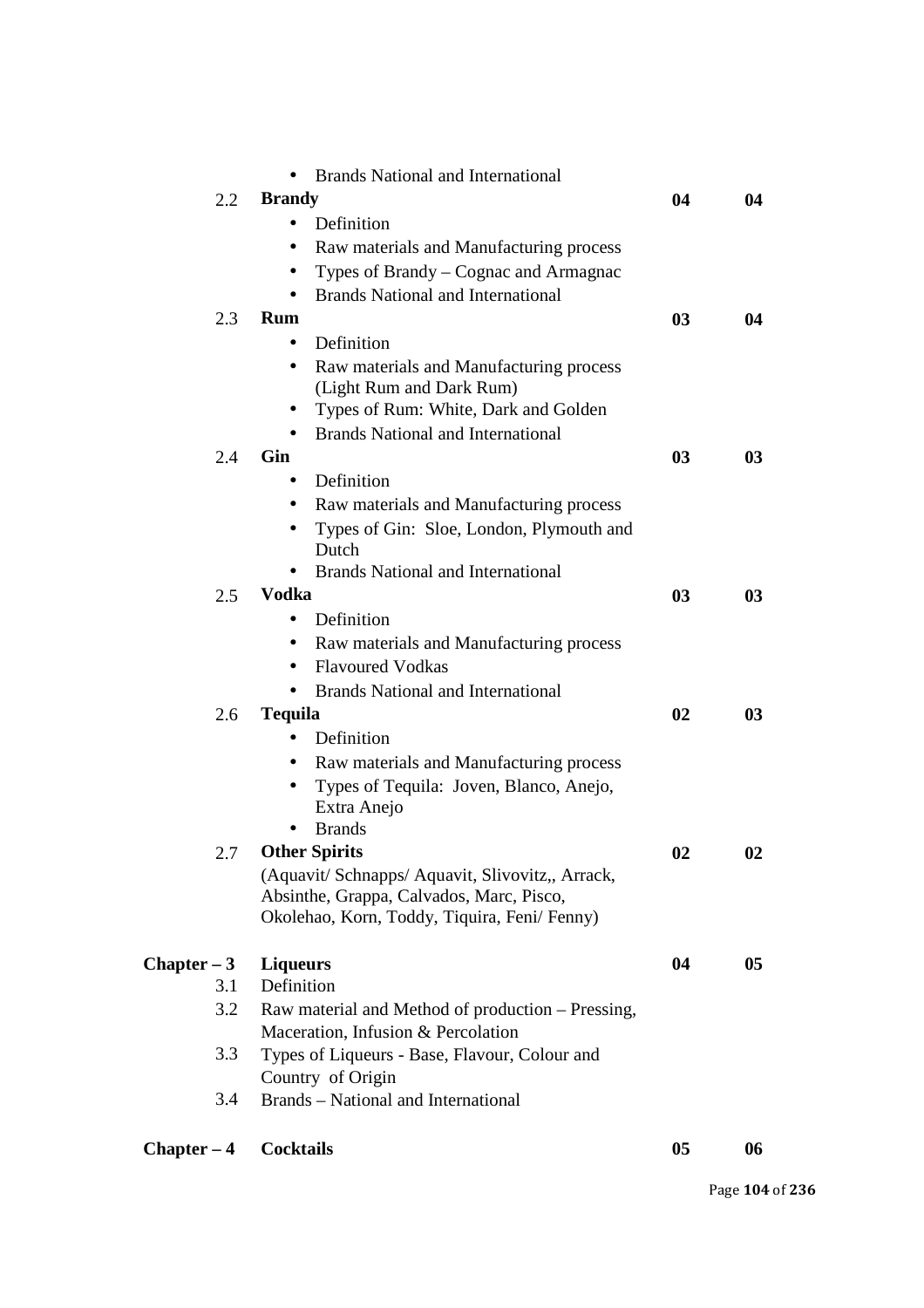| | | | |
|---|---|---|---|
| | • Brands National and International | | |
| 2.2 | **Brandy** | **04** | **04** |
| | • Definition<br>• Raw materials and Manufacturing process<br>• Types of Brandy – Cognac and Armagnac<br>• Brands National and International | | |
| 2.3 | **Rum** | **03** | **04** |
| | • Definition<br>• Raw materials and Manufacturing process (Light Rum and Dark Rum)<br>• Types of Rum: White, Dark and Golden<br>• Brands National and International | | |
| 2.4 | **Gin** | **03** | **03** |
| | • Definition<br>• Raw materials and Manufacturing process<br>• Types of Gin: Sloe, London, Plymouth and Dutch<br>• Brands National and International | | |
| 2.5 | **Vodka** | **03** | **03** |
| | • Definition<br>• Raw materials and Manufacturing process<br>• Flavoured Vodkas<br>• Brands National and International | | |
| 2.6 | **Tequila** | **02** | **03** |
| | • Definition<br>• Raw materials and Manufacturing process<br>• Types of Tequila: Joven, Blanco, Anejo, Extra Anejo<br>• Brands | | |
| 2.7 | **Other Spirits** | **02** | **02** |
| | (Aquavit/ Schnapps/ Aquavit, Slivovitz,, Arrack, Absinthe, Grappa, Calvados, Marc, Pisco, Okolehao, Korn, Toddy, Tiquira, Feni/ Fenny) | | |
| **Chapter – 3** | **Liqueurs** | **04** | **05** |
| 3.1 | Definition | | |
| 3.2 | Raw material and Method of production – Pressing, Maceration, Infusion & Percolation | | |
| 3.3 | Types of Liqueurs - Base, Flavour, Colour and Country of Origin | | |
| 3.4 | Brands – National and International | | |
| **Chapter – 4** | **Cocktails** | **05** | **06** |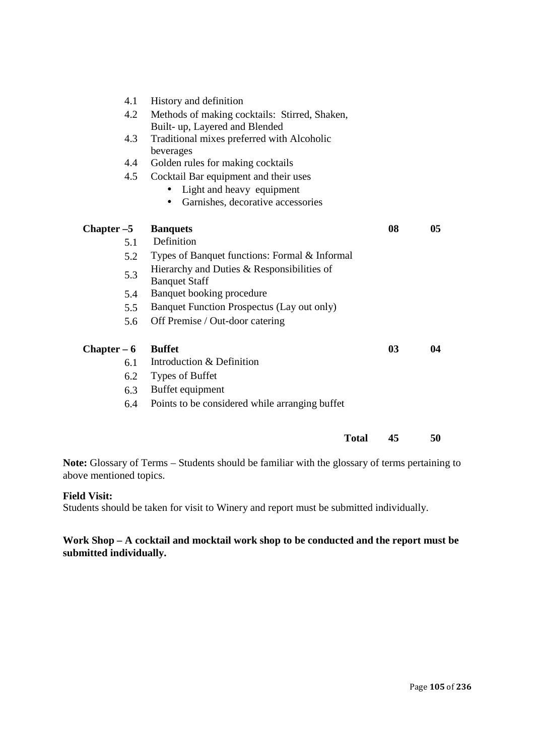| | | | |
|---|---|---|---|
| 4.1 | History and definition | | |
| 4.2 | Methods of making cocktails: Stirred, Shaken, Built- up, Layered and Blended | | |
| 4.3 | Traditional mixes preferred with Alcoholic beverages | | |
| 4.4 | Golden rules for making cocktails | | |
| 4.5 | Cocktail Bar equipment and their uses<br>• Light and heavy equipment<br>• Garnishes, decorative accessories | | |
| **Chapter –5** | **Banquets** | **08** | **05** |
| 5.1 | Definition | | |
| 5.2 | Types of Banquet functions: Formal & Informal | | |
| 5.3 | Hierarchy and Duties & Responsibilities of Banquet Staff | | |
| 5.4 | Banquet booking procedure | | |
| 5.5 | Banquet Function Prospectus (Lay out only) | | |
| 5.6 | Off Premise / Out-door catering | | |
| **Chapter – 6** | **Buffet** | **03** | **04** |
| 6.1 | Introduction & Definition | | |
| 6.2 | Types of Buffet | | |
| 6.3 | Buffet equipment | | |
| 6.4 | Points to be considered while arranging buffet | | |
| | **Total** | **45** | **50** |

**Note:** Glossary of Terms – Students should be familiar with the glossary of terms pertaining to above mentioned topics.

**Field Visit:**
Students should be taken for visit to Winery and report must be submitted individually.

**Work Shop – A cocktail and mocktail work shop to be conducted and the report must be submitted individually.**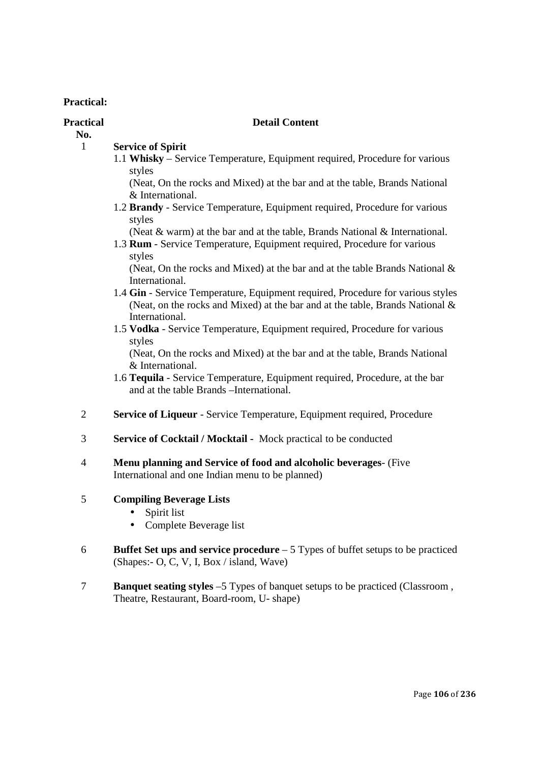**Practical:**

| Practical No. | Detail Content |
|---|---|
| 1 | **Service of Spirit**<br>1.1 **Whisky** – Service Temperature, Equipment required, Procedure for various styles (Neat, On the rocks and Mixed) at the bar and at the table, Brands National & International.<br>1.2 **Brandy** - Service Temperature, Equipment required, Procedure for various styles (Neat & warm) at the bar and at the table, Brands National & International.<br>1.3 **Rum** - Service Temperature, Equipment required, Procedure for various styles (Neat, On the rocks and Mixed) at the bar and at the table Brands National & International.<br>1.4 **Gin** - Service Temperature, Equipment required, Procedure for various styles (Neat, on the rocks and Mixed) at the bar and at the table, Brands National & International.<br>1.5 **Vodka** - Service Temperature, Equipment required, Procedure for various styles (Neat, On the rocks and Mixed) at the bar and at the table, Brands National & International.<br>1.6 **Tequila** - Service Temperature, Equipment required, Procedure, at the bar and at the table Brands –International. |
| 2 | **Service of Liqueur** - Service Temperature, Equipment required, Procedure |
| 3 | **Service of Cocktail / Mocktail -** Mock practical to be conducted |
| 4 | **Menu planning and Service of food and alcoholic beverages**- (Five International and one Indian menu to be planned) |
| 5 | **Compiling Beverage Lists**<br>• Spirit list<br>• Complete Beverage list |
| 6 | **Buffet Set ups and service procedure** – 5 Types of buffet setups to be practiced (Shapes:- O, C, V, I, Box / island, Wave) |
| 7 | **Banquet seating styles** –5 Types of banquet setups to be practiced (Classroom , Theatre, Restaurant, Board-room, U- shape) |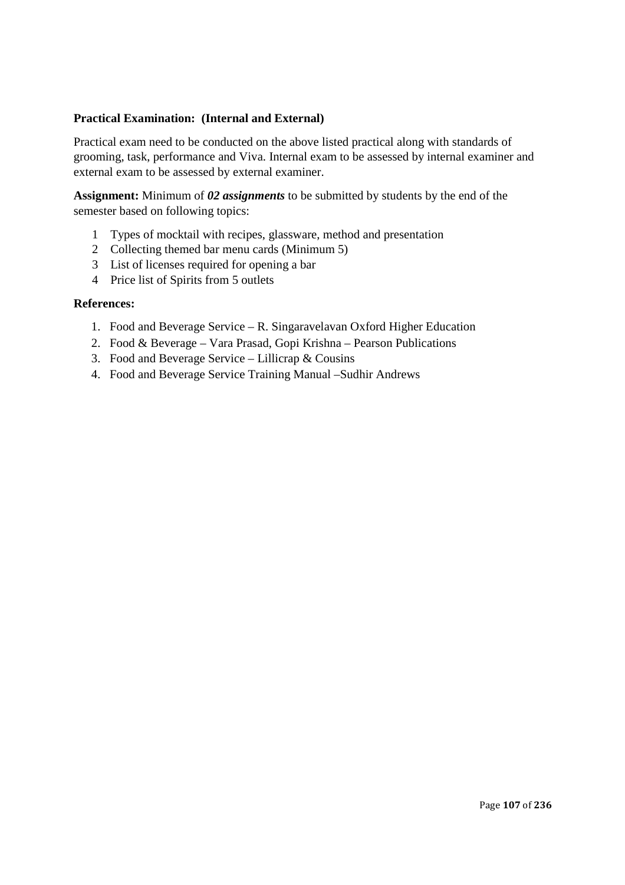**Practical Examination: (Internal and External)**

Practical exam need to be conducted on the above listed practical along with standards of grooming, task, performance and Viva. Internal exam to be assessed by internal examiner and external exam to be assessed by external examiner.

**Assignment:** Minimum of ***02 assignments*** to be submitted by students by the end of the semester based on following topics:

1 Types of mocktail with recipes, glassware, method and presentation
2 Collecting themed bar menu cards (Minimum 5)
3 List of licenses required for opening a bar
4 Price list of Spirits from 5 outlets

**References:**

1. Food and Beverage Service – R. Singaravelavan Oxford Higher Education
2. Food & Beverage – Vara Prasad, Gopi Krishna – Pearson Publications
3. Food and Beverage Service – Lillicrap & Cousins
4. Food and Beverage Service Training Manual –Sudhir Andrews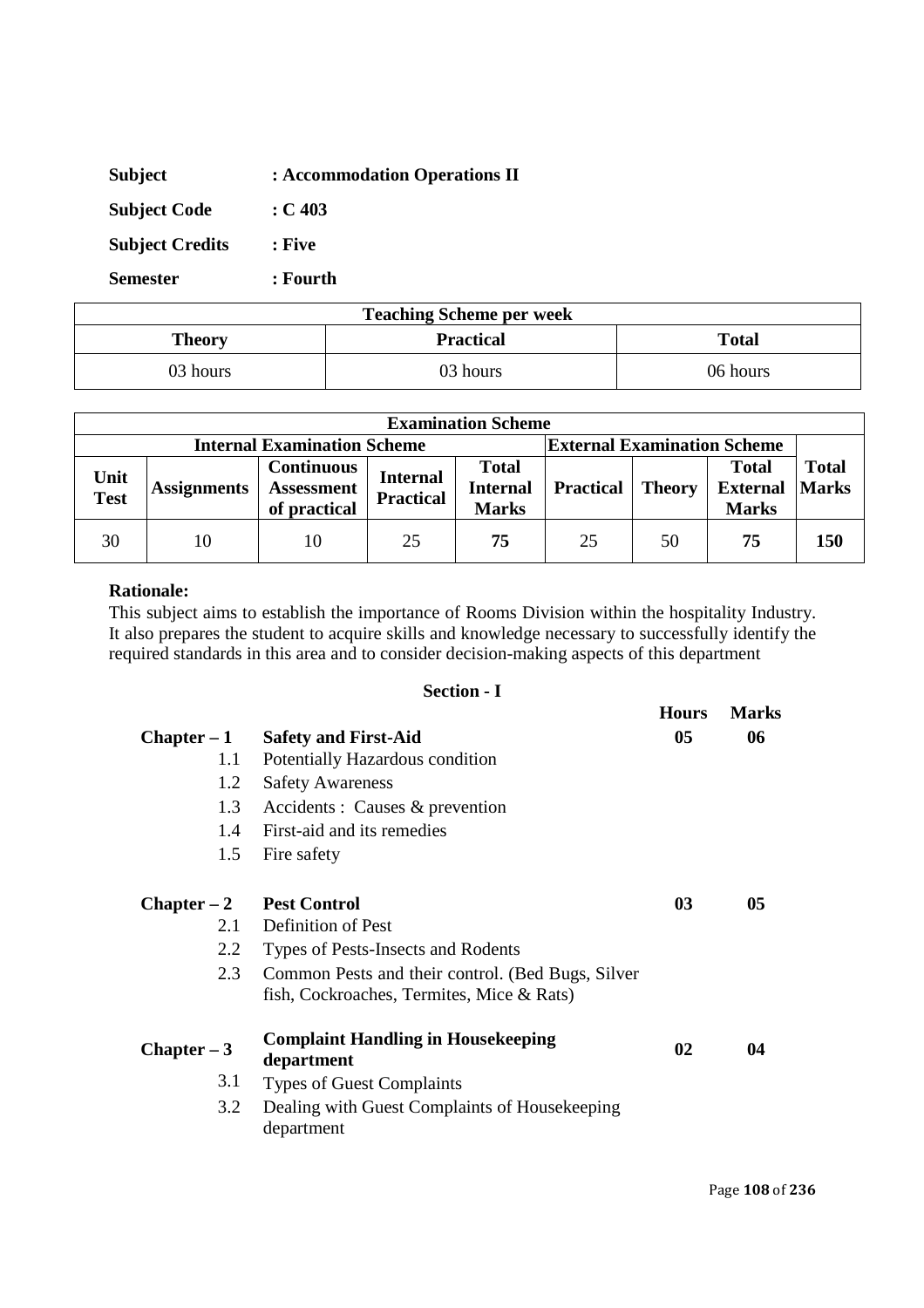**Subject** : **Accommodation Operations II**

**Subject Code** : **C 403**

**Subject Credits** : **Five**

**Semester** : **Fourth**

| Teaching Scheme per week | | |
|---|---|---|
| **Theory** | **Practical** | **Total** |
| 03 hours | 03 hours | 06 hours |

| Examination Scheme | | | | | | | | |
|---|---|---|---|---|---|---|---|---|
| **Internal Examination Scheme** | | | | | **External Examination Scheme** | | | |
| **Unit Test** | **Assignments** | **Continuous Assessment of practical** | **Internal Practical** | **Total Internal Marks** | **Practical** | **Theory** | **Total External Marks** | **Total Marks** |
| 30 | 10 | 10 | 25 | **75** | 25 | 50 | **75** | **150** |

**Rationale:**

This subject aims to establish the importance of Rooms Division within the hospitality Industry. It also prepares the student to acquire skills and knowledge necessary to successfully identify the required standards in this area and to consider decision-making aspects of this department

**Section - I**

| | | **Hours** | **Marks** |
|---|---|---|---|
| **Chapter – 1** | **Safety and First-Aid** | **05** | **06** |
| 1.1 | Potentially Hazardous condition | | |
| 1.2 | Safety Awareness | | |
| 1.3 | Accidents : Causes & prevention | | |
| 1.4 | First-aid and its remedies | | |
| 1.5 | Fire safety | | |
| **Chapter – 2** | **Pest Control** | **03** | **05** |
| 2.1 | Definition of Pest | | |
| 2.2 | Types of Pests-Insects and Rodents | | |
| 2.3 | Common Pests and their control. (Bed Bugs, Silver fish, Cockroaches, Termites, Mice & Rats) | | |
| **Chapter – 3** | **Complaint Handling in Housekeeping department** | **02** | **04** |
| 3.1 | Types of Guest Complaints | | |
| 3.2 | Dealing with Guest Complaints of Housekeeping department | | |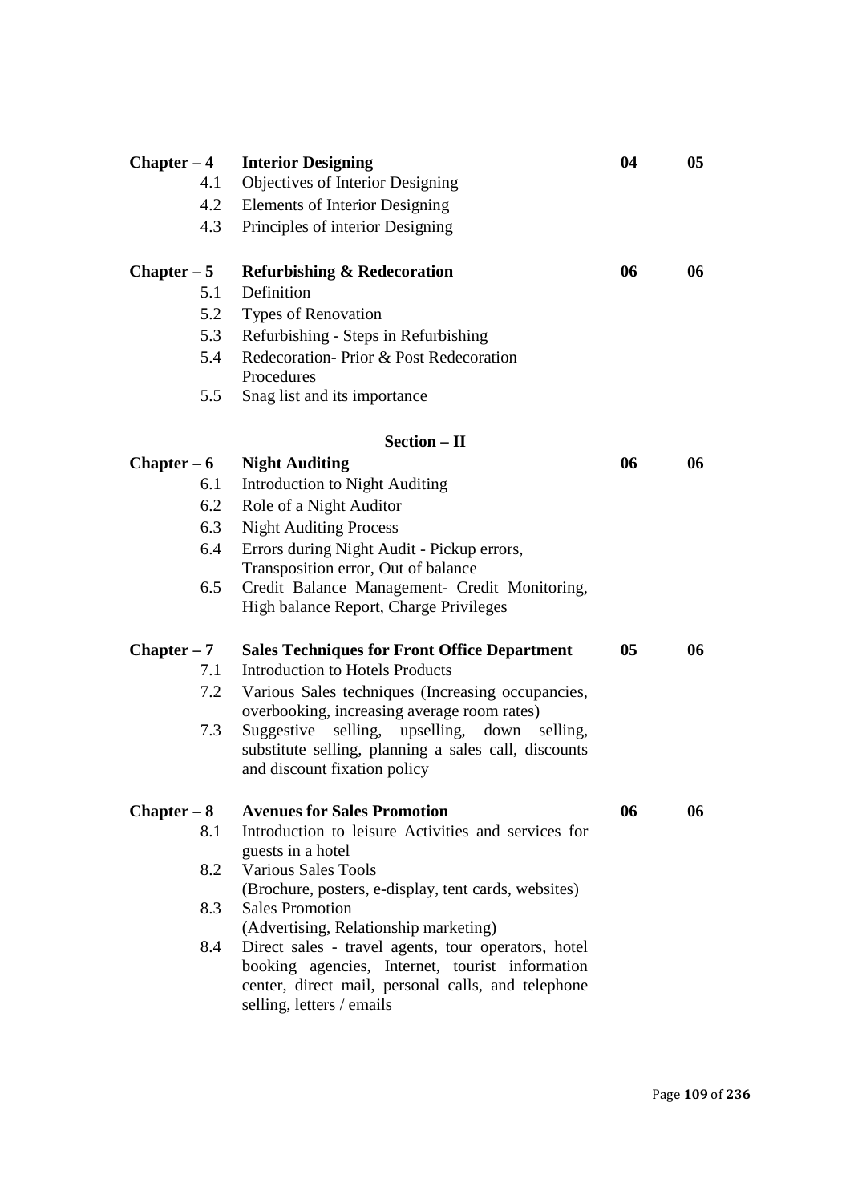| | | | |
|---|---|---|---|
| **Chapter – 4** | **Interior Designing** | **04** | **05** |
| 4.1 | Objectives of Interior Designing | | |
| 4.2 | Elements of Interior Designing | | |
| 4.3 | Principles of interior Designing | | |
| **Chapter – 5** | **Refurbishing & Redecoration** | **06** | **06** |
| 5.1 | Definition | | |
| 5.2 | Types of Renovation | | |
| 5.3 | Refurbishing - Steps in Refurbishing | | |
| 5.4 | Redecoration- Prior & Post Redecoration Procedures | | |
| 5.5 | Snag list and its importance | | |
| | **Section – II** | | |
| **Chapter – 6** | **Night Auditing** | **06** | **06** |
| 6.1 | Introduction to Night Auditing | | |
| 6.2 | Role of a Night Auditor | | |
| 6.3 | Night Auditing Process | | |
| 6.4 | Errors during Night Audit - Pickup errors, Transposition error, Out of balance | | |
| 6.5 | Credit Balance Management- Credit Monitoring, High balance Report, Charge Privileges | | |
| **Chapter – 7** | **Sales Techniques for Front Office Department** | **05** | **06** |
| 7.1 | Introduction to Hotels Products | | |
| 7.2 | Various Sales techniques (Increasing occupancies, overbooking, increasing average room rates) | | |
| 7.3 | Suggestive selling, upselling, down selling, substitute selling, planning a sales call, discounts and discount fixation policy | | |
| **Chapter – 8** | **Avenues for Sales Promotion** | **06** | **06** |
| 8.1 | Introduction to leisure Activities and services for guests in a hotel | | |
| 8.2 | Various Sales Tools (Brochure, posters, e-display, tent cards, websites) | | |
| 8.3 | Sales Promotion (Advertising, Relationship marketing) | | |
| 8.4 | Direct sales - travel agents, tour operators, hotel booking agencies, Internet, tourist information center, direct mail, personal calls, and telephone selling, letters / emails | | |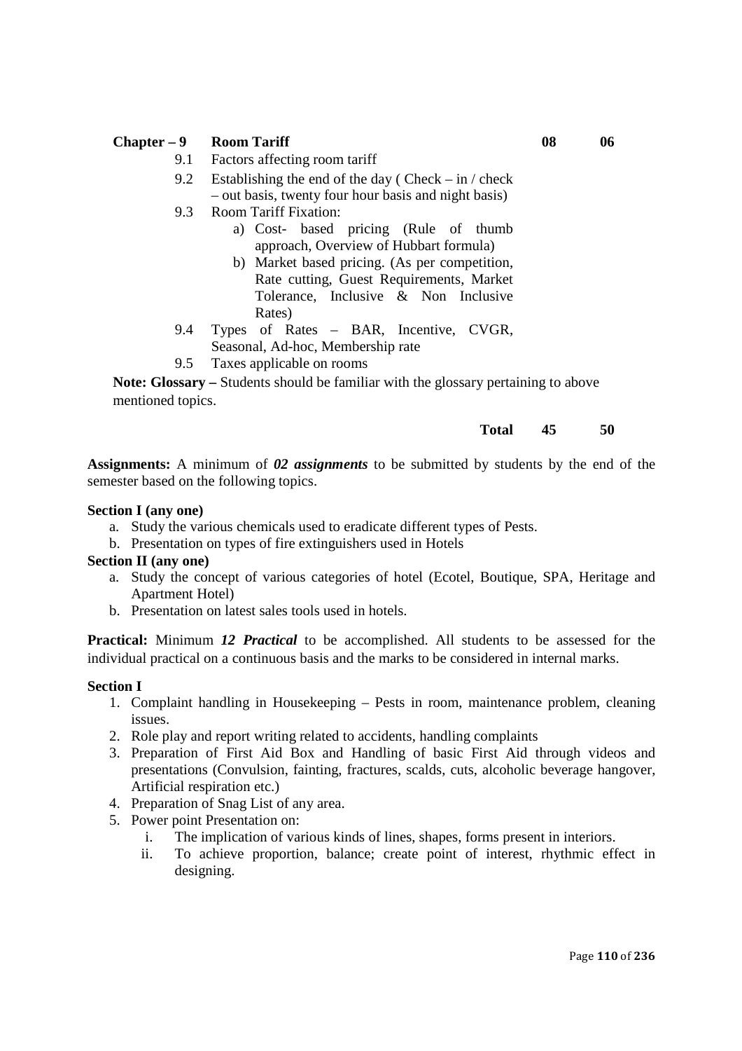| | | | |
|---|---|---|---|
| **Chapter – 9** | **Room Tariff** | **08** | **06** |
| 9.1 | Factors affecting room tariff | | |
| 9.2 | Establishing the end of the day ( Check – in / check – out basis, twenty four hour basis and night basis) | | |
| 9.3 | Room Tariff Fixation:<br>a) Cost- based pricing (Rule of thumb approach, Overview of Hubbart formula)<br>b) Market based pricing. (As per competition, Rate cutting, Guest Requirements, Market Tolerance, Inclusive & Non Inclusive Rates) | | |
| 9.4 | Types of Rates – BAR, Incentive, CVGR, Seasonal, Ad-hoc, Membership rate | | |
| 9.5 | Taxes applicable on rooms | | |

**Note: Glossary –** Students should be familiar with the glossary pertaining to above mentioned topics.

| | | | |
|---|---|---|---|
| | **Total** | **45** | **50** |

**Assignments:** A minimum of ***02 assignments*** to be submitted by students by the end of the semester based on the following topics.

**Section I (any one)**

a. Study the various chemicals used to eradicate different types of Pests.
b. Presentation on types of fire extinguishers used in Hotels

**Section II (any one)**

a. Study the concept of various categories of hotel (Ecotel, Boutique, SPA, Heritage and Apartment Hotel)
b. Presentation on latest sales tools used in hotels.

**Practical:** Minimum ***12 Practical*** to be accomplished. All students to be assessed for the individual practical on a continuous basis and the marks to be considered in internal marks.

**Section I**

1. Complaint handling in Housekeeping – Pests in room, maintenance problem, cleaning issues.
2. Role play and report writing related to accidents, handling complaints
3. Preparation of First Aid Box and Handling of basic First Aid through videos and presentations (Convulsion, fainting, fractures, scalds, cuts, alcoholic beverage hangover, Artificial respiration etc.)
4. Preparation of Snag List of any area.
5. Power point Presentation on:
   i. The implication of various kinds of lines, shapes, forms present in interiors.
   ii. To achieve proportion, balance; create point of interest, rhythmic effect in designing.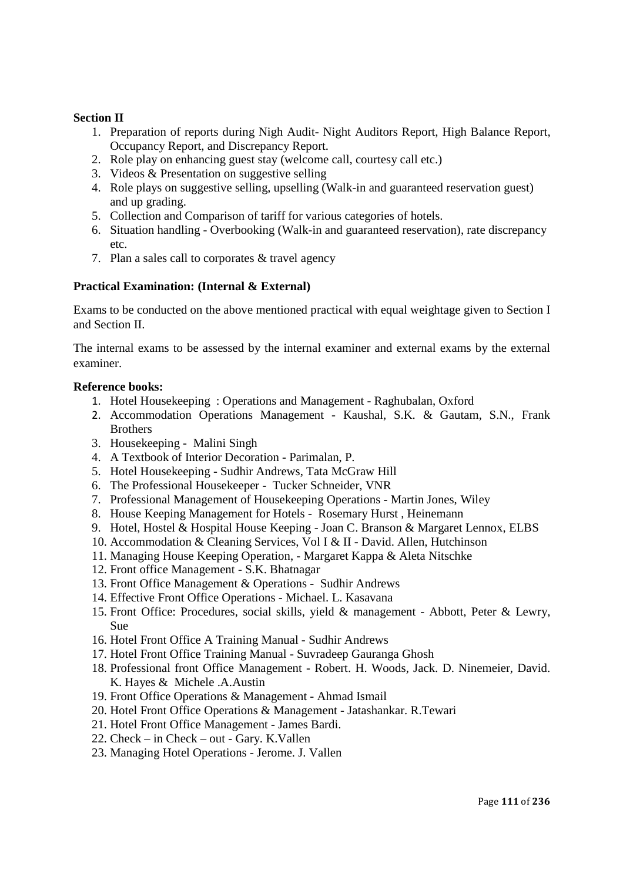**Section II**

1. Preparation of reports during Nigh Audit- Night Auditors Report, High Balance Report, Occupancy Report, and Discrepancy Report.
2. Role play on enhancing guest stay (welcome call, courtesy call etc.)
3. Videos & Presentation on suggestive selling
4. Role plays on suggestive selling, upselling (Walk-in and guaranteed reservation guest) and up grading.
5. Collection and Comparison of tariff for various categories of hotels.
6. Situation handling - Overbooking (Walk-in and guaranteed reservation), rate discrepancy etc.
7. Plan a sales call to corporates & travel agency

**Practical Examination: (Internal & External)**

Exams to be conducted on the above mentioned practical with equal weightage given to Section I and Section II.

The internal exams to be assessed by the internal examiner and external exams by the external examiner.

**Reference books:**

1. Hotel Housekeeping : Operations and Management - Raghubalan, Oxford
2. Accommodation Operations Management - Kaushal, S.K. & Gautam, S.N., Frank Brothers
3. Housekeeping - Malini Singh
4. A Textbook of Interior Decoration - Parimalan, P.
5. Hotel Housekeeping - Sudhir Andrews, Tata McGraw Hill
6. The Professional Housekeeper - Tucker Schneider, VNR
7. Professional Management of Housekeeping Operations - Martin Jones, Wiley
8. House Keeping Management for Hotels - Rosemary Hurst , Heinemann
9. Hotel, Hostel & Hospital House Keeping - Joan C. Branson & Margaret Lennox, ELBS
10. Accommodation & Cleaning Services, Vol I & II - David. Allen, Hutchinson
11. Managing House Keeping Operation, - Margaret Kappa & Aleta Nitschke
12. Front office Management - S.K. Bhatnagar
13. Front Office Management & Operations - Sudhir Andrews
14. Effective Front Office Operations - Michael. L. Kasavana
15. Front Office: Procedures, social skills, yield & management - Abbott, Peter & Lewry, Sue
16. Hotel Front Office A Training Manual - Sudhir Andrews
17. Hotel Front Office Training Manual - Suvradeep Gauranga Ghosh
18. Professional front Office Management - Robert. H. Woods, Jack. D. Ninemeier, David. K. Hayes & Michele .A.Austin
19. Front Office Operations & Management - Ahmad Ismail
20. Hotel Front Office Operations & Management - Jatashankar. R.Tewari
21. Hotel Front Office Management - James Bardi.
22. Check – in Check – out - Gary. K.Vallen
23. Managing Hotel Operations - Jerome. J. Vallen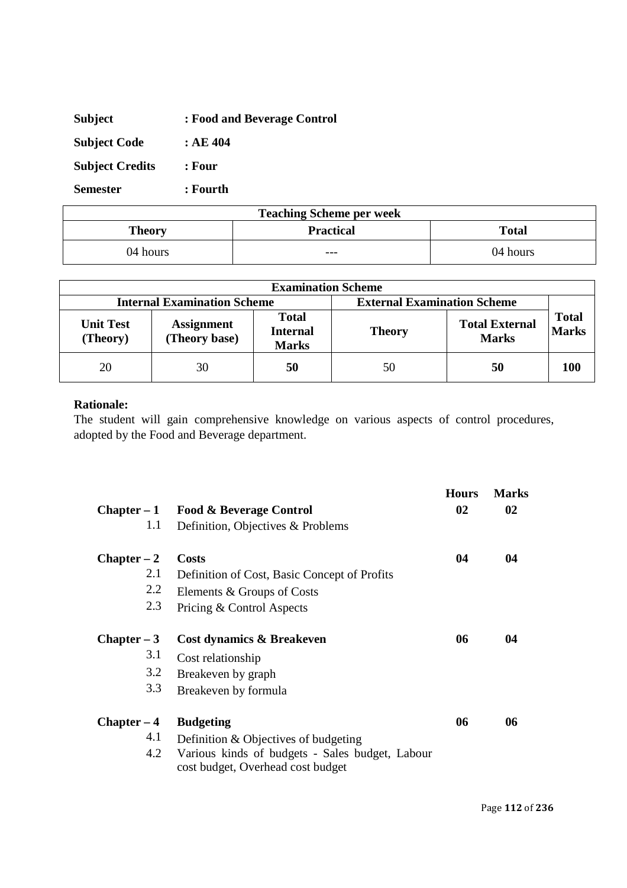**Subject** : **Food and Beverage Control**

**Subject Code** : **AE 404**

**Subject Credits** : **Four**

**Semester** : **Fourth**

| **Teaching Scheme per week** | | |
|---|---|---|
| **Theory** | **Practical** | **Total** |
| 04 hours | --- | 04 hours |

| **Examination Scheme** | | | | | |
|---|---|---|---|---|---|
| **Internal Examination Scheme** | | | **External Examination Scheme** | | **Total Marks** |
| **Unit Test (Theory)** | **Assignment (Theory base)** | **Total Internal Marks** | **Theory** | **Total External Marks** | |
| 20 | 30 | **50** | 50 | **50** | **100** |

**Rationale:**

The student will gain comprehensive knowledge on various aspects of control procedures, adopted by the Food and Beverage department.

| | | **Hours** | **Marks** |
|---|---|---|---|
| **Chapter – 1** | **Food & Beverage Control** | **02** | **02** |
| 1.1 | Definition, Objectives & Problems | | |
| **Chapter – 2** | **Costs** | **04** | **04** |
| 2.1 | Definition of Cost, Basic Concept of Profits | | |
| 2.2 | Elements & Groups of Costs | | |
| 2.3 | Pricing & Control Aspects | | |
| **Chapter – 3** | **Cost dynamics & Breakeven** | **06** | **04** |
| 3.1 | Cost relationship | | |
| 3.2 | Breakeven by graph | | |
| 3.3 | Breakeven by formula | | |
| **Chapter – 4** | **Budgeting** | **06** | **06** |
| 4.1 | Definition & Objectives of budgeting | | |
| 4.2 | Various kinds of budgets - Sales budget, Labour cost budget, Overhead cost budget | | |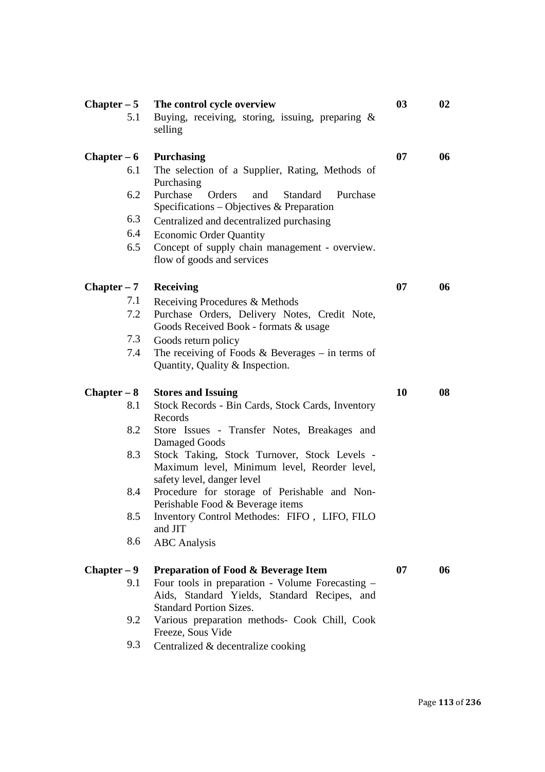| | | | |
|---|---|---|---|
| **Chapter – 5** | **The control cycle overview** | **03** | **02** |
| 5.1 | Buying, receiving, storing, issuing, preparing & selling | | |
| **Chapter – 6** | **Purchasing** | **07** | **06** |
| 6.1 | The selection of a Supplier, Rating, Methods of Purchasing | | |
| 6.2 | Purchase Orders and Standard Purchase Specifications – Objectives & Preparation | | |
| 6.3 | Centralized and decentralized purchasing | | |
| 6.4 | Economic Order Quantity | | |
| 6.5 | Concept of supply chain management - overview. flow of goods and services | | |
| **Chapter – 7** | **Receiving** | **07** | **06** |
| 7.1 | Receiving Procedures & Methods | | |
| 7.2 | Purchase Orders, Delivery Notes, Credit Note, Goods Received Book - formats & usage | | |
| 7.3 | Goods return policy | | |
| 7.4 | The receiving of Foods & Beverages – in terms of Quantity, Quality & Inspection. | | |
| **Chapter – 8** | **Stores and Issuing** | **10** | **08** |
| 8.1 | Stock Records - Bin Cards, Stock Cards, Inventory Records | | |
| 8.2 | Store Issues - Transfer Notes, Breakages and Damaged Goods | | |
| 8.3 | Stock Taking, Stock Turnover, Stock Levels - Maximum level, Minimum level, Reorder level, safety level, danger level | | |
| 8.4 | Procedure for storage of Perishable and Non-Perishable Food & Beverage items | | |
| 8.5 | Inventory Control Methodes: FIFO , LIFO, FILO and JIT | | |
| 8.6 | ABC Analysis | | |
| **Chapter – 9** | **Preparation of Food & Beverage Item** | **07** | **06** |
| 9.1 | Four tools in preparation - Volume Forecasting – Aids, Standard Yields, Standard Recipes, and Standard Portion Sizes. | | |
| 9.2 | Various preparation methods- Cook Chill, Cook Freeze, Sous Vide | | |
| 9.3 | Centralized & decentralize cooking | | |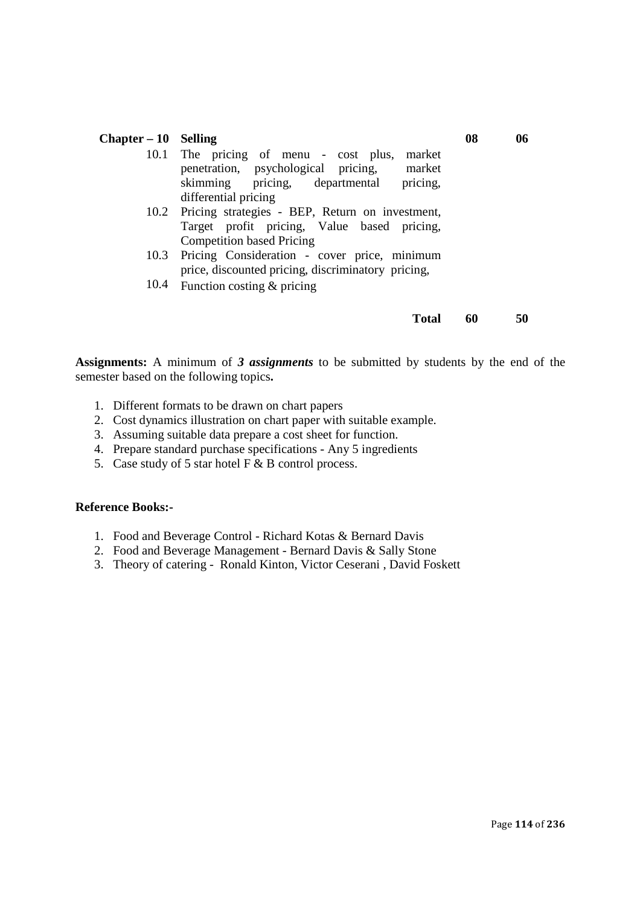| | | | |
|---|---|---|---|
| **Chapter – 10** | **Selling** | **08** | **06** |
| 10.1 | The pricing of menu - cost plus, market penetration, psychological pricing, market skimming pricing, departmental pricing, differential pricing | | |
| 10.2 | Pricing strategies - BEP, Return on investment, Target profit pricing, Value based pricing, Competition based Pricing | | |
| 10.3 | Pricing Consideration - cover price, minimum price, discounted pricing, discriminatory pricing, | | |
| 10.4 | Function costing & pricing | | |
| | **Total** | **60** | **50** |

**Assignments:** A minimum of ***3 assignments*** to be submitted by students by the end of the semester based on the following topics**.**

1. Different formats to be drawn on chart papers
2. Cost dynamics illustration on chart paper with suitable example.
3. Assuming suitable data prepare a cost sheet for function.
4. Prepare standard purchase specifications - Any 5 ingredients
5. Case study of 5 star hotel F & B control process.

**Reference Books:-**

1. Food and Beverage Control - Richard Kotas & Bernard Davis
2. Food and Beverage Management - Bernard Davis & Sally Stone
3. Theory of catering - Ronald Kinton, Victor Ceserani , David Foskett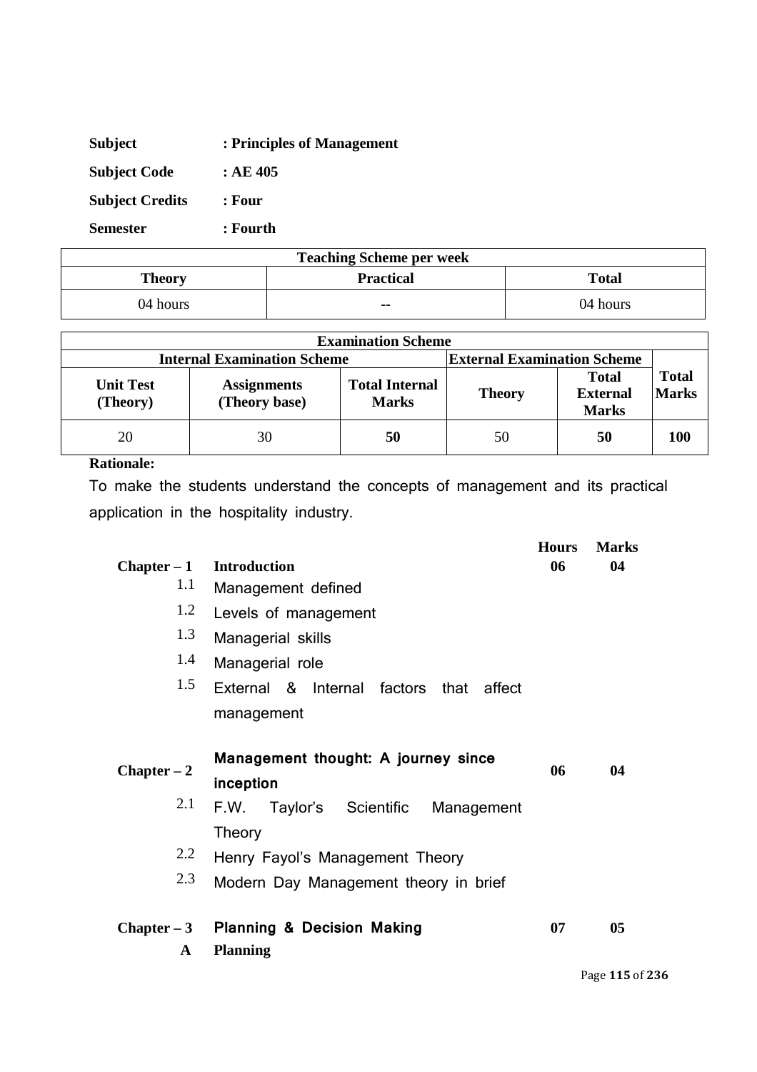**Subject** : **Principles of Management**

**Subject Code** : **AE 405**

**Subject Credits** : **Four**

**Semester** : **Fourth**

| Teaching Scheme per week | | |
|---|---|---|
| **Theory** | **Practical** | **Total** |
| 04 hours | -- | 04 hours |

| Examination Scheme | | | | | |
|---|---|---|---|---|---|
| **Internal Examination Scheme** | | | **External Examination Scheme** | | |
| **Unit Test (Theory)** | **Assignments (Theory base)** | **Total Internal Marks** | **Theory** | **Total External Marks** | **Total Marks** |
| 20 | 30 | **50** | 50 | **50** | **100** |

**Rationale:**

To make the students understand the concepts of management and its practical application in the hospitality industry.

| | | **Hours** | **Marks** |
|---|---|---|---|
| **Chapter – 1** | **Introduction** | **06** | **04** |
| 1.1 | Management defined | | |
| 1.2 | Levels of management | | |
| 1.3 | Managerial skills | | |
| 1.4 | Managerial role | | |
| 1.5 | External & Internal factors that affect management | | |
| **Chapter – 2** | **Management thought: A journey since inception** | **06** | **04** |
| 2.1 | F.W. Taylor's Scientific Management Theory | | |
| 2.2 | Henry Fayol's Management Theory | | |
| 2.3 | Modern Day Management theory in brief | | |
| **Chapter – 3** | **Planning & Decision Making** | **07** | **05** |
| **A** | **Planning** | | |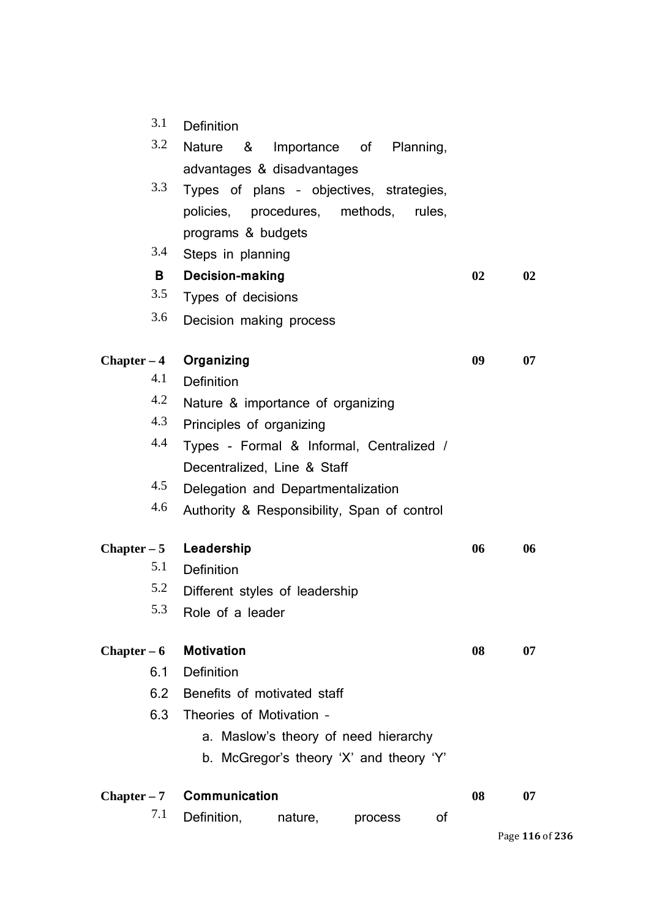| | | | |
|---|---|---|---|
| 3.1 | Definition | | |
| 3.2 | Nature & Importance of Planning, advantages & disadvantages | | |
| 3.3 | Types of plans – objectives, strategies, policies, procedures, methods, rules, programs & budgets | | |
| 3.4 | Steps in planning | | |
| **B** | **Decision-making** | **02** | **02** |
| 3.5 | Types of decisions | | |
| 3.6 | Decision making process | | |
| **Chapter – 4** | **Organizing** | **09** | **07** |
| 4.1 | Definition | | |
| 4.2 | Nature & importance of organizing | | |
| 4.3 | Principles of organizing | | |
| 4.4 | Types - Formal & Informal, Centralized / Decentralized, Line & Staff | | |
| 4.5 | Delegation and Departmentalization | | |
| 4.6 | Authority & Responsibility, Span of control | | |
| **Chapter – 5** | **Leadership** | **06** | **06** |
| 5.1 | Definition | | |
| 5.2 | Different styles of leadership | | |
| 5.3 | Role of a leader | | |
| **Chapter – 6** | **Motivation** | **08** | **07** |
| 6.1 | Definition | | |
| 6.2 | Benefits of motivated staff | | |
| 6.3 | Theories of Motivation –<br>a. Maslow's theory of need hierarchy<br>b. McGregor's theory 'X' and theory 'Y' | | |
| **Chapter – 7** | **Communication** | **08** | **07** |
| 7.1 | Definition, nature, process of | | |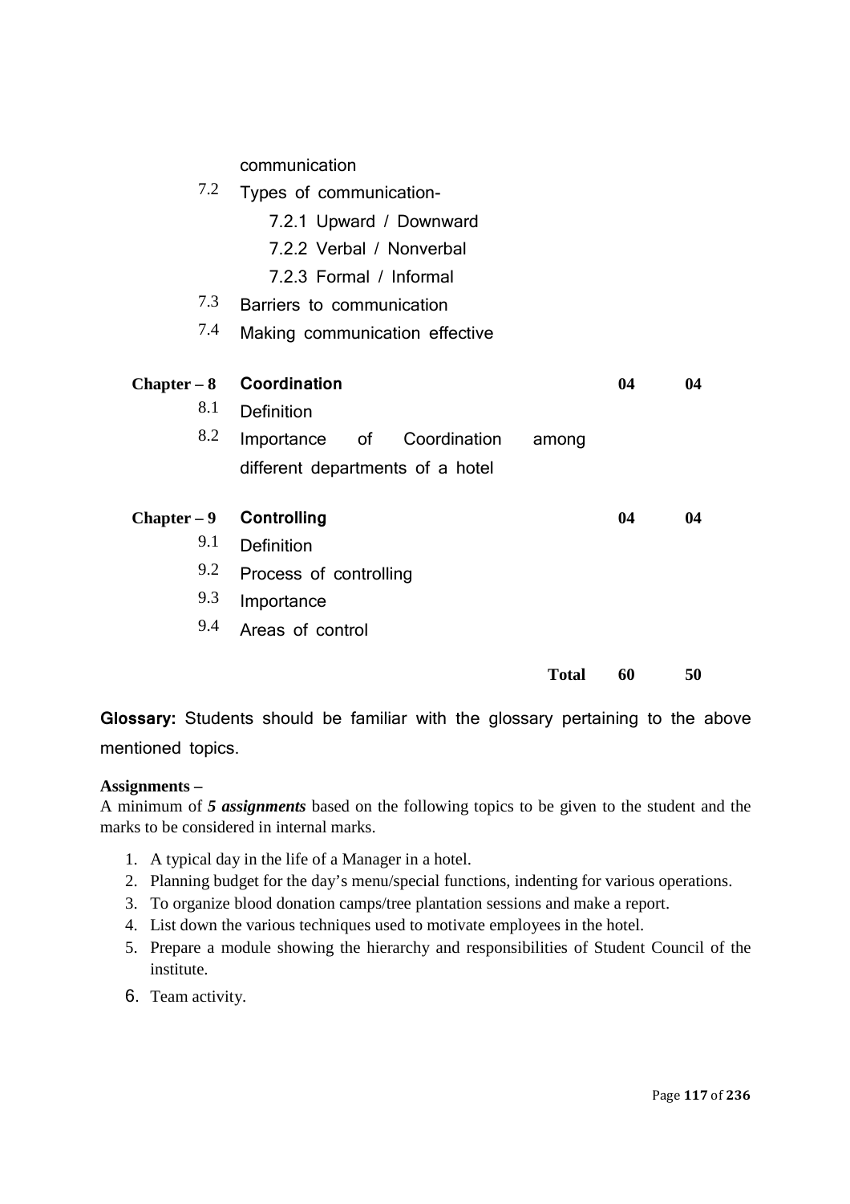| | | | |
|---|---|---|---|
| | communication | | |
| 7.2 | Types of communication- | | |
| | 7.2.1 Upward / Downward | | |
| | 7.2.2 Verbal / Nonverbal | | |
| | 7.2.3 Formal / Informal | | |
| 7.3 | Barriers to communication | | |
| 7.4 | Making communication effective | | |
| **Chapter – 8** | **Coordination** | **04** | **04** |
| 8.1 | Definition | | |
| 8.2 | Importance of Coordination among different departments of a hotel | | |
| **Chapter – 9** | **Controlling** | **04** | **04** |
| 9.1 | Definition | | |
| 9.2 | Process of controlling | | |
| 9.3 | Importance | | |
| 9.4 | Areas of control | | |
| | **Total** | **60** | **50** |

**Glossary:** Students should be familiar with the glossary pertaining to the above mentioned topics.

**Assignments –**

A minimum of ***5 assignments*** based on the following topics to be given to the student and the marks to be considered in internal marks.

1. A typical day in the life of a Manager in a hotel.
2. Planning budget for the day's menu/special functions, indenting for various operations.
3. To organize blood donation camps/tree plantation sessions and make a report.
4. List down the various techniques used to motivate employees in the hotel.
5. Prepare a module showing the hierarchy and responsibilities of Student Council of the institute.
6. Team activity.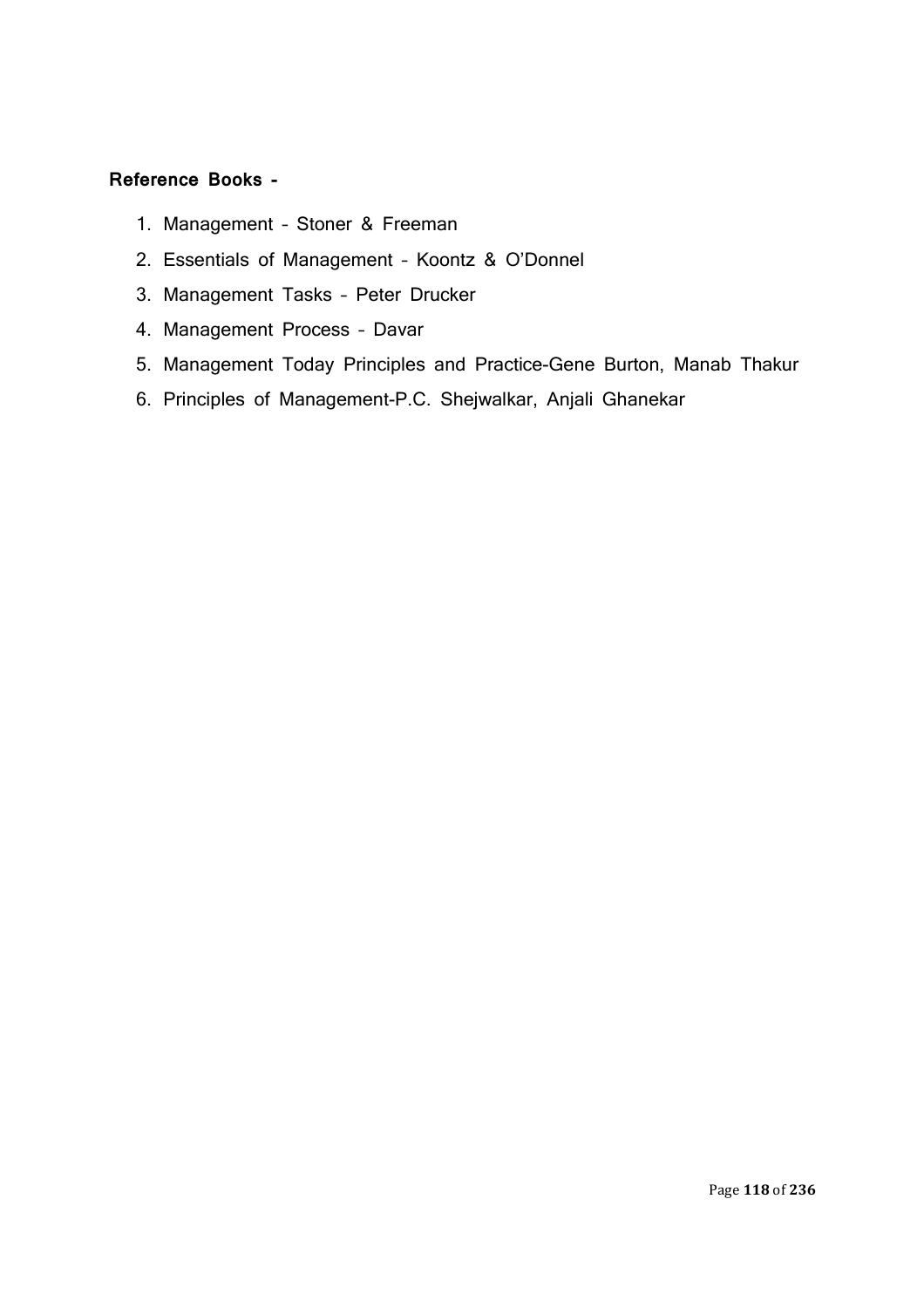**Reference Books -**

1. Management – Stoner & Freeman
2. Essentials of Management – Koontz & O'Donnel
3. Management Tasks – Peter Drucker
4. Management Process – Davar
5. Management Today Principles and Practice-Gene Burton, Manab Thakur
6. Principles of Management-P.C. Shejwalkar, Anjali Ghanekar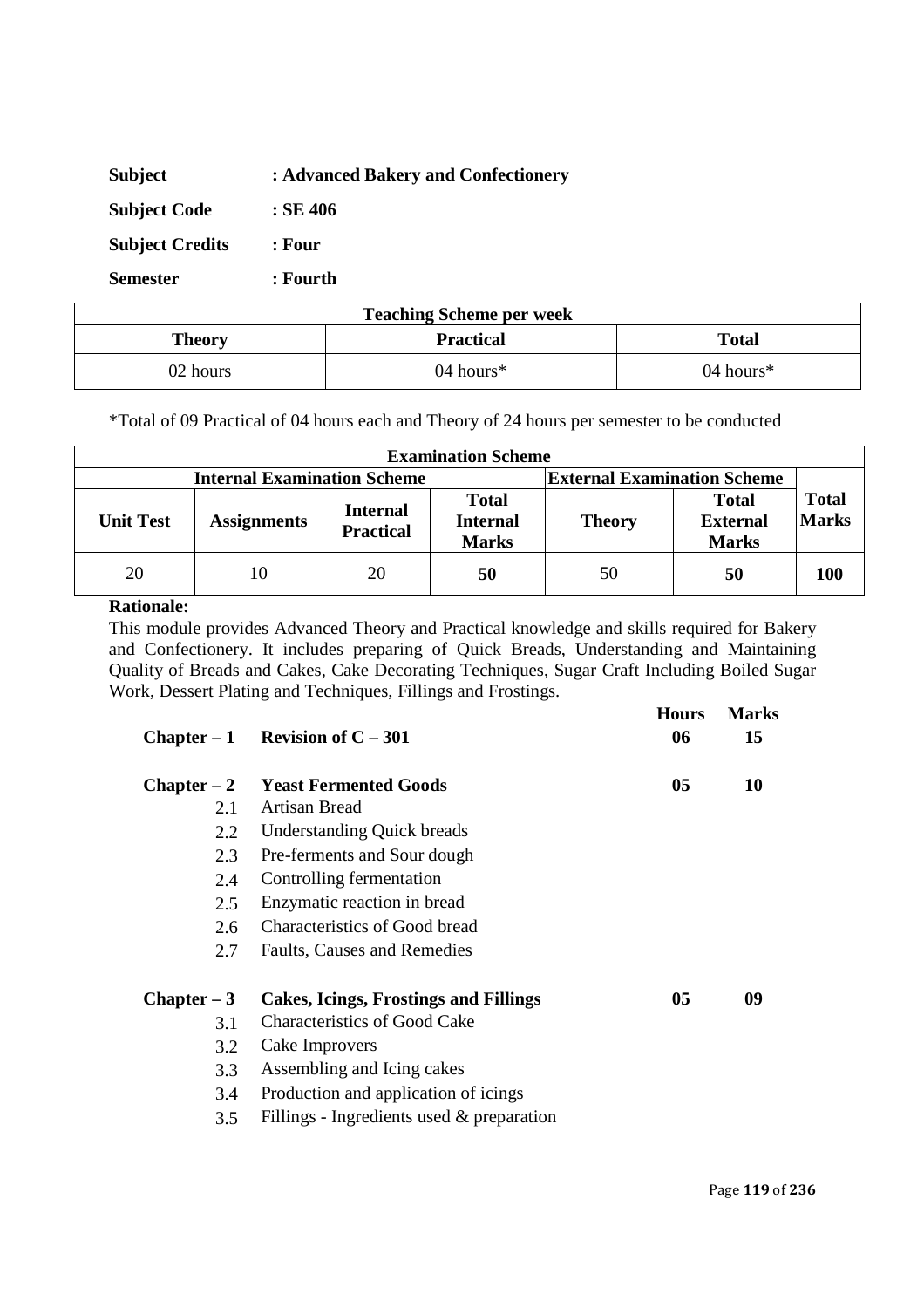**Subject** : **Advanced Bakery and Confectionery**

**Subject Code** : **SE 406**

**Subject Credits** : **Four**

**Semester** : **Fourth**

| **Teaching Scheme per week** | | |
|---|---|---|
| **Theory** | **Practical** | **Total** |
| 02 hours | 04 hours* | 04 hours* |

*Total of 09 Practical of 04 hours each and Theory of 24 hours per semester to be conducted

| **Examination Scheme** | | | | | | |
|---|---|---|---|---|---|---|
| **Internal Examination Scheme** | | | | **External Examination Scheme** | | |
| **Unit Test** | **Assignments** | **Internal Practical** | **Total Internal Marks** | **Theory** | **Total External Marks** | **Total Marks** |
| 20 | 10 | 20 | **50** | 50 | **50** | **100** |

**Rationale:**

This module provides Advanced Theory and Practical knowledge and skills required for Bakery and Confectionery. It includes preparing of Quick Breads, Understanding and Maintaining Quality of Breads and Cakes, Cake Decorating Techniques, Sugar Craft Including Boiled Sugar Work, Dessert Plating and Techniques, Fillings and Frostings.

| | | **Hours** | **Marks** |
|---|---|---|---|
| **Chapter – 1** | **Revision of C – 301** | **06** | **15** |
| **Chapter – 2** | **Yeast Fermented Goods** | **05** | **10** |
| 2.1 | Artisan Bread | | |
| 2.2 | Understanding Quick breads | | |
| 2.3 | Pre-ferments and Sour dough | | |
| 2.4 | Controlling fermentation | | |
| 2.5 | Enzymatic reaction in bread | | |
| 2.6 | Characteristics of Good bread | | |
| 2.7 | Faults, Causes and Remedies | | |
| **Chapter – 3** | **Cakes, Icings, Frostings and Fillings** | **05** | **09** |
| 3.1 | Characteristics of Good Cake | | |
| 3.2 | Cake Improvers | | |
| 3.3 | Assembling and Icing cakes | | |
| 3.4 | Production and application of icings | | |
| 3.5 | Fillings - Ingredients used & preparation | | |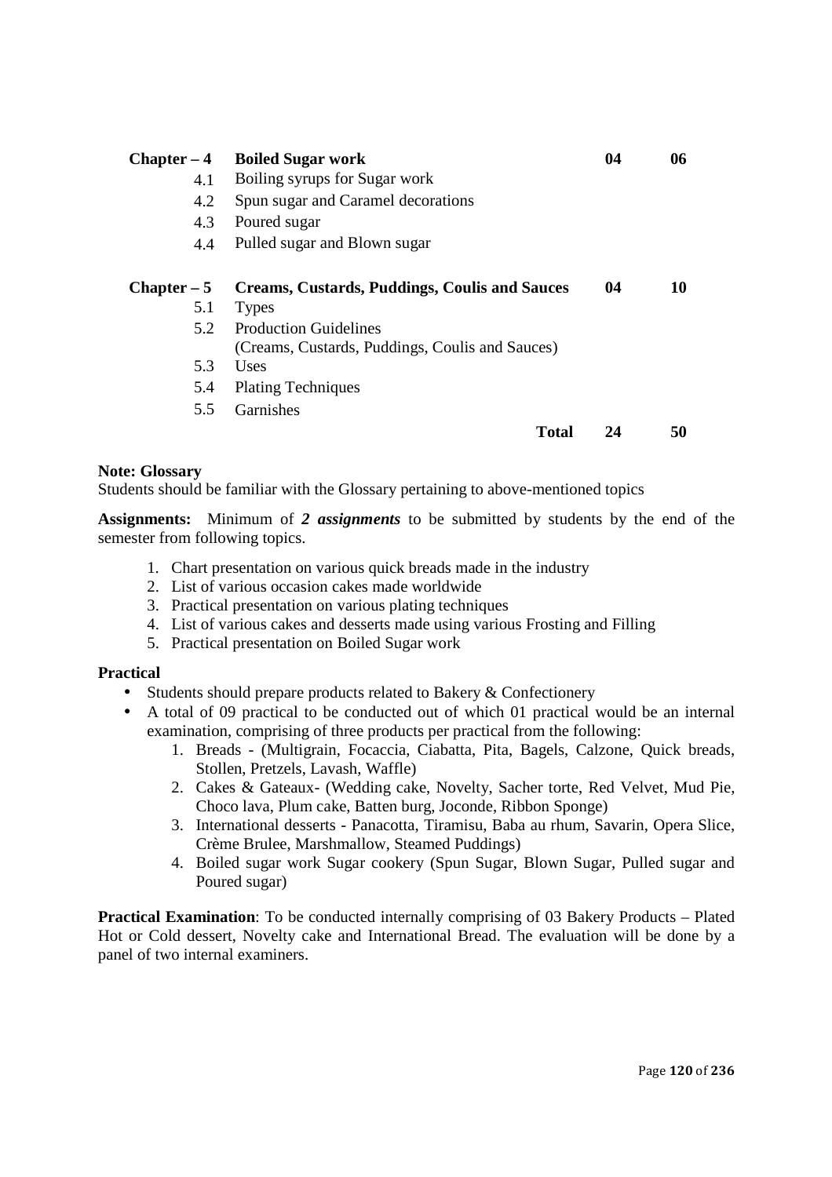| | | | |
|---|---|---|---|
| **Chapter – 4** | **Boiled Sugar work** | **04** | **06** |
| 4.1 | Boiling syrups for Sugar work | | |
| 4.2 | Spun sugar and Caramel decorations | | |
| 4.3 | Poured sugar | | |
| 4.4 | Pulled sugar and Blown sugar | | |
| **Chapter – 5** | **Creams, Custards, Puddings, Coulis and Sauces** | **04** | **10** |
| 5.1 | Types | | |
| 5.2 | Production Guidelines (Creams, Custards, Puddings, Coulis and Sauces) | | |
| 5.3 | Uses | | |
| 5.4 | Plating Techniques | | |
| 5.5 | Garnishes | | |
| | **Total** | **24** | **50** |

**Note: Glossary**
Students should be familiar with the Glossary pertaining to above-mentioned topics

**Assignments:** Minimum of ***2 assignments*** to be submitted by students by the end of the semester from following topics.

1. Chart presentation on various quick breads made in the industry
2. List of various occasion cakes made worldwide
3. Practical presentation on various plating techniques
4. List of various cakes and desserts made using various Frosting and Filling
5. Practical presentation on Boiled Sugar work

**Practical**

- Students should prepare products related to Bakery & Confectionery
- A total of 09 practical to be conducted out of which 01 practical would be an internal examination, comprising of three products per practical from the following:
    1. Breads - (Multigrain, Focaccia, Ciabatta, Pita, Bagels, Calzone, Quick breads, Stollen, Pretzels, Lavash, Waffle)
    2. Cakes & Gateaux- (Wedding cake, Novelty, Sacher torte, Red Velvet, Mud Pie, Choco lava, Plum cake, Batten burg, Joconde, Ribbon Sponge)
    3. International desserts - Panacotta, Tiramisu, Baba au rhum, Savarin, Opera Slice, Crème Brulee, Marshmallow, Steamed Puddings)
    4. Boiled sugar work Sugar cookery (Spun Sugar, Blown Sugar, Pulled sugar and Poured sugar)

**Practical Examination**: To be conducted internally comprising of 03 Bakery Products – Plated Hot or Cold dessert, Novelty cake and International Bread. The evaluation will be done by a panel of two internal examiners.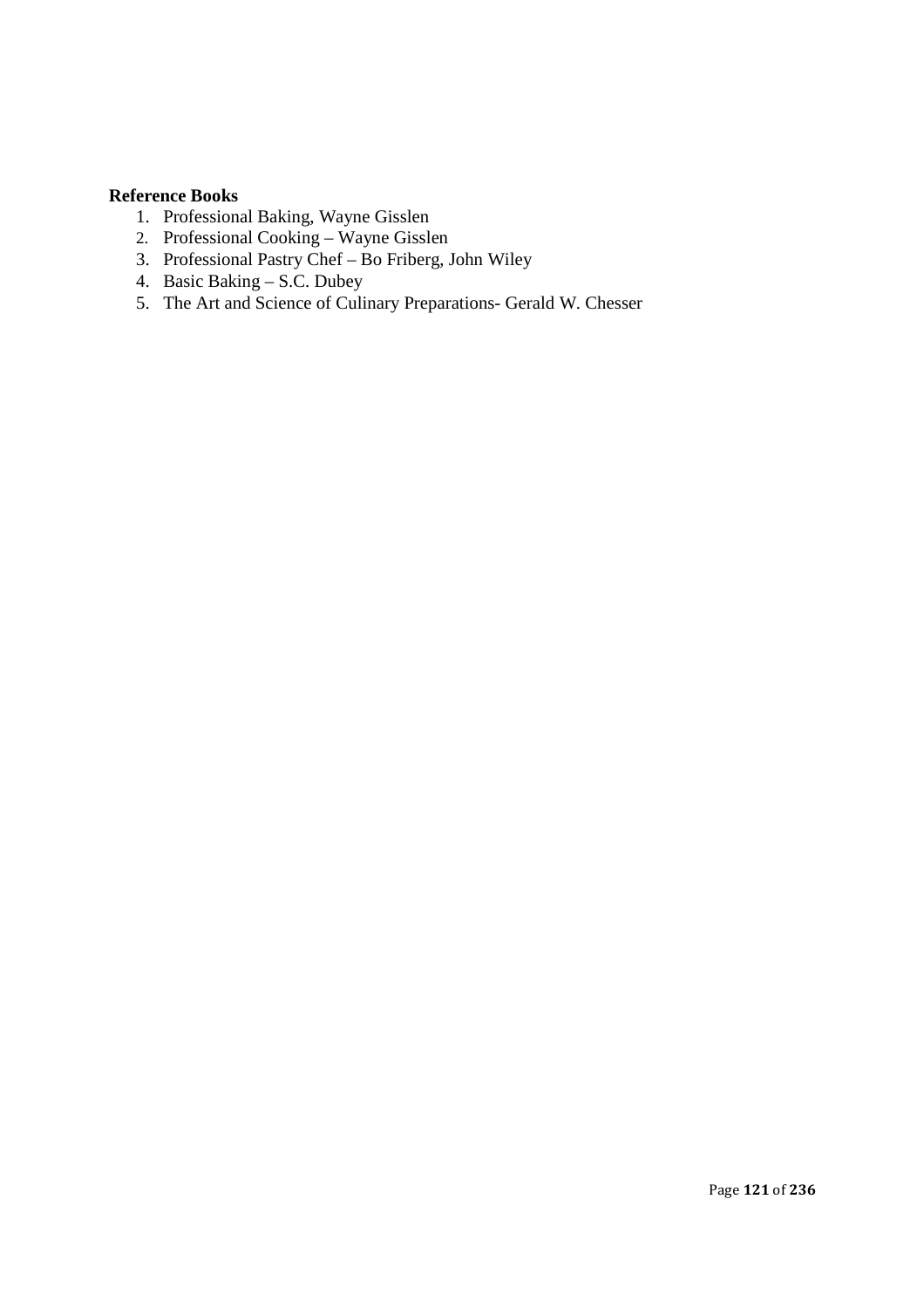**Reference Books**

1. Professional Baking, Wayne Gisslen
2. Professional Cooking – Wayne Gisslen
3. Professional Pastry Chef – Bo Friberg, John Wiley
4. Basic Baking – S.C. Dubey
5. The Art and Science of Culinary Preparations- Gerald W. Chesser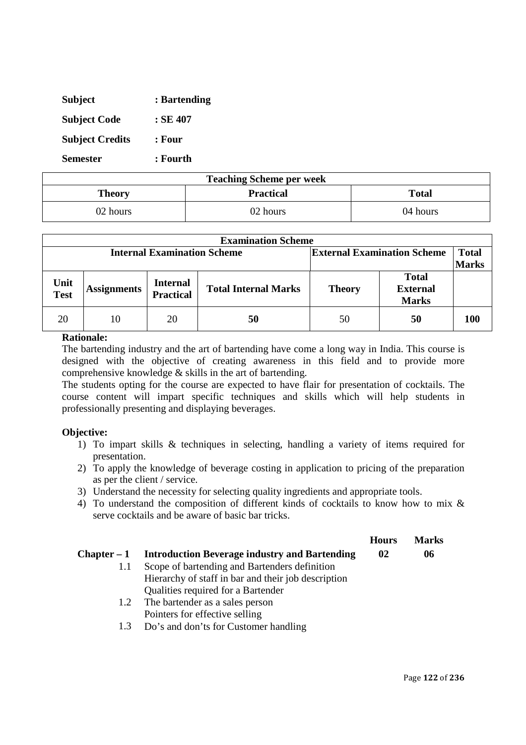**Subject** : **Bartending**

**Subject Code** : **SE 407**

**Subject Credits** : **Four**

**Semester** : **Fourth**

| Teaching Scheme per week | | |
|---|---|---|
| **Theory** | **Practical** | **Total** |
| 02 hours | 02 hours | 04 hours |

| Examination Scheme | | | | | | |
|---|---|---|---|---|---|---|
| **Internal Examination Scheme** | | | | **External Examination Scheme** | | **Total Marks** |
| **Unit Test** | **Assignments** | **Internal Practical** | **Total Internal Marks** | **Theory** | **Total External Marks** | |
| 20 | 10 | 20 | **50** | 50 | **50** | **100** |

**Rationale:**

The bartending industry and the art of bartending have come a long way in India. This course is designed with the objective of creating awareness in this field and to provide more comprehensive knowledge & skills in the art of bartending.

The students opting for the course are expected to have flair for presentation of cocktails. The course content will impart specific techniques and skills which will help students in professionally presenting and displaying beverages.

**Objective:**

1) To impart skills & techniques in selecting, handling a variety of items required for presentation.
2) To apply the knowledge of beverage costing in application to pricing of the preparation as per the client / service.
3) Understand the necessity for selecting quality ingredients and appropriate tools.
4) To understand the composition of different kinds of cocktails to know how to mix & serve cocktails and be aware of basic bar tricks.

| | | **Hours** | **Marks** |
|---|---|---|---|
| **Chapter – 1** | **Introduction Beverage industry and Bartending** | **02** | **06** |
| 1.1 | Scope of bartending and Bartenders definition<br>Hierarchy of staff in bar and their job description<br>Qualities required for a Bartender | | |
| 1.2 | The bartender as a sales person<br>Pointers for effective selling | | |
| 1.3 | Do's and don'ts for Customer handling | | |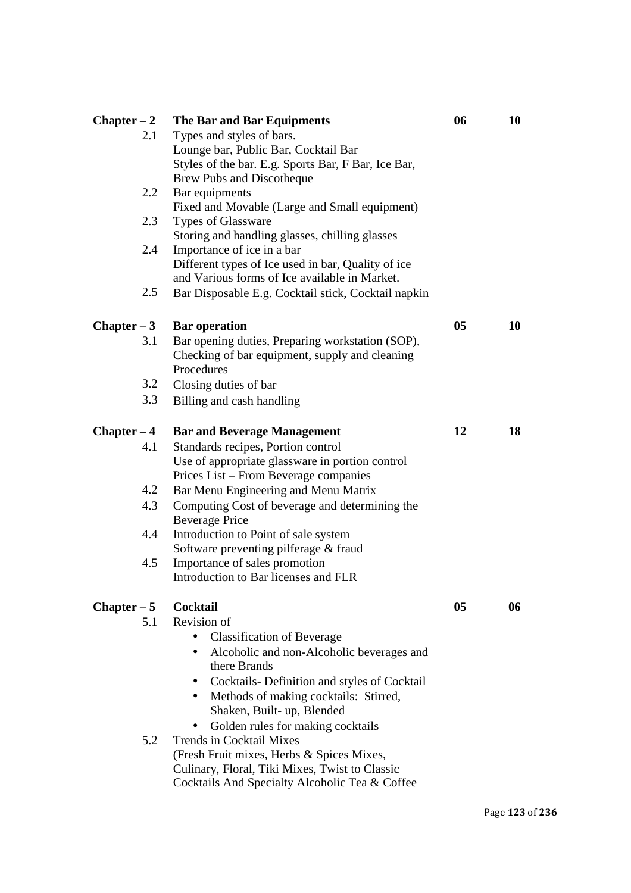| | | | |
|---|---|---|---|
| **Chapter – 2** | **The Bar and Bar Equipments** | **06** | **10** |
| 2.1 | Types and styles of bars.<br>Lounge bar, Public Bar, Cocktail Bar<br>Styles of the bar. E.g. Sports Bar, F Bar, Ice Bar, Brew Pubs and Discotheque | | |
| 2.2 | Bar equipments<br>Fixed and Movable (Large and Small equipment) | | |
| 2.3 | Types of Glassware<br>Storing and handling glasses, chilling glasses | | |
| 2.4 | Importance of ice in a bar<br>Different types of Ice used in bar, Quality of ice and Various forms of Ice available in Market. | | |
| 2.5 | Bar Disposable E.g. Cocktail stick, Cocktail napkin | | |
| **Chapter – 3** | **Bar operation** | **05** | **10** |
| 3.1 | Bar opening duties, Preparing workstation (SOP), Checking of bar equipment, supply and cleaning Procedures | | |
| 3.2 | Closing duties of bar | | |
| 3.3 | Billing and cash handling | | |
| **Chapter – 4** | **Bar and Beverage Management** | **12** | **18** |
| 4.1 | Standards recipes, Portion control<br>Use of appropriate glassware in portion control<br>Prices List – From Beverage companies | | |
| 4.2 | Bar Menu Engineering and Menu Matrix | | |
| 4.3 | Computing Cost of beverage and determining the Beverage Price | | |
| 4.4 | Introduction to Point of sale system<br>Software preventing pilferage & fraud | | |
| 4.5 | Importance of sales promotion<br>Introduction to Bar licenses and FLR | | |
| **Chapter – 5** | **Cocktail** | **05** | **06** |
| 5.1 | Revision of<br>• Classification of Beverage<br>• Alcoholic and non-Alcoholic beverages and there Brands<br>• Cocktails- Definition and styles of Cocktail<br>• Methods of making cocktails: Stirred, Shaken, Built- up, Blended<br>• Golden rules for making cocktails | | |
| 5.2 | Trends in Cocktail Mixes<br>(Fresh Fruit mixes, Herbs & Spices Mixes, Culinary, Floral, Tiki Mixes, Twist to Classic Cocktails And Specialty Alcoholic Tea & Coffee | | |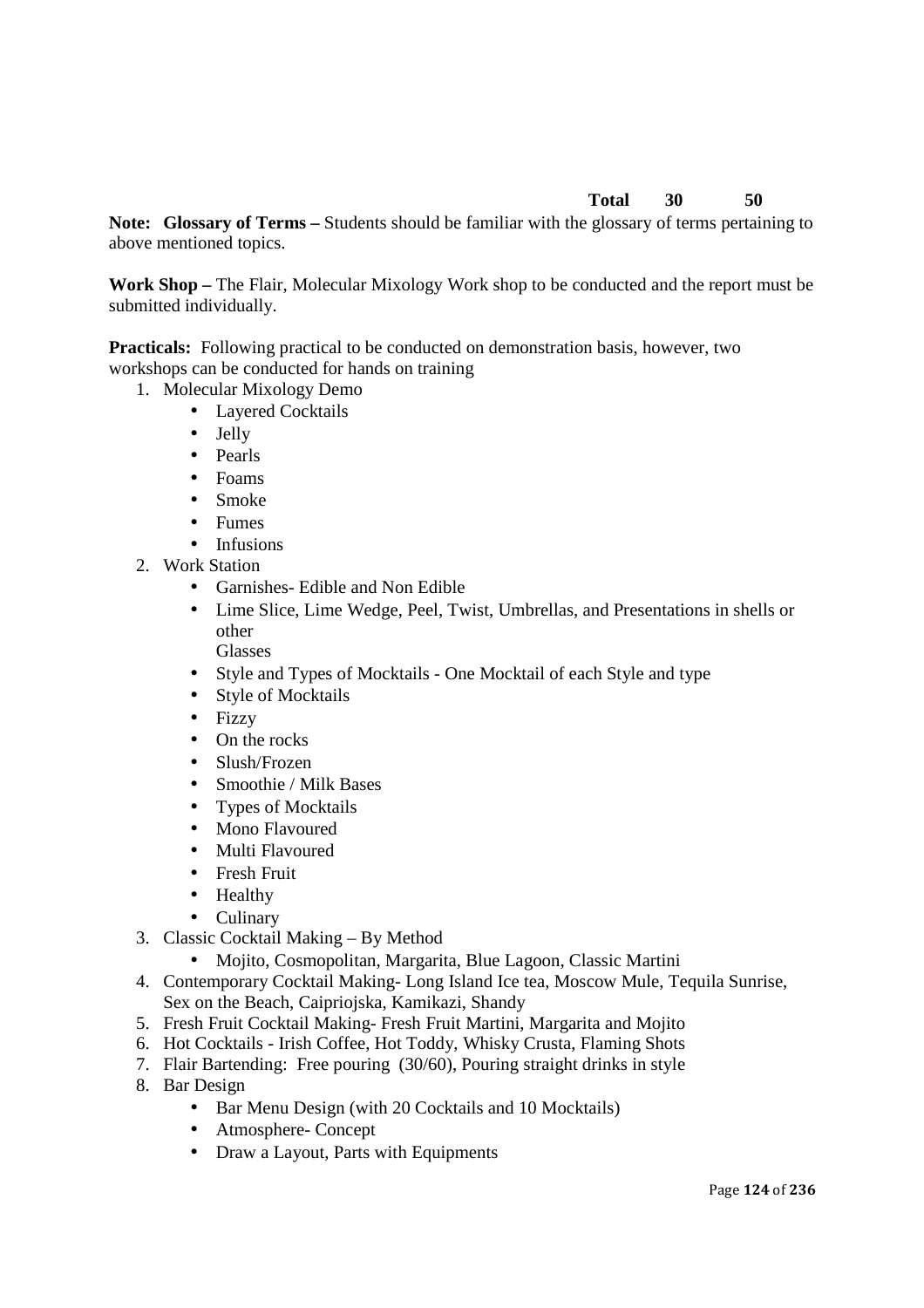| | | |
|---|---|---|
| **Total** | **30** | **50** |

**Note: Glossary of Terms –** Students should be familiar with the glossary of terms pertaining to above mentioned topics.

**Work Shop –** The Flair, Molecular Mixology Work shop to be conducted and the report must be submitted individually.

**Practicals:** Following practical to be conducted on demonstration basis, however, two workshops can be conducted for hands on training

1. Molecular Mixology Demo
   - Layered Cocktails
   - Jelly
   - Pearls
   - Foams
   - Smoke
   - Fumes
   - Infusions
2. Work Station
   - Garnishes- Edible and Non Edible
   - Lime Slice, Lime Wedge, Peel, Twist, Umbrellas, and Presentations in shells or other
     Glasses
   - Style and Types of Mocktails - One Mocktail of each Style and type
   - Style of Mocktails
   - Fizzy
   - On the rocks
   - Slush/Frozen
   - Smoothie / Milk Bases
   - Types of Mocktails
   - Mono Flavoured
   - Multi Flavoured
   - Fresh Fruit
   - Healthy
   - Culinary
3. Classic Cocktail Making – By Method
   - Mojito, Cosmopolitan, Margarita, Blue Lagoon, Classic Martini
4. Contemporary Cocktail Making- Long Island Ice tea, Moscow Mule, Tequila Sunrise, Sex on the Beach, Caipriojska, Kamikazi, Shandy
5. Fresh Fruit Cocktail Making- Fresh Fruit Martini, Margarita and Mojito
6. Hot Cocktails - Irish Coffee, Hot Toddy, Whisky Crusta, Flaming Shots
7. Flair Bartending: Free pouring (30/60), Pouring straight drinks in style
8. Bar Design
   - Bar Menu Design (with 20 Cocktails and 10 Mocktails)
   - Atmosphere- Concept
   - Draw a Layout, Parts with Equipments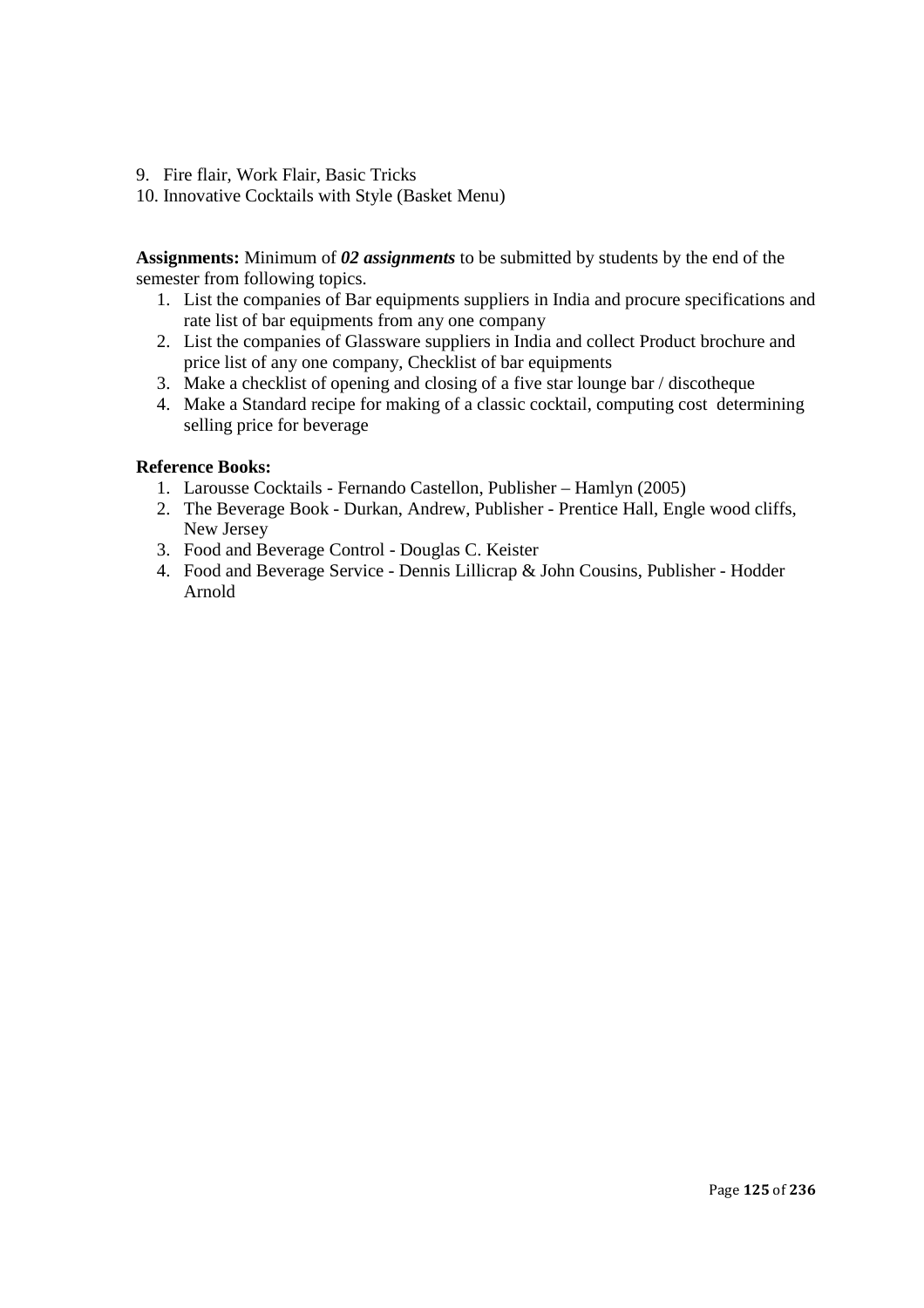9. Fire flair, Work Flair, Basic Tricks
10. Innovative Cocktails with Style (Basket Menu)

**Assignments:** Minimum of ***02 assignments*** to be submitted by students by the end of the semester from following topics.

1. List the companies of Bar equipments suppliers in India and procure specifications and rate list of bar equipments from any one company
2. List the companies of Glassware suppliers in India and collect Product brochure and price list of any one company, Checklist of bar equipments
3. Make a checklist of opening and closing of a five star lounge bar / discotheque
4. Make a Standard recipe for making of a classic cocktail, computing cost determining selling price for beverage

**Reference Books:**

1. Larousse Cocktails - Fernando Castellon, Publisher – Hamlyn (2005)
2. The Beverage Book - Durkan, Andrew, Publisher - Prentice Hall, Engle wood cliffs, New Jersey
3. Food and Beverage Control - Douglas C. Keister
4. Food and Beverage Service - Dennis Lillicrap & John Cousins, Publisher - Hodder Arnold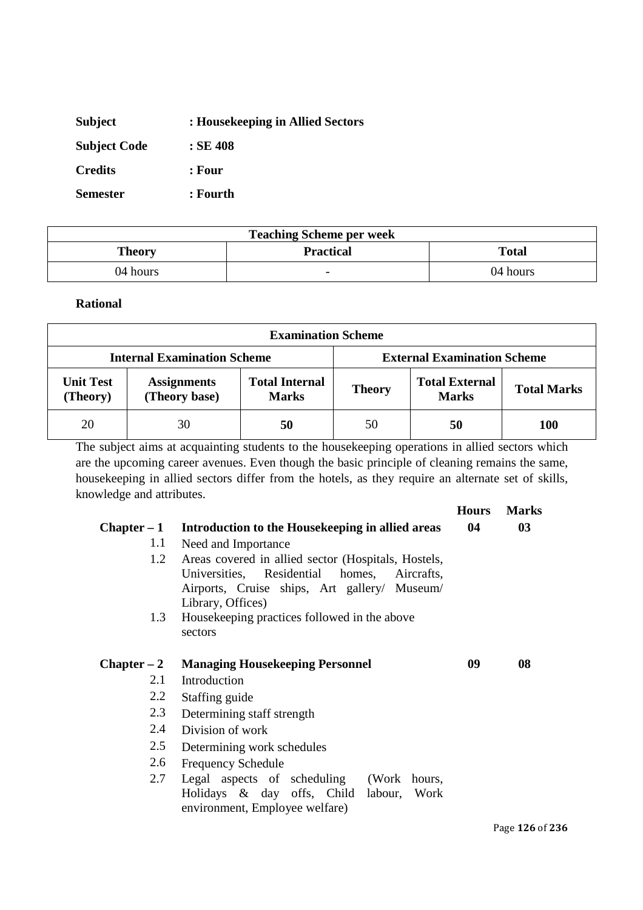**Subject** : **Housekeeping in Allied Sectors**

**Subject Code** : **SE 408**

**Credits** : **Four**

**Semester** : **Fourth**

| Teaching Scheme per week | | |
|---|---|---|
| **Theory** | **Practical** | **Total** |
| 04 hours | - | 04 hours |

**Rational**

| Examination Scheme | | | | | |
|---|---|---|---|---|---|
| **Internal Examination Scheme** | | | **External Examination Scheme** | | |
| **Unit Test (Theory)** | **Assignments (Theory base)** | **Total Internal Marks** | **Theory** | **Total External Marks** | **Total Marks** |
| 20 | 30 | **50** | 50 | **50** | **100** |

The subject aims at acquainting students to the housekeeping operations in allied sectors which are the upcoming career avenues. Even though the basic principle of cleaning remains the same, housekeeping in allied sectors differ from the hotels, as they require an alternate set of skills, knowledge and attributes.

| | | **Hours** | **Marks** |
|---|---|---|---|
| **Chapter – 1** | **Introduction to the Housekeeping in allied areas** | **04** | **03** |
| 1.1 | Need and Importance | | |
| 1.2 | Areas covered in allied sector (Hospitals, Hostels, Universities, Residential homes, Aircrafts, Airports, Cruise ships, Art gallery/ Museum/ Library, Offices) | | |
| 1.3 | Housekeeping practices followed in the above sectors | | |
| **Chapter – 2** | **Managing Housekeeping Personnel** | **09** | **08** |
| 2.1 | Introduction | | |
| 2.2 | Staffing guide | | |
| 2.3 | Determining staff strength | | |
| 2.4 | Division of work | | |
| 2.5 | Determining work schedules | | |
| 2.6 | Frequency Schedule | | |
| 2.7 | Legal aspects of scheduling (Work hours, Holidays & day offs, Child labour, Work environment, Employee welfare) | | |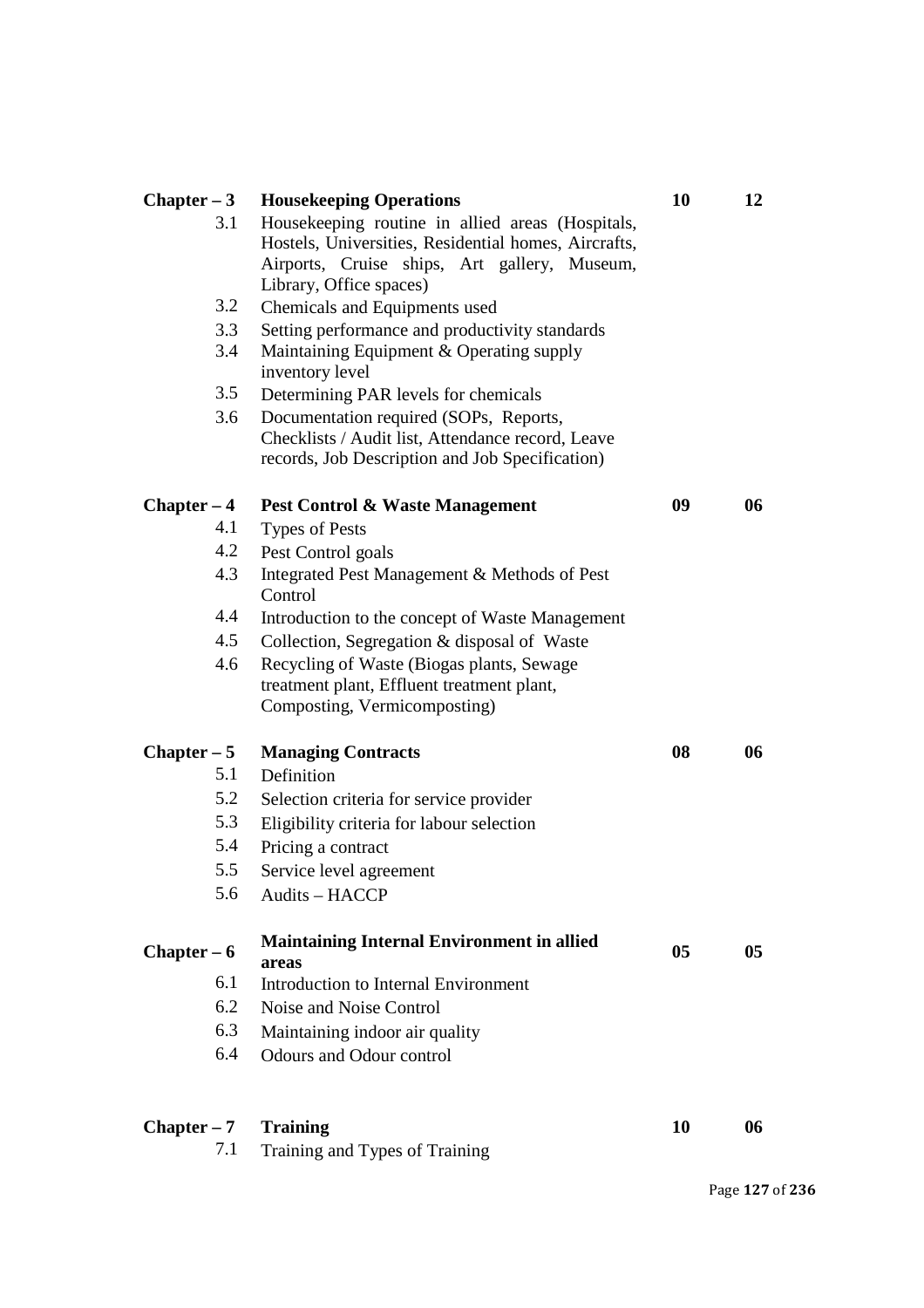| | | | |
|---|---|---|---|
| **Chapter – 3** | **Housekeeping Operations** | **10** | **12** |
| 3.1 | Housekeeping routine in allied areas (Hospitals, Hostels, Universities, Residential homes, Aircrafts, Airports, Cruise ships, Art gallery, Museum, Library, Office spaces) | | |
| 3.2 | Chemicals and Equipments used | | |
| 3.3 | Setting performance and productivity standards | | |
| 3.4 | Maintaining Equipment & Operating supply inventory level | | |
| 3.5 | Determining PAR levels for chemicals | | |
| 3.6 | Documentation required (SOPs, Reports, Checklists / Audit list, Attendance record, Leave records, Job Description and Job Specification) | | |
| **Chapter – 4** | **Pest Control & Waste Management** | **09** | **06** |
| 4.1 | Types of Pests | | |
| 4.2 | Pest Control goals | | |
| 4.3 | Integrated Pest Management & Methods of Pest Control | | |
| 4.4 | Introduction to the concept of Waste Management | | |
| 4.5 | Collection, Segregation & disposal of Waste | | |
| 4.6 | Recycling of Waste (Biogas plants, Sewage treatment plant, Effluent treatment plant, Composting, Vermicomposting) | | |
| **Chapter – 5** | **Managing Contracts** | **08** | **06** |
| 5.1 | Definition | | |
| 5.2 | Selection criteria for service provider | | |
| 5.3 | Eligibility criteria for labour selection | | |
| 5.4 | Pricing a contract | | |
| 5.5 | Service level agreement | | |
| 5.6 | Audits – HACCP | | |
| **Chapter – 6** | **Maintaining Internal Environment in allied areas** | **05** | **05** |
| 6.1 | Introduction to Internal Environment | | |
| 6.2 | Noise and Noise Control | | |
| 6.3 | Maintaining indoor air quality | | |
| 6.4 | Odours and Odour control | | |
| **Chapter – 7** | **Training** | **10** | **06** |
| 7.1 | Training and Types of Training | | |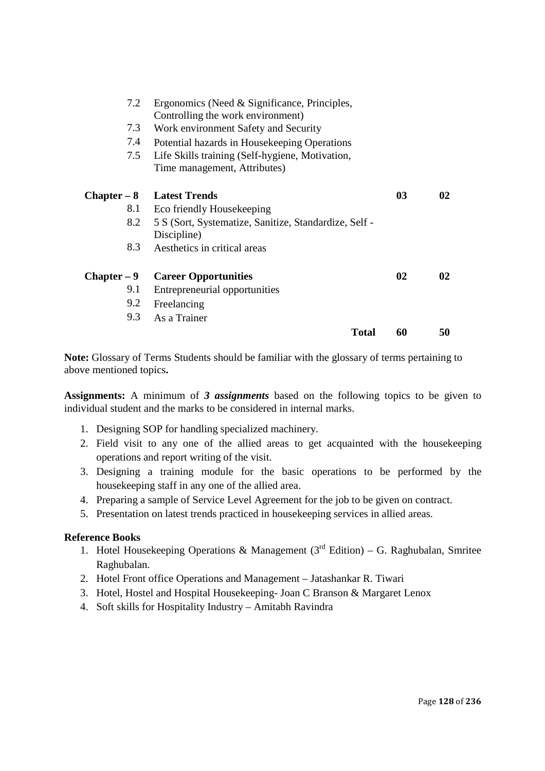| | | | |
|---|---|---|---|
| 7.2 | Ergonomics (Need & Significance, Principles, Controlling the work environment) | | |
| 7.3 | Work environment Safety and Security | | |
| 7.4 | Potential hazards in Housekeeping Operations | | |
| 7.5 | Life Skills training (Self-hygiene, Motivation, Time management, Attributes) | | |
| **Chapter – 8** | **Latest Trends** | **03** | **02** |
| 8.1 | Eco friendly Housekeeping | | |
| 8.2 | 5 S (Sort, Systematize, Sanitize, Standardize, Self - Discipline) | | |
| 8.3 | Aesthetics in critical areas | | |
| **Chapter – 9** | **Career Opportunities** | **02** | **02** |
| 9.1 | Entrepreneurial opportunities | | |
| 9.2 | Freelancing | | |
| 9.3 | As a Trainer | | |
| | **Total** | **60** | **50** |

**Note:** Glossary of Terms Students should be familiar with the glossary of terms pertaining to above mentioned topics**.**

**Assignments:** A minimum of ***3 assignments*** based on the following topics to be given to individual student and the marks to be considered in internal marks.

1. Designing SOP for handling specialized machinery.
2. Field visit to any one of the allied areas to get acquainted with the housekeeping operations and report writing of the visit.
3. Designing a training module for the basic operations to be performed by the housekeeping staff in any one of the allied area.
4. Preparing a sample of Service Level Agreement for the job to be given on contract.
5. Presentation on latest trends practiced in housekeeping services in allied areas.

**Reference Books**

1. Hotel Housekeeping Operations & Management (3rd Edition) – G. Raghubalan, Smritee Raghubalan.
2. Hotel Front office Operations and Management – Jatashankar R. Tiwari
3. Hotel, Hostel and Hospital Housekeeping- Joan C Branson & Margaret Lenox
4. Soft skills for Hospitality Industry – Amitabh Ravindra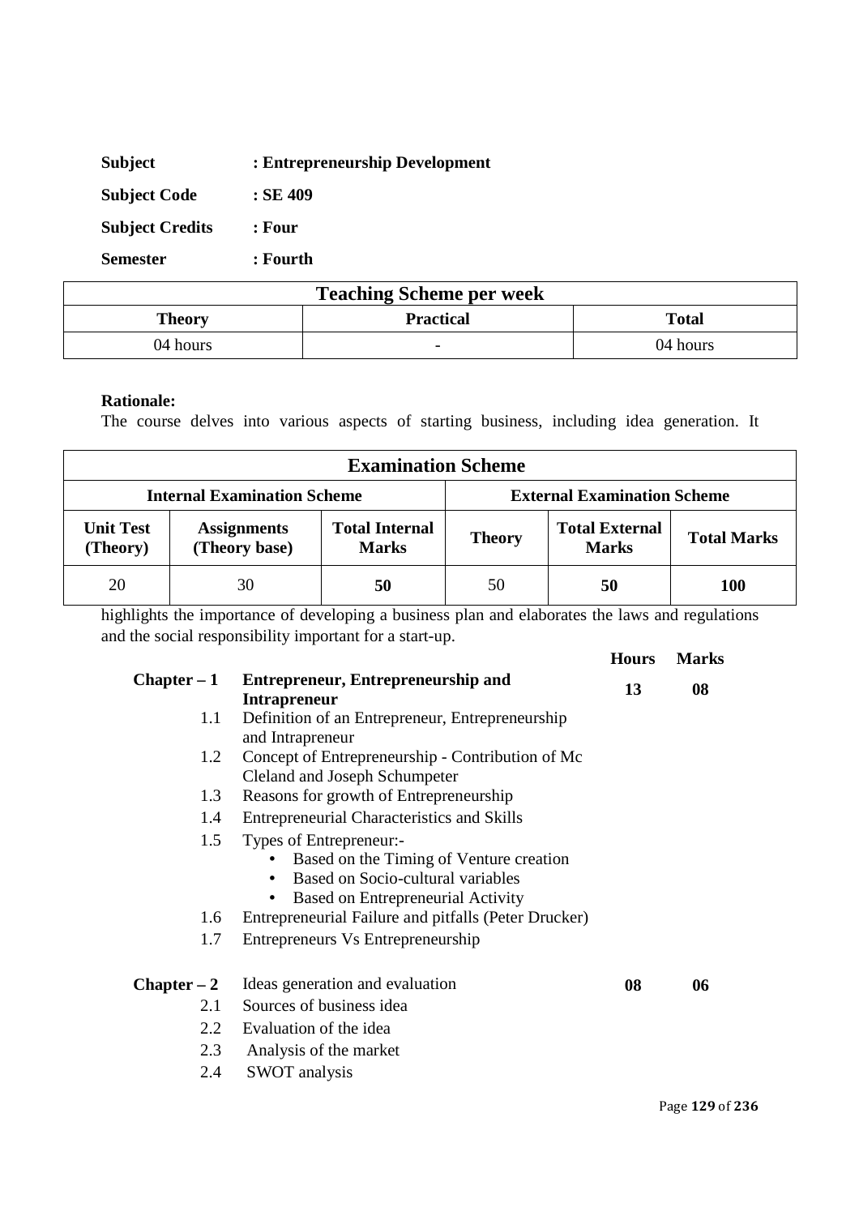**Subject** : **Entrepreneurship Development**

**Subject Code** : **SE 409**

**Subject Credits** : **Four**

**Semester** : **Fourth**

| Teaching Scheme per week | | |
|---|---|---|
| **Theory** | **Practical** | **Total** |
| 04 hours | - | 04 hours |

**Rationale:**

The course delves into various aspects of starting business, including idea generation. It highlights the importance of developing a business plan and elaborates the laws and regulations and the social responsibility important for a start-up.

| Examination Scheme | | | | | |
|---|---|---|---|---|---|
| **Internal Examination Scheme** | | | **External Examination Scheme** | | |
| **Unit Test (Theory)** | **Assignments (Theory base)** | **Total Internal Marks** | **Theory** | **Total External Marks** | **Total Marks** |
| 20 | 30 | **50** | 50 | **50** | **100** |

| | | **Hours** | **Marks** |
|---|---|---|---|
| **Chapter – 1** | **Entrepreneur, Entrepreneurship and Intrapreneur** | **13** | **08** |
| 1.1 | Definition of an Entrepreneur, Entrepreneurship and Intrapreneur | | |
| 1.2 | Concept of Entrepreneurship - Contribution of Mc Cleland and Joseph Schumpeter | | |
| 1.3 | Reasons for growth of Entrepreneurship | | |
| 1.4 | Entrepreneurial Characteristics and Skills | | |
| 1.5 | Types of Entrepreneur:-<br>• Based on the Timing of Venture creation<br>• Based on Socio-cultural variables<br>• Based on Entrepreneurial Activity | | |
| 1.6 | Entrepreneurial Failure and pitfalls (Peter Drucker) | | |
| 1.7 | Entrepreneurs Vs Entrepreneurship | | |
| **Chapter – 2** | Ideas generation and evaluation | **08** | **06** |
| 2.1 | Sources of business idea | | |
| 2.2 | Evaluation of the idea | | |
| 2.3 | Analysis of the market | | |
| 2.4 | SWOT analysis | | |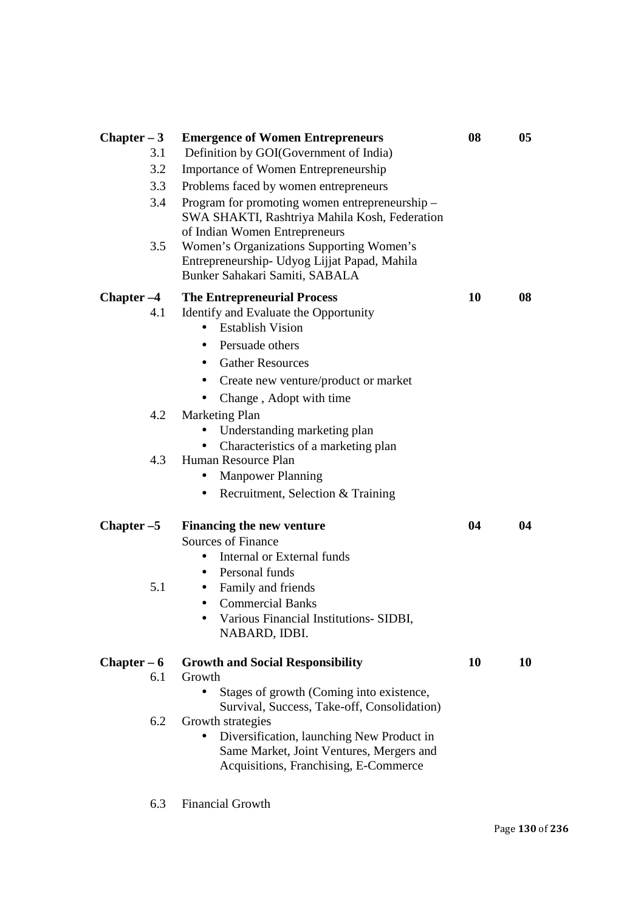| | | | |
|---|---|---|---|
| **Chapter – 3** | **Emergence of Women Entrepreneurs** | **08** | **05** |
| 3.1 | Definition by GOI(Government of India) | | |
| 3.2 | Importance of Women Entrepreneurship | | |
| 3.3 | Problems faced by women entrepreneurs | | |
| 3.4 | Program for promoting women entrepreneurship – SWA SHAKTI, Rashtriya Mahila Kosh, Federation of Indian Women Entrepreneurs | | |
| 3.5 | Women's Organizations Supporting Women's Entrepreneurship- Udyog Lijjat Papad, Mahila Bunker Sahakari Samiti, SABALA | | |
| **Chapter –4** | **The Entrepreneurial Process** | **10** | **08** |
| 4.1 | Identify and Evaluate the Opportunity<br>• Establish Vision<br>• Persuade others<br>• Gather Resources<br>• Create new venture/product or market<br>• Change , Adopt with time | | |
| 4.2 | Marketing Plan<br>• Understanding marketing plan<br>• Characteristics of a marketing plan | | |
| 4.3 | Human Resource Plan<br>• Manpower Planning<br>• Recruitment, Selection & Training | | |
| **Chapter –5** | **Financing the new venture** | **04** | **04** |
| 5.1 | Sources of Finance<br>• Internal or External funds<br>• Personal funds<br>• Family and friends<br>• Commercial Banks<br>• Various Financial Institutions- SIDBI, NABARD, IDBI. | | |
| **Chapter – 6** | **Growth and Social Responsibility** | **10** | **10** |
| 6.1 | Growth<br>• Stages of growth (Coming into existence, Survival, Success, Take-off, Consolidation) | | |
| 6.2 | Growth strategies<br>• Diversification, launching New Product in Same Market, Joint Ventures, Mergers and Acquisitions, Franchising, E-Commerce | | |
| 6.3 | Financial Growth | | |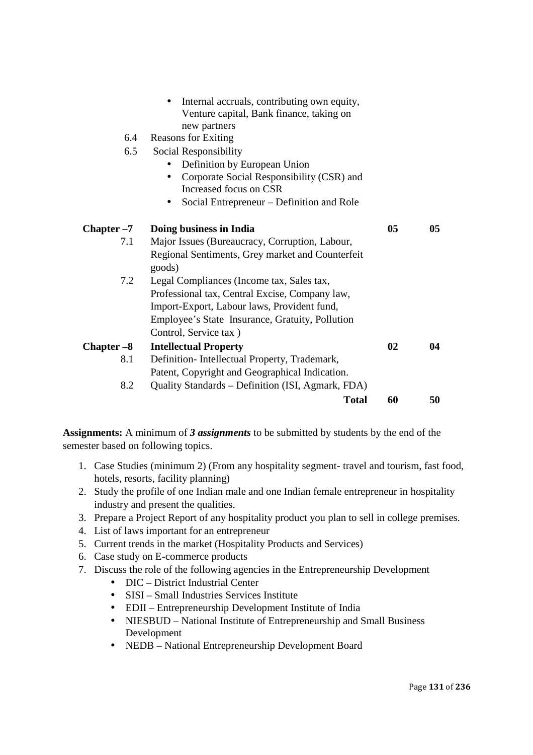|  |  |  |  |
|---|---|---|---|
|  | • Internal accruals, contributing own equity, Venture capital, Bank finance, taking on new partners |  |  |
| 6.4 | Reasons for Exiting |  |  |
| 6.5 | Social Responsibility<br>• Definition by European Union<br>• Corporate Social Responsibility (CSR) and Increased focus on CSR<br>• Social Entrepreneur – Definition and Role |  |  |
| **Chapter –7** | **Doing business in India** | **05** | **05** |
| 7.1 | Major Issues (Bureaucracy, Corruption, Labour, Regional Sentiments, Grey market and Counterfeit goods) |  |  |
| 7.2 | Legal Compliances (Income tax, Sales tax, Professional tax, Central Excise, Company law, Import-Export, Labour laws, Provident fund, Employee's State Insurance, Gratuity, Pollution Control, Service tax ) |  |  |
| **Chapter –8** | **Intellectual Property** | **02** | **04** |
| 8.1 | Definition- Intellectual Property, Trademark, Patent, Copyright and Geographical Indication. |  |  |
| 8.2 | Quality Standards – Definition (ISI, Agmark, FDA) |  |  |
|  | **Total** | **60** | **50** |

**Assignments:** A minimum of ***3 assignments*** to be submitted by students by the end of the semester based on following topics.

1. Case Studies (minimum 2) (From any hospitality segment- travel and tourism, fast food, hotels, resorts, facility planning)
2. Study the profile of one Indian male and one Indian female entrepreneur in hospitality industry and present the qualities.
3. Prepare a Project Report of any hospitality product you plan to sell in college premises.
4. List of laws important for an entrepreneur
5. Current trends in the market (Hospitality Products and Services)
6. Case study on E-commerce products
7. Discuss the role of the following agencies in the Entrepreneurship Development
    - DIC – District Industrial Center
    - SISI – Small Industries Services Institute
    - EDII – Entrepreneurship Development Institute of India
    - NIESBUD – National Institute of Entrepreneurship and Small Business Development
    - NEDB – National Entrepreneurship Development Board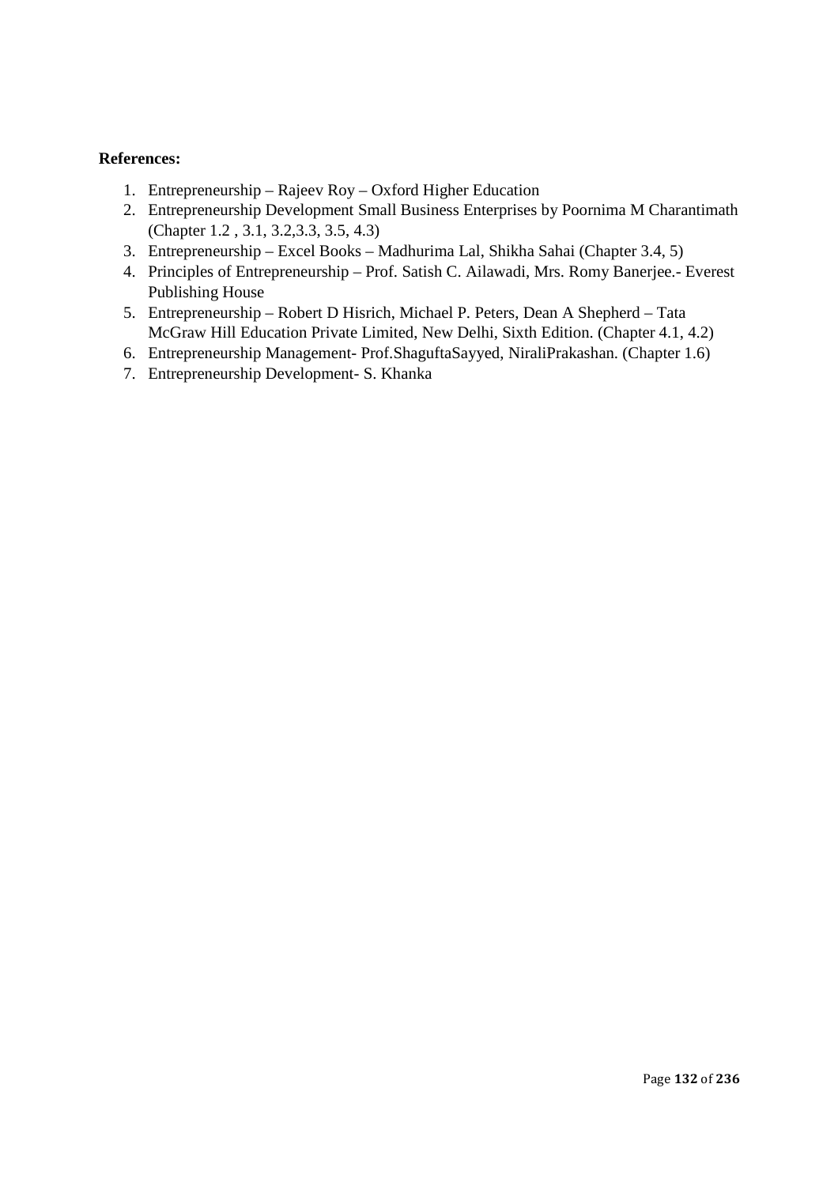**References:**

1. Entrepreneurship – Rajeev Roy – Oxford Higher Education
2. Entrepreneurship Development Small Business Enterprises by Poornima M Charantimath (Chapter 1.2 , 3.1, 3.2,3.3, 3.5, 4.3)
3. Entrepreneurship – Excel Books – Madhurima Lal, Shikha Sahai (Chapter 3.4, 5)
4. Principles of Entrepreneurship – Prof. Satish C. Ailawadi, Mrs. Romy Banerjee.- Everest Publishing House
5. Entrepreneurship – Robert D Hisrich, Michael P. Peters, Dean A Shepherd – Tata McGraw Hill Education Private Limited, New Delhi, Sixth Edition. (Chapter 4.1, 4.2)
6. Entrepreneurship Management- Prof.ShaguftaSayyed, NiraliPrakashan. (Chapter 1.6)
7. Entrepreneurship Development- S. Khanka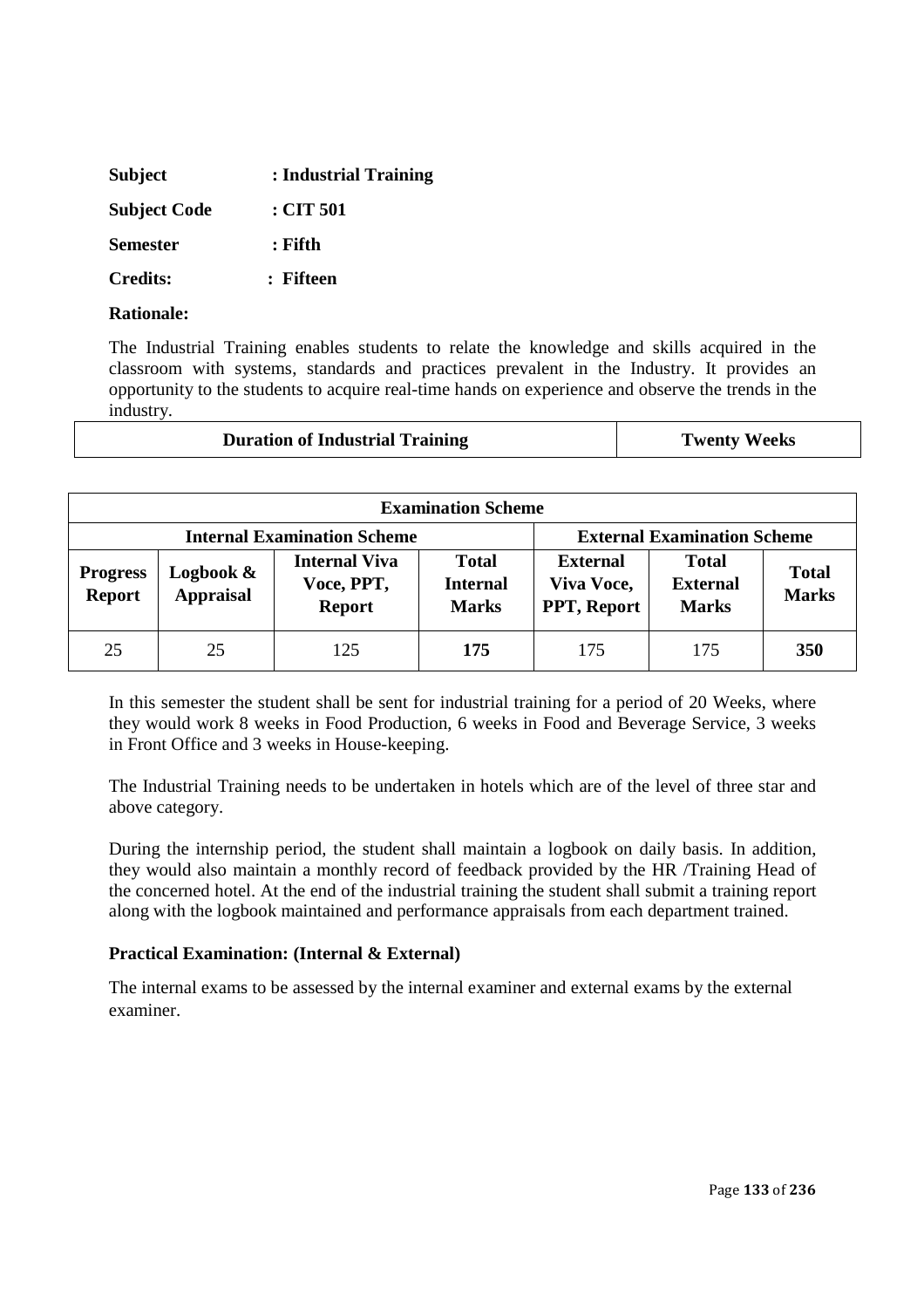**Subject** : **Industrial Training**

**Subject Code** : **CIT 501**

**Semester** : **Fifth**

**Credits:** : **Fifteen**

**Rationale:**

The Industrial Training enables students to relate the knowledge and skills acquired in the classroom with systems, standards and practices prevalent in the Industry. It provides an opportunity to the students to acquire real-time hands on experience and observe the trends in the industry.

| **Duration of Industrial Training** | **Twenty Weeks** |
|---|---|

| **Examination Scheme** | | | | | | |
|---|---|---|---|---|---|---|
| **Internal Examination Scheme** | | | | **External Examination Scheme** | | |
| **Progress Report** | **Logbook & Appraisal** | **Internal Viva Voce, PPT, Report** | **Total Internal Marks** | **External Viva Voce, PPT, Report** | **Total External Marks** | **Total Marks** |
| 25 | 25 | 125 | **175** | 175 | 175 | **350** |

In this semester the student shall be sent for industrial training for a period of 20 Weeks, where they would work 8 weeks in Food Production, 6 weeks in Food and Beverage Service, 3 weeks in Front Office and 3 weeks in House-keeping.

The Industrial Training needs to be undertaken in hotels which are of the level of three star and above category.

During the internship period, the student shall maintain a logbook on daily basis. In addition, they would also maintain a monthly record of feedback provided by the HR /Training Head of the concerned hotel. At the end of the industrial training the student shall submit a training report along with the logbook maintained and performance appraisals from each department trained.

**Practical Examination: (Internal & External)**

The internal exams to be assessed by the internal examiner and external exams by the external examiner.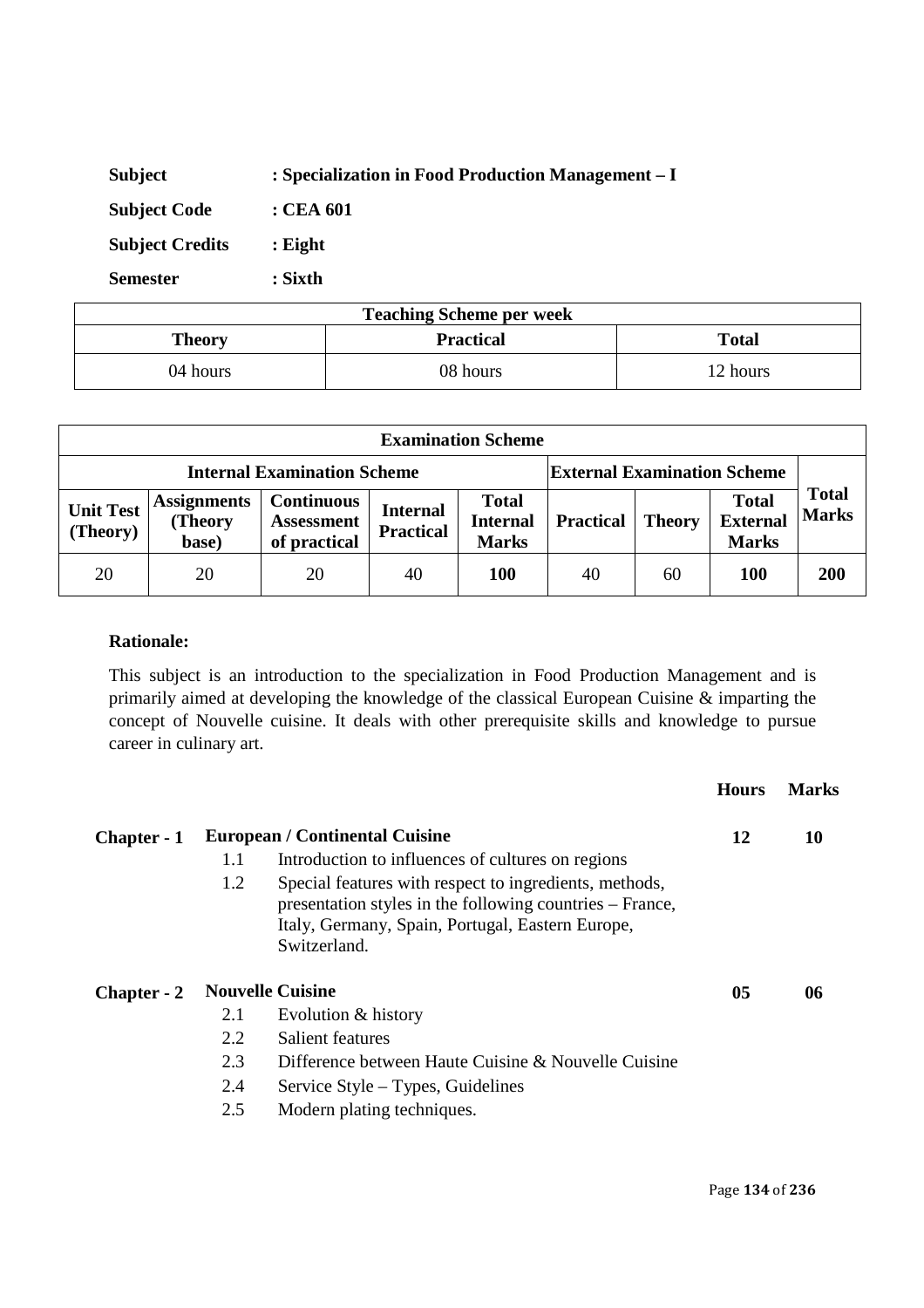**Subject** : **Specialization in Food Production Management – I**

**Subject Code** : **CEA 601**

**Subject Credits** : **Eight**

**Semester** : **Sixth**

| Teaching Scheme per week | | |
|---|---|---|
| **Theory** | **Practical** | **Total** |
| 04 hours | 08 hours | 12 hours |

| Examination Scheme | | | | | | | | |
|---|---|---|---|---|---|---|---|---|
| **Internal Examination Scheme** | | | | | **External Examination Scheme** | | | **Total Marks** |
| **Unit Test (Theory)** | **Assignments (Theory base)** | **Continuous Assessment of practical** | **Internal Practical** | **Total Internal Marks** | **Practical** | **Theory** | **Total External Marks** | |
| 20 | 20 | 20 | 40 | **100** | 40 | 60 | **100** | **200** |

**Rationale:**

This subject is an introduction to the specialization in Food Production Management and is primarily aimed at developing the knowledge of the classical European Cuisine & imparting the concept of Nouvelle cuisine. It deals with other prerequisite skills and knowledge to pursue career in culinary art.

| | | | **Hours** | **Marks** |
|---|---|---|---|---|
| **Chapter - 1** | **European / Continental Cuisine** | | **12** | **10** |
| | 1.1 | Introduction to influences of cultures on regions | | |
| | 1.2 | Special features with respect to ingredients, methods, presentation styles in the following countries – France, Italy, Germany, Spain, Portugal, Eastern Europe, Switzerland. | | |
| **Chapter - 2** | **Nouvelle Cuisine** | | **05** | **06** |
| | 2.1 | Evolution & history | | |
| | 2.2 | Salient features | | |
| | 2.3 | Difference between Haute Cuisine & Nouvelle Cuisine | | |
| | 2.4 | Service Style – Types, Guidelines | | |
| | 2.5 | Modern plating techniques. | | |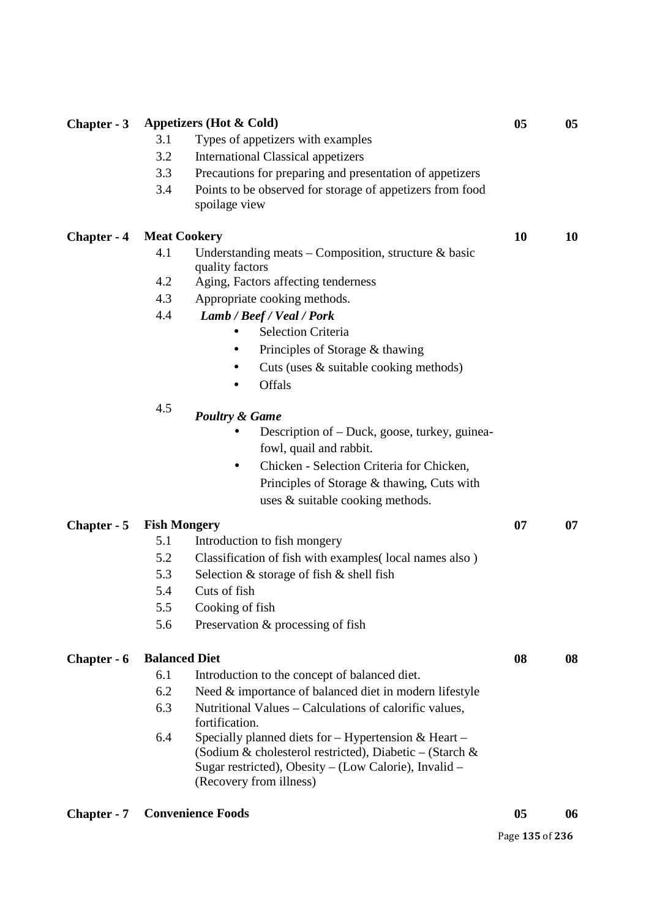| | | | | |
|---|---|---|---|---|
| **Chapter - 3** | **Appetizers (Hot & Cold)** | | **05** | **05** |
| | 3.1 | Types of appetizers with examples | | |
| | 3.2 | International Classical appetizers | | |
| | 3.3 | Precautions for preparing and presentation of appetizers | | |
| | 3.4 | Points to be observed for storage of appetizers from food spoilage view | | |
| **Chapter - 4** | **Meat Cookery** | | **10** | **10** |
| | 4.1 | Understanding meats – Composition, structure & basic quality factors | | |
| | 4.2 | Aging, Factors affecting tenderness | | |
| | 4.3 | Appropriate cooking methods. | | |
| | 4.4 | ***Lamb / Beef / Veal / Pork*** <br> • Selection Criteria <br> • Principles of Storage & thawing <br> • Cuts (uses & suitable cooking methods) <br> • Offals | | |
| | 4.5 | ***Poultry & Game*** <br> • Description of – Duck, goose, turkey, guinea-fowl, quail and rabbit. <br> • Chicken - Selection Criteria for Chicken, Principles of Storage & thawing, Cuts with uses & suitable cooking methods. | | |
| **Chapter - 5** | **Fish Mongery** | | **07** | **07** |
| | 5.1 | Introduction to fish mongery | | |
| | 5.2 | Classification of fish with examples( local names also ) | | |
| | 5.3 | Selection & storage of fish & shell fish | | |
| | 5.4 | Cuts of fish | | |
| | 5.5 | Cooking of fish | | |
| | 5.6 | Preservation & processing of fish | | |
| **Chapter - 6** | **Balanced Diet** | | **08** | **08** |
| | 6.1 | Introduction to the concept of balanced diet. | | |
| | 6.2 | Need & importance of balanced diet in modern lifestyle | | |
| | 6.3 | Nutritional Values – Calculations of calorific values, fortification. | | |
| | 6.4 | Specially planned diets for – Hypertension & Heart – (Sodium & cholesterol restricted), Diabetic – (Starch & Sugar restricted), Obesity – (Low Calorie), Invalid – (Recovery from illness) | | |
| **Chapter - 7** | **Convenience Foods** | | **05** | **06** |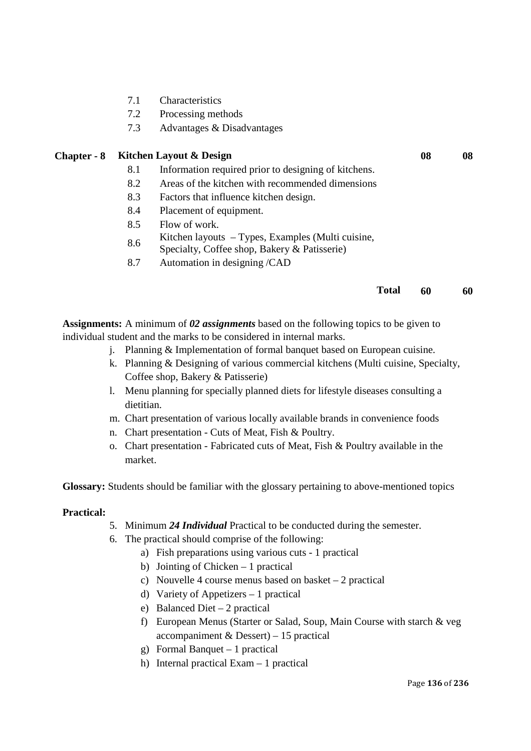| | | | |
|---|---|---|---|
| | 7.1 Characteristics | | |
| | 7.2 Processing methods | | |
| | 7.3 Advantages & Disadvantages | | |
| **Chapter - 8** | **Kitchen Layout & Design** | **08** | **08** |
| | 8.1 Information required prior to designing of kitchens. | | |
| | 8.2 Areas of the kitchen with recommended dimensions | | |
| | 8.3 Factors that influence kitchen design. | | |
| | 8.4 Placement of equipment. | | |
| | 8.5 Flow of work. | | |
| | 8.6 Kitchen layouts – Types, Examples (Multi cuisine, Specialty, Coffee shop, Bakery & Patisserie) | | |
| | 8.7 Automation in designing /CAD | | |
| | **Total** | **60** | **60** |

**Assignments:** A minimum of ***02 assignments*** based on the following topics to be given to individual student and the marks to be considered in internal marks.

j. Planning & Implementation of formal banquet based on European cuisine.
k. Planning & Designing of various commercial kitchens (Multi cuisine, Specialty, Coffee shop, Bakery & Patisserie)
l. Menu planning for specially planned diets for lifestyle diseases consulting a dietitian.
m. Chart presentation of various locally available brands in convenience foods
n. Chart presentation - Cuts of Meat, Fish & Poultry.
o. Chart presentation - Fabricated cuts of Meat, Fish & Poultry available in the market.

**Glossary:** Students should be familiar with the glossary pertaining to above-mentioned topics

**Practical:**

5. Minimum ***24 Individual*** Practical to be conducted during the semester.
6. The practical should comprise of the following:
   a) Fish preparations using various cuts - 1 practical
   b) Jointing of Chicken – 1 practical
   c) Nouvelle 4 course menus based on basket – 2 practical
   d) Variety of Appetizers – 1 practical
   e) Balanced Diet – 2 practical
   f) European Menus (Starter or Salad, Soup, Main Course with starch & veg accompaniment & Dessert) – 15 practical
   g) Formal Banquet – 1 practical
   h) Internal practical Exam – 1 practical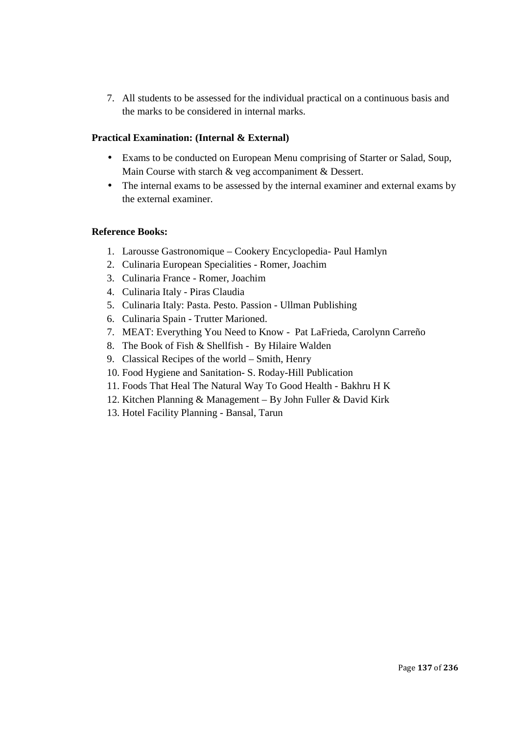7. All students to be assessed for the individual practical on a continuous basis and the marks to be considered in internal marks.

**Practical Examination: (Internal & External)**

- Exams to be conducted on European Menu comprising of Starter or Salad, Soup, Main Course with starch & veg accompaniment & Dessert.
- The internal exams to be assessed by the internal examiner and external exams by the external examiner.

**Reference Books:**

1. Larousse Gastronomique – Cookery Encyclopedia- Paul Hamlyn
2. Culinaria European Specialities - Romer, Joachim
3. Culinaria France - Romer, Joachim
4. Culinaria Italy - Piras Claudia
5. Culinaria Italy: Pasta. Pesto. Passion - Ullman Publishing
6. Culinaria Spain - Trutter Marioned.
7. MEAT: Everything You Need to Know - Pat LaFrieda, Carolynn Carreño
8. The Book of Fish & Shellfish - By Hilaire Walden
9. Classical Recipes of the world – Smith, Henry
10. Food Hygiene and Sanitation- S. Roday-Hill Publication
11. Foods That Heal The Natural Way To Good Health - Bakhru H K
12. Kitchen Planning & Management – By John Fuller & David Kirk
13. Hotel Facility Planning - Bansal, Tarun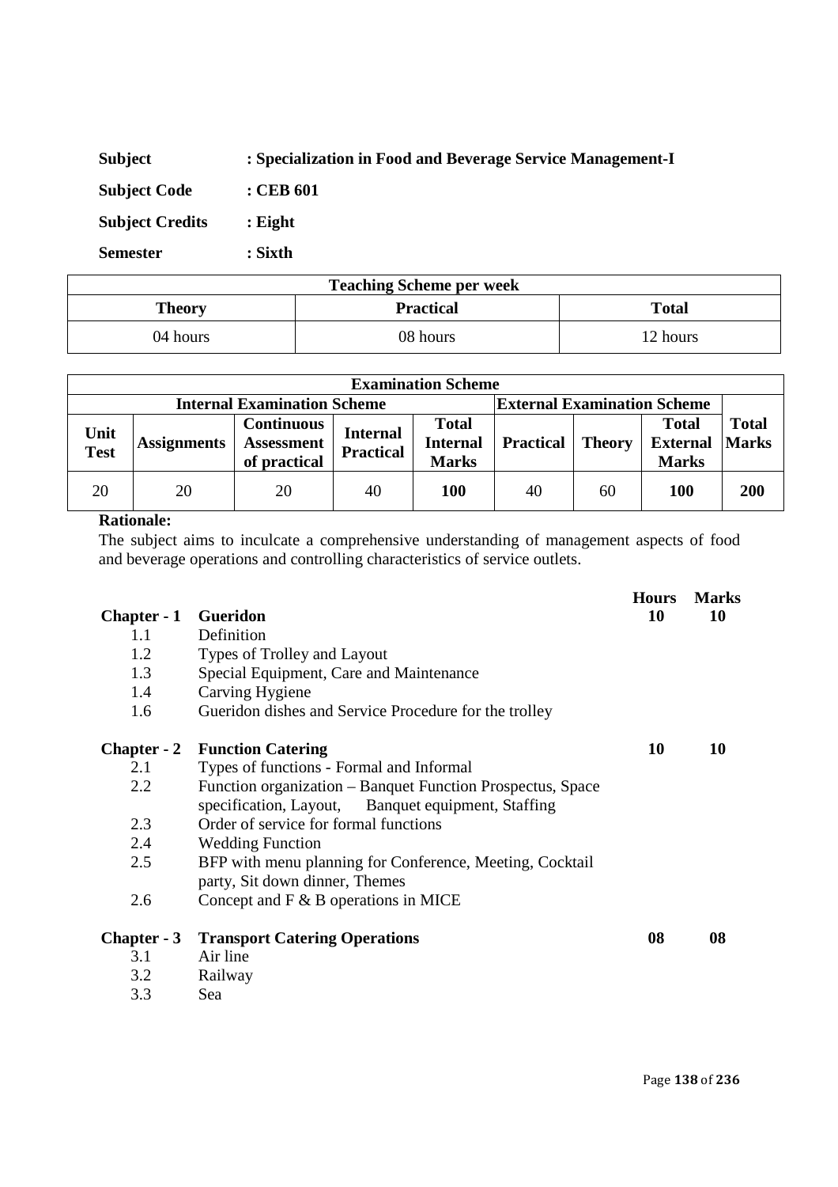**Subject** : **Specialization in Food and Beverage Service Management-I**

**Subject Code** : **CEB 601**

**Subject Credits** : **Eight**

**Semester** : **Sixth**

| **Teaching Scheme per week** | | |
|---|---|---|
| **Theory** | **Practical** | **Total** |
| 04 hours | 08 hours | 12 hours |

| **Examination Scheme** | | | | | | | | |
|---|---|---|---|---|---|---|---|---|
| **Internal Examination Scheme** | | | | | **External Examination Scheme** | | | |
| **Unit Test** | **Assignments** | **Continuous Assessment of practical** | **Internal Practical** | **Total Internal Marks** | **Practical** | **Theory** | **Total External Marks** | **Total Marks** |
| 20 | 20 | 20 | 40 | **100** | 40 | 60 | **100** | **200** |

**Rationale:**

The subject aims to inculcate a comprehensive understanding of management aspects of food and beverage operations and controlling characteristics of service outlets.

| | | **Hours** | **Marks** |
|---|---|---|---|
| **Chapter - 1** | **Gueridon** | **10** | **10** |
| 1.1 | Definition | | |
| 1.2 | Types of Trolley and Layout | | |
| 1.3 | Special Equipment, Care and Maintenance | | |
| 1.4 | Carving Hygiene | | |
| 1.6 | Gueridon dishes and Service Procedure for the trolley | | |
| **Chapter - 2** | **Function Catering** | **10** | **10** |
| 2.1 | Types of functions - Formal and Informal | | |
| 2.2 | Function organization – Banquet Function Prospectus, Space specification, Layout, Banquet equipment, Staffing | | |
| 2.3 | Order of service for formal functions | | |
| 2.4 | Wedding Function | | |
| 2.5 | BFP with menu planning for Conference, Meeting, Cocktail party, Sit down dinner, Themes | | |
| 2.6 | Concept and F & B operations in MICE | | |
| **Chapter - 3** | **Transport Catering Operations** | **08** | **08** |
| 3.1 | Air line | | |
| 3.2 | Railway | | |
| 3.3 | Sea | | |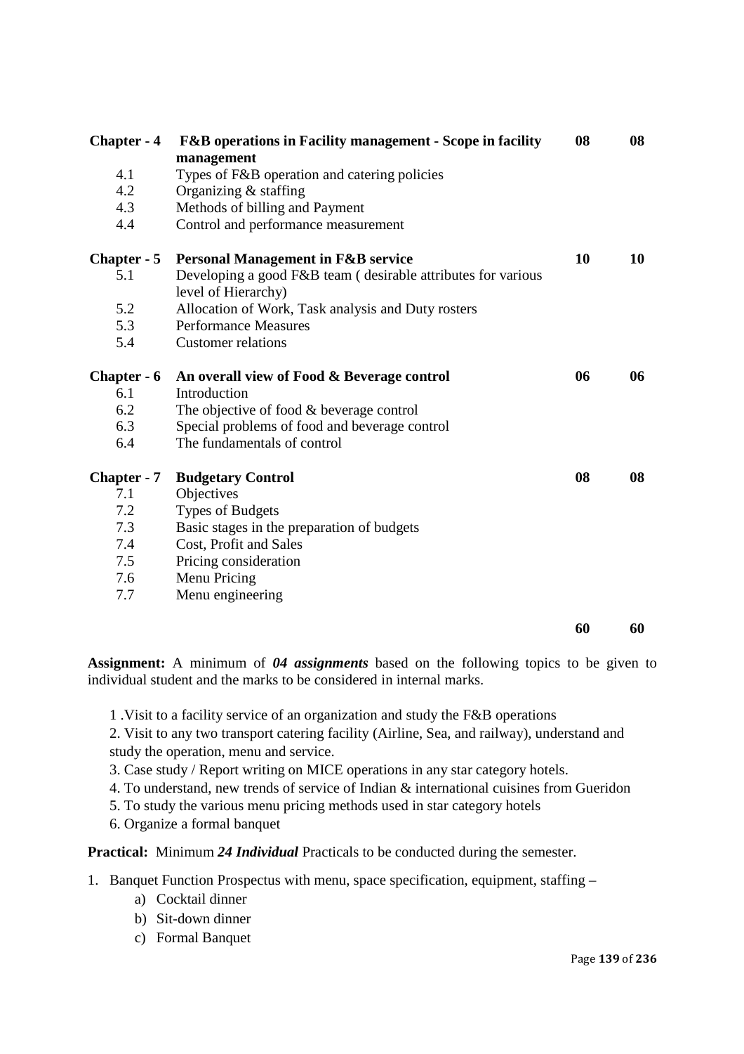| | | | |
|---|---|---|---|
| **Chapter - 4** | **F&B operations in Facility management - Scope in facility management** | **08** | **08** |
| 4.1 | Types of F&B operation and catering policies | | |
| 4.2 | Organizing & staffing | | |
| 4.3 | Methods of billing and Payment | | |
| 4.4 | Control and performance measurement | | |
| **Chapter - 5** | **Personal Management in F&B service** | **10** | **10** |
| 5.1 | Developing a good F&B team ( desirable attributes for various level of Hierarchy) | | |
| 5.2 | Allocation of Work, Task analysis and Duty rosters | | |
| 5.3 | Performance Measures | | |
| 5.4 | Customer relations | | |
| **Chapter - 6** | **An overall view of Food & Beverage control** | **06** | **06** |
| 6.1 | Introduction | | |
| 6.2 | The objective of food & beverage control | | |
| 6.3 | Special problems of food and beverage control | | |
| 6.4 | The fundamentals of control | | |
| **Chapter - 7** | **Budgetary Control** | **08** | **08** |
| 7.1 | Objectives | | |
| 7.2 | Types of Budgets | | |
| 7.3 | Basic stages in the preparation of budgets | | |
| 7.4 | Cost, Profit and Sales | | |
| 7.5 | Pricing consideration | | |
| 7.6 | Menu Pricing | | |
| 7.7 | Menu engineering | | |
| | | **60** | **60** |

**Assignment:** A minimum of ***04 assignments*** based on the following topics to be given to individual student and the marks to be considered in internal marks.

1 .Visit to a facility service of an organization and study the F&B operations

2. Visit to any two transport catering facility (Airline, Sea, and railway), understand and study the operation, menu and service.

3. Case study / Report writing on MICE operations in any star category hotels.

4. To understand, new trends of service of Indian & international cuisines from Gueridon

5. To study the various menu pricing methods used in star category hotels

6. Organize a formal banquet

**Practical:** Minimum ***24 Individual*** Practicals to be conducted during the semester.

1. Banquet Function Prospectus with menu, space specification, equipment, staffing –
   a) Cocktail dinner
   b) Sit-down dinner
   c) Formal Banquet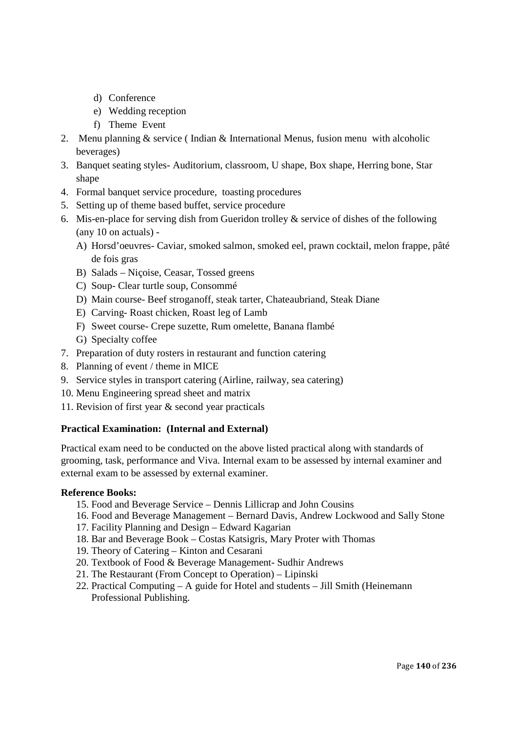d) Conference
e) Wedding reception
f) Theme Event

2. Menu planning & service ( Indian & International Menus, fusion menu with alcoholic beverages)
3. Banquet seating styles- Auditorium, classroom, U shape, Box shape, Herring bone, Star shape
4. Formal banquet service procedure, toasting procedures
5. Setting up of theme based buffet, service procedure
6. Mis-en-place for serving dish from Gueridon trolley & service of dishes of the following (any 10 on actuals) -
   A) Horsd'oeuvres- Caviar, smoked salmon, smoked eel, prawn cocktail, melon frappe, pâté de fois gras
   B) Salads – Niçoise, Ceasar, Tossed greens
   C) Soup- Clear turtle soup, Consommé
   D) Main course- Beef stroganoff, steak tarter, Chateaubriand, Steak Diane
   E) Carving- Roast chicken, Roast leg of Lamb
   F) Sweet course- Crepe suzette, Rum omelette, Banana flambé
   G) Specialty coffee
7. Preparation of duty rosters in restaurant and function catering
8. Planning of event / theme in MICE
9. Service styles in transport catering (Airline, railway, sea catering)
10. Menu Engineering spread sheet and matrix
11. Revision of first year & second year practicals

**Practical Examination: (Internal and External)**

Practical exam need to be conducted on the above listed practical along with standards of grooming, task, performance and Viva. Internal exam to be assessed by internal examiner and external exam to be assessed by external examiner.

**Reference Books:**

15. Food and Beverage Service – Dennis Lillicrap and John Cousins
16. Food and Beverage Management – Bernard Davis, Andrew Lockwood and Sally Stone
17. Facility Planning and Design – Edward Kagarian
18. Bar and Beverage Book – Costas Katsigris, Mary Proter with Thomas
19. Theory of Catering – Kinton and Cesarani
20. Textbook of Food & Beverage Management- Sudhir Andrews
21. The Restaurant (From Concept to Operation) – Lipinski
22. Practical Computing – A guide for Hotel and students – Jill Smith (Heinemann Professional Publishing.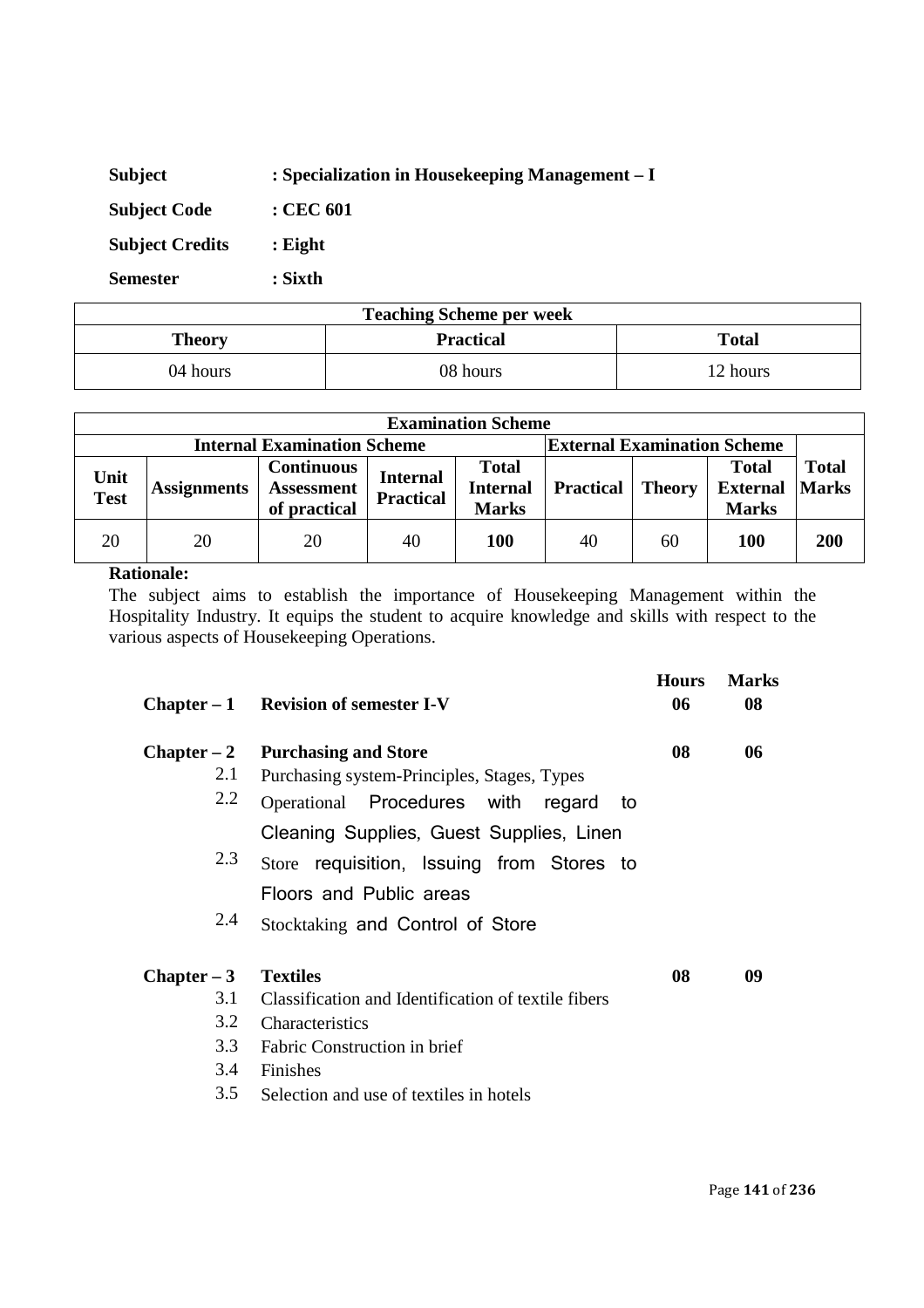**Subject** : **Specialization in Housekeeping Management – I**

**Subject Code** : **CEC 601**

**Subject Credits** : **Eight**

**Semester** : **Sixth**

| Teaching Scheme per week | | |
|---|---|---|
| **Theory** | **Practical** | **Total** |
| 04 hours | 08 hours | 12 hours |

| Examination Scheme | | | | | | | | |
|---|---|---|---|---|---|---|---|---|
| **Internal Examination Scheme** | | | | | **External Examination Scheme** | | | |
| **Unit Test** | **Assignments** | **Continuous Assessment of practical** | **Internal Practical** | **Total Internal Marks** | **Practical** | **Theory** | **Total External Marks** | **Total Marks** |
| 20 | 20 | 20 | 40 | **100** | 40 | 60 | **100** | **200** |

**Rationale:**

The subject aims to establish the importance of Housekeeping Management within the Hospitality Industry. It equips the student to acquire knowledge and skills with respect to the various aspects of Housekeeping Operations.

| | | **Hours** | **Marks** |
|---|---|---|---|
| **Chapter – 1** | **Revision of semester I-V** | **06** | **08** |
| **Chapter – 2** | **Purchasing and Store** | **08** | **06** |
| 2.1 | Purchasing system-Principles, Stages, Types | | |
| 2.2 | Operational Procedures with regard to Cleaning Supplies, Guest Supplies, Linen | | |
| 2.3 | Store requisition, Issuing from Stores to Floors and Public areas | | |
| 2.4 | Stocktaking and Control of Store | | |
| **Chapter – 3** | **Textiles** | **08** | **09** |
| 3.1 | Classification and Identification of textile fibers | | |
| 3.2 | Characteristics | | |
| 3.3 | Fabric Construction in brief | | |
| 3.4 | Finishes | | |
| 3.5 | Selection and use of textiles in hotels | | |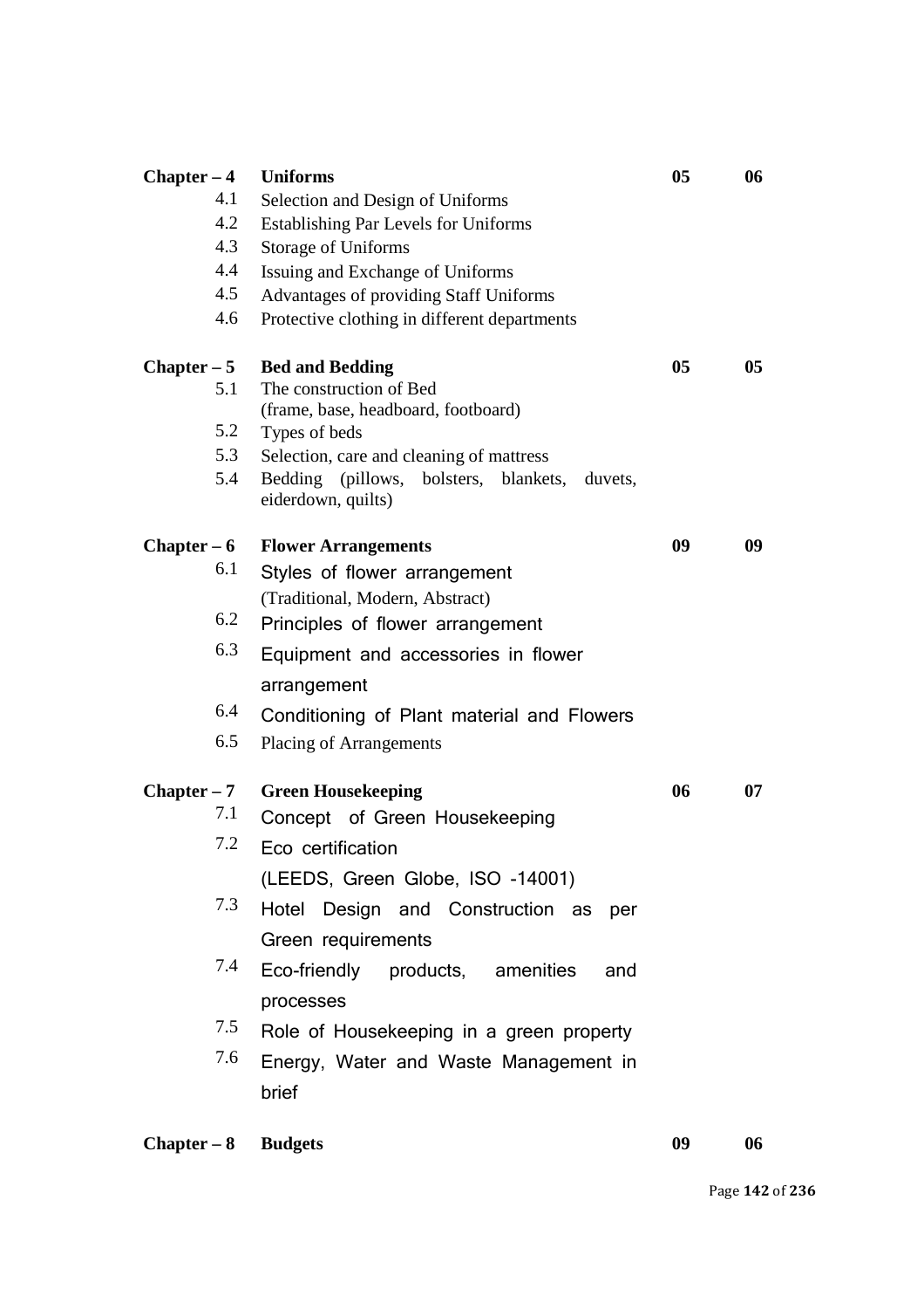| | | | |
|---|---|---|---|
| **Chapter – 4** | **Uniforms** | **05** | **06** |
| 4.1 | Selection and Design of Uniforms | | |
| 4.2 | Establishing Par Levels for Uniforms | | |
| 4.3 | Storage of Uniforms | | |
| 4.4 | Issuing and Exchange of Uniforms | | |
| 4.5 | Advantages of providing Staff Uniforms | | |
| 4.6 | Protective clothing in different departments | | |
| **Chapter – 5** | **Bed and Bedding** | **05** | **05** |
| 5.1 | The construction of Bed (frame, base, headboard, footboard) | | |
| 5.2 | Types of beds | | |
| 5.3 | Selection, care and cleaning of mattress | | |
| 5.4 | Bedding (pillows, bolsters, blankets, duvets, eiderdown, quilts) | | |
| **Chapter – 6** | **Flower Arrangements** | **09** | **09** |
| 6.1 | Styles of flower arrangement (Traditional, Modern, Abstract) | | |
| 6.2 | Principles of flower arrangement | | |
| 6.3 | Equipment and accessories in flower arrangement | | |
| 6.4 | Conditioning of Plant material and Flowers | | |
| 6.5 | Placing of Arrangements | | |
| **Chapter – 7** | **Green Housekeeping** | **06** | **07** |
| 7.1 | Concept of Green Housekeeping | | |
| 7.2 | Eco certification (LEEDS, Green Globe, ISO -14001) | | |
| 7.3 | Hotel Design and Construction as per Green requirements | | |
| 7.4 | Eco-friendly products, amenities and processes | | |
| 7.5 | Role of Housekeeping in a green property | | |
| 7.6 | Energy, Water and Waste Management in brief | | |
| **Chapter – 8** | **Budgets** | **09** | **06** |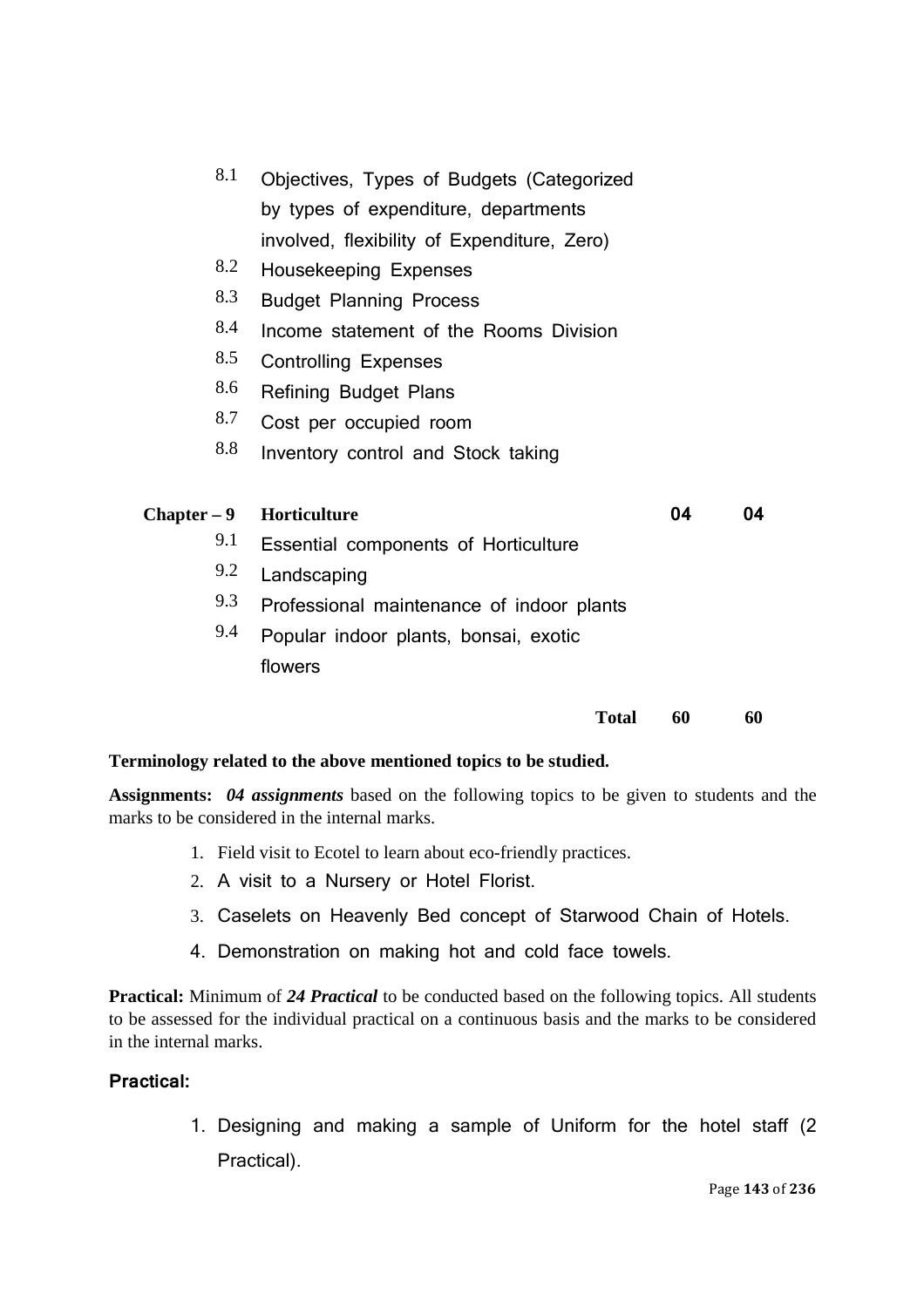| | | | |
|---|---|---|---|
| 8.1 | Objectives, Types of Budgets (Categorized by types of expenditure, departments involved, flexibility of Expenditure, Zero) | | |
| 8.2 | Housekeeping Expenses | | |
| 8.3 | Budget Planning Process | | |
| 8.4 | Income statement of the Rooms Division | | |
| 8.5 | Controlling Expenses | | |
| 8.6 | Refining Budget Plans | | |
| 8.7 | Cost per occupied room | | |
| 8.8 | Inventory control and Stock taking | | |
| **Chapter – 9** | **Horticulture** | **04** | **04** |
| 9.1 | Essential components of Horticulture | | |
| 9.2 | Landscaping | | |
| 9.3 | Professional maintenance of indoor plants | | |
| 9.4 | Popular indoor plants, bonsai, exotic flowers | | |
| | **Total** | **60** | **60** |

**Terminology related to the above mentioned topics to be studied.**

**Assignments:** ***04 assignments*** based on the following topics to be given to students and the marks to be considered in the internal marks.

1. Field visit to Ecotel to learn about eco-friendly practices.
2. A visit to a Nursery or Hotel Florist.
3. Caselets on Heavenly Bed concept of Starwood Chain of Hotels.
4. Demonstration on making hot and cold face towels.

**Practical:** Minimum of ***24 Practical*** to be conducted based on the following topics. All students to be assessed for the individual practical on a continuous basis and the marks to be considered in the internal marks.

**Practical:**

1. Designing and making a sample of Uniform for the hotel staff (2 Practical).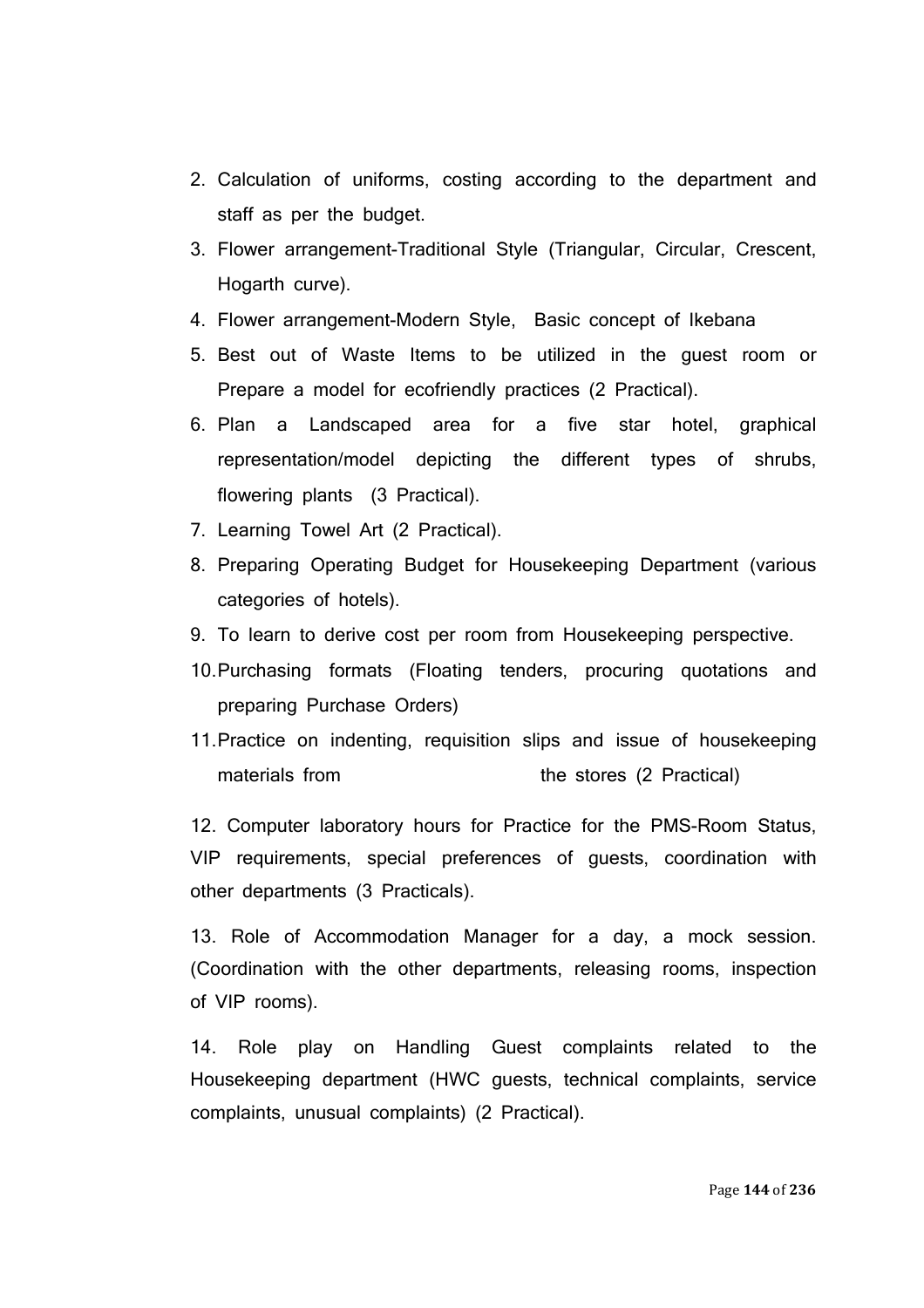2. Calculation of uniforms, costing according to the department and staff as per the budget.
3. Flower arrangement-Traditional Style (Triangular, Circular, Crescent, Hogarth curve).
4. Flower arrangement-Modern Style, Basic concept of Ikebana
5. Best out of Waste Items to be utilized in the guest room or Prepare a model for ecofriendly practices (2 Practical).
6. Plan a Landscaped area for a five star hotel, graphical representation/model depicting the different types of shrubs, flowering plants (3 Practical).
7. Learning Towel Art (2 Practical).
8. Preparing Operating Budget for Housekeeping Department (various categories of hotels).
9. To learn to derive cost per room from Housekeeping perspective.
10. Purchasing formats (Floating tenders, procuring quotations and preparing Purchase Orders)
11. Practice on indenting, requisition slips and issue of housekeeping materials from the stores (2 Practical)
12. Computer laboratory hours for Practice for the PMS-Room Status, VIP requirements, special preferences of guests, coordination with other departments (3 Practicals).
13. Role of Accommodation Manager for a day, a mock session. (Coordination with the other departments, releasing rooms, inspection of VIP rooms).
14. Role play on Handling Guest complaints related to the Housekeeping department (HWC guests, technical complaints, service complaints, unusual complaints) (2 Practical).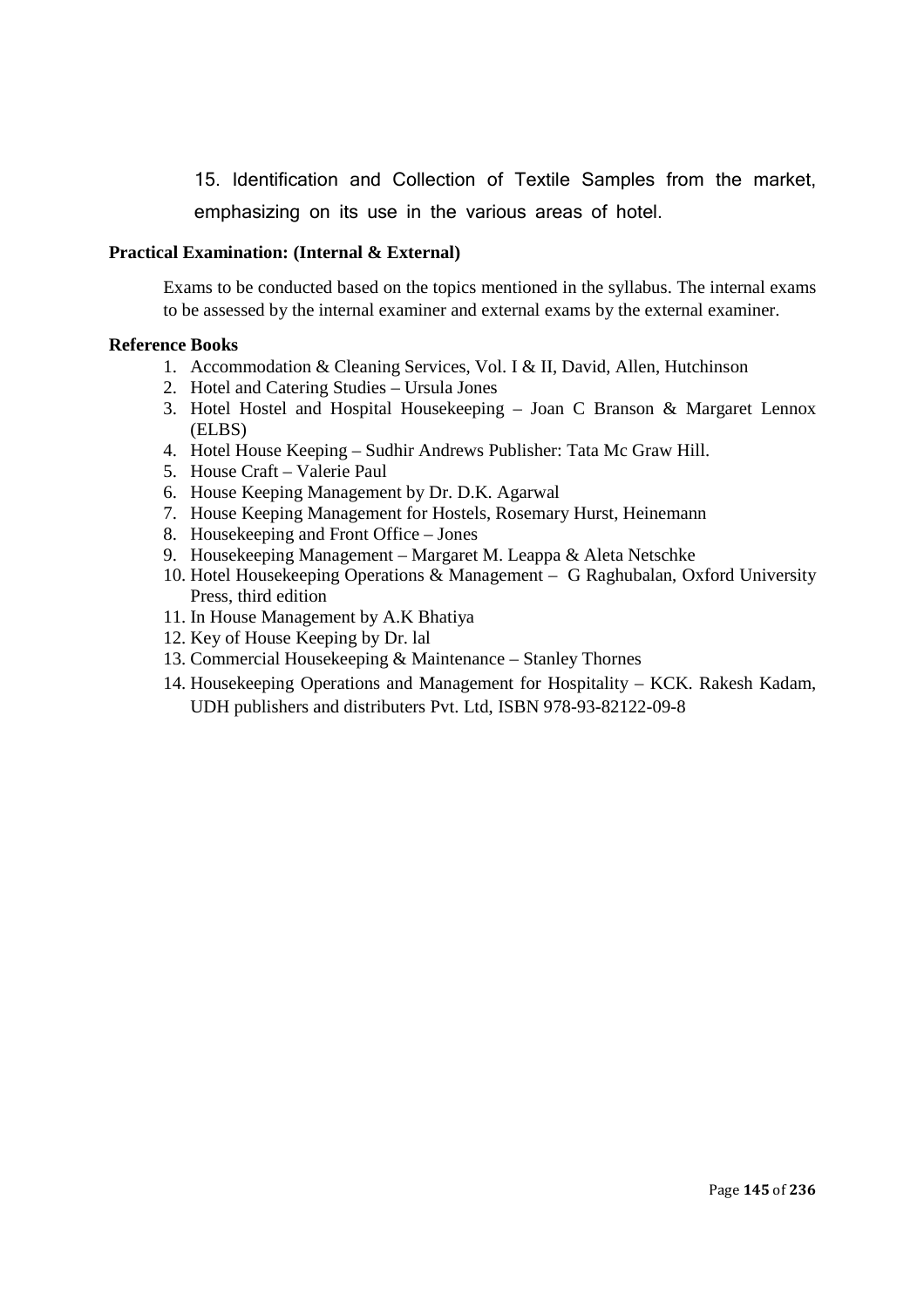15. Identification and Collection of Textile Samples from the market, emphasizing on its use in the various areas of hotel.

**Practical Examination: (Internal & External)**

Exams to be conducted based on the topics mentioned in the syllabus. The internal exams to be assessed by the internal examiner and external exams by the external examiner.

**Reference Books**

1. Accommodation & Cleaning Services, Vol. I & II, David, Allen, Hutchinson
2. Hotel and Catering Studies – Ursula Jones
3. Hotel Hostel and Hospital Housekeeping – Joan C Branson & Margaret Lennox (ELBS)
4. Hotel House Keeping – Sudhir Andrews Publisher: Tata Mc Graw Hill.
5. House Craft – Valerie Paul
6. House Keeping Management by Dr. D.K. Agarwal
7. House Keeping Management for Hostels, Rosemary Hurst, Heinemann
8. Housekeeping and Front Office – Jones
9. Housekeeping Management – Margaret M. Leappa & Aleta Netschke
10. Hotel Housekeeping Operations & Management – G Raghubalan, Oxford University Press, third edition
11. In House Management by A.K Bhatiya
12. Key of House Keeping by Dr. lal
13. Commercial Housekeeping & Maintenance – Stanley Thornes
14. Housekeeping Operations and Management for Hospitality – KCK. Rakesh Kadam, UDH publishers and distributers Pvt. Ltd, ISBN 978-93-82122-09-8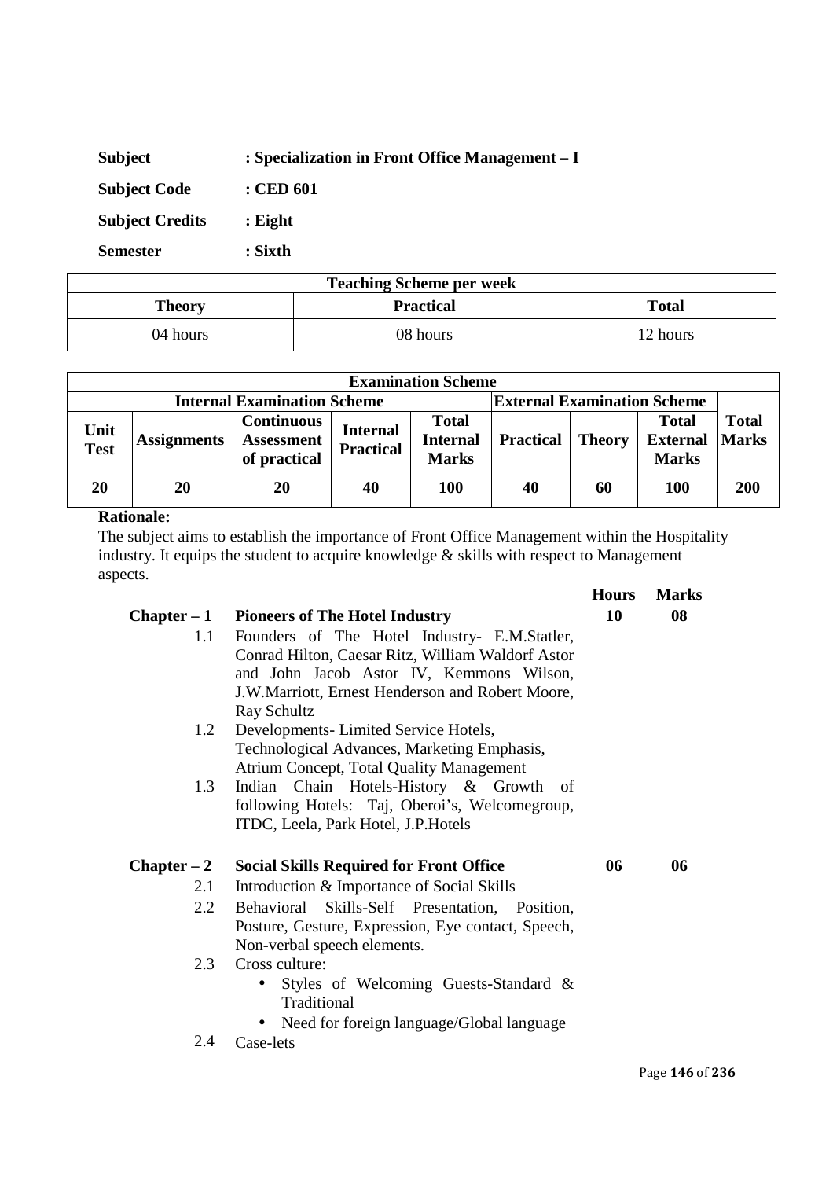**Subject** : **Specialization in Front Office Management – I**

**Subject Code** : **CED 601**

**Subject Credits** : **Eight**

**Semester** : **Sixth**

| Teaching Scheme per week | | |
|---|---|---|
| **Theory** | **Practical** | **Total** |
| 04 hours | 08 hours | 12 hours |

| Examination Scheme | | | | | | | | |
|---|---|---|---|---|---|---|---|---|
| **Internal Examination Scheme** | | | | | **External Examination Scheme** | | | |
| **Unit Test** | **Assignments** | **Continuous Assessment of practical** | **Internal Practical** | **Total Internal Marks** | **Practical** | **Theory** | **Total External Marks** | **Total Marks** |
| **20** | **20** | **20** | **40** | **100** | **40** | **60** | **100** | **200** |

**Rationale:**

The subject aims to establish the importance of Front Office Management within the Hospitality industry. It equips the student to acquire knowledge & skills with respect to Management aspects.

| | | **Hours** | **Marks** |
|---|---|---|---|
| **Chapter – 1** | **Pioneers of The Hotel Industry** | **10** | **08** |
| 1.1 | Founders of The Hotel Industry- E.M.Statler, Conrad Hilton, Caesar Ritz, William Waldorf Astor and John Jacob Astor IV, Kemmons Wilson, J.W.Marriott, Ernest Henderson and Robert Moore, Ray Schultz | | |
| 1.2 | Developments- Limited Service Hotels, Technological Advances, Marketing Emphasis, Atrium Concept, Total Quality Management | | |
| 1.3 | Indian Chain Hotels-History & Growth of following Hotels: Taj, Oberoi's, Welcomegroup, ITDC, Leela, Park Hotel, J.P.Hotels | | |
| **Chapter – 2** | **Social Skills Required for Front Office** | **06** | **06** |
| 2.1 | Introduction & Importance of Social Skills | | |
| 2.2 | Behavioral Skills-Self Presentation, Position, Posture, Gesture, Expression, Eye contact, Speech, Non-verbal speech elements. | | |
| 2.3 | Cross culture:<br>• Styles of Welcoming Guests-Standard & Traditional<br>• Need for foreign language/Global language | | |
| 2.4 | Case-lets | | |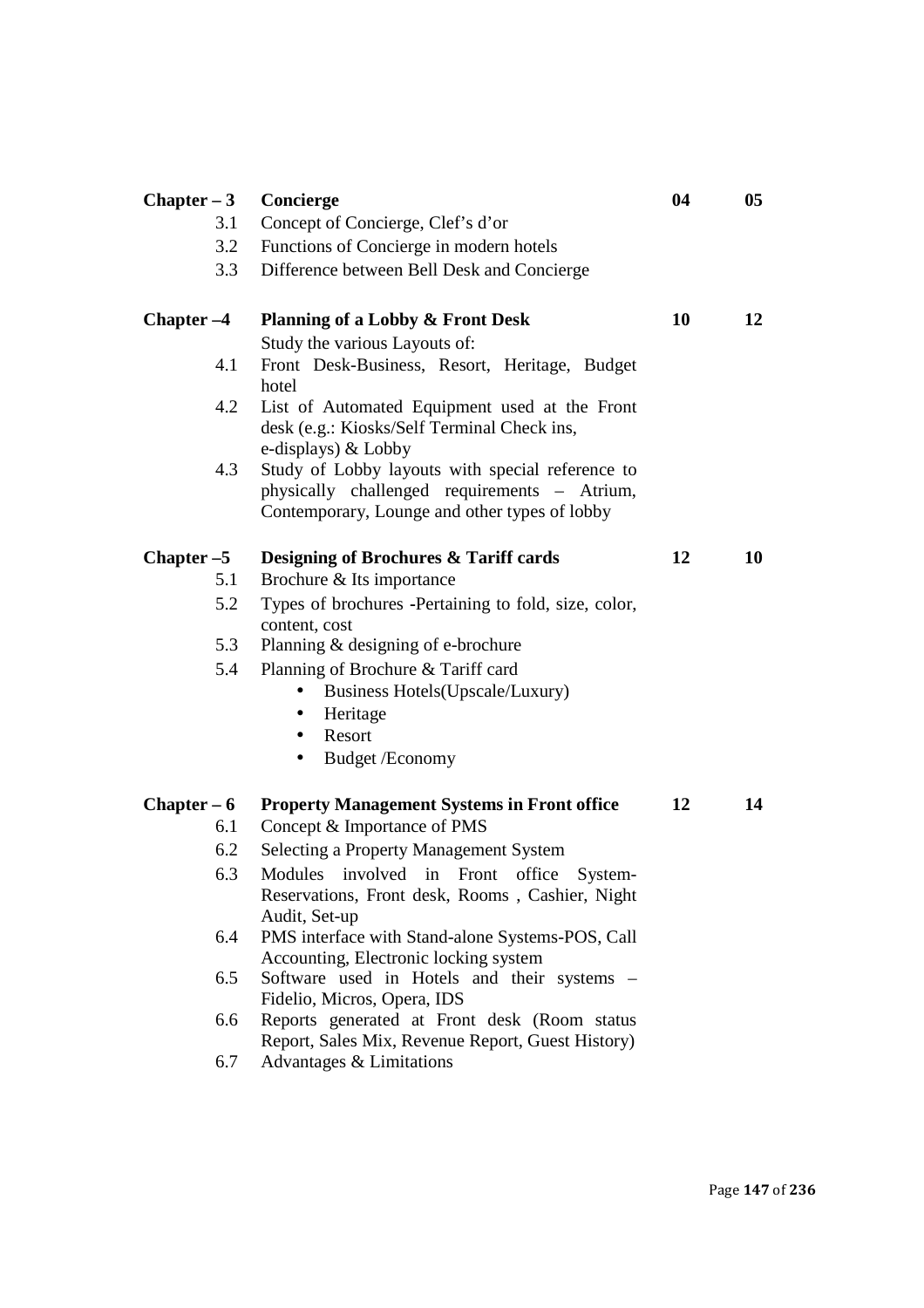| | | | |
|---|---|---|---|
| **Chapter – 3** | **Concierge** | **04** | **05** |
| 3.1 | Concept of Concierge, Clef's d'or | | |
| 3.2 | Functions of Concierge in modern hotels | | |
| 3.3 | Difference between Bell Desk and Concierge | | |
| **Chapter –4** | **Planning of a Lobby & Front Desk** | **10** | **12** |
| | Study the various Layouts of: | | |
| 4.1 | Front Desk-Business, Resort, Heritage, Budget hotel | | |
| 4.2 | List of Automated Equipment used at the Front desk (e.g.: Kiosks/Self Terminal Check ins, e-displays) & Lobby | | |
| 4.3 | Study of Lobby layouts with special reference to physically challenged requirements – Atrium, Contemporary, Lounge and other types of lobby | | |
| **Chapter –5** | **Designing of Brochures & Tariff cards** | **12** | **10** |
| 5.1 | Brochure & Its importance | | |
| 5.2 | Types of brochures -Pertaining to fold, size, color, content, cost | | |
| 5.3 | Planning & designing of e-brochure | | |
| 5.4 | Planning of Brochure & Tariff card<br>• Business Hotels(Upscale/Luxury)<br>• Heritage<br>• Resort<br>• Budget /Economy | | |
| **Chapter – 6** | **Property Management Systems in Front office** | **12** | **14** |
| 6.1 | Concept & Importance of PMS | | |
| 6.2 | Selecting a Property Management System | | |
| 6.3 | Modules involved in Front office System-Reservations, Front desk, Rooms , Cashier, Night Audit, Set-up | | |
| 6.4 | PMS interface with Stand-alone Systems-POS, Call Accounting, Electronic locking system | | |
| 6.5 | Software used in Hotels and their systems – Fidelio, Micros, Opera, IDS | | |
| 6.6 | Reports generated at Front desk (Room status Report, Sales Mix, Revenue Report, Guest History) | | |
| 6.7 | Advantages & Limitations | | |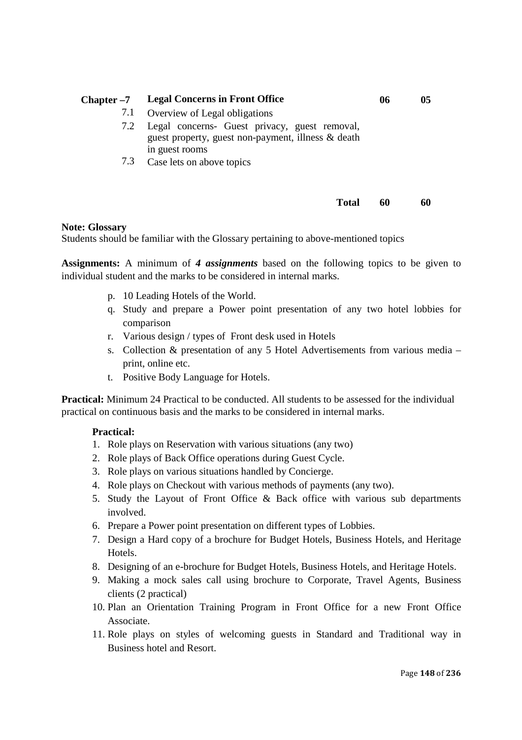| | | | |
|---|---|---|---|
| **Chapter –7** | **Legal Concerns in Front Office** | **06** | **05** |
| 7.1 | Overview of Legal obligations | | |
| 7.2 | Legal concerns- Guest privacy, guest removal, guest property, guest non-payment, illness & death in guest rooms | | |
| 7.3 | Case lets on above topics | | |
| | **Total** | **60** | **60** |

**Note: Glossary**
Students should be familiar with the Glossary pertaining to above-mentioned topics

**Assignments:** A minimum of ***4 assignments*** based on the following topics to be given to individual student and the marks to be considered in internal marks.

p. 10 Leading Hotels of the World.
q. Study and prepare a Power point presentation of any two hotel lobbies for comparison
r. Various design / types of Front desk used in Hotels
s. Collection & presentation of any 5 Hotel Advertisements from various media – print, online etc.
t. Positive Body Language for Hotels.

**Practical:** Minimum 24 Practical to be conducted. All students to be assessed for the individual practical on continuous basis and the marks to be considered in internal marks.

**Practical:**

1. Role plays on Reservation with various situations (any two)
2. Role plays of Back Office operations during Guest Cycle.
3. Role plays on various situations handled by Concierge.
4. Role plays on Checkout with various methods of payments (any two).
5. Study the Layout of Front Office & Back office with various sub departments involved.
6. Prepare a Power point presentation on different types of Lobbies.
7. Design a Hard copy of a brochure for Budget Hotels, Business Hotels, and Heritage Hotels.
8. Designing of an e-brochure for Budget Hotels, Business Hotels, and Heritage Hotels.
9. Making a mock sales call using brochure to Corporate, Travel Agents, Business clients (2 practical)
10. Plan an Orientation Training Program in Front Office for a new Front Office Associate.
11. Role plays on styles of welcoming guests in Standard and Traditional way in Business hotel and Resort.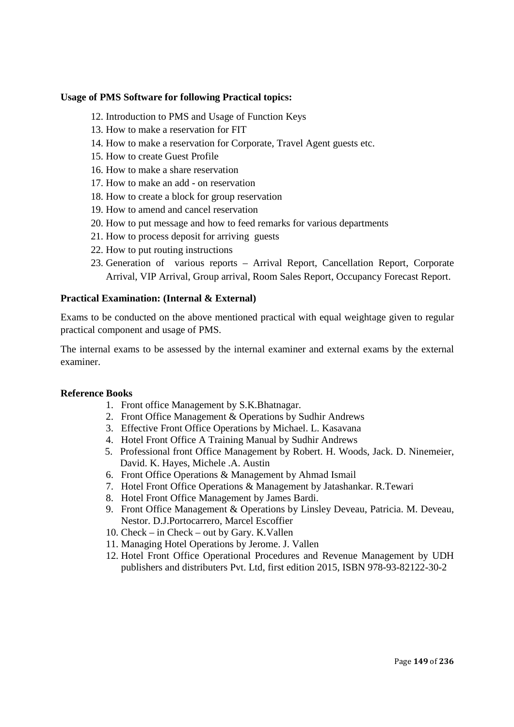**Usage of PMS Software for following Practical topics:**

12. Introduction to PMS and Usage of Function Keys
13. How to make a reservation for FIT
14. How to make a reservation for Corporate, Travel Agent guests etc.
15. How to create Guest Profile
16. How to make a share reservation
17. How to make an add - on reservation
18. How to create a block for group reservation
19. How to amend and cancel reservation
20. How to put message and how to feed remarks for various departments
21. How to process deposit for arriving guests
22. How to put routing instructions
23. Generation of various reports – Arrival Report, Cancellation Report, Corporate Arrival, VIP Arrival, Group arrival, Room Sales Report, Occupancy Forecast Report.

**Practical Examination: (Internal & External)**

Exams to be conducted on the above mentioned practical with equal weightage given to regular practical component and usage of PMS.

The internal exams to be assessed by the internal examiner and external exams by the external examiner.

**Reference Books**

1. Front office Management by S.K.Bhatnagar.
2. Front Office Management & Operations by Sudhir Andrews
3. Effective Front Office Operations by Michael. L. Kasavana
4. Hotel Front Office A Training Manual by Sudhir Andrews
5. Professional front Office Management by Robert. H. Woods, Jack. D. Ninemeier, David. K. Hayes, Michele .A. Austin
6. Front Office Operations & Management by Ahmad Ismail
7. Hotel Front Office Operations & Management by Jatashankar. R.Tewari
8. Hotel Front Office Management by James Bardi.
9. Front Office Management & Operations by Linsley Deveau, Patricia. M. Deveau, Nestor. D.J.Portocarrero, Marcel Escoffier
10. Check – in Check – out by Gary. K.Vallen
11. Managing Hotel Operations by Jerome. J. Vallen
12. Hotel Front Office Operational Procedures and Revenue Management by UDH publishers and distributers Pvt. Ltd, first edition 2015, ISBN 978-93-82122-30-2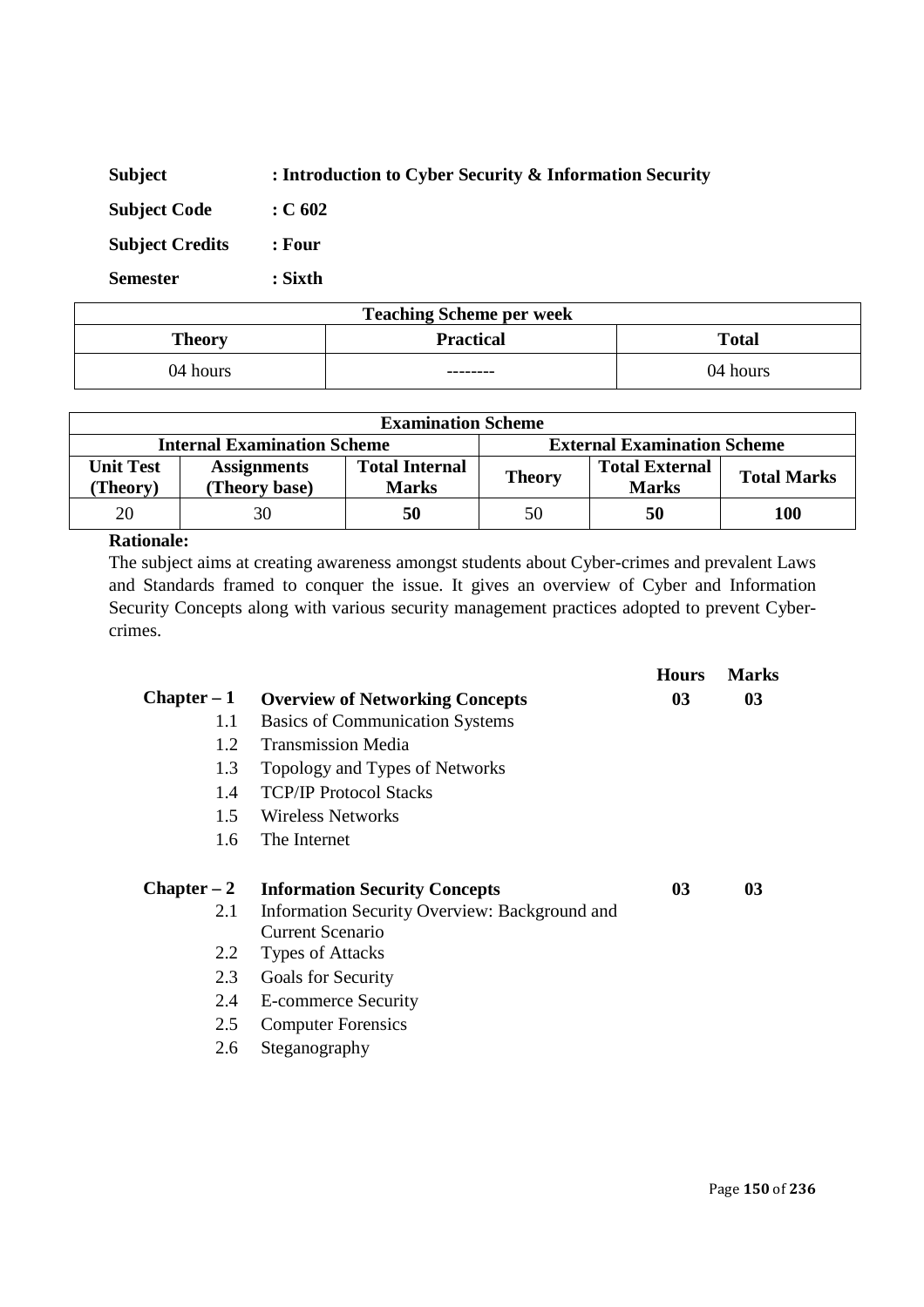**Subject** : **Introduction to Cyber Security & Information Security**

**Subject Code** : **C 602**

**Subject Credits** : **Four**

**Semester** : **Sixth**

| Teaching Scheme per week | | |
|---|---|---|
| **Theory** | **Practical** | **Total** |
| 04 hours | -------- | 04 hours |

| Examination Scheme | | | | | |
|---|---|---|---|---|---|
| **Internal Examination Scheme** | | | **External Examination Scheme** | | |
| **Unit Test (Theory)** | **Assignments (Theory base)** | **Total Internal Marks** | **Theory** | **Total External Marks** | **Total Marks** |
| 20 | 30 | **50** | 50 | **50** | **100** |

**Rationale:**

The subject aims at creating awareness amongst students about Cyber-crimes and prevalent Laws and Standards framed to conquer the issue. It gives an overview of Cyber and Information Security Concepts along with various security management practices adopted to prevent Cyber-crimes.

| | | Hours | Marks |
|---|---|---|---|
| **Chapter – 1** | **Overview of Networking Concepts** | **03** | **03** |
| 1.1 | Basics of Communication Systems | | |
| 1.2 | Transmission Media | | |
| 1.3 | Topology and Types of Networks | | |
| 1.4 | TCP/IP Protocol Stacks | | |
| 1.5 | Wireless Networks | | |
| 1.6 | The Internet | | |
| **Chapter – 2** | **Information Security Concepts** | **03** | **03** |
| 2.1 | Information Security Overview: Background and Current Scenario | | |
| 2.2 | Types of Attacks | | |
| 2.3 | Goals for Security | | |
| 2.4 | E-commerce Security | | |
| 2.5 | Computer Forensics | | |
| 2.6 | Steganography | | |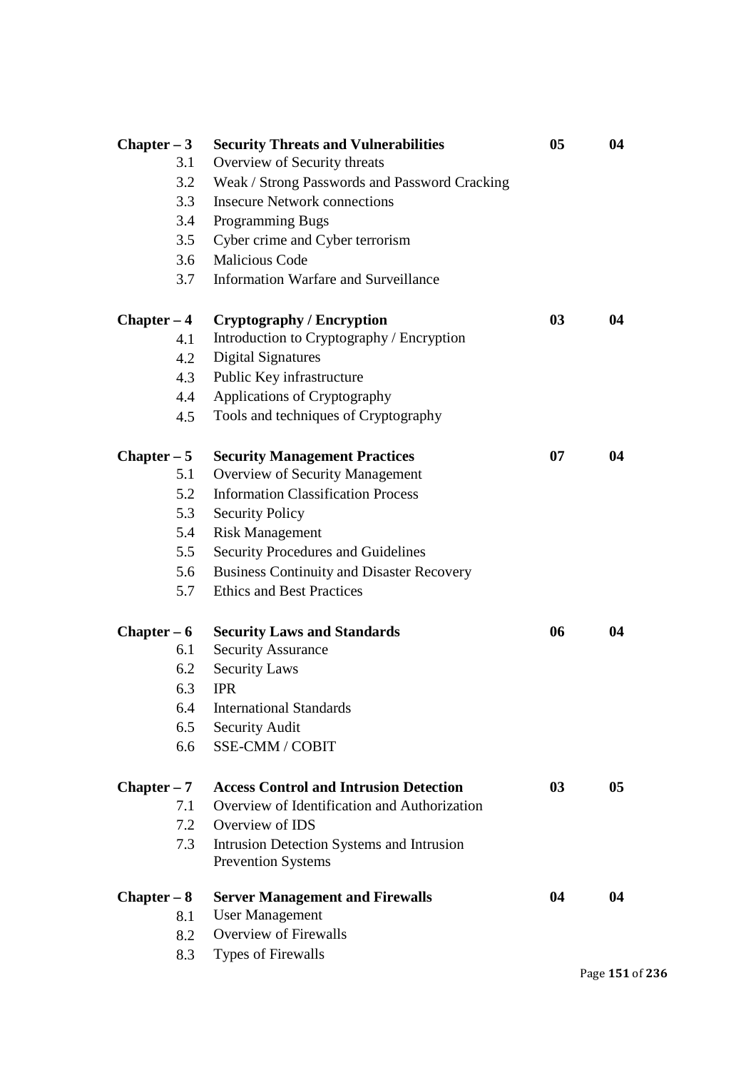| | | | |
|---|---|---|---|
| **Chapter – 3** | **Security Threats and Vulnerabilities** | **05** | **04** |
| 3.1 | Overview of Security threats | | |
| 3.2 | Weak / Strong Passwords and Password Cracking | | |
| 3.3 | Insecure Network connections | | |
| 3.4 | Programming Bugs | | |
| 3.5 | Cyber crime and Cyber terrorism | | |
| 3.6 | Malicious Code | | |
| 3.7 | Information Warfare and Surveillance | | |
| **Chapter – 4** | **Cryptography / Encryption** | **03** | **04** |
| 4.1 | Introduction to Cryptography / Encryption | | |
| 4.2 | Digital Signatures | | |
| 4.3 | Public Key infrastructure | | |
| 4.4 | Applications of Cryptography | | |
| 4.5 | Tools and techniques of Cryptography | | |
| **Chapter – 5** | **Security Management Practices** | **07** | **04** |
| 5.1 | Overview of Security Management | | |
| 5.2 | Information Classification Process | | |
| 5.3 | Security Policy | | |
| 5.4 | Risk Management | | |
| 5.5 | Security Procedures and Guidelines | | |
| 5.6 | Business Continuity and Disaster Recovery | | |
| 5.7 | Ethics and Best Practices | | |
| **Chapter – 6** | **Security Laws and Standards** | **06** | **04** |
| 6.1 | Security Assurance | | |
| 6.2 | Security Laws | | |
| 6.3 | IPR | | |
| 6.4 | International Standards | | |
| 6.5 | Security Audit | | |
| 6.6 | SSE-CMM / COBIT | | |
| **Chapter – 7** | **Access Control and Intrusion Detection** | **03** | **05** |
| 7.1 | Overview of Identification and Authorization | | |
| 7.2 | Overview of IDS | | |
| 7.3 | Intrusion Detection Systems and Intrusion Prevention Systems | | |
| **Chapter – 8** | **Server Management and Firewalls** | **04** | **04** |
| 8.1 | User Management | | |
| 8.2 | Overview of Firewalls | | |
| 8.3 | Types of Firewalls | | |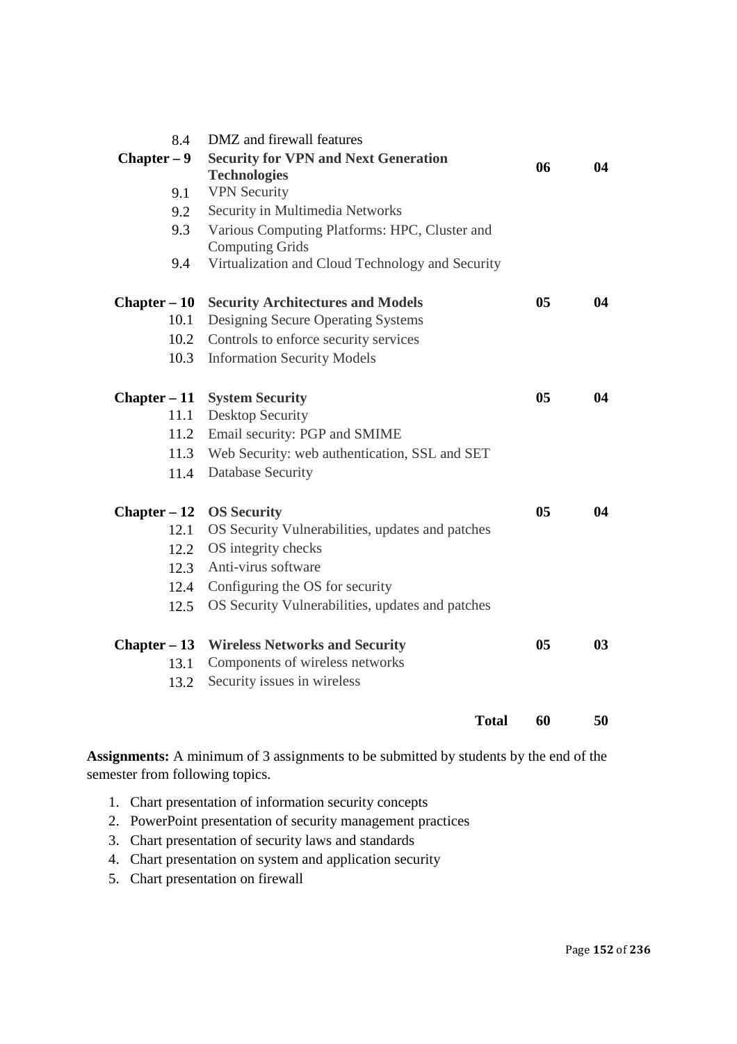| | | | |
|---|---|---|---|
| 8.4 | DMZ and firewall features | | |
| **Chapter – 9** | **Security for VPN and Next Generation Technologies** | **06** | **04** |
| 9.1 | VPN Security | | |
| 9.2 | Security in Multimedia Networks | | |
| 9.3 | Various Computing Platforms: HPC, Cluster and Computing Grids | | |
| 9.4 | Virtualization and Cloud Technology and Security | | |
| **Chapter – 10** | **Security Architectures and Models** | **05** | **04** |
| 10.1 | Designing Secure Operating Systems | | |
| 10.2 | Controls to enforce security services | | |
| 10.3 | Information Security Models | | |
| **Chapter – 11** | **System Security** | **05** | **04** |
| 11.1 | Desktop Security | | |
| 11.2 | Email security: PGP and SMIME | | |
| 11.3 | Web Security: web authentication, SSL and SET | | |
| 11.4 | Database Security | | |
| **Chapter – 12** | **OS Security** | **05** | **04** |
| 12.1 | OS Security Vulnerabilities, updates and patches | | |
| 12.2 | OS integrity checks | | |
| 12.3 | Anti-virus software | | |
| 12.4 | Configuring the OS for security | | |
| 12.5 | OS Security Vulnerabilities, updates and patches | | |
| **Chapter – 13** | **Wireless Networks and Security** | **05** | **03** |
| 13.1 | Components of wireless networks | | |
| 13.2 | Security issues in wireless | | |
| | **Total** | **60** | **50** |

**Assignments:** A minimum of 3 assignments to be submitted by students by the end of the semester from following topics.

1. Chart presentation of information security concepts
2. PowerPoint presentation of security management practices
3. Chart presentation of security laws and standards
4. Chart presentation on system and application security
5. Chart presentation on firewall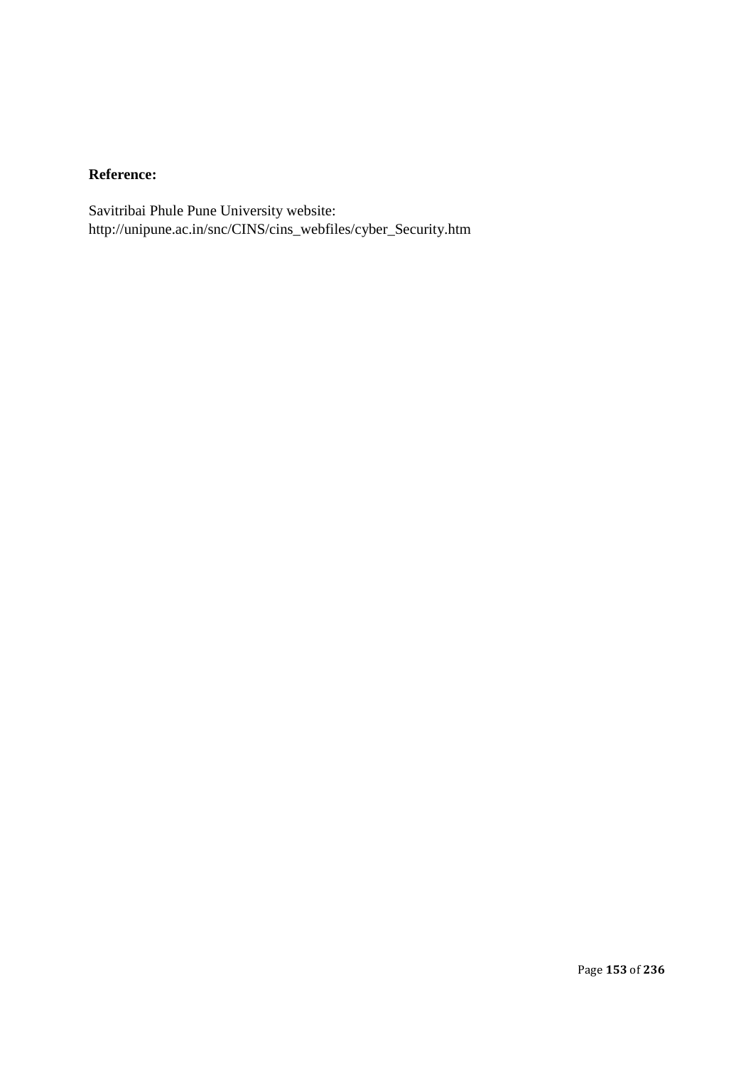**Reference:**

Savitribai Phule Pune University website:
http://unipune.ac.in/snc/CINS/cins_webfiles/cyber_Security.htm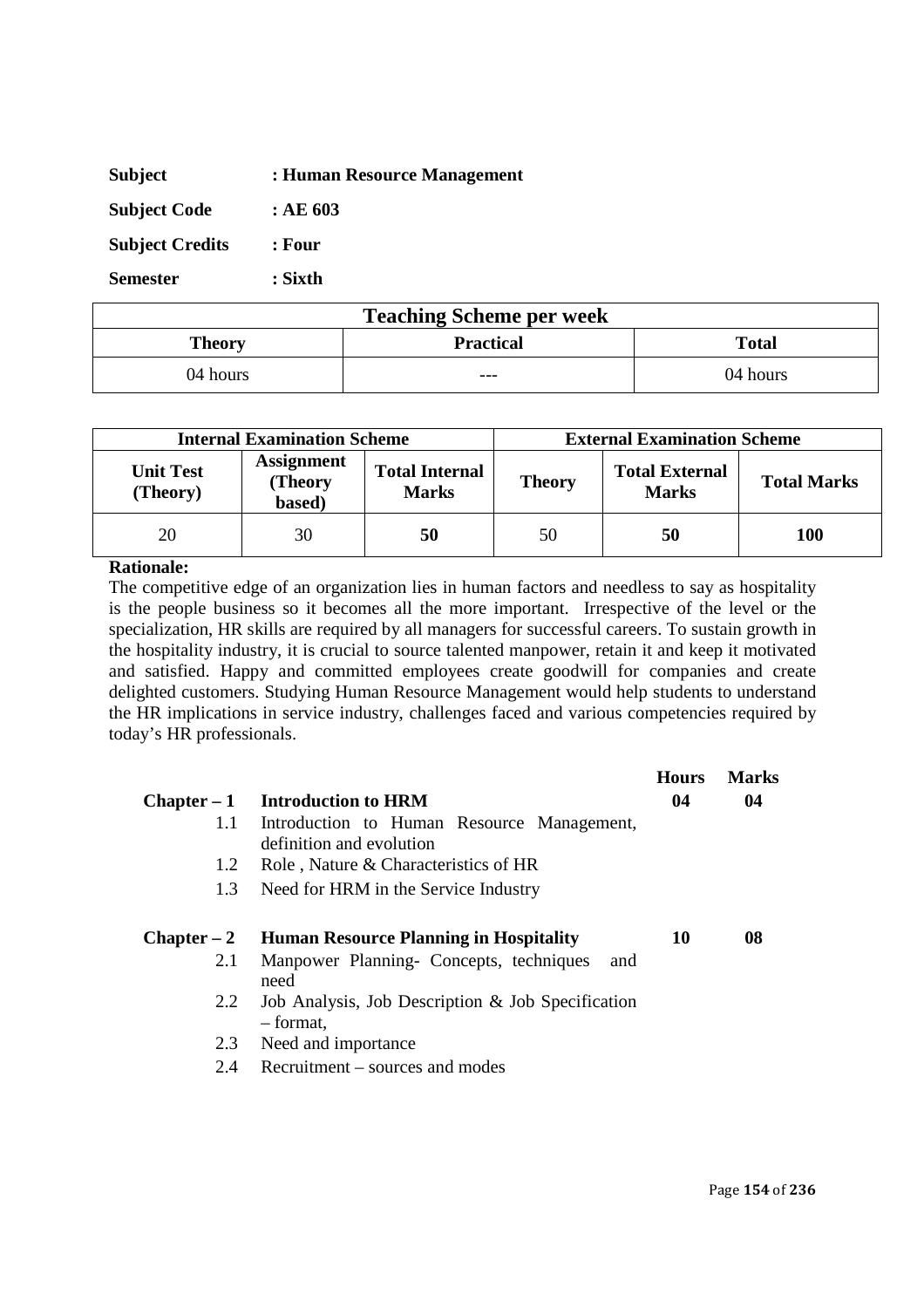**Subject** : **Human Resource Management**

**Subject Code** : **AE 603**

**Subject Credits** : **Four**

**Semester** : **Sixth**

| Teaching Scheme per week | | |
|---|---|---|
| **Theory** | **Practical** | **Total** |
| 04 hours | --- | 04 hours |

| Internal Examination Scheme | | | External Examination Scheme | | |
|---|---|---|---|---|---|
| **Unit Test (Theory)** | **Assignment (Theory based)** | **Total Internal Marks** | **Theory** | **Total External Marks** | **Total Marks** |
| 20 | 30 | **50** | 50 | **50** | **100** |

**Rationale:**

The competitive edge of an organization lies in human factors and needless to say as hospitality is the people business so it becomes all the more important. Irrespective of the level or the specialization, HR skills are required by all managers for successful careers. To sustain growth in the hospitality industry, it is crucial to source talented manpower, retain it and keep it motivated and satisfied. Happy and committed employees create goodwill for companies and create delighted customers. Studying Human Resource Management would help students to understand the HR implications in service industry, challenges faced and various competencies required by today's HR professionals.

| | | **Hours** | **Marks** |
|---|---|---|---|
| **Chapter – 1** | **Introduction to HRM** | **04** | **04** |
| 1.1 | Introduction to Human Resource Management, definition and evolution | | |
| 1.2 | Role , Nature & Characteristics of HR | | |
| 1.3 | Need for HRM in the Service Industry | | |
| **Chapter – 2** | **Human Resource Planning in Hospitality** | **10** | **08** |
| 2.1 | Manpower Planning- Concepts, techniques and need | | |
| 2.2 | Job Analysis, Job Description & Job Specification – format, | | |
| 2.3 | Need and importance | | |
| 2.4 | Recruitment – sources and modes | | |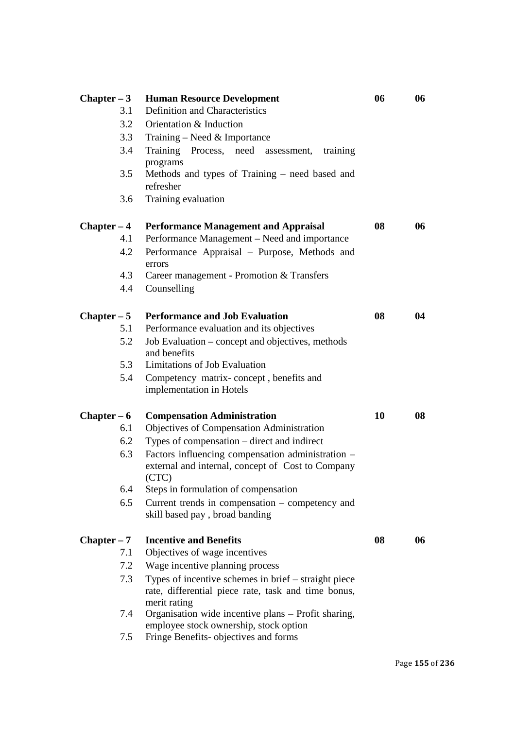| | | | |
|---|---|---|---|
| **Chapter – 3** | **Human Resource Development** | **06** | **06** |
| 3.1 | Definition and Characteristics | | |
| 3.2 | Orientation & Induction | | |
| 3.3 | Training – Need & Importance | | |
| 3.4 | Training Process, need assessment, training programs | | |
| 3.5 | Methods and types of Training – need based and refresher | | |
| 3.6 | Training evaluation | | |
| **Chapter – 4** | **Performance Management and Appraisal** | **08** | **06** |
| 4.1 | Performance Management – Need and importance | | |
| 4.2 | Performance Appraisal – Purpose, Methods and errors | | |
| 4.3 | Career management - Promotion & Transfers | | |
| 4.4 | Counselling | | |
| **Chapter – 5** | **Performance and Job Evaluation** | **08** | **04** |
| 5.1 | Performance evaluation and its objectives | | |
| 5.2 | Job Evaluation – concept and objectives, methods and benefits | | |
| 5.3 | Limitations of Job Evaluation | | |
| 5.4 | Competency matrix- concept , benefits and implementation in Hotels | | |
| **Chapter – 6** | **Compensation Administration** | **10** | **08** |
| 6.1 | Objectives of Compensation Administration | | |
| 6.2 | Types of compensation – direct and indirect | | |
| 6.3 | Factors influencing compensation administration – external and internal, concept of Cost to Company (CTC) | | |
| 6.4 | Steps in formulation of compensation | | |
| 6.5 | Current trends in compensation – competency and skill based pay , broad banding | | |
| **Chapter – 7** | **Incentive and Benefits** | **08** | **06** |
| 7.1 | Objectives of wage incentives | | |
| 7.2 | Wage incentive planning process | | |
| 7.3 | Types of incentive schemes in brief – straight piece rate, differential piece rate, task and time bonus, merit rating | | |
| 7.4 | Organisation wide incentive plans – Profit sharing, employee stock ownership, stock option | | |
| 7.5 | Fringe Benefits- objectives and forms | | |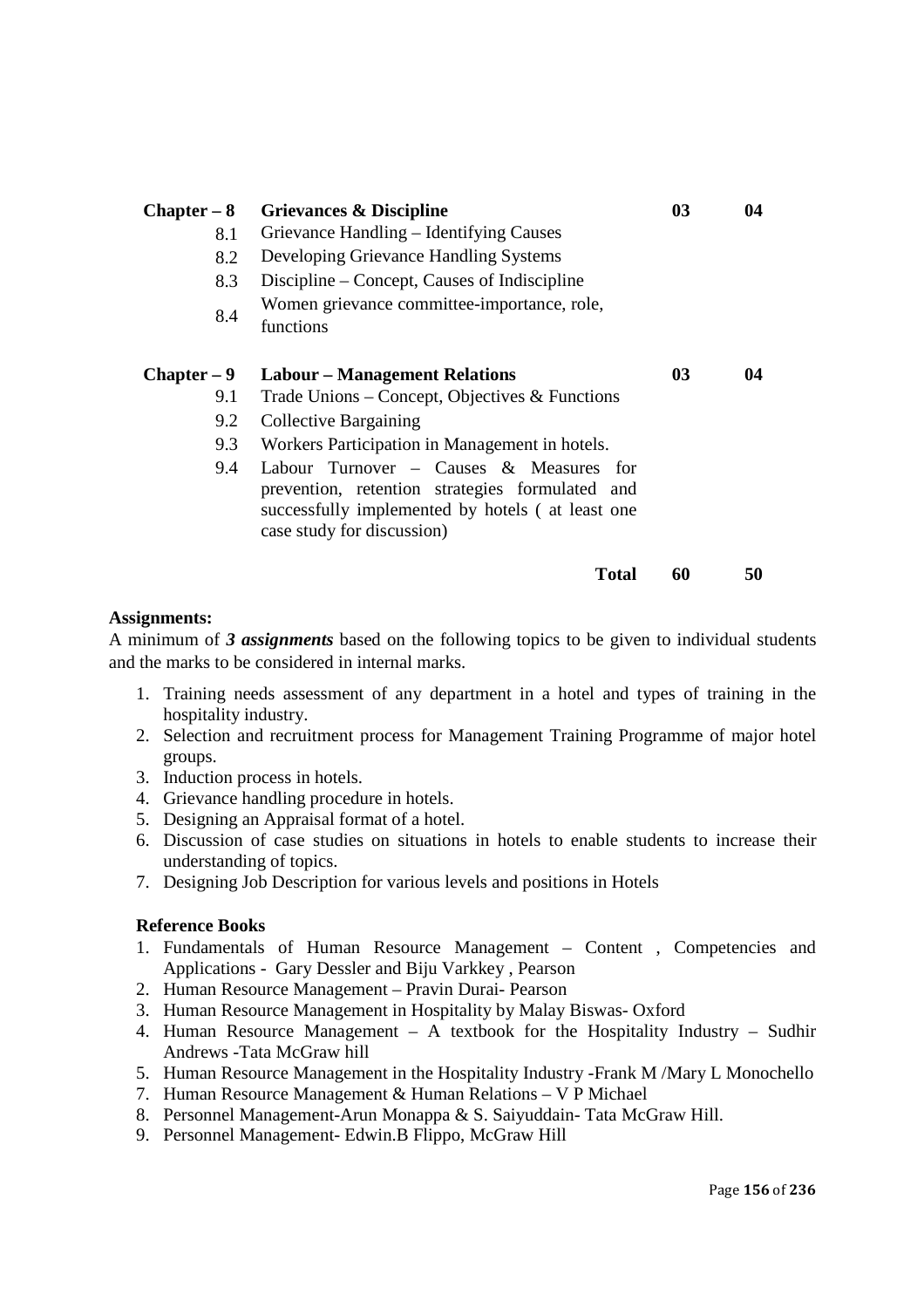| | | | |
|---|---|---|---|
| **Chapter – 8** | **Grievances & Discipline** | **03** | **04** |
| 8.1 | Grievance Handling – Identifying Causes | | |
| 8.2 | Developing Grievance Handling Systems | | |
| 8.3 | Discipline – Concept, Causes of Indiscipline | | |
| 8.4 | Women grievance committee-importance, role, functions | | |
| **Chapter – 9** | **Labour – Management Relations** | **03** | **04** |
| 9.1 | Trade Unions – Concept, Objectives & Functions | | |
| 9.2 | Collective Bargaining | | |
| 9.3 | Workers Participation in Management in hotels. | | |
| 9.4 | Labour Turnover – Causes & Measures for prevention, retention strategies formulated and successfully implemented by hotels ( at least one case study for discussion) | | |
| | **Total** | **60** | **50** |

**Assignments:**

A minimum of ***3 assignments*** based on the following topics to be given to individual students and the marks to be considered in internal marks.

1. Training needs assessment of any department in a hotel and types of training in the hospitality industry.
2. Selection and recruitment process for Management Training Programme of major hotel groups.
3. Induction process in hotels.
4. Grievance handling procedure in hotels.
5. Designing an Appraisal format of a hotel.
6. Discussion of case studies on situations in hotels to enable students to increase their understanding of topics.
7. Designing Job Description for various levels and positions in Hotels

**Reference Books**

1. Fundamentals of Human Resource Management – Content , Competencies and Applications - Gary Dessler and Biju Varkkey , Pearson
2. Human Resource Management – Pravin Durai- Pearson
3. Human Resource Management in Hospitality by Malay Biswas- Oxford
4. Human Resource Management – A textbook for the Hospitality Industry – Sudhir Andrews -Tata McGraw hill
5. Human Resource Management in the Hospitality Industry -Frank M /Mary L Monochello
7. Human Resource Management & Human Relations – V P Michael
8. Personnel Management-Arun Monappa & S. Saiyuddain- Tata McGraw Hill.
9. Personnel Management- Edwin.B Flippo, McGraw Hill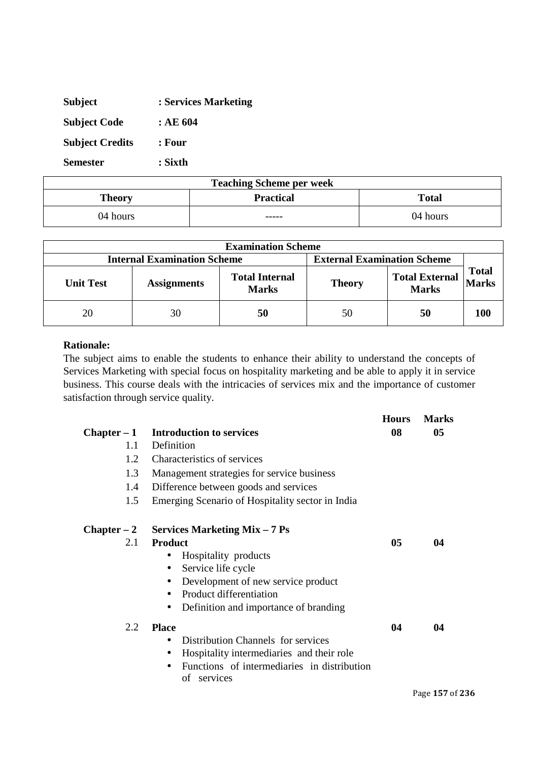**Subject** : **Services Marketing**

**Subject Code** : **AE 604**

**Subject Credits** : **Four**

**Semester** : **Sixth**

| Teaching Scheme per week | | |
|---|---|---|
| **Theory** | **Practical** | **Total** |
| 04 hours | ----- | 04 hours |

| Examination Scheme | | | | | |
|---|---|---|---|---|---|
| **Internal Examination Scheme** | | | **External Examination Scheme** | | **Total Marks** |
| **Unit Test** | **Assignments** | **Total Internal Marks** | **Theory** | **Total External Marks** | |
| 20 | 30 | **50** | 50 | **50** | **100** |

**Rationale:**

The subject aims to enable the students to enhance their ability to understand the concepts of Services Marketing with special focus on hospitality marketing and be able to apply it in service business. This course deals with the intricacies of services mix and the importance of customer satisfaction through service quality.

| | | **Hours** | **Marks** |
|---|---|---|---|
| **Chapter – 1** | **Introduction to services** | **08** | **05** |
| 1.1 | Definition | | |
| 1.2 | Characteristics of services | | |
| 1.3 | Management strategies for service business | | |
| 1.4 | Difference between goods and services | | |
| 1.5 | Emerging Scenario of Hospitality sector in India | | |
| **Chapter – 2** | **Services Marketing Mix – 7 Ps** | | |
| 2.1 | **Product**<br>• Hospitality products<br>• Service life cycle<br>• Development of new service product<br>• Product differentiation<br>• Definition and importance of branding | **05** | **04** |
| 2.2 | **Place**<br>• Distribution Channels for services<br>• Hospitality intermediaries and their role<br>• Functions of intermediaries in distribution of services | **04** | **04** |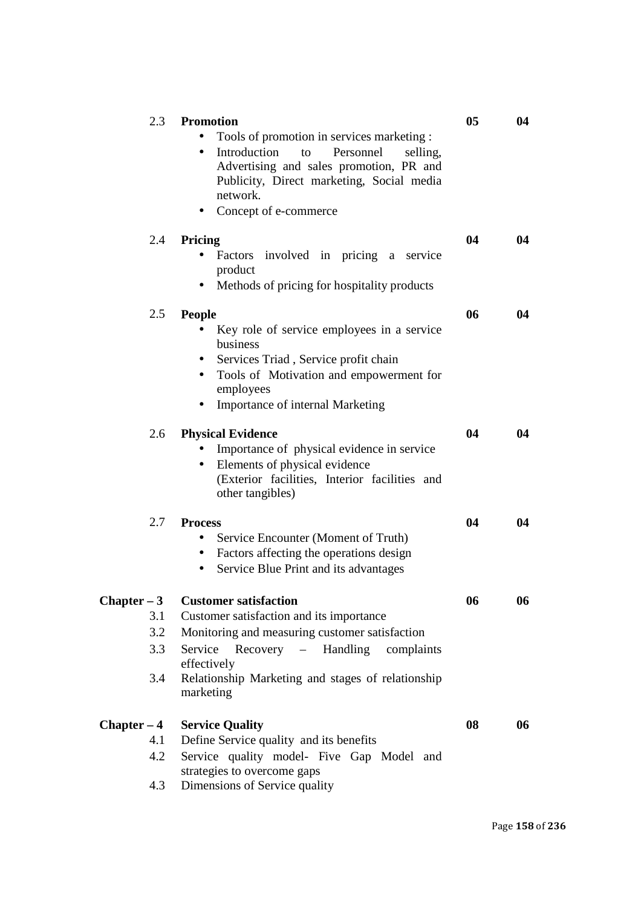| | | | |
|---|---|---|---|
| 2.3 | **Promotion**<br>• Tools of promotion in services marketing :<br>• Introduction to Personnel selling, Advertising and sales promotion, PR and Publicity, Direct marketing, Social media network.<br>• Concept of e-commerce | **05** | **04** |
| 2.4 | **Pricing**<br>• Factors involved in pricing a service product<br>• Methods of pricing for hospitality products | **04** | **04** |
| 2.5 | **People**<br>• Key role of service employees in a service business<br>• Services Triad , Service profit chain<br>• Tools of Motivation and empowerment for employees<br>• Importance of internal Marketing | **06** | **04** |
| 2.6 | **Physical Evidence**<br>• Importance of physical evidence in service<br>• Elements of physical evidence (Exterior facilities, Interior facilities and other tangibles) | **04** | **04** |
| 2.7 | **Process**<br>• Service Encounter (Moment of Truth)<br>• Factors affecting the operations design<br>• Service Blue Print and its advantages | **04** | **04** |
| **Chapter – 3** | **Customer satisfaction** | **06** | **06** |
| 3.1 | Customer satisfaction and its importance | | |
| 3.2 | Monitoring and measuring customer satisfaction | | |
| 3.3 | Service Recovery – Handling complaints effectively | | |
| 3.4 | Relationship Marketing and stages of relationship marketing | | |
| **Chapter – 4** | **Service Quality** | **08** | **06** |
| 4.1 | Define Service quality and its benefits | | |
| 4.2 | Service quality model- Five Gap Model and strategies to overcome gaps | | |
| 4.3 | Dimensions of Service quality | | |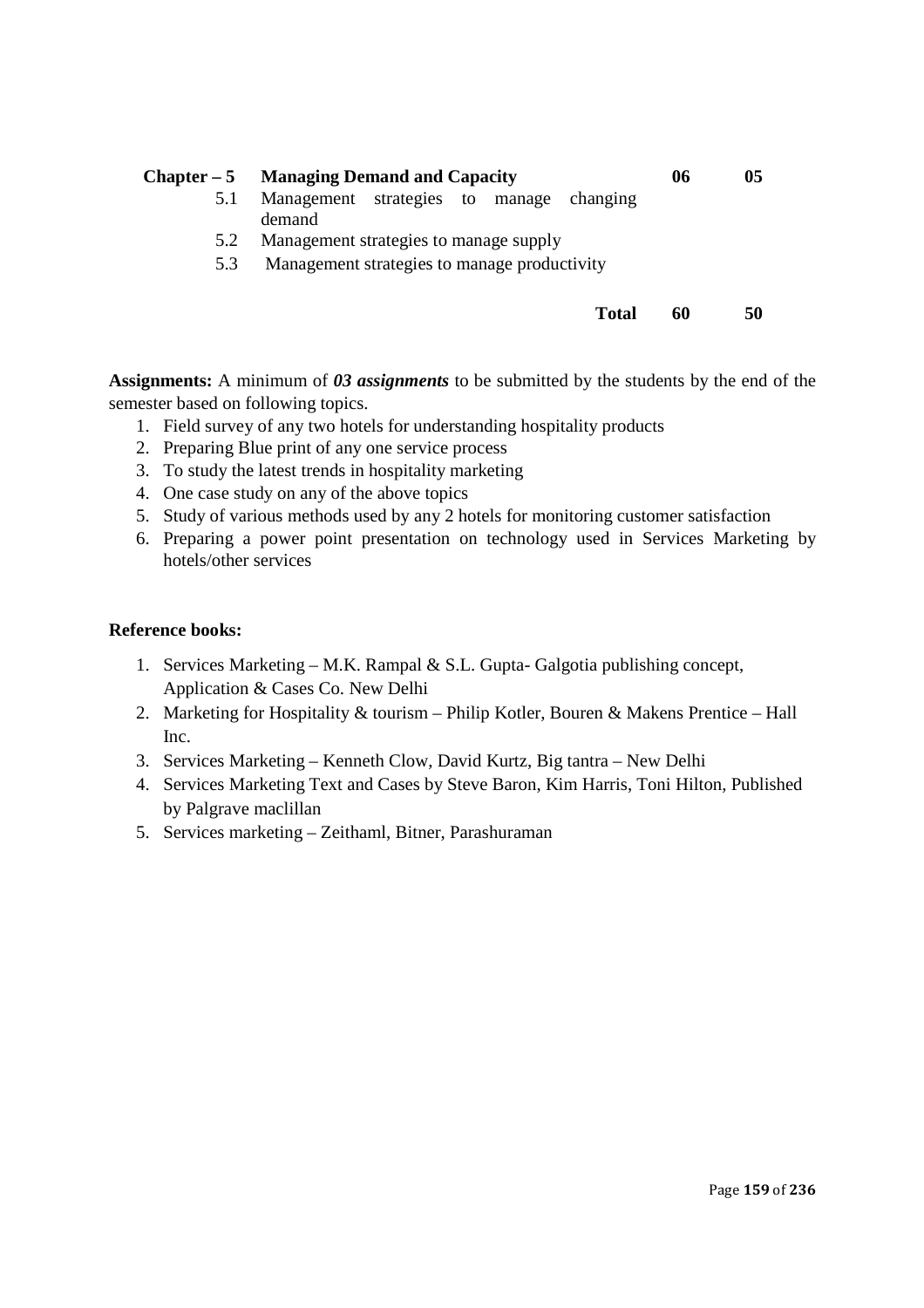| | | | |
|---|---|---|---|
| **Chapter – 5** | **Managing Demand and Capacity** | **06** | **05** |
| 5.1 | Management strategies to manage changing demand | | |
| 5.2 | Management strategies to manage supply | | |
| 5.3 | Management strategies to manage productivity | | |
| | **Total** | **60** | **50** |

**Assignments:** A minimum of ***03 assignments*** to be submitted by the students by the end of the semester based on following topics.

1. Field survey of any two hotels for understanding hospitality products
2. Preparing Blue print of any one service process
3. To study the latest trends in hospitality marketing
4. One case study on any of the above topics
5. Study of various methods used by any 2 hotels for monitoring customer satisfaction
6. Preparing a power point presentation on technology used in Services Marketing by hotels/other services

**Reference books:**

1. Services Marketing – M.K. Rampal & S.L. Gupta- Galgotia publishing concept, Application & Cases Co. New Delhi
2. Marketing for Hospitality & tourism – Philip Kotler, Bouren & Makens Prentice – Hall Inc.
3. Services Marketing – Kenneth Clow, David Kurtz, Big tantra – New Delhi
4. Services Marketing Text and Cases by Steve Baron, Kim Harris, Toni Hilton, Published by Palgrave maclillan
5. Services marketing – Zeithaml, Bitner, Parashuraman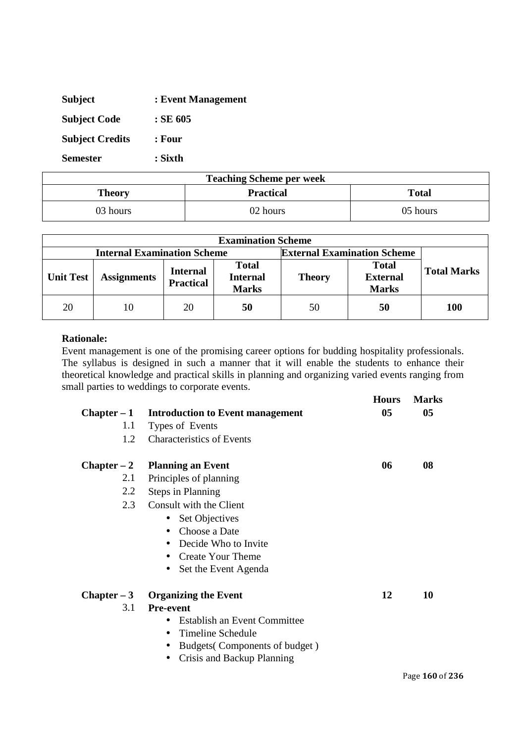**Subject** : Event Management

**Subject Code** : SE 605

**Subject Credits** : Four

**Semester** : Sixth

| Teaching Scheme per week | | |
|---|---|---|
| **Theory** | **Practical** | **Total** |
| 03 hours | 02 hours | 05 hours |

| Examination Scheme | | | | | | |
|---|---|---|---|---|---|---|
| **Internal Examination Scheme** | | | | **External Examination Scheme** | | **Total Marks** |
| **Unit Test** | **Assignments** | **Internal Practical** | **Total Internal Marks** | **Theory** | **Total External Marks** | |
| 20 | 10 | 20 | **50** | 50 | **50** | **100** |

**Rationale:**

Event management is one of the promising career options for budding hospitality professionals. The syllabus is designed in such a manner that it will enable the students to enhance their theoretical knowledge and practical skills in planning and organizing varied events ranging from small parties to weddings to corporate events.

| | | **Hours** | **Marks** |
|---|---|---|---|
| **Chapter – 1** | **Introduction to Event management** | **05** | **05** |
| 1.1 | Types of Events | | |
| 1.2 | Characteristics of Events | | |
| **Chapter – 2** | **Planning an Event** | **06** | **08** |
| 2.1 | Principles of planning | | |
| 2.2 | Steps in Planning | | |
| 2.3 | Consult with the Client<br>• Set Objectives<br>• Choose a Date<br>• Decide Who to Invite<br>• Create Your Theme<br>• Set the Event Agenda | | |
| **Chapter – 3** | **Organizing the Event** | **12** | **10** |
| 3.1 | **Pre-event**<br>• Establish an Event Committee<br>• Timeline Schedule<br>• Budgets( Components of budget )<br>• Crisis and Backup Planning | | |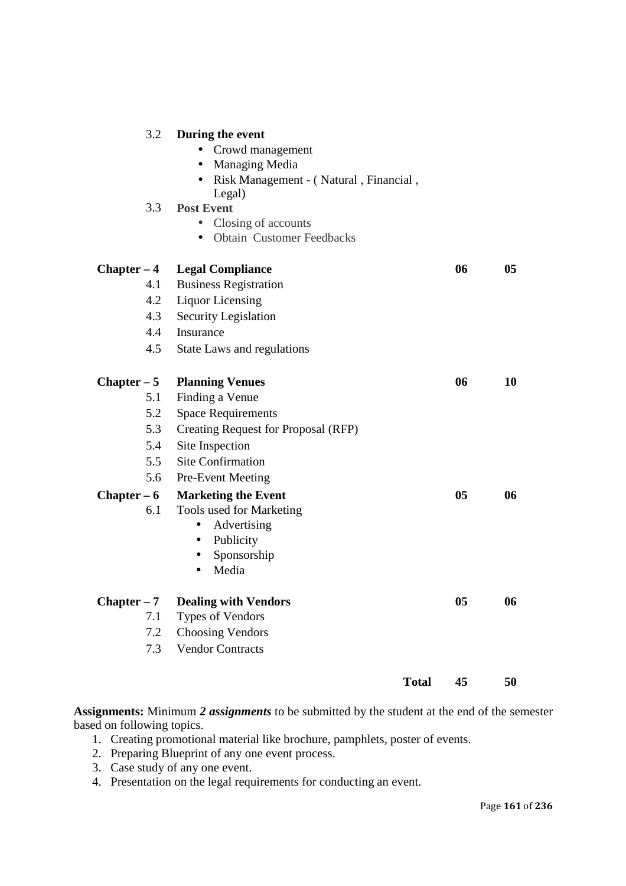| | | | |
|---|---|---|---|
| 3.2 | **During the event**<br>• Crowd management<br>• Managing Media<br>• Risk Management - ( Natural , Financial , Legal) | | |
| 3.3 | **Post Event**<br>• Closing of accounts<br>• Obtain Customer Feedbacks | | |
| **Chapter – 4** | **Legal Compliance** | **06** | **05** |
| 4.1 | Business Registration | | |
| 4.2 | Liquor Licensing | | |
| 4.3 | Security Legislation | | |
| 4.4 | Insurance | | |
| 4.5 | State Laws and regulations | | |
| **Chapter – 5** | **Planning Venues** | **06** | **10** |
| 5.1 | Finding a Venue | | |
| 5.2 | Space Requirements | | |
| 5.3 | Creating Request for Proposal (RFP) | | |
| 5.4 | Site Inspection | | |
| 5.5 | Site Confirmation | | |
| 5.6 | Pre-Event Meeting | | |
| **Chapter – 6** | **Marketing the Event** | **05** | **06** |
| 6.1 | Tools used for Marketing<br>• Advertising<br>• Publicity<br>• Sponsorship<br>• Media | | |
| **Chapter – 7** | **Dealing with Vendors** | **05** | **06** |
| 7.1 | Types of Vendors | | |
| 7.2 | Choosing Vendors | | |
| 7.3 | Vendor Contracts | | |
| | **Total** | **45** | **50** |

**Assignments:** Minimum ***2 assignments*** to be submitted by the student at the end of the semester based on following topics.

1. Creating promotional material like brochure, pamphlets, poster of events.
2. Preparing Blueprint of any one event process.
3. Case study of any one event.
4. Presentation on the legal requirements for conducting an event.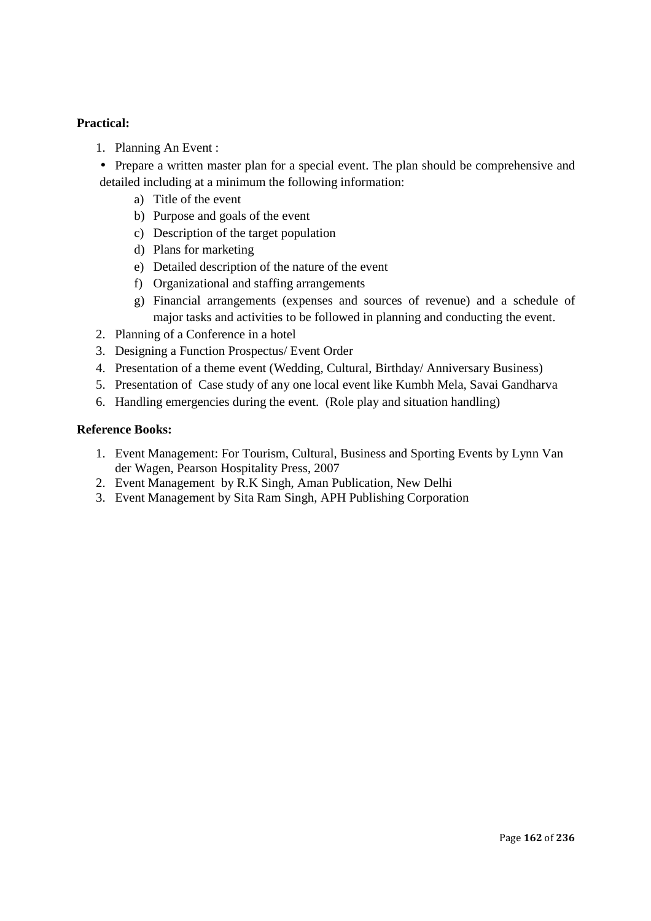**Practical:**

1. Planning An Event :

   - Prepare a written master plan for a special event. The plan should be comprehensive and detailed including at a minimum the following information:
     a) Title of the event
     b) Purpose and goals of the event
     c) Description of the target population
     d) Plans for marketing
     e) Detailed description of the nature of the event
     f) Organizational and staffing arrangements
     g) Financial arrangements (expenses and sources of revenue) and a schedule of major tasks and activities to be followed in planning and conducting the event.
2. Planning of a Conference in a hotel
3. Designing a Function Prospectus/ Event Order
4. Presentation of a theme event (Wedding, Cultural, Birthday/ Anniversary Business)
5. Presentation of Case study of any one local event like Kumbh Mela, Savai Gandharva
6. Handling emergencies during the event. (Role play and situation handling)

**Reference Books:**

1. Event Management: For Tourism, Cultural, Business and Sporting Events by Lynn Van der Wagen, Pearson Hospitality Press, 2007
2. Event Management by R.K Singh, Aman Publication, New Delhi
3. Event Management by Sita Ram Singh, APH Publishing Corporation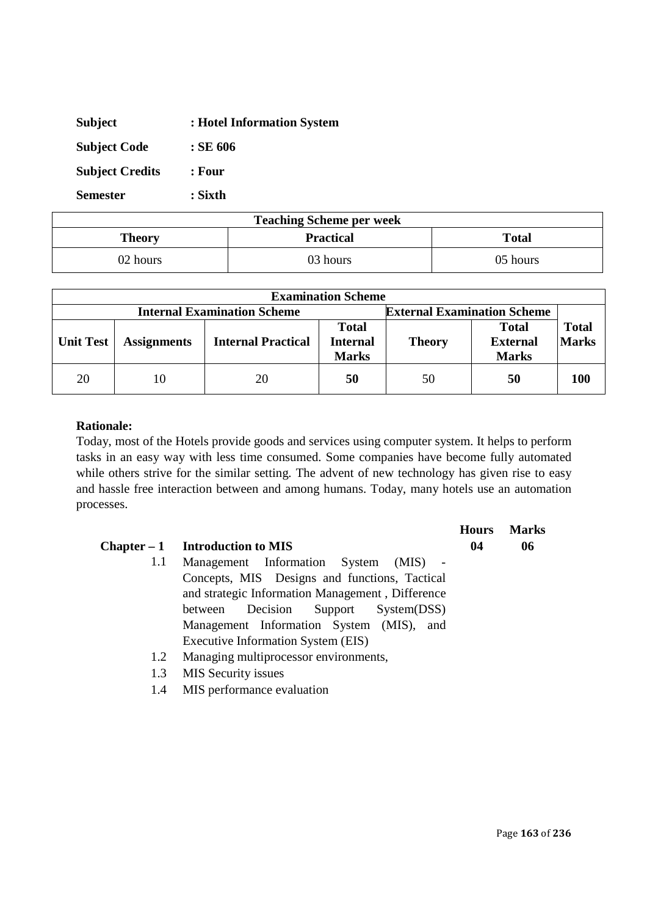**Subject** : **Hotel Information System**

**Subject Code** : **SE 606**

**Subject Credits** : **Four**

**Semester** : **Sixth**

| Teaching Scheme per week | | |
|---|---|---|
| **Theory** | **Practical** | **Total** |
| 02 hours | 03 hours | 05 hours |

| Examination Scheme | | | | | | |
|---|---|---|---|---|---|---|
| **Internal Examination Scheme** | | | | **External Examination Scheme** | | |
| **Unit Test** | **Assignments** | **Internal Practical** | **Total Internal Marks** | **Theory** | **Total External Marks** | **Total Marks** |
| 20 | 10 | 20 | **50** | 50 | **50** | **100** |

**Rationale:**

Today, most of the Hotels provide goods and services using computer system. It helps to perform tasks in an easy way with less time consumed. Some companies have become fully automated while others strive for the similar setting. The advent of new technology has given rise to easy and hassle free interaction between and among humans. Today, many hotels use an automation processes.

| | | **Hours** | **Marks** |
|---|---|---|---|
| **Chapter – 1** | **Introduction to MIS** | **04** | **06** |
| 1.1 | Management Information System (MIS) - Concepts, MIS Designs and functions, Tactical and strategic Information Management , Difference between Decision Support System(DSS) Management Information System (MIS), and Executive Information System (EIS) | | |
| 1.2 | Managing multiprocessor environments, | | |
| 1.3 | MIS Security issues | | |
| 1.4 | MIS performance evaluation | | |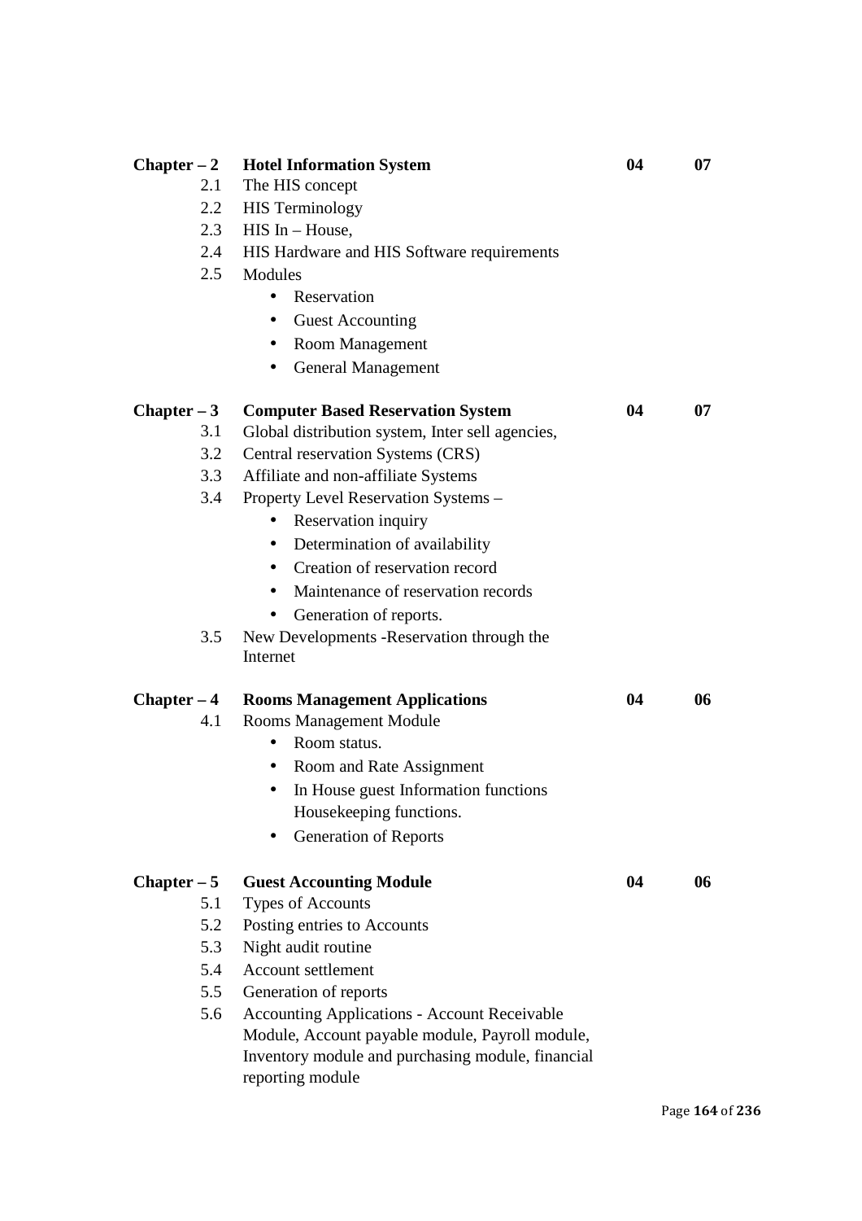| | | | |
|---|---|---|---|
| **Chapter – 2** | **Hotel Information System** | **04** | **07** |
| 2.1 | The HIS concept | | |
| 2.2 | HIS Terminology | | |
| 2.3 | HIS In – House, | | |
| 2.4 | HIS Hardware and HIS Software requirements | | |
| 2.5 | Modules<br>• Reservation<br>• Guest Accounting<br>• Room Management<br>• General Management | | |
| **Chapter – 3** | **Computer Based Reservation System** | **04** | **07** |
| 3.1 | Global distribution system, Inter sell agencies, | | |
| 3.2 | Central reservation Systems (CRS) | | |
| 3.3 | Affiliate and non-affiliate Systems | | |
| 3.4 | Property Level Reservation Systems –<br>• Reservation inquiry<br>• Determination of availability<br>• Creation of reservation record<br>• Maintenance of reservation records<br>• Generation of reports. | | |
| 3.5 | New Developments -Reservation through the Internet | | |
| **Chapter – 4** | **Rooms Management Applications** | **04** | **06** |
| 4.1 | Rooms Management Module<br>• Room status.<br>• Room and Rate Assignment<br>• In House guest Information functions Housekeeping functions.<br>• Generation of Reports | | |
| **Chapter – 5** | **Guest Accounting Module** | **04** | **06** |
| 5.1 | Types of Accounts | | |
| 5.2 | Posting entries to Accounts | | |
| 5.3 | Night audit routine | | |
| 5.4 | Account settlement | | |
| 5.5 | Generation of reports | | |
| 5.6 | Accounting Applications - Account Receivable Module, Account payable module, Payroll module, Inventory module and purchasing module, financial reporting module | | |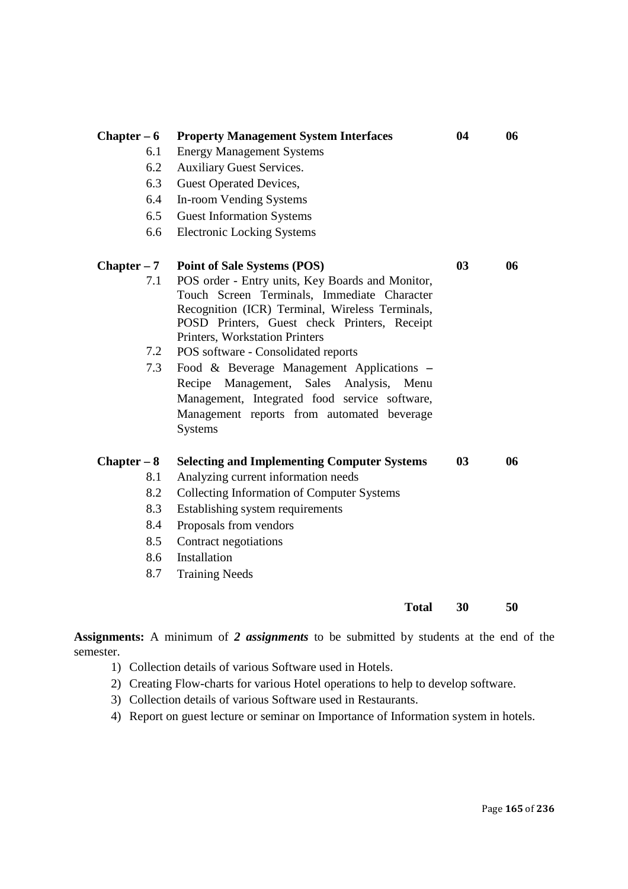| | | | |
|---|---|---|---|
| **Chapter – 6** | **Property Management System Interfaces** | **04** | **06** |
| 6.1 | Energy Management Systems | | |
| 6.2 | Auxiliary Guest Services. | | |
| 6.3 | Guest Operated Devices, | | |
| 6.4 | In-room Vending Systems | | |
| 6.5 | Guest Information Systems | | |
| 6.6 | Electronic Locking Systems | | |
| **Chapter – 7** | **Point of Sale Systems (POS)** | **03** | **06** |
| 7.1 | POS order - Entry units, Key Boards and Monitor, Touch Screen Terminals, Immediate Character Recognition (ICR) Terminal, Wireless Terminals, POSD Printers, Guest check Printers, Receipt Printers, Workstation Printers | | |
| 7.2 | POS software - Consolidated reports | | |
| 7.3 | Food & Beverage Management Applications – Recipe Management, Sales Analysis, Menu Management, Integrated food service software, Management reports from automated beverage Systems | | |
| **Chapter – 8** | **Selecting and Implementing Computer Systems** | **03** | **06** |
| 8.1 | Analyzing current information needs | | |
| 8.2 | Collecting Information of Computer Systems | | |
| 8.3 | Establishing system requirements | | |
| 8.4 | Proposals from vendors | | |
| 8.5 | Contract negotiations | | |
| 8.6 | Installation | | |
| 8.7 | Training Needs | | |
| | **Total** | **30** | **50** |

**Assignments:** A minimum of ***2 assignments*** to be submitted by students at the end of the semester.

1) Collection details of various Software used in Hotels.
2) Creating Flow-charts for various Hotel operations to help to develop software.
3) Collection details of various Software used in Restaurants.
4) Report on guest lecture or seminar on Importance of Information system in hotels.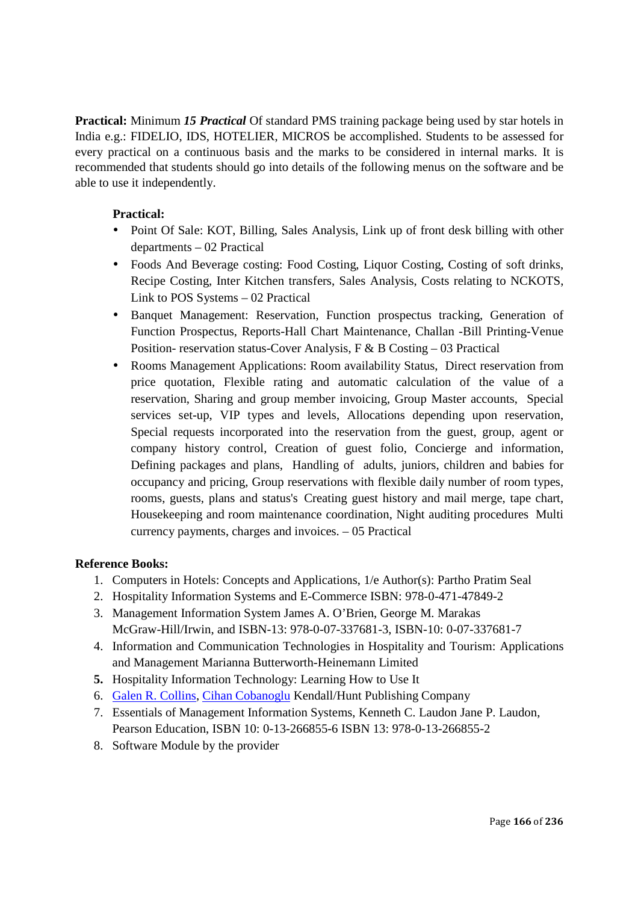**Practical:** Minimum ***15 Practical*** Of standard PMS training package being used by star hotels in India e.g.: FIDELIO, IDS, HOTELIER, MICROS be accomplished. Students to be assessed for every practical on a continuous basis and the marks to be considered in internal marks. It is recommended that students should go into details of the following menus on the software and be able to use it independently.

**Practical:**

- Point Of Sale: KOT, Billing, Sales Analysis, Link up of front desk billing with other departments – 02 Practical
- Foods And Beverage costing: Food Costing, Liquor Costing, Costing of soft drinks, Recipe Costing, Inter Kitchen transfers, Sales Analysis, Costs relating to NCKOTS, Link to POS Systems – 02 Practical
- Banquet Management: Reservation, Function prospectus tracking, Generation of Function Prospectus, Reports-Hall Chart Maintenance, Challan -Bill Printing-Venue Position- reservation status-Cover Analysis, F & B Costing – 03 Practical
- Rooms Management Applications: Room availability Status, Direct reservation from price quotation, Flexible rating and automatic calculation of the value of a reservation, Sharing and group member invoicing, Group Master accounts, Special services set-up, VIP types and levels, Allocations depending upon reservation, Special requests incorporated into the reservation from the guest, group, agent or company history control, Creation of guest folio, Concierge and information, Defining packages and plans, Handling of adults, juniors, children and babies for occupancy and pricing, Group reservations with flexible daily number of room types, rooms, guests, plans and status's Creating guest history and mail merge, tape chart, Housekeeping and room maintenance coordination, Night auditing procedures Multi currency payments, charges and invoices. – 05 Practical

**Reference Books:**

1. Computers in Hotels: Concepts and Applications, 1/e Author(s): Partho Pratim Seal
2. Hospitality Information Systems and E-Commerce ISBN: 978-0-471-47849-2
3. Management Information System James A. O'Brien, George M. Marakas McGraw-Hill/Irwin, and ISBN-13: 978-0-07-337681-3, ISBN-10: 0-07-337681-7
4. Information and Communication Technologies in Hospitality and Tourism: Applications and Management Marianna Butterworth-Heinemann Limited
5. Hospitality Information Technology: Learning How to Use It
6. Galen R. Collins, Cihan Cobanoglu Kendall/Hunt Publishing Company
7. Essentials of Management Information Systems, Kenneth C. Laudon Jane P. Laudon, Pearson Education, ISBN 10: 0-13-266855-6 ISBN 13: 978-0-13-266855-2
8. Software Module by the provider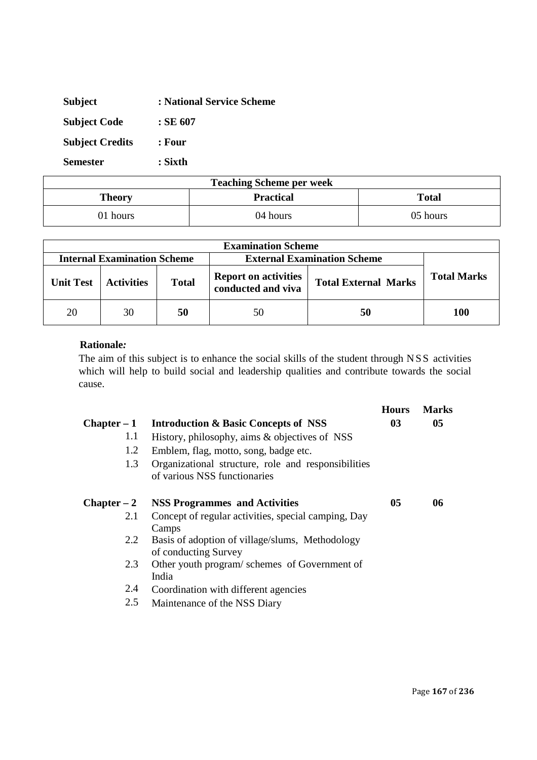**Subject** : **National Service Scheme**

**Subject Code** : **SE 607**

**Subject Credits** : **Four**

**Semester** : **Sixth**

| Teaching Scheme per week | | |
|---|---|---|
| **Theory** | **Practical** | **Total** |
| 01 hours | 04 hours | 05 hours |

| Examination Scheme | | | | | |
|---|---|---|---|---|---|
| **Internal Examination Scheme** | | | **External Examination Scheme** | | **Total Marks** |
| **Unit Test** | **Activities** | **Total** | **Report on activities conducted and viva** | **Total External Marks** | |
| 20 | 30 | **50** | 50 | **50** | **100** |

**Rationale:**

The aim of this subject is to enhance the social skills of the student through NSS activities which will help to build social and leadership qualities and contribute towards the social cause.

| | | **Hours** | **Marks** |
|---|---|---|---|
| **Chapter – 1** | **Introduction & Basic Concepts of NSS** | **03** | **05** |
| 1.1 | History, philosophy, aims & objectives of NSS | | |
| 1.2 | Emblem, flag, motto, song, badge etc. | | |
| 1.3 | Organizational structure, role and responsibilities of various NSS functionaries | | |
| **Chapter – 2** | **NSS Programmes and Activities** | **05** | **06** |
| 2.1 | Concept of regular activities, special camping, Day Camps | | |
| 2.2 | Basis of adoption of village/slums, Methodology of conducting Survey | | |
| 2.3 | Other youth program/ schemes of Government of India | | |
| 2.4 | Coordination with different agencies | | |
| 2.5 | Maintenance of the NSS Diary | | |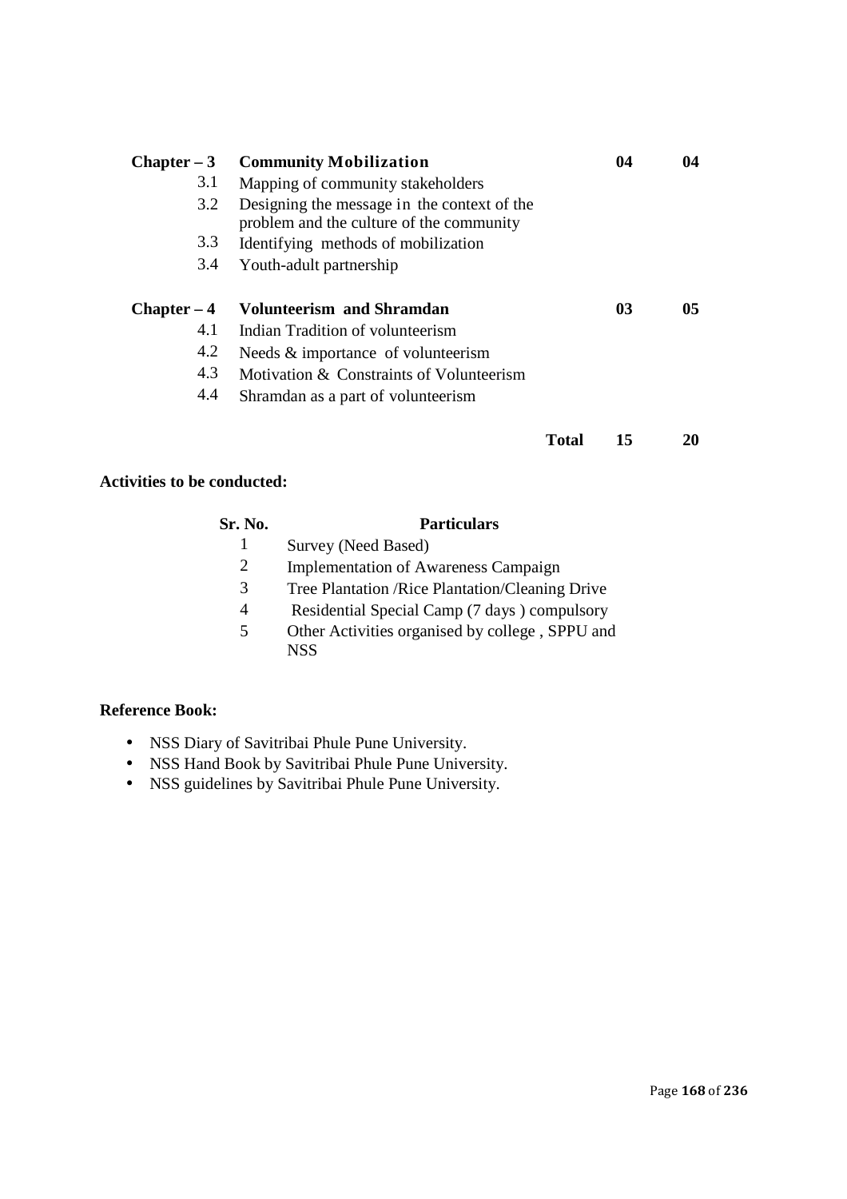| | | | |
|---|---|---|---|
| **Chapter – 3** | **Community Mobilization** | **04** | **04** |
| 3.1 | Mapping of community stakeholders | | |
| 3.2 | Designing the message in the context of the problem and the culture of the community | | |
| 3.3 | Identifying methods of mobilization | | |
| 3.4 | Youth-adult partnership | | |
| **Chapter – 4** | **Volunteerism and Shramdan** | **03** | **05** |
| 4.1 | Indian Tradition of volunteerism | | |
| 4.2 | Needs & importance of volunteerism | | |
| 4.3 | Motivation & Constraints of Volunteerism | | |
| 4.4 | Shramdan as a part of volunteerism | | |
| | **Total** | **15** | **20** |

**Activities to be conducted:**

| Sr. No. | Particulars |
|---|---|
| 1 | Survey (Need Based) |
| 2 | Implementation of Awareness Campaign |
| 3 | Tree Plantation /Rice Plantation/Cleaning Drive |
| 4 | Residential Special Camp (7 days ) compulsory |
| 5 | Other Activities organised by college , SPPU and NSS |

**Reference Book:**

- NSS Diary of Savitribai Phule Pune University.
- NSS Hand Book by Savitribai Phule Pune University.
- NSS guidelines by Savitribai Phule Pune University.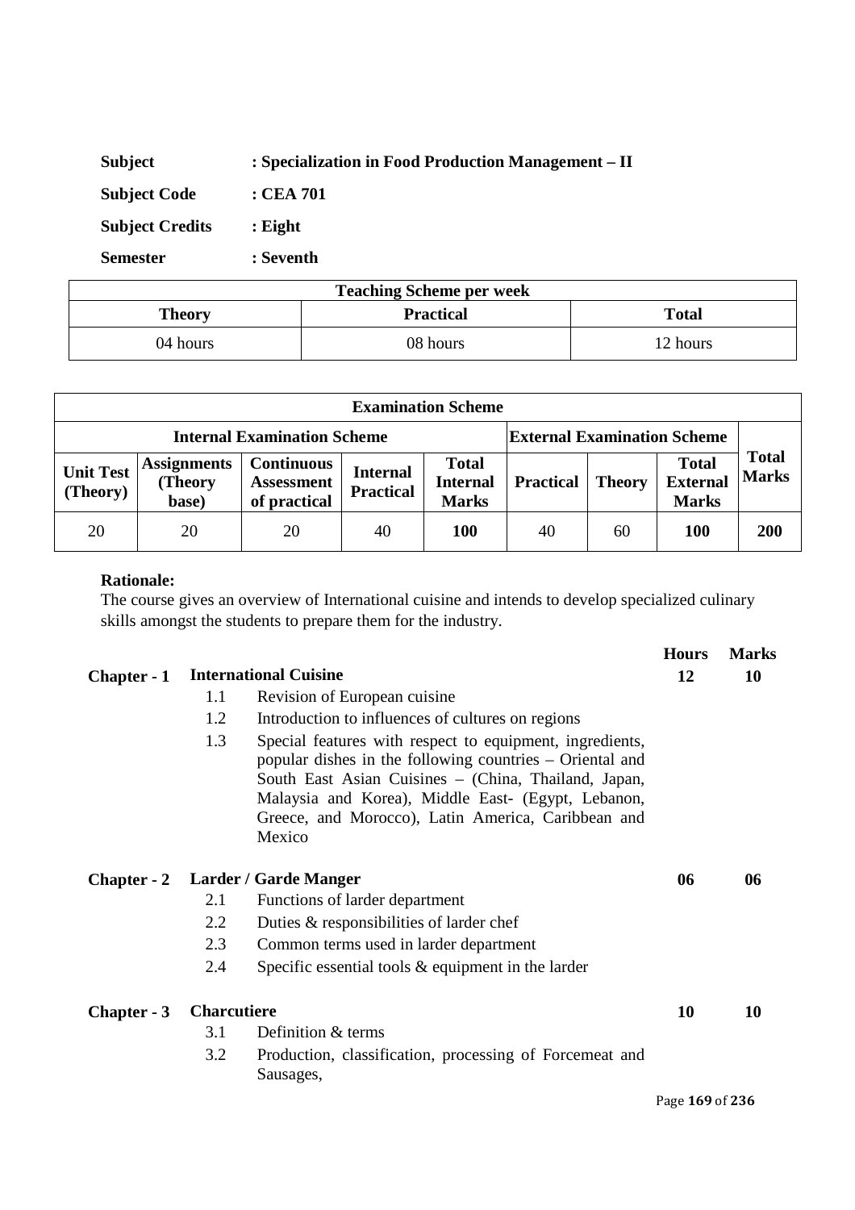**Subject** : **Specialization in Food Production Management – II**

**Subject Code** : **CEA 701**

**Subject Credits** : **Eight**

**Semester** : **Seventh**

| Teaching Scheme per week | | |
|---|---|---|
| **Theory** | **Practical** | **Total** |
| 04 hours | 08 hours | 12 hours |

| Examination Scheme | | | | | | | | |
|---|---|---|---|---|---|---|---|---|
| **Internal Examination Scheme** | | | | | **External Examination Scheme** | | | **Total Marks** |
| **Unit Test (Theory)** | **Assignments (Theory base)** | **Continuous Assessment of practical** | **Internal Practical** | **Total Internal Marks** | **Practical** | **Theory** | **Total External Marks** | |
| 20 | 20 | 20 | 40 | **100** | 40 | 60 | **100** | **200** |

**Rationale:**

The course gives an overview of International cuisine and intends to develop specialized culinary skills amongst the students to prepare them for the industry.

| | | Hours | Marks |
|---|---|---|---|
| **Chapter - 1** | **International Cuisine** | **12** | **10** |
| 1.1 | Revision of European cuisine | | |
| 1.2 | Introduction to influences of cultures on regions | | |
| 1.3 | Special features with respect to equipment, ingredients, popular dishes in the following countries – Oriental and South East Asian Cuisines – (China, Thailand, Japan, Malaysia and Korea), Middle East- (Egypt, Lebanon, Greece, and Morocco), Latin America, Caribbean and Mexico | | |
| **Chapter - 2** | **Larder / Garde Manger** | **06** | **06** |
| 2.1 | Functions of larder department | | |
| 2.2 | Duties & responsibilities of larder chef | | |
| 2.3 | Common terms used in larder department | | |
| 2.4 | Specific essential tools & equipment in the larder | | |
| **Chapter - 3** | **Charcutiere** | **10** | **10** |
| 3.1 | Definition & terms | | |
| 3.2 | Production, classification, processing of Forcemeat and Sausages, | | |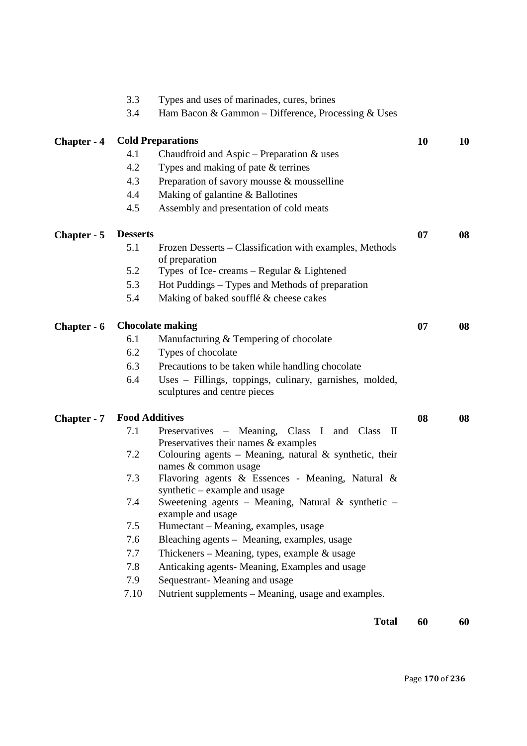| | | | | |
|---|---|---|---|---|
| | 3.3 | Types and uses of marinades, cures, brines | | |
| | 3.4 | Ham Bacon & Gammon – Difference, Processing & Uses | | |
| **Chapter - 4** | **Cold Preparations** | | **10** | **10** |
| | 4.1 | Chaudfroid and Aspic – Preparation & uses | | |
| | 4.2 | Types and making of pate & terrines | | |
| | 4.3 | Preparation of savory mousse & mousselline | | |
| | 4.4 | Making of galantine & Ballotines | | |
| | 4.5 | Assembly and presentation of cold meats | | |
| **Chapter - 5** | **Desserts** | | **07** | **08** |
| | 5.1 | Frozen Desserts – Classification with examples, Methods of preparation | | |
| | 5.2 | Types of Ice- creams – Regular & Lightened | | |
| | 5.3 | Hot Puddings – Types and Methods of preparation | | |
| | 5.4 | Making of baked soufflé & cheese cakes | | |
| **Chapter - 6** | **Chocolate making** | | **07** | **08** |
| | 6.1 | Manufacturing & Tempering of chocolate | | |
| | 6.2 | Types of chocolate | | |
| | 6.3 | Precautions to be taken while handling chocolate | | |
| | 6.4 | Uses – Fillings, toppings, culinary, garnishes, molded, sculptures and centre pieces | | |
| **Chapter - 7** | **Food Additives** | | **08** | **08** |
| | 7.1 | Preservatives – Meaning, Class I and Class II Preservatives their names & examples | | |
| | 7.2 | Colouring agents – Meaning, natural & synthetic, their names & common usage | | |
| | 7.3 | Flavoring agents & Essences - Meaning, Natural & synthetic – example and usage | | |
| | 7.4 | Sweetening agents – Meaning, Natural & synthetic – example and usage | | |
| | 7.5 | Humectant – Meaning, examples, usage | | |
| | 7.6 | Bleaching agents – Meaning, examples, usage | | |
| | 7.7 | Thickeners – Meaning, types, example & usage | | |
| | 7.8 | Anticaking agents- Meaning, Examples and usage | | |
| | 7.9 | Sequestrant- Meaning and usage | | |
| | 7.10 | Nutrient supplements – Meaning, usage and examples. | | |
| | | **Total** | **60** | **60** |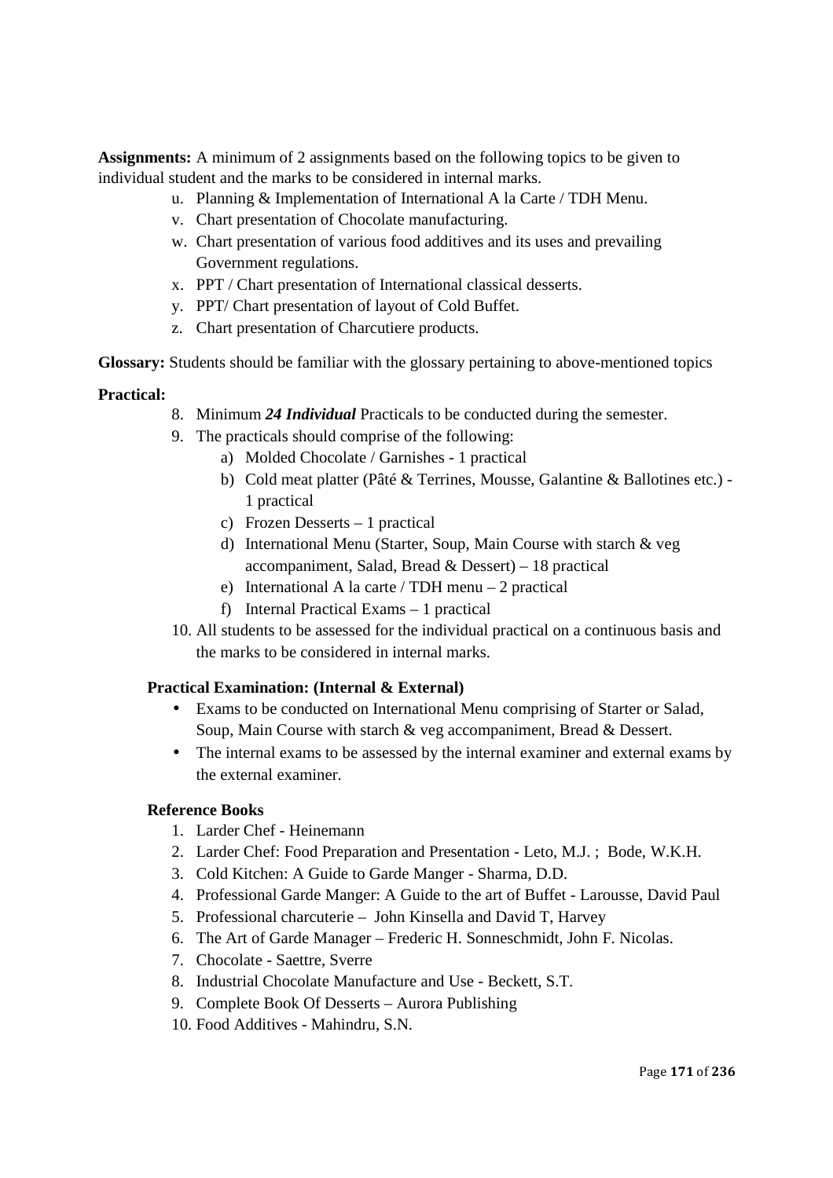**Assignments:** A minimum of 2 assignments based on the following topics to be given to individual student and the marks to be considered in internal marks.

u. Planning & Implementation of International A la Carte / TDH Menu.
v. Chart presentation of Chocolate manufacturing.
w. Chart presentation of various food additives and its uses and prevailing Government regulations.
x. PPT / Chart presentation of International classical desserts.
y. PPT/ Chart presentation of layout of Cold Buffet.
z. Chart presentation of Charcutiere products.

**Glossary:** Students should be familiar with the glossary pertaining to above-mentioned topics

**Practical:**

8. Minimum ***24 Individual*** Practicals to be conducted during the semester.
9. The practicals should comprise of the following:
   a) Molded Chocolate / Garnishes - 1 practical
   b) Cold meat platter (Pâté & Terrines, Mousse, Galantine & Ballotines etc.) - 1 practical
   c) Frozen Desserts – 1 practical
   d) International Menu (Starter, Soup, Main Course with starch & veg accompaniment, Salad, Bread & Dessert) – 18 practical
   e) International A la carte / TDH menu – 2 practical
   f) Internal Practical Exams – 1 practical
10. All students to be assessed for the individual practical on a continuous basis and the marks to be considered in internal marks.

**Practical Examination: (Internal & External)**

- Exams to be conducted on International Menu comprising of Starter or Salad, Soup, Main Course with starch & veg accompaniment, Bread & Dessert.
- The internal exams to be assessed by the internal examiner and external exams by the external examiner.

**Reference Books**

1. Larder Chef - Heinemann
2. Larder Chef: Food Preparation and Presentation - Leto, M.J. ; Bode, W.K.H.
3. Cold Kitchen: A Guide to Garde Manger - Sharma, D.D.
4. Professional Garde Manger: A Guide to the art of Buffet - Larousse, David Paul
5. Professional charcuterie – John Kinsella and David T, Harvey
6. The Art of Garde Manager – Frederic H. Sonneschmidt, John F. Nicolas.
7. Chocolate - Saettre, Sverre
8. Industrial Chocolate Manufacture and Use - Beckett, S.T.
9. Complete Book Of Desserts – Aurora Publishing
10. Food Additives - Mahindru, S.N.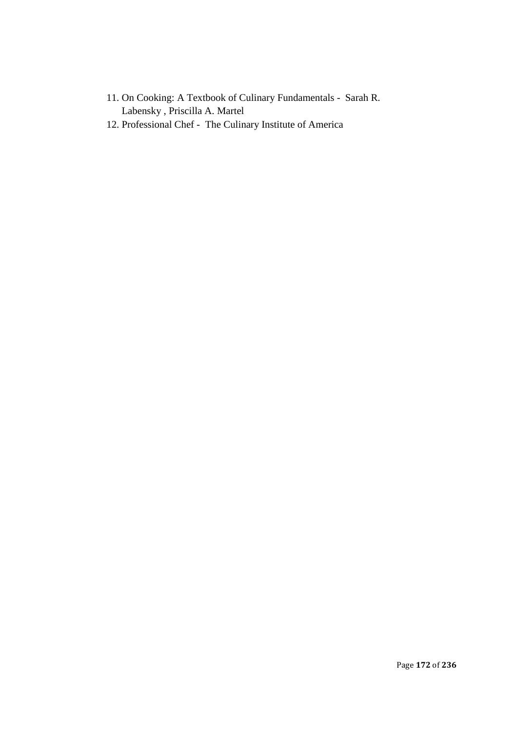11. On Cooking: A Textbook of Culinary Fundamentals - Sarah R. Labensky , Priscilla A. Martel
12. Professional Chef - The Culinary Institute of America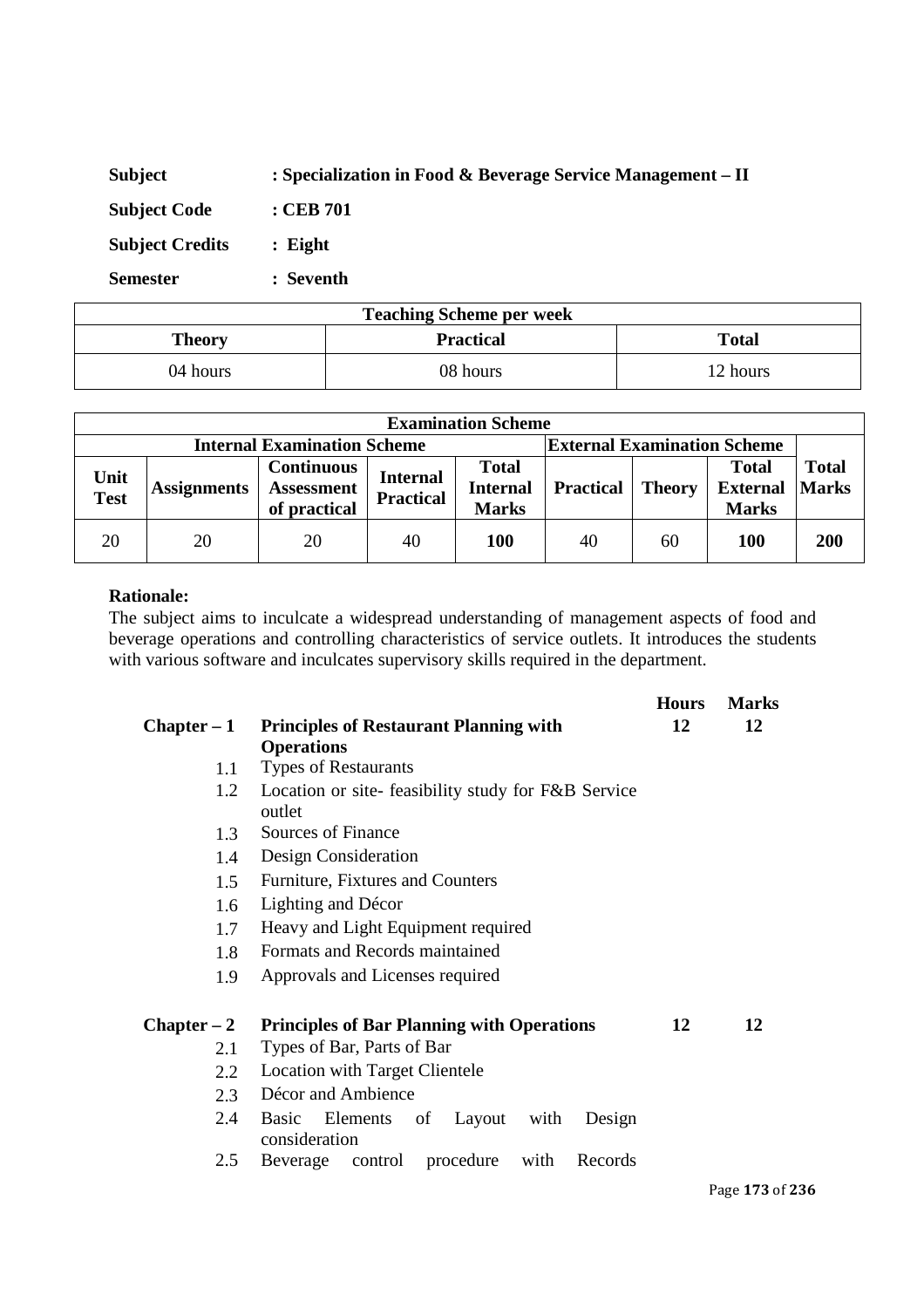**Subject** : **Specialization in Food & Beverage Service Management – II**

**Subject Code** : **CEB 701**

**Subject Credits** : **Eight**

**Semester** : **Seventh**

| Teaching Scheme per week | | |
|---|---|---|
| **Theory** | **Practical** | **Total** |
| 04 hours | 08 hours | 12 hours |

| Examination Scheme | | | | | | | | |
|---|---|---|---|---|---|---|---|---|
| **Internal Examination Scheme** | | | | | **External Examination Scheme** | | | |
| **Unit Test** | **Assignments** | **Continuous Assessment of practical** | **Internal Practical** | **Total Internal Marks** | **Practical** | **Theory** | **Total External Marks** | **Total Marks** |
| 20 | 20 | 20 | 40 | **100** | 40 | 60 | **100** | **200** |

**Rationale:**

The subject aims to inculcate a widespread understanding of management aspects of food and beverage operations and controlling characteristics of service outlets. It introduces the students with various software and inculcates supervisory skills required in the department.

| | | **Hours** | **Marks** |
|---|---|---|---|
| **Chapter – 1** | **Principles of Restaurant Planning with Operations** | **12** | **12** |
| 1.1 | Types of Restaurants | | |
| 1.2 | Location or site- feasibility study for F&B Service outlet | | |
| 1.3 | Sources of Finance | | |
| 1.4 | Design Consideration | | |
| 1.5 | Furniture, Fixtures and Counters | | |
| 1.6 | Lighting and Décor | | |
| 1.7 | Heavy and Light Equipment required | | |
| 1.8 | Formats and Records maintained | | |
| 1.9 | Approvals and Licenses required | | |
| **Chapter – 2** | **Principles of Bar Planning with Operations** | **12** | **12** |
| 2.1 | Types of Bar, Parts of Bar | | |
| 2.2 | Location with Target Clientele | | |
| 2.3 | Décor and Ambience | | |
| 2.4 | Basic Elements of Layout with Design consideration | | |
| 2.5 | Beverage control procedure with Records | | |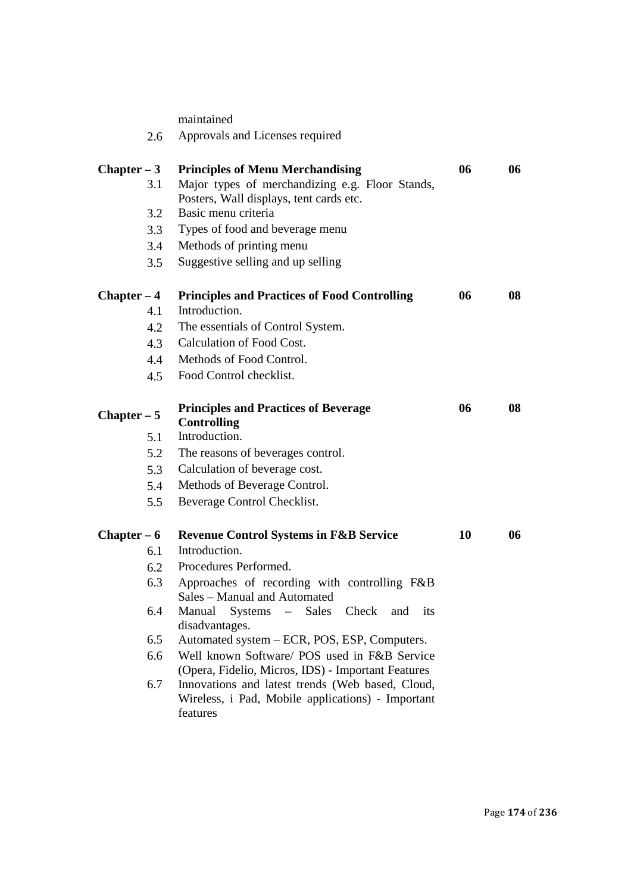| | | | |
|---|---|---|---|
| | maintained | | |
| 2.6 | Approvals and Licenses required | | |
| **Chapter – 3** | **Principles of Menu Merchandising** | **06** | **06** |
| 3.1 | Major types of merchandizing e.g. Floor Stands, Posters, Wall displays, tent cards etc. | | |
| 3.2 | Basic menu criteria | | |
| 3.3 | Types of food and beverage menu | | |
| 3.4 | Methods of printing menu | | |
| 3.5 | Suggestive selling and up selling | | |
| **Chapter – 4** | **Principles and Practices of Food Controlling** | **06** | **08** |
| 4.1 | Introduction. | | |
| 4.2 | The essentials of Control System. | | |
| 4.3 | Calculation of Food Cost. | | |
| 4.4 | Methods of Food Control. | | |
| 4.5 | Food Control checklist. | | |
| **Chapter – 5** | **Principles and Practices of Beverage Controlling** | **06** | **08** |
| 5.1 | Introduction. | | |
| 5.2 | The reasons of beverages control. | | |
| 5.3 | Calculation of beverage cost. | | |
| 5.4 | Methods of Beverage Control. | | |
| 5.5 | Beverage Control Checklist. | | |
| **Chapter – 6** | **Revenue Control Systems in F&B Service** | **10** | **06** |
| 6.1 | Introduction. | | |
| 6.2 | Procedures Performed. | | |
| 6.3 | Approaches of recording with controlling F&B Sales – Manual and Automated | | |
| 6.4 | Manual Systems – Sales Check and its disadvantages. | | |
| 6.5 | Automated system – ECR, POS, ESP, Computers. | | |
| 6.6 | Well known Software/ POS used in F&B Service (Opera, Fidelio, Micros, IDS) - Important Features | | |
| 6.7 | Innovations and latest trends (Web based, Cloud, Wireless, i Pad, Mobile applications) - Important features | | |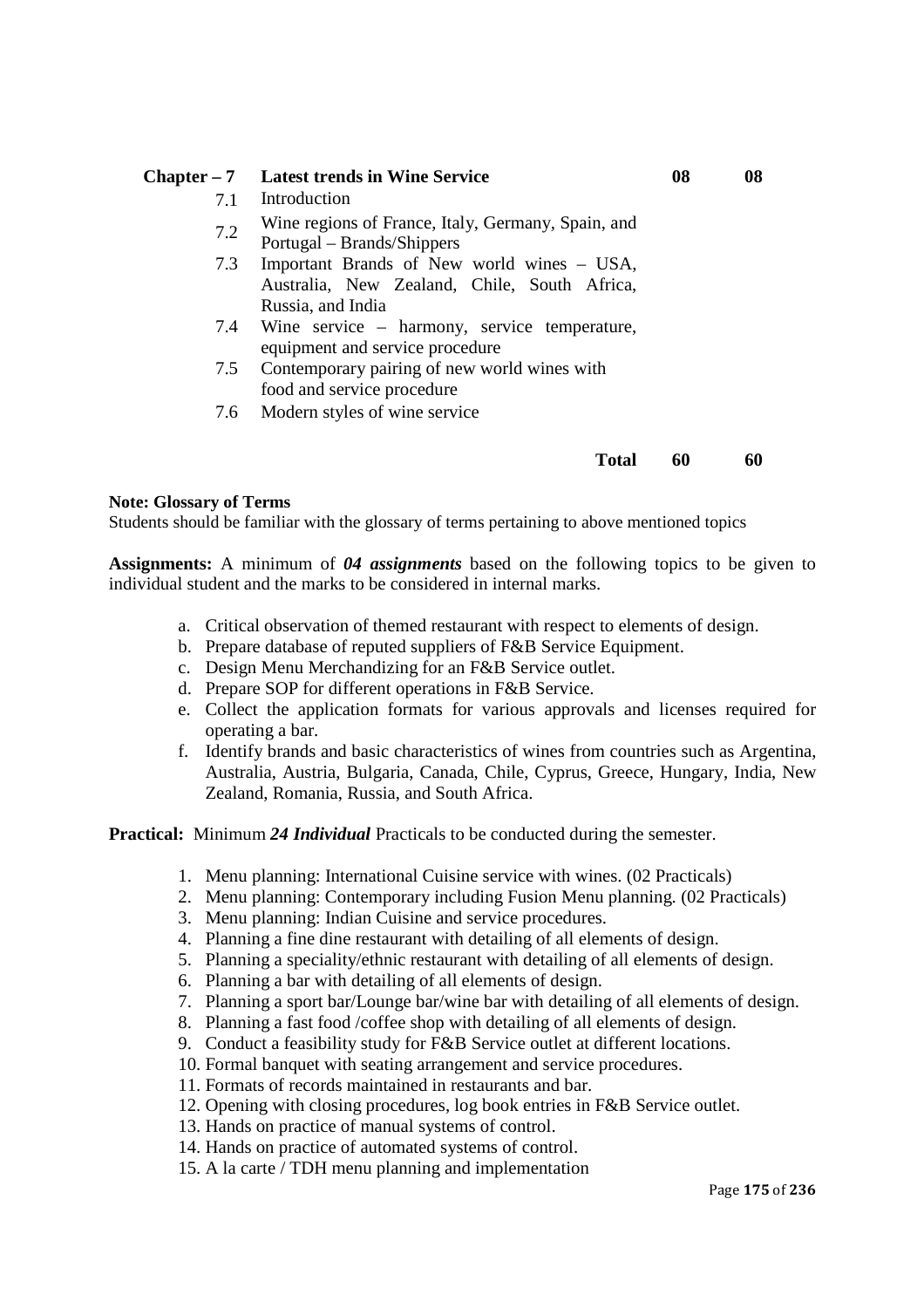| | | | |
|---|---|---|---|
| **Chapter – 7** | **Latest trends in Wine Service** | **08** | **08** |
| 7.1 | Introduction | | |
| 7.2 | Wine regions of France, Italy, Germany, Spain, and Portugal – Brands/Shippers | | |
| 7.3 | Important Brands of New world wines – USA, Australia, New Zealand, Chile, South Africa, Russia, and India | | |
| 7.4 | Wine service – harmony, service temperature, equipment and service procedure | | |
| 7.5 | Contemporary pairing of new world wines with food and service procedure | | |
| 7.6 | Modern styles of wine service | | |
| | **Total** | **60** | **60** |

**Note: Glossary of Terms**

Students should be familiar with the glossary of terms pertaining to above mentioned topics

**Assignments:** A minimum of ***04 assignments*** based on the following topics to be given to individual student and the marks to be considered in internal marks.

a. Critical observation of themed restaurant with respect to elements of design.
b. Prepare database of reputed suppliers of F&B Service Equipment.
c. Design Menu Merchandizing for an F&B Service outlet.
d. Prepare SOP for different operations in F&B Service.
e. Collect the application formats for various approvals and licenses required for operating a bar.
f. Identify brands and basic characteristics of wines from countries such as Argentina, Australia, Austria, Bulgaria, Canada, Chile, Cyprus, Greece, Hungary, India, New Zealand, Romania, Russia, and South Africa.

**Practical:** Minimum ***24 Individual*** Practicals to be conducted during the semester.

1. Menu planning: International Cuisine service with wines. (02 Practicals)
2. Menu planning: Contemporary including Fusion Menu planning. (02 Practicals)
3. Menu planning: Indian Cuisine and service procedures.
4. Planning a fine dine restaurant with detailing of all elements of design.
5. Planning a speciality/ethnic restaurant with detailing of all elements of design.
6. Planning a bar with detailing of all elements of design.
7. Planning a sport bar/Lounge bar/wine bar with detailing of all elements of design.
8. Planning a fast food /coffee shop with detailing of all elements of design.
9. Conduct a feasibility study for F&B Service outlet at different locations.
10. Formal banquet with seating arrangement and service procedures.
11. Formats of records maintained in restaurants and bar.
12. Opening with closing procedures, log book entries in F&B Service outlet.
13. Hands on practice of manual systems of control.
14. Hands on practice of automated systems of control.
15. A la carte / TDH menu planning and implementation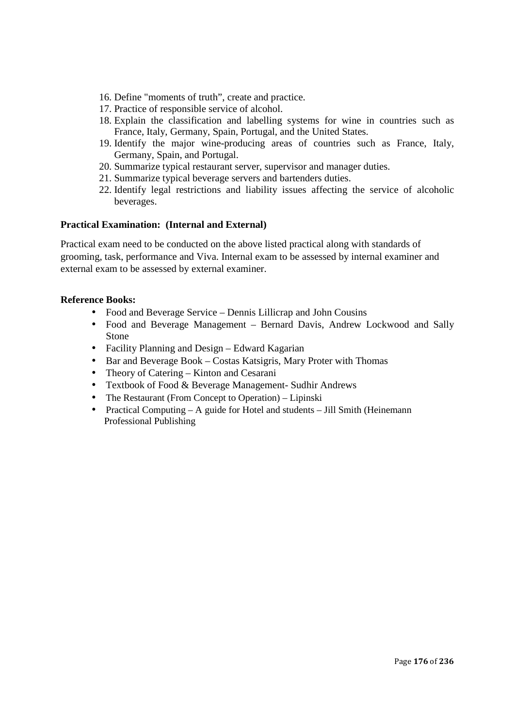16. Define "moments of truth", create and practice.
17. Practice of responsible service of alcohol.
18. Explain the classification and labelling systems for wine in countries such as France, Italy, Germany, Spain, Portugal, and the United States.
19. Identify the major wine-producing areas of countries such as France, Italy, Germany, Spain, and Portugal.
20. Summarize typical restaurant server, supervisor and manager duties.
21. Summarize typical beverage servers and bartenders duties.
22. Identify legal restrictions and liability issues affecting the service of alcoholic beverages.

**Practical Examination: (Internal and External)**

Practical exam need to be conducted on the above listed practical along with standards of grooming, task, performance and Viva. Internal exam to be assessed by internal examiner and external exam to be assessed by external examiner.

**Reference Books:**

- Food and Beverage Service – Dennis Lillicrap and John Cousins
- Food and Beverage Management – Bernard Davis, Andrew Lockwood and Sally Stone
- Facility Planning and Design – Edward Kagarian
- Bar and Beverage Book – Costas Katsigris, Mary Proter with Thomas
- Theory of Catering – Kinton and Cesarani
- Textbook of Food & Beverage Management- Sudhir Andrews
- The Restaurant (From Concept to Operation) – Lipinski
- Practical Computing – A guide for Hotel and students – Jill Smith (Heinemann Professional Publishing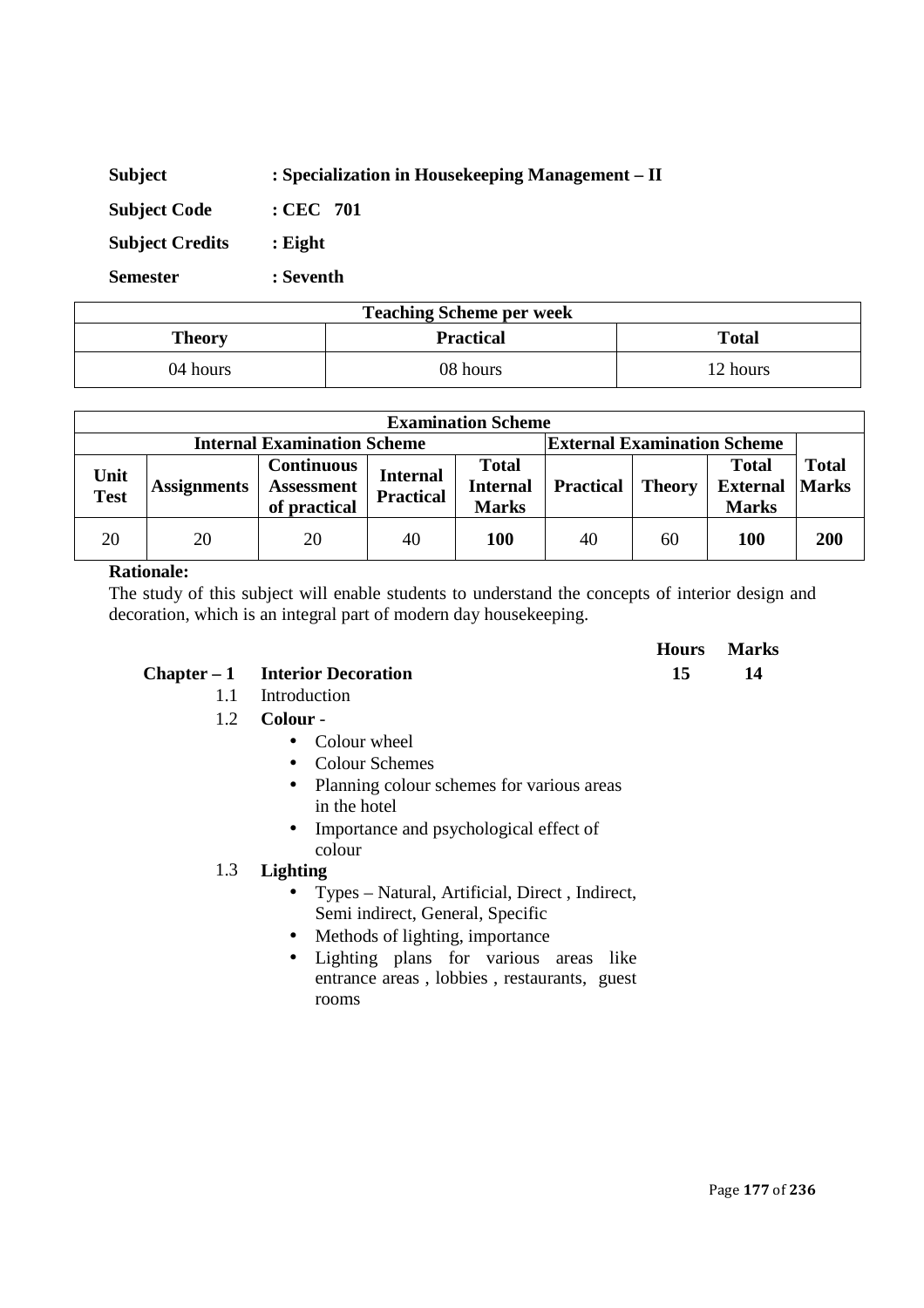**Subject** : **Specialization in Housekeeping Management – II**

**Subject Code** : **CEC 701**

**Subject Credits** : **Eight**

**Semester** : **Seventh**

| Teaching Scheme per week | | |
|---|---|---|
| **Theory** | **Practical** | **Total** |
| 04 hours | 08 hours | 12 hours |

| Examination Scheme | | | | | | | | |
|---|---|---|---|---|---|---|---|---|
| **Internal Examination Scheme** | | | | | **External Examination Scheme** | | | |
| **Unit Test** | **Assignments** | **Continuous Assessment of practical** | **Internal Practical** | **Total Internal Marks** | **Practical** | **Theory** | **Total External Marks** | **Total Marks** |
| 20 | 20 | 20 | 40 | **100** | 40 | 60 | **100** | **200** |

**Rationale:**

The study of this subject will enable students to understand the concepts of interior design and decoration, which is an integral part of modern day housekeeping.

| | | **Hours** | **Marks** |
|---|---|---|---|
| **Chapter – 1** | **Interior Decoration** | **15** | **14** |

1.1 Introduction

1.2 **Colour** -

- Colour wheel
- Colour Schemes
- Planning colour schemes for various areas in the hotel
- Importance and psychological effect of colour

1.3 **Lighting**

- Types – Natural, Artificial, Direct , Indirect, Semi indirect, General, Specific
- Methods of lighting, importance
- Lighting plans for various areas like entrance areas , lobbies , restaurants, guest rooms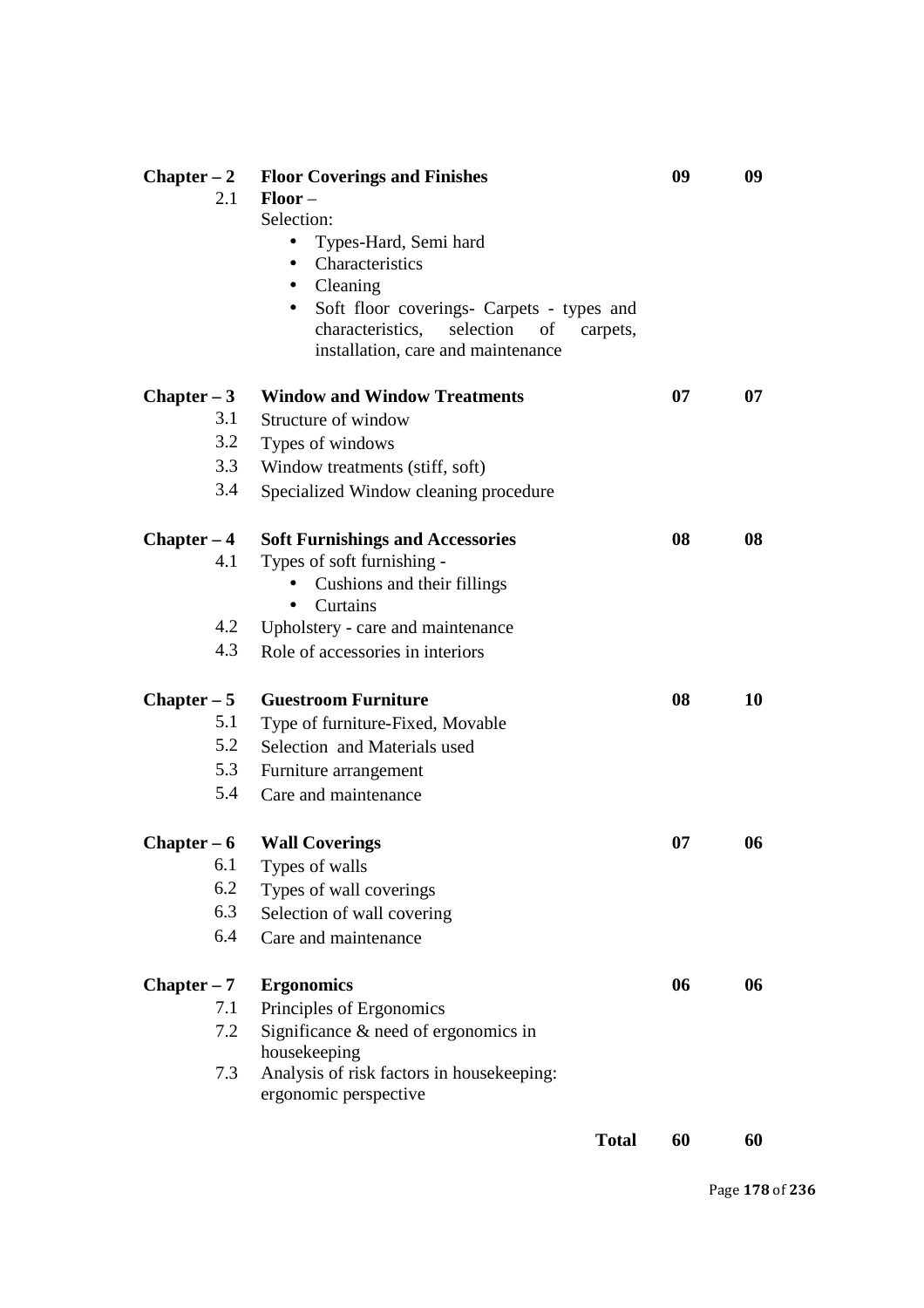| | | | |
|---|---|---|---|
| **Chapter – 2** | **Floor Coverings and Finishes** | **09** | **09** |
| 2.1 | **Floor** –<br>Selection:<br>• Types-Hard, Semi hard<br>• Characteristics<br>• Cleaning<br>• Soft floor coverings- Carpets - types and characteristics, selection of carpets, installation, care and maintenance | | |
| **Chapter – 3** | **Window and Window Treatments** | **07** | **07** |
| 3.1 | Structure of window | | |
| 3.2 | Types of windows | | |
| 3.3 | Window treatments (stiff, soft) | | |
| 3.4 | Specialized Window cleaning procedure | | |
| **Chapter – 4** | **Soft Furnishings and Accessories** | **08** | **08** |
| 4.1 | Types of soft furnishing -<br>• Cushions and their fillings<br>• Curtains | | |
| 4.2 | Upholstery - care and maintenance | | |
| 4.3 | Role of accessories in interiors | | |
| **Chapter – 5** | **Guestroom Furniture** | **08** | **10** |
| 5.1 | Type of furniture-Fixed, Movable | | |
| 5.2 | Selection and Materials used | | |
| 5.3 | Furniture arrangement | | |
| 5.4 | Care and maintenance | | |
| **Chapter – 6** | **Wall Coverings** | **07** | **06** |
| 6.1 | Types of walls | | |
| 6.2 | Types of wall coverings | | |
| 6.3 | Selection of wall covering | | |
| 6.4 | Care and maintenance | | |
| **Chapter – 7** | **Ergonomics** | **06** | **06** |
| 7.1 | Principles of Ergonomics | | |
| 7.2 | Significance & need of ergonomics in housekeeping | | |
| 7.3 | Analysis of risk factors in housekeeping: ergonomic perspective | | |
| | **Total** | **60** | **60** |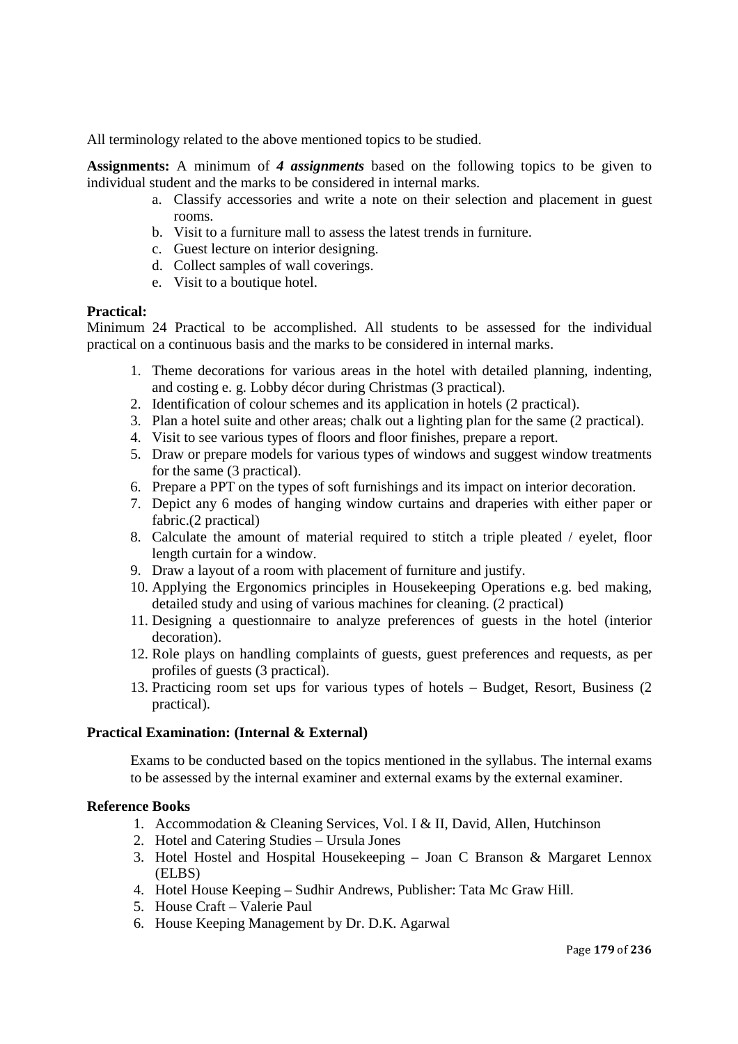All terminology related to the above mentioned topics to be studied.

**Assignments:** A minimum of ***4 assignments*** based on the following topics to be given to individual student and the marks to be considered in internal marks.

a. Classify accessories and write a note on their selection and placement in guest rooms.
b. Visit to a furniture mall to assess the latest trends in furniture.
c. Guest lecture on interior designing.
d. Collect samples of wall coverings.
e. Visit to a boutique hotel.

**Practical:**

Minimum 24 Practical to be accomplished. All students to be assessed for the individual practical on a continuous basis and the marks to be considered in internal marks.

1. Theme decorations for various areas in the hotel with detailed planning, indenting, and costing e. g. Lobby décor during Christmas (3 practical).
2. Identification of colour schemes and its application in hotels (2 practical).
3. Plan a hotel suite and other areas; chalk out a lighting plan for the same (2 practical).
4. Visit to see various types of floors and floor finishes, prepare a report.
5. Draw or prepare models for various types of windows and suggest window treatments for the same (3 practical).
6. Prepare a PPT on the types of soft furnishings and its impact on interior decoration.
7. Depict any 6 modes of hanging window curtains and draperies with either paper or fabric.(2 practical)
8. Calculate the amount of material required to stitch a triple pleated / eyelet, floor length curtain for a window.
9. Draw a layout of a room with placement of furniture and justify.
10. Applying the Ergonomics principles in Housekeeping Operations e.g. bed making, detailed study and using of various machines for cleaning. (2 practical)
11. Designing a questionnaire to analyze preferences of guests in the hotel (interior decoration).
12. Role plays on handling complaints of guests, guest preferences and requests, as per profiles of guests (3 practical).
13. Practicing room set ups for various types of hotels – Budget, Resort, Business (2 practical).

**Practical Examination: (Internal & External)**

Exams to be conducted based on the topics mentioned in the syllabus. The internal exams to be assessed by the internal examiner and external exams by the external examiner.

**Reference Books**

1. Accommodation & Cleaning Services, Vol. I & II, David, Allen, Hutchinson
2. Hotel and Catering Studies – Ursula Jones
3. Hotel Hostel and Hospital Housekeeping – Joan C Branson & Margaret Lennox (ELBS)
4. Hotel House Keeping – Sudhir Andrews, Publisher: Tata Mc Graw Hill.
5. House Craft – Valerie Paul
6. House Keeping Management by Dr. D.K. Agarwal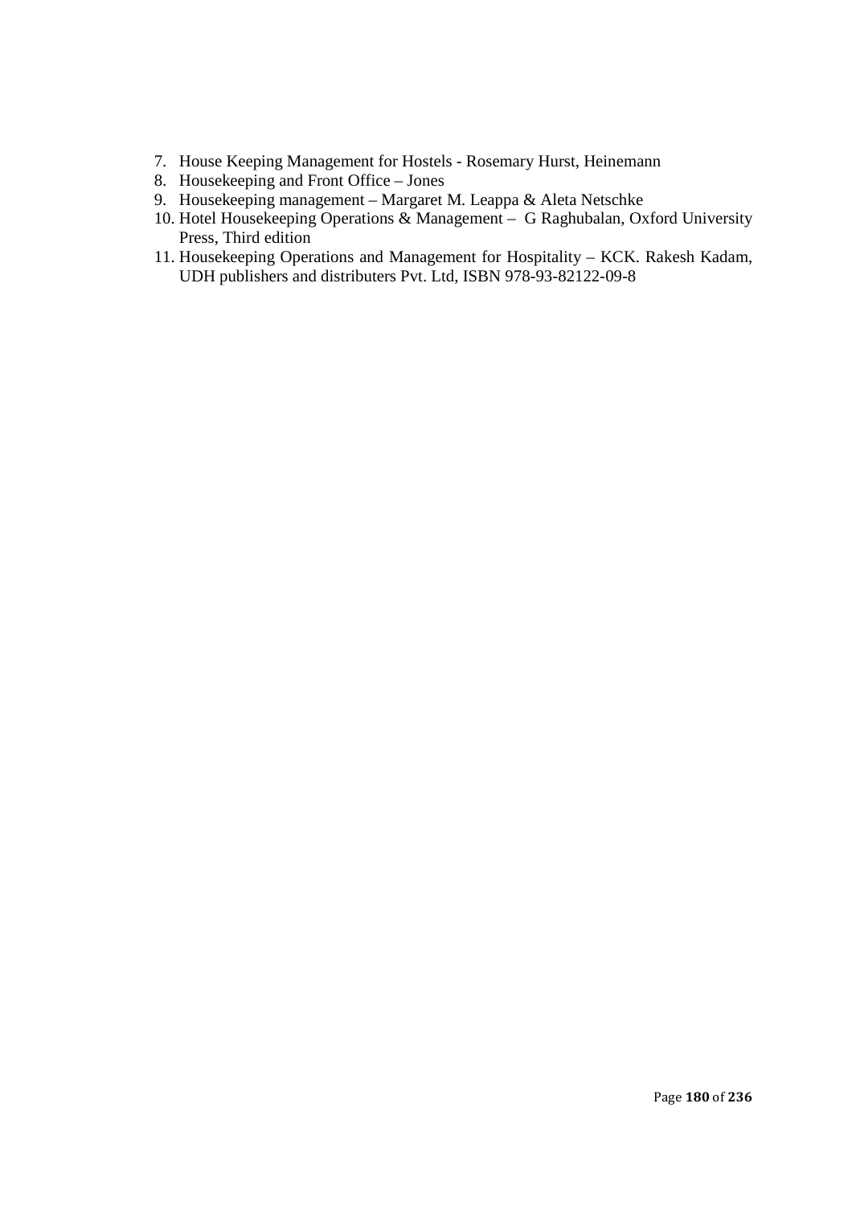7. House Keeping Management for Hostels - Rosemary Hurst, Heinemann
8. Housekeeping and Front Office – Jones
9. Housekeeping management – Margaret M. Leappa & Aleta Netschke
10. Hotel Housekeeping Operations & Management – G Raghubalan, Oxford University Press, Third edition
11. Housekeeping Operations and Management for Hospitality – KCK. Rakesh Kadam, UDH publishers and distributers Pvt. Ltd, ISBN 978-93-82122-09-8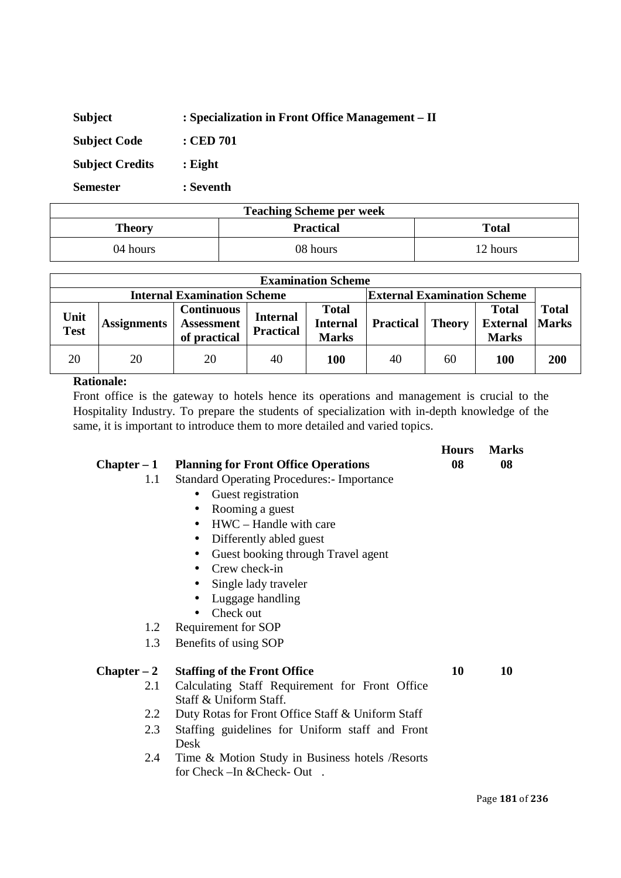**Subject** : **Specialization in Front Office Management – II**

**Subject Code** : **CED 701**

**Subject Credits** : **Eight**

**Semester** : **Seventh**

| Teaching Scheme per week | | |
|---|---|---|
| **Theory** | **Practical** | **Total** |
| 04 hours | 08 hours | 12 hours |

| Examination Scheme | | | | | | | | |
|---|---|---|---|---|---|---|---|---|
| **Internal Examination Scheme** | | | | | **External Examination Scheme** | | | |
| **Unit Test** | **Assignments** | **Continuous Assessment of practical** | **Internal Practical** | **Total Internal Marks** | **Practical** | **Theory** | **Total External Marks** | **Total Marks** |
| 20 | 20 | 20 | 40 | **100** | 40 | 60 | **100** | **200** |

**Rationale:**

Front office is the gateway to hotels hence its operations and management is crucial to the Hospitality Industry. To prepare the students of specialization with in-depth knowledge of the same, it is important to introduce them to more detailed and varied topics.

| | | **Hours** | **Marks** |
|---|---|---|---|
| **Chapter – 1** | **Planning for Front Office Operations** | **08** | **08** |
| 1.1 | Standard Operating Procedures:- Importance<br>• Guest registration<br>• Rooming a guest<br>• HWC – Handle with care<br>• Differently abled guest<br>• Guest booking through Travel agent<br>• Crew check-in<br>• Single lady traveler<br>• Luggage handling<br>• Check out | | |
| 1.2 | Requirement for SOP | | |
| 1.3 | Benefits of using SOP | | |
| **Chapter – 2** | **Staffing of the Front Office** | **10** | **10** |
| 2.1 | Calculating Staff Requirement for Front Office Staff & Uniform Staff. | | |
| 2.2 | Duty Rotas for Front Office Staff & Uniform Staff | | |
| 2.3 | Staffing guidelines for Uniform staff and Front Desk | | |
| 2.4 | Time & Motion Study in Business hotels /Resorts for Check –In &Check- Out . | | |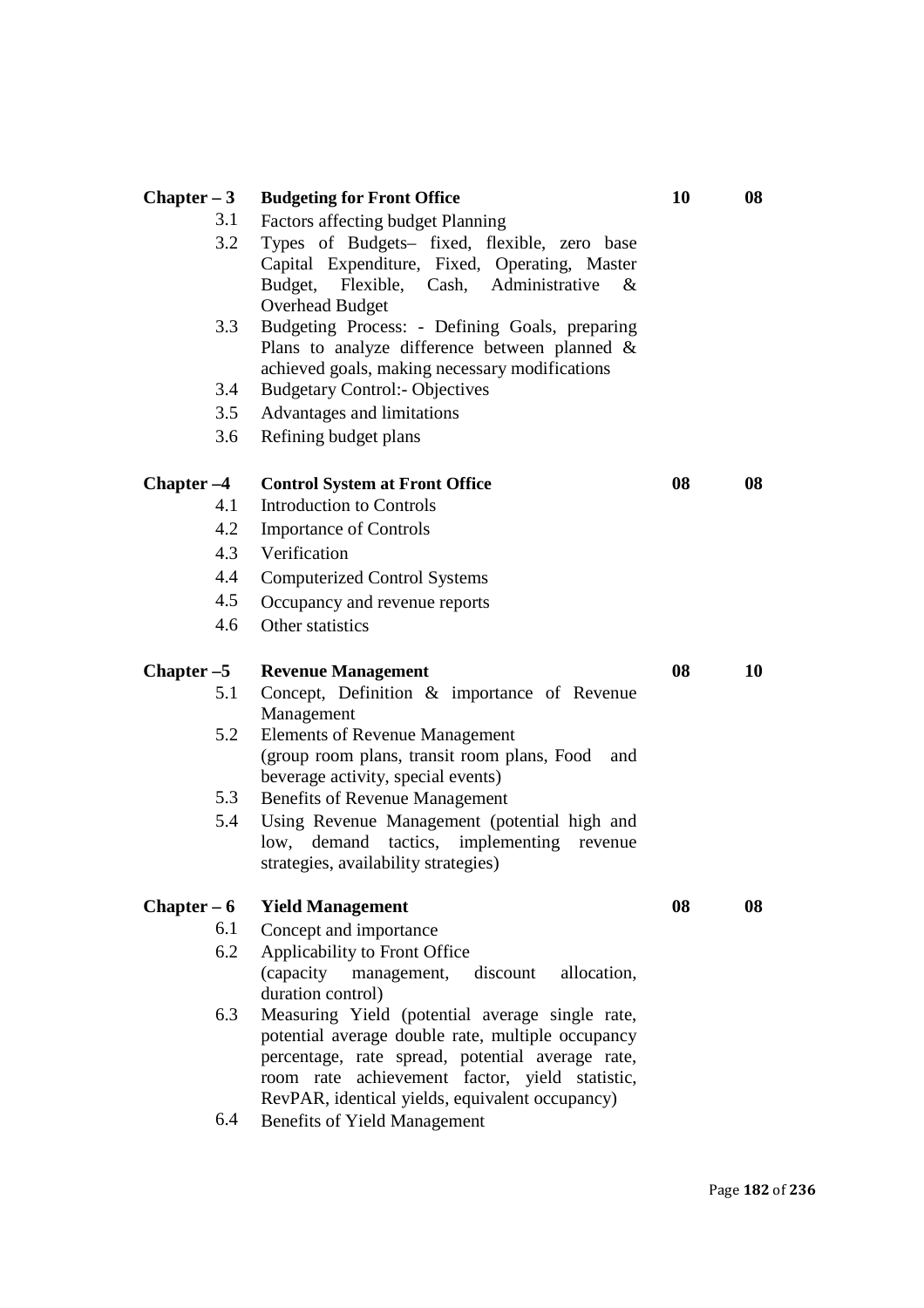| | | | |
|---|---|---|---|
| **Chapter – 3** | **Budgeting for Front Office** | **10** | **08** |
| 3.1 | Factors affecting budget Planning | | |
| 3.2 | Types of Budgets– fixed, flexible, zero base Capital Expenditure, Fixed, Operating, Master Budget, Flexible, Cash, Administrative & Overhead Budget | | |
| 3.3 | Budgeting Process: - Defining Goals, preparing Plans to analyze difference between planned & achieved goals, making necessary modifications | | |
| 3.4 | Budgetary Control:- Objectives | | |
| 3.5 | Advantages and limitations | | |
| 3.6 | Refining budget plans | | |
| **Chapter –4** | **Control System at Front Office** | **08** | **08** |
| 4.1 | Introduction to Controls | | |
| 4.2 | Importance of Controls | | |
| 4.3 | Verification | | |
| 4.4 | Computerized Control Systems | | |
| 4.5 | Occupancy and revenue reports | | |
| 4.6 | Other statistics | | |
| **Chapter –5** | **Revenue Management** | **08** | **10** |
| 5.1 | Concept, Definition & importance of Revenue Management | | |
| 5.2 | Elements of Revenue Management (group room plans, transit room plans, Food and beverage activity, special events) | | |
| 5.3 | Benefits of Revenue Management | | |
| 5.4 | Using Revenue Management (potential high and low, demand tactics, implementing revenue strategies, availability strategies) | | |
| **Chapter – 6** | **Yield Management** | **08** | **08** |
| 6.1 | Concept and importance | | |
| 6.2 | Applicability to Front Office (capacity management, discount allocation, duration control) | | |
| 6.3 | Measuring Yield (potential average single rate, potential average double rate, multiple occupancy percentage, rate spread, potential average rate, room rate achievement factor, yield statistic, RevPAR, identical yields, equivalent occupancy) | | |
| 6.4 | Benefits of Yield Management | | |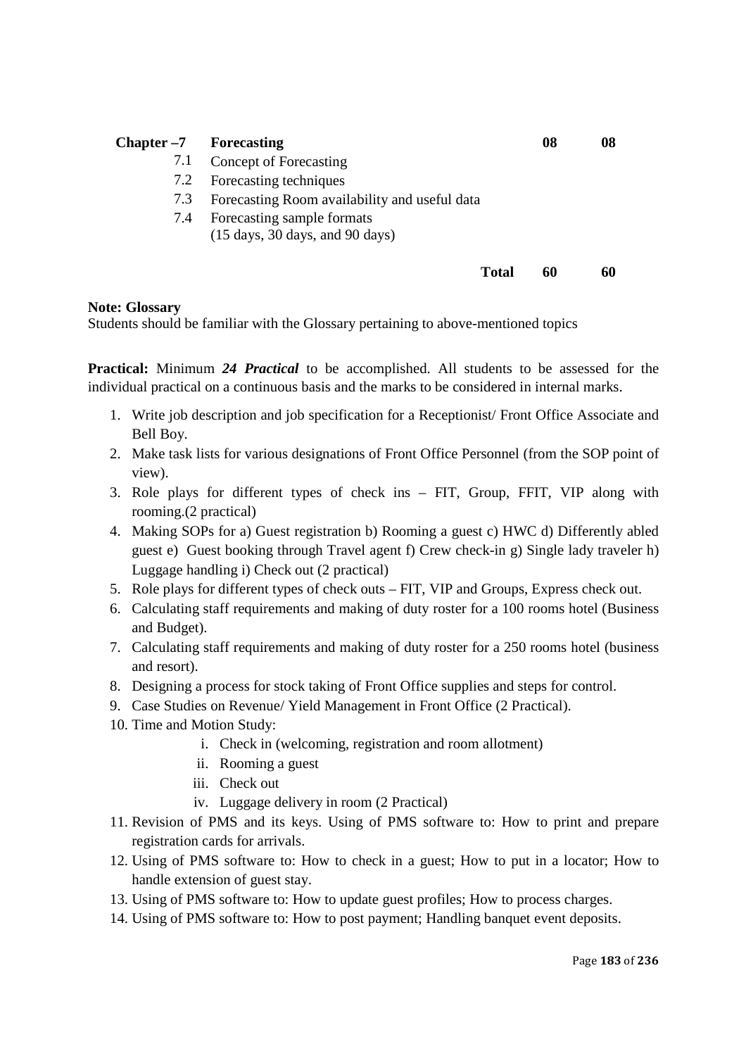| | | | | |
|---|---|---|---|---|
| **Chapter –7** | | **Forecasting** | **08** | **08** |
| | 7.1 | Concept of Forecasting | | |
| | 7.2 | Forecasting techniques | | |
| | 7.3 | Forecasting Room availability and useful data | | |
| | 7.4 | Forecasting sample formats (15 days, 30 days, and 90 days) | | |
| | | **Total** | **60** | **60** |

**Note: Glossary**
Students should be familiar with the Glossary pertaining to above-mentioned topics

**Practical:** Minimum ***24 Practical*** to be accomplished. All students to be assessed for the individual practical on a continuous basis and the marks to be considered in internal marks.

1. Write job description and job specification for a Receptionist/ Front Office Associate and Bell Boy.
2. Make task lists for various designations of Front Office Personnel (from the SOP point of view).
3. Role plays for different types of check ins – FIT, Group, FFIT, VIP along with rooming.(2 practical)
4. Making SOPs for a) Guest registration b) Rooming a guest c) HWC d) Differently abled guest e) Guest booking through Travel agent f) Crew check-in g) Single lady traveler h) Luggage handling i) Check out (2 practical)
5. Role plays for different types of check outs – FIT, VIP and Groups, Express check out.
6. Calculating staff requirements and making of duty roster for a 100 rooms hotel (Business and Budget).
7. Calculating staff requirements and making of duty roster for a 250 rooms hotel (business and resort).
8. Designing a process for stock taking of Front Office supplies and steps for control.
9. Case Studies on Revenue/ Yield Management in Front Office (2 Practical).
10. Time and Motion Study:
    1. Check in (welcoming, registration and room allotment)
    2. Rooming a guest
    3. Check out
    4. Luggage delivery in room (2 Practical)
11. Revision of PMS and its keys. Using of PMS software to: How to print and prepare registration cards for arrivals.
12. Using of PMS software to: How to check in a guest; How to put in a locator; How to handle extension of guest stay.
13. Using of PMS software to: How to update guest profiles; How to process charges.
14. Using of PMS software to: How to post payment; Handling banquet event deposits.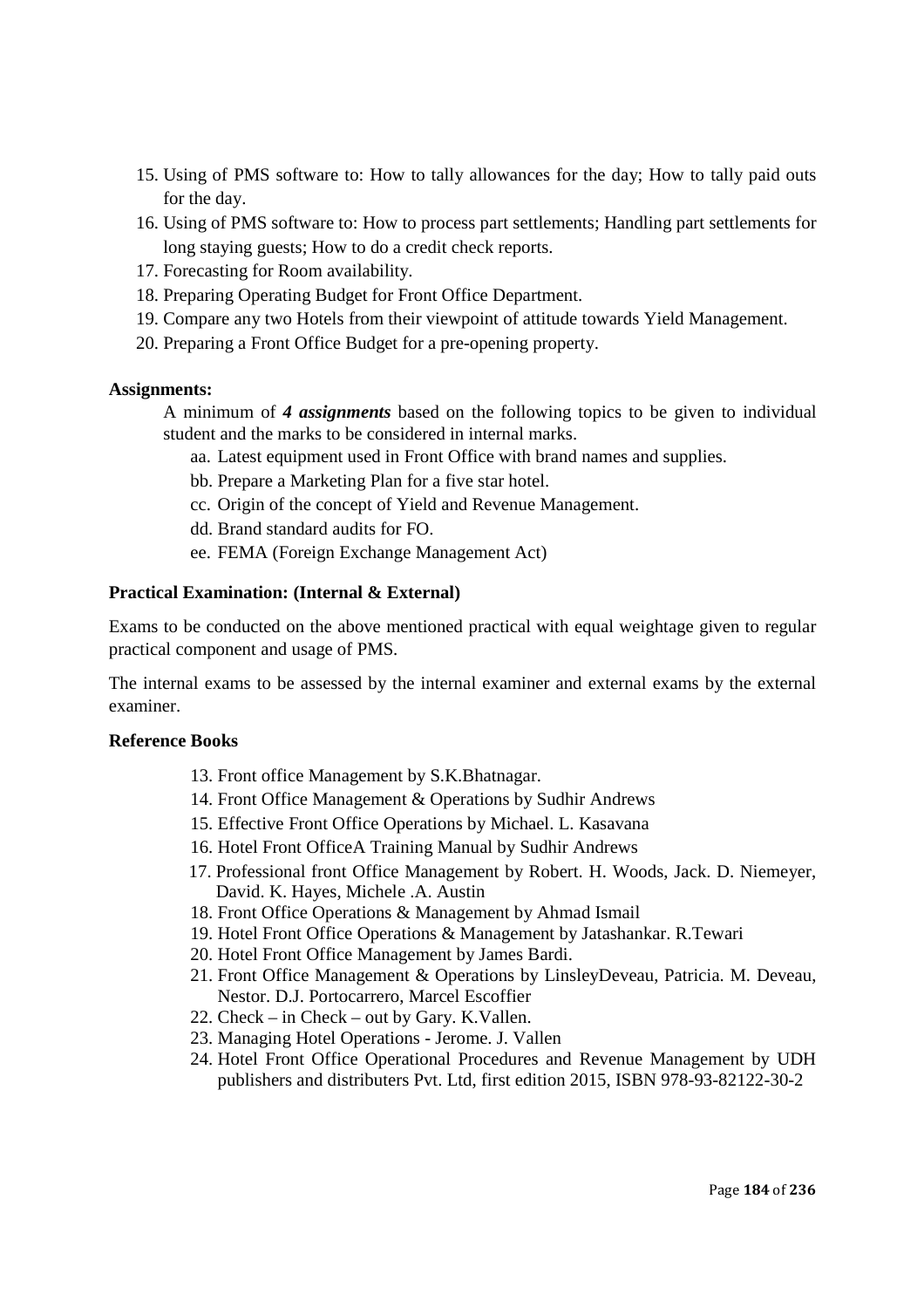15. Using of PMS software to: How to tally allowances for the day; How to tally paid outs for the day.
16. Using of PMS software to: How to process part settlements; Handling part settlements for long staying guests; How to do a credit check reports.
17. Forecasting for Room availability.
18. Preparing Operating Budget for Front Office Department.
19. Compare any two Hotels from their viewpoint of attitude towards Yield Management.
20. Preparing a Front Office Budget for a pre-opening property.

**Assignments:**

A minimum of ***4 assignments*** based on the following topics to be given to individual student and the marks to be considered in internal marks.

aa. Latest equipment used in Front Office with brand names and supplies.

bb. Prepare a Marketing Plan for a five star hotel.

cc. Origin of the concept of Yield and Revenue Management.

dd. Brand standard audits for FO.

ee. FEMA (Foreign Exchange Management Act)

**Practical Examination: (Internal & External)**

Exams to be conducted on the above mentioned practical with equal weightage given to regular practical component and usage of PMS.

The internal exams to be assessed by the internal examiner and external exams by the external examiner.

**Reference Books**

13. Front office Management by S.K.Bhatnagar.
14. Front Office Management & Operations by Sudhir Andrews
15. Effective Front Office Operations by Michael. L. Kasavana
16. Hotel Front OfficeA Training Manual by Sudhir Andrews
17. Professional front Office Management by Robert. H. Woods, Jack. D. Niemeyer, David. K. Hayes, Michele .A. Austin
18. Front Office Operations & Management by Ahmad Ismail
19. Hotel Front Office Operations & Management by Jatashankar. R.Tewari
20. Hotel Front Office Management by James Bardi.
21. Front Office Management & Operations by LinsleyDeveau, Patricia. M. Deveau, Nestor. D.J. Portocarrero, Marcel Escoffier
22. Check – in Check – out by Gary. K.Vallen.
23. Managing Hotel Operations - Jerome. J. Vallen
24. Hotel Front Office Operational Procedures and Revenue Management by UDH publishers and distributers Pvt. Ltd, first edition 2015, ISBN 978-93-82122-30-2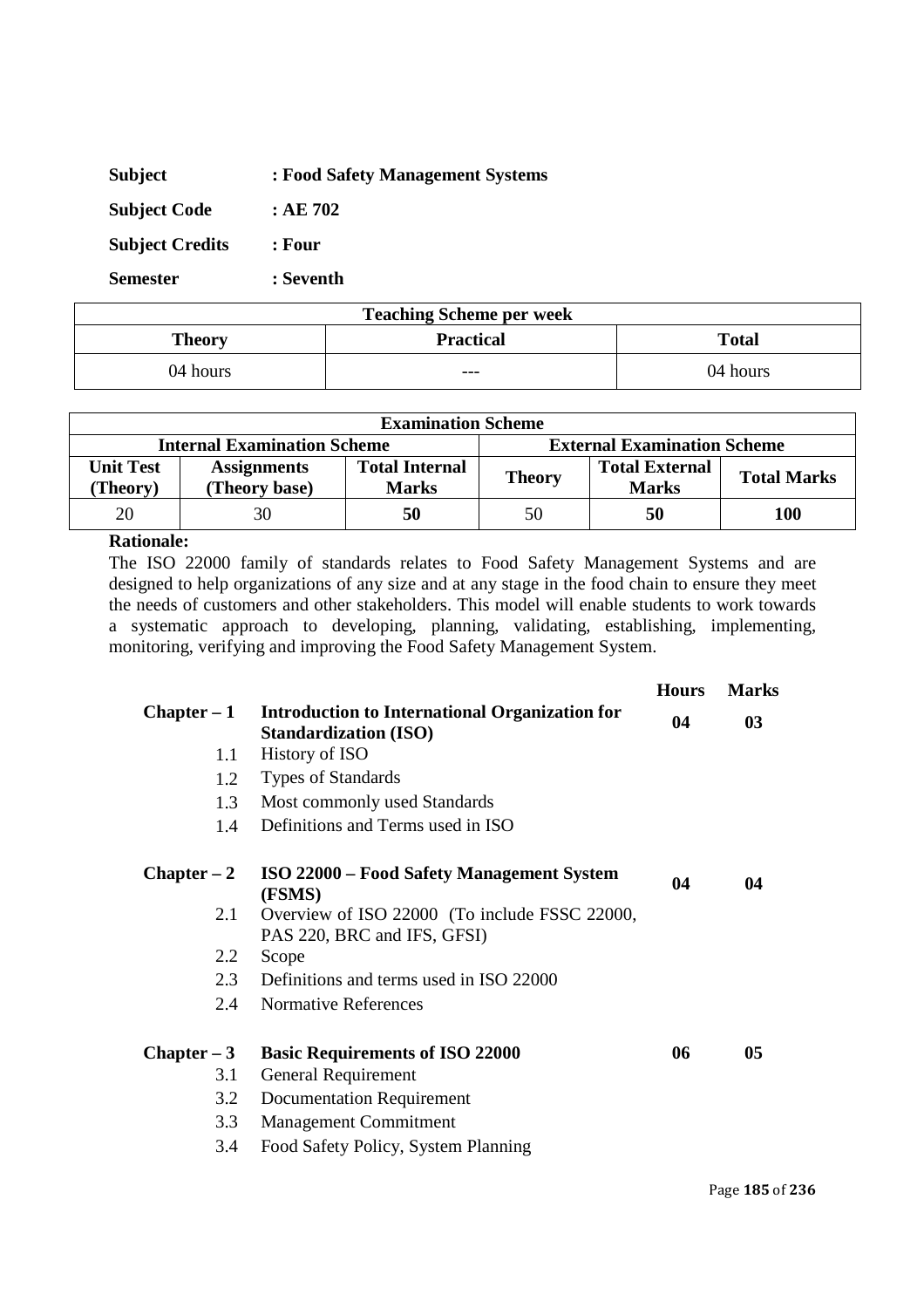**Subject** : **Food Safety Management Systems**

**Subject Code** : **AE 702**

**Subject Credits** : **Four**

**Semester** : **Seventh**

| Teaching Scheme per week | | |
|---|---|---|
| **Theory** | **Practical** | **Total** |
| 04 hours | --- | 04 hours |

| Examination Scheme | | | | | |
|---|---|---|---|---|---|
| **Internal Examination Scheme** | | | **External Examination Scheme** | | |
| **Unit Test (Theory)** | **Assignments (Theory base)** | **Total Internal Marks** | **Theory** | **Total External Marks** | **Total Marks** |
| 20 | 30 | **50** | 50 | **50** | **100** |

**Rationale:**

The ISO 22000 family of standards relates to Food Safety Management Systems and are designed to help organizations of any size and at any stage in the food chain to ensure they meet the needs of customers and other stakeholders. This model will enable students to work towards a systematic approach to developing, planning, validating, establishing, implementing, monitoring, verifying and improving the Food Safety Management System.

| | | **Hours** | **Marks** |
|---|---|---|---|
| **Chapter – 1** | **Introduction to International Organization for Standardization (ISO)** | **04** | **03** |
| 1.1 | History of ISO | | |
| 1.2 | Types of Standards | | |
| 1.3 | Most commonly used Standards | | |
| 1.4 | Definitions and Terms used in ISO | | |
| **Chapter – 2** | **ISO 22000 – Food Safety Management System (FSMS)** | **04** | **04** |
| 2.1 | Overview of ISO 22000 (To include FSSC 22000, PAS 220, BRC and IFS, GFSI) | | |
| 2.2 | Scope | | |
| 2.3 | Definitions and terms used in ISO 22000 | | |
| 2.4 | Normative References | | |
| **Chapter – 3** | **Basic Requirements of ISO 22000** | **06** | **05** |
| 3.1 | General Requirement | | |
| 3.2 | Documentation Requirement | | |
| 3.3 | Management Commitment | | |
| 3.4 | Food Safety Policy, System Planning | | |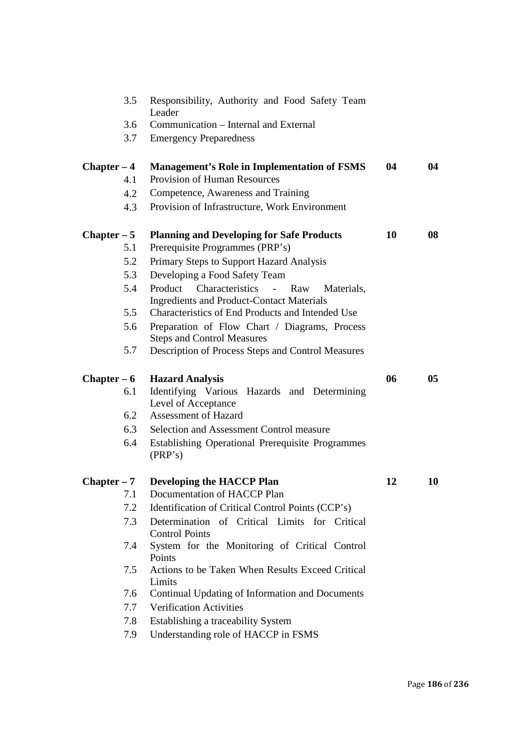| | | | |
|---|---|---|---|
| 3.5 | Responsibility, Authority and Food Safety Team Leader | | |
| 3.6 | Communication – Internal and External | | |
| 3.7 | Emergency Preparedness | | |
| **Chapter – 4** | **Management's Role in Implementation of FSMS** | **04** | **04** |
| 4.1 | Provision of Human Resources | | |
| 4.2 | Competence, Awareness and Training | | |
| 4.3 | Provision of Infrastructure, Work Environment | | |
| **Chapter – 5** | **Planning and Developing for Safe Products** | **10** | **08** |
| 5.1 | Prerequisite Programmes (PRP's) | | |
| 5.2 | Primary Steps to Support Hazard Analysis | | |
| 5.3 | Developing a Food Safety Team | | |
| 5.4 | Product Characteristics - Raw Materials, Ingredients and Product-Contact Materials | | |
| 5.5 | Characteristics of End Products and Intended Use | | |
| 5.6 | Preparation of Flow Chart / Diagrams, Process Steps and Control Measures | | |
| 5.7 | Description of Process Steps and Control Measures | | |
| **Chapter – 6** | **Hazard Analysis** | **06** | **05** |
| 6.1 | Identifying Various Hazards and Determining Level of Acceptance | | |
| 6.2 | Assessment of Hazard | | |
| 6.3 | Selection and Assessment Control measure | | |
| 6.4 | Establishing Operational Prerequisite Programmes (PRP's) | | |
| **Chapter – 7** | **Developing the HACCP Plan** | **12** | **10** |
| 7.1 | Documentation of HACCP Plan | | |
| 7.2 | Identification of Critical Control Points (CCP's) | | |
| 7.3 | Determination of Critical Limits for Critical Control Points | | |
| 7.4 | System for the Monitoring of Critical Control Points | | |
| 7.5 | Actions to be Taken When Results Exceed Critical Limits | | |
| 7.6 | Continual Updating of Information and Documents | | |
| 7.7 | Verification Activities | | |
| 7.8 | Establishing a traceability System | | |
| 7.9 | Understanding role of HACCP in FSMS | | |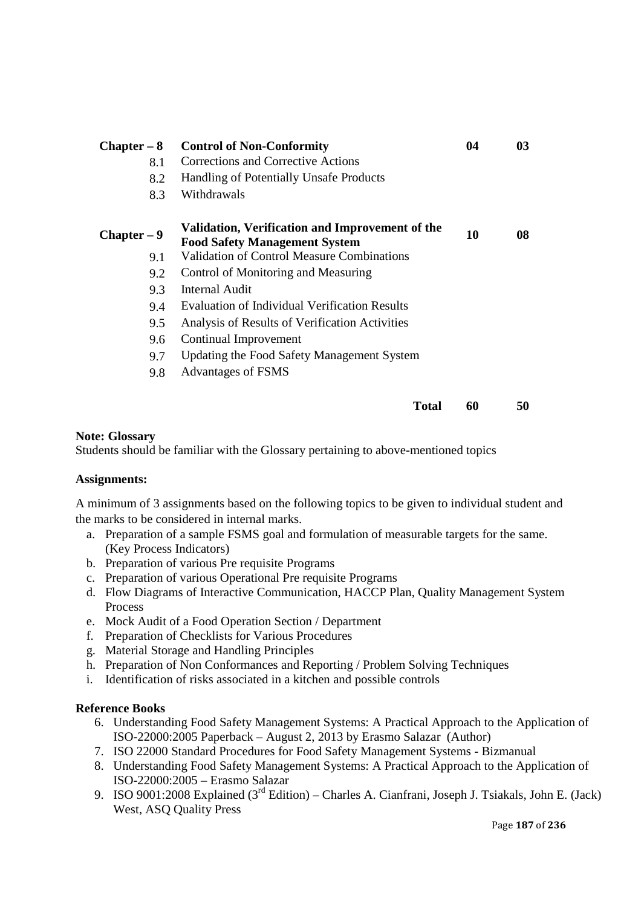| | | | |
|---|---|---|---|
| **Chapter – 8** | **Control of Non-Conformity** | **04** | **03** |
| 8.1 | Corrections and Corrective Actions | | |
| 8.2 | Handling of Potentially Unsafe Products | | |
| 8.3 | Withdrawals | | |
| **Chapter – 9** | **Validation, Verification and Improvement of the Food Safety Management System** | **10** | **08** |
| 9.1 | Validation of Control Measure Combinations | | |
| 9.2 | Control of Monitoring and Measuring | | |
| 9.3 | Internal Audit | | |
| 9.4 | Evaluation of Individual Verification Results | | |
| 9.5 | Analysis of Results of Verification Activities | | |
| 9.6 | Continual Improvement | | |
| 9.7 | Updating the Food Safety Management System | | |
| 9.8 | Advantages of FSMS | | |
| | **Total** | **60** | **50** |

**Note: Glossary**

Students should be familiar with the Glossary pertaining to above-mentioned topics

**Assignments:**

A minimum of 3 assignments based on the following topics to be given to individual student and the marks to be considered in internal marks.

a. Preparation of a sample FSMS goal and formulation of measurable targets for the same. (Key Process Indicators)
b. Preparation of various Pre requisite Programs
c. Preparation of various Operational Pre requisite Programs
d. Flow Diagrams of Interactive Communication, HACCP Plan, Quality Management System Process
e. Mock Audit of a Food Operation Section / Department
f. Preparation of Checklists for Various Procedures
g. Material Storage and Handling Principles
h. Preparation of Non Conformances and Reporting / Problem Solving Techniques
i. Identification of risks associated in a kitchen and possible controls

**Reference Books**

6. Understanding Food Safety Management Systems: A Practical Approach to the Application of ISO-22000:2005 Paperback – August 2, 2013 by Erasmo Salazar (Author)
7. ISO 22000 Standard Procedures for Food Safety Management Systems - Bizmanual
8. Understanding Food Safety Management Systems: A Practical Approach to the Application of ISO-22000:2005 – Erasmo Salazar
9. ISO 9001:2008 Explained (3rd Edition) – Charles A. Cianfrani, Joseph J. Tsiakals, John E. (Jack) West, ASQ Quality Press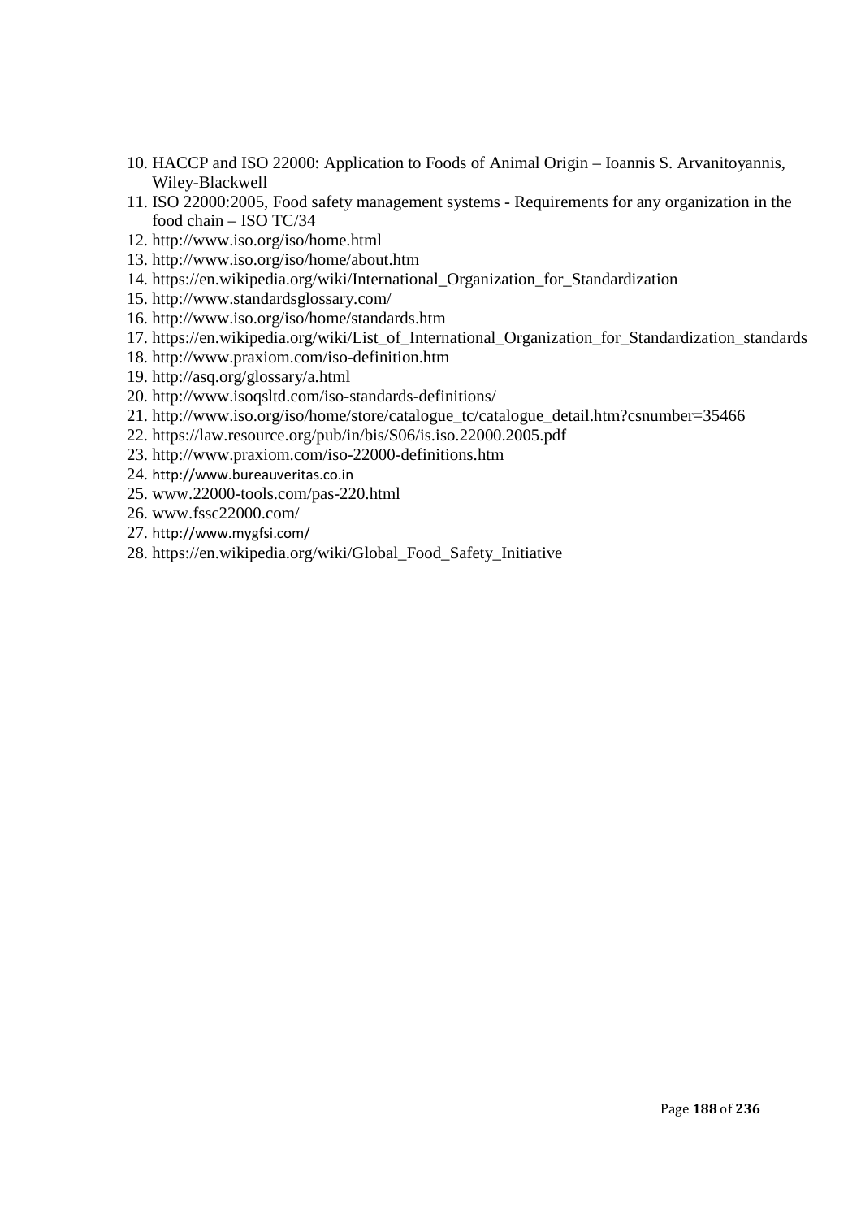10. HACCP and ISO 22000: Application to Foods of Animal Origin – Ioannis S. Arvanitoyannis, Wiley-Blackwell
11. ISO 22000:2005, Food safety management systems - Requirements for any organization in the food chain – ISO TC/34
12. http://www.iso.org/iso/home.html
13. http://www.iso.org/iso/home/about.htm
14. https://en.wikipedia.org/wiki/International_Organization_for_Standardization
15. http://www.standardsglossary.com/
16. http://www.iso.org/iso/home/standards.htm
17. https://en.wikipedia.org/wiki/List_of_International_Organization_for_Standardization_standards
18. http://www.praxiom.com/iso-definition.htm
19. http://asq.org/glossary/a.html
20. http://www.isoqsltd.com/iso-standards-definitions/
21. http://www.iso.org/iso/home/store/catalogue_tc/catalogue_detail.htm?csnumber=35466
22. https://law.resource.org/pub/in/bis/S06/is.iso.22000.2005.pdf
23. http://www.praxiom.com/iso-22000-definitions.htm
24. http://www.bureauveritas.co.in
25. www.22000-tools.com/pas-220.html
26. www.fssc22000.com/
27. http://www.mygfsi.com/
28. https://en.wikipedia.org/wiki/Global_Food_Safety_Initiative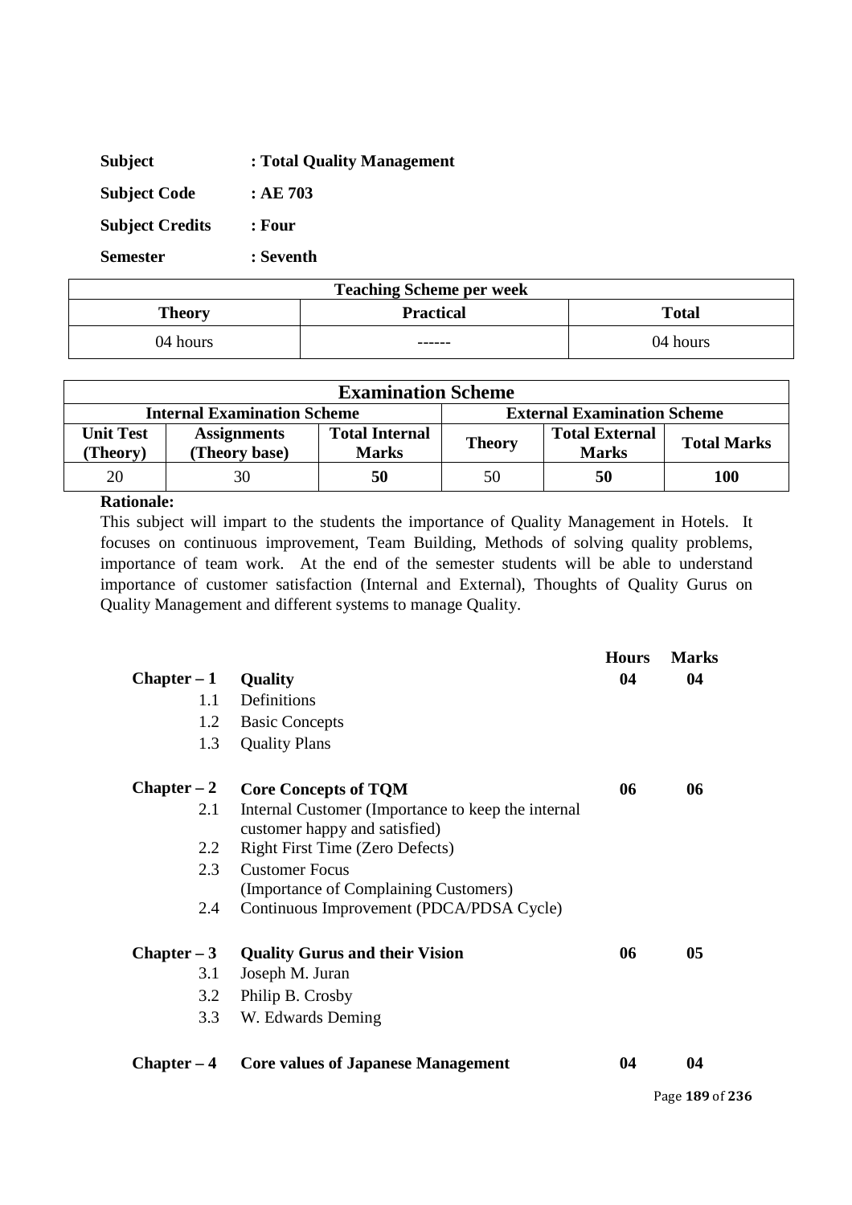**Subject** : **Total Quality Management**

**Subject Code** : **AE 703**

**Subject Credits** : **Four**

**Semester** : **Seventh**

| Teaching Scheme per week | | |
|---|---|---|
| **Theory** | **Practical** | **Total** |
| 04 hours | ------ | 04 hours |

| Examination Scheme | | | | | |
|---|---|---|---|---|---|
| **Internal Examination Scheme** | | | **External Examination Scheme** | | |
| **Unit Test (Theory)** | **Assignments (Theory base)** | **Total Internal Marks** | **Theory** | **Total External Marks** | **Total Marks** |
| 20 | 30 | **50** | 50 | **50** | **100** |

**Rationale:**

This subject will impart to the students the importance of Quality Management in Hotels. It focuses on continuous improvement, Team Building, Methods of solving quality problems, importance of team work. At the end of the semester students will be able to understand importance of customer satisfaction (Internal and External), Thoughts of Quality Gurus on Quality Management and different systems to manage Quality.

| | | **Hours** | **Marks** |
|---|---|---|---|
| **Chapter – 1** | **Quality** | **04** | **04** |
| 1.1 | Definitions | | |
| 1.2 | Basic Concepts | | |
| 1.3 | Quality Plans | | |
| **Chapter – 2** | **Core Concepts of TQM** | **06** | **06** |
| 2.1 | Internal Customer (Importance to keep the internal customer happy and satisfied) | | |
| 2.2 | Right First Time (Zero Defects) | | |
| 2.3 | Customer Focus (Importance of Complaining Customers) | | |
| 2.4 | Continuous Improvement (PDCA/PDSA Cycle) | | |
| **Chapter – 3** | **Quality Gurus and their Vision** | **06** | **05** |
| 3.1 | Joseph M. Juran | | |
| 3.2 | Philip B. Crosby | | |
| 3.3 | W. Edwards Deming | | |
| **Chapter – 4** | **Core values of Japanese Management** | **04** | **04** |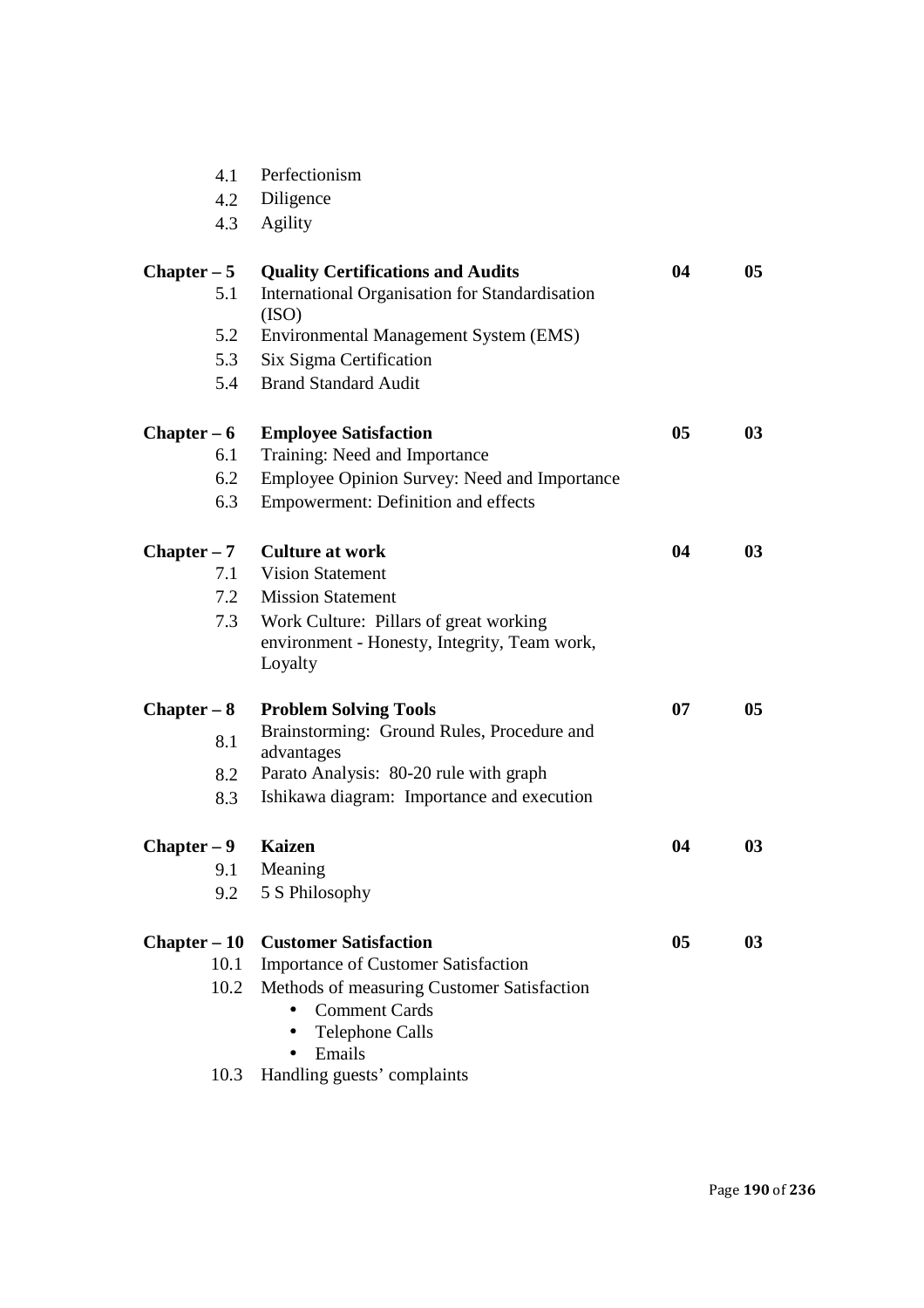| | | | |
|---|---|---|---|
| 4.1 | Perfectionism | | |
| 4.2 | Diligence | | |
| 4.3 | Agility | | |
| **Chapter – 5** | **Quality Certifications and Audits** | **04** | **05** |
| 5.1 | International Organisation for Standardisation (ISO) | | |
| 5.2 | Environmental Management System (EMS) | | |
| 5.3 | Six Sigma Certification | | |
| 5.4 | Brand Standard Audit | | |
| **Chapter – 6** | **Employee Satisfaction** | **05** | **03** |
| 6.1 | Training: Need and Importance | | |
| 6.2 | Employee Opinion Survey: Need and Importance | | |
| 6.3 | Empowerment: Definition and effects | | |
| **Chapter – 7** | **Culture at work** | **04** | **03** |
| 7.1 | Vision Statement | | |
| 7.2 | Mission Statement | | |
| 7.3 | Work Culture: Pillars of great working environment - Honesty, Integrity, Team work, Loyalty | | |
| **Chapter – 8** | **Problem Solving Tools** | **07** | **05** |
| 8.1 | Brainstorming: Ground Rules, Procedure and advantages | | |
| 8.2 | Parato Analysis: 80-20 rule with graph | | |
| 8.3 | Ishikawa diagram: Importance and execution | | |
| **Chapter – 9** | **Kaizen** | **04** | **03** |
| 9.1 | Meaning | | |
| 9.2 | 5 S Philosophy | | |
| **Chapter – 10** | **Customer Satisfaction** | **05** | **03** |
| 10.1 | Importance of Customer Satisfaction | | |
| 10.2 | Methods of measuring Customer Satisfaction<br>• Comment Cards<br>• Telephone Calls<br>• Emails | | |
| 10.3 | Handling guests' complaints | | |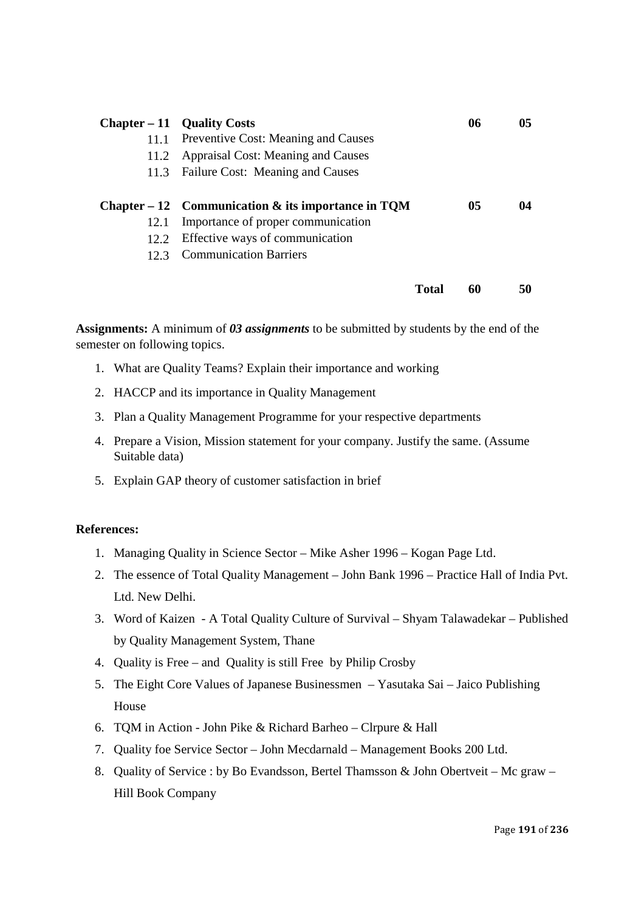| | | | |
|---|---|---|---|
| **Chapter – 11** | **Quality Costs** | **06** | **05** |
| 11.1 | Preventive Cost: Meaning and Causes | | |
| 11.2 | Appraisal Cost: Meaning and Causes | | |
| 11.3 | Failure Cost: Meaning and Causes | | |
| **Chapter – 12** | **Communication & its importance in TQM** | **05** | **04** |
| 12.1 | Importance of proper communication | | |
| 12.2 | Effective ways of communication | | |
| 12.3 | Communication Barriers | | |
| | **Total** | **60** | **50** |

**Assignments:** A minimum of ***03 assignments*** to be submitted by students by the end of the semester on following topics.

1. What are Quality Teams? Explain their importance and working
2. HACCP and its importance in Quality Management
3. Plan a Quality Management Programme for your respective departments
4. Prepare a Vision, Mission statement for your company. Justify the same. (Assume Suitable data)
5. Explain GAP theory of customer satisfaction in brief

**References:**

1. Managing Quality in Science Sector – Mike Asher 1996 – Kogan Page Ltd.
2. The essence of Total Quality Management – John Bank 1996 – Practice Hall of India Pvt. Ltd. New Delhi.
3. Word of Kaizen - A Total Quality Culture of Survival – Shyam Talawadekar – Published by Quality Management System, Thane
4. Quality is Free – and Quality is still Free by Philip Crosby
5. The Eight Core Values of Japanese Businessmen – Yasutaka Sai – Jaico Publishing House
6. TQM in Action - John Pike & Richard Barheo – Clrpure & Hall
7. Quality foe Service Sector – John Mecdarnald – Management Books 200 Ltd.
8. Quality of Service : by Bo Evandsson, Bertel Thamsson & John Obertveit – Mc graw – Hill Book Company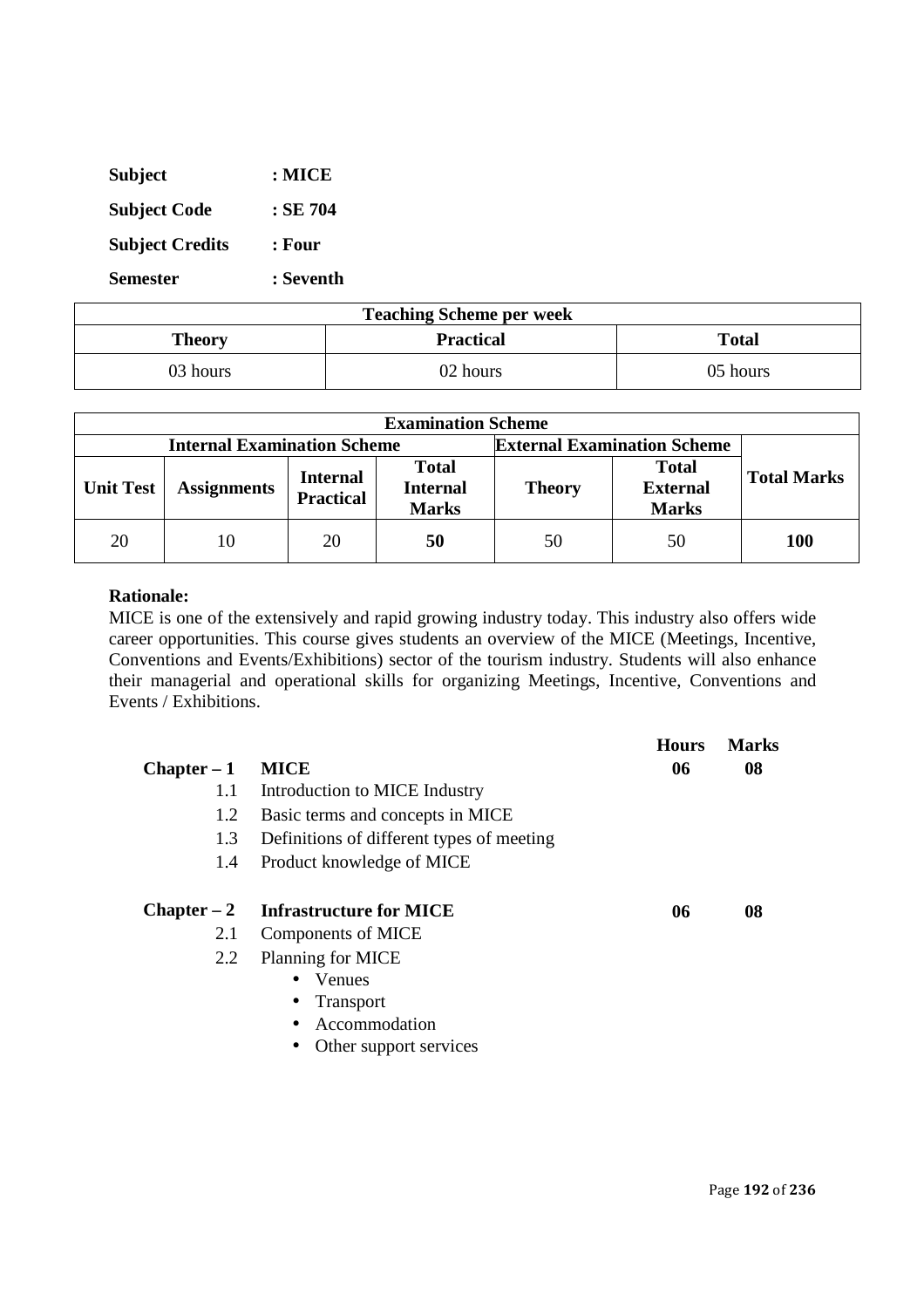**Subject** : **MICE**

**Subject Code** : **SE 704**

**Subject Credits** : **Four**

**Semester** : **Seventh**

| Teaching Scheme per week | | |
|---|---|---|
| **Theory** | **Practical** | **Total** |
| 03 hours | 02 hours | 05 hours |

| Examination Scheme | | | | | | |
|---|---|---|---|---|---|---|
| **Internal Examination Scheme** | | | | **External Examination Scheme** | | |
| **Unit Test** | **Assignments** | **Internal Practical** | **Total Internal Marks** | **Theory** | **Total External Marks** | **Total Marks** |
| 20 | 10 | 20 | **50** | 50 | 50 | **100** |

**Rationale:**

MICE is one of the extensively and rapid growing industry today. This industry also offers wide career opportunities. This course gives students an overview of the MICE (Meetings, Incentive, Conventions and Events/Exhibitions) sector of the tourism industry. Students will also enhance their managerial and operational skills for organizing Meetings, Incentive, Conventions and Events / Exhibitions.

| | | **Hours** | **Marks** |
|---|---|---|---|
| **Chapter – 1** | **MICE** | **06** | **08** |
| 1.1 | Introduction to MICE Industry | | |
| 1.2 | Basic terms and concepts in MICE | | |
| 1.3 | Definitions of different types of meeting | | |
| 1.4 | Product knowledge of MICE | | |
| **Chapter – 2** | **Infrastructure for MICE** | **06** | **08** |
| 2.1 | Components of MICE | | |
| 2.2 | Planning for MICE<br>• Venues<br>• Transport<br>• Accommodation<br>• Other support services | | |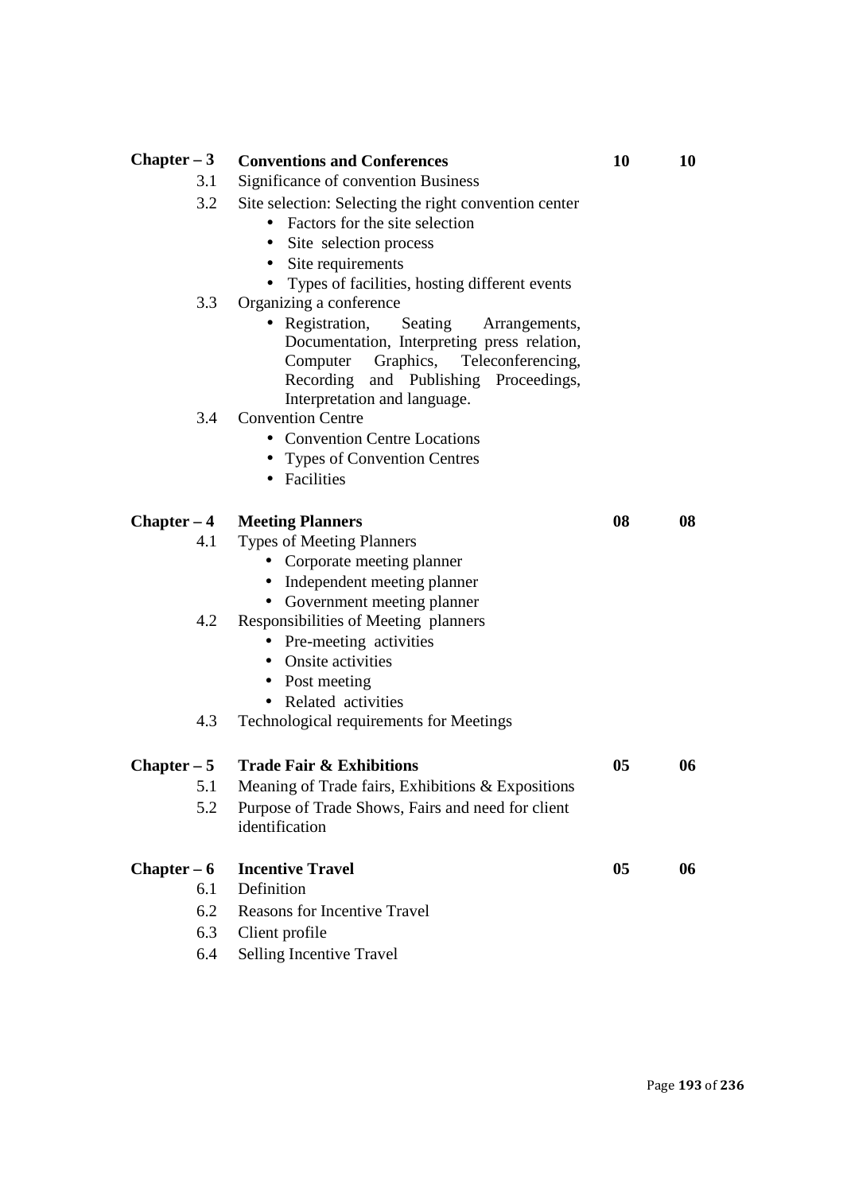| | | | |
|---|---|---|---|
| **Chapter – 3** | **Conventions and Conferences** | **10** | **10** |
| 3.1 | Significance of convention Business | | |
| 3.2 | Site selection: Selecting the right convention center<br>• Factors for the site selection<br>• Site selection process<br>• Site requirements<br>• Types of facilities, hosting different events | | |
| 3.3 | Organizing a conference<br>• Registration, Seating Arrangements, Documentation, Interpreting press relation, Computer Graphics, Teleconferencing, Recording and Publishing Proceedings, Interpretation and language. | | |
| 3.4 | Convention Centre<br>• Convention Centre Locations<br>• Types of Convention Centres<br>• Facilities | | |
| **Chapter – 4** | **Meeting Planners** | **08** | **08** |
| 4.1 | Types of Meeting Planners<br>• Corporate meeting planner<br>• Independent meeting planner<br>• Government meeting planner | | |
| 4.2 | Responsibilities of Meeting planners<br>• Pre-meeting activities<br>• Onsite activities<br>• Post meeting<br>• Related activities | | |
| 4.3 | Technological requirements for Meetings | | |
| **Chapter – 5** | **Trade Fair & Exhibitions** | **05** | **06** |
| 5.1 | Meaning of Trade fairs, Exhibitions & Expositions | | |
| 5.2 | Purpose of Trade Shows, Fairs and need for client identification | | |
| **Chapter – 6** | **Incentive Travel** | **05** | **06** |
| 6.1 | Definition | | |
| 6.2 | Reasons for Incentive Travel | | |
| 6.3 | Client profile | | |
| 6.4 | Selling Incentive Travel | | |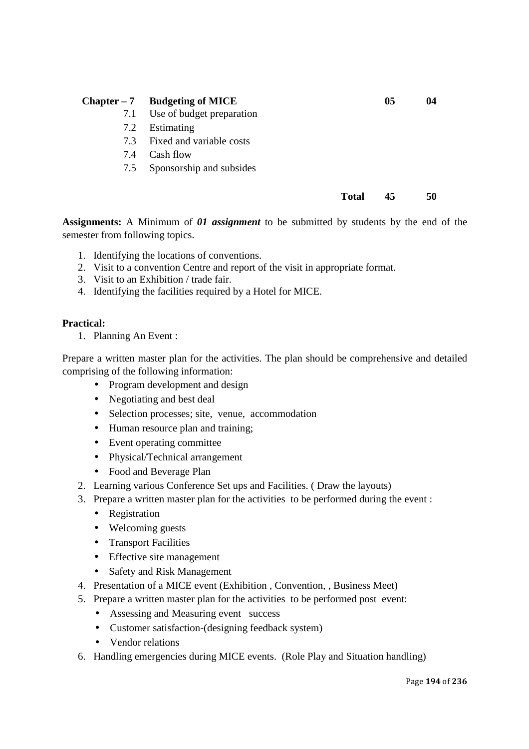| | | | | |
|---|---|---|---|---|
| **Chapter – 7** | **Budgeting of MICE** | | **05** | **04** |
| 7.1 | Use of budget preparation | | | |
| 7.2 | Estimating | | | |
| 7.3 | Fixed and variable costs | | | |
| 7.4 | Cash flow | | | |
| 7.5 | Sponsorship and subsides | | | |
| | | **Total** | **45** | **50** |

**Assignments:** A Minimum of ***01 assignment*** to be submitted by students by the end of the semester from following topics.

1. Identifying the locations of conventions.
2. Visit to a convention Centre and report of the visit in appropriate format.
3. Visit to an Exhibition / trade fair.
4. Identifying the facilities required by a Hotel for MICE.

**Practical:**

1. Planning An Event :

Prepare a written master plan for the activities. The plan should be comprehensive and detailed comprising of the following information:

- Program development and design
- Negotiating and best deal
- Selection processes; site, venue, accommodation
- Human resource plan and training;
- Event operating committee
- Physical/Technical arrangement
- Food and Beverage Plan

2. Learning various Conference Set ups and Facilities. ( Draw the layouts)
3. Prepare a written master plan for the activities to be performed during the event :
   - Registration
   - Welcoming guests
   - Transport Facilities
   - Effective site management
   - Safety and Risk Management
4. Presentation of a MICE event (Exhibition , Convention, , Business Meet)
5. Prepare a written master plan for the activities to be performed post event:
   - Assessing and Measuring event success
   - Customer satisfaction-(designing feedback system)
   - Vendor relations
6. Handling emergencies during MICE events. (Role Play and Situation handling)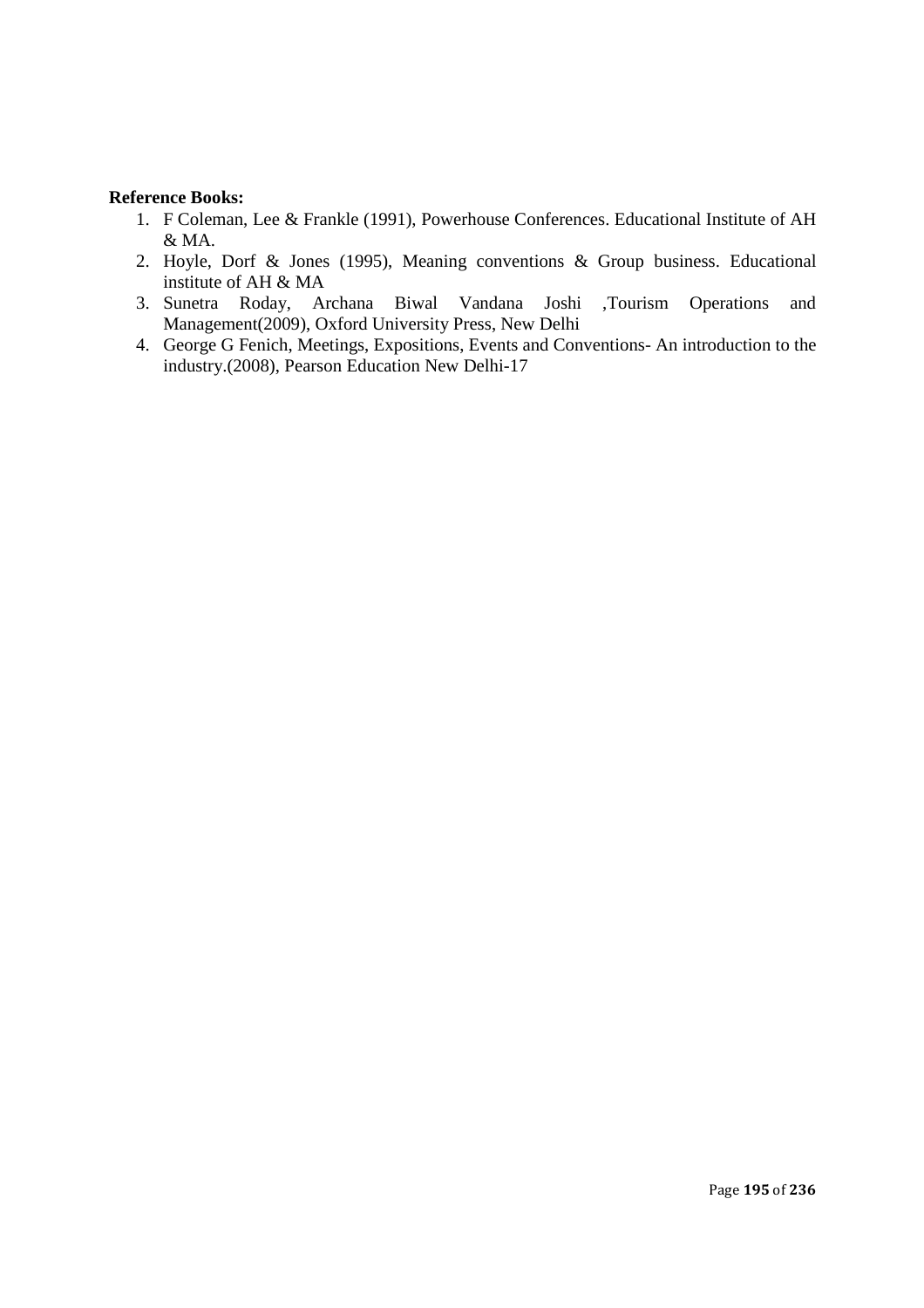**Reference Books:**

1. F Coleman, Lee & Frankle (1991), Powerhouse Conferences. Educational Institute of AH & MA.
2. Hoyle, Dorf & Jones (1995), Meaning conventions & Group business. Educational institute of AH & MA
3. Sunetra Roday, Archana Biwal Vandana Joshi ,Tourism Operations and Management(2009), Oxford University Press, New Delhi
4. George G Fenich, Meetings, Expositions, Events and Conventions- An introduction to the industry.(2008), Pearson Education New Delhi-17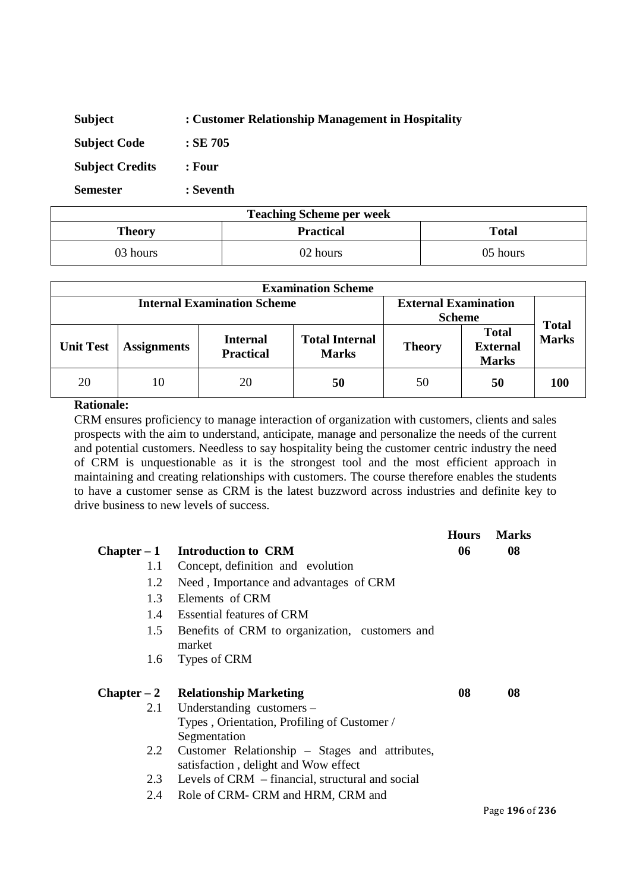**Subject** : **Customer Relationship Management in Hospitality**

**Subject Code** : **SE 705**

**Subject Credits** : **Four**

**Semester** : **Seventh**

| Teaching Scheme per week | | |
|---|---|---|
| **Theory** | **Practical** | **Total** |
| 03 hours | 02 hours | 05 hours |

| Examination Scheme | | | | | | |
|---|---|---|---|---|---|---|
| **Internal Examination Scheme** | | | | **External Examination Scheme** | | **Total Marks** |
| **Unit Test** | **Assignments** | **Internal Practical** | **Total Internal Marks** | **Theory** | **Total External Marks** | |
| 20 | 10 | 20 | **50** | 50 | **50** | **100** |

**Rationale:**

CRM ensures proficiency to manage interaction of organization with customers, clients and sales prospects with the aim to understand, anticipate, manage and personalize the needs of the current and potential customers. Needless to say hospitality being the customer centric industry the need of CRM is unquestionable as it is the strongest tool and the most efficient approach in maintaining and creating relationships with customers. The course therefore enables the students to have a customer sense as CRM is the latest buzzword across industries and definite key to drive business to new levels of success.

| | | **Hours** | **Marks** |
|---|---|---|---|
| **Chapter – 1** | **Introduction to CRM** | **06** | **08** |
| 1.1 | Concept, definition and evolution | | |
| 1.2 | Need , Importance and advantages of CRM | | |
| 1.3 | Elements of CRM | | |
| 1.4 | Essential features of CRM | | |
| 1.5 | Benefits of CRM to organization, customers and market | | |
| 1.6 | Types of CRM | | |
| **Chapter – 2** | **Relationship Marketing** | **08** | **08** |
| 2.1 | Understanding customers – Types , Orientation, Profiling of Customer / Segmentation | | |
| 2.2 | Customer Relationship – Stages and attributes, satisfaction , delight and Wow effect | | |
| 2.3 | Levels of CRM – financial, structural and social | | |
| 2.4 | Role of CRM- CRM and HRM, CRM and | | |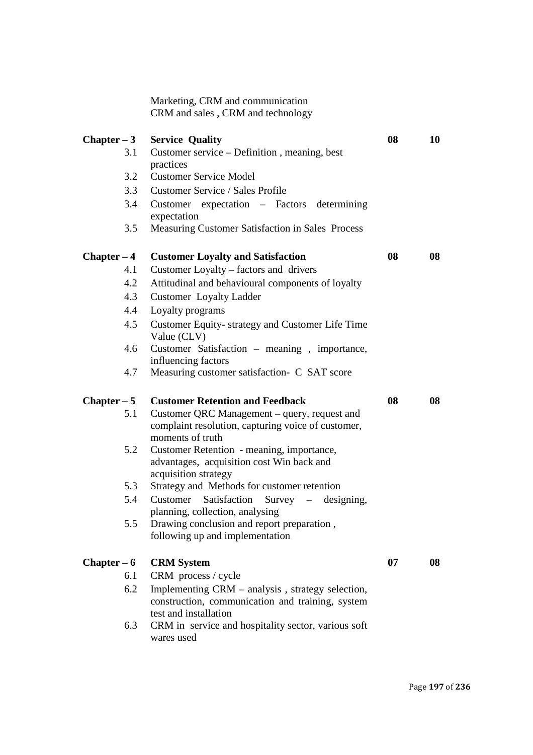| | | | |
|---|---|---|---|
| | Marketing, CRM and communication<br>CRM and sales , CRM and technology | | |
| **Chapter – 3** | **Service Quality** | **08** | **10** |
| 3.1 | Customer service – Definition , meaning, best practices | | |
| 3.2 | Customer Service Model | | |
| 3.3 | Customer Service / Sales Profile | | |
| 3.4 | Customer expectation – Factors determining expectation | | |
| 3.5 | Measuring Customer Satisfaction in Sales Process | | |
| **Chapter – 4** | **Customer Loyalty and Satisfaction** | **08** | **08** |
| 4.1 | Customer Loyalty – factors and drivers | | |
| 4.2 | Attitudinal and behavioural components of loyalty | | |
| 4.3 | Customer Loyalty Ladder | | |
| 4.4 | Loyalty programs | | |
| 4.5 | Customer Equity- strategy and Customer Life Time Value (CLV) | | |
| 4.6 | Customer Satisfaction – meaning , importance, influencing factors | | |
| 4.7 | Measuring customer satisfaction- C SAT score | | |
| **Chapter – 5** | **Customer Retention and Feedback** | **08** | **08** |
| 5.1 | Customer QRC Management – query, request and complaint resolution, capturing voice of customer, moments of truth | | |
| 5.2 | Customer Retention - meaning, importance, advantages, acquisition cost Win back and acquisition strategy | | |
| 5.3 | Strategy and Methods for customer retention | | |
| 5.4 | Customer Satisfaction Survey – designing, planning, collection, analysing | | |
| 5.5 | Drawing conclusion and report preparation , following up and implementation | | |
| **Chapter – 6** | **CRM System** | **07** | **08** |
| 6.1 | CRM process / cycle | | |
| 6.2 | Implementing CRM – analysis , strategy selection, construction, communication and training, system test and installation | | |
| 6.3 | CRM in service and hospitality sector, various soft wares used | | |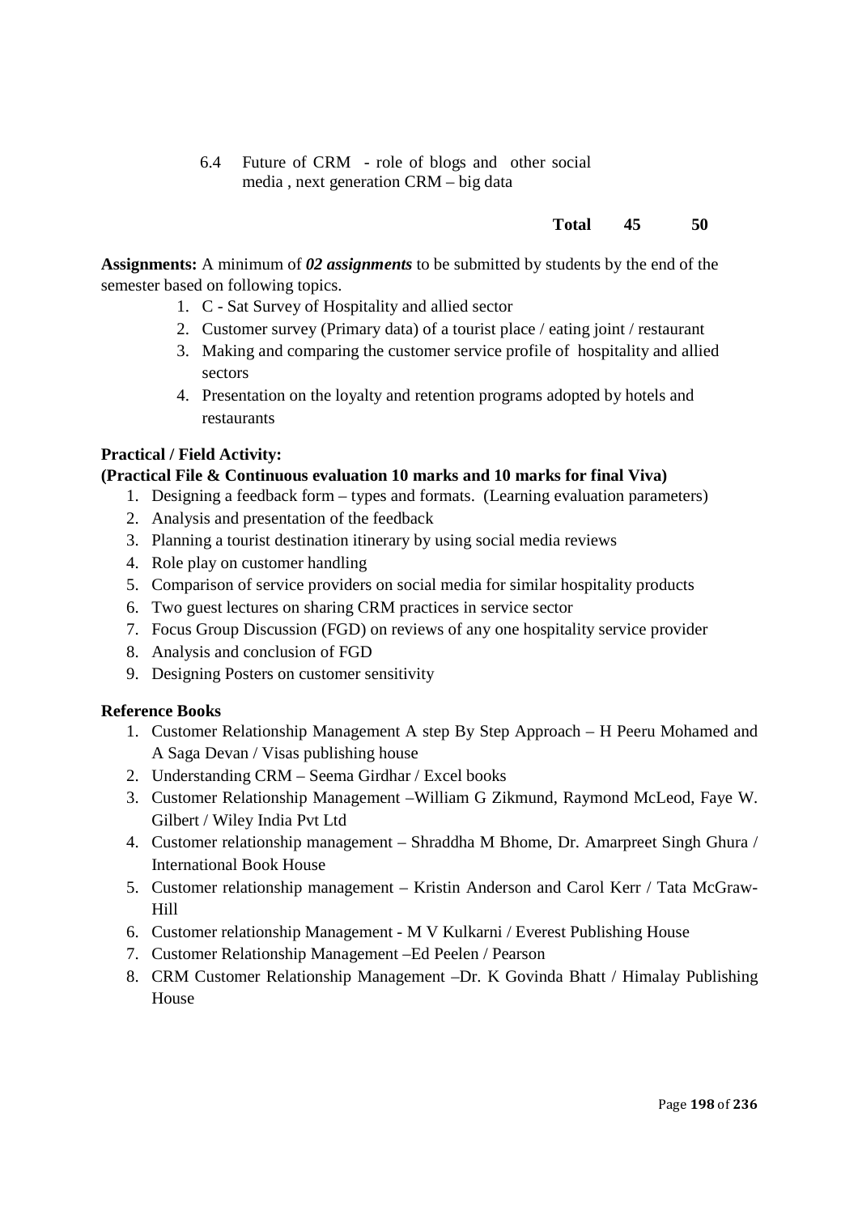6.4 Future of CRM - role of blogs and other social media , next generation CRM – big data

**Total 45 50**

**Assignments:** A minimum of ***02 assignments*** to be submitted by students by the end of the semester based on following topics.

1. C - Sat Survey of Hospitality and allied sector
2. Customer survey (Primary data) of a tourist place / eating joint / restaurant
3. Making and comparing the customer service profile of hospitality and allied sectors
4. Presentation on the loyalty and retention programs adopted by hotels and restaurants

**Practical / Field Activity:**

**(Practical File & Continuous evaluation 10 marks and 10 marks for final Viva)**

1. Designing a feedback form – types and formats. (Learning evaluation parameters)
2. Analysis and presentation of the feedback
3. Planning a tourist destination itinerary by using social media reviews
4. Role play on customer handling
5. Comparison of service providers on social media for similar hospitality products
6. Two guest lectures on sharing CRM practices in service sector
7. Focus Group Discussion (FGD) on reviews of any one hospitality service provider
8. Analysis and conclusion of FGD
9. Designing Posters on customer sensitivity

**Reference Books**

1. Customer Relationship Management A step By Step Approach – H Peeru Mohamed and A Saga Devan / Visas publishing house
2. Understanding CRM – Seema Girdhar / Excel books
3. Customer Relationship Management –William G Zikmund, Raymond McLeod, Faye W. Gilbert / Wiley India Pvt Ltd
4. Customer relationship management – Shraddha M Bhome, Dr. Amarpreet Singh Ghura / International Book House
5. Customer relationship management – Kristin Anderson and Carol Kerr / Tata McGraw-Hill
6. Customer relationship Management - M V Kulkarni / Everest Publishing House
7. Customer Relationship Management –Ed Peelen / Pearson
8. CRM Customer Relationship Management –Dr. K Govinda Bhatt / Himalay Publishing House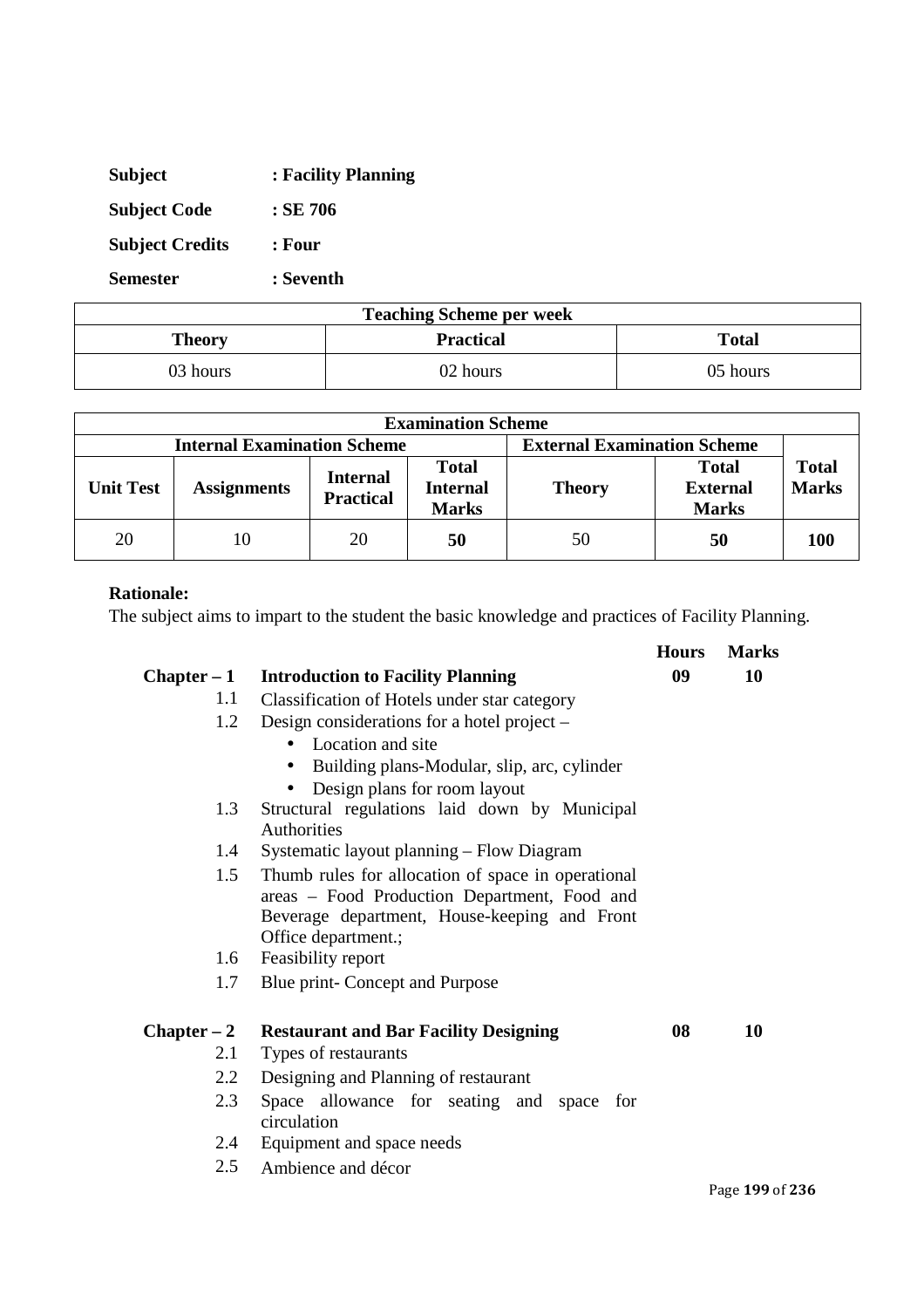**Subject** : **Facility Planning**

**Subject Code** : **SE 706**

**Subject Credits** : **Four**

**Semester** : **Seventh**

| Teaching Scheme per week | | |
|---|---|---|
| **Theory** | **Practical** | **Total** |
| 03 hours | 02 hours | 05 hours |

| Examination Scheme | | | | | | |
|---|---|---|---|---|---|---|
| **Internal Examination Scheme** | | | | **External Examination Scheme** | | |
| **Unit Test** | **Assignments** | **Internal Practical** | **Total Internal Marks** | **Theory** | **Total External Marks** | **Total Marks** |
| 20 | 10 | 20 | **50** | 50 | **50** | **100** |

**Rationale:**
The subject aims to impart to the student the basic knowledge and practices of Facility Planning.

| | | Hours | Marks |
|---|---|---|---|
| **Chapter – 1** | **Introduction to Facility Planning** | **09** | **10** |
| 1.1 | Classification of Hotels under star category | | |
| 1.2 | Design considerations for a hotel project – <br>• Location and site <br>• Building plans-Modular, slip, arc, cylinder <br>• Design plans for room layout | | |
| 1.3 | Structural regulations laid down by Municipal Authorities | | |
| 1.4 | Systematic layout planning – Flow Diagram | | |
| 1.5 | Thumb rules for allocation of space in operational areas – Food Production Department, Food and Beverage department, House-keeping and Front Office department.; | | |
| 1.6 | Feasibility report | | |
| 1.7 | Blue print- Concept and Purpose | | |
| **Chapter – 2** | **Restaurant and Bar Facility Designing** | **08** | **10** |
| 2.1 | Types of restaurants | | |
| 2.2 | Designing and Planning of restaurant | | |
| 2.3 | Space allowance for seating and space for circulation | | |
| 2.4 | Equipment and space needs | | |
| 2.5 | Ambience and décor | | |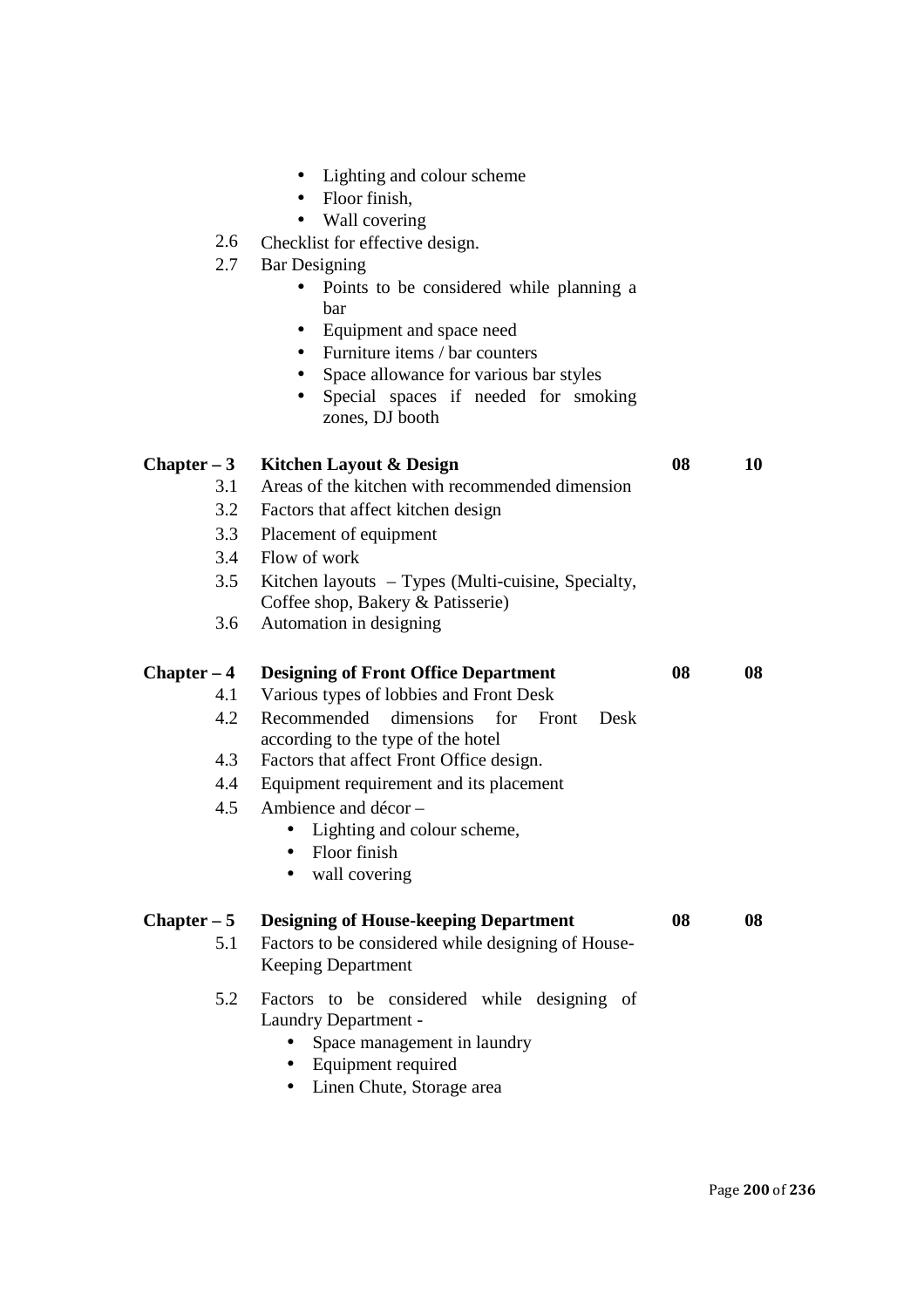- Lighting and colour scheme
- Floor finish,
- Wall covering

2.6 Checklist for effective design.

2.7 Bar Designing

- Points to be considered while planning a bar
- Equipment and space need
- Furniture items / bar counters
- Space allowance for various bar styles
- Special spaces if needed for smoking zones, DJ booth

| | | | |
|---|---|---|---|
| **Chapter – 3** | **Kitchen Layout & Design** | **08** | **10** |
| 3.1 | Areas of the kitchen with recommended dimension | | |
| 3.2 | Factors that affect kitchen design | | |
| 3.3 | Placement of equipment | | |
| 3.4 | Flow of work | | |
| 3.5 | Kitchen layouts – Types (Multi-cuisine, Specialty, Coffee shop, Bakery & Patisserie) | | |
| 3.6 | Automation in designing | | |
| **Chapter – 4** | **Designing of Front Office Department** | **08** | **08** |
| 4.1 | Various types of lobbies and Front Desk | | |
| 4.2 | Recommended dimensions for Front Desk according to the type of the hotel | | |
| 4.3 | Factors that affect Front Office design. | | |
| 4.4 | Equipment requirement and its placement | | |
| 4.5 | Ambience and décor – • Lighting and colour scheme, • Floor finish • wall covering | | |
| **Chapter – 5** | **Designing of House-keeping Department** | **08** | **08** |
| 5.1 | Factors to be considered while designing of House-Keeping Department | | |
| 5.2 | Factors to be considered while designing of Laundry Department - • Space management in laundry • Equipment required • Linen Chute, Storage area | | |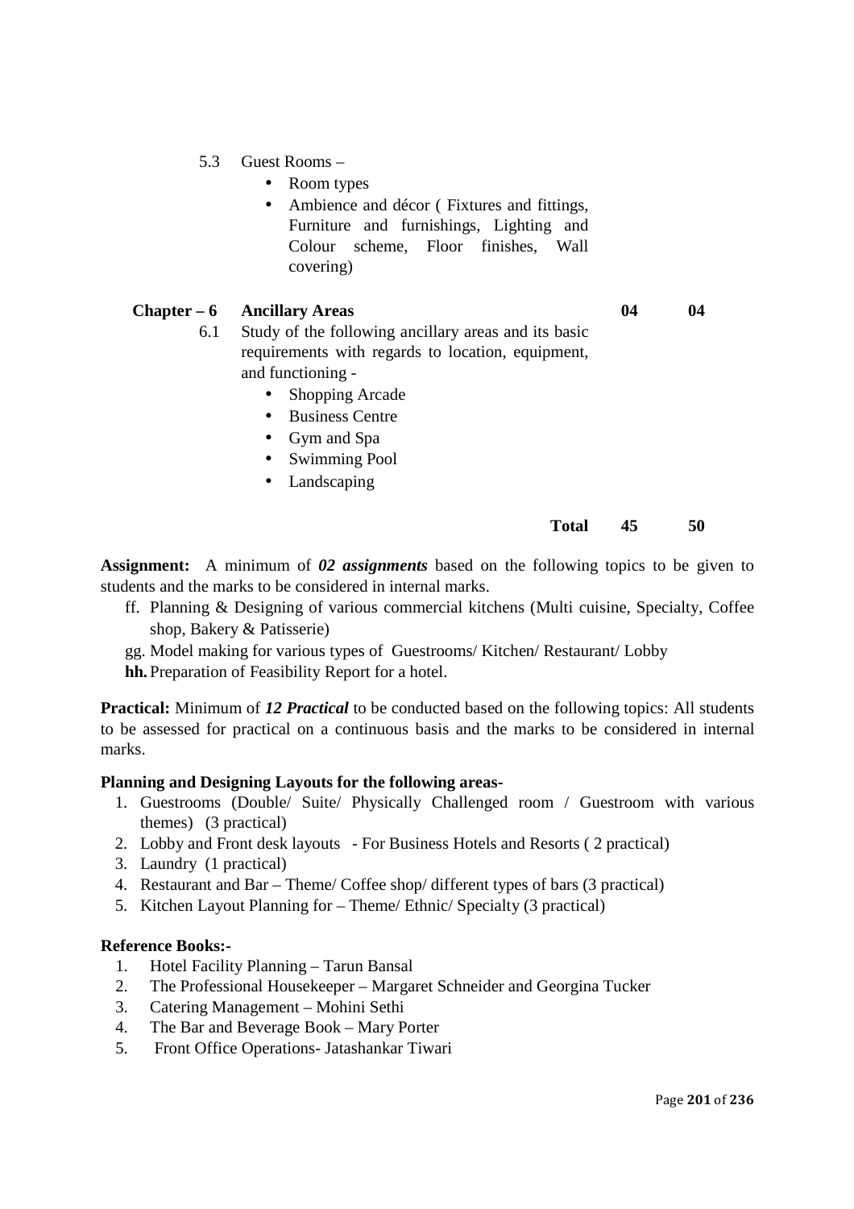5.3 Guest Rooms –

- Room types
- Ambience and décor ( Fixtures and fittings, Furniture and furnishings, Lighting and Colour scheme, Floor finishes, Wall covering)

| | | | |
|---|---|---|---|
| **Chapter – 6** | **Ancillary Areas** | **04** | **04** |
| 6.1 | Study of the following ancillary areas and its basic requirements with regards to location, equipment, and functioning - <br>• Shopping Arcade<br>• Business Centre<br>• Gym and Spa<br>• Swimming Pool<br>• Landscaping | | |
| | **Total** | **45** | **50** |

**Assignment:** A minimum of ***02 assignments*** based on the following topics to be given to students and the marks to be considered in internal marks.

ff. Planning & Designing of various commercial kitchens (Multi cuisine, Specialty, Coffee shop, Bakery & Patisserie)

gg. Model making for various types of Guestrooms/ Kitchen/ Restaurant/ Lobby

**hh.** Preparation of Feasibility Report for a hotel.

**Practical:** Minimum of ***12 Practical*** to be conducted based on the following topics: All students to be assessed for practical on a continuous basis and the marks to be considered in internal marks.

**Planning and Designing Layouts for the following areas-**

1. Guestrooms (Double/ Suite/ Physically Challenged room / Guestroom with various themes) (3 practical)
2. Lobby and Front desk layouts - For Business Hotels and Resorts ( 2 practical)
3. Laundry (1 practical)
4. Restaurant and Bar – Theme/ Coffee shop/ different types of bars (3 practical)
5. Kitchen Layout Planning for – Theme/ Ethnic/ Specialty (3 practical)

**Reference Books:-**

1. Hotel Facility Planning – Tarun Bansal
2. The Professional Housekeeper – Margaret Schneider and Georgina Tucker
3. Catering Management – Mohini Sethi
4. The Bar and Beverage Book – Mary Porter
5. Front Office Operations- Jatashankar Tiwari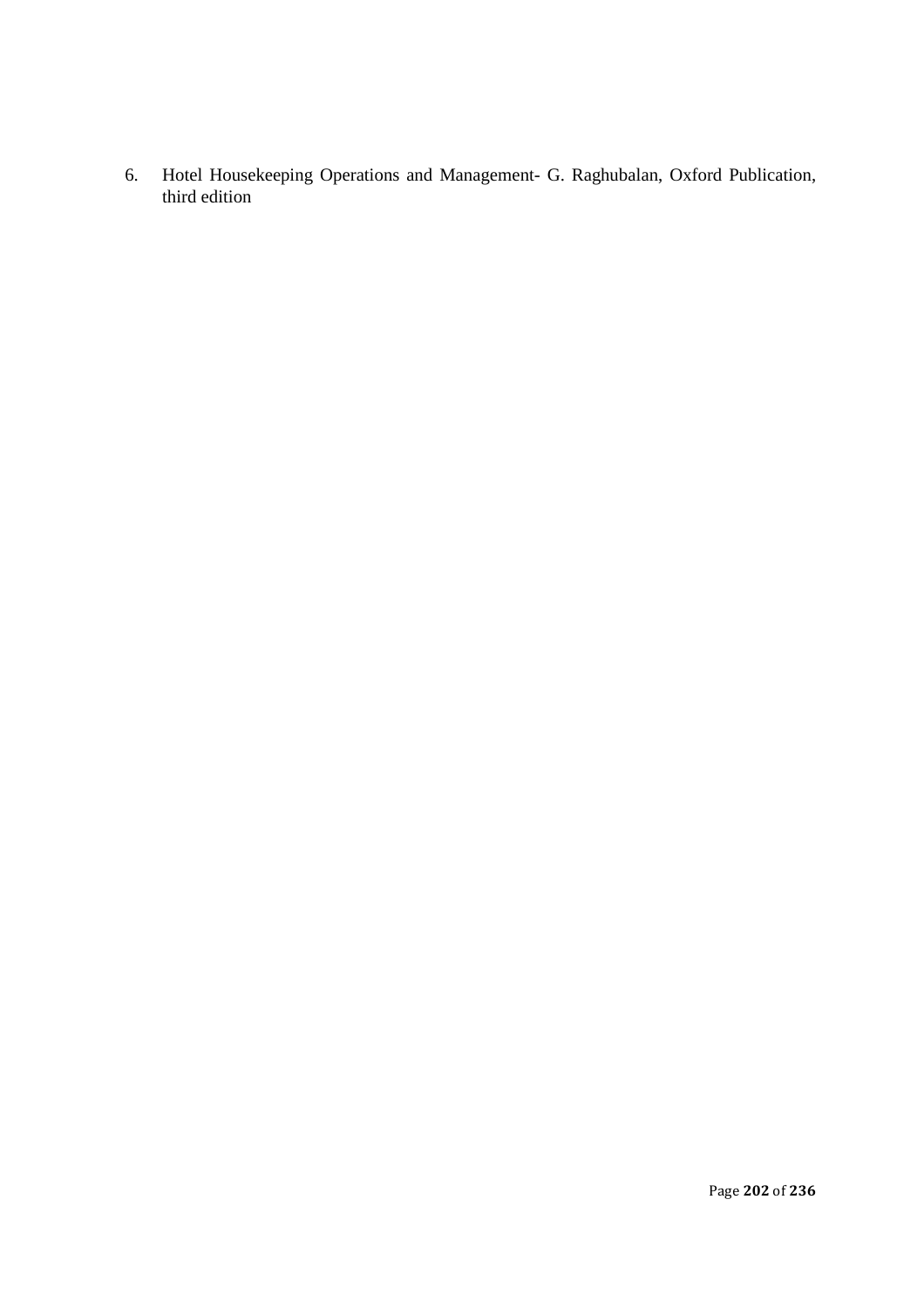6. Hotel Housekeeping Operations and Management- G. Raghubalan, Oxford Publication, third edition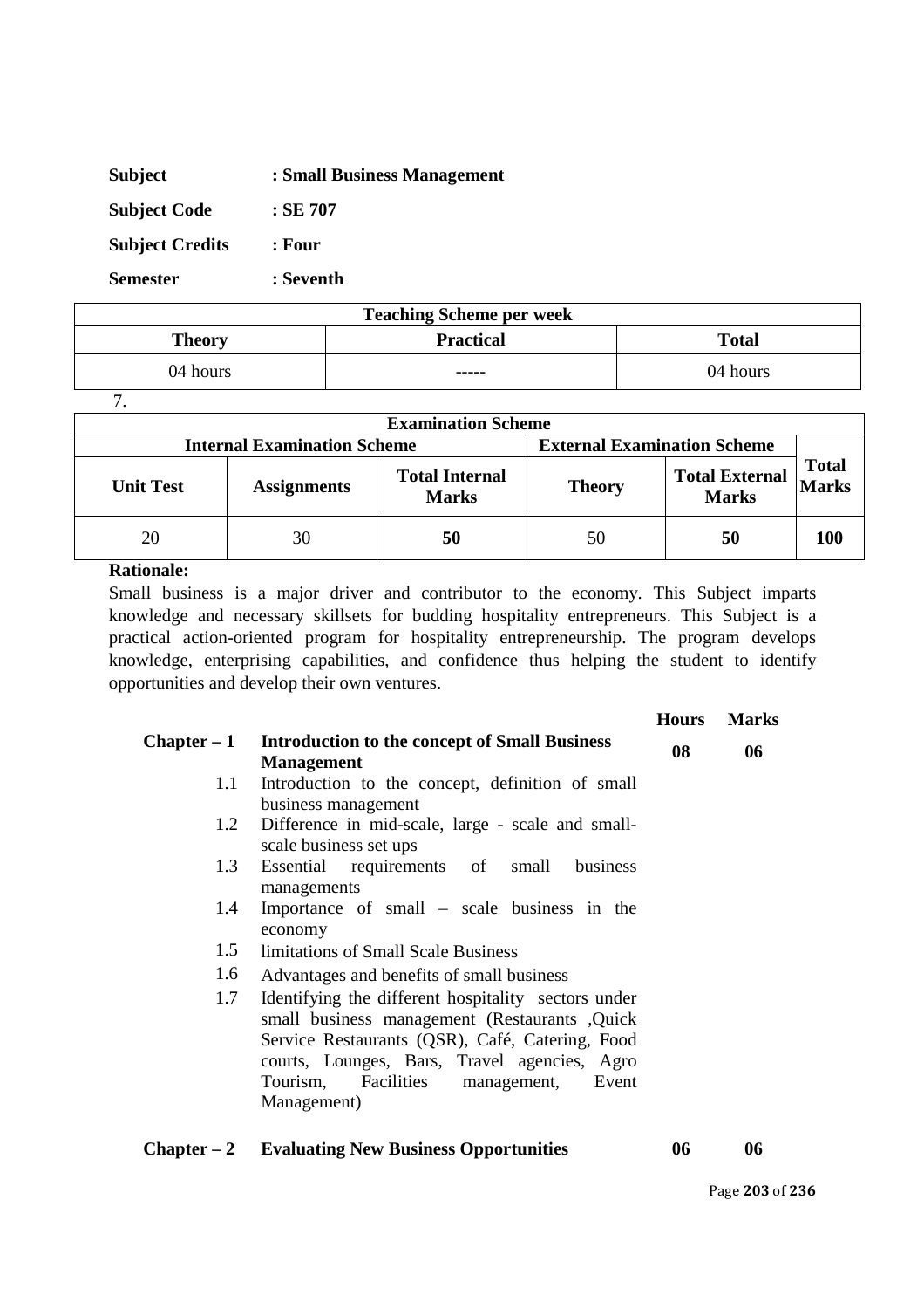**Subject** : **Small Business Management**

**Subject Code** : **SE 707**

**Subject Credits** : **Four**

**Semester** : **Seventh**

| Teaching Scheme per week | | |
|---|---|---|
| **Theory** | **Practical** | **Total** |
| 04 hours | ----- | 04 hours |

7.

| Examination Scheme | | | | | |
|---|---|---|---|---|---|
| **Internal Examination Scheme** | | | **External Examination Scheme** | | **Total Marks** |
| **Unit Test** | **Assignments** | **Total Internal Marks** | **Theory** | **Total External Marks** | |
| 20 | 30 | **50** | 50 | **50** | **100** |

**Rationale:**

Small business is a major driver and contributor to the economy. This Subject imparts knowledge and necessary skillsets for budding hospitality entrepreneurs. This Subject is a practical action-oriented program for hospitality entrepreneurship. The program develops knowledge, enterprising capabilities, and confidence thus helping the student to identify opportunities and develop their own ventures.

| | | **Hours** | **Marks** |
|---|---|---|---|
| **Chapter – 1** | **Introduction to the concept of Small Business Management** | **08** | **06** |
| 1.1 | Introduction to the concept, definition of small business management | | |
| 1.2 | Difference in mid-scale, large - scale and small-scale business set ups | | |
| 1.3 | Essential requirements of small business managements | | |
| 1.4 | Importance of small – scale business in the economy | | |
| 1.5 | limitations of Small Scale Business | | |
| 1.6 | Advantages and benefits of small business | | |
| 1.7 | Identifying the different hospitality sectors under small business management (Restaurants ,Quick Service Restaurants (QSR), Café, Catering, Food courts, Lounges, Bars, Travel agencies, Agro Tourism, Facilities management, Event Management) | | |
| **Chapter – 2** | **Evaluating New Business Opportunities** | **06** | **06** |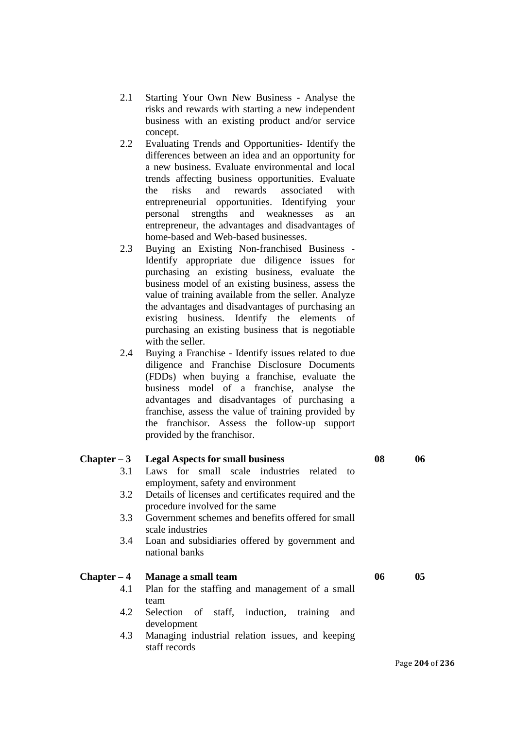| | | | |
|---|---|---|---|
| 2.1 | Starting Your Own New Business - Analyse the risks and rewards with starting a new independent business with an existing product and/or service concept. | | |
| 2.2 | Evaluating Trends and Opportunities- Identify the differences between an idea and an opportunity for a new business. Evaluate environmental and local trends affecting business opportunities. Evaluate the risks and rewards associated with entrepreneurial opportunities. Identifying your personal strengths and weaknesses as an entrepreneur, the advantages and disadvantages of home-based and Web-based businesses. | | |
| 2.3 | Buying an Existing Non-franchised Business - Identify appropriate due diligence issues for purchasing an existing business, evaluate the business model of an existing business, assess the value of training available from the seller. Analyze the advantages and disadvantages of purchasing an existing business. Identify the elements of purchasing an existing business that is negotiable with the seller. | | |
| 2.4 | Buying a Franchise - Identify issues related to due diligence and Franchise Disclosure Documents (FDDs) when buying a franchise, evaluate the business model of a franchise, analyse the advantages and disadvantages of purchasing a franchise, assess the value of training provided by the franchisor. Assess the follow-up support provided by the franchisor. | | |
| **Chapter – 3** | **Legal Aspects for small business** | **08** | **06** |
| 3.1 | Laws for small scale industries related to employment, safety and environment | | |
| 3.2 | Details of licenses and certificates required and the procedure involved for the same | | |
| 3.3 | Government schemes and benefits offered for small scale industries | | |
| 3.4 | Loan and subsidiaries offered by government and national banks | | |
| **Chapter – 4** | **Manage a small team** | **06** | **05** |
| 4.1 | Plan for the staffing and management of a small team | | |
| 4.2 | Selection of staff, induction, training and development | | |
| 4.3 | Managing industrial relation issues, and keeping staff records | | |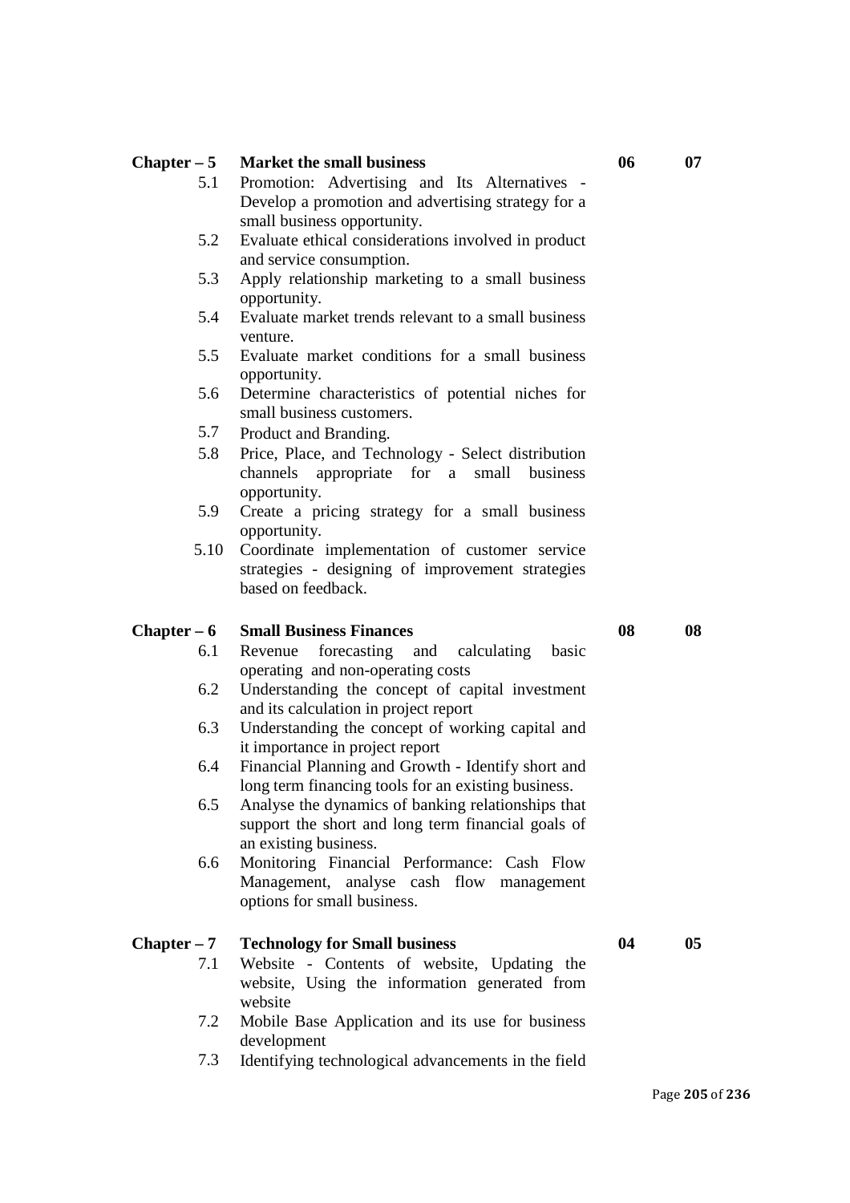| | | | |
|---|---|---|---|
| **Chapter – 5** | **Market the small business** | **06** | **07** |
| 5.1 | Promotion: Advertising and Its Alternatives - Develop a promotion and advertising strategy for a small business opportunity. | | |
| 5.2 | Evaluate ethical considerations involved in product and service consumption. | | |
| 5.3 | Apply relationship marketing to a small business opportunity. | | |
| 5.4 | Evaluate market trends relevant to a small business venture. | | |
| 5.5 | Evaluate market conditions for a small business opportunity. | | |
| 5.6 | Determine characteristics of potential niches for small business customers. | | |
| 5.7 | Product and Branding. | | |
| 5.8 | Price, Place, and Technology - Select distribution channels appropriate for a small business opportunity. | | |
| 5.9 | Create a pricing strategy for a small business opportunity. | | |
| 5.10 | Coordinate implementation of customer service strategies - designing of improvement strategies based on feedback. | | |
| **Chapter – 6** | **Small Business Finances** | **08** | **08** |
| 6.1 | Revenue forecasting and calculating basic operating and non-operating costs | | |
| 6.2 | Understanding the concept of capital investment and its calculation in project report | | |
| 6.3 | Understanding the concept of working capital and it importance in project report | | |
| 6.4 | Financial Planning and Growth - Identify short and long term financing tools for an existing business. | | |
| 6.5 | Analyse the dynamics of banking relationships that support the short and long term financial goals of an existing business. | | |
| 6.6 | Monitoring Financial Performance: Cash Flow Management, analyse cash flow management options for small business. | | |
| **Chapter – 7** | **Technology for Small business** | **04** | **05** |
| 7.1 | Website - Contents of website, Updating the website, Using the information generated from website | | |
| 7.2 | Mobile Base Application and its use for business development | | |
| 7.3 | Identifying technological advancements in the field | | |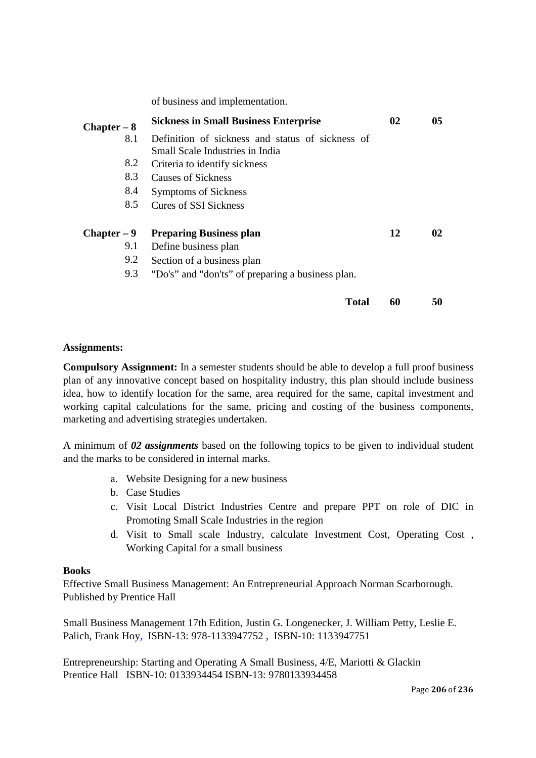| | | | |
|---|---|---|---|
| | of business and implementation. | | |
| **Chapter – 8** | **Sickness in Small Business Enterprise** | **02** | **05** |
| 8.1 | Definition of sickness and status of sickness of Small Scale Industries in India | | |
| 8.2 | Criteria to identify sickness | | |
| 8.3 | Causes of Sickness | | |
| 8.4 | Symptoms of Sickness | | |
| 8.5 | Cures of SSI Sickness | | |
| **Chapter – 9** | **Preparing Business plan** | **12** | **02** |
| 9.1 | Define business plan | | |
| 9.2 | Section of a business plan | | |
| 9.3 | "Do's" and "don'ts" of preparing a business plan. | | |
| | **Total** | **60** | **50** |

**Assignments:**

**Compulsory Assignment:** In a semester students should be able to develop a full proof business plan of any innovative concept based on hospitality industry, this plan should include business idea, how to identify location for the same, area required for the same, capital investment and working capital calculations for the same, pricing and costing of the business components, marketing and advertising strategies undertaken.

A minimum of ***02 assignments*** based on the following topics to be given to individual student and the marks to be considered in internal marks.

a. Website Designing for a new business
b. Case Studies
c. Visit Local District Industries Centre and prepare PPT on role of DIC in Promoting Small Scale Industries in the region
d. Visit to Small scale Industry, calculate Investment Cost, Operating Cost , Working Capital for a small business

**Books**

Effective Small Business Management: An Entrepreneurial Approach Norman Scarborough. Published by Prentice Hall

Small Business Management 17th Edition, Justin G. Longenecker, J. William Petty, Leslie E. Palich, Frank Hoy, ISBN-13: 978-1133947752 , ISBN-10: 1133947751

Entrepreneurship: Starting and Operating A Small Business, 4/E, Mariotti & Glackin Prentice Hall ISBN-10: 0133934454 ISBN-13: 9780133934458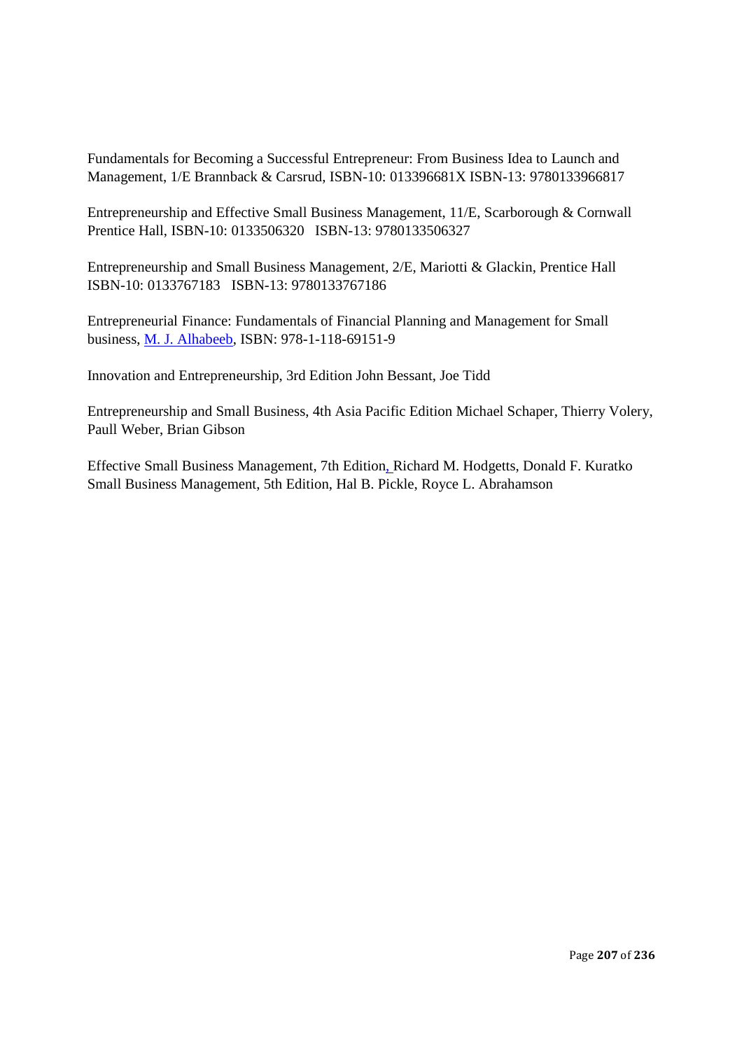Fundamentals for Becoming a Successful Entrepreneur: From Business Idea to Launch and Management, 1/E Brannback & Carsrud, ISBN-10: 013396681X ISBN-13: 9780133966817

Entrepreneurship and Effective Small Business Management, 11/E, Scarborough & Cornwall Prentice Hall, ISBN-10: 0133506320 ISBN-13: 9780133506327

Entrepreneurship and Small Business Management, 2/E, Mariotti & Glackin, Prentice Hall ISBN-10: 0133767183 ISBN-13: 9780133767186

Entrepreneurial Finance: Fundamentals of Financial Planning and Management for Small business, M. J. Alhabeeb, ISBN: 978-1-118-69151-9

Innovation and Entrepreneurship, 3rd Edition John Bessant, Joe Tidd

Entrepreneurship and Small Business, 4th Asia Pacific Edition Michael Schaper, Thierry Volery, Paull Weber, Brian Gibson

Effective Small Business Management, 7th Edition, Richard M. Hodgetts, Donald F. Kuratko
Small Business Management, 5th Edition, Hal B. Pickle, Royce L. Abrahamson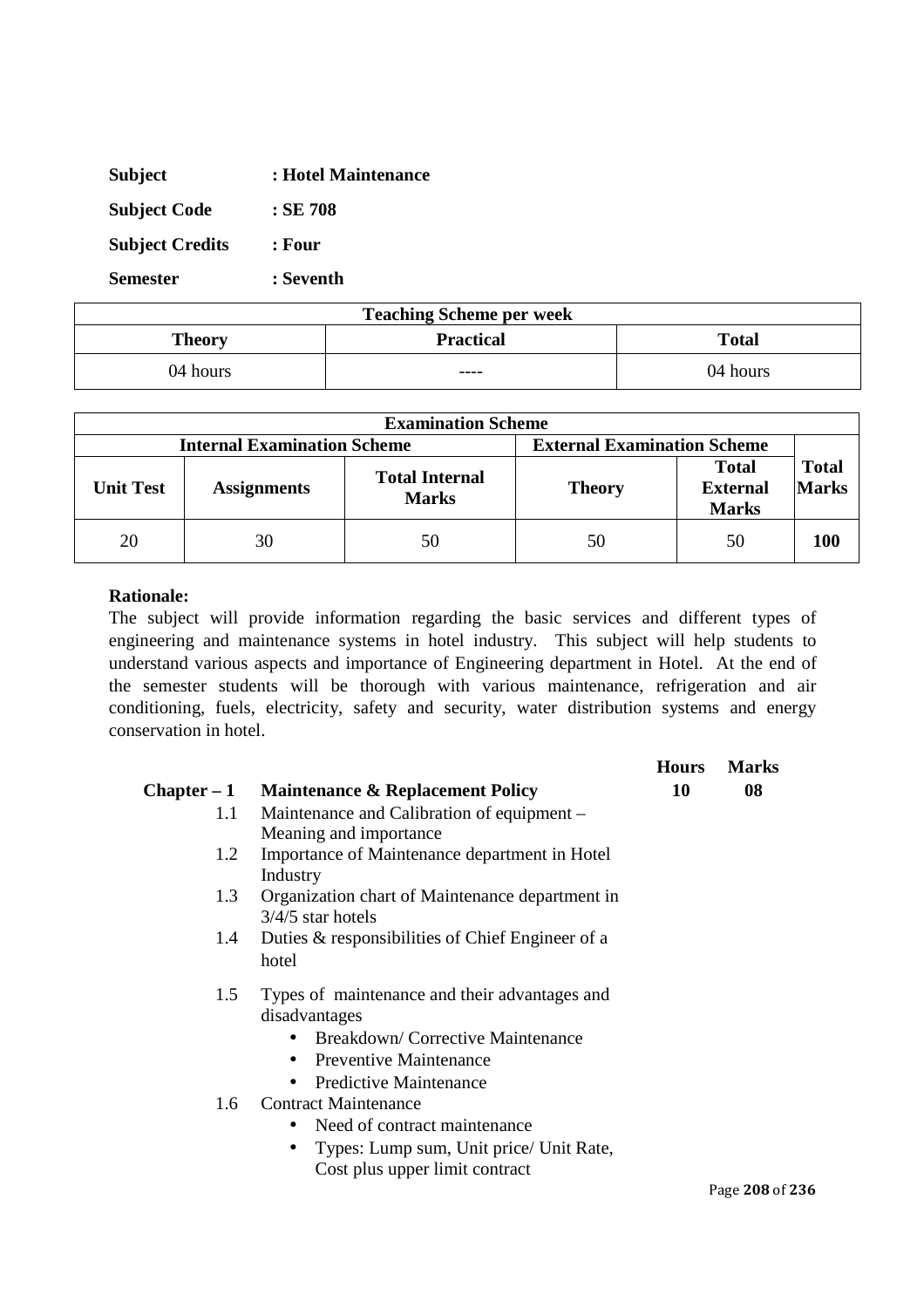**Subject** : **Hotel Maintenance**

**Subject Code** : **SE 708**

**Subject Credits** : **Four**

**Semester** : **Seventh**

| Teaching Scheme per week | | |
|---|---|---|
| **Theory** | **Practical** | **Total** |
| 04 hours | ---- | 04 hours |

| Examination Scheme | | | | | |
|---|---|---|---|---|---|
| **Internal Examination Scheme** | | | **External Examination Scheme** | | |
| **Unit Test** | **Assignments** | **Total Internal Marks** | **Theory** | **Total External Marks** | **Total Marks** |
| 20 | 30 | 50 | 50 | 50 | **100** |

**Rationale:**

The subject will provide information regarding the basic services and different types of engineering and maintenance systems in hotel industry. This subject will help students to understand various aspects and importance of Engineering department in Hotel. At the end of the semester students will be thorough with various maintenance, refrigeration and air conditioning, fuels, electricity, safety and security, water distribution systems and energy conservation in hotel.

| | | **Hours** | **Marks** |
|---|---|---|---|
| **Chapter – 1** | **Maintenance & Replacement Policy** | **10** | **08** |

1.1 Maintenance and Calibration of equipment – Meaning and importance

1.2 Importance of Maintenance department in Hotel Industry

1.3 Organization chart of Maintenance department in 3/4/5 star hotels

1.4 Duties & responsibilities of Chief Engineer of a hotel

1.5 Types of maintenance and their advantages and disadvantages
- Breakdown/ Corrective Maintenance
- Preventive Maintenance
- Predictive Maintenance

1.6 Contract Maintenance
- Need of contract maintenance
- Types: Lump sum, Unit price/ Unit Rate, Cost plus upper limit contract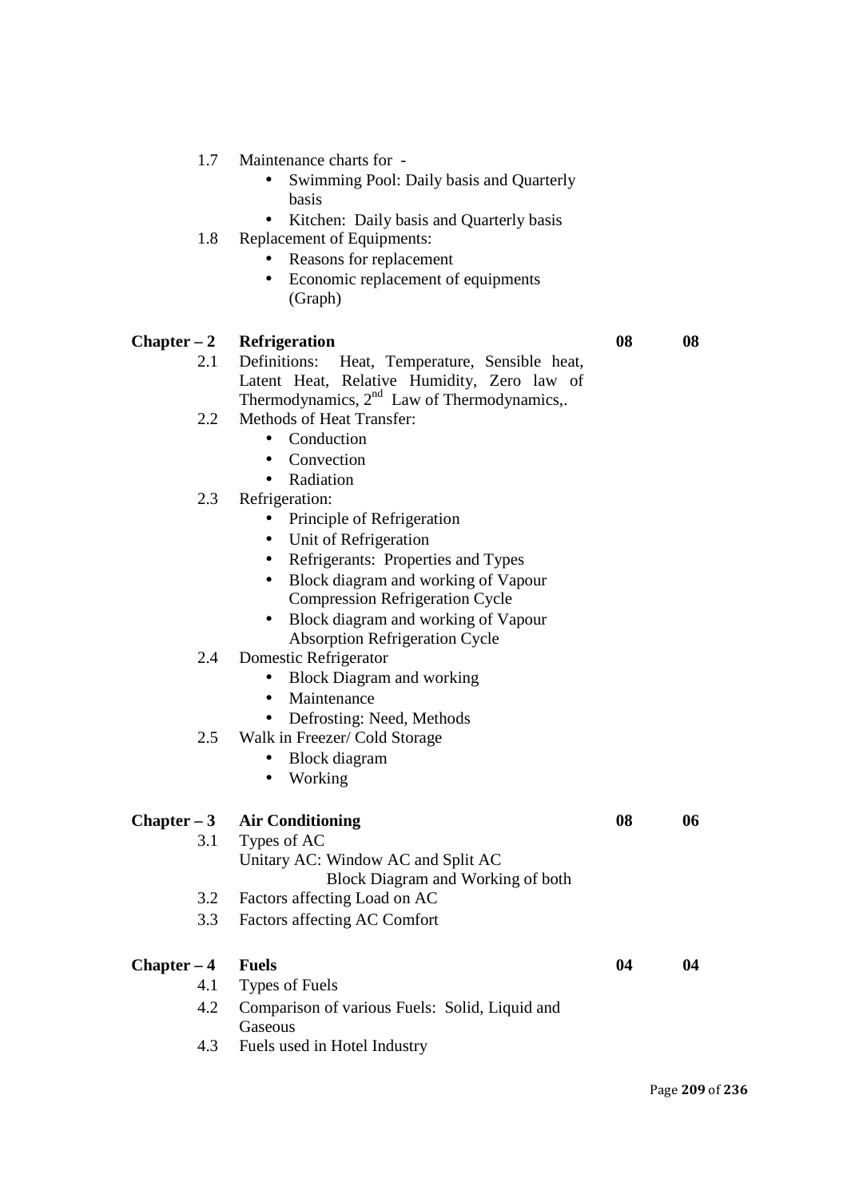1.7 Maintenance charts for -

- Swimming Pool: Daily basis and Quarterly basis
- Kitchen: Daily basis and Quarterly basis

1.8 Replacement of Equipments:

- Reasons for replacement
- Economic replacement of equipments (Graph)

**Chapter – 2 Refrigeration** **08** **08**

2.1 Definitions: Heat, Temperature, Sensible heat, Latent Heat, Relative Humidity, Zero law of Thermodynamics, 2nd Law of Thermodynamics,.

2.2 Methods of Heat Transfer:

- Conduction
- Convection
- Radiation

2.3 Refrigeration:

- Principle of Refrigeration
- Unit of Refrigeration
- Refrigerants: Properties and Types
- Block diagram and working of Vapour Compression Refrigeration Cycle
- Block diagram and working of Vapour Absorption Refrigeration Cycle

2.4 Domestic Refrigerator

- Block Diagram and working
- Maintenance
- Defrosting: Need, Methods

2.5 Walk in Freezer/ Cold Storage

- Block diagram
- Working

**Chapter – 3 Air Conditioning** **08** **06**

3.1 Types of AC
Unitary AC: Window AC and Split AC
Block Diagram and Working of both

3.2 Factors affecting Load on AC

3.3 Factors affecting AC Comfort

**Chapter – 4 Fuels** **04** **04**

4.1 Types of Fuels

4.2 Comparison of various Fuels: Solid, Liquid and Gaseous

4.3 Fuels used in Hotel Industry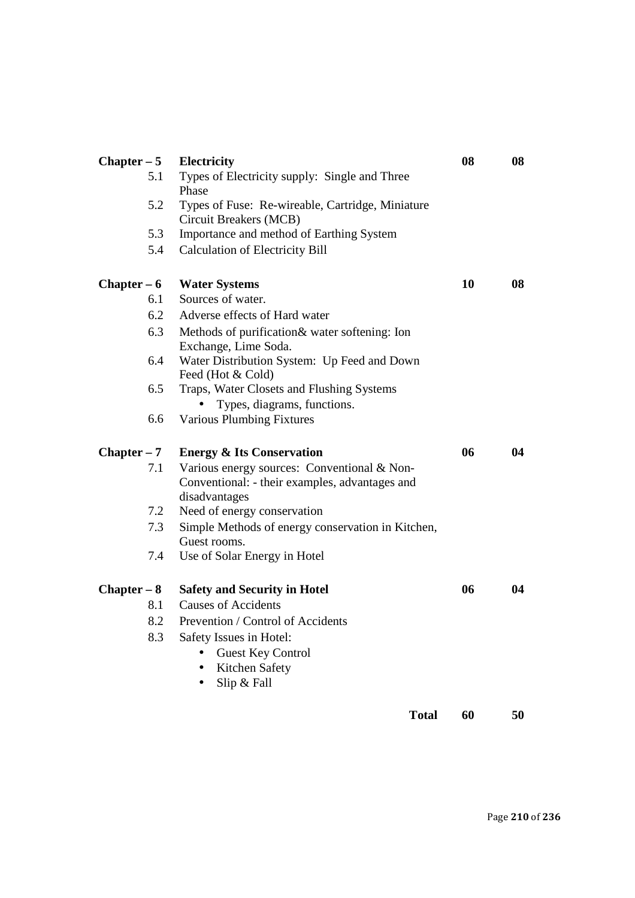| | | | |
|---|---|---|---|
| **Chapter – 5** | **Electricity** | **08** | **08** |
| 5.1 | Types of Electricity supply: Single and Three Phase | | |
| 5.2 | Types of Fuse: Re-wireable, Cartridge, Miniature Circuit Breakers (MCB) | | |
| 5.3 | Importance and method of Earthing System | | |
| 5.4 | Calculation of Electricity Bill | | |
| **Chapter – 6** | **Water Systems** | **10** | **08** |
| 6.1 | Sources of water. | | |
| 6.2 | Adverse effects of Hard water | | |
| 6.3 | Methods of purification& water softening: Ion Exchange, Lime Soda. | | |
| 6.4 | Water Distribution System: Up Feed and Down Feed (Hot & Cold) | | |
| 6.5 | Traps, Water Closets and Flushing Systems<br>• Types, diagrams, functions. | | |
| 6.6 | Various Plumbing Fixtures | | |
| **Chapter – 7** | **Energy & Its Conservation** | **06** | **04** |
| 7.1 | Various energy sources: Conventional & Non-Conventional: - their examples, advantages and disadvantages | | |
| 7.2 | Need of energy conservation | | |
| 7.3 | Simple Methods of energy conservation in Kitchen, Guest rooms. | | |
| 7.4 | Use of Solar Energy in Hotel | | |
| **Chapter – 8** | **Safety and Security in Hotel** | **06** | **04** |
| 8.1 | Causes of Accidents | | |
| 8.2 | Prevention / Control of Accidents | | |
| 8.3 | Safety Issues in Hotel:<br>• Guest Key Control<br>• Kitchen Safety<br>• Slip & Fall | | |
| | **Total** | **60** | **50** |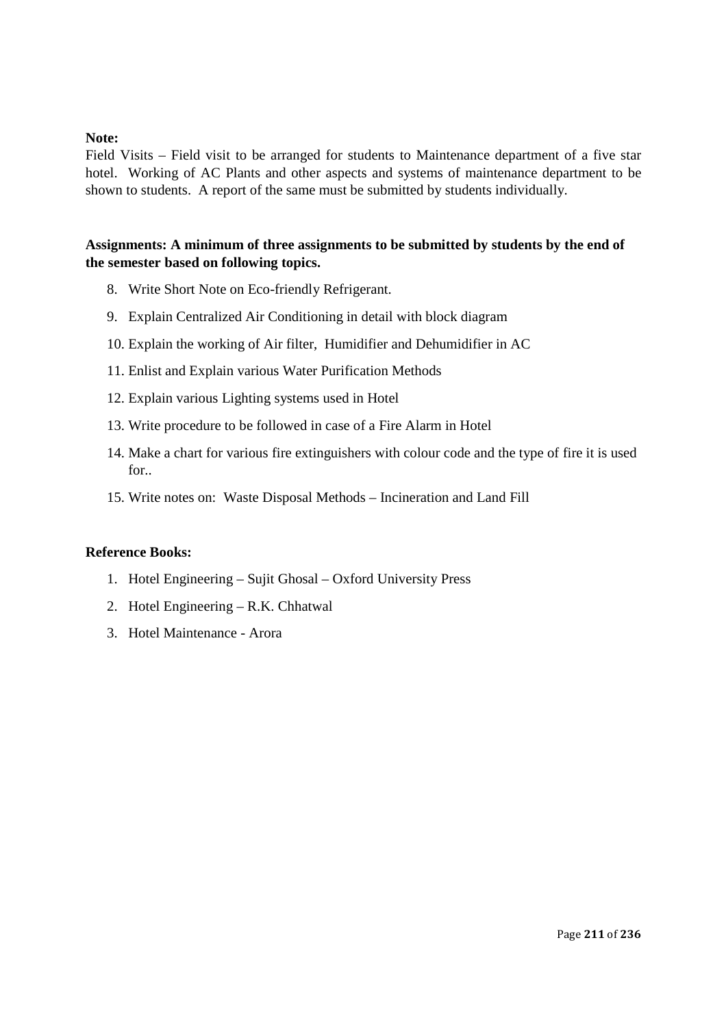**Note:**

Field Visits – Field visit to be arranged for students to Maintenance department of a five star hotel. Working of AC Plants and other aspects and systems of maintenance department to be shown to students. A report of the same must be submitted by students individually.

**Assignments: A minimum of three assignments to be submitted by students by the end of the semester based on following topics.**

8. Write Short Note on Eco-friendly Refrigerant.
9. Explain Centralized Air Conditioning in detail with block diagram
10. Explain the working of Air filter, Humidifier and Dehumidifier in AC
11. Enlist and Explain various Water Purification Methods
12. Explain various Lighting systems used in Hotel
13. Write procedure to be followed in case of a Fire Alarm in Hotel
14. Make a chart for various fire extinguishers with colour code and the type of fire it is used for..
15. Write notes on: Waste Disposal Methods – Incineration and Land Fill

**Reference Books:**

1. Hotel Engineering – Sujit Ghosal – Oxford University Press
2. Hotel Engineering – R.K. Chhatwal
3. Hotel Maintenance - Arora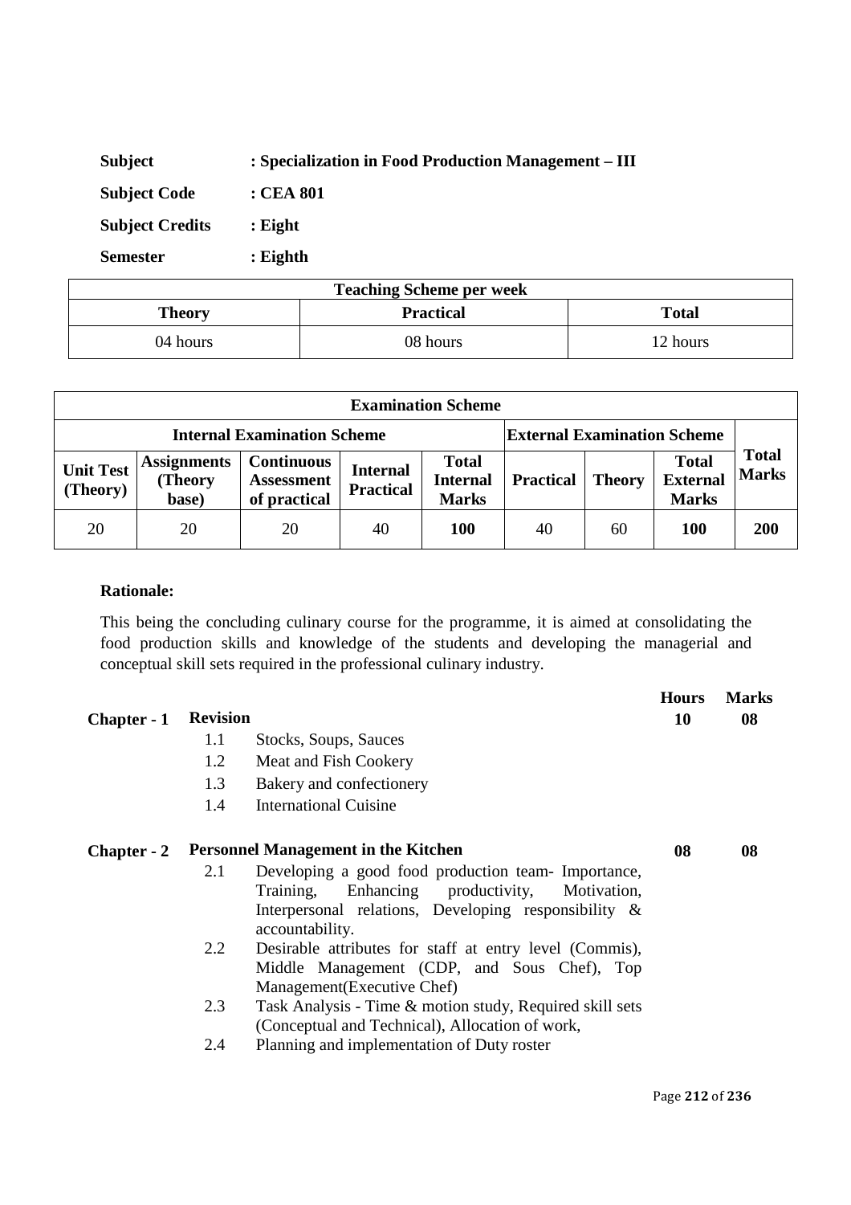**Subject** : **Specialization in Food Production Management – III**

**Subject Code** : **CEA 801**

**Subject Credits** : **Eight**

**Semester** : **Eighth**

| Teaching Scheme per week | | |
|---|---|---|
| **Theory** | **Practical** | **Total** |
| 04 hours | 08 hours | 12 hours |

| Examination Scheme | | | | | | | | |
|---|---|---|---|---|---|---|---|---|
| **Internal Examination Scheme** | | | | | **External Examination Scheme** | | | **Total Marks** |
| **Unit Test (Theory)** | **Assignments (Theory base)** | **Continuous Assessment of practical** | **Internal Practical** | **Total Internal Marks** | **Practical** | **Theory** | **Total External Marks** | |
| 20 | 20 | 20 | 40 | **100** | 40 | 60 | **100** | **200** |

**Rationale:**

This being the concluding culinary course for the programme, it is aimed at consolidating the food production skills and knowledge of the students and developing the managerial and conceptual skill sets required in the professional culinary industry.

| | | | **Hours** | **Marks** |
|---|---|---|---|---|
| **Chapter - 1** | **Revision** | | **10** | **08** |
| | 1.1 | Stocks, Soups, Sauces | | |
| | 1.2 | Meat and Fish Cookery | | |
| | 1.3 | Bakery and confectionery | | |
| | 1.4 | International Cuisine | | |
| **Chapter - 2** | **Personnel Management in the Kitchen** | | **08** | **08** |
| | 2.1 | Developing a good food production team- Importance, Training, Enhancing productivity, Motivation, Interpersonal relations, Developing responsibility & accountability. | | |
| | 2.2 | Desirable attributes for staff at entry level (Commis), Middle Management (CDP, and Sous Chef), Top Management(Executive Chef) | | |
| | 2.3 | Task Analysis - Time & motion study, Required skill sets (Conceptual and Technical), Allocation of work, | | |
| | 2.4 | Planning and implementation of Duty roster | | |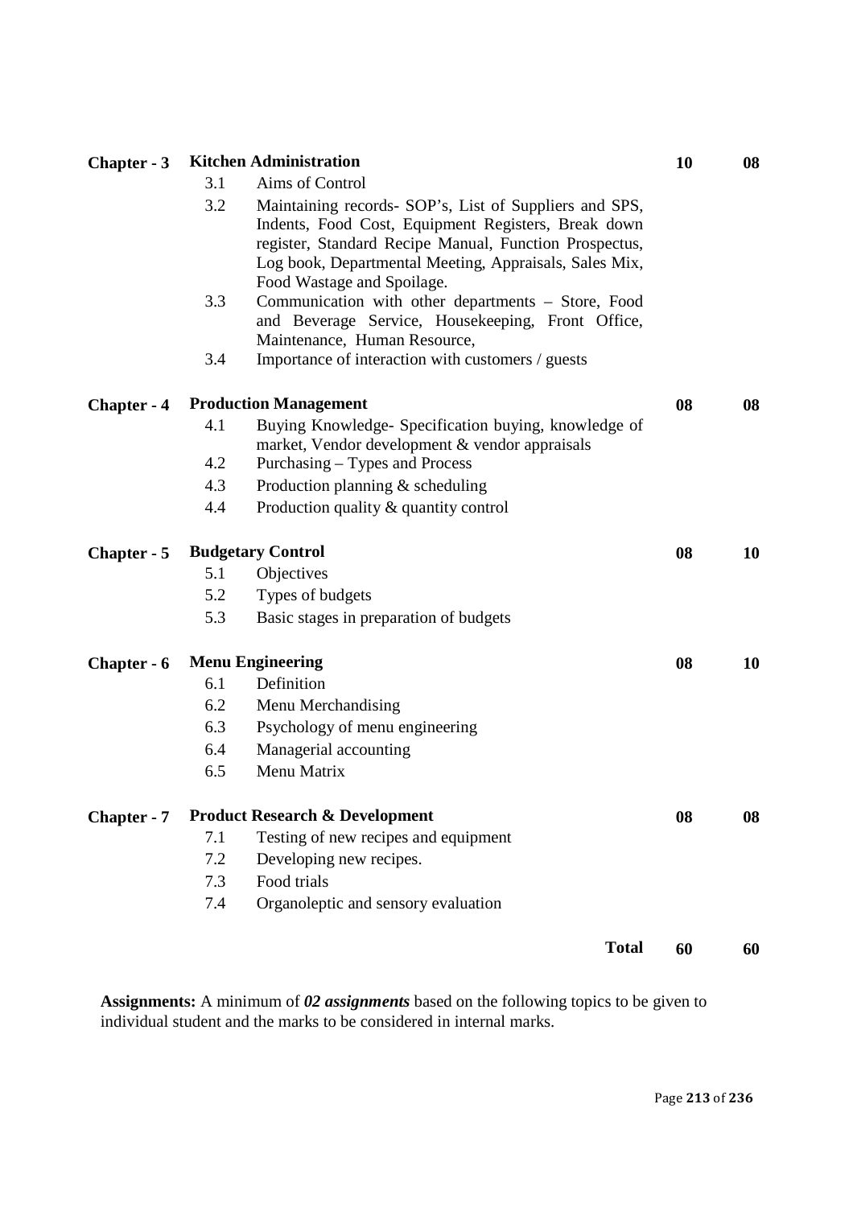| | | | | |
|---|---|---|---|---|
| **Chapter - 3** | | **Kitchen Administration** | **10** | **08** |
| | 3.1 | Aims of Control | | |
| | 3.2 | Maintaining records- SOP's, List of Suppliers and SPS, Indents, Food Cost, Equipment Registers, Break down register, Standard Recipe Manual, Function Prospectus, Log book, Departmental Meeting, Appraisals, Sales Mix, Food Wastage and Spoilage. | | |
| | 3.3 | Communication with other departments – Store, Food and Beverage Service, Housekeeping, Front Office, Maintenance, Human Resource, | | |
| | 3.4 | Importance of interaction with customers / guests | | |
| **Chapter - 4** | | **Production Management** | **08** | **08** |
| | 4.1 | Buying Knowledge- Specification buying, knowledge of market, Vendor development & vendor appraisals | | |
| | 4.2 | Purchasing – Types and Process | | |
| | 4.3 | Production planning & scheduling | | |
| | 4.4 | Production quality & quantity control | | |
| **Chapter - 5** | | **Budgetary Control** | **08** | **10** |
| | 5.1 | Objectives | | |
| | 5.2 | Types of budgets | | |
| | 5.3 | Basic stages in preparation of budgets | | |
| **Chapter - 6** | | **Menu Engineering** | **08** | **10** |
| | 6.1 | Definition | | |
| | 6.2 | Menu Merchandising | | |
| | 6.3 | Psychology of menu engineering | | |
| | 6.4 | Managerial accounting | | |
| | 6.5 | Menu Matrix | | |
| **Chapter - 7** | | **Product Research & Development** | **08** | **08** |
| | 7.1 | Testing of new recipes and equipment | | |
| | 7.2 | Developing new recipes. | | |
| | 7.3 | Food trials | | |
| | 7.4 | Organoleptic and sensory evaluation | | |
| | | **Total** | **60** | **60** |

**Assignments:** A minimum of ***02 assignments*** based on the following topics to be given to individual student and the marks to be considered in internal marks.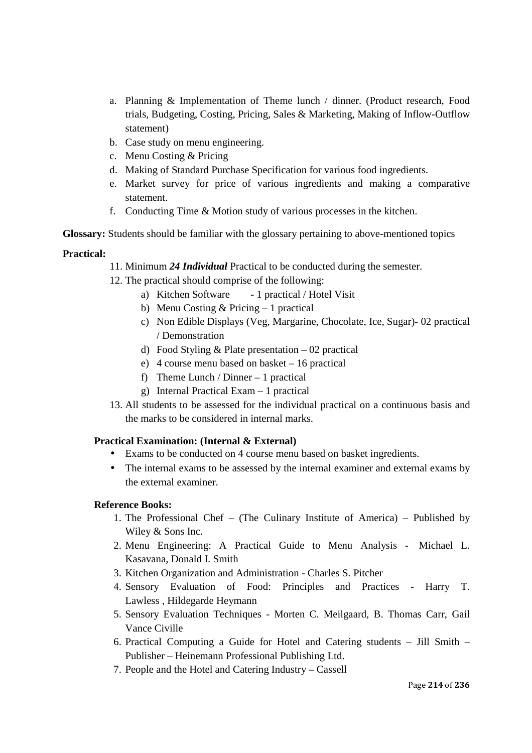a. Planning & Implementation of Theme lunch / dinner. (Product research, Food trials, Budgeting, Costing, Pricing, Sales & Marketing, Making of Inflow-Outflow statement)
b. Case study on menu engineering.
c. Menu Costing & Pricing
d. Making of Standard Purchase Specification for various food ingredients.
e. Market survey for price of various ingredients and making a comparative statement.
f. Conducting Time & Motion study of various processes in the kitchen.

**Glossary:** Students should be familiar with the glossary pertaining to above-mentioned topics

**Practical:**

11. Minimum ***24 Individual*** Practical to be conducted during the semester.
12. The practical should comprise of the following:
    a) Kitchen Software - 1 practical / Hotel Visit
    b) Menu Costing & Pricing – 1 practical
    c) Non Edible Displays (Veg, Margarine, Chocolate, Ice, Sugar)- 02 practical / Demonstration
    d) Food Styling & Plate presentation – 02 practical
    e) 4 course menu based on basket – 16 practical
    f) Theme Lunch / Dinner – 1 practical
    g) Internal Practical Exam – 1 practical
13. All students to be assessed for the individual practical on a continuous basis and the marks to be considered in internal marks.

**Practical Examination: (Internal & External)**

- Exams to be conducted on 4 course menu based on basket ingredients.
- The internal exams to be assessed by the internal examiner and external exams by the external examiner.

**Reference Books:**

1. The Professional Chef – (The Culinary Institute of America) – Published by Wiley & Sons Inc.
2. Menu Engineering: A Practical Guide to Menu Analysis - Michael L. Kasavana, Donald I. Smith
3. Kitchen Organization and Administration - Charles S. Pitcher
4. Sensory Evaluation of Food: Principles and Practices - Harry T. Lawless , Hildegarde Heymann
5. Sensory Evaluation Techniques - Morten C. Meilgaard, B. Thomas Carr, Gail Vance Civille
6. Practical Computing a Guide for Hotel and Catering students – Jill Smith – Publisher – Heinemann Professional Publishing Ltd.
7. People and the Hotel and Catering Industry – Cassell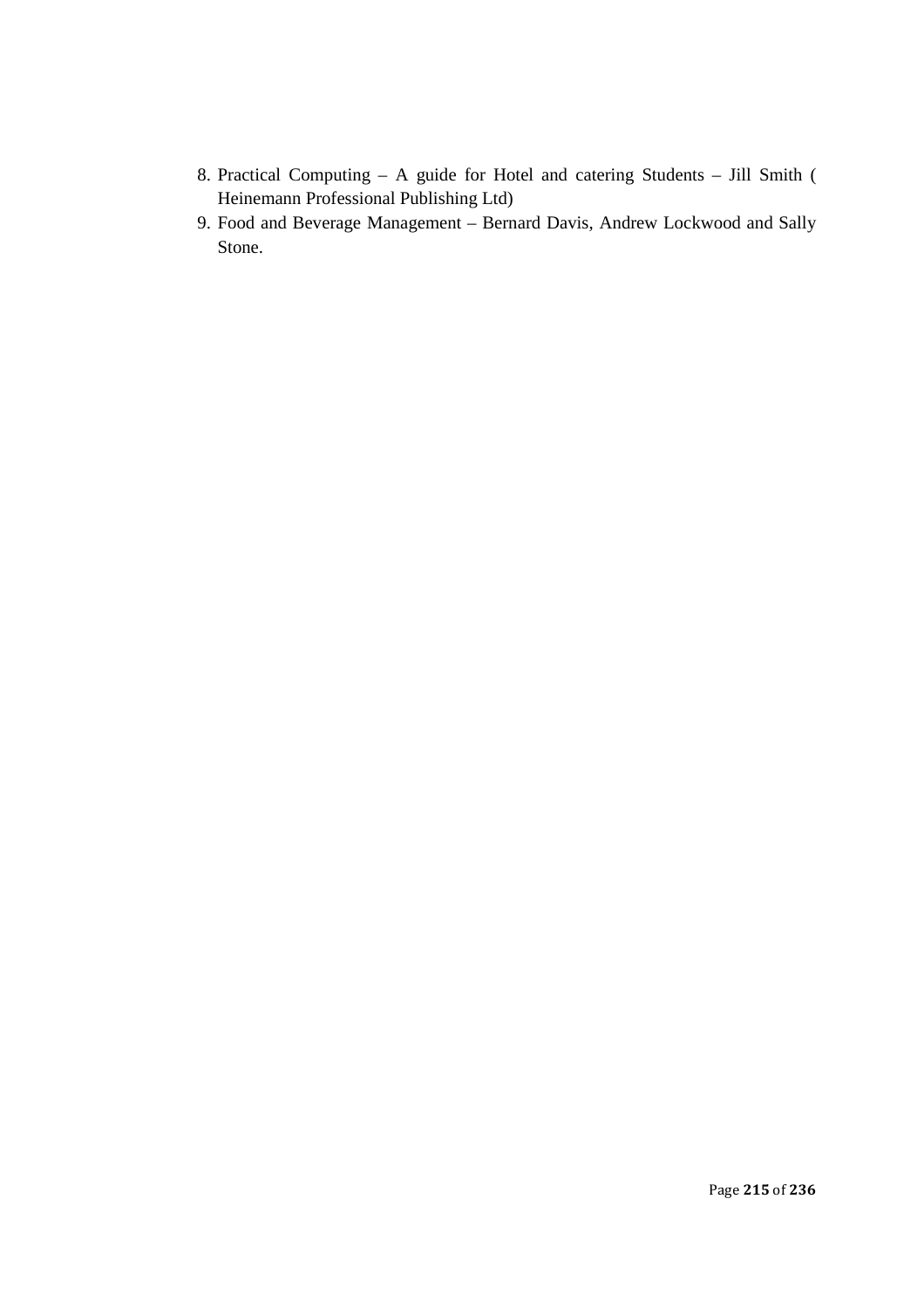8. Practical Computing – A guide for Hotel and catering Students – Jill Smith ( Heinemann Professional Publishing Ltd)
9. Food and Beverage Management – Bernard Davis, Andrew Lockwood and Sally Stone.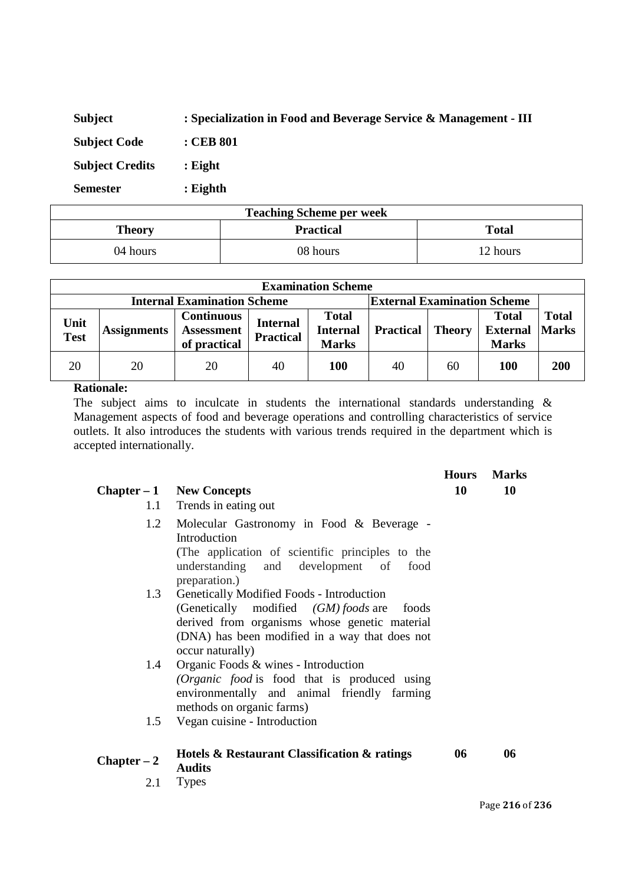**Subject** : **Specialization in Food and Beverage Service & Management - III**

**Subject Code** : **CEB 801**

**Subject Credits** : **Eight**

**Semester** : **Eighth**

| **Teaching Scheme per week** | | |
|---|---|---|
| **Theory** | **Practical** | **Total** |
| 04 hours | 08 hours | 12 hours |

| **Examination Scheme** | | | | | | | | |
|---|---|---|---|---|---|---|---|---|
| **Internal Examination Scheme** | | | | | **External Examination Scheme** | | | |
| **Unit Test** | **Assignments** | **Continuous Assessment of practical** | **Internal Practical** | **Total Internal Marks** | **Practical** | **Theory** | **Total External Marks** | **Total Marks** |
| 20 | 20 | 20 | 40 | **100** | 40 | 60 | **100** | **200** |

**Rationale:**

The subject aims to inculcate in students the international standards understanding & Management aspects of food and beverage operations and controlling characteristics of service outlets. It also introduces the students with various trends required in the department which is accepted internationally.

| | | **Hours** | **Marks** |
|---|---|---|---|
| **Chapter – 1** | **New Concepts** | **10** | **10** |
| 1.1 | Trends in eating out | | |
| 1.2 | Molecular Gastronomy in Food & Beverage - Introduction (The application of scientific principles to the understanding and development of food preparation.) | | |
| 1.3 | Genetically Modified Foods - Introduction (Genetically modified *(GM) foods* are foods derived from organisms whose genetic material (DNA) has been modified in a way that does not occur naturally) | | |
| 1.4 | Organic Foods & wines - Introduction *(Organic food* is food that is produced using environmentally and animal friendly farming methods on organic farms) | | |
| 1.5 | Vegan cuisine - Introduction | | |
| **Chapter – 2** | **Hotels & Restaurant Classification & ratings Audits** | **06** | **06** |
| 2.1 | Types | | |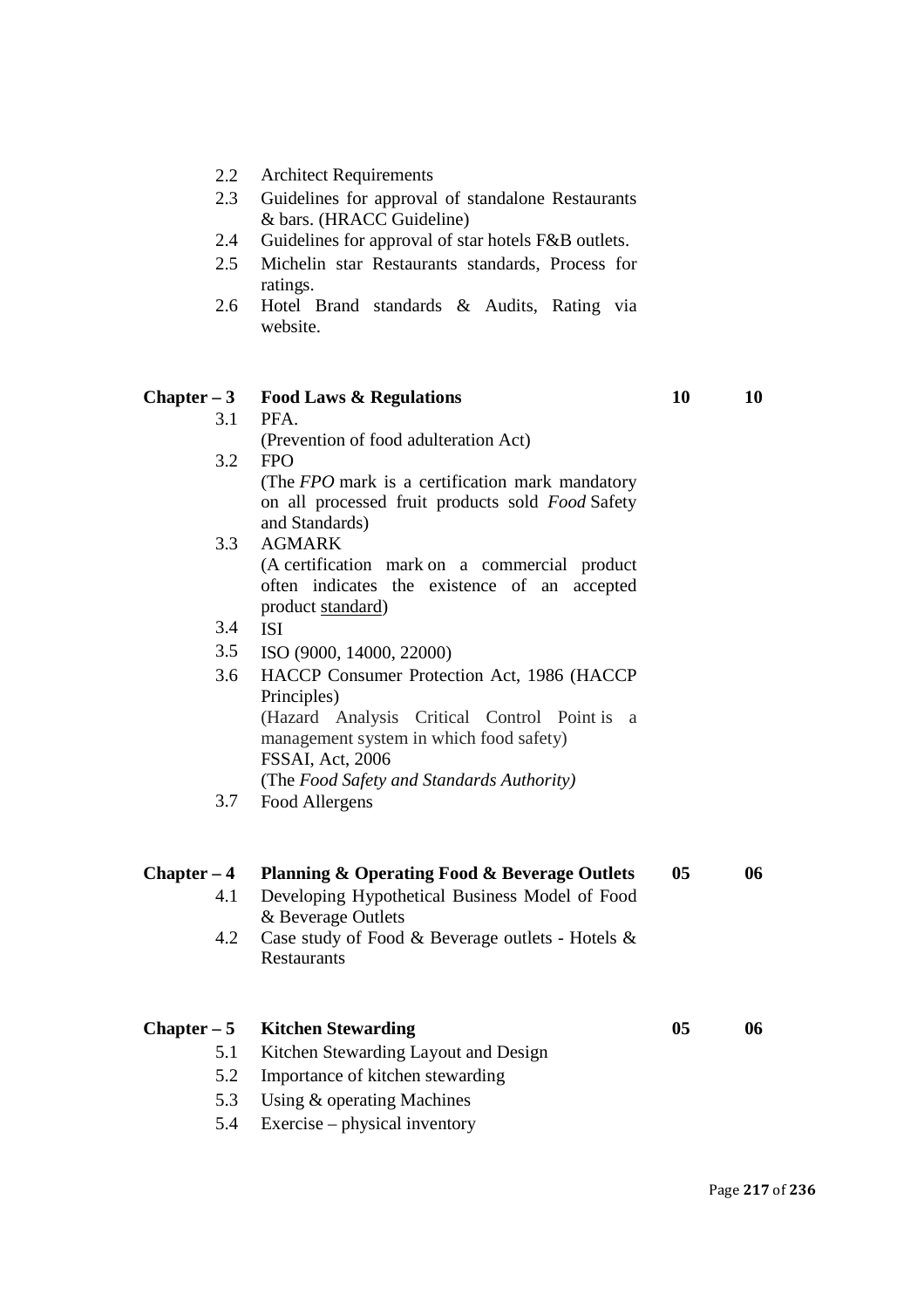| | | | |
|---|---|---|---|
| 2.2 | Architect Requirements | | |
| 2.3 | Guidelines for approval of standalone Restaurants & bars. (HRACC Guideline) | | |
| 2.4 | Guidelines for approval of star hotels F&B outlets. | | |
| 2.5 | Michelin star Restaurants standards, Process for ratings. | | |
| 2.6 | Hotel Brand standards & Audits, Rating via website. | | |
| **Chapter – 3** | **Food Laws & Regulations** | **10** | **10** |
| 3.1 | PFA.<br>(Prevention of food adulteration Act) | | |
| 3.2 | FPO<br>(The *FPO* mark is a certification mark mandatory on all processed fruit products sold *Food* Safety and Standards) | | |
| 3.3 | AGMARK<br>(A certification mark on a commercial product often indicates the existence of an accepted product standard) | | |
| 3.4 | ISI | | |
| 3.5 | ISO (9000, 14000, 22000) | | |
| 3.6 | HACCP Consumer Protection Act, 1986 (HACCP Principles)<br>(Hazard Analysis Critical Control Point is a management system in which food safety)<br>FSSAI, Act, 2006<br>(The *Food Safety and Standards Authority)* | | |
| 3.7 | Food Allergens | | |
| **Chapter – 4** | **Planning & Operating Food & Beverage Outlets** | **05** | **06** |
| 4.1 | Developing Hypothetical Business Model of Food & Beverage Outlets | | |
| 4.2 | Case study of Food & Beverage outlets - Hotels & Restaurants | | |
| **Chapter – 5** | **Kitchen Stewarding** | **05** | **06** |
| 5.1 | Kitchen Stewarding Layout and Design | | |
| 5.2 | Importance of kitchen stewarding | | |
| 5.3 | Using & operating Machines | | |
| 5.4 | Exercise – physical inventory | | |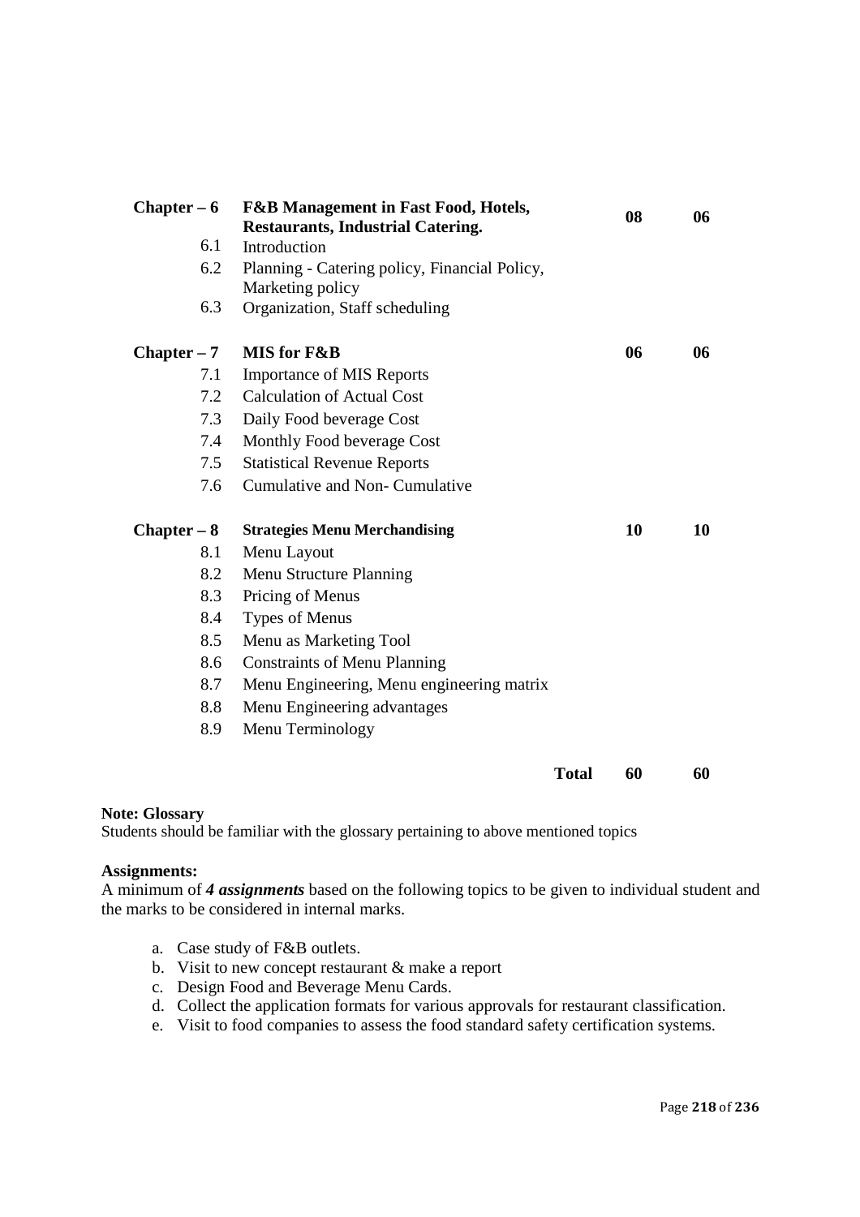| | | | |
|---|---|---|---|
| **Chapter – 6** | **F&B Management in Fast Food, Hotels, Restaurants, Industrial Catering.** | **08** | **06** |
| 6.1 | Introduction | | |
| 6.2 | Planning - Catering policy, Financial Policy, Marketing policy | | |
| 6.3 | Organization, Staff scheduling | | |
| **Chapter – 7** | **MIS for F&B** | **06** | **06** |
| 7.1 | Importance of MIS Reports | | |
| 7.2 | Calculation of Actual Cost | | |
| 7.3 | Daily Food beverage Cost | | |
| 7.4 | Monthly Food beverage Cost | | |
| 7.5 | Statistical Revenue Reports | | |
| 7.6 | Cumulative and Non- Cumulative | | |
| **Chapter – 8** | **Strategies Menu Merchandising** | **10** | **10** |
| 8.1 | Menu Layout | | |
| 8.2 | Menu Structure Planning | | |
| 8.3 | Pricing of Menus | | |
| 8.4 | Types of Menus | | |
| 8.5 | Menu as Marketing Tool | | |
| 8.6 | Constraints of Menu Planning | | |
| 8.7 | Menu Engineering, Menu engineering matrix | | |
| 8.8 | Menu Engineering advantages | | |
| 8.9 | Menu Terminology | | |
| | **Total** | **60** | **60** |

**Note: Glossary**

Students should be familiar with the glossary pertaining to above mentioned topics

**Assignments:**

A minimum of ***4 assignments*** based on the following topics to be given to individual student and the marks to be considered in internal marks.

a. Case study of F&B outlets.
b. Visit to new concept restaurant & make a report
c. Design Food and Beverage Menu Cards.
d. Collect the application formats for various approvals for restaurant classification.
e. Visit to food companies to assess the food standard safety certification systems.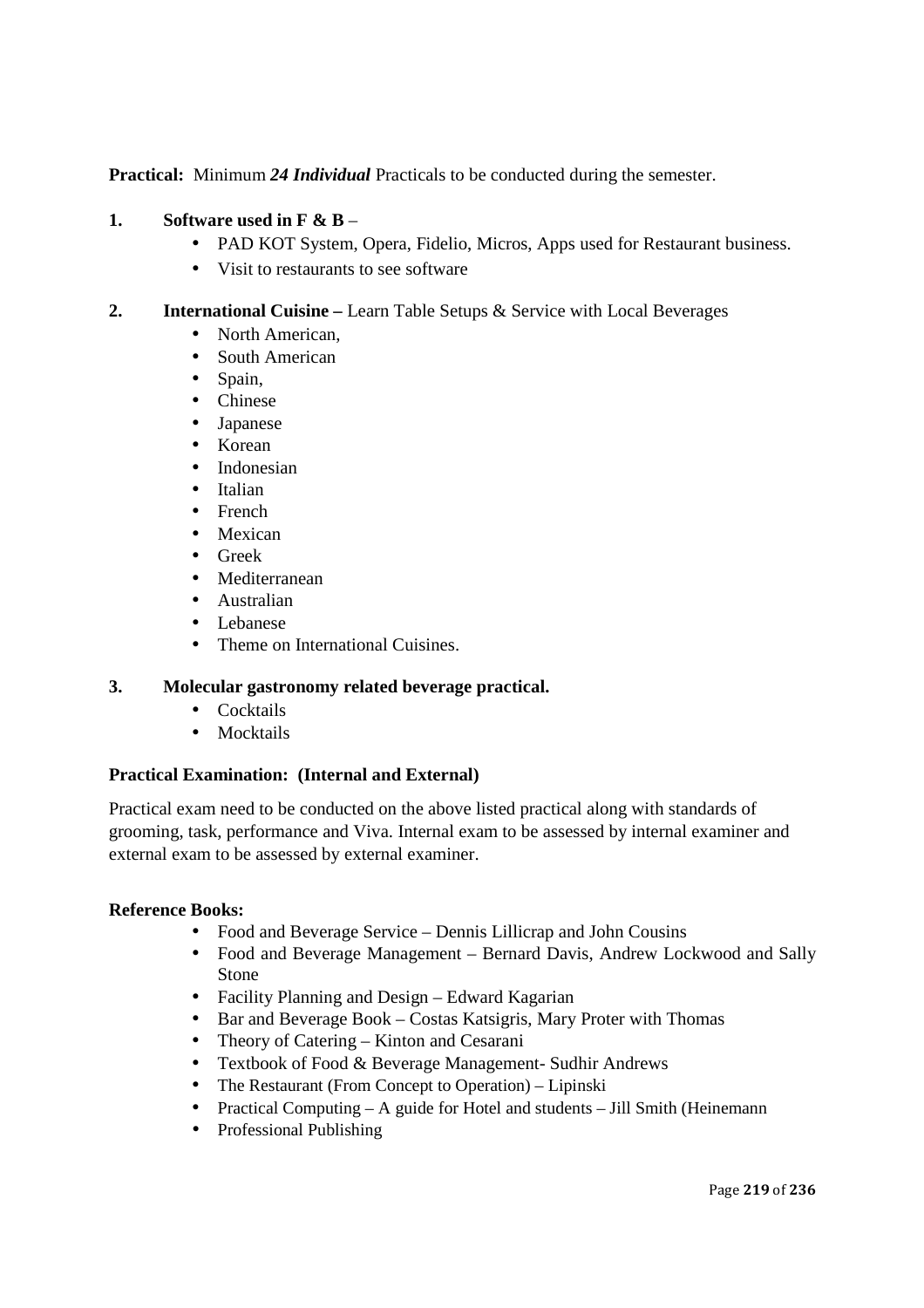**Practical:** Minimum ***24 Individual*** Practicals to be conducted during the semester.

1. **Software used in F & B** –
   - PAD KOT System, Opera, Fidelio, Micros, Apps used for Restaurant business.
   - Visit to restaurants to see software

2. **International Cuisine –** Learn Table Setups & Service with Local Beverages
   - North American,
   - South American
   - Spain,
   - Chinese
   - Japanese
   - Korean
   - Indonesian
   - Italian
   - French
   - Mexican
   - Greek
   - Mediterranean
   - Australian
   - Lebanese
   - Theme on International Cuisines.

3. **Molecular gastronomy related beverage practical.**
   - Cocktails
   - Mocktails

**Practical Examination: (Internal and External)**

Practical exam need to be conducted on the above listed practical along with standards of grooming, task, performance and Viva. Internal exam to be assessed by internal examiner and external exam to be assessed by external examiner.

**Reference Books:**

- Food and Beverage Service – Dennis Lillicrap and John Cousins
- Food and Beverage Management – Bernard Davis, Andrew Lockwood and Sally Stone
- Facility Planning and Design – Edward Kagarian
- Bar and Beverage Book – Costas Katsigris, Mary Proter with Thomas
- Theory of Catering – Kinton and Cesarani
- Textbook of Food & Beverage Management- Sudhir Andrews
- The Restaurant (From Concept to Operation) – Lipinski
- Practical Computing – A guide for Hotel and students – Jill Smith (Heinemann
- Professional Publishing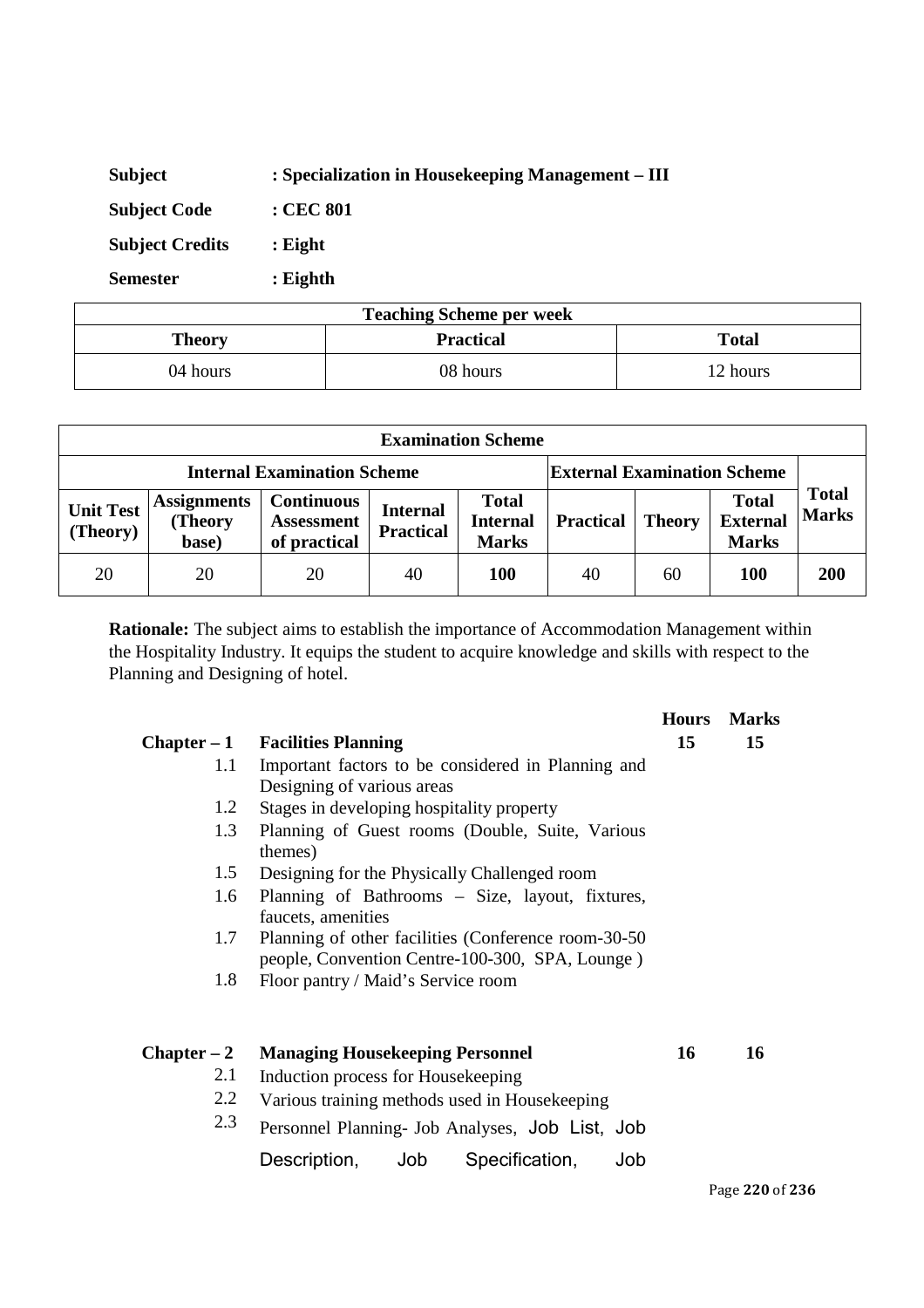**Subject** : **Specialization in Housekeeping Management – III**

**Subject Code** : **CEC 801**

**Subject Credits** : **Eight**

**Semester** : **Eighth**

| Teaching Scheme per week | | |
|---|---|---|
| **Theory** | **Practical** | **Total** |
| 04 hours | 08 hours | 12 hours |

| Examination Scheme | | | | | | | | |
|---|---|---|---|---|---|---|---|---|
| **Internal Examination Scheme** | | | | | **External Examination Scheme** | | | **Total Marks** |
| **Unit Test (Theory)** | **Assignments (Theory base)** | **Continuous Assessment of practical** | **Internal Practical** | **Total Internal Marks** | **Practical** | **Theory** | **Total External Marks** | |
| 20 | 20 | 20 | 40 | **100** | 40 | 60 | **100** | **200** |

**Rationale:** The subject aims to establish the importance of Accommodation Management within the Hospitality Industry. It equips the student to acquire knowledge and skills with respect to the Planning and Designing of hotel.

| | | **Hours** | **Marks** |
|---|---|---|---|
| **Chapter – 1** | **Facilities Planning** | **15** | **15** |
| 1.1 | Important factors to be considered in Planning and Designing of various areas | | |
| 1.2 | Stages in developing hospitality property | | |
| 1.3 | Planning of Guest rooms (Double, Suite, Various themes) | | |
| 1.5 | Designing for the Physically Challenged room | | |
| 1.6 | Planning of Bathrooms – Size, layout, fixtures, faucets, amenities | | |
| 1.7 | Planning of other facilities (Conference room-30-50 people, Convention Centre-100-300, SPA, Lounge ) | | |
| 1.8 | Floor pantry / Maid's Service room | | |
| **Chapter – 2** | **Managing Housekeeping Personnel** | **16** | **16** |
| 2.1 | Induction process for Housekeeping | | |
| 2.2 | Various training methods used in Housekeeping | | |
| 2.3 | Personnel Planning- Job Analyses, Job List, Job Description, Job Specification, Job | | |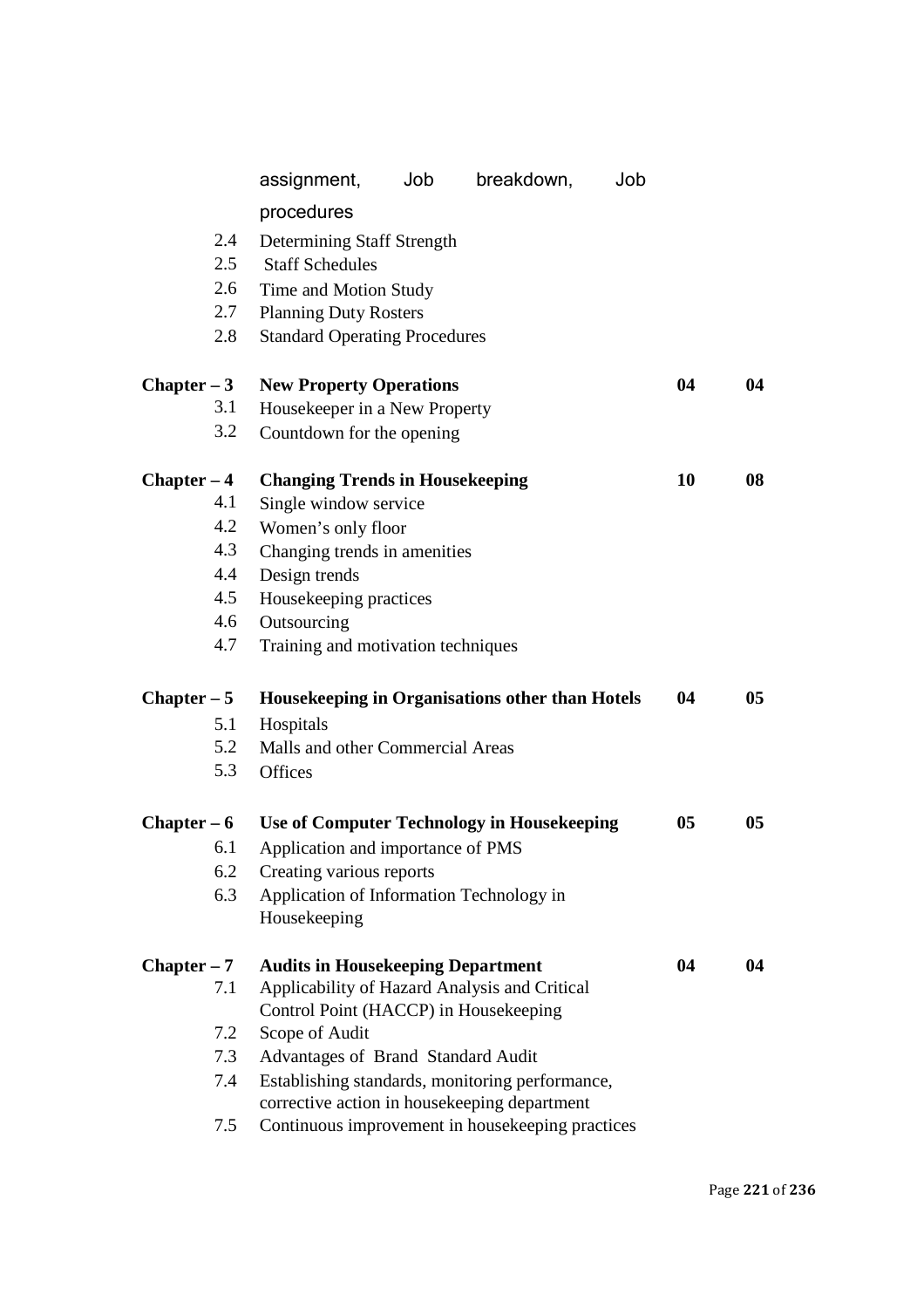| | | | |
|---|---|---|---|
| | assignment, Job breakdown, Job procedures | | |
| 2.4 | Determining Staff Strength | | |
| 2.5 | Staff Schedules | | |
| 2.6 | Time and Motion Study | | |
| 2.7 | Planning Duty Rosters | | |
| 2.8 | Standard Operating Procedures | | |
| **Chapter – 3** | **New Property Operations** | **04** | **04** |
| 3.1 | Housekeeper in a New Property | | |
| 3.2 | Countdown for the opening | | |
| **Chapter – 4** | **Changing Trends in Housekeeping** | **10** | **08** |
| 4.1 | Single window service | | |
| 4.2 | Women's only floor | | |
| 4.3 | Changing trends in amenities | | |
| 4.4 | Design trends | | |
| 4.5 | Housekeeping practices | | |
| 4.6 | Outsourcing | | |
| 4.7 | Training and motivation techniques | | |
| **Chapter – 5** | **Housekeeping in Organisations other than Hotels** | **04** | **05** |
| 5.1 | Hospitals | | |
| 5.2 | Malls and other Commercial Areas | | |
| 5.3 | Offices | | |
| **Chapter – 6** | **Use of Computer Technology in Housekeeping** | **05** | **05** |
| 6.1 | Application and importance of PMS | | |
| 6.2 | Creating various reports | | |
| 6.3 | Application of Information Technology in Housekeeping | | |
| **Chapter – 7** | **Audits in Housekeeping Department** | **04** | **04** |
| 7.1 | Applicability of Hazard Analysis and Critical Control Point (HACCP) in Housekeeping | | |
| 7.2 | Scope of Audit | | |
| 7.3 | Advantages of Brand Standard Audit | | |
| 7.4 | Establishing standards, monitoring performance, corrective action in housekeeping department | | |
| 7.5 | Continuous improvement in housekeeping practices | | |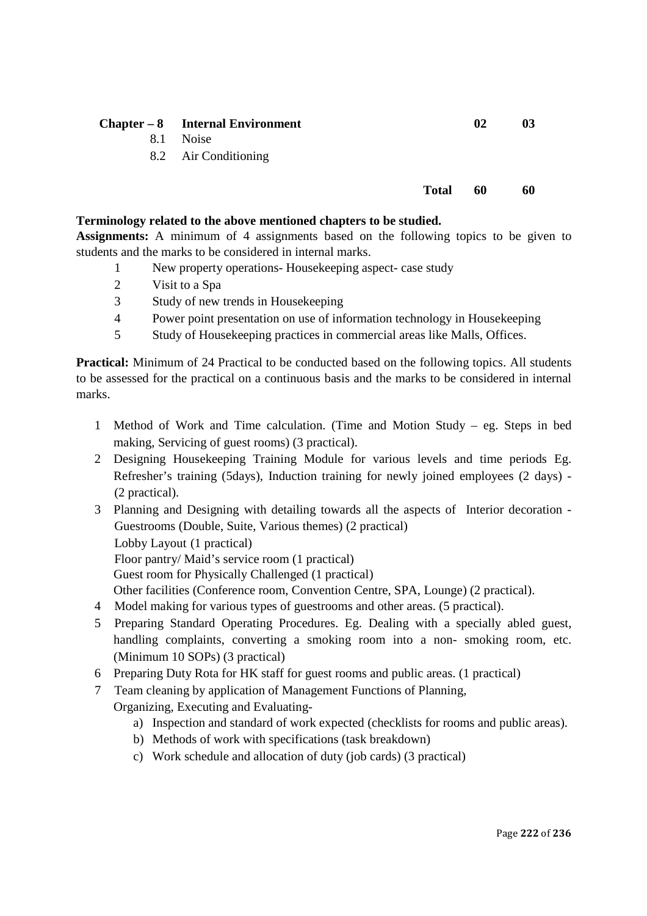| Chapter – 8 | Internal Environment | 02 | 03 |
|---|---|---|---|
| 8.1 | Noise | | |
| 8.2 | Air Conditioning | | |
| | **Total** | **60** | **60** |

**Terminology related to the above mentioned chapters to be studied.**

**Assignments:** A minimum of 4 assignments based on the following topics to be given to students and the marks to be considered in internal marks.

1. New property operations- Housekeeping aspect- case study
2. Visit to a Spa
3. Study of new trends in Housekeeping
4. Power point presentation on use of information technology in Housekeeping
5. Study of Housekeeping practices in commercial areas like Malls, Offices.

**Practical:** Minimum of 24 Practical to be conducted based on the following topics. All students to be assessed for the practical on a continuous basis and the marks to be considered in internal marks.

1. Method of Work and Time calculation. (Time and Motion Study – eg. Steps in bed making, Servicing of guest rooms) (3 practical).
2. Designing Housekeeping Training Module for various levels and time periods Eg. Refresher's training (5days), Induction training for newly joined employees (2 days) - (2 practical).
3. Planning and Designing with detailing towards all the aspects of Interior decoration - Guestrooms (Double, Suite, Various themes) (2 practical)
   Lobby Layout (1 practical)
   Floor pantry/ Maid's service room (1 practical)
   Guest room for Physically Challenged (1 practical)
   Other facilities (Conference room, Convention Centre, SPA, Lounge) (2 practical).
4. Model making for various types of guestrooms and other areas. (5 practical).
5. Preparing Standard Operating Procedures. Eg. Dealing with a specially abled guest, handling complaints, converting a smoking room into a non- smoking room, etc. (Minimum 10 SOPs) (3 practical)
6. Preparing Duty Rota for HK staff for guest rooms and public areas. (1 practical)
7. Team cleaning by application of Management Functions of Planning, Organizing, Executing and Evaluating-
   a) Inspection and standard of work expected (checklists for rooms and public areas).
   b) Methods of work with specifications (task breakdown)
   c) Work schedule and allocation of duty (job cards) (3 practical)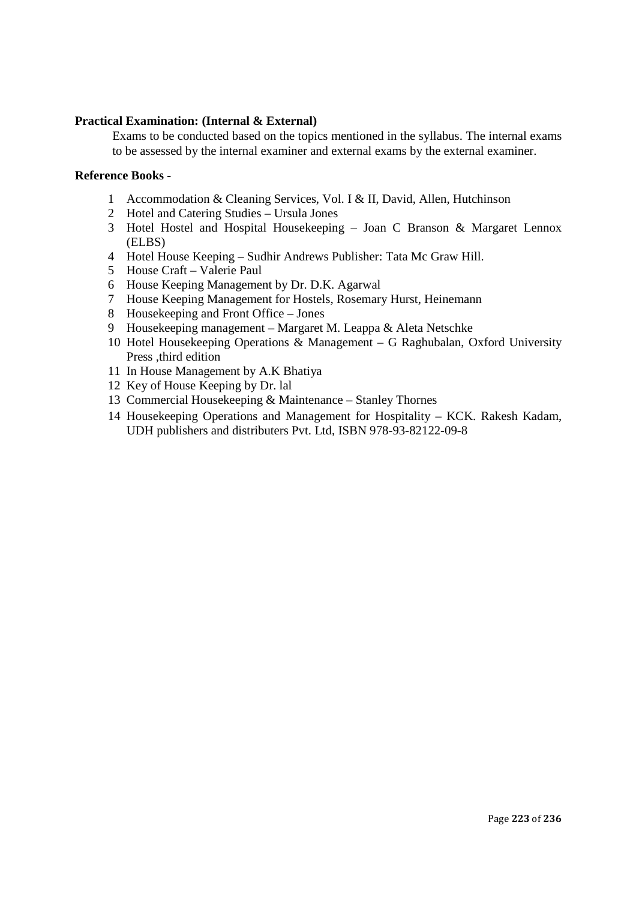**Practical Examination: (Internal & External)**

Exams to be conducted based on the topics mentioned in the syllabus. The internal exams to be assessed by the internal examiner and external exams by the external examiner.

**Reference Books -**

1. Accommodation & Cleaning Services, Vol. I & II, David, Allen, Hutchinson
2. Hotel and Catering Studies – Ursula Jones
3. Hotel Hostel and Hospital Housekeeping – Joan C Branson & Margaret Lennox (ELBS)
4. Hotel House Keeping – Sudhir Andrews Publisher: Tata Mc Graw Hill.
5. House Craft – Valerie Paul
6. House Keeping Management by Dr. D.K. Agarwal
7. House Keeping Management for Hostels, Rosemary Hurst, Heinemann
8. Housekeeping and Front Office – Jones
9. Housekeeping management – Margaret M. Leappa & Aleta Netschke
10. Hotel Housekeeping Operations & Management – G Raghubalan, Oxford University Press ,third edition
11. In House Management by A.K Bhatiya
12. Key of House Keeping by Dr. lal
13. Commercial Housekeeping & Maintenance – Stanley Thornes
14. Housekeeping Operations and Management for Hospitality – KCK. Rakesh Kadam, UDH publishers and distributers Pvt. Ltd, ISBN 978-93-82122-09-8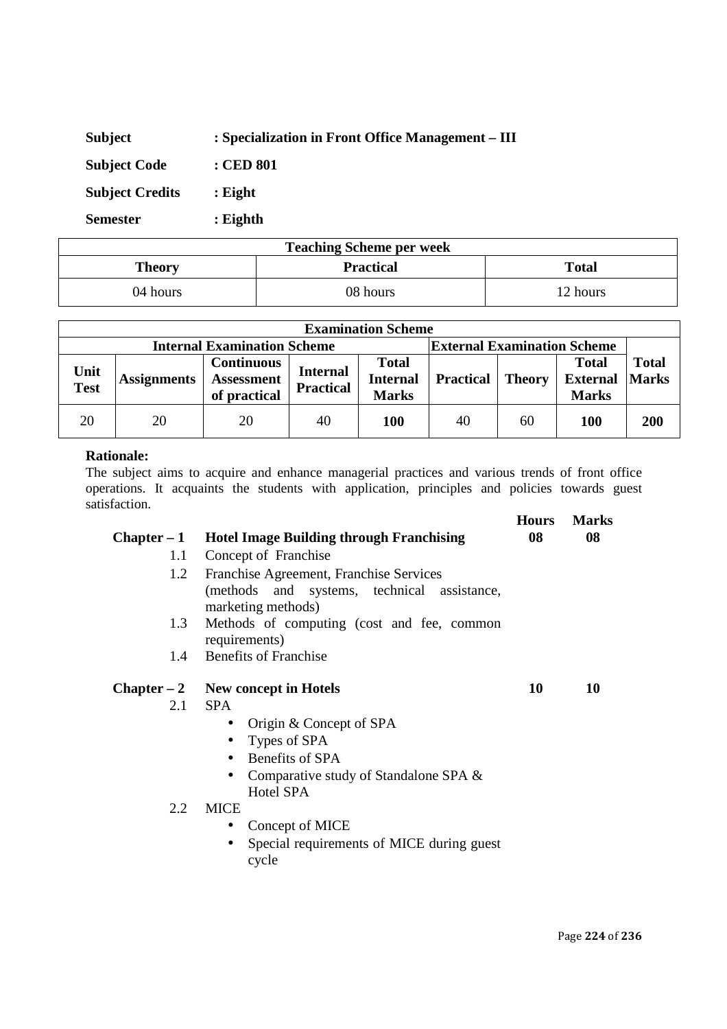**Subject** : **Specialization in Front Office Management – III**

**Subject Code** : **CED 801**

**Subject Credits** : **Eight**

**Semester** : **Eighth**

| Teaching Scheme per week | | |
|---|---|---|
| **Theory** | **Practical** | **Total** |
| 04 hours | 08 hours | 12 hours |

| Examination Scheme | | | | | | | | |
|---|---|---|---|---|---|---|---|---|
| **Internal Examination Scheme** | | | | | **External Examination Scheme** | | | |
| **Unit Test** | **Assignments** | **Continuous Assessment of practical** | **Internal Practical** | **Total Internal Marks** | **Practical** | **Theory** | **Total External Marks** | **Total Marks** |
| 20 | 20 | 20 | 40 | **100** | 40 | 60 | **100** | **200** |

**Rationale:**

The subject aims to acquire and enhance managerial practices and various trends of front office operations. It acquaints the students with application, principles and policies towards guest satisfaction.

| | | **Hours** | **Marks** |
|---|---|---|---|
| **Chapter – 1** | **Hotel Image Building through Franchising** | **08** | **08** |
| 1.1 | Concept of Franchise | | |
| 1.2 | Franchise Agreement, Franchise Services (methods and systems, technical assistance, marketing methods) | | |
| 1.3 | Methods of computing (cost and fee, common requirements) | | |
| 1.4 | Benefits of Franchise | | |
| **Chapter – 2** | **New concept in Hotels** | **10** | **10** |
| 2.1 | SPA<br>• Origin & Concept of SPA<br>• Types of SPA<br>• Benefits of SPA<br>• Comparative study of Standalone SPA & Hotel SPA | | |
| 2.2 | MICE<br>• Concept of MICE<br>• Special requirements of MICE during guest cycle | | |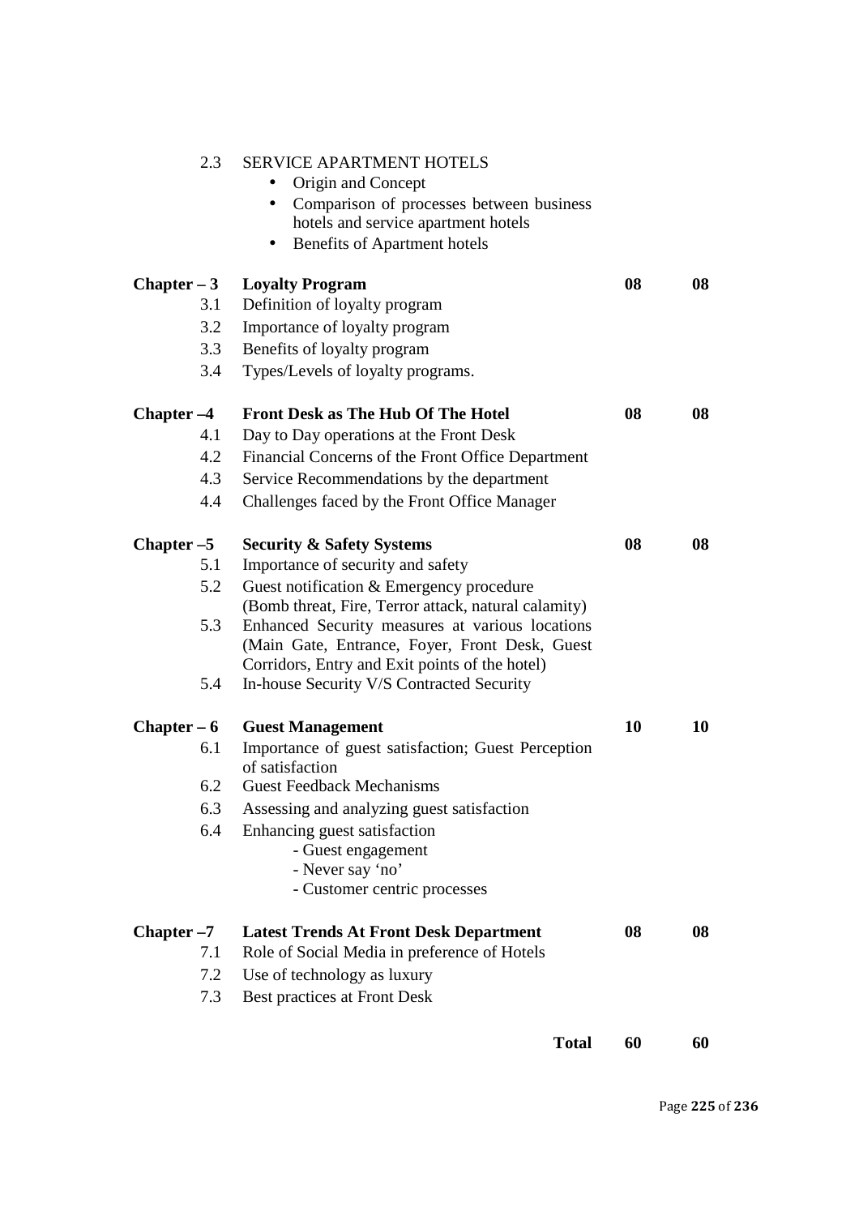| | | | |
|---|---|---|---|
| 2.3 | SERVICE APARTMENT HOTELS<br>• Origin and Concept<br>• Comparison of processes between business hotels and service apartment hotels<br>• Benefits of Apartment hotels | | |
| **Chapter – 3** | **Loyalty Program** | **08** | **08** |
| 3.1 | Definition of loyalty program | | |
| 3.2 | Importance of loyalty program | | |
| 3.3 | Benefits of loyalty program | | |
| 3.4 | Types/Levels of loyalty programs. | | |
| **Chapter –4** | **Front Desk as The Hub Of The Hotel** | **08** | **08** |
| 4.1 | Day to Day operations at the Front Desk | | |
| 4.2 | Financial Concerns of the Front Office Department | | |
| 4.3 | Service Recommendations by the department | | |
| 4.4 | Challenges faced by the Front Office Manager | | |
| **Chapter –5** | **Security & Safety Systems** | **08** | **08** |
| 5.1 | Importance of security and safety | | |
| 5.2 | Guest notification & Emergency procedure (Bomb threat, Fire, Terror attack, natural calamity) | | |
| 5.3 | Enhanced Security measures at various locations (Main Gate, Entrance, Foyer, Front Desk, Guest Corridors, Entry and Exit points of the hotel) | | |
| 5.4 | In-house Security V/S Contracted Security | | |
| **Chapter – 6** | **Guest Management** | **10** | **10** |
| 6.1 | Importance of guest satisfaction; Guest Perception of satisfaction | | |
| 6.2 | Guest Feedback Mechanisms | | |
| 6.3 | Assessing and analyzing guest satisfaction | | |
| 6.4 | Enhancing guest satisfaction<br>- Guest engagement<br>- Never say 'no'<br>- Customer centric processes | | |
| **Chapter –7** | **Latest Trends At Front Desk Department** | **08** | **08** |
| 7.1 | Role of Social Media in preference of Hotels | | |
| 7.2 | Use of technology as luxury | | |
| 7.3 | Best practices at Front Desk | | |
| | **Total** | **60** | **60** |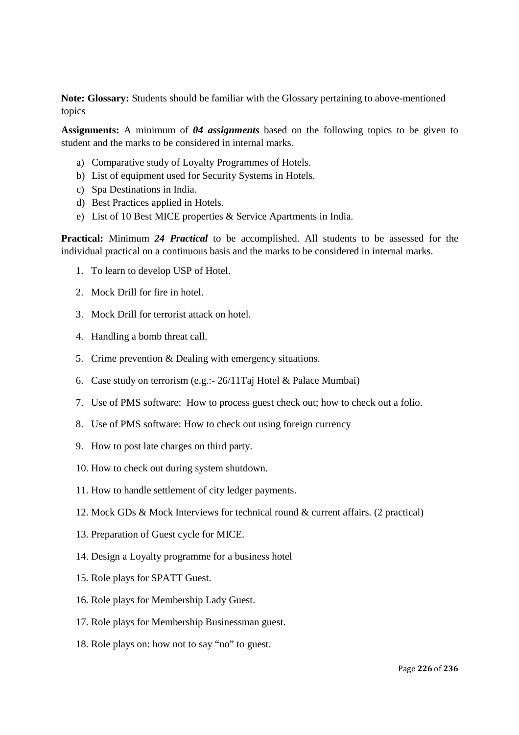**Note: Glossary:** Students should be familiar with the Glossary pertaining to above-mentioned topics

**Assignments:** A minimum of ***04 assignments*** based on the following topics to be given to student and the marks to be considered in internal marks.

a) Comparative study of Loyalty Programmes of Hotels.
b) List of equipment used for Security Systems in Hotels.
c) Spa Destinations in India.
d) Best Practices applied in Hotels.
e) List of 10 Best MICE properties & Service Apartments in India.

**Practical:** Minimum ***24 Practical*** to be accomplished. All students to be assessed for the individual practical on a continuous basis and the marks to be considered in internal marks.

1. To learn to develop USP of Hotel.
2. Mock Drill for fire in hotel.
3. Mock Drill for terrorist attack on hotel.
4. Handling a bomb threat call.
5. Crime prevention & Dealing with emergency situations.
6. Case study on terrorism (e.g.:- 26/11Taj Hotel & Palace Mumbai)
7. Use of PMS software: How to process guest check out; how to check out a folio.
8. Use of PMS software: How to check out using foreign currency
9. How to post late charges on third party.
10. How to check out during system shutdown.
11. How to handle settlement of city ledger payments.
12. Mock GDs & Mock Interviews for technical round & current affairs. (2 practical)
13. Preparation of Guest cycle for MICE.
14. Design a Loyalty programme for a business hotel
15. Role plays for SPATT Guest.
16. Role plays for Membership Lady Guest.
17. Role plays for Membership Businessman guest.
18. Role plays on: how not to say "no" to guest.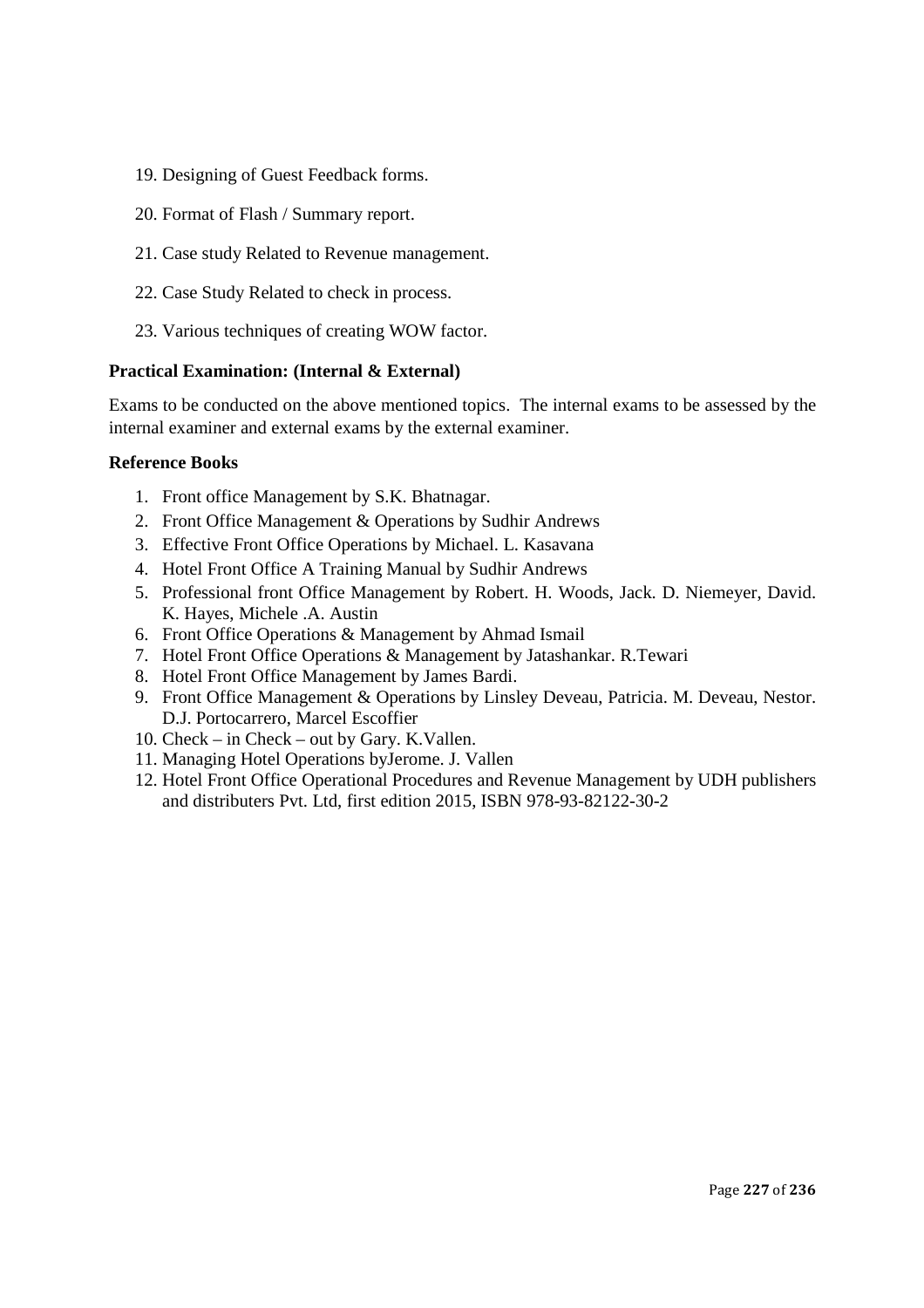19. Designing of Guest Feedback forms.

20. Format of Flash / Summary report.

21. Case study Related to Revenue management.

22. Case Study Related to check in process.

23. Various techniques of creating WOW factor.

**Practical Examination: (Internal & External)**

Exams to be conducted on the above mentioned topics. The internal exams to be assessed by the internal examiner and external exams by the external examiner.

**Reference Books**

1. Front office Management by S.K. Bhatnagar.
2. Front Office Management & Operations by Sudhir Andrews
3. Effective Front Office Operations by Michael. L. Kasavana
4. Hotel Front Office A Training Manual by Sudhir Andrews
5. Professional front Office Management by Robert. H. Woods, Jack. D. Niemeyer, David. K. Hayes, Michele .A. Austin
6. Front Office Operations & Management by Ahmad Ismail
7. Hotel Front Office Operations & Management by Jatashankar. R.Tewari
8. Hotel Front Office Management by James Bardi.
9. Front Office Management & Operations by Linsley Deveau, Patricia. M. Deveau, Nestor. D.J. Portocarrero, Marcel Escoffier
10. Check – in Check – out by Gary. K.Vallen.
11. Managing Hotel Operations byJerome. J. Vallen
12. Hotel Front Office Operational Procedures and Revenue Management by UDH publishers and distributers Pvt. Ltd, first edition 2015, ISBN 978-93-82122-30-2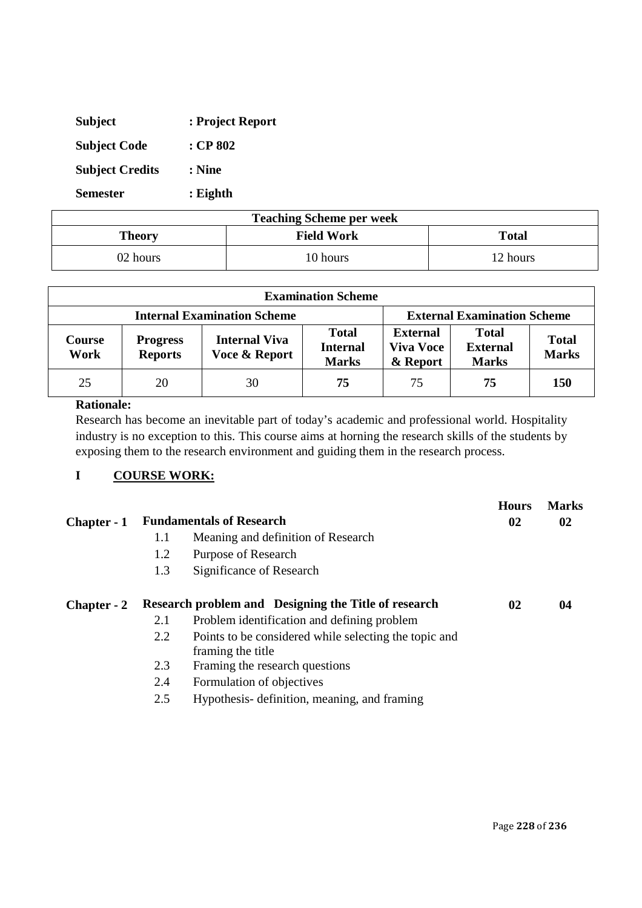**Subject** : **Project Report**

**Subject Code** : **CP 802**

**Subject Credits** : **Nine**

**Semester** : **Eighth**

| Teaching Scheme per week | | |
|---|---|---|
| **Theory** | **Field Work** | **Total** |
| 02 hours | 10 hours | 12 hours |

| Examination Scheme | | | | | | |
|---|---|---|---|---|---|---|
| **Internal Examination Scheme** | | | | **External Examination Scheme** | | |
| **Course Work** | **Progress Reports** | **Internal Viva Voce & Report** | **Total Internal Marks** | **External Viva Voce & Report** | **Total External Marks** | **Total Marks** |
| 25 | 20 | 30 | **75** | 75 | **75** | **150** |

**Rationale:**

Research has become an inevitable part of today's academic and professional world. Hospitality industry is no exception to this. This course aims at horning the research skills of the students by exposing them to the research environment and guiding them in the research process.

## I COURSE WORK:

| | | | **Hours** | **Marks** |
|---|---|---|---|---|
| **Chapter - 1** | **Fundamentals of Research** | | **02** | **02** |
| | 1.1 | Meaning and definition of Research | | |
| | 1.2 | Purpose of Research | | |
| | 1.3 | Significance of Research | | |
| **Chapter - 2** | **Research problem and Designing the Title of research** | | **02** | **04** |
| | 2.1 | Problem identification and defining problem | | |
| | 2.2 | Points to be considered while selecting the topic and framing the title | | |
| | 2.3 | Framing the research questions | | |
| | 2.4 | Formulation of objectives | | |
| | 2.5 | Hypothesis- definition, meaning, and framing | | |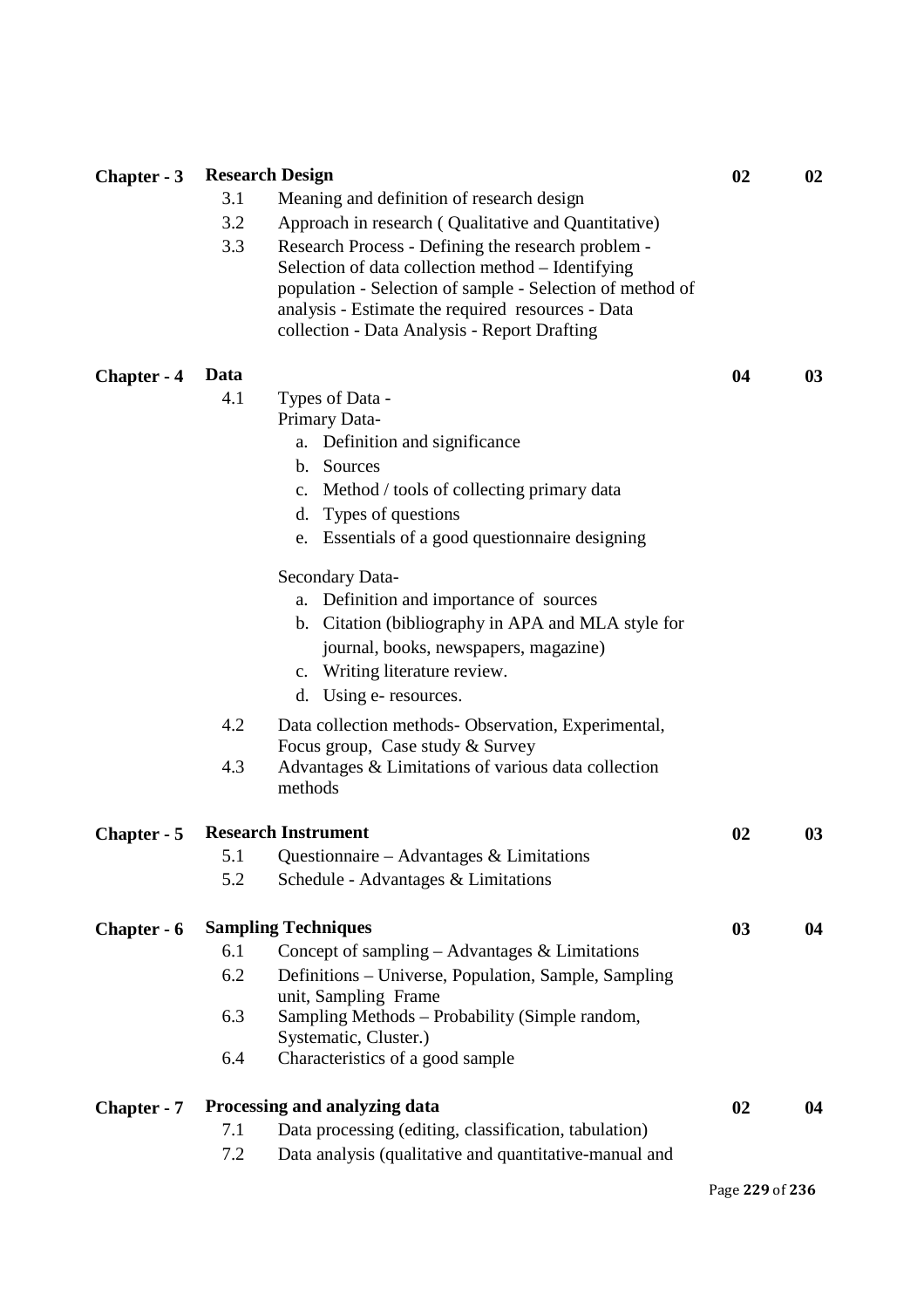| | | | | |
|---|---|---|---|---|
| **Chapter - 3** | **Research Design** | | **02** | **02** |
| | 3.1 | Meaning and definition of research design | | |
| | 3.2 | Approach in research ( Qualitative and Quantitative) | | |
| | 3.3 | Research Process - Defining the research problem - Selection of data collection method – Identifying population - Selection of sample - Selection of method of analysis - Estimate the required resources - Data collection - Data Analysis - Report Drafting | | |
| **Chapter - 4** | **Data** | | **04** | **03** |
| | 4.1 | Types of Data -<br>Primary Data-<br>a. Definition and significance<br>b. Sources<br>c. Method / tools of collecting primary data<br>d. Types of questions<br>e. Essentials of a good questionnaire designing<br><br>Secondary Data-<br>a. Definition and importance of sources<br>b. Citation (bibliography in APA and MLA style for journal, books, newspapers, magazine)<br>c. Writing literature review.<br>d. Using e- resources. | | |
| | 4.2 | Data collection methods- Observation, Experimental, Focus group, Case study & Survey | | |
| | 4.3 | Advantages & Limitations of various data collection methods | | |
| **Chapter - 5** | **Research Instrument** | | **02** | **03** |
| | 5.1 | Questionnaire – Advantages & Limitations | | |
| | 5.2 | Schedule - Advantages & Limitations | | |
| **Chapter - 6** | **Sampling Techniques** | | **03** | **04** |
| | 6.1 | Concept of sampling – Advantages & Limitations | | |
| | 6.2 | Definitions – Universe, Population, Sample, Sampling unit, Sampling Frame | | |
| | 6.3 | Sampling Methods – Probability (Simple random, Systematic, Cluster.) | | |
| | 6.4 | Characteristics of a good sample | | |
| **Chapter - 7** | **Processing and analyzing data** | | **02** | **04** |
| | 7.1 | Data processing (editing, classification, tabulation) | | |
| | 7.2 | Data analysis (qualitative and quantitative-manual and | | |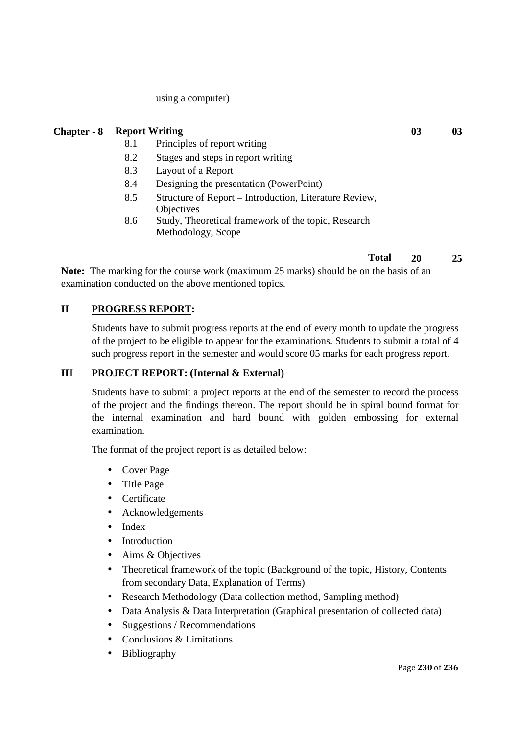using a computer)

| | | | | |
|---|---|---|---|---|
| **Chapter - 8** | **Report Writing** | | **03** | **03** |
| | 8.1 | Principles of report writing | | |
| | 8.2 | Stages and steps in report writing | | |
| | 8.3 | Layout of a Report | | |
| | 8.4 | Designing the presentation (PowerPoint) | | |
| | 8.5 | Structure of Report – Introduction, Literature Review, Objectives | | |
| | 8.6 | Study, Theoretical framework of the topic, Research Methodology, Scope | | |
| | | **Total** | **20** | **25** |

**Note:** The marking for the course work (maximum 25 marks) should be on the basis of an examination conducted on the above mentioned topics.

## II **PROGRESS REPORT:**

Students have to submit progress reports at the end of every month to update the progress of the project to be eligible to appear for the examinations. Students to submit a total of 4 such progress report in the semester and would score 05 marks for each progress report.

## III **PROJECT REPORT: (Internal & External)**

Students have to submit a project reports at the end of the semester to record the process of the project and the findings thereon. The report should be in spiral bound format for the internal examination and hard bound with golden embossing for external examination.

The format of the project report is as detailed below:

- Cover Page
- Title Page
- Certificate
- Acknowledgements
- Index
- Introduction
- Aims & Objectives
- Theoretical framework of the topic (Background of the topic, History, Contents from secondary Data, Explanation of Terms)
- Research Methodology (Data collection method, Sampling method)
- Data Analysis & Data Interpretation (Graphical presentation of collected data)
- Suggestions / Recommendations
- Conclusions & Limitations
- Bibliography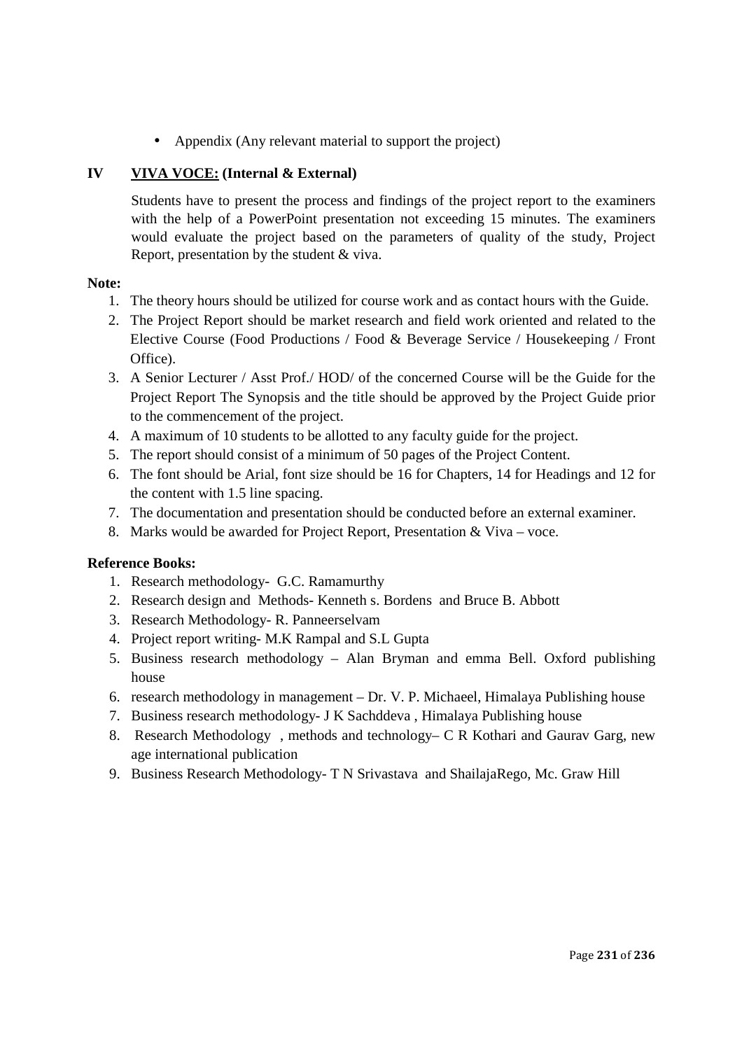- Appendix (Any relevant material to support the project)

## IV VIVA VOCE: (Internal & External)

Students have to present the process and findings of the project report to the examiners with the help of a PowerPoint presentation not exceeding 15 minutes. The examiners would evaluate the project based on the parameters of quality of the study, Project Report, presentation by the student & viva.

**Note:**

1. The theory hours should be utilized for course work and as contact hours with the Guide.
2. The Project Report should be market research and field work oriented and related to the Elective Course (Food Productions / Food & Beverage Service / Housekeeping / Front Office).
3. A Senior Lecturer / Asst Prof./ HOD/ of the concerned Course will be the Guide for the Project Report The Synopsis and the title should be approved by the Project Guide prior to the commencement of the project.
4. A maximum of 10 students to be allotted to any faculty guide for the project.
5. The report should consist of a minimum of 50 pages of the Project Content.
6. The font should be Arial, font size should be 16 for Chapters, 14 for Headings and 12 for the content with 1.5 line spacing.
7. The documentation and presentation should be conducted before an external examiner.
8. Marks would be awarded for Project Report, Presentation & Viva – voce.

**Reference Books:**

1. Research methodology- G.C. Ramamurthy
2. Research design and Methods- Kenneth s. Bordens and Bruce B. Abbott
3. Research Methodology- R. Panneerselvam
4. Project report writing- M.K Rampal and S.L Gupta
5. Business research methodology – Alan Bryman and emma Bell. Oxford publishing house
6. research methodology in management – Dr. V. P. Michaeel, Himalaya Publishing house
7. Business research methodology- J K Sachddeva , Himalaya Publishing house
8. Research Methodology , methods and technology– C R Kothari and Gaurav Garg, new age international publication
9. Business Research Methodology- T N Srivastava and ShailajaRego, Mc. Graw Hill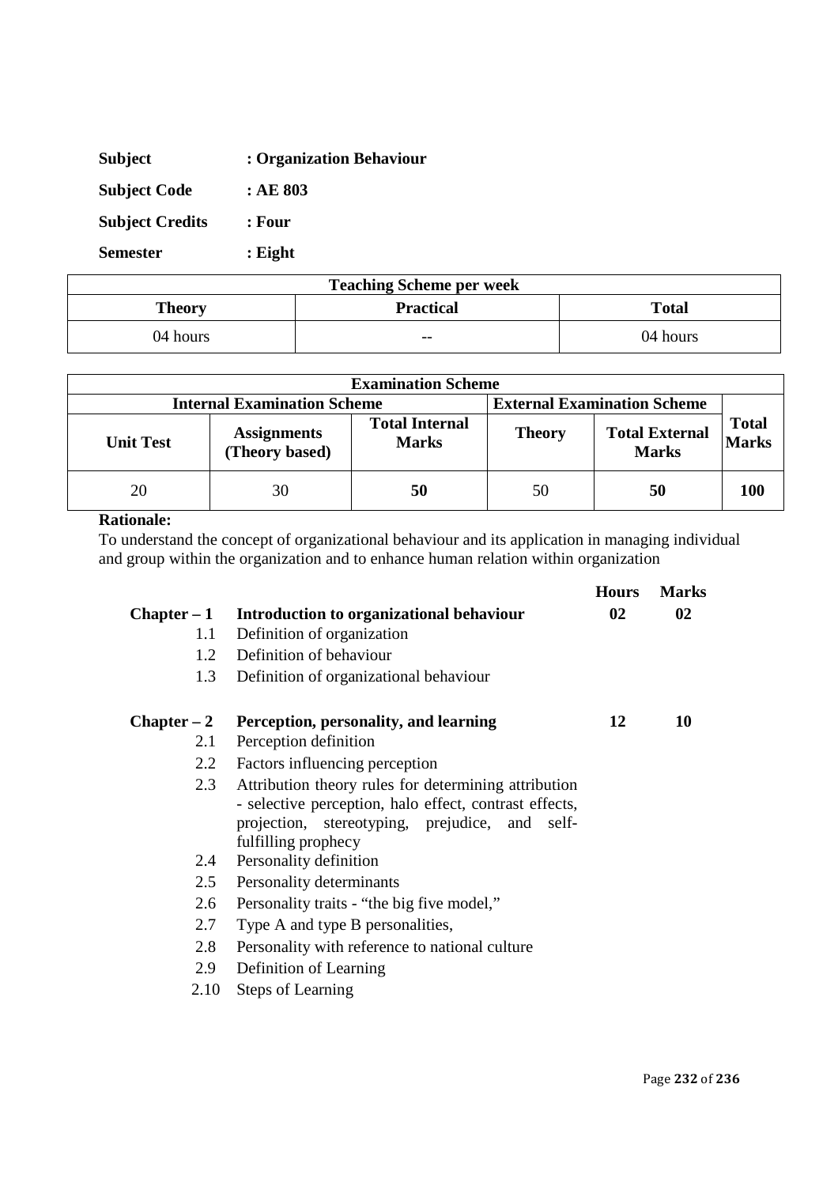**Subject** : **Organization Behaviour**

**Subject Code** : **AE 803**

**Subject Credits** : **Four**

**Semester** : **Eight**

| Teaching Scheme per week | | |
|---|---|---|
| **Theory** | **Practical** | **Total** |
| 04 hours | -- | 04 hours |

| Examination Scheme | | | | | |
|---|---|---|---|---|---|
| **Internal Examination Scheme** | | | **External Examination Scheme** | | |
| **Unit Test** | **Assignments (Theory based)** | **Total Internal Marks** | **Theory** | **Total External Marks** | **Total Marks** |
| 20 | 30 | **50** | 50 | **50** | **100** |

**Rationale:**

To understand the concept of organizational behaviour and its application in managing individual and group within the organization and to enhance human relation within organization

| | | **Hours** | **Marks** |
|---|---|---|---|
| **Chapter – 1** | **Introduction to organizational behaviour** | **02** | **02** |
| 1.1 | Definition of organization | | |
| 1.2 | Definition of behaviour | | |
| 1.3 | Definition of organizational behaviour | | |
| **Chapter – 2** | **Perception, personality, and learning** | **12** | **10** |
| 2.1 | Perception definition | | |
| 2.2 | Factors influencing perception | | |
| 2.3 | Attribution theory rules for determining attribution - selective perception, halo effect, contrast effects, projection, stereotyping, prejudice, and self-fulfilling prophecy | | |
| 2.4 | Personality definition | | |
| 2.5 | Personality determinants | | |
| 2.6 | Personality traits - "the big five model," | | |
| 2.7 | Type A and type B personalities, | | |
| 2.8 | Personality with reference to national culture | | |
| 2.9 | Definition of Learning | | |
| 2.10 | Steps of Learning | | |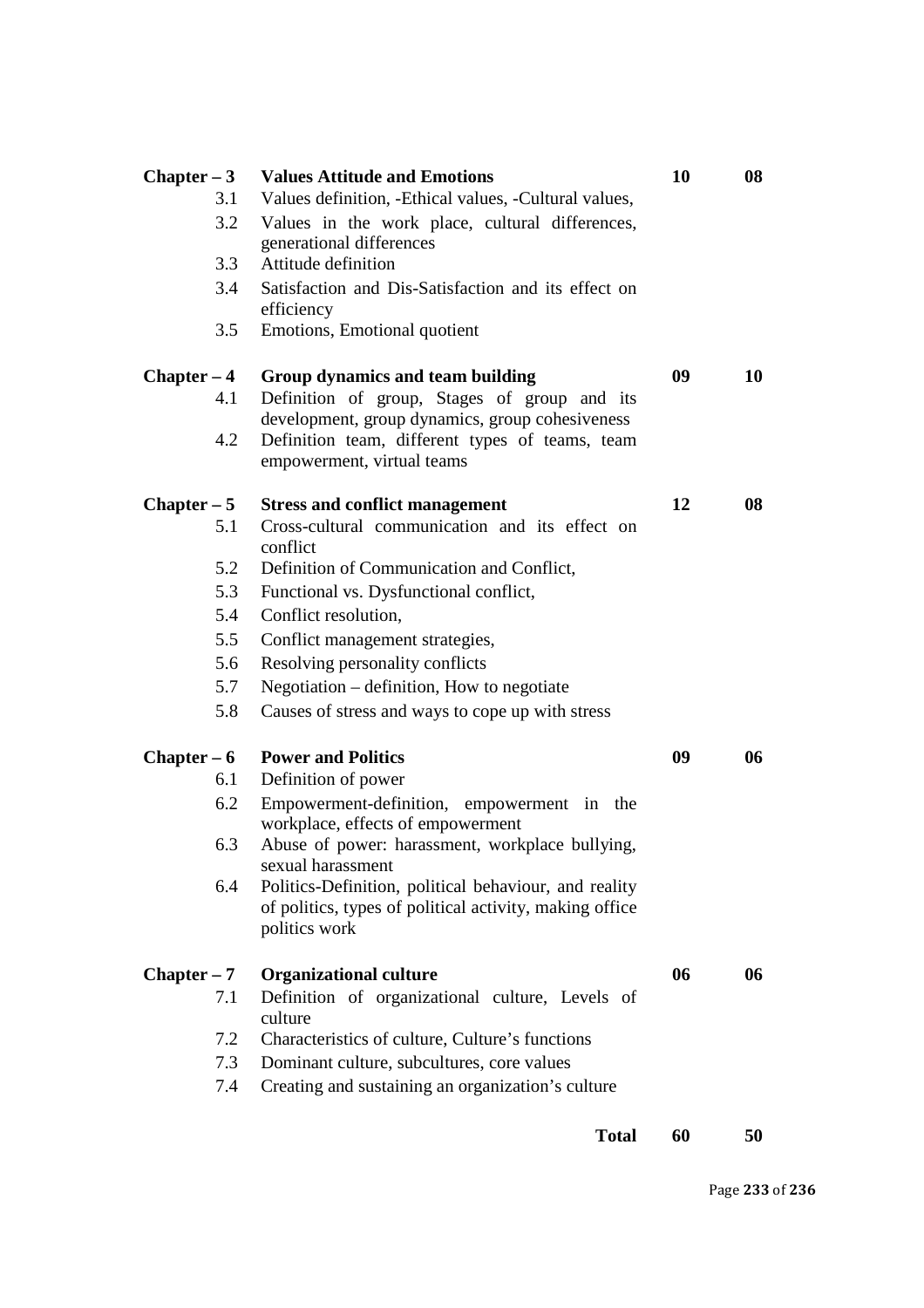| | | | |
|---|---|---|---|
| **Chapter – 3** | **Values Attitude and Emotions** | **10** | **08** |
| 3.1 | Values definition, -Ethical values, -Cultural values, | | |
| 3.2 | Values in the work place, cultural differences, generational differences | | |
| 3.3 | Attitude definition | | |
| 3.4 | Satisfaction and Dis-Satisfaction and its effect on efficiency | | |
| 3.5 | Emotions, Emotional quotient | | |
| **Chapter – 4** | **Group dynamics and team building** | **09** | **10** |
| 4.1 | Definition of group, Stages of group and its development, group dynamics, group cohesiveness | | |
| 4.2 | Definition team, different types of teams, team empowerment, virtual teams | | |
| **Chapter – 5** | **Stress and conflict management** | **12** | **08** |
| 5.1 | Cross-cultural communication and its effect on conflict | | |
| 5.2 | Definition of Communication and Conflict, | | |
| 5.3 | Functional vs. Dysfunctional conflict, | | |
| 5.4 | Conflict resolution, | | |
| 5.5 | Conflict management strategies, | | |
| 5.6 | Resolving personality conflicts | | |
| 5.7 | Negotiation – definition, How to negotiate | | |
| 5.8 | Causes of stress and ways to cope up with stress | | |
| **Chapter – 6** | **Power and Politics** | **09** | **06** |
| 6.1 | Definition of power | | |
| 6.2 | Empowerment-definition, empowerment in the workplace, effects of empowerment | | |
| 6.3 | Abuse of power: harassment, workplace bullying, sexual harassment | | |
| 6.4 | Politics-Definition, political behaviour, and reality of politics, types of political activity, making office politics work | | |
| **Chapter – 7** | **Organizational culture** | **06** | **06** |
| 7.1 | Definition of organizational culture, Levels of culture | | |
| 7.2 | Characteristics of culture, Culture's functions | | |
| 7.3 | Dominant culture, subcultures, core values | | |
| 7.4 | Creating and sustaining an organization's culture | | |
| | **Total** | **60** | **50** |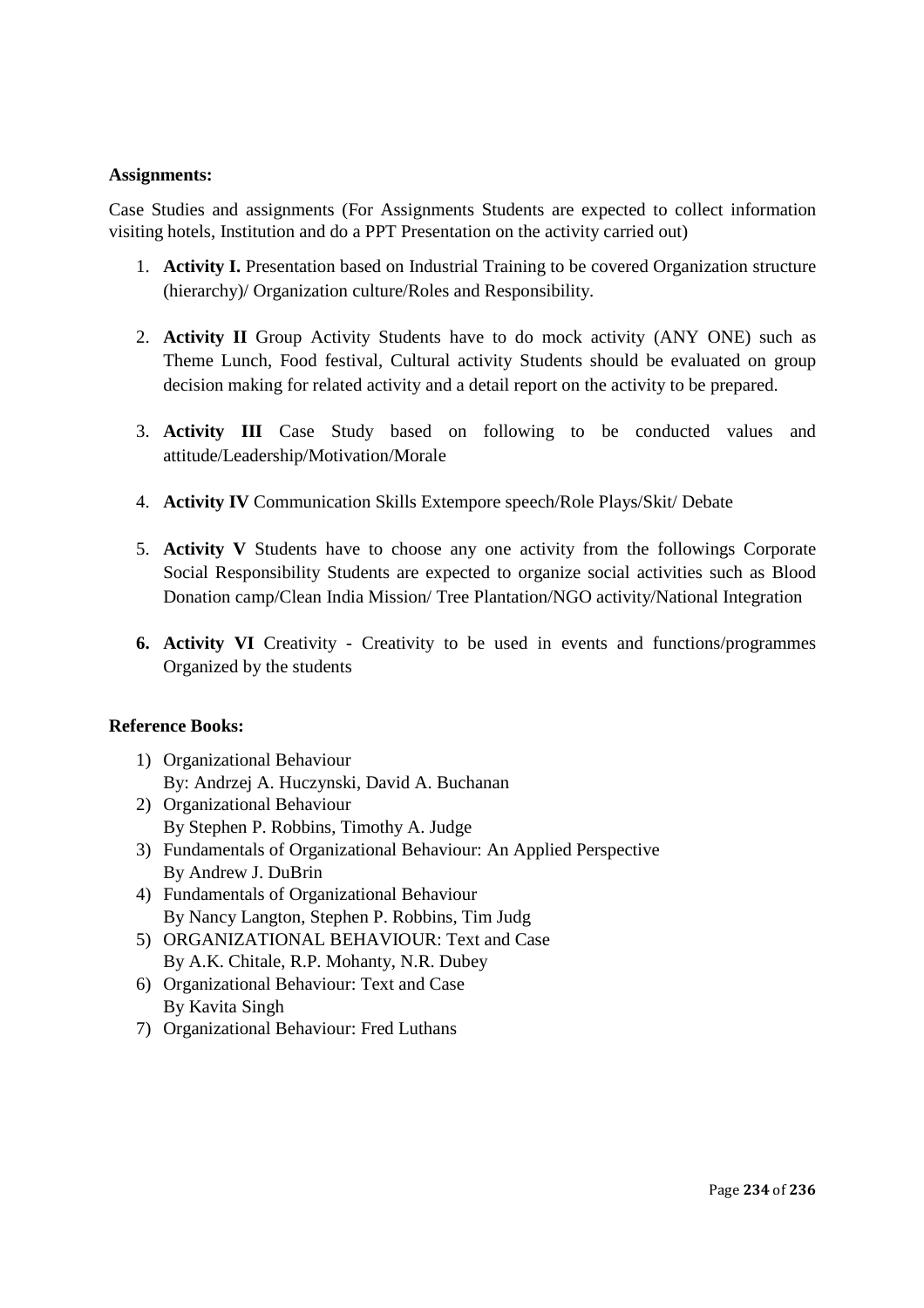**Assignments:**

Case Studies and assignments (For Assignments Students are expected to collect information visiting hotels, Institution and do a PPT Presentation on the activity carried out)

1. **Activity I.** Presentation based on Industrial Training to be covered Organization structure (hierarchy)/ Organization culture/Roles and Responsibility.

2. **Activity II** Group Activity Students have to do mock activity (ANY ONE) such as Theme Lunch, Food festival, Cultural activity Students should be evaluated on group decision making for related activity and a detail report on the activity to be prepared.

3. **Activity III** Case Study based on following to be conducted values and attitude/Leadership/Motivation/Morale

4. **Activity IV** Communication Skills Extempore speech/Role Plays/Skit/ Debate

5. **Activity V** Students have to choose any one activity from the followings Corporate Social Responsibility Students are expected to organize social activities such as Blood Donation camp/Clean India Mission/ Tree Plantation/NGO activity/National Integration

6. **Activity VI** Creativity - Creativity to be used in events and functions/programmes Organized by the students

**Reference Books:**

1) Organizational Behaviour
   By: Andrzej A. Huczynski, David A. Buchanan
2) Organizational Behaviour
   By Stephen P. Robbins, Timothy A. Judge
3) Fundamentals of Organizational Behaviour: An Applied Perspective
   By Andrew J. DuBrin
4) Fundamentals of Organizational Behaviour
   By Nancy Langton, Stephen P. Robbins, Tim Judg
5) ORGANIZATIONAL BEHAVIOUR: Text and Case
   By A.K. Chitale, R.P. Mohanty, N.R. Dubey
6) Organizational Behaviour: Text and Case
   By Kavita Singh
7) Organizational Behaviour: Fred Luthans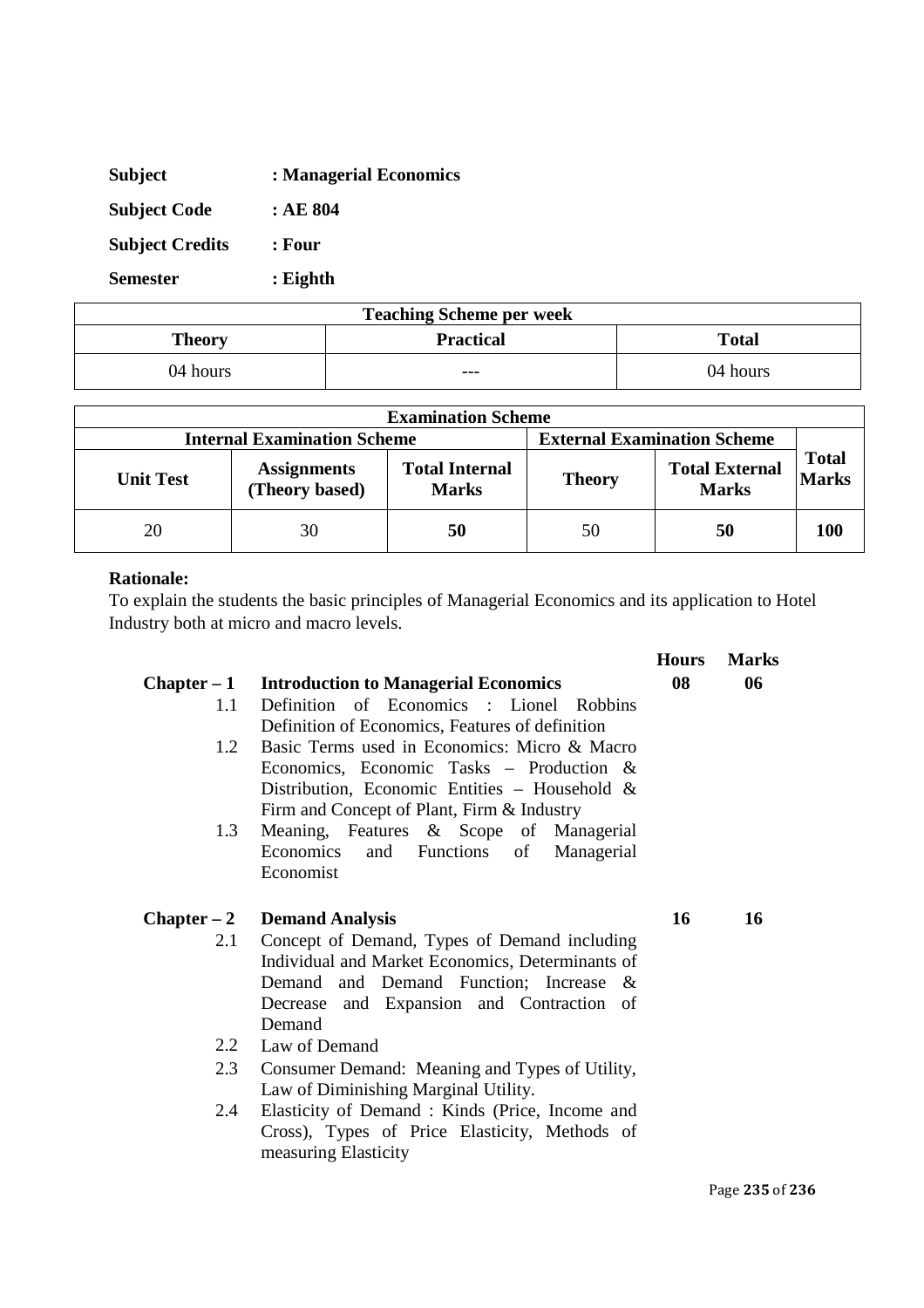**Subject** : **Managerial Economics**

**Subject Code** : **AE 804**

**Subject Credits** : **Four**

**Semester** : **Eighth**

| Teaching Scheme per week | | |
|---|---|---|
| **Theory** | **Practical** | **Total** |
| 04 hours | --- | 04 hours |

| Examination Scheme | | | | | |
|---|---|---|---|---|---|
| **Internal Examination Scheme** | | | **External Examination Scheme** | | |
| **Unit Test** | **Assignments (Theory based)** | **Total Internal Marks** | **Theory** | **Total External Marks** | **Total Marks** |
| 20 | 30 | **50** | 50 | **50** | **100** |

**Rationale:**

To explain the students the basic principles of Managerial Economics and its application to Hotel Industry both at micro and macro levels.

| | | **Hours** | **Marks** |
|---|---|---|---|
| **Chapter – 1** | **Introduction to Managerial Economics** | **08** | **06** |
| 1.1 | Definition of Economics : Lionel Robbins Definition of Economics, Features of definition | | |
| 1.2 | Basic Terms used in Economics: Micro & Macro Economics, Economic Tasks – Production & Distribution, Economic Entities – Household & Firm and Concept of Plant, Firm & Industry | | |
| 1.3 | Meaning, Features & Scope of Managerial Economics and Functions of Managerial Economist | | |
| **Chapter – 2** | **Demand Analysis** | **16** | **16** |
| 2.1 | Concept of Demand, Types of Demand including Individual and Market Economics, Determinants of Demand and Demand Function; Increase & Decrease and Expansion and Contraction of Demand | | |
| 2.2 | Law of Demand | | |
| 2.3 | Consumer Demand: Meaning and Types of Utility, Law of Diminishing Marginal Utility. | | |
| 2.4 | Elasticity of Demand : Kinds (Price, Income and Cross), Types of Price Elasticity, Methods of measuring Elasticity | | |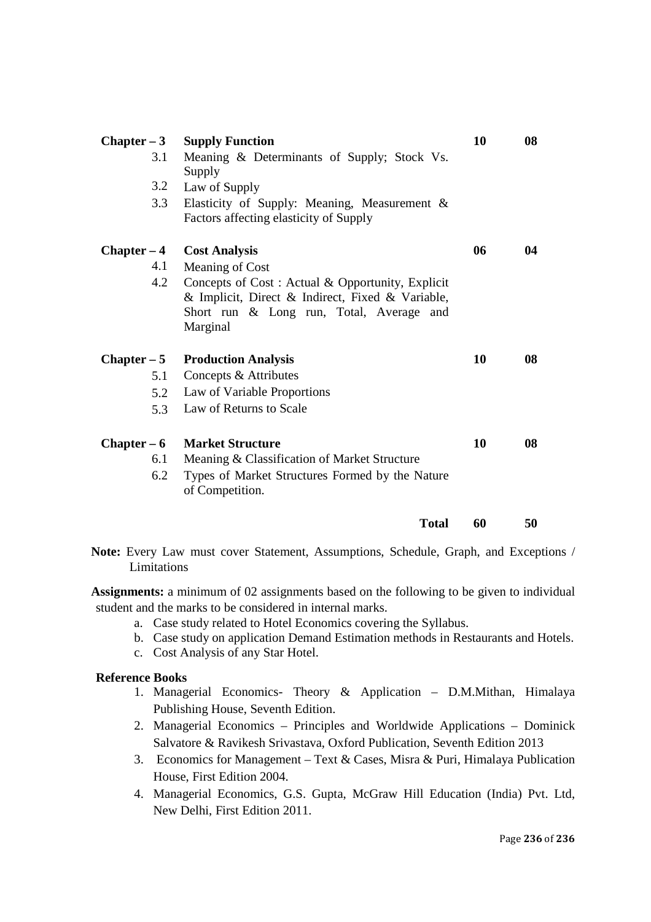| | | | |
|---|---|---|---|
| **Chapter – 3** | **Supply Function** | **10** | **08** |
| 3.1 | Meaning & Determinants of Supply; Stock Vs. Supply | | |
| 3.2 | Law of Supply | | |
| 3.3 | Elasticity of Supply: Meaning, Measurement & Factors affecting elasticity of Supply | | |
| **Chapter – 4** | **Cost Analysis** | **06** | **04** |
| 4.1 | Meaning of Cost | | |
| 4.2 | Concepts of Cost : Actual & Opportunity, Explicit & Implicit, Direct & Indirect, Fixed & Variable, Short run & Long run, Total, Average and Marginal | | |
| **Chapter – 5** | **Production Analysis** | **10** | **08** |
| 5.1 | Concepts & Attributes | | |
| 5.2 | Law of Variable Proportions | | |
| 5.3 | Law of Returns to Scale | | |
| **Chapter – 6** | **Market Structure** | **10** | **08** |
| 6.1 | Meaning & Classification of Market Structure | | |
| 6.2 | Types of Market Structures Formed by the Nature of Competition. | | |
| | **Total** | **60** | **50** |

**Note:** Every Law must cover Statement, Assumptions, Schedule, Graph, and Exceptions / Limitations

**Assignments:** a minimum of 02 assignments based on the following to be given to individual student and the marks to be considered in internal marks.

a. Case study related to Hotel Economics covering the Syllabus.
b. Case study on application Demand Estimation methods in Restaurants and Hotels.
c. Cost Analysis of any Star Hotel.

**Reference Books**

1. Managerial Economics- Theory & Application – D.M.Mithan, Himalaya Publishing House, Seventh Edition.
2. Managerial Economics – Principles and Worldwide Applications – Dominick Salvatore & Ravikesh Srivastava, Oxford Publication, Seventh Edition 2013
3. Economics for Management – Text & Cases, Misra & Puri, Himalaya Publication House, First Edition 2004.
4. Managerial Economics, G.S. Gupta, McGraw Hill Education (India) Pvt. Ltd, New Delhi, First Edition 2011.